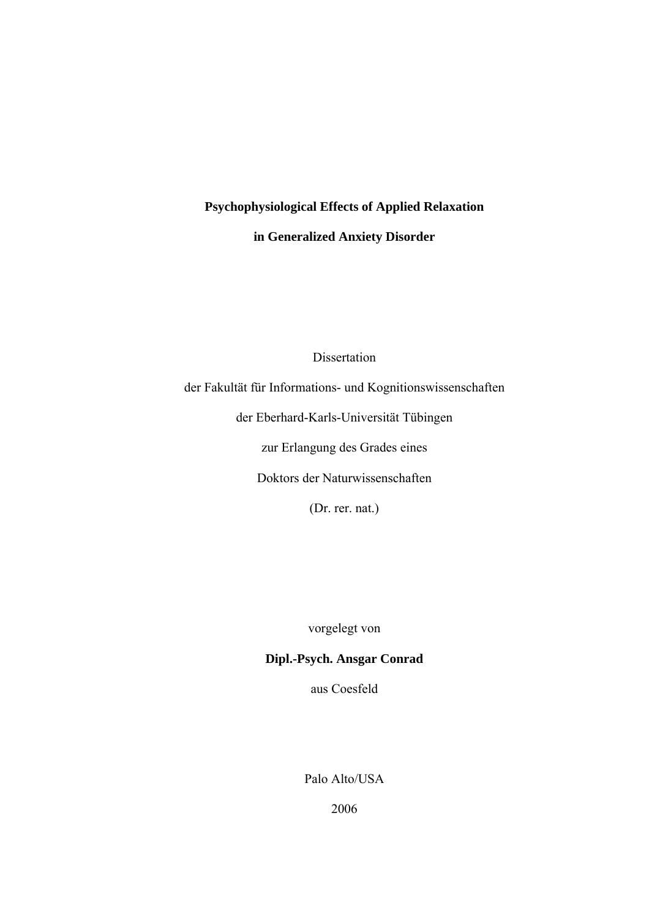# Psychophysiological Effects of Applied Relaxation in Generalized Anxiety Disorder

Dissertation

der Fakultät für Informations- und Kognitionswissenschaften

der Eberhard-Karls-Universität Tübingen

zur Erlangung des Grades eines

Doktors der Naturwissenschaften

(Dr. rer. nat.)

vorgelegt von

**Dipl.-Psych. Ansgar Conrad**

aus Coesfeld

Palo Alto/USA

2006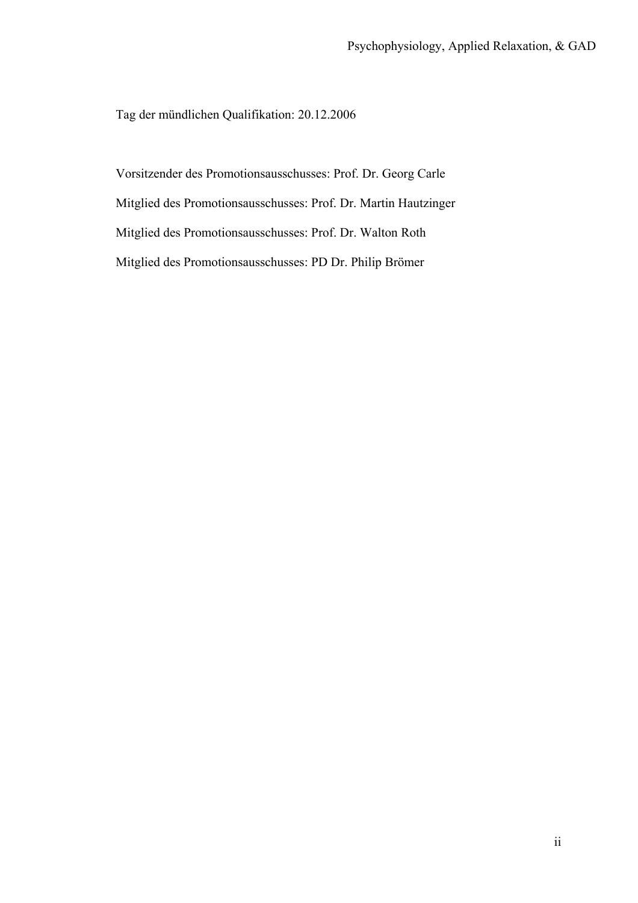Tag der mündlichen Qualifikation: 20.12.2006

Vorsitzender des Promotionsausschusses: Prof. Dr. Georg Carle

Mitglied des Promotionsausschusses: Prof. Dr. Martin Hautzinger

Mitglied des Promotionsausschusses: Prof. Dr. Walton Roth

Mitglied des Promotionsausschusses: PD Dr. Philip Brömer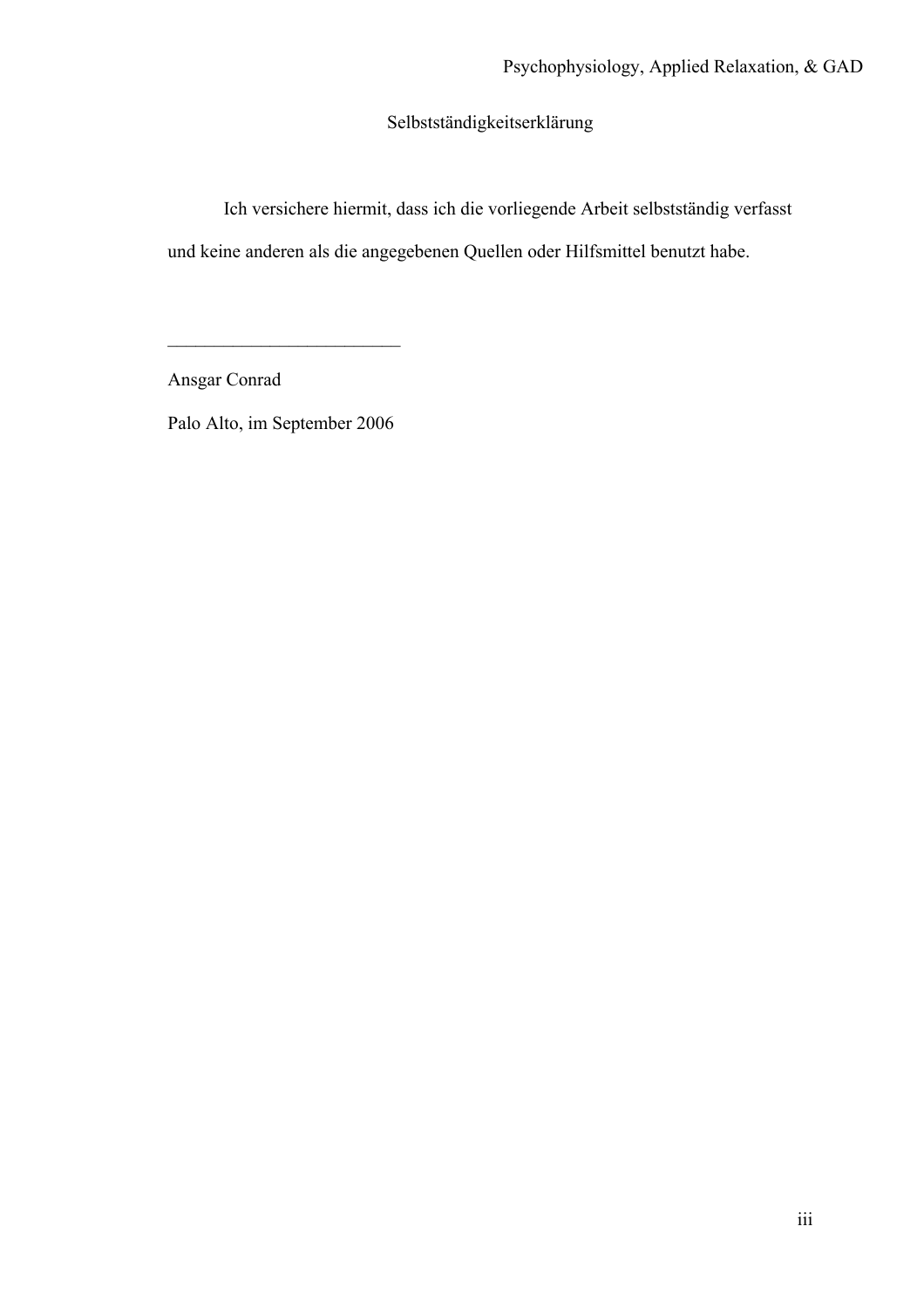# Selbstständigkeitserklärung

Ich versichere hiermit, dass ich die vorliegende Arbeit selbstständig verfasst und keine anderen als die angegebenen Quellen oder Hilfsmittel benutzt habe.

_________________________

Ansgar Conrad

Palo Alto, im September 2006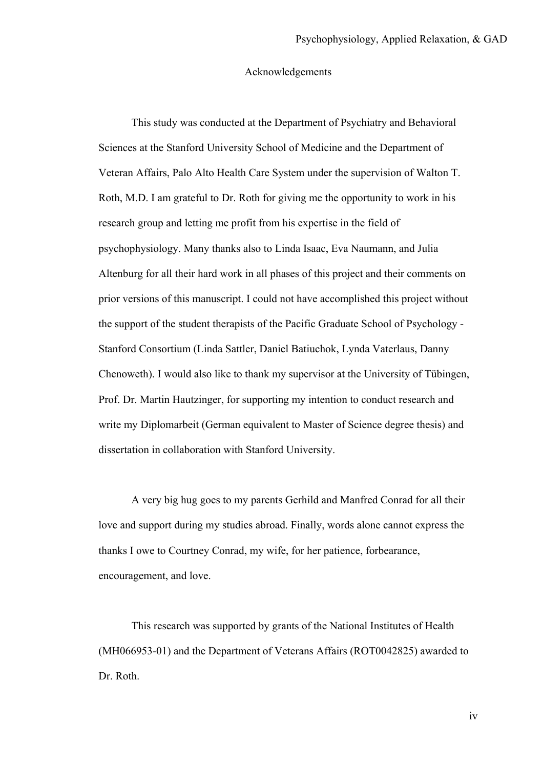# Acknowledgements

This study was conducted at the Department of Psychiatry and Behavioral Sciences at the Stanford University School of Medicine and the Department of Veteran Affairs, Palo Alto Health Care System under the supervision of Walton T. Roth, M.D. I am grateful to Dr. Roth for giving me the opportunity to work in his research group and letting me profit from his expertise in the field of psychophysiology. Many thanks also to Linda Isaac, Eva Naumann, and Julia Altenburg for all their hard work in all phases of this project and their comments on prior versions of this manuscript. I could not have accomplished this project without the support of the student therapists of the Pacific Graduate School of Psychology - Stanford Consortium (Linda Sattler, Daniel Batiuchok, Lynda Vaterlaus, Danny Chenoweth). I would also like to thank my supervisor at the University of Tübingen, Prof. Dr. Martin Hautzinger, for supporting my intention to conduct research and write my Diplomarbeit (German equivalent to Master of Science degree thesis) and dissertation in collaboration with Stanford University.

A very big hug goes to my parents Gerhild and Manfred Conrad for all their love and support during my studies abroad. Finally, words alone cannot express the thanks I owe to Courtney Conrad, my wife, for her patience, forbearance, encouragement, and love.

This research was supported by grants of the National Institutes of Health (MH066953-01) and the Department of Veterans Affairs (ROT0042825) awarded to Dr. Roth.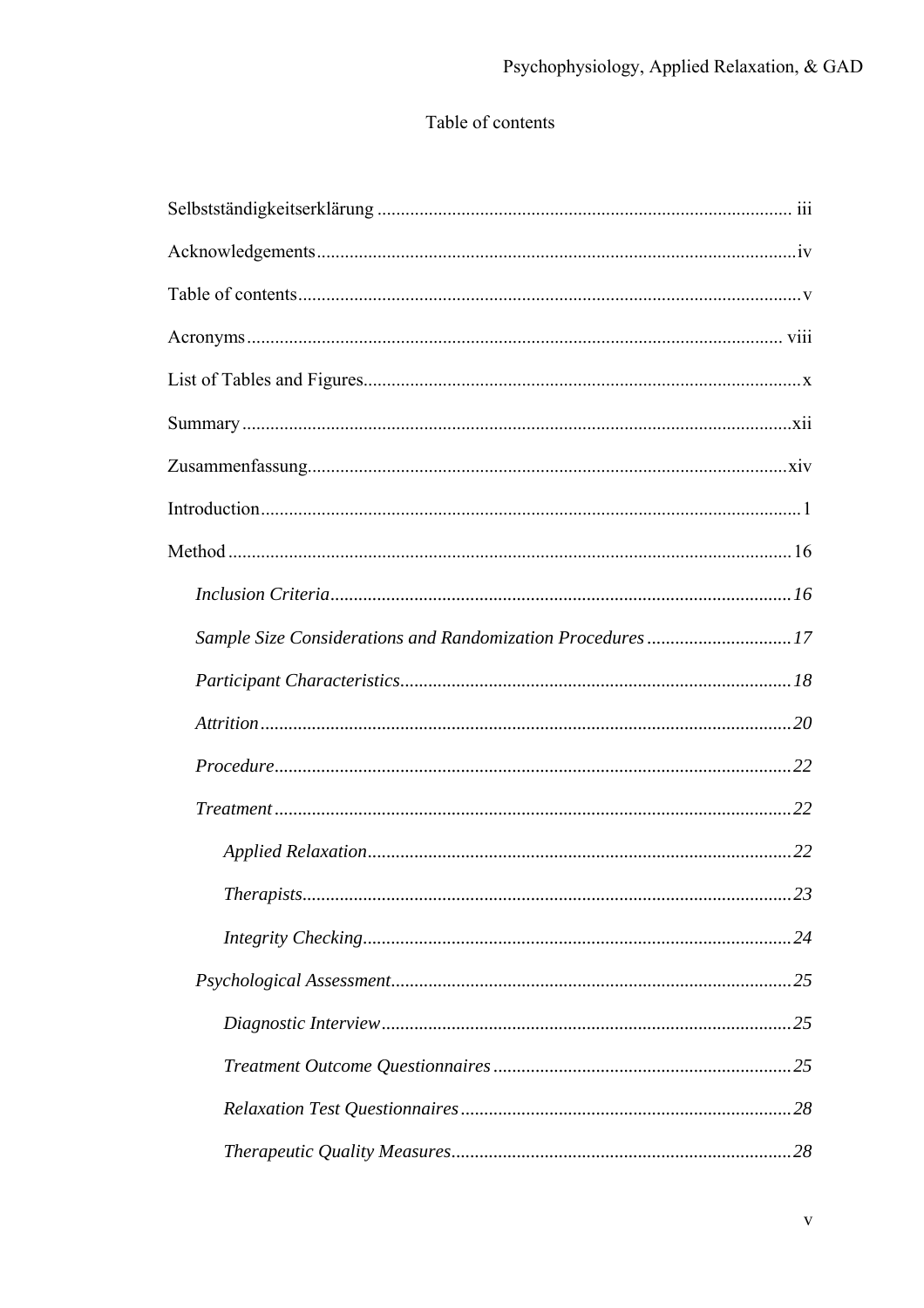# Table of contents

Selbstständigkeitserklärung ........................................................................................ iii

Acknowledgements ...................................................................................................... iv

Table of contents ........................................................................................................... v

Acronyms .................................................................................................................. viii

List of Tables and Figures ............................................................................................. x

Summary ..................................................................................................................... xii

Zusammenfassung ...................................................................................................... xiv

Introduction ................................................................................................................... 1

Method ........................................................................................................................ 16

- *Inclusion Criteria* .................................................................................................. 16
- *Sample Size Considerations and Randomization Procedures* .............................. 17
- *Participant Characteristics* ................................................................................... 18
- *Attrition* ................................................................................................................ 20
- *Procedure* ............................................................................................................. 22
- *Treatment* ............................................................................................................. 22
    - *Applied Relaxation* .......................................................................................... 22
    - *Therapists* ........................................................................................................ 23
    - *Integrity Checking* .......................................................................................... 24
- *Psychological Assessment* ..................................................................................... 25
    - *Diagnostic Interview* ....................................................................................... 25
    - *Treatment Outcome Questionnaires* ............................................................... 25
    - *Relaxation Test Questionnaires* ...................................................................... 28
    - *Therapeutic Quality Measures* ........................................................................ 28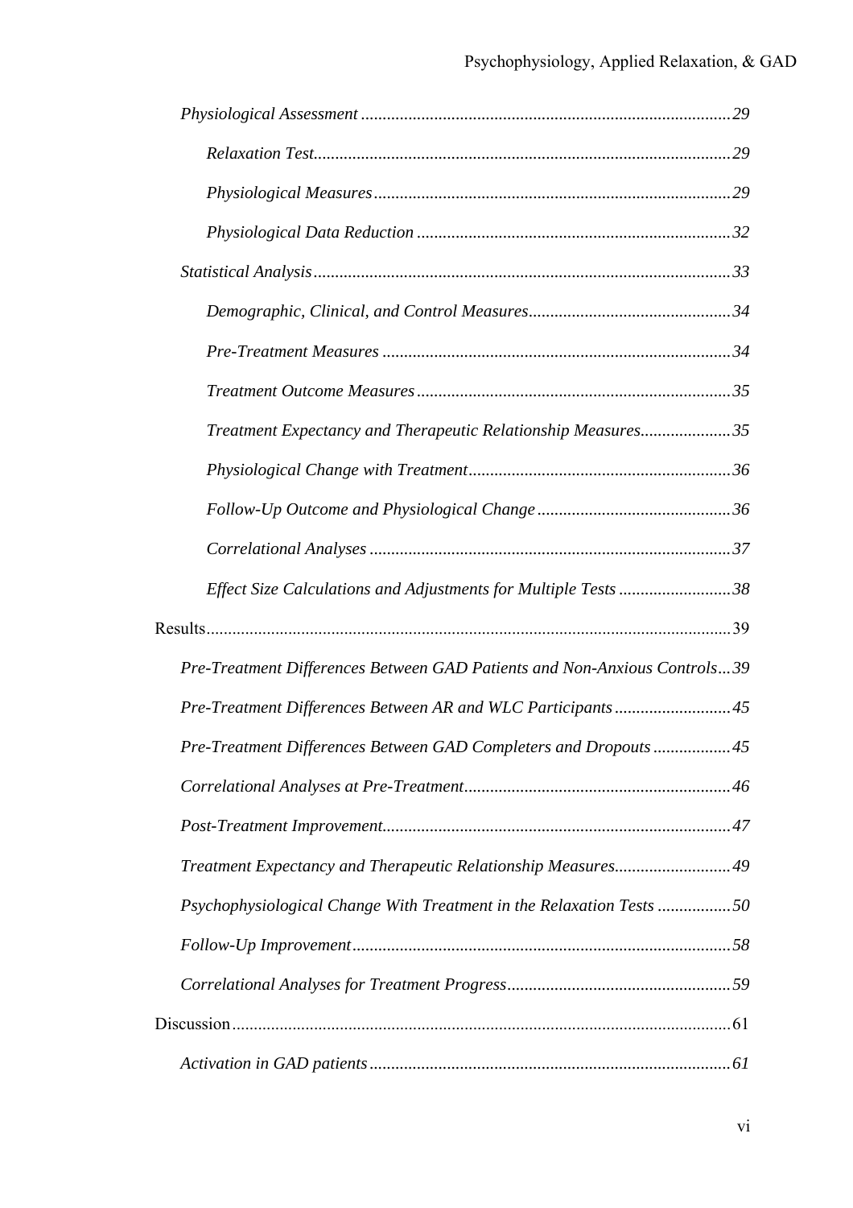*Physiological Assessment* ........................................................................................29

*Relaxation Test*..........................................................................................29

*Physiological Measures*...............................................................................29

*Physiological Data Reduction* ....................................................................32

*Statistical Analysis*........................................................................................33

*Demographic, Clinical, and Control Measures*...........................................34

*Pre-Treatment Measures* ..............................................................................34

*Treatment Outcome Measures*......................................................................35

*Treatment Expectancy and Therapeutic Relationship Measures*....................35

*Physiological Change with Treatment*..........................................................36

*Follow-Up Outcome and Physiological Change*...........................................36

*Correlational Analyses* .................................................................................37

*Effect Size Calculations and Adjustments for Multiple Tests* ........................38

Results.............................................................................................................39

*Pre-Treatment Differences Between GAD Patients and Non-Anxious Controls*...39

*Pre-Treatment Differences Between AR and WLC Participants*.........................45

*Pre-Treatment Differences Between GAD Completers and Dropouts*..................45

*Correlational Analyses at Pre-Treatment*...........................................................46

*Post-Treatment Improvement*............................................................................47

*Treatment Expectancy and Therapeutic Relationship Measures*..........................49

*Psychophysiological Change With Treatment in the Relaxation Tests* .................50

*Follow-Up Improvement*...................................................................................58

*Correlational Analyses for Treatment Progress*...................................................59

Discussion........................................................................................................61

*Activation in GAD patients*................................................................................61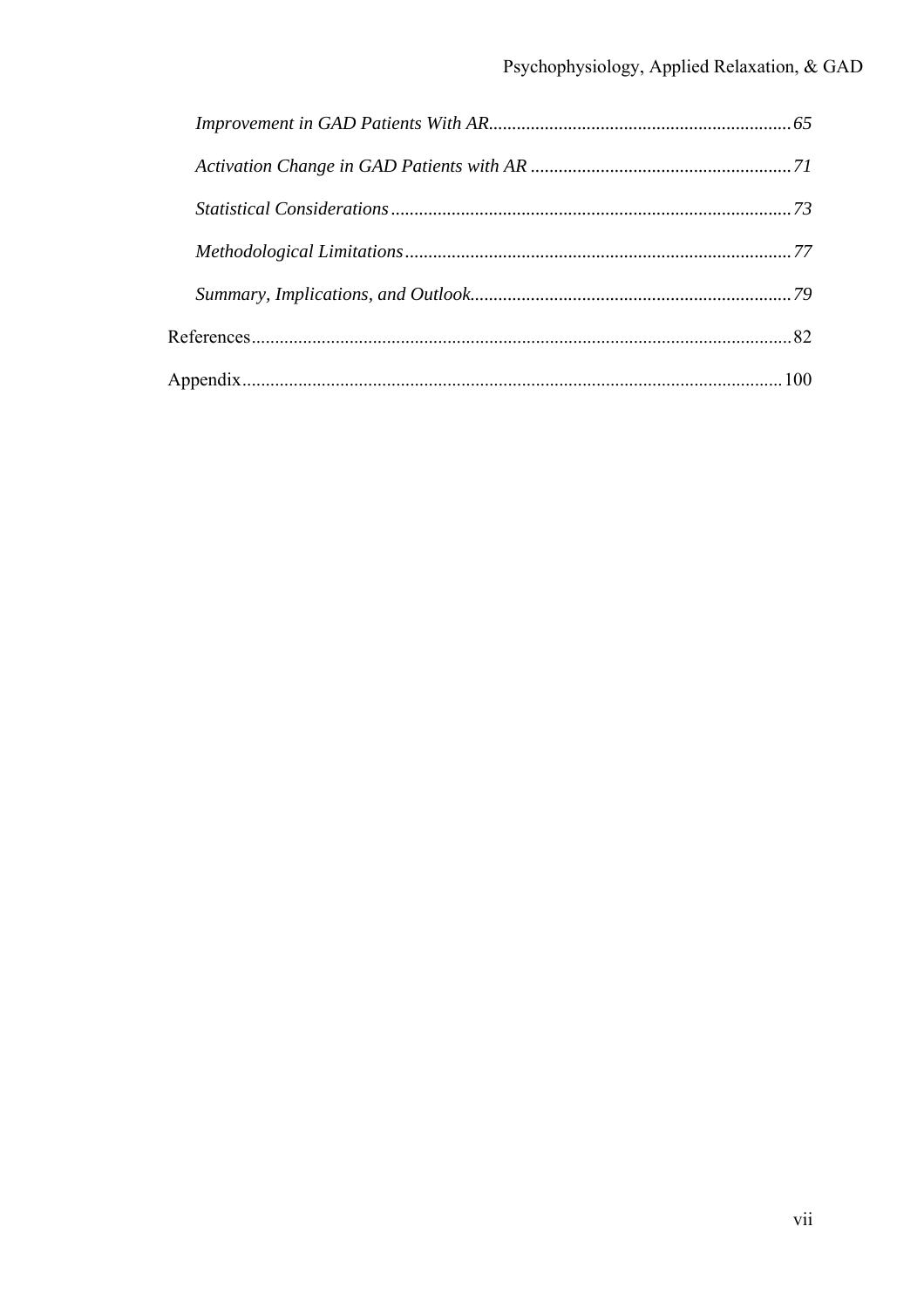*Improvement in GAD Patients With AR*................................................................65

*Activation Change in GAD Patients with AR* ........................................................71

*Statistical Considerations*.....................................................................................73

*Methodological Limitations*..................................................................................77

*Summary, Implications, and Outlook*....................................................................79

References...................................................................................................................82

Appendix..................................................................................................................100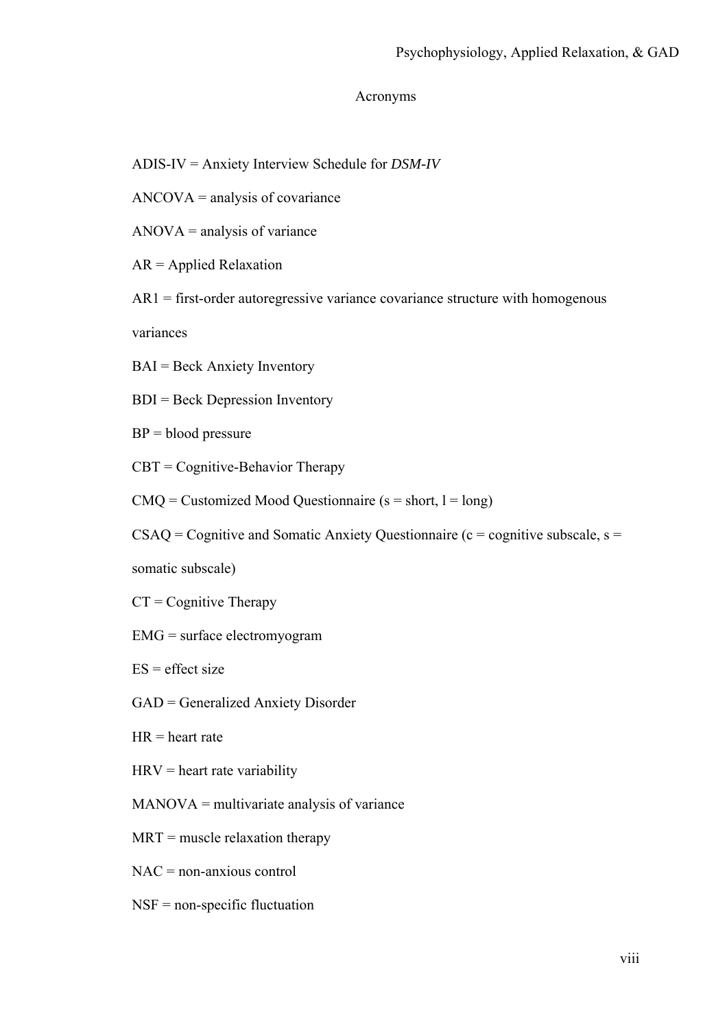# Acronyms

ADIS-IV = Anxiety Interview Schedule for *DSM-IV*

ANCOVA = analysis of covariance

ANOVA = analysis of variance

AR = Applied Relaxation

AR1 = first-order autoregressive variance covariance structure with homogenous variances

BAI = Beck Anxiety Inventory

BDI = Beck Depression Inventory

BP = blood pressure

CBT = Cognitive-Behavior Therapy

CMQ = Customized Mood Questionnaire (s = short, l = long)

CSAQ = Cognitive and Somatic Anxiety Questionnaire (c = cognitive subscale, s = somatic subscale)

CT = Cognitive Therapy

EMG = surface electromyogram

ES = effect size

GAD = Generalized Anxiety Disorder

HR = heart rate

HRV = heart rate variability

MANOVA = multivariate analysis of variance

MRT = muscle relaxation therapy

NAC = non-anxious control

NSF = non-specific fluctuation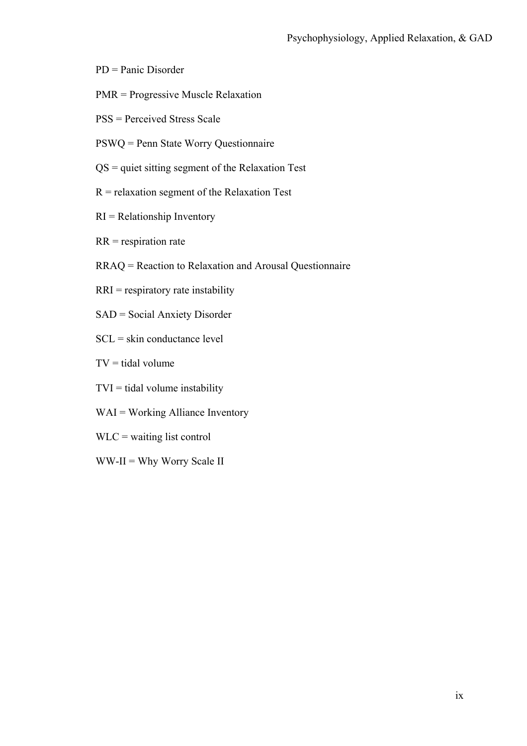PD = Panic Disorder

PMR = Progressive Muscle Relaxation

PSS = Perceived Stress Scale

PSWQ = Penn State Worry Questionnaire

QS = quiet sitting segment of the Relaxation Test

R = relaxation segment of the Relaxation Test

RI = Relationship Inventory

RR = respiration rate

RRAQ = Reaction to Relaxation and Arousal Questionnaire

RRI = respiratory rate instability

SAD = Social Anxiety Disorder

SCL = skin conductance level

TV = tidal volume

TVI = tidal volume instability

WAI = Working Alliance Inventory

WLC = waiting list control

WW-II = Why Worry Scale II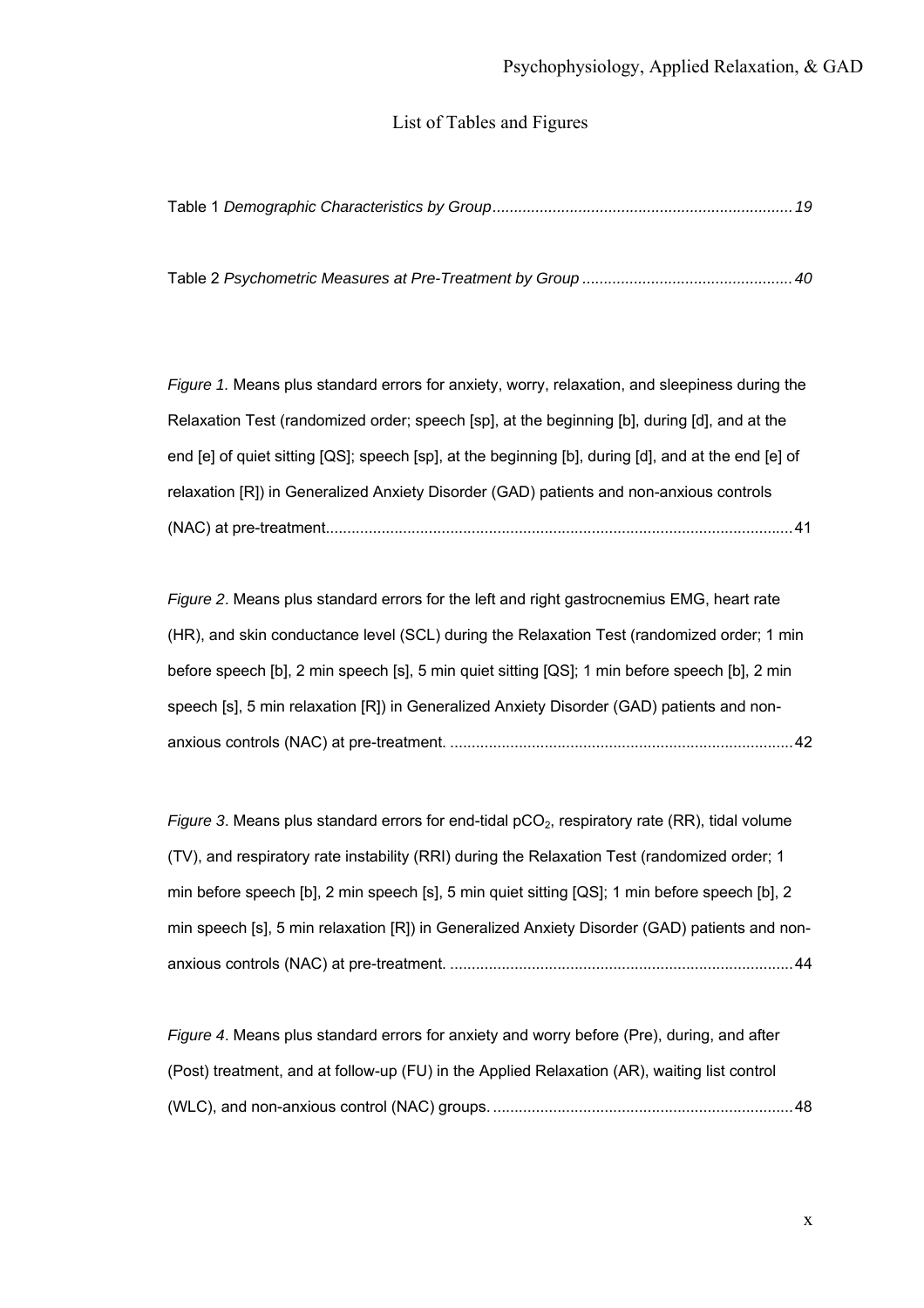# List of Tables and Figures

Table 1 *Demographic Characteristics by Group*......................................................................*19*

Table 2 *Psychometric Measures at Pre-Treatment by Group* ................................................*40*

*Figure 1.* Means plus standard errors for anxiety, worry, relaxation, and sleepiness during the Relaxation Test (randomized order; speech [sp], at the beginning [b], during [d], and at the end [e] of quiet sitting [QS]; speech [sp], at the beginning [b], during [d], and at the end [e] of relaxation [R]) in Generalized Anxiety Disorder (GAD) patients and non-anxious controls (NAC) at pre-treatment............................................................................................................41

*Figure 2*. Means plus standard errors for the left and right gastrocnemius EMG, heart rate (HR), and skin conductance level (SCL) during the Relaxation Test (randomized order; 1 min before speech [b], 2 min speech [s], 5 min quiet sitting [QS]; 1 min before speech [b], 2 min speech [s], 5 min relaxation [R]) in Generalized Anxiety Disorder (GAD) patients and non-anxious controls (NAC) at pre-treatment. ...............................................................................42

*Figure 3*. Means plus standard errors for end-tidal $pCO_2$, respiratory rate (RR), tidal volume (TV), and respiratory rate instability (RRI) during the Relaxation Test (randomized order; 1 min before speech [b], 2 min speech [s], 5 min quiet sitting [QS]; 1 min before speech [b], 2 min speech [s], 5 min relaxation [R]) in Generalized Anxiety Disorder (GAD) patients and non-anxious controls (NAC) at pre-treatment. ...............................................................................44

*Figure 4*. Means plus standard errors for anxiety and worry before (Pre), during, and after (Post) treatment, and at follow-up (FU) in the Applied Relaxation (AR), waiting list control (WLC), and non-anxious control (NAC) groups. .....................................................................48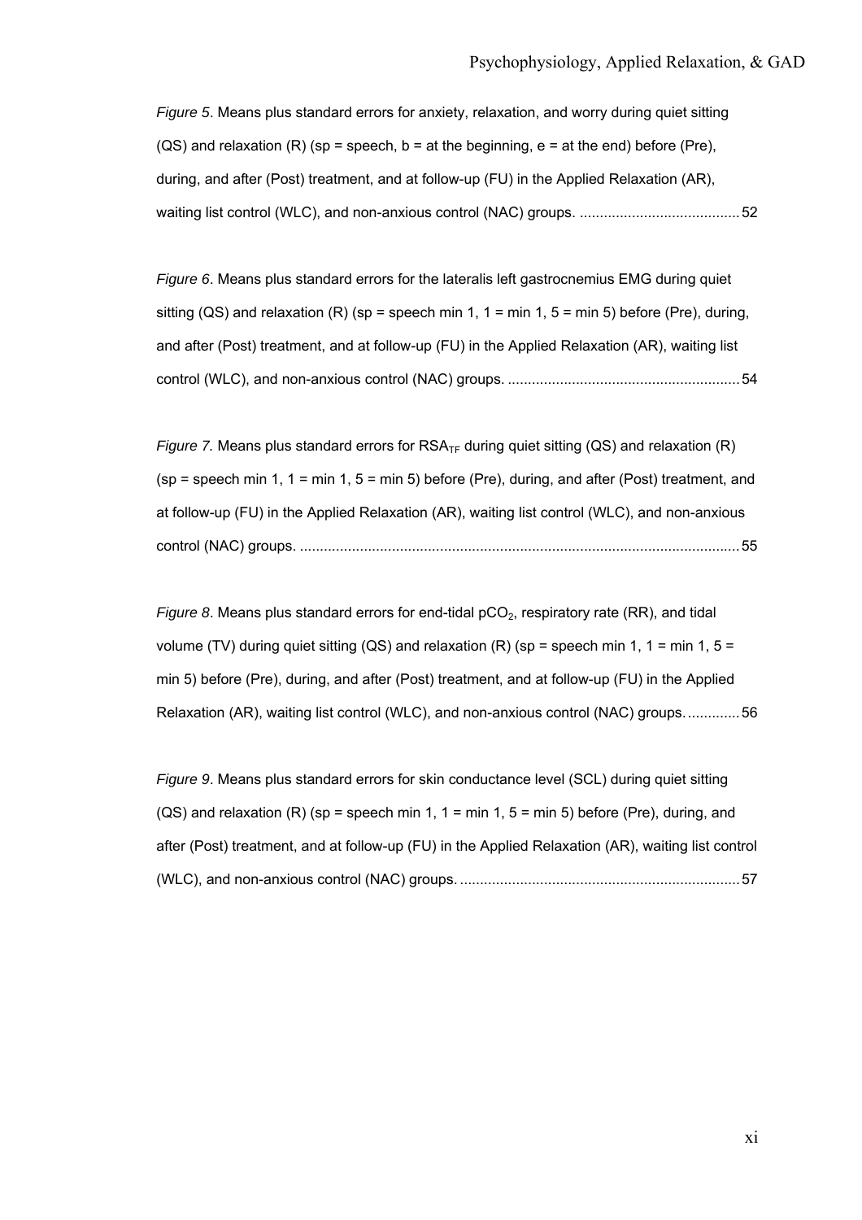*Figure 5*. Means plus standard errors for anxiety, relaxation, and worry during quiet sitting (QS) and relaxation (R) (sp = speech, b = at the beginning, e = at the end) before (Pre), during, and after (Post) treatment, and at follow-up (FU) in the Applied Relaxation (AR), waiting list control (WLC), and non-anxious control (NAC) groups. ........................................ 52

*Figure 6*. Means plus standard errors for the lateralis left gastrocnemius EMG during quiet sitting (QS) and relaxation (R) (sp = speech min 1, 1 = min 1, 5 = min 5) before (Pre), during, and after (Post) treatment, and at follow-up (FU) in the Applied Relaxation (AR), waiting list control (WLC), and non-anxious control (NAC) groups. .......................................................... 54

*Figure 7.* Means plus standard errors for $RSA_{TF}$ during quiet sitting (QS) and relaxation (R) (sp = speech min 1, 1 = min 1, 5 = min 5) before (Pre), during, and after (Post) treatment, and at follow-up (FU) in the Applied Relaxation (AR), waiting list control (WLC), and non-anxious control (NAC) groups. ............................................................................................................ 55

*Figure 8*. Means plus standard errors for end-tidal $pCO_2$, respiratory rate (RR), and tidal volume (TV) during quiet sitting (QS) and relaxation (R) (sp = speech min 1, 1 = min 1, 5 = min 5) before (Pre), during, and after (Post) treatment, and at follow-up (FU) in the Applied Relaxation (AR), waiting list control (WLC), and non-anxious control (NAC) groups. ............ 56

*Figure 9*. Means plus standard errors for skin conductance level (SCL) during quiet sitting (QS) and relaxation (R) (sp = speech min 1, 1 = min 1, 5 = min 5) before (Pre), during, and after (Post) treatment, and at follow-up (FU) in the Applied Relaxation (AR), waiting list control (WLC), and non-anxious control (NAC) groups. ..................................................................... 57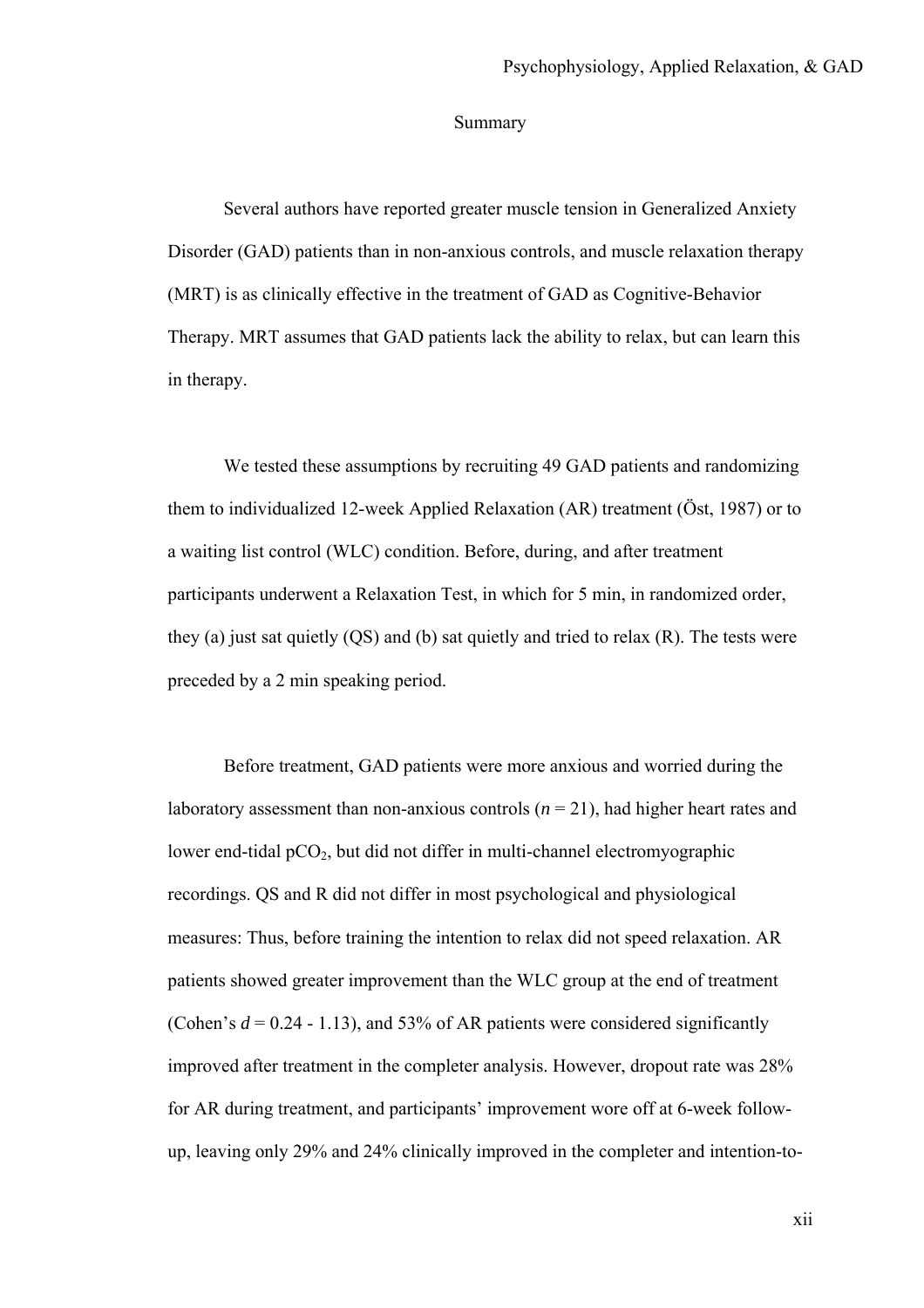## Summary

Several authors have reported greater muscle tension in Generalized Anxiety Disorder (GAD) patients than in non-anxious controls, and muscle relaxation therapy (MRT) is as clinically effective in the treatment of GAD as Cognitive-Behavior Therapy. MRT assumes that GAD patients lack the ability to relax, but can learn this in therapy.

We tested these assumptions by recruiting 49 GAD patients and randomizing them to individualized 12-week Applied Relaxation (AR) treatment (Öst, 1987) or to a waiting list control (WLC) condition. Before, during, and after treatment participants underwent a Relaxation Test, in which for 5 min, in randomized order, they (a) just sat quietly (QS) and (b) sat quietly and tried to relax (R). The tests were preceded by a 2 min speaking period.

Before treatment, GAD patients were more anxious and worried during the laboratory assessment than non-anxious controls ($n$ = 21), had higher heart rates and lower end-tidal $pCO_2$, but did not differ in multi-channel electromyographic recordings. QS and R did not differ in most psychological and physiological measures: Thus, before training the intention to relax did not speed relaxation. AR patients showed greater improvement than the WLC group at the end of treatment (Cohen's $d$ = 0.24 - 1.13), and 53% of AR patients were considered significantly improved after treatment in the completer analysis. However, dropout rate was 28% for AR during treatment, and participants' improvement wore off at 6-week follow-up, leaving only 29% and 24% clinically improved in the completer and intention-to-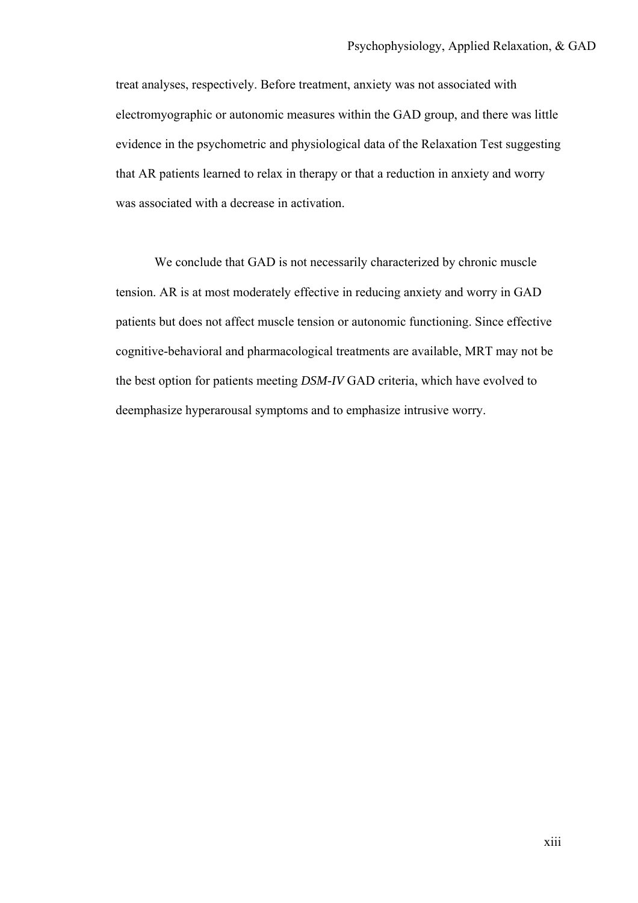treat analyses, respectively. Before treatment, anxiety was not associated with electromyographic or autonomic measures within the GAD group, and there was little evidence in the psychometric and physiological data of the Relaxation Test suggesting that AR patients learned to relax in therapy or that a reduction in anxiety and worry was associated with a decrease in activation.

We conclude that GAD is not necessarily characterized by chronic muscle tension. AR is at most moderately effective in reducing anxiety and worry in GAD patients but does not affect muscle tension or autonomic functioning. Since effective cognitive-behavioral and pharmacological treatments are available, MRT may not be the best option for patients meeting *DSM-IV* GAD criteria, which have evolved to deemphasize hyperarousal symptoms and to emphasize intrusive worry.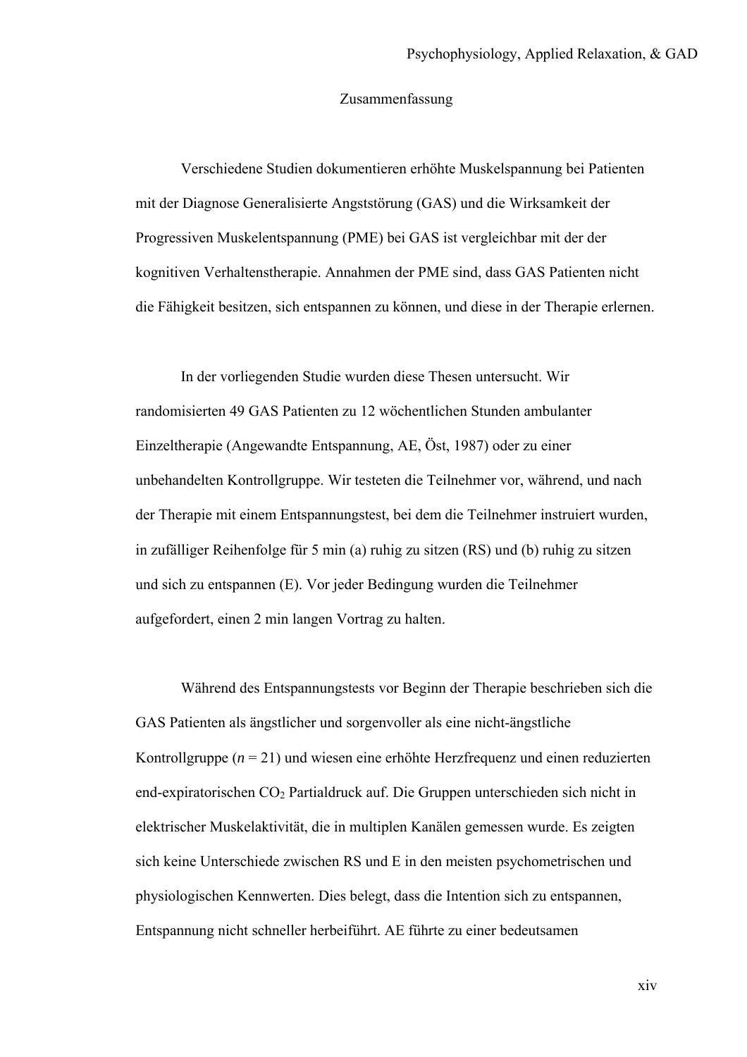## Zusammenfassung

Verschiedene Studien dokumentieren erhöhte Muskelspannung bei Patienten mit der Diagnose Generalisierte Angststörung (GAS) und die Wirksamkeit der Progressiven Muskelentspannung (PME) bei GAS ist vergleichbar mit der der kognitiven Verhaltenstherapie. Annahmen der PME sind, dass GAS Patienten nicht die Fähigkeit besitzen, sich entspannen zu können, und diese in der Therapie erlernen.

In der vorliegenden Studie wurden diese Thesen untersucht. Wir randomisierten 49 GAS Patienten zu 12 wöchentlichen Stunden ambulanter Einzeltherapie (Angewandte Entspannung, AE, Öst, 1987) oder zu einer unbehandelten Kontrollgruppe. Wir testeten die Teilnehmer vor, während, und nach der Therapie mit einem Entspannungstest, bei dem die Teilnehmer instruiert wurden, in zufälliger Reihenfolge für 5 min (a) ruhig zu sitzen (RS) und (b) ruhig zu sitzen und sich zu entspannen (E). Vor jeder Bedingung wurden die Teilnehmer aufgefordert, einen 2 min langen Vortrag zu halten.

Während des Entspannungstests vor Beginn der Therapie beschrieben sich die GAS Patienten als ängstlicher und sorgenvoller als eine nicht-ängstliche Kontrollgruppe (*n* = 21) und wiesen eine erhöhte Herzfrequenz und einen reduzierten end-expiratorischen $CO_2$ Partialdruck auf. Die Gruppen unterschieden sich nicht in elektrischer Muskelaktivität, die in multiplen Kanälen gemessen wurde. Es zeigten sich keine Unterschiede zwischen RS und E in den meisten psychometrischen und physiologischen Kennwerten. Dies belegt, dass die Intention sich zu entspannen, Entspannung nicht schneller herbeiführt. AE führte zu einer bedeutsamen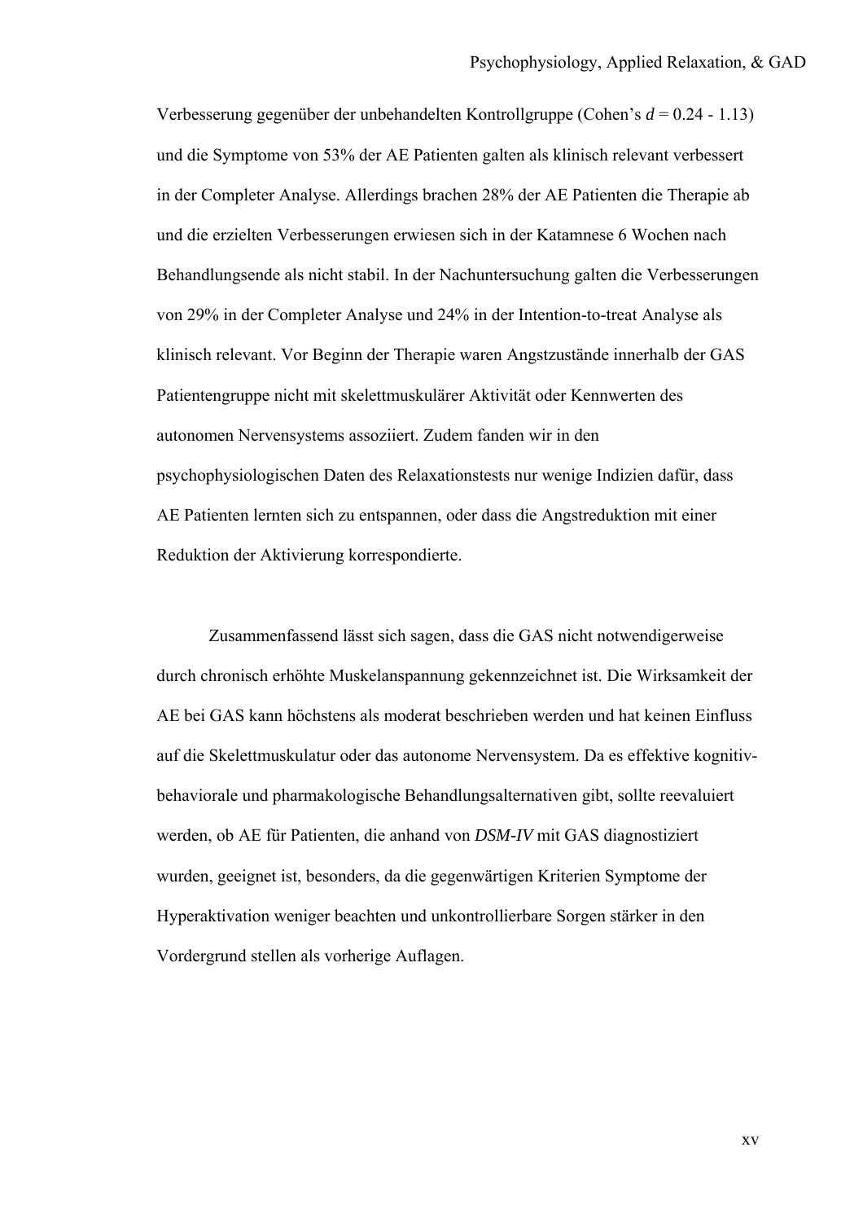Verbesserung gegenüber der unbehandelten Kontrollgruppe (Cohen's $d$ = 0.24 - 1.13) und die Symptome von 53% der AE Patienten galten als klinisch relevant verbessert in der Completer Analyse. Allerdings brachen 28% der AE Patienten die Therapie ab und die erzielten Verbesserungen erwiesen sich in der Katamnese 6 Wochen nach Behandlungsende als nicht stabil. In der Nachuntersuchung galten die Verbesserungen von 29% in der Completer Analyse und 24% in der Intention-to-treat Analyse als klinisch relevant. Vor Beginn der Therapie waren Angstzustände innerhalb der GAS Patientengruppe nicht mit skelettmuskulärer Aktivität oder Kennwerten des autonomen Nervensystems assoziiert. Zudem fanden wir in den psychophysiologischen Daten des Relaxationstests nur wenige Indizien dafür, dass AE Patienten lernten sich zu entspannen, oder dass die Angstreduktion mit einer Reduktion der Aktivierung korrespondierte.

Zusammenfassend lässt sich sagen, dass die GAS nicht notwendigerweise durch chronisch erhöhte Muskelanspannung gekennzeichnet ist. Die Wirksamkeit der AE bei GAS kann höchstens als moderat beschrieben werden und hat keinen Einfluss auf die Skelettmuskulatur oder das autonome Nervensystem. Da es effektive kognitiv-behaviorale und pharmakologische Behandlungsalternativen gibt, sollte reevaluiert werden, ob AE für Patienten, die anhand von *DSM-IV* mit GAS diagnostiziert wurden, geeignet ist, besonders, da die gegenwärtigen Kriterien Symptome der Hyperaktivation weniger beachten und unkontrollierbare Sorgen stärker in den Vordergrund stellen als vorherige Auflagen.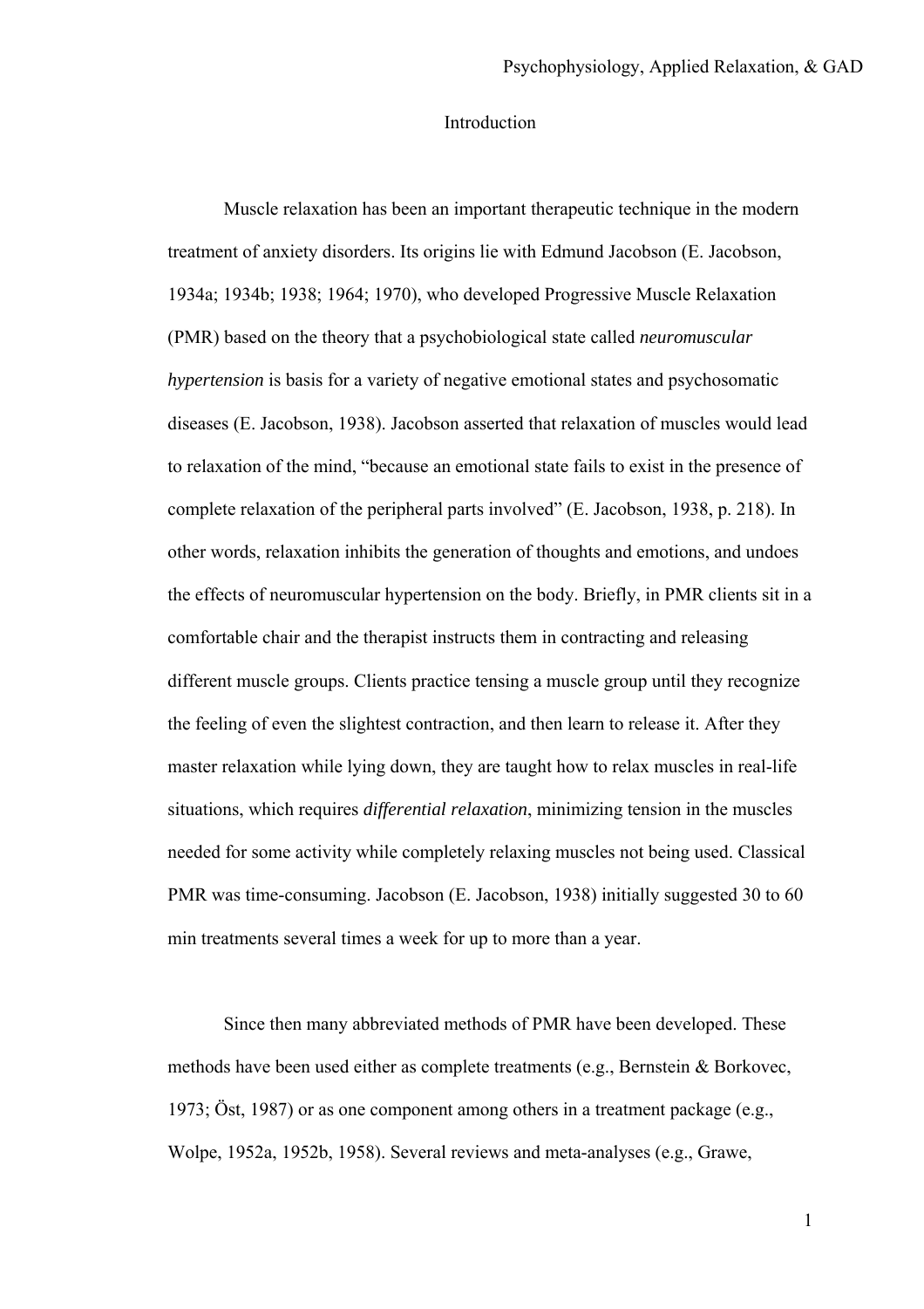# Introduction

Muscle relaxation has been an important therapeutic technique in the modern treatment of anxiety disorders. Its origins lie with Edmund Jacobson (E. Jacobson, 1934a; 1934b; 1938; 1964; 1970), who developed Progressive Muscle Relaxation (PMR) based on the theory that a psychobiological state called *neuromuscular hypertension* is basis for a variety of negative emotional states and psychosomatic diseases (E. Jacobson, 1938). Jacobson asserted that relaxation of muscles would lead to relaxation of the mind, "because an emotional state fails to exist in the presence of complete relaxation of the peripheral parts involved" (E. Jacobson, 1938, p. 218). In other words, relaxation inhibits the generation of thoughts and emotions, and undoes the effects of neuromuscular hypertension on the body. Briefly, in PMR clients sit in a comfortable chair and the therapist instructs them in contracting and releasing different muscle groups. Clients practice tensing a muscle group until they recognize the feeling of even the slightest contraction, and then learn to release it. After they master relaxation while lying down, they are taught how to relax muscles in real-life situations, which requires *differential relaxation*, minimizing tension in the muscles needed for some activity while completely relaxing muscles not being used. Classical PMR was time-consuming. Jacobson (E. Jacobson, 1938) initially suggested 30 to 60 min treatments several times a week for up to more than a year.

Since then many abbreviated methods of PMR have been developed. These methods have been used either as complete treatments (e.g., Bernstein & Borkovec, 1973; Öst, 1987) or as one component among others in a treatment package (e.g., Wolpe, 1952a, 1952b, 1958). Several reviews and meta-analyses (e.g., Grawe,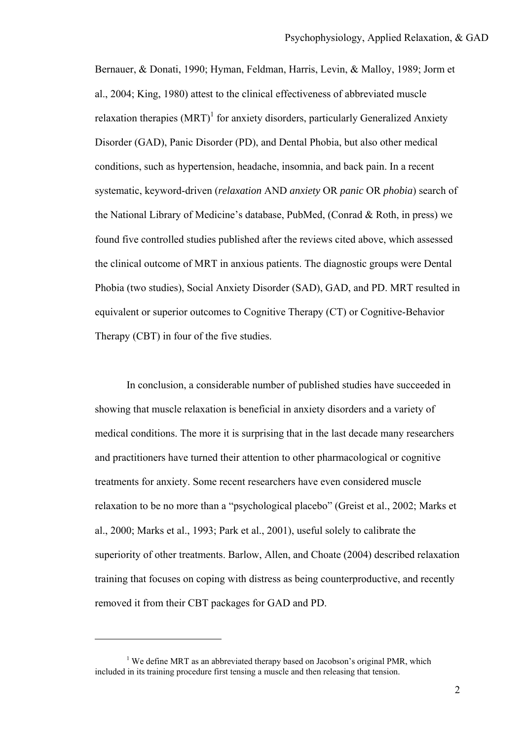Bernauer, & Donati, 1990; Hyman, Feldman, Harris, Levin, & Malloy, 1989; Jorm et al., 2004; King, 1980) attest to the clinical effectiveness of abbreviated muscle relaxation therapies (MRT)[1] for anxiety disorders, particularly Generalized Anxiety Disorder (GAD), Panic Disorder (PD), and Dental Phobia, but also other medical conditions, such as hypertension, headache, insomnia, and back pain. In a recent systematic, keyword-driven (*relaxation* AND *anxiety* OR *panic* OR *phobia*) search of the National Library of Medicine's database, PubMed, (Conrad & Roth, in press) we found five controlled studies published after the reviews cited above, which assessed the clinical outcome of MRT in anxious patients. The diagnostic groups were Dental Phobia (two studies), Social Anxiety Disorder (SAD), GAD, and PD. MRT resulted in equivalent or superior outcomes to Cognitive Therapy (CT) or Cognitive-Behavior Therapy (CBT) in four of the five studies.

In conclusion, a considerable number of published studies have succeeded in showing that muscle relaxation is beneficial in anxiety disorders and a variety of medical conditions. The more it is surprising that in the last decade many researchers and practitioners have turned their attention to other pharmacological or cognitive treatments for anxiety. Some recent researchers have even considered muscle relaxation to be no more than a "psychological placebo" (Greist et al., 2002; Marks et al., 2000; Marks et al., 1993; Park et al., 2001), useful solely to calibrate the superiority of other treatments. Barlow, Allen, and Choate (2004) described relaxation training that focuses on coping with distress as being counterproductive, and recently removed it from their CBT packages for GAD and PD.

---

[1] We define MRT as an abbreviated therapy based on Jacobson's original PMR, which included in its training procedure first tensing a muscle and then releasing that tension.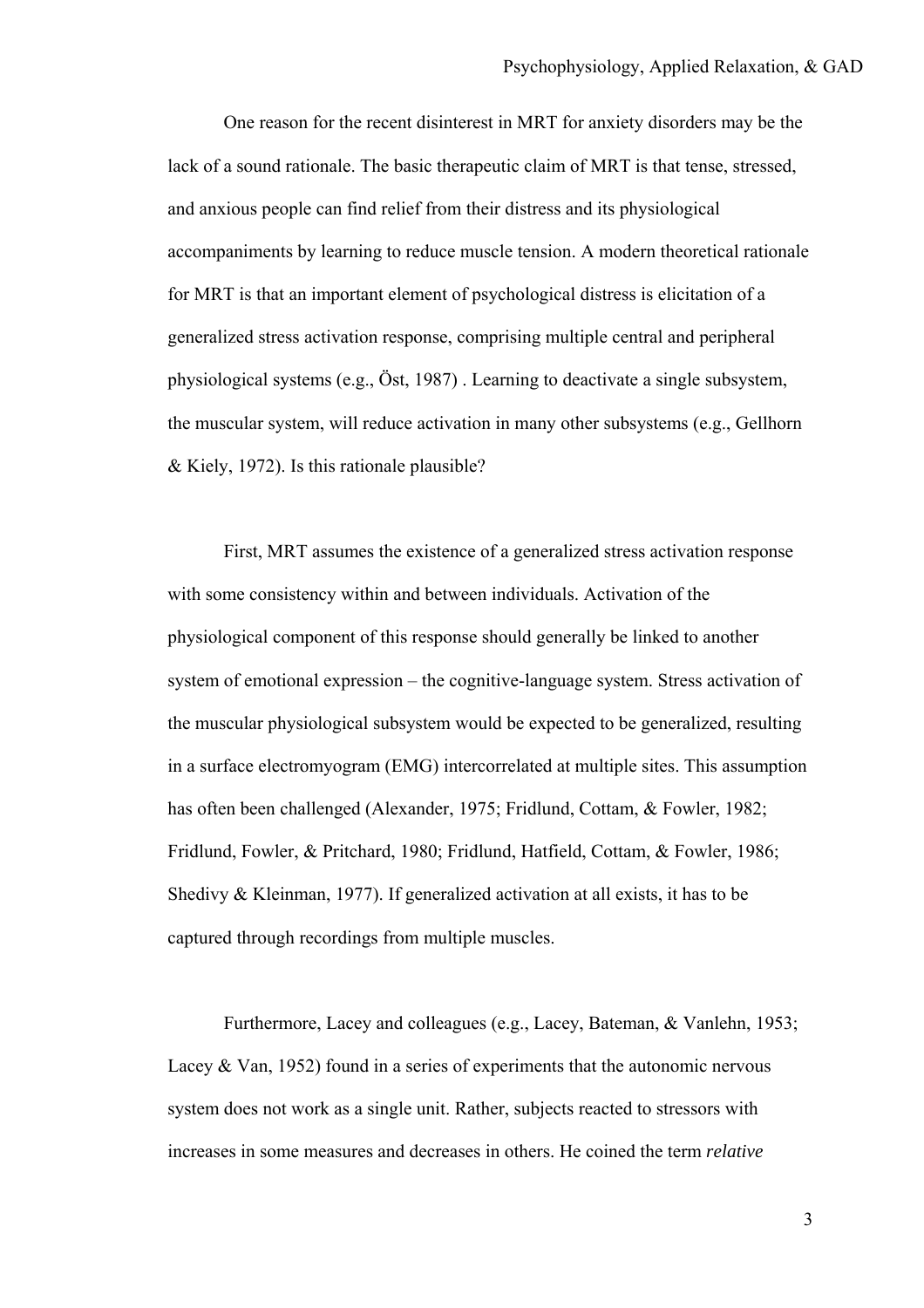One reason for the recent disinterest in MRT for anxiety disorders may be the lack of a sound rationale. The basic therapeutic claim of MRT is that tense, stressed, and anxious people can find relief from their distress and its physiological accompaniments by learning to reduce muscle tension. A modern theoretical rationale for MRT is that an important element of psychological distress is elicitation of a generalized stress activation response, comprising multiple central and peripheral physiological systems (e.g., Öst, 1987) . Learning to deactivate a single subsystem, the muscular system, will reduce activation in many other subsystems (e.g., Gellhorn & Kiely, 1972). Is this rationale plausible?

First, MRT assumes the existence of a generalized stress activation response with some consistency within and between individuals. Activation of the physiological component of this response should generally be linked to another system of emotional expression – the cognitive-language system. Stress activation of the muscular physiological subsystem would be expected to be generalized, resulting in a surface electromyogram (EMG) intercorrelated at multiple sites. This assumption has often been challenged (Alexander, 1975; Fridlund, Cottam, & Fowler, 1982; Fridlund, Fowler, & Pritchard, 1980; Fridlund, Hatfield, Cottam, & Fowler, 1986; Shedivy & Kleinman, 1977). If generalized activation at all exists, it has to be captured through recordings from multiple muscles.

Furthermore, Lacey and colleagues (e.g., Lacey, Bateman, & Vanlehn, 1953; Lacey & Van, 1952) found in a series of experiments that the autonomic nervous system does not work as a single unit. Rather, subjects reacted to stressors with increases in some measures and decreases in others. He coined the term *relative*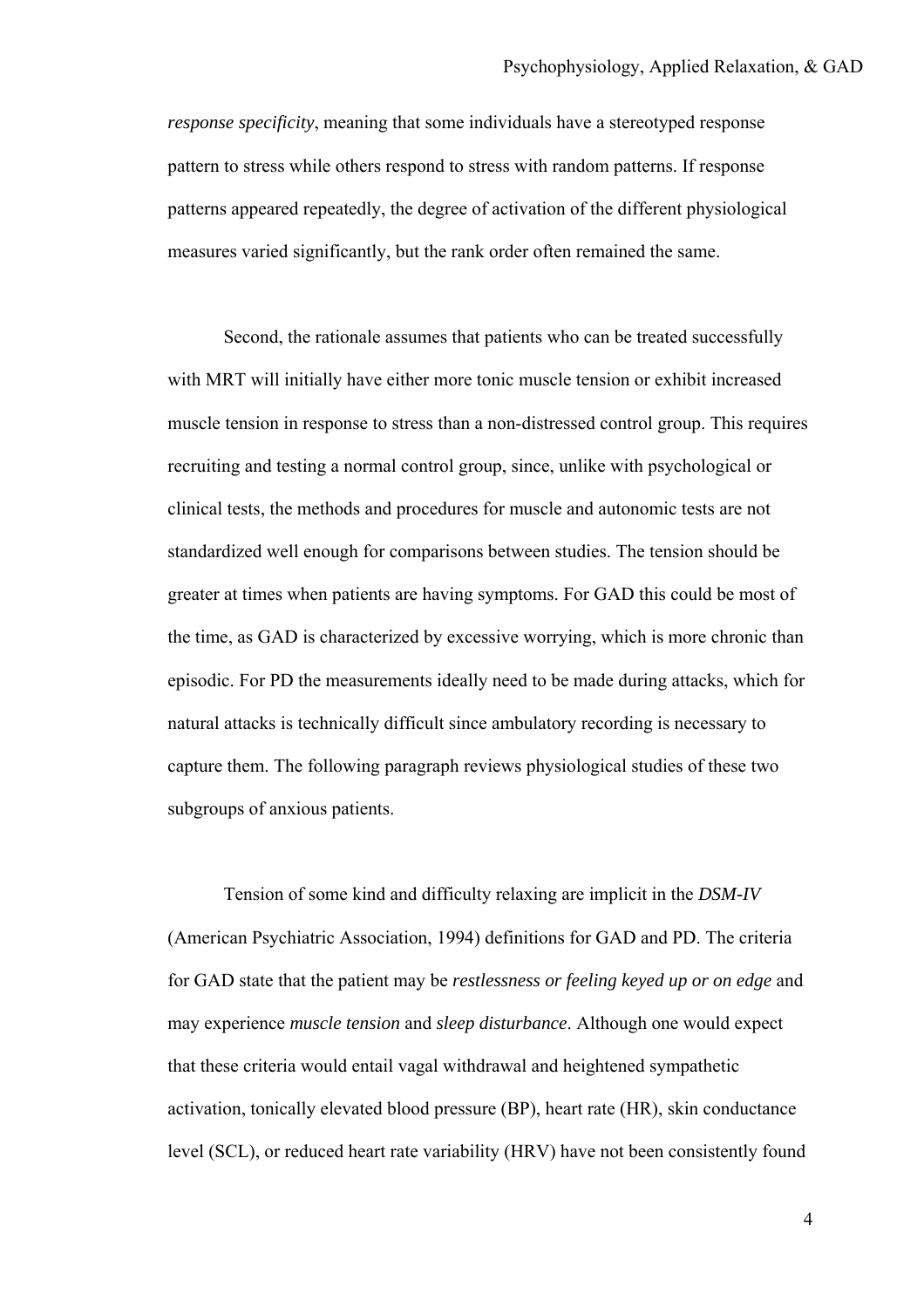*response specificity*, meaning that some individuals have a stereotyped response pattern to stress while others respond to stress with random patterns. If response patterns appeared repeatedly, the degree of activation of the different physiological measures varied significantly, but the rank order often remained the same.

Second, the rationale assumes that patients who can be treated successfully with MRT will initially have either more tonic muscle tension or exhibit increased muscle tension in response to stress than a non-distressed control group. This requires recruiting and testing a normal control group, since, unlike with psychological or clinical tests, the methods and procedures for muscle and autonomic tests are not standardized well enough for comparisons between studies. The tension should be greater at times when patients are having symptoms. For GAD this could be most of the time, as GAD is characterized by excessive worrying, which is more chronic than episodic. For PD the measurements ideally need to be made during attacks, which for natural attacks is technically difficult since ambulatory recording is necessary to capture them. The following paragraph reviews physiological studies of these two subgroups of anxious patients.

Tension of some kind and difficulty relaxing are implicit in the *DSM-IV* (American Psychiatric Association, 1994) definitions for GAD and PD. The criteria for GAD state that the patient may be *restlessness or feeling keyed up or on edge* and may experience *muscle tension* and *sleep disturbance*. Although one would expect that these criteria would entail vagal withdrawal and heightened sympathetic activation, tonically elevated blood pressure (BP), heart rate (HR), skin conductance level (SCL), or reduced heart rate variability (HRV) have not been consistently found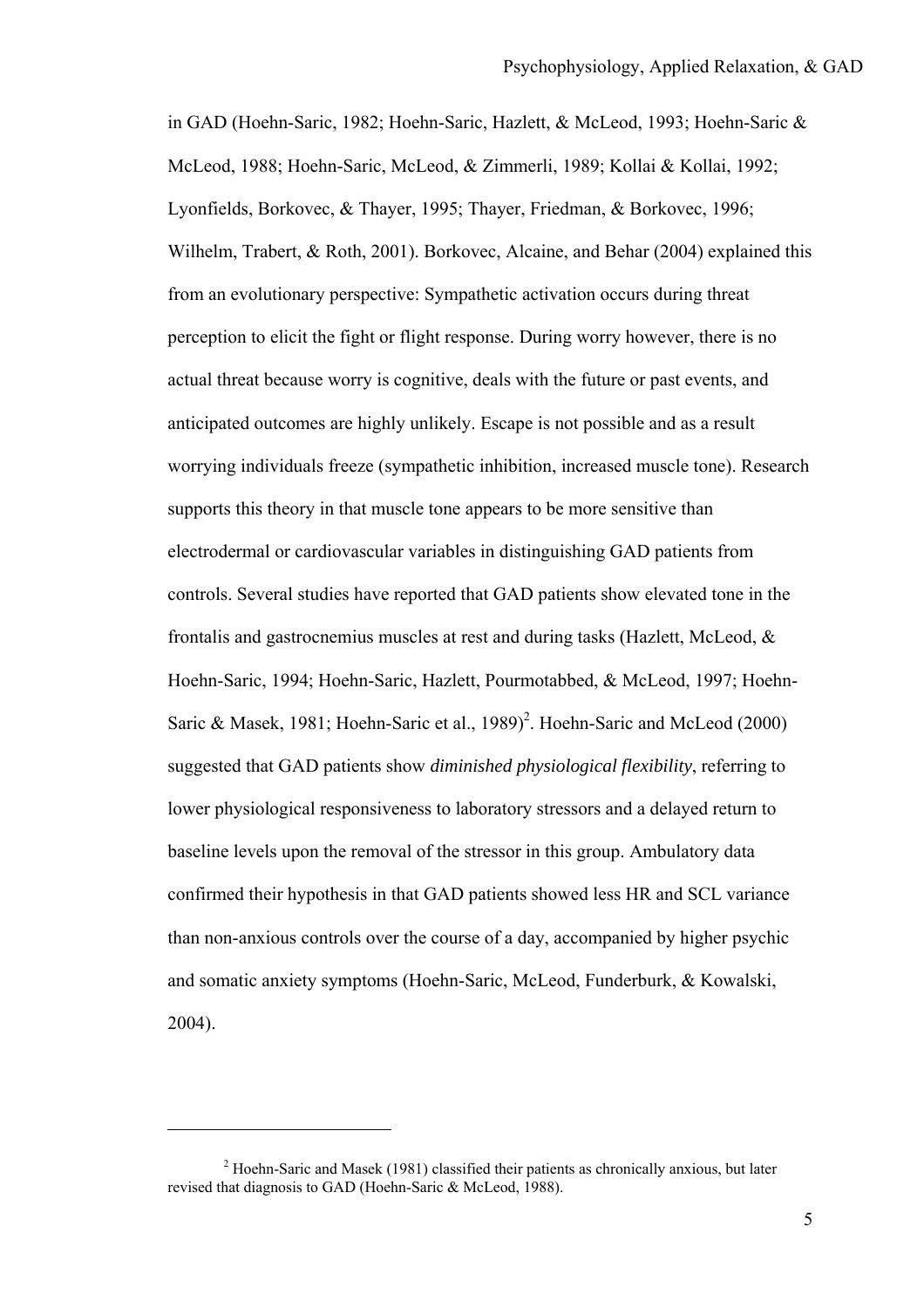in GAD (Hoehn-Saric, 1982; Hoehn-Saric, Hazlett, & McLeod, 1993; Hoehn-Saric & McLeod, 1988; Hoehn-Saric, McLeod, & Zimmerli, 1989; Kollai & Kollai, 1992; Lyonfields, Borkovec, & Thayer, 1995; Thayer, Friedman, & Borkovec, 1996; Wilhelm, Trabert, & Roth, 2001). Borkovec, Alcaine, and Behar (2004) explained this from an evolutionary perspective: Sympathetic activation occurs during threat perception to elicit the fight or flight response. During worry however, there is no actual threat because worry is cognitive, deals with the future or past events, and anticipated outcomes are highly unlikely. Escape is not possible and as a result worrying individuals freeze (sympathetic inhibition, increased muscle tone). Research supports this theory in that muscle tone appears to be more sensitive than electrodermal or cardiovascular variables in distinguishing GAD patients from controls. Several studies have reported that GAD patients show elevated tone in the frontalis and gastrocnemius muscles at rest and during tasks (Hazlett, McLeod, & Hoehn-Saric, 1994; Hoehn-Saric, Hazlett, Pourmotabbed, & McLeod, 1997; Hoehn-Saric & Masek, 1981; Hoehn-Saric et al., 1989)[2]. Hoehn-Saric and McLeod (2000) suggested that GAD patients show *diminished physiological flexibility*, referring to lower physiological responsiveness to laboratory stressors and a delayed return to baseline levels upon the removal of the stressor in this group. Ambulatory data confirmed their hypothesis in that GAD patients showed less HR and SCL variance than non-anxious controls over the course of a day, accompanied by higher psychic and somatic anxiety symptoms (Hoehn-Saric, McLeod, Funderburk, & Kowalski, 2004).

---

[2] Hoehn-Saric and Masek (1981) classified their patients as chronically anxious, but later revised that diagnosis to GAD (Hoehn-Saric & McLeod, 1988).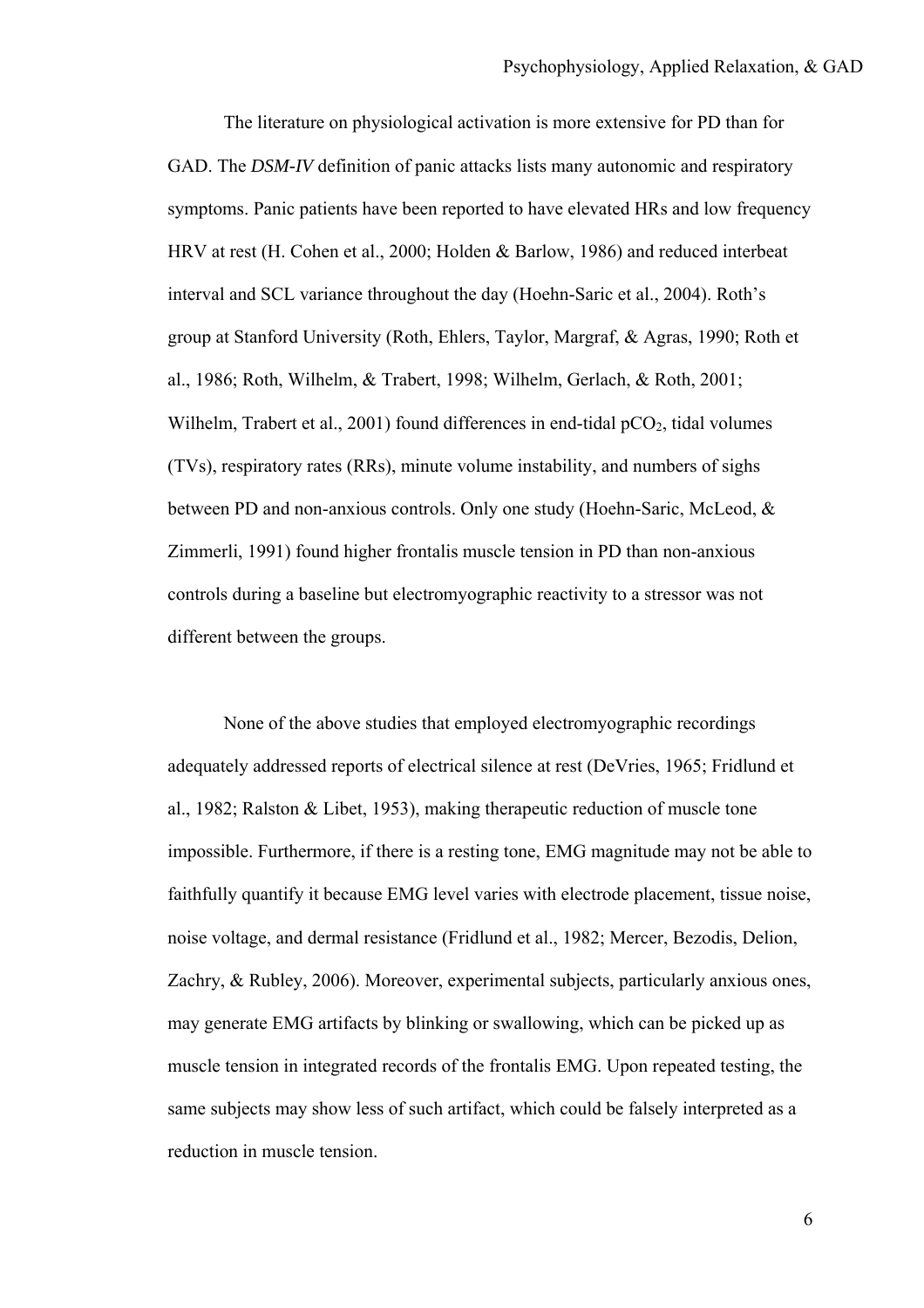The literature on physiological activation is more extensive for PD than for GAD. The *DSM-IV* definition of panic attacks lists many autonomic and respiratory symptoms. Panic patients have been reported to have elevated HRs and low frequency HRV at rest (H. Cohen et al., 2000; Holden & Barlow, 1986) and reduced interbeat interval and SCL variance throughout the day (Hoehn-Saric et al., 2004). Roth's group at Stanford University (Roth, Ehlers, Taylor, Margraf, & Agras, 1990; Roth et al., 1986; Roth, Wilhelm, & Trabert, 1998; Wilhelm, Gerlach, & Roth, 2001; Wilhelm, Trabert et al., 2001) found differences in end-tidal $pCO_2$, tidal volumes (TVs), respiratory rates (RRs), minute volume instability, and numbers of sighs between PD and non-anxious controls. Only one study (Hoehn-Saric, McLeod, & Zimmerli, 1991) found higher frontalis muscle tension in PD than non-anxious controls during a baseline but electromyographic reactivity to a stressor was not different between the groups.

None of the above studies that employed electromyographic recordings adequately addressed reports of electrical silence at rest (DeVries, 1965; Fridlund et al., 1982; Ralston & Libet, 1953), making therapeutic reduction of muscle tone impossible. Furthermore, if there is a resting tone, EMG magnitude may not be able to faithfully quantify it because EMG level varies with electrode placement, tissue noise, noise voltage, and dermal resistance (Fridlund et al., 1982; Mercer, Bezodis, Delion, Zachry, & Rubley, 2006). Moreover, experimental subjects, particularly anxious ones, may generate EMG artifacts by blinking or swallowing, which can be picked up as muscle tension in integrated records of the frontalis EMG. Upon repeated testing, the same subjects may show less of such artifact, which could be falsely interpreted as a reduction in muscle tension.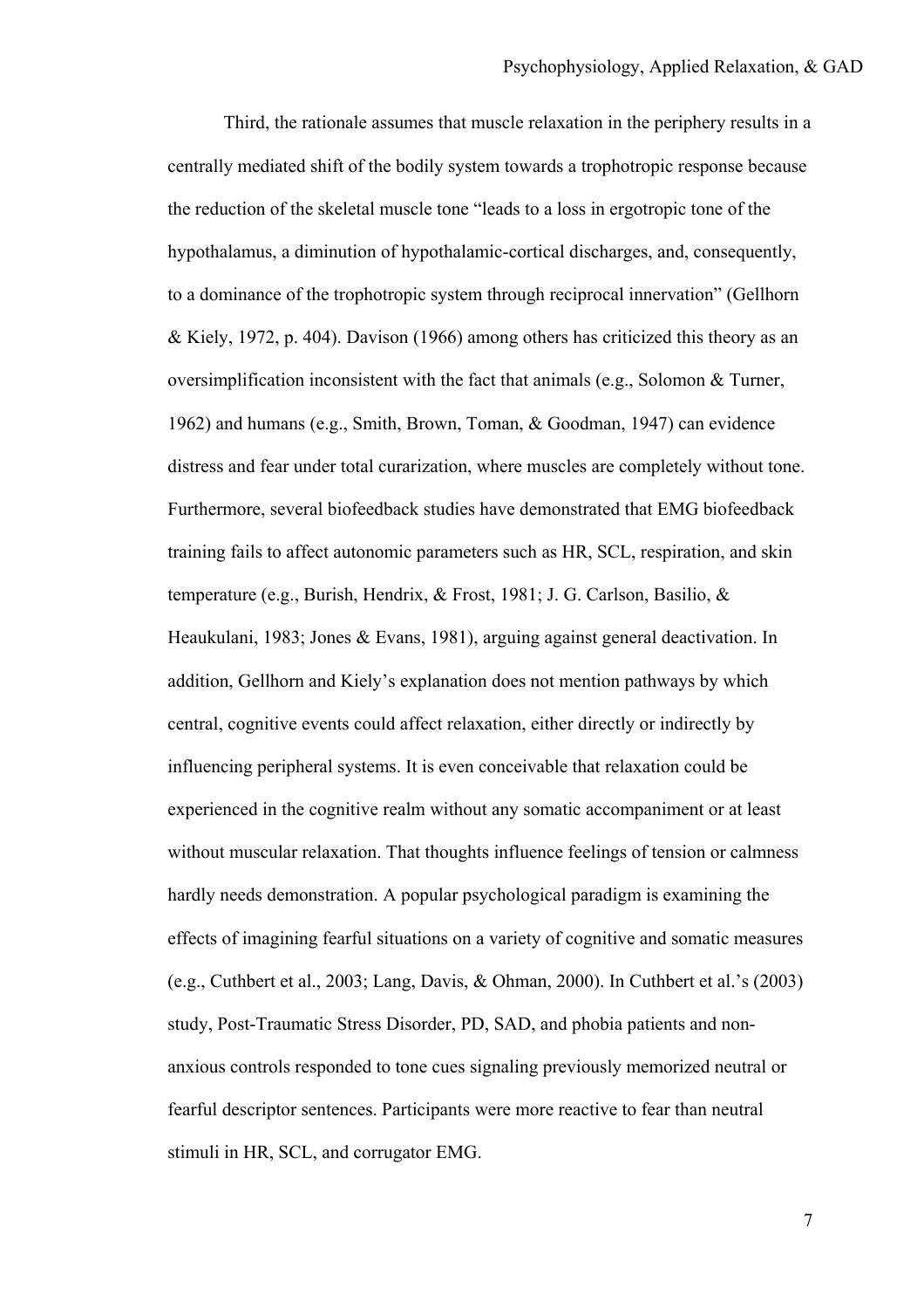Third, the rationale assumes that muscle relaxation in the periphery results in a centrally mediated shift of the bodily system towards a trophotropic response because the reduction of the skeletal muscle tone "leads to a loss in ergotropic tone of the hypothalamus, a diminution of hypothalamic-cortical discharges, and, consequently, to a dominance of the trophotropic system through reciprocal innervation" (Gellhorn & Kiely, 1972, p. 404). Davison (1966) among others has criticized this theory as an oversimplification inconsistent with the fact that animals (e.g., Solomon & Turner, 1962) and humans (e.g., Smith, Brown, Toman, & Goodman, 1947) can evidence distress and fear under total curarization, where muscles are completely without tone. Furthermore, several biofeedback studies have demonstrated that EMG biofeedback training fails to affect autonomic parameters such as HR, SCL, respiration, and skin temperature (e.g., Burish, Hendrix, & Frost, 1981; J. G. Carlson, Basilio, & Heaukulani, 1983; Jones & Evans, 1981), arguing against general deactivation. In addition, Gellhorn and Kiely's explanation does not mention pathways by which central, cognitive events could affect relaxation, either directly or indirectly by influencing peripheral systems. It is even conceivable that relaxation could be experienced in the cognitive realm without any somatic accompaniment or at least without muscular relaxation. That thoughts influence feelings of tension or calmness hardly needs demonstration. A popular psychological paradigm is examining the effects of imagining fearful situations on a variety of cognitive and somatic measures (e.g., Cuthbert et al., 2003; Lang, Davis, & Ohman, 2000). In Cuthbert et al.'s (2003) study, Post-Traumatic Stress Disorder, PD, SAD, and phobia patients and non-anxious controls responded to tone cues signaling previously memorized neutral or fearful descriptor sentences. Participants were more reactive to fear than neutral stimuli in HR, SCL, and corrugator EMG.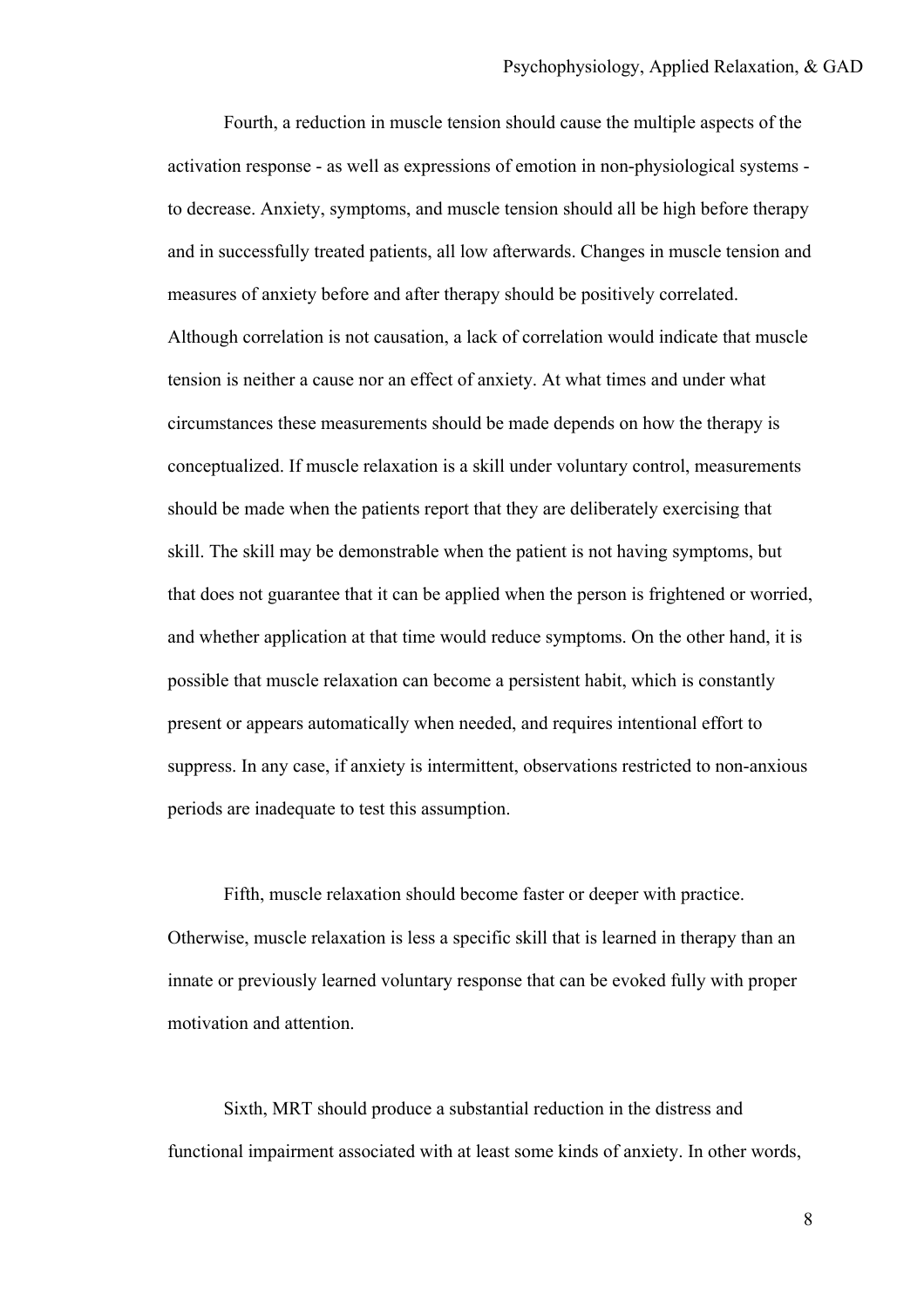Fourth, a reduction in muscle tension should cause the multiple aspects of the activation response - as well as expressions of emotion in non-physiological systems - to decrease. Anxiety, symptoms, and muscle tension should all be high before therapy and in successfully treated patients, all low afterwards. Changes in muscle tension and measures of anxiety before and after therapy should be positively correlated. Although correlation is not causation, a lack of correlation would indicate that muscle tension is neither a cause nor an effect of anxiety. At what times and under what circumstances these measurements should be made depends on how the therapy is conceptualized. If muscle relaxation is a skill under voluntary control, measurements should be made when the patients report that they are deliberately exercising that skill. The skill may be demonstrable when the patient is not having symptoms, but that does not guarantee that it can be applied when the person is frightened or worried, and whether application at that time would reduce symptoms. On the other hand, it is possible that muscle relaxation can become a persistent habit, which is constantly present or appears automatically when needed, and requires intentional effort to suppress. In any case, if anxiety is intermittent, observations restricted to non-anxious periods are inadequate to test this assumption.

Fifth, muscle relaxation should become faster or deeper with practice. Otherwise, muscle relaxation is less a specific skill that is learned in therapy than an innate or previously learned voluntary response that can be evoked fully with proper motivation and attention.

Sixth, MRT should produce a substantial reduction in the distress and functional impairment associated with at least some kinds of anxiety. In other words,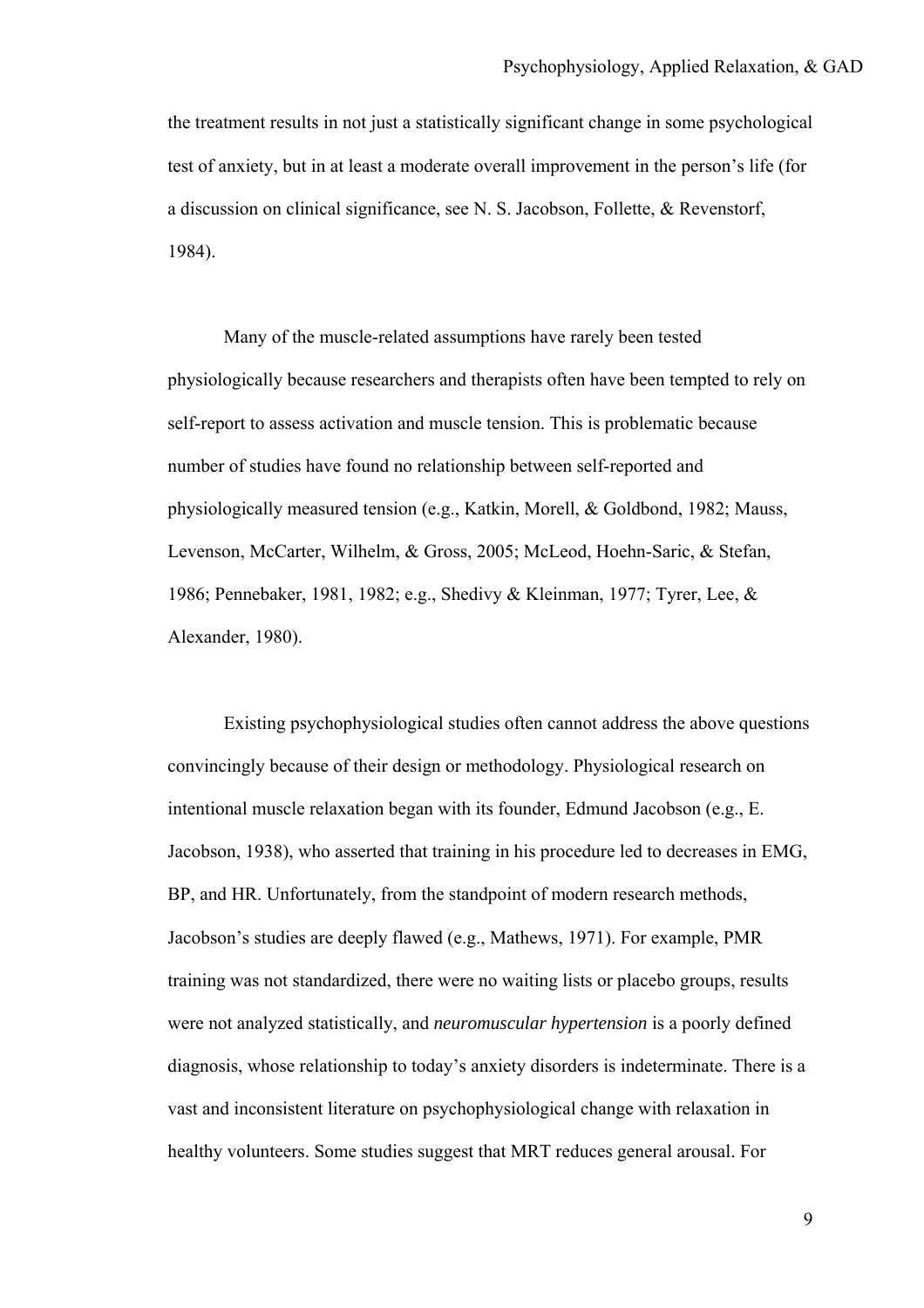the treatment results in not just a statistically significant change in some psychological test of anxiety, but in at least a moderate overall improvement in the person's life (for a discussion on clinical significance, see N. S. Jacobson, Follette, & Revenstorf, 1984).

Many of the muscle-related assumptions have rarely been tested physiologically because researchers and therapists often have been tempted to rely on self-report to assess activation and muscle tension. This is problematic because number of studies have found no relationship between self-reported and physiologically measured tension (e.g., Katkin, Morell, & Goldbond, 1982; Mauss, Levenson, McCarter, Wilhelm, & Gross, 2005; McLeod, Hoehn-Saric, & Stefan, 1986; Pennebaker, 1981, 1982; e.g., Shedivy & Kleinman, 1977; Tyrer, Lee, & Alexander, 1980).

Existing psychophysiological studies often cannot address the above questions convincingly because of their design or methodology. Physiological research on intentional muscle relaxation began with its founder, Edmund Jacobson (e.g., E. Jacobson, 1938), who asserted that training in his procedure led to decreases in EMG, BP, and HR. Unfortunately, from the standpoint of modern research methods, Jacobson's studies are deeply flawed (e.g., Mathews, 1971). For example, PMR training was not standardized, there were no waiting lists or placebo groups, results were not analyzed statistically, and *neuromuscular hypertension* is a poorly defined diagnosis, whose relationship to today's anxiety disorders is indeterminate. There is a vast and inconsistent literature on psychophysiological change with relaxation in healthy volunteers. Some studies suggest that MRT reduces general arousal. For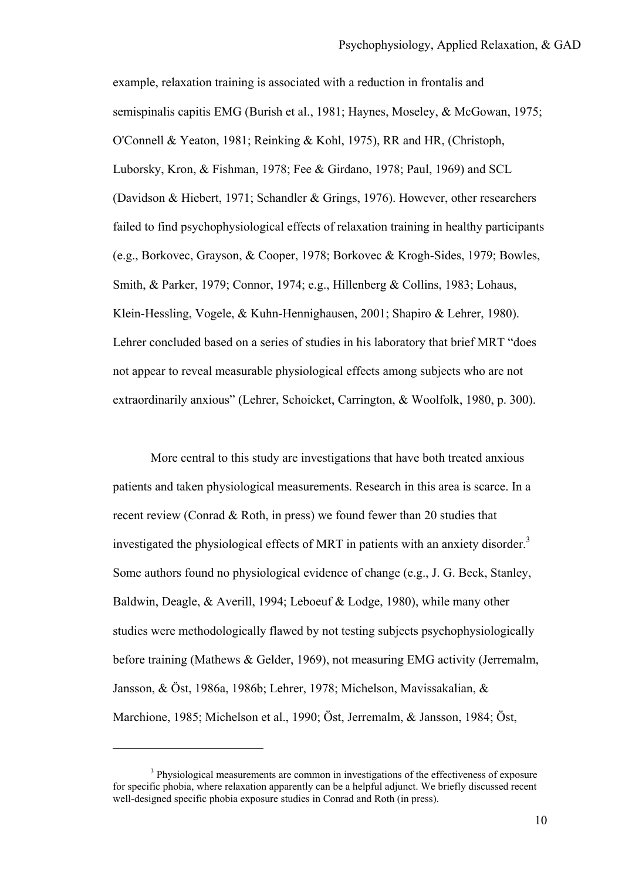example, relaxation training is associated with a reduction in frontalis and semispinalis capitis EMG (Burish et al., 1981; Haynes, Moseley, & McGowan, 1975; O'Connell & Yeaton, 1981; Reinking & Kohl, 1975), RR and HR, (Christoph, Luborsky, Kron, & Fishman, 1978; Fee & Girdano, 1978; Paul, 1969) and SCL (Davidson & Hiebert, 1971; Schandler & Grings, 1976). However, other researchers failed to find psychophysiological effects of relaxation training in healthy participants (e.g., Borkovec, Grayson, & Cooper, 1978; Borkovec & Krogh-Sides, 1979; Bowles, Smith, & Parker, 1979; Connor, 1974; e.g., Hillenberg & Collins, 1983; Lohaus, Klein-Hessling, Vogele, & Kuhn-Hennighausen, 2001; Shapiro & Lehrer, 1980). Lehrer concluded based on a series of studies in his laboratory that brief MRT "does not appear to reveal measurable physiological effects among subjects who are not extraordinarily anxious" (Lehrer, Schoicket, Carrington, & Woolfolk, 1980, p. 300).

More central to this study are investigations that have both treated anxious patients and taken physiological measurements. Research in this area is scarce. In a recent review (Conrad & Roth, in press) we found fewer than 20 studies that investigated the physiological effects of MRT in patients with an anxiety disorder.[3] Some authors found no physiological evidence of change (e.g., J. G. Beck, Stanley, Baldwin, Deagle, & Averill, 1994; Leboeuf & Lodge, 1980), while many other studies were methodologically flawed by not testing subjects psychophysiologically before training (Mathews & Gelder, 1969), not measuring EMG activity (Jerremalm, Jansson, & Öst, 1986a, 1986b; Lehrer, 1978; Michelson, Mavissakalian, & Marchione, 1985; Michelson et al., 1990; Öst, Jerremalm, & Jansson, 1984; Öst,

[3] Physiological measurements are common in investigations of the effectiveness of exposure for specific phobia, where relaxation apparently can be a helpful adjunct. We briefly discussed recent well-designed specific phobia exposure studies in Conrad and Roth (in press).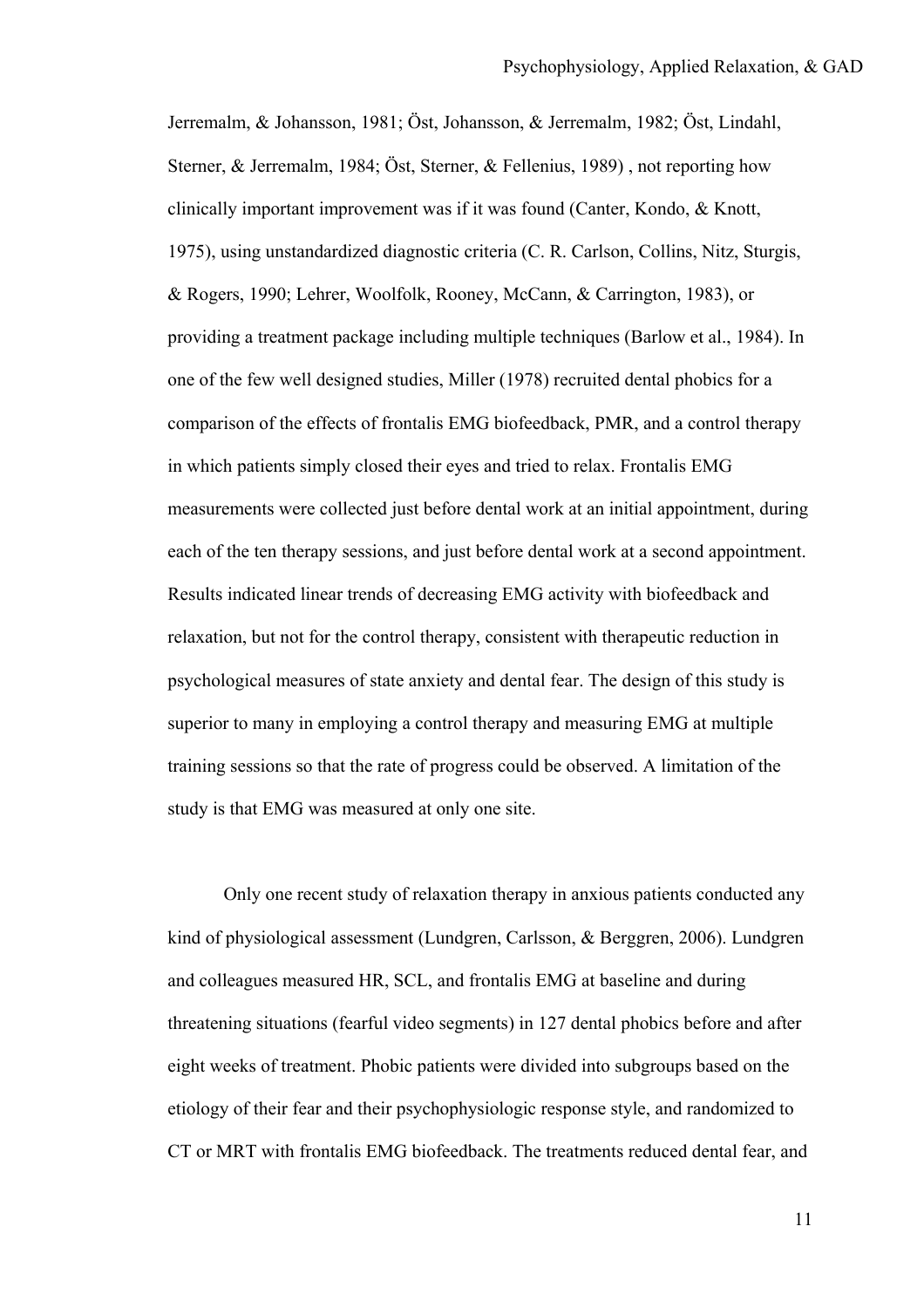Jerremalm, & Johansson, 1981; Öst, Johansson, & Jerremalm, 1982; Öst, Lindahl, Sterner, & Jerremalm, 1984; Öst, Sterner, & Fellenius, 1989) , not reporting how clinically important improvement was if it was found (Canter, Kondo, & Knott, 1975), using unstandardized diagnostic criteria (C. R. Carlson, Collins, Nitz, Sturgis, & Rogers, 1990; Lehrer, Woolfolk, Rooney, McCann, & Carrington, 1983), or providing a treatment package including multiple techniques (Barlow et al., 1984). In one of the few well designed studies, Miller (1978) recruited dental phobics for a comparison of the effects of frontalis EMG biofeedback, PMR, and a control therapy in which patients simply closed their eyes and tried to relax. Frontalis EMG measurements were collected just before dental work at an initial appointment, during each of the ten therapy sessions, and just before dental work at a second appointment. Results indicated linear trends of decreasing EMG activity with biofeedback and relaxation, but not for the control therapy, consistent with therapeutic reduction in psychological measures of state anxiety and dental fear. The design of this study is superior to many in employing a control therapy and measuring EMG at multiple training sessions so that the rate of progress could be observed. A limitation of the study is that EMG was measured at only one site.

Only one recent study of relaxation therapy in anxious patients conducted any kind of physiological assessment (Lundgren, Carlsson, & Berggren, 2006). Lundgren and colleagues measured HR, SCL, and frontalis EMG at baseline and during threatening situations (fearful video segments) in 127 dental phobics before and after eight weeks of treatment. Phobic patients were divided into subgroups based on the etiology of their fear and their psychophysiologic response style, and randomized to CT or MRT with frontalis EMG biofeedback. The treatments reduced dental fear, and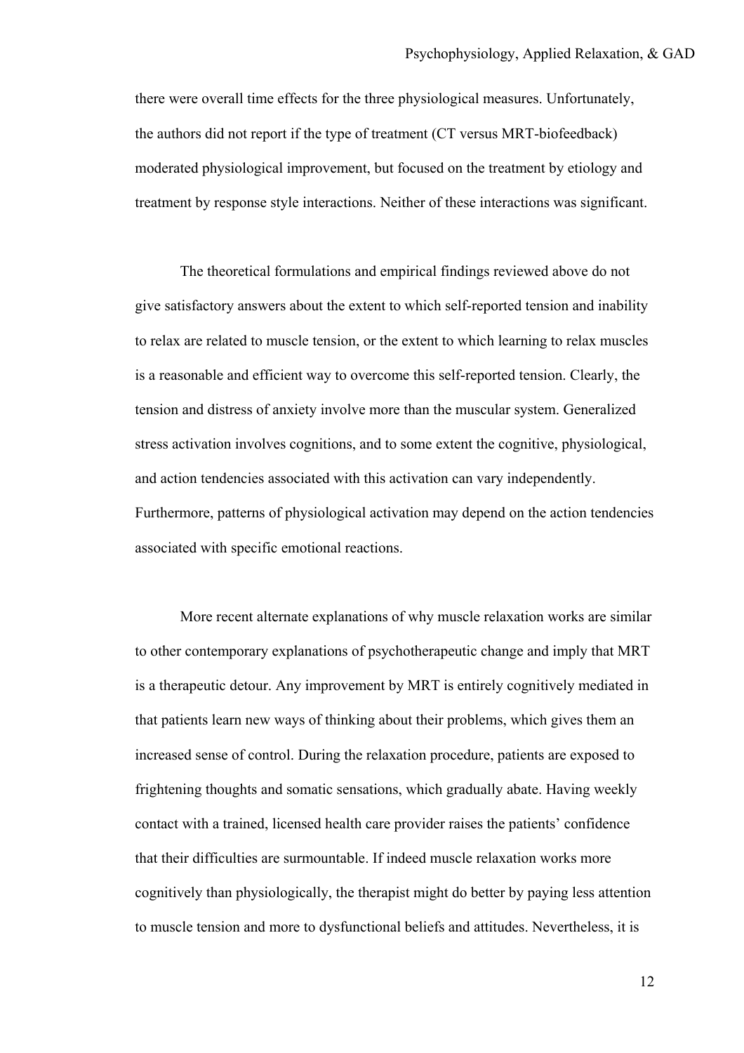there were overall time effects for the three physiological measures. Unfortunately, the authors did not report if the type of treatment (CT versus MRT-biofeedback) moderated physiological improvement, but focused on the treatment by etiology and treatment by response style interactions. Neither of these interactions was significant.

The theoretical formulations and empirical findings reviewed above do not give satisfactory answers about the extent to which self-reported tension and inability to relax are related to muscle tension, or the extent to which learning to relax muscles is a reasonable and efficient way to overcome this self-reported tension. Clearly, the tension and distress of anxiety involve more than the muscular system. Generalized stress activation involves cognitions, and to some extent the cognitive, physiological, and action tendencies associated with this activation can vary independently. Furthermore, patterns of physiological activation may depend on the action tendencies associated with specific emotional reactions.

More recent alternate explanations of why muscle relaxation works are similar to other contemporary explanations of psychotherapeutic change and imply that MRT is a therapeutic detour. Any improvement by MRT is entirely cognitively mediated in that patients learn new ways of thinking about their problems, which gives them an increased sense of control. During the relaxation procedure, patients are exposed to frightening thoughts and somatic sensations, which gradually abate. Having weekly contact with a trained, licensed health care provider raises the patients' confidence that their difficulties are surmountable. If indeed muscle relaxation works more cognitively than physiologically, the therapist might do better by paying less attention to muscle tension and more to dysfunctional beliefs and attitudes. Nevertheless, it is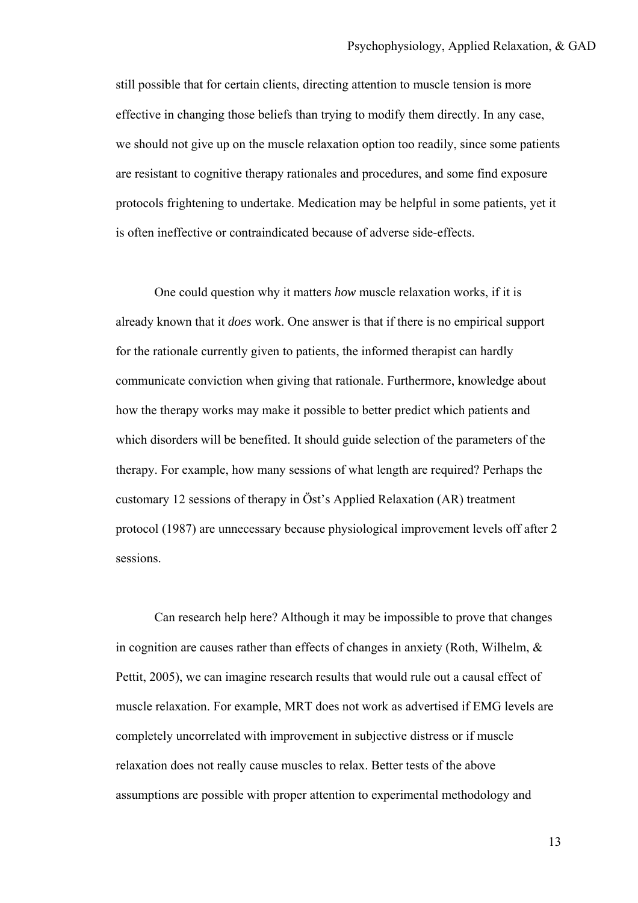still possible that for certain clients, directing attention to muscle tension is more effective in changing those beliefs than trying to modify them directly. In any case, we should not give up on the muscle relaxation option too readily, since some patients are resistant to cognitive therapy rationales and procedures, and some find exposure protocols frightening to undertake. Medication may be helpful in some patients, yet it is often ineffective or contraindicated because of adverse side-effects.

One could question why it matters *how* muscle relaxation works, if it is already known that it *does* work. One answer is that if there is no empirical support for the rationale currently given to patients, the informed therapist can hardly communicate conviction when giving that rationale. Furthermore, knowledge about how the therapy works may make it possible to better predict which patients and which disorders will be benefited. It should guide selection of the parameters of the therapy. For example, how many sessions of what length are required? Perhaps the customary 12 sessions of therapy in Öst's Applied Relaxation (AR) treatment protocol (1987) are unnecessary because physiological improvement levels off after 2 sessions.

Can research help here? Although it may be impossible to prove that changes in cognition are causes rather than effects of changes in anxiety (Roth, Wilhelm, & Pettit, 2005), we can imagine research results that would rule out a causal effect of muscle relaxation. For example, MRT does not work as advertised if EMG levels are completely uncorrelated with improvement in subjective distress or if muscle relaxation does not really cause muscles to relax. Better tests of the above assumptions are possible with proper attention to experimental methodology and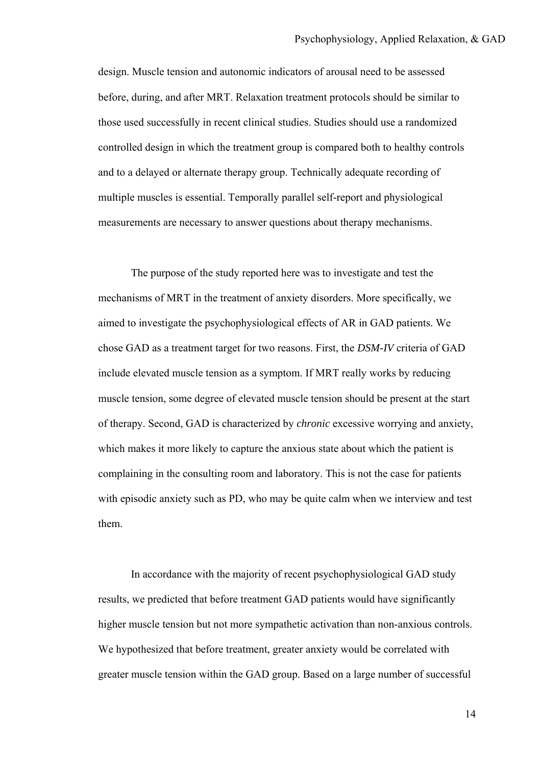design. Muscle tension and autonomic indicators of arousal need to be assessed before, during, and after MRT. Relaxation treatment protocols should be similar to those used successfully in recent clinical studies. Studies should use a randomized controlled design in which the treatment group is compared both to healthy controls and to a delayed or alternate therapy group. Technically adequate recording of multiple muscles is essential. Temporally parallel self-report and physiological measurements are necessary to answer questions about therapy mechanisms.

The purpose of the study reported here was to investigate and test the mechanisms of MRT in the treatment of anxiety disorders. More specifically, we aimed to investigate the psychophysiological effects of AR in GAD patients. We chose GAD as a treatment target for two reasons. First, the *DSM-IV* criteria of GAD include elevated muscle tension as a symptom. If MRT really works by reducing muscle tension, some degree of elevated muscle tension should be present at the start of therapy. Second, GAD is characterized by *chronic* excessive worrying and anxiety, which makes it more likely to capture the anxious state about which the patient is complaining in the consulting room and laboratory. This is not the case for patients with episodic anxiety such as PD, who may be quite calm when we interview and test them.

In accordance with the majority of recent psychophysiological GAD study results, we predicted that before treatment GAD patients would have significantly higher muscle tension but not more sympathetic activation than non-anxious controls. We hypothesized that before treatment, greater anxiety would be correlated with greater muscle tension within the GAD group. Based on a large number of successful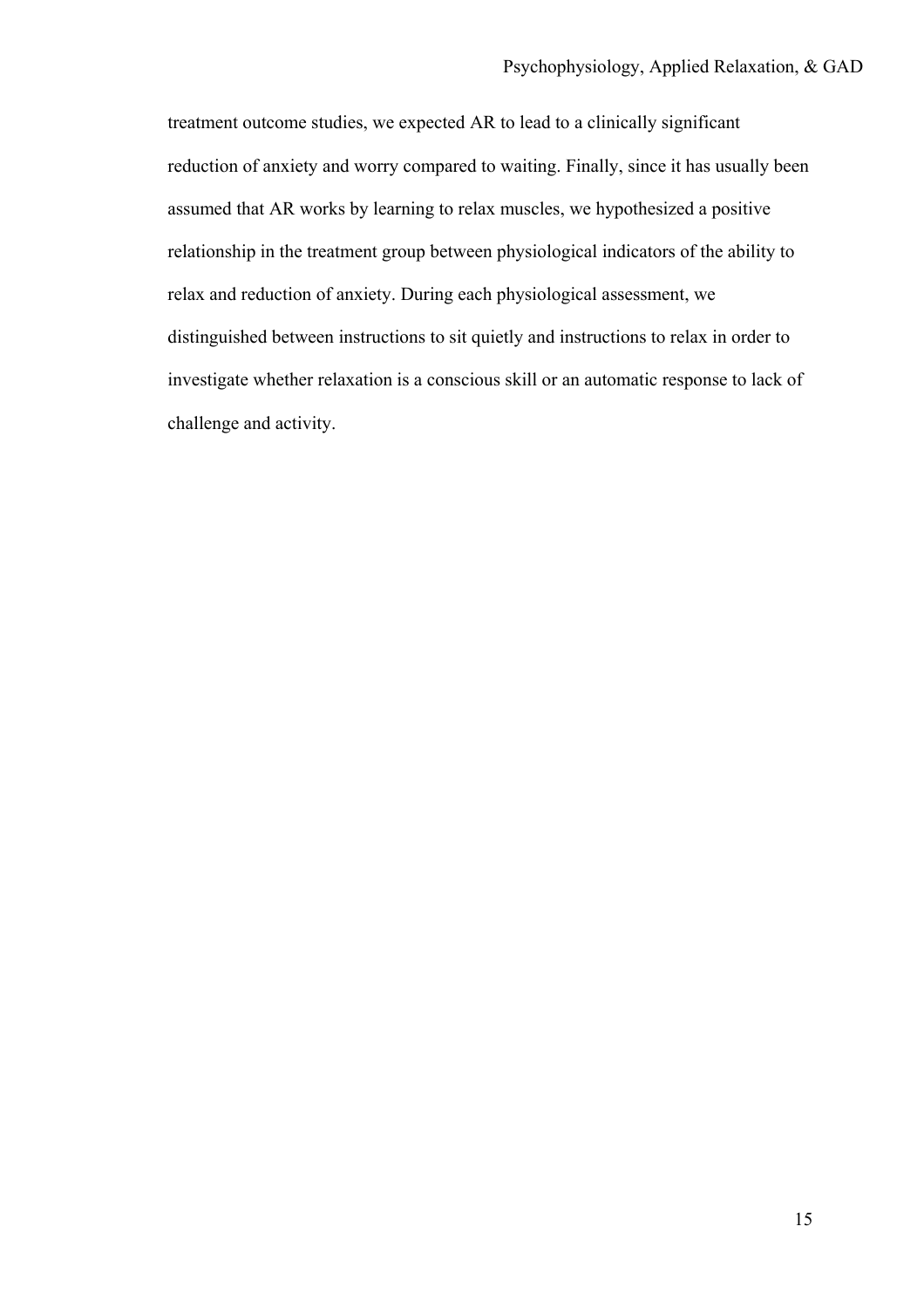treatment outcome studies, we expected AR to lead to a clinically significant reduction of anxiety and worry compared to waiting. Finally, since it has usually been assumed that AR works by learning to relax muscles, we hypothesized a positive relationship in the treatment group between physiological indicators of the ability to relax and reduction of anxiety. During each physiological assessment, we distinguished between instructions to sit quietly and instructions to relax in order to investigate whether relaxation is a conscious skill or an automatic response to lack of challenge and activity.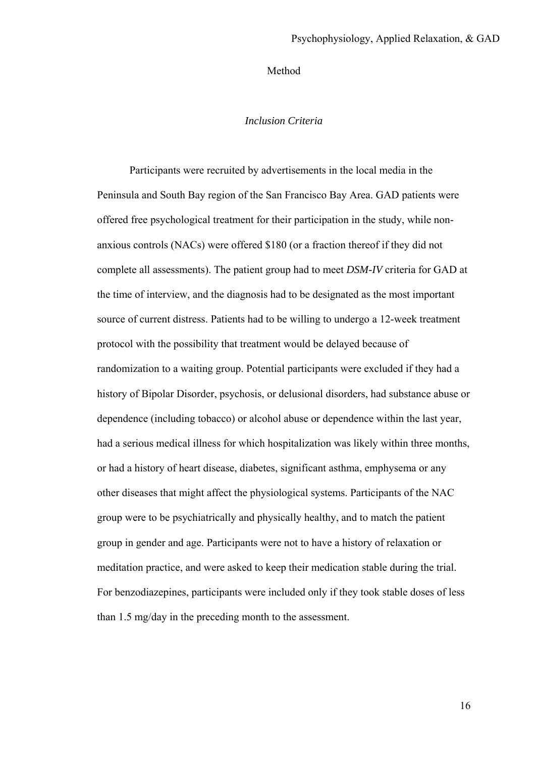# Method

## *Inclusion Criteria*

Participants were recruited by advertisements in the local media in the Peninsula and South Bay region of the San Francisco Bay Area. GAD patients were offered free psychological treatment for their participation in the study, while non-anxious controls (NACs) were offered $180 (or a fraction thereof if they did not complete all assessments). The patient group had to meet *DSM-IV* criteria for GAD at the time of interview, and the diagnosis had to be designated as the most important source of current distress. Patients had to be willing to undergo a 12-week treatment protocol with the possibility that treatment would be delayed because of randomization to a waiting group. Potential participants were excluded if they had a history of Bipolar Disorder, psychosis, or delusional disorders, had substance abuse or dependence (including tobacco) or alcohol abuse or dependence within the last year, had a serious medical illness for which hospitalization was likely within three months, or had a history of heart disease, diabetes, significant asthma, emphysema or any other diseases that might affect the physiological systems. Participants of the NAC group were to be psychiatrically and physically healthy, and to match the patient group in gender and age. Participants were not to have a history of relaxation or meditation practice, and were asked to keep their medication stable during the trial. For benzodiazepines, participants were included only if they took stable doses of less than 1.5 mg/day in the preceding month to the assessment.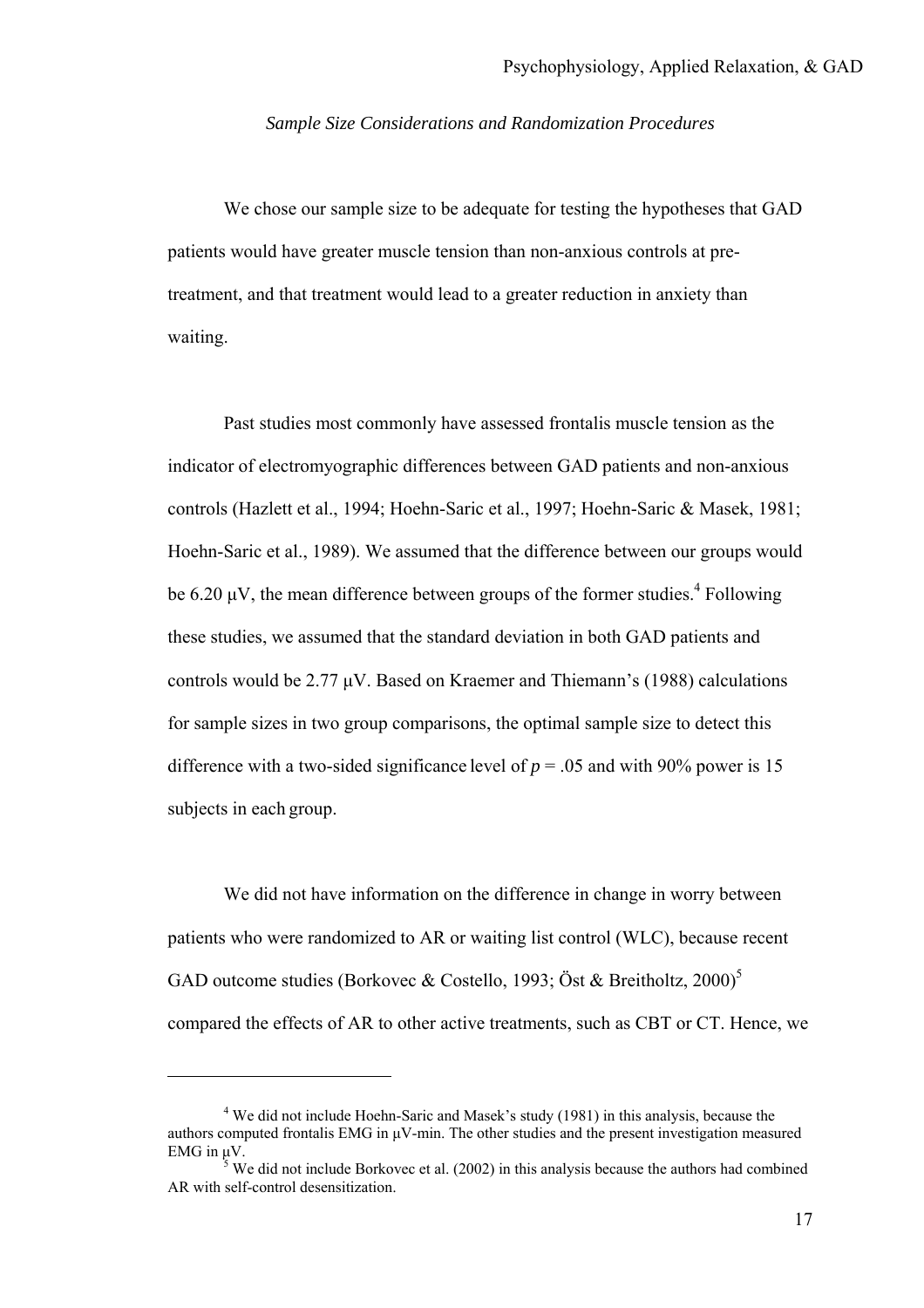*Sample Size Considerations and Randomization Procedures*

We chose our sample size to be adequate for testing the hypotheses that GAD patients would have greater muscle tension than non-anxious controls at pre-treatment, and that treatment would lead to a greater reduction in anxiety than waiting.

Past studies most commonly have assessed frontalis muscle tension as the indicator of electromyographic differences between GAD patients and non-anxious controls (Hazlett et al., 1994; Hoehn-Saric et al., 1997; Hoehn-Saric & Masek, 1981; Hoehn-Saric et al., 1989). We assumed that the difference between our groups would be 6.20 μV, the mean difference between groups of the former studies.[4] Following these studies, we assumed that the standard deviation in both GAD patients and controls would be 2.77 μV. Based on Kraemer and Thiemann's (1988) calculations for sample sizes in two group comparisons, the optimal sample size to detect this difference with a two-sided significance level of $p = .05$ and with 90% power is 15 subjects in each group.

We did not have information on the difference in change in worry between patients who were randomized to AR or waiting list control (WLC), because recent GAD outcome studies (Borkovec & Costello, 1993; Öst & Breitholtz, 2000)[5] compared the effects of AR to other active treatments, such as CBT or CT. Hence, we

---

[4] We did not include Hoehn-Saric and Masek's study (1981) in this analysis, because the authors computed frontalis EMG in μV-min. The other studies and the present investigation measured EMG in μV.

[5] We did not include Borkovec et al. (2002) in this analysis because the authors had combined AR with self-control desensitization.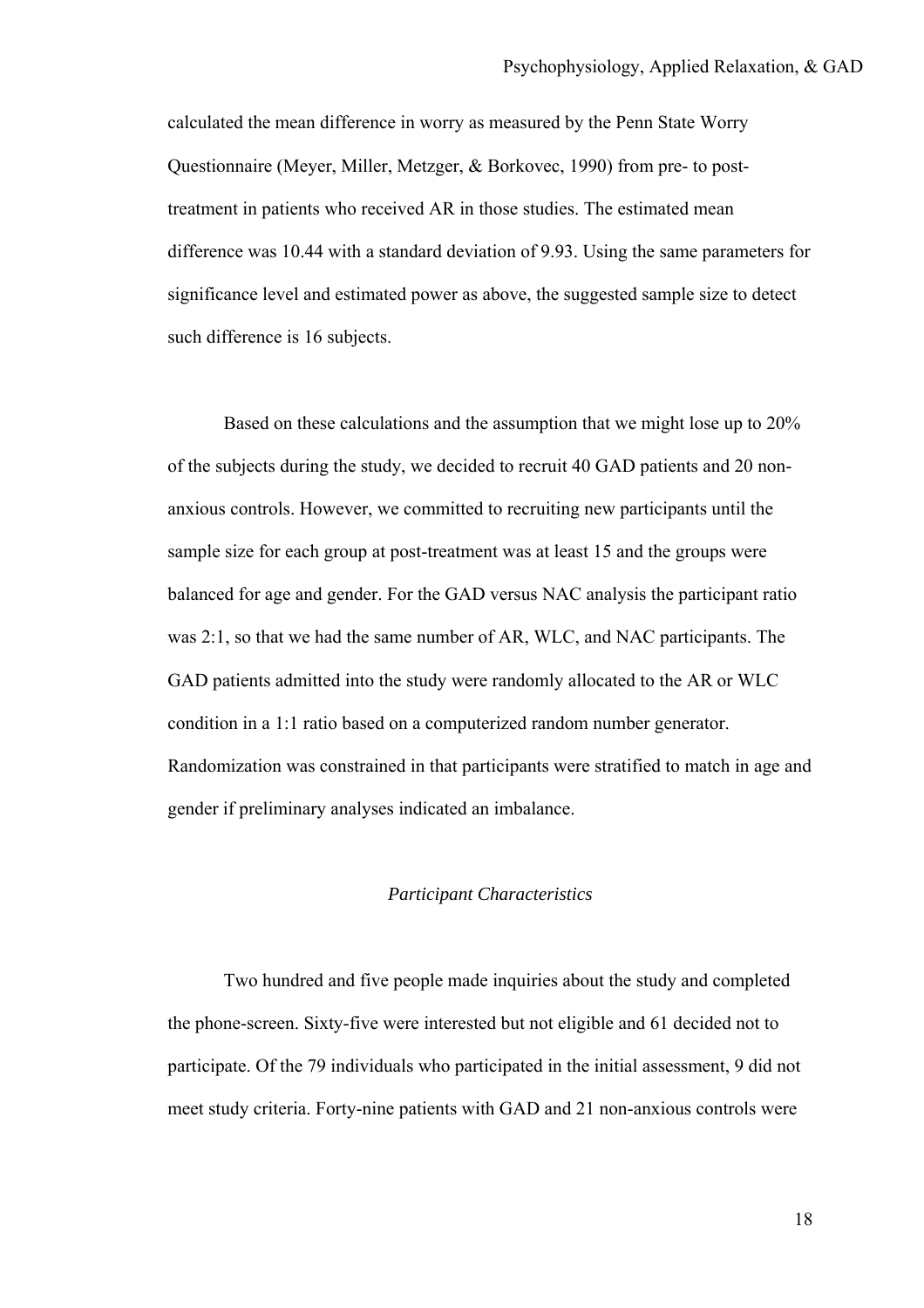calculated the mean difference in worry as measured by the Penn State Worry Questionnaire (Meyer, Miller, Metzger, & Borkovec, 1990) from pre- to post-treatment in patients who received AR in those studies. The estimated mean difference was 10.44 with a standard deviation of 9.93. Using the same parameters for significance level and estimated power as above, the suggested sample size to detect such difference is 16 subjects.

Based on these calculations and the assumption that we might lose up to 20% of the subjects during the study, we decided to recruit 40 GAD patients and 20 non-anxious controls. However, we committed to recruiting new participants until the sample size for each group at post-treatment was at least 15 and the groups were balanced for age and gender. For the GAD versus NAC analysis the participant ratio was 2:1, so that we had the same number of AR, WLC, and NAC participants. The GAD patients admitted into the study were randomly allocated to the AR or WLC condition in a 1:1 ratio based on a computerized random number generator. Randomization was constrained in that participants were stratified to match in age and gender if preliminary analyses indicated an imbalance.

### *Participant Characteristics*

Two hundred and five people made inquiries about the study and completed the phone-screen. Sixty-five were interested but not eligible and 61 decided not to participate. Of the 79 individuals who participated in the initial assessment, 9 did not meet study criteria. Forty-nine patients with GAD and 21 non-anxious controls were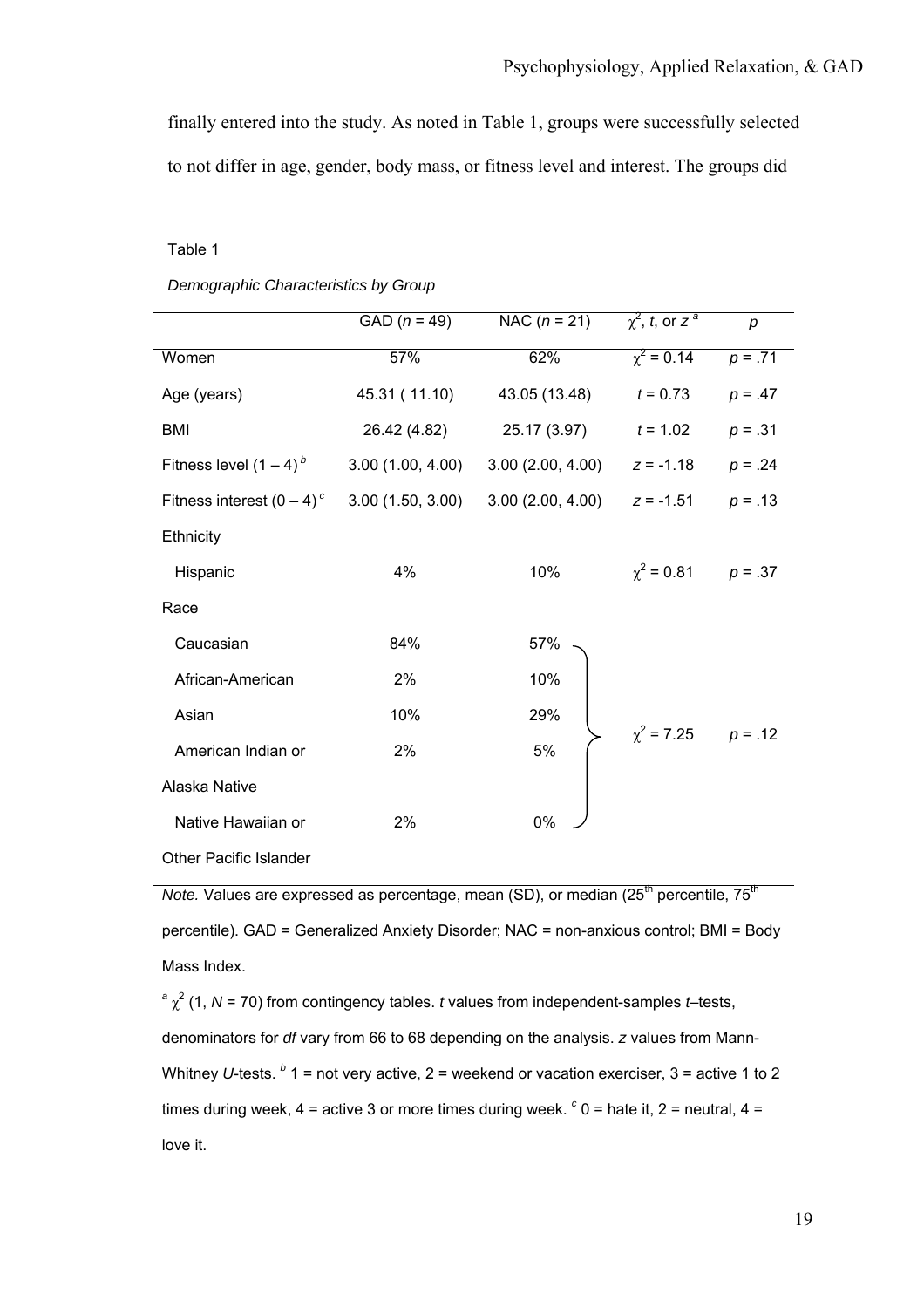finally entered into the study. As noted in Table 1, groups were successfully selected to not differ in age, gender, body mass, or fitness level and interest. The groups did

Table 1

*Demographic Characteristics by Group*

| | GAD (*n* = 49) | NAC (*n* = 21) | $\chi^2$, *t*, or *z* [a] | *p* |
|---|---|---|---|---|
| Women | 57% | 62% | $\chi^2 = 0.14$ | $p = .71$ |
| Age (years) | 45.31 ( 11.10) | 43.05 (13.48) | $t = 0.73$ | $p = .47$ |
| BMI | 26.42 (4.82) | 25.17 (3.97) | $t = 1.02$ | $p = .31$ |
| Fitness level (1 – 4) [b] | 3.00 (1.00, 4.00) | 3.00 (2.00, 4.00) | $z = -1.18$ | $p = .24$ |
| Fitness interest (0 – 4) [c] | 3.00 (1.50, 3.00) | 3.00 (2.00, 4.00) | $z = -1.51$ | $p = .13$ |
| Ethnicity | | | | |
| Hispanic | 4% | 10% | $\chi^2 = 0.81$ | $p = .37$ |
| Race | | | | |
| Caucasian | 84% | 57% | $\chi^2 = 7.25$ | $p = .12$ |
| African-American | 2% | 10% | | |
| Asian | 10% | 29% | | |
| American Indian or Alaska Native | 2% | 5% | | |
| Native Hawaiian or Other Pacific Islander | 2% | 0% | | |

*Note.* Values are expressed as percentage, mean (SD), or median (25th percentile, 75th percentile). GAD = Generalized Anxiety Disorder; NAC = non-anxious control; BMI = Body Mass Index.

[a] $\chi^2$ (1, *N* = 70) from contingency tables. *t* values from independent-samples *t*–tests, denominators for *df* vary from 66 to 68 depending on the analysis. *z* values from Mann-Whitney *U*-tests. [b] 1 = not very active, 2 = weekend or vacation exerciser, 3 = active 1 to 2 times during week, 4 = active 3 or more times during week. [c] 0 = hate it, 2 = neutral, 4 = love it.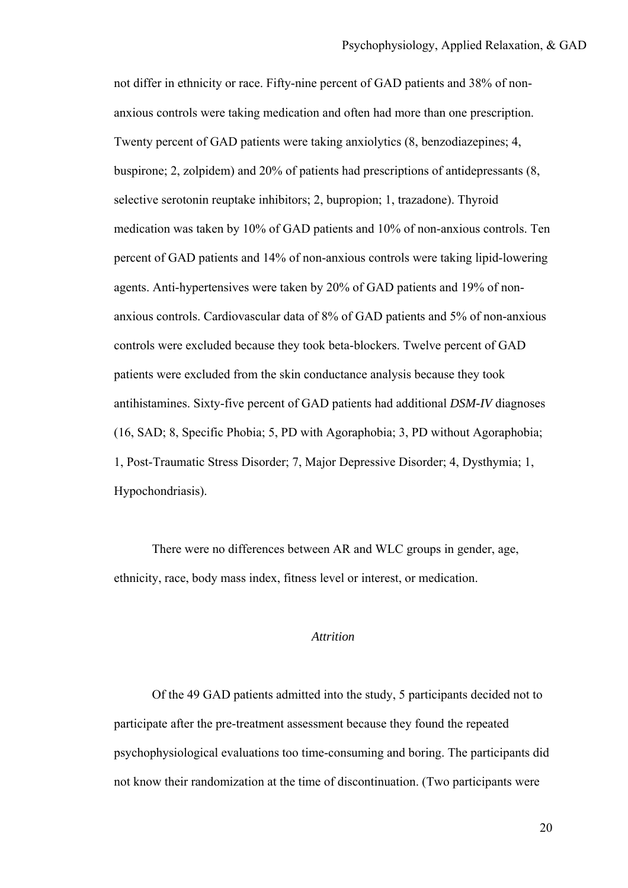not differ in ethnicity or race. Fifty-nine percent of GAD patients and 38% of non-anxious controls were taking medication and often had more than one prescription. Twenty percent of GAD patients were taking anxiolytics (8, benzodiazepines; 4, buspirone; 2, zolpidem) and 20% of patients had prescriptions of antidepressants (8, selective serotonin reuptake inhibitors; 2, bupropion; 1, trazadone). Thyroid medication was taken by 10% of GAD patients and 10% of non-anxious controls. Ten percent of GAD patients and 14% of non-anxious controls were taking lipid-lowering agents. Anti-hypertensives were taken by 20% of GAD patients and 19% of non-anxious controls. Cardiovascular data of 8% of GAD patients and 5% of non-anxious controls were excluded because they took beta-blockers. Twelve percent of GAD patients were excluded from the skin conductance analysis because they took antihistamines. Sixty-five percent of GAD patients had additional *DSM-IV* diagnoses (16, SAD; 8, Specific Phobia; 5, PD with Agoraphobia; 3, PD without Agoraphobia; 1, Post-Traumatic Stress Disorder; 7, Major Depressive Disorder; 4, Dysthymia; 1, Hypochondriasis).

There were no differences between AR and WLC groups in gender, age, ethnicity, race, body mass index, fitness level or interest, or medication.

### *Attrition*

Of the 49 GAD patients admitted into the study, 5 participants decided not to participate after the pre-treatment assessment because they found the repeated psychophysiological evaluations too time-consuming and boring. The participants did not know their randomization at the time of discontinuation. (Two participants were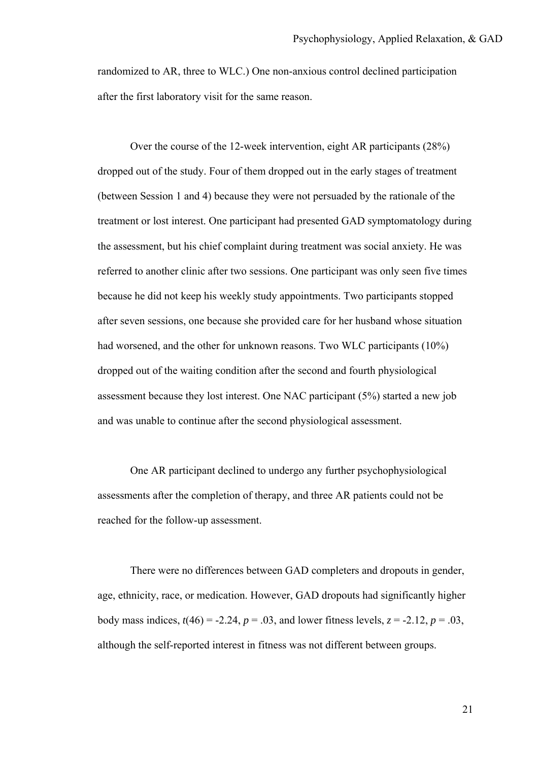randomized to AR, three to WLC.) One non-anxious control declined participation after the first laboratory visit for the same reason.

Over the course of the 12-week intervention, eight AR participants (28%) dropped out of the study. Four of them dropped out in the early stages of treatment (between Session 1 and 4) because they were not persuaded by the rationale of the treatment or lost interest. One participant had presented GAD symptomatology during the assessment, but his chief complaint during treatment was social anxiety. He was referred to another clinic after two sessions. One participant was only seen five times because he did not keep his weekly study appointments. Two participants stopped after seven sessions, one because she provided care for her husband whose situation had worsened, and the other for unknown reasons. Two WLC participants (10%) dropped out of the waiting condition after the second and fourth physiological assessment because they lost interest. One NAC participant (5%) started a new job and was unable to continue after the second physiological assessment.

One AR participant declined to undergo any further psychophysiological assessments after the completion of therapy, and three AR patients could not be reached for the follow-up assessment.

There were no differences between GAD completers and dropouts in gender, age, ethnicity, race, or medication. However, GAD dropouts had significantly higher body mass indices, $t(46) = -2.24$, $p = .03$, and lower fitness levels, $z = -2.12$, $p = .03$, although the self-reported interest in fitness was not different between groups.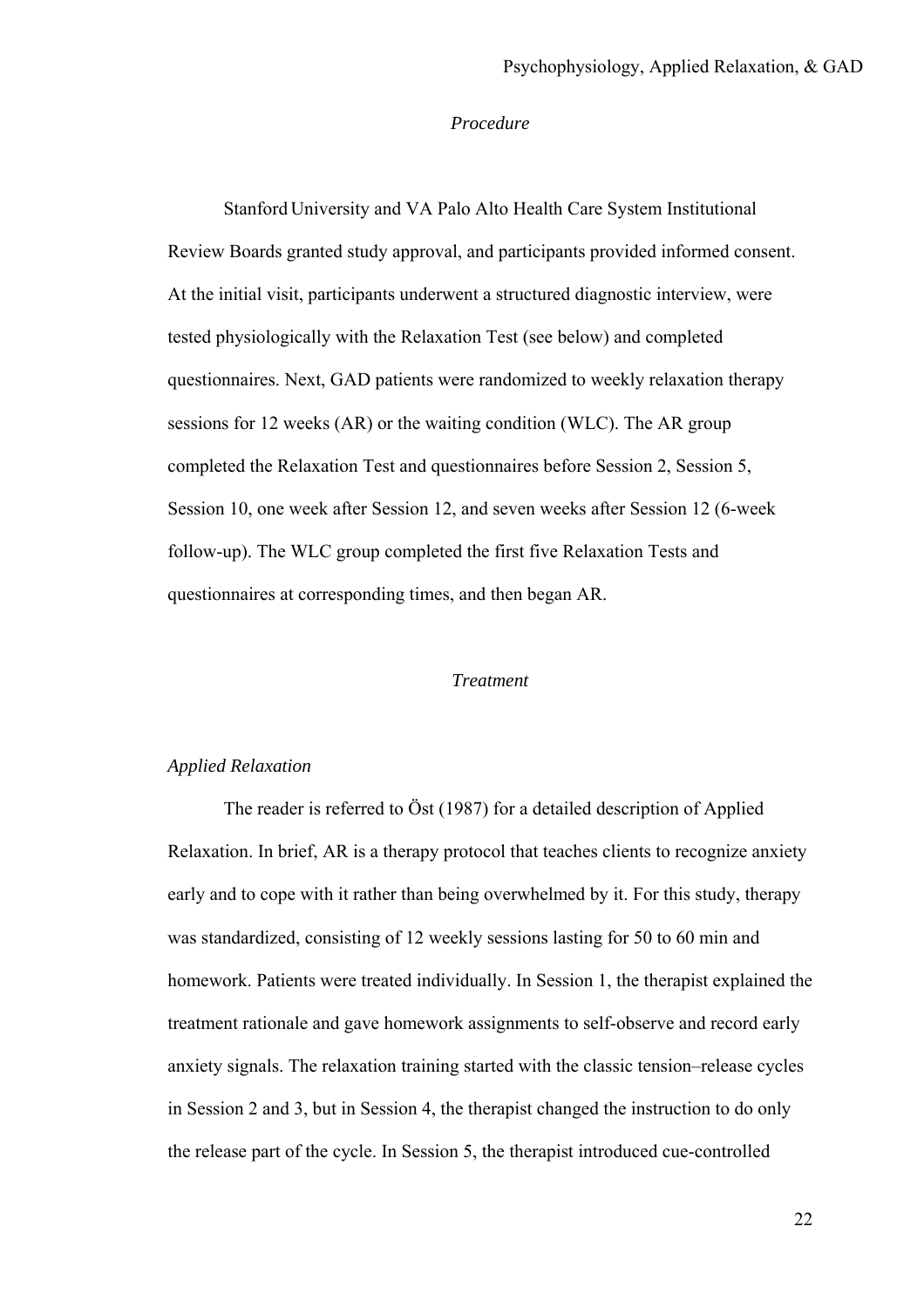*Procedure*

Stanford University and VA Palo Alto Health Care System Institutional Review Boards granted study approval, and participants provided informed consent. At the initial visit, participants underwent a structured diagnostic interview, were tested physiologically with the Relaxation Test (see below) and completed questionnaires. Next, GAD patients were randomized to weekly relaxation therapy sessions for 12 weeks (AR) or the waiting condition (WLC). The AR group completed the Relaxation Test and questionnaires before Session 2, Session 5, Session 10, one week after Session 12, and seven weeks after Session 12 (6-week follow-up). The WLC group completed the first five Relaxation Tests and questionnaires at corresponding times, and then began AR.

*Treatment*

*Applied Relaxation*

The reader is referred to Öst (1987) for a detailed description of Applied Relaxation. In brief, AR is a therapy protocol that teaches clients to recognize anxiety early and to cope with it rather than being overwhelmed by it. For this study, therapy was standardized, consisting of 12 weekly sessions lasting for 50 to 60 min and homework. Patients were treated individually. In Session 1, the therapist explained the treatment rationale and gave homework assignments to self-observe and record early anxiety signals. The relaxation training started with the classic tension–release cycles in Session 2 and 3, but in Session 4, the therapist changed the instruction to do only the release part of the cycle. In Session 5, the therapist introduced cue-controlled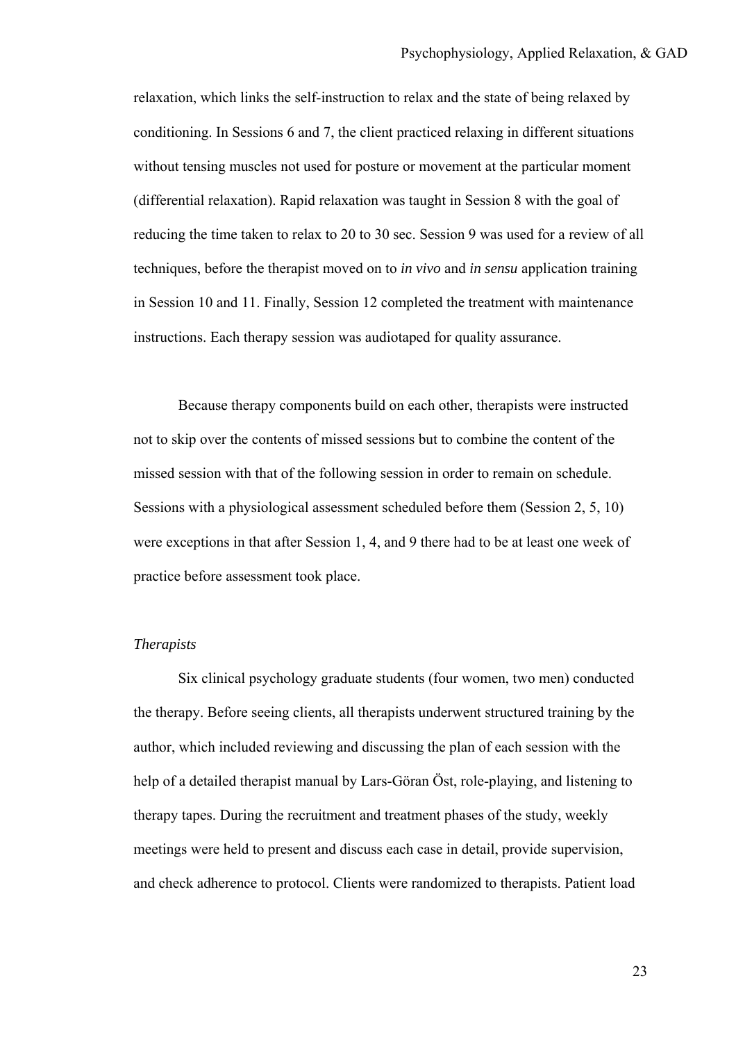relaxation, which links the self-instruction to relax and the state of being relaxed by conditioning. In Sessions 6 and 7, the client practiced relaxing in different situations without tensing muscles not used for posture or movement at the particular moment (differential relaxation). Rapid relaxation was taught in Session 8 with the goal of reducing the time taken to relax to 20 to 30 sec. Session 9 was used for a review of all techniques, before the therapist moved on to *in vivo* and *in sensu* application training in Session 10 and 11. Finally, Session 12 completed the treatment with maintenance instructions. Each therapy session was audiotaped for quality assurance.

Because therapy components build on each other, therapists were instructed not to skip over the contents of missed sessions but to combine the content of the missed session with that of the following session in order to remain on schedule. Sessions with a physiological assessment scheduled before them (Session 2, 5, 10) were exceptions in that after Session 1, 4, and 9 there had to be at least one week of practice before assessment took place.

*Therapists*

Six clinical psychology graduate students (four women, two men) conducted the therapy. Before seeing clients, all therapists underwent structured training by the author, which included reviewing and discussing the plan of each session with the help of a detailed therapist manual by Lars-Göran Öst, role-playing, and listening to therapy tapes. During the recruitment and treatment phases of the study, weekly meetings were held to present and discuss each case in detail, provide supervision, and check adherence to protocol. Clients were randomized to therapists. Patient load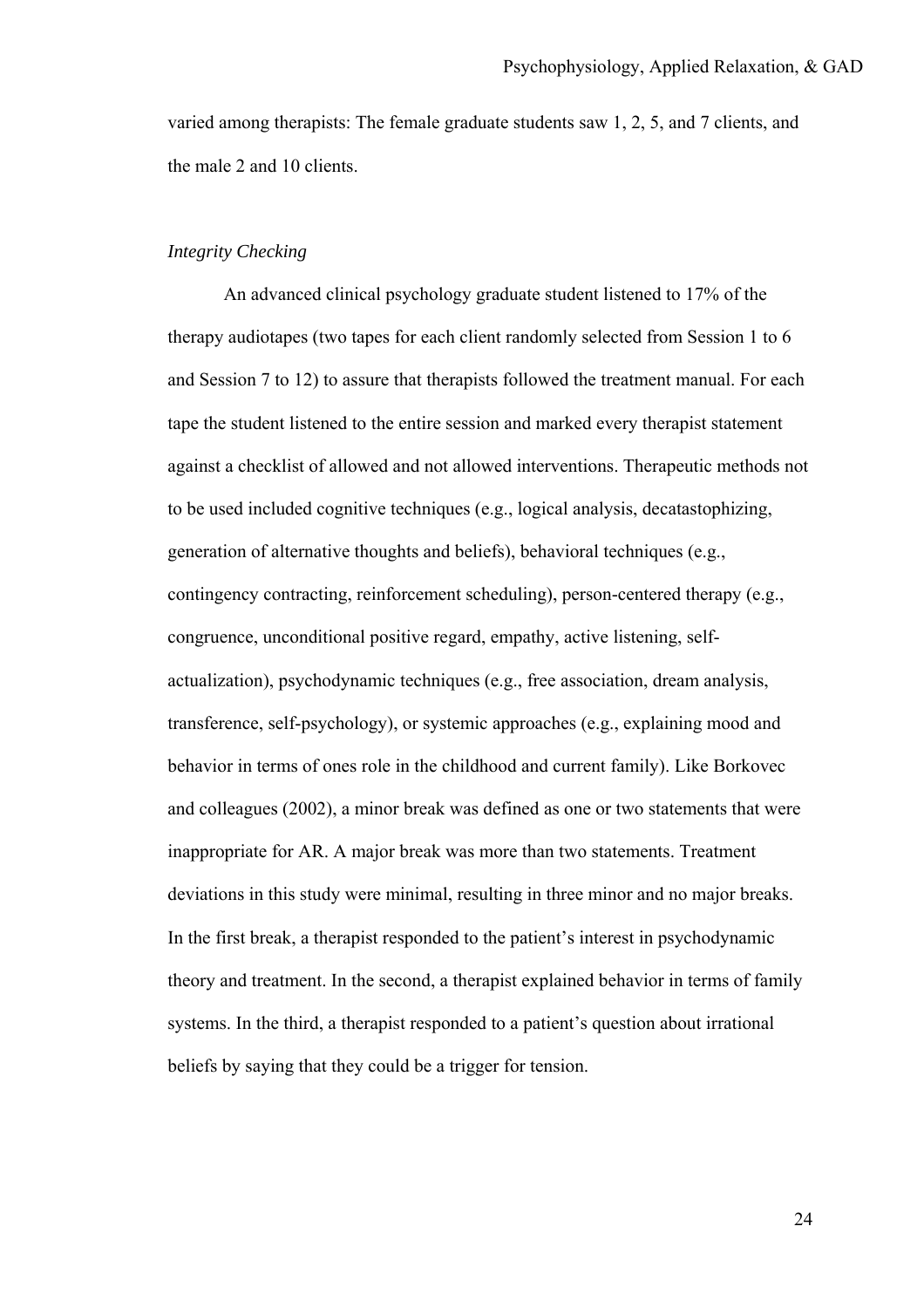varied among therapists: The female graduate students saw 1, 2, 5, and 7 clients, and the male 2 and 10 clients.

### *Integrity Checking*

An advanced clinical psychology graduate student listened to 17% of the therapy audiotapes (two tapes for each client randomly selected from Session 1 to 6 and Session 7 to 12) to assure that therapists followed the treatment manual. For each tape the student listened to the entire session and marked every therapist statement against a checklist of allowed and not allowed interventions. Therapeutic methods not to be used included cognitive techniques (e.g., logical analysis, decatastophizing, generation of alternative thoughts and beliefs), behavioral techniques (e.g., contingency contracting, reinforcement scheduling), person-centered therapy (e.g., congruence, unconditional positive regard, empathy, active listening, self-actualization), psychodynamic techniques (e.g., free association, dream analysis, transference, self-psychology), or systemic approaches (e.g., explaining mood and behavior in terms of ones role in the childhood and current family). Like Borkovec and colleagues (2002), a minor break was defined as one or two statements that were inappropriate for AR. A major break was more than two statements. Treatment deviations in this study were minimal, resulting in three minor and no major breaks. In the first break, a therapist responded to the patient's interest in psychodynamic theory and treatment. In the second, a therapist explained behavior in terms of family systems. In the third, a therapist responded to a patient's question about irrational beliefs by saying that they could be a trigger for tension.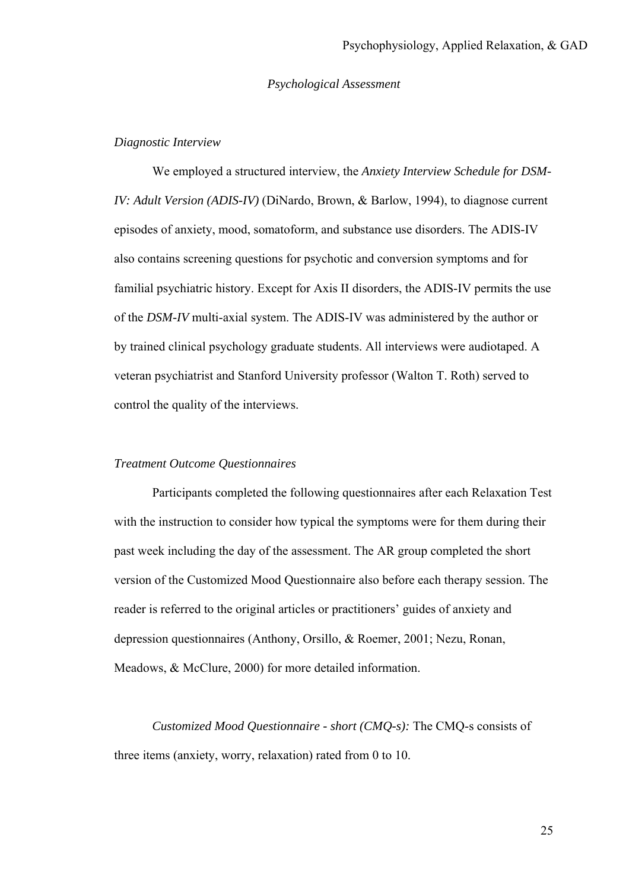## *Psychological Assessment*

### *Diagnostic Interview*

We employed a structured interview, the *Anxiety Interview Schedule for DSM-IV: Adult Version (ADIS-IV)* (DiNardo, Brown, & Barlow, 1994), to diagnose current episodes of anxiety, mood, somatoform, and substance use disorders. The ADIS-IV also contains screening questions for psychotic and conversion symptoms and for familial psychiatric history. Except for Axis II disorders, the ADIS-IV permits the use of the *DSM-IV* multi-axial system. The ADIS-IV was administered by the author or by trained clinical psychology graduate students. All interviews were audiotaped. A veteran psychiatrist and Stanford University professor (Walton T. Roth) served to control the quality of the interviews.

### *Treatment Outcome Questionnaires*

Participants completed the following questionnaires after each Relaxation Test with the instruction to consider how typical the symptoms were for them during their past week including the day of the assessment. The AR group completed the short version of the Customized Mood Questionnaire also before each therapy session. The reader is referred to the original articles or practitioners' guides of anxiety and depression questionnaires (Anthony, Orsillo, & Roemer, 2001; Nezu, Ronan, Meadows, & McClure, 2000) for more detailed information.

*Customized Mood Questionnaire - short (CMQ-s):* The CMQ-s consists of three items (anxiety, worry, relaxation) rated from 0 to 10.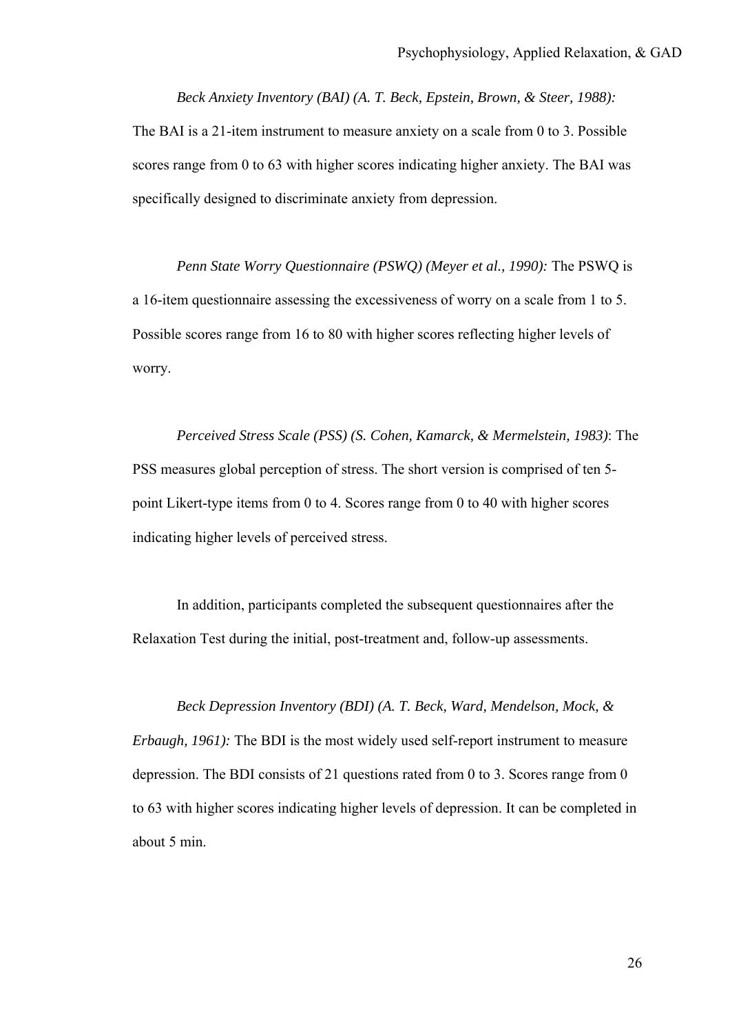*Beck Anxiety Inventory (BAI) (A. T. Beck, Epstein, Brown, & Steer, 1988):* The BAI is a 21-item instrument to measure anxiety on a scale from 0 to 3. Possible scores range from 0 to 63 with higher scores indicating higher anxiety. The BAI was specifically designed to discriminate anxiety from depression.

*Penn State Worry Questionnaire (PSWQ) (Meyer et al., 1990):* The PSWQ is a 16-item questionnaire assessing the excessiveness of worry on a scale from 1 to 5. Possible scores range from 16 to 80 with higher scores reflecting higher levels of worry.

*Perceived Stress Scale (PSS) (S. Cohen, Kamarck, & Mermelstein, 1983)*: The PSS measures global perception of stress. The short version is comprised of ten 5-point Likert-type items from 0 to 4. Scores range from 0 to 40 with higher scores indicating higher levels of perceived stress.

In addition, participants completed the subsequent questionnaires after the Relaxation Test during the initial, post-treatment and, follow-up assessments.

*Beck Depression Inventory (BDI) (A. T. Beck, Ward, Mendelson, Mock, & Erbaugh, 1961):* The BDI is the most widely used self-report instrument to measure depression. The BDI consists of 21 questions rated from 0 to 3. Scores range from 0 to 63 with higher scores indicating higher levels of depression. It can be completed in about 5 min.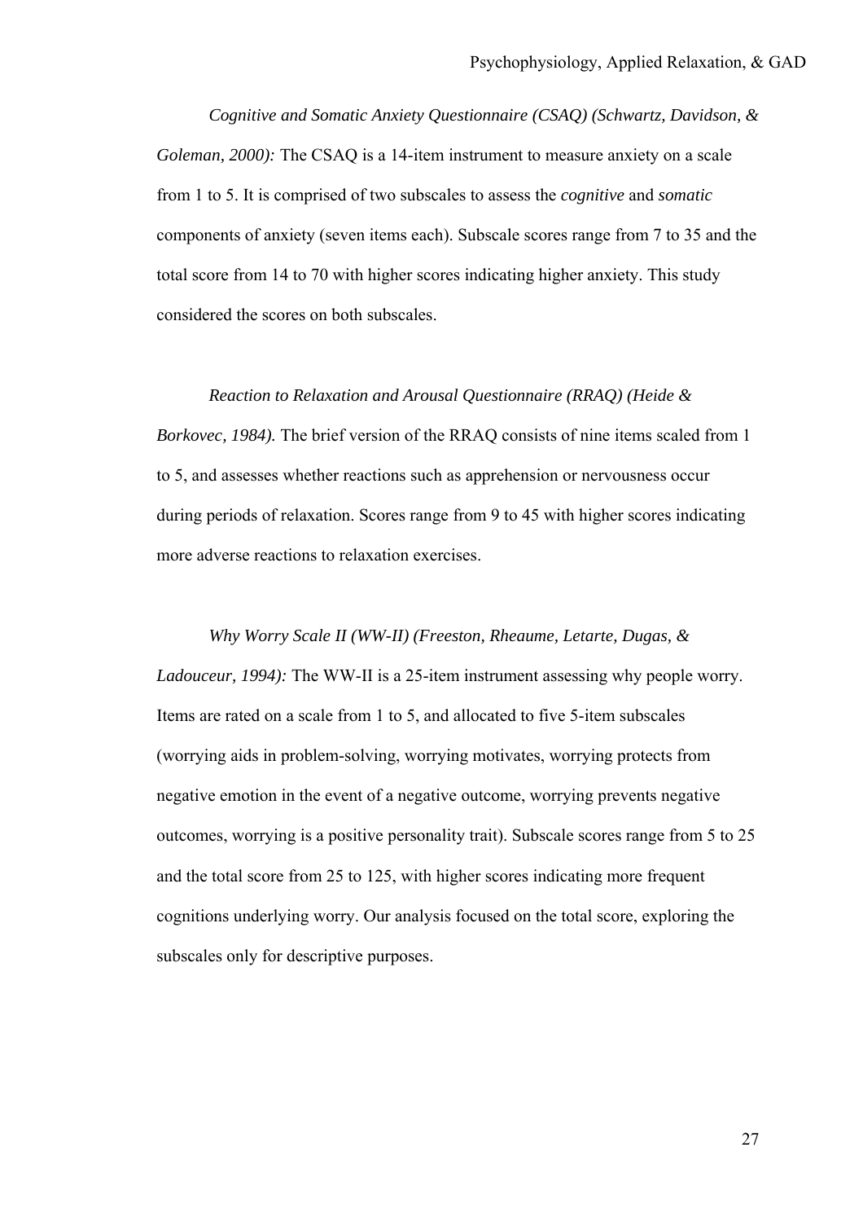*Cognitive and Somatic Anxiety Questionnaire (CSAQ) (Schwartz, Davidson, & Goleman, 2000):* The CSAQ is a 14-item instrument to measure anxiety on a scale from 1 to 5. It is comprised of two subscales to assess the *cognitive* and *somatic* components of anxiety (seven items each). Subscale scores range from 7 to 35 and the total score from 14 to 70 with higher scores indicating higher anxiety. This study considered the scores on both subscales.

*Reaction to Relaxation and Arousal Questionnaire (RRAQ) (Heide & Borkovec, 1984).* The brief version of the RRAQ consists of nine items scaled from 1 to 5, and assesses whether reactions such as apprehension or nervousness occur during periods of relaxation. Scores range from 9 to 45 with higher scores indicating more adverse reactions to relaxation exercises.

*Why Worry Scale II (WW-II) (Freeston, Rheaume, Letarte, Dugas, & Ladouceur, 1994):* The WW-II is a 25-item instrument assessing why people worry. Items are rated on a scale from 1 to 5, and allocated to five 5-item subscales (worrying aids in problem-solving, worrying motivates, worrying protects from negative emotion in the event of a negative outcome, worrying prevents negative outcomes, worrying is a positive personality trait). Subscale scores range from 5 to 25 and the total score from 25 to 125, with higher scores indicating more frequent cognitions underlying worry. Our analysis focused on the total score, exploring the subscales only for descriptive purposes.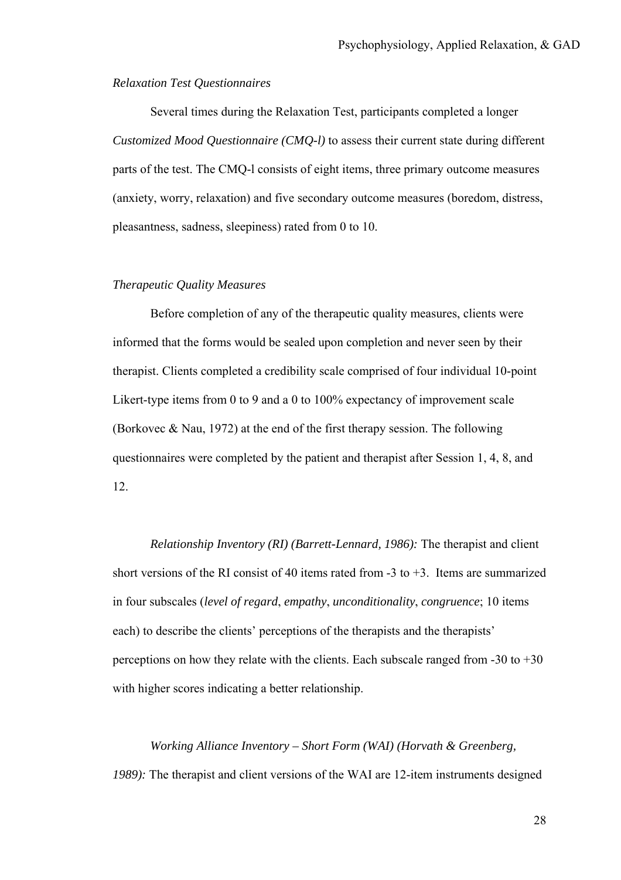*Relaxation Test Questionnaires*

Several times during the Relaxation Test, participants completed a longer *Customized Mood Questionnaire (CMQ-l)* to assess their current state during different parts of the test. The CMQ-l consists of eight items, three primary outcome measures (anxiety, worry, relaxation) and five secondary outcome measures (boredom, distress, pleasantness, sadness, sleepiness) rated from 0 to 10.

*Therapeutic Quality Measures*

Before completion of any of the therapeutic quality measures, clients were informed that the forms would be sealed upon completion and never seen by their therapist. Clients completed a credibility scale comprised of four individual 10-point Likert-type items from 0 to 9 and a 0 to 100% expectancy of improvement scale (Borkovec & Nau, 1972) at the end of the first therapy session. The following questionnaires were completed by the patient and therapist after Session 1, 4, 8, and 12.

*Relationship Inventory (RI) (Barrett-Lennard, 1986):* The therapist and client short versions of the RI consist of 40 items rated from -3 to +3. Items are summarized in four subscales (*level of regard*, *empathy*, *unconditionality*, *congruence*; 10 items each) to describe the clients' perceptions of the therapists and the therapists' perceptions on how they relate with the clients. Each subscale ranged from -30 to +30 with higher scores indicating a better relationship.

*Working Alliance Inventory – Short Form (WAI) (Horvath & Greenberg, 1989):* The therapist and client versions of the WAI are 12-item instruments designed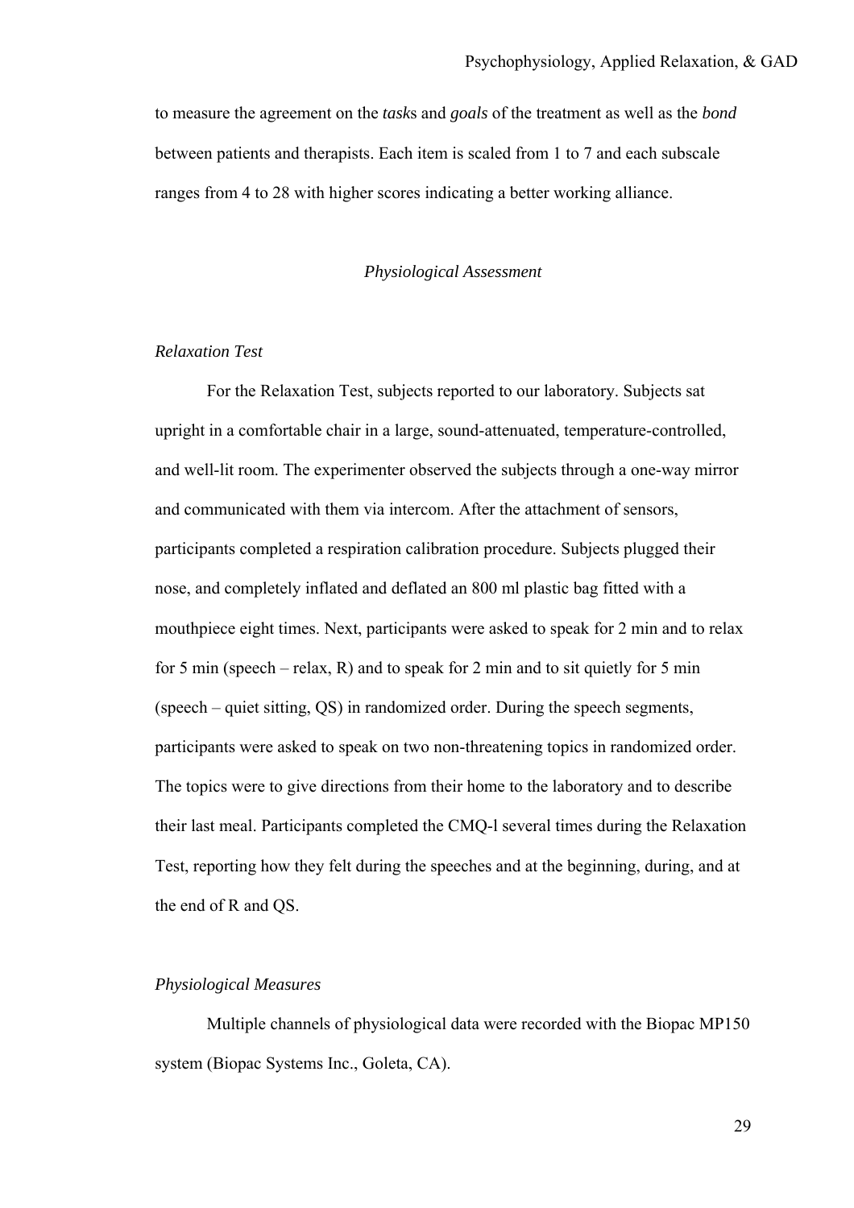to measure the agreement on the *tasks* and *goals* of the treatment as well as the *bond* between patients and therapists. Each item is scaled from 1 to 7 and each subscale ranges from 4 to 28 with higher scores indicating a better working alliance.

## *Physiological Assessment*

### *Relaxation Test*

For the Relaxation Test, subjects reported to our laboratory. Subjects sat upright in a comfortable chair in a large, sound-attenuated, temperature-controlled, and well-lit room. The experimenter observed the subjects through a one-way mirror and communicated with them via intercom. After the attachment of sensors, participants completed a respiration calibration procedure. Subjects plugged their nose, and completely inflated and deflated an 800 ml plastic bag fitted with a mouthpiece eight times. Next, participants were asked to speak for 2 min and to relax for 5 min (speech – relax, R) and to speak for 2 min and to sit quietly for 5 min (speech – quiet sitting, QS) in randomized order. During the speech segments, participants were asked to speak on two non-threatening topics in randomized order. The topics were to give directions from their home to the laboratory and to describe their last meal. Participants completed the CMQ-l several times during the Relaxation Test, reporting how they felt during the speeches and at the beginning, during, and at the end of R and QS.

### *Physiological Measures*

Multiple channels of physiological data were recorded with the Biopac MP150 system (Biopac Systems Inc., Goleta, CA).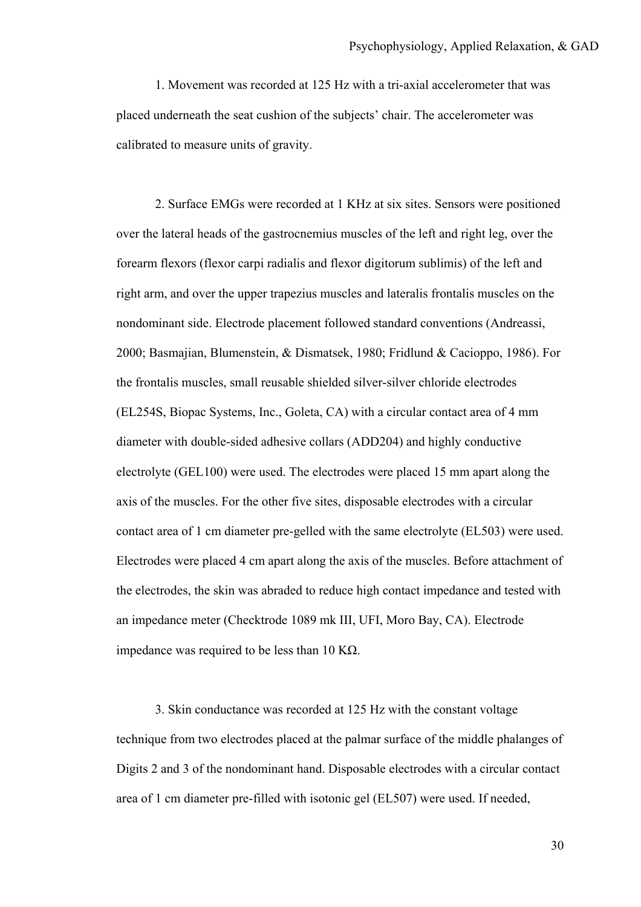1. Movement was recorded at 125 Hz with a tri-axial accelerometer that was placed underneath the seat cushion of the subjects' chair. The accelerometer was calibrated to measure units of gravity.

2. Surface EMGs were recorded at 1 KHz at six sites. Sensors were positioned over the lateral heads of the gastrocnemius muscles of the left and right leg, over the forearm flexors (flexor carpi radialis and flexor digitorum sublimis) of the left and right arm, and over the upper trapezius muscles and lateralis frontalis muscles on the nondominant side. Electrode placement followed standard conventions (Andreassi, 2000; Basmajian, Blumenstein, & Dismatsek, 1980; Fridlund & Cacioppo, 1986). For the frontalis muscles, small reusable shielded silver-silver chloride electrodes (EL254S, Biopac Systems, Inc., Goleta, CA) with a circular contact area of 4 mm diameter with double-sided adhesive collars (ADD204) and highly conductive electrolyte (GEL100) were used. The electrodes were placed 15 mm apart along the axis of the muscles. For the other five sites, disposable electrodes with a circular contact area of 1 cm diameter pre-gelled with the same electrolyte (EL503) were used. Electrodes were placed 4 cm apart along the axis of the muscles. Before attachment of the electrodes, the skin was abraded to reduce high contact impedance and tested with an impedance meter (Checktrode 1089 mk III, UFI, Moro Bay, CA). Electrode impedance was required to be less than 10 KΩ.

3. Skin conductance was recorded at 125 Hz with the constant voltage technique from two electrodes placed at the palmar surface of the middle phalanges of Digits 2 and 3 of the nondominant hand. Disposable electrodes with a circular contact area of 1 cm diameter pre-filled with isotonic gel (EL507) were used. If needed,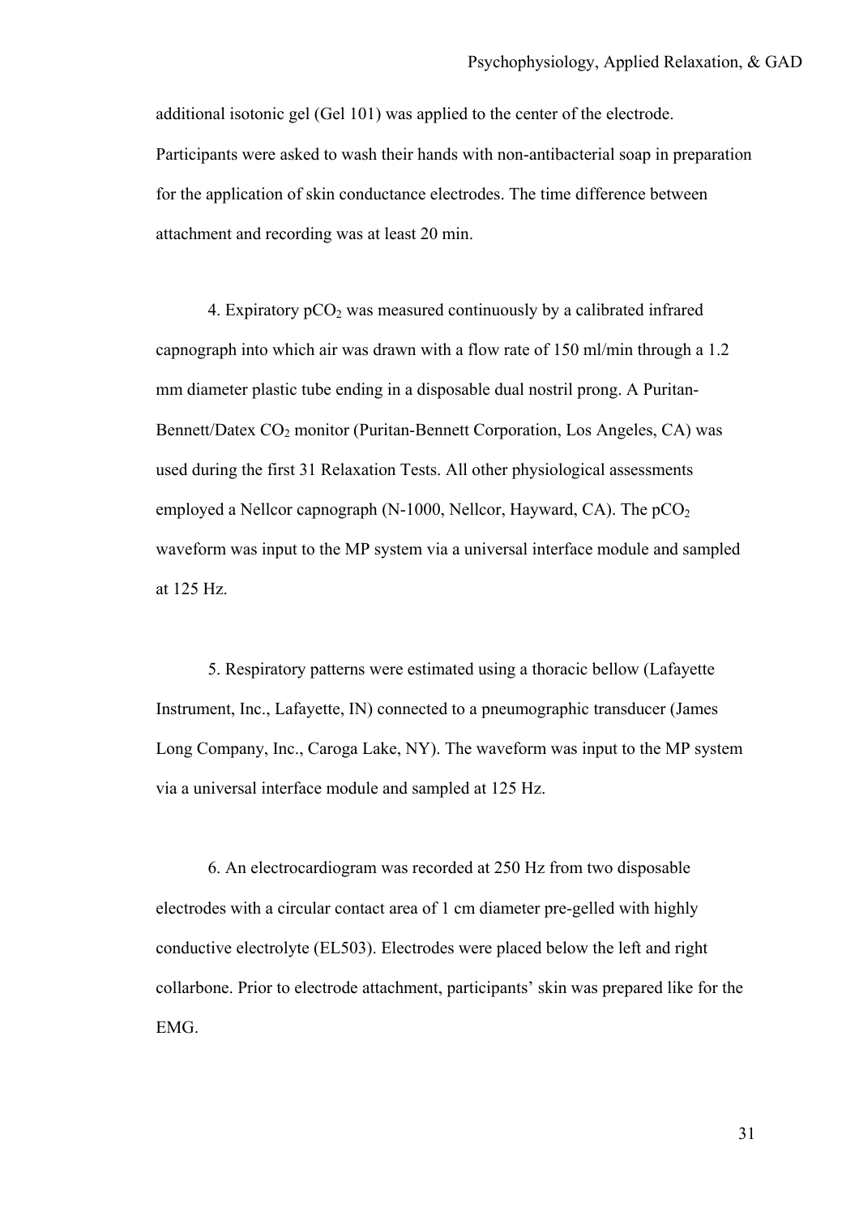additional isotonic gel (Gel 101) was applied to the center of the electrode. Participants were asked to wash their hands with non-antibacterial soap in preparation for the application of skin conductance electrodes. The time difference between attachment and recording was at least 20 min.

4. Expiratory $pCO_2$ was measured continuously by a calibrated infrared capnograph into which air was drawn with a flow rate of 150 ml/min through a 1.2 mm diameter plastic tube ending in a disposable dual nostril prong. A Puritan-Bennett/Datex $CO_2$ monitor (Puritan-Bennett Corporation, Los Angeles, CA) was used during the first 31 Relaxation Tests. All other physiological assessments employed a Nellcor capnograph (N-1000, Nellcor, Hayward, CA). The $pCO_2$ waveform was input to the MP system via a universal interface module and sampled at 125 Hz.

5. Respiratory patterns were estimated using a thoracic bellow (Lafayette Instrument, Inc., Lafayette, IN) connected to a pneumographic transducer (James Long Company, Inc., Caroga Lake, NY). The waveform was input to the MP system via a universal interface module and sampled at 125 Hz.

6. An electrocardiogram was recorded at 250 Hz from two disposable electrodes with a circular contact area of 1 cm diameter pre-gelled with highly conductive electrolyte (EL503). Electrodes were placed below the left and right collarbone. Prior to electrode attachment, participants' skin was prepared like for the EMG.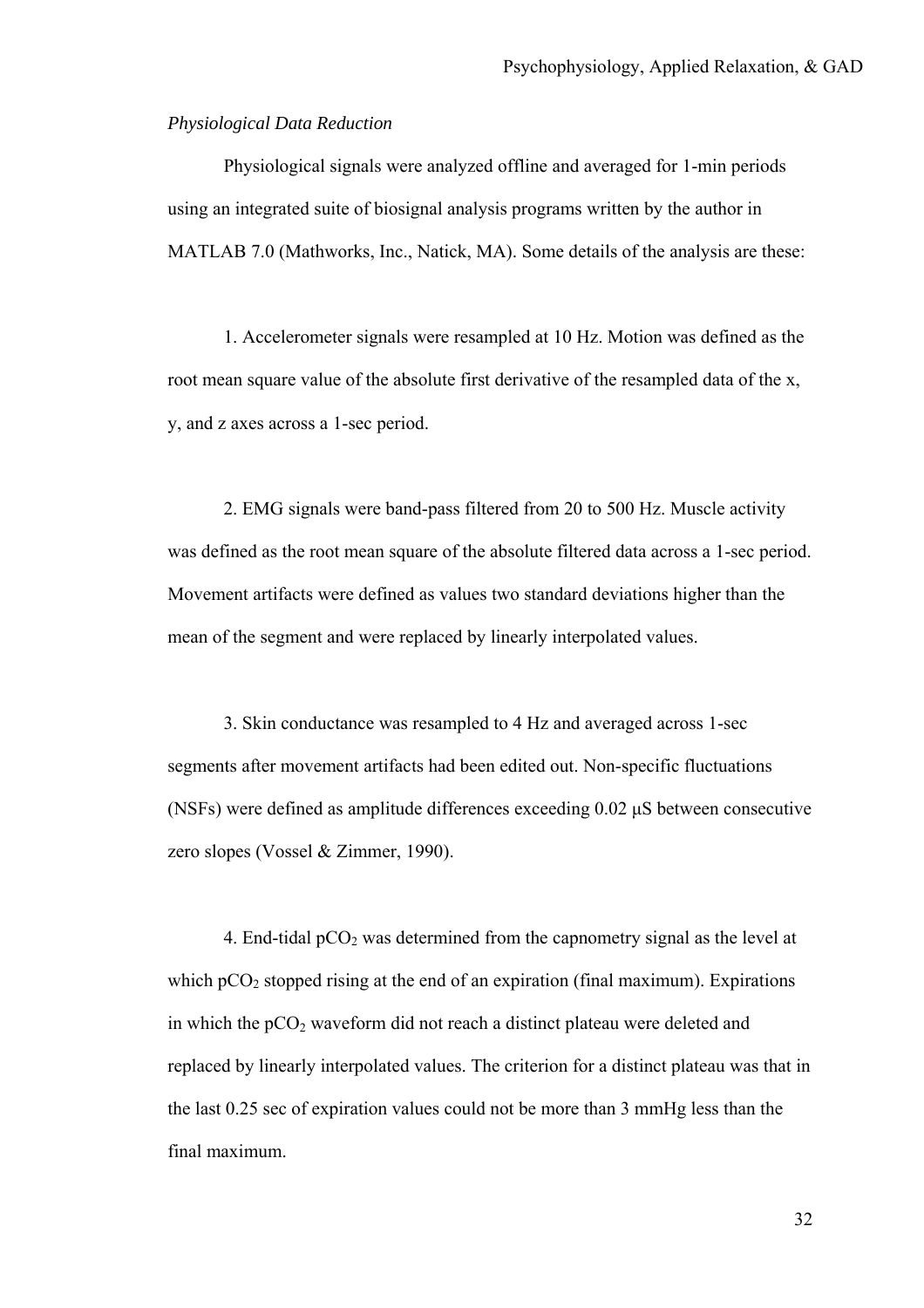*Physiological Data Reduction*

Physiological signals were analyzed offline and averaged for 1-min periods using an integrated suite of biosignal analysis programs written by the author in MATLAB 7.0 (Mathworks, Inc., Natick, MA). Some details of the analysis are these:

1. Accelerometer signals were resampled at 10 Hz. Motion was defined as the root mean square value of the absolute first derivative of the resampled data of the x, y, and z axes across a 1-sec period.

2. EMG signals were band-pass filtered from 20 to 500 Hz. Muscle activity was defined as the root mean square of the absolute filtered data across a 1-sec period. Movement artifacts were defined as values two standard deviations higher than the mean of the segment and were replaced by linearly interpolated values.

3. Skin conductance was resampled to 4 Hz and averaged across 1-sec segments after movement artifacts had been edited out. Non-specific fluctuations (NSFs) were defined as amplitude differences exceeding 0.02 μS between consecutive zero slopes (Vossel & Zimmer, 1990).

4. End-tidal $pCO_2$ was determined from the capnometry signal as the level at which $pCO_2$ stopped rising at the end of an expiration (final maximum). Expirations in which the $pCO_2$ waveform did not reach a distinct plateau were deleted and replaced by linearly interpolated values. The criterion for a distinct plateau was that in the last 0.25 sec of expiration values could not be more than 3 mmHg less than the final maximum.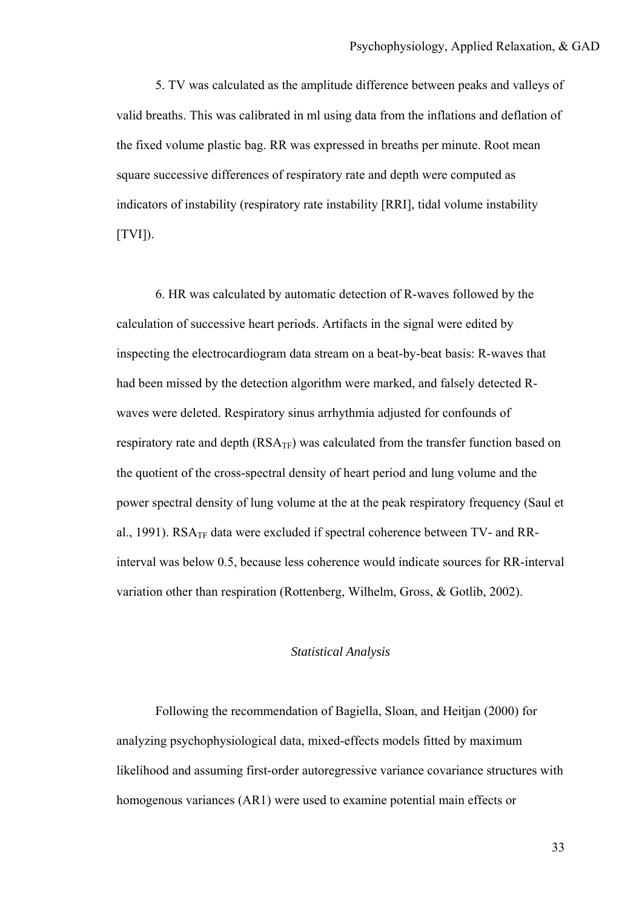5. TV was calculated as the amplitude difference between peaks and valleys of valid breaths. This was calibrated in ml using data from the inflations and deflation of the fixed volume plastic bag. RR was expressed in breaths per minute. Root mean square successive differences of respiratory rate and depth were computed as indicators of instability (respiratory rate instability [RRI], tidal volume instability [TVI]).

6. HR was calculated by automatic detection of R-waves followed by the calculation of successive heart periods. Artifacts in the signal were edited by inspecting the electrocardiogram data stream on a beat-by-beat basis: R-waves that had been missed by the detection algorithm were marked, and falsely detected R-waves were deleted. Respiratory sinus arrhythmia adjusted for confounds of respiratory rate and depth ($RSA_{TF}$) was calculated from the transfer function based on the quotient of the cross-spectral density of heart period and lung volume and the power spectral density of lung volume at the at the peak respiratory frequency (Saul et al., 1991). $RSA_{TF}$ data were excluded if spectral coherence between TV- and RR-interval was below 0.5, because less coherence would indicate sources for RR-interval variation other than respiration (Rottenberg, Wilhelm, Gross, & Gotlib, 2002).

### *Statistical Analysis*

Following the recommendation of Bagiella, Sloan, and Heitjan (2000) for analyzing psychophysiological data, mixed-effects models fitted by maximum likelihood and assuming first-order autoregressive variance covariance structures with homogenous variances (AR1) were used to examine potential main effects or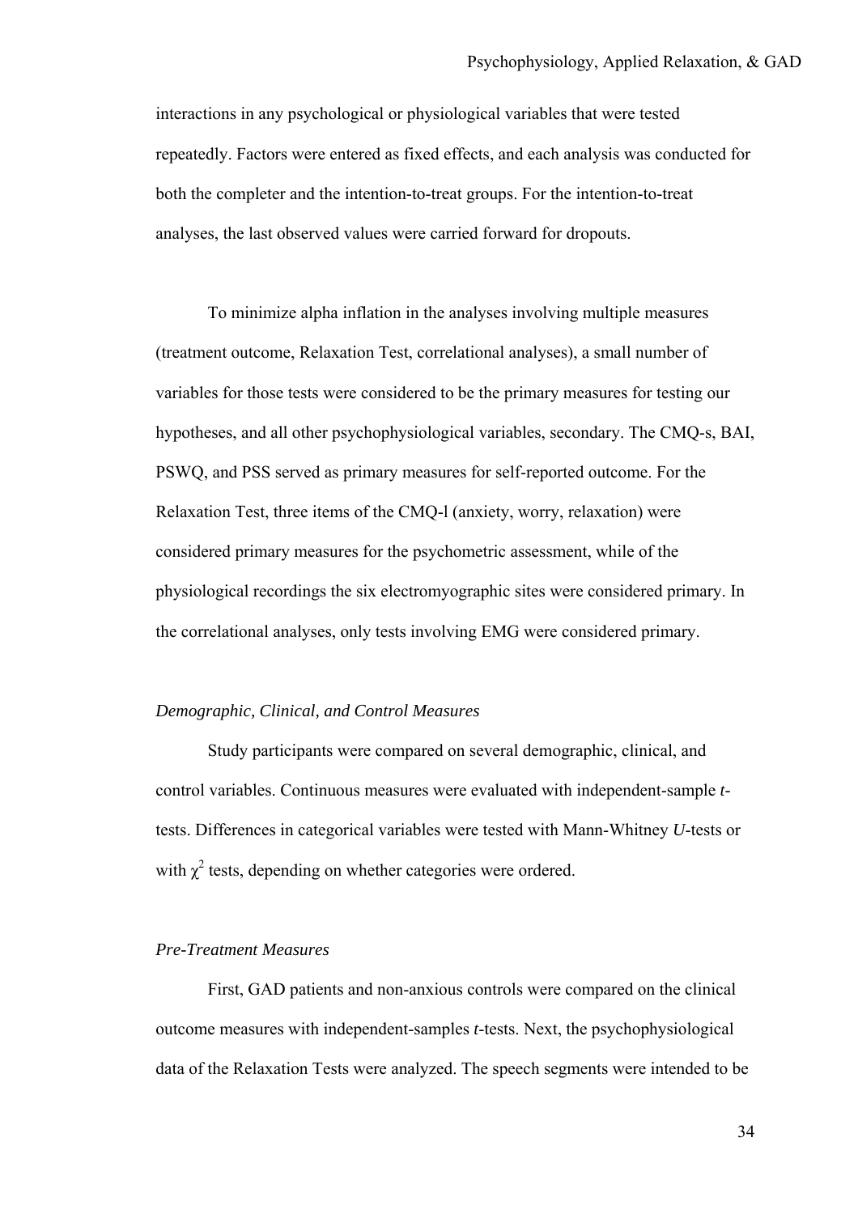interactions in any psychological or physiological variables that were tested repeatedly. Factors were entered as fixed effects, and each analysis was conducted for both the completer and the intention-to-treat groups. For the intention-to-treat analyses, the last observed values were carried forward for dropouts.

To minimize alpha inflation in the analyses involving multiple measures (treatment outcome, Relaxation Test, correlational analyses), a small number of variables for those tests were considered to be the primary measures for testing our hypotheses, and all other psychophysiological variables, secondary. The CMQ-s, BAI, PSWQ, and PSS served as primary measures for self-reported outcome. For the Relaxation Test, three items of the CMQ-l (anxiety, worry, relaxation) were considered primary measures for the psychometric assessment, while of the physiological recordings the six electromyographic sites were considered primary. In the correlational analyses, only tests involving EMG were considered primary.

*Demographic, Clinical, and Control Measures*

Study participants were compared on several demographic, clinical, and control variables. Continuous measures were evaluated with independent-sample *t*-tests. Differences in categorical variables were tested with Mann-Whitney *U*-tests or with $\chi^2$ tests, depending on whether categories were ordered.

*Pre-Treatment Measures*

First, GAD patients and non-anxious controls were compared on the clinical outcome measures with independent-samples *t*-tests. Next, the psychophysiological data of the Relaxation Tests were analyzed. The speech segments were intended to be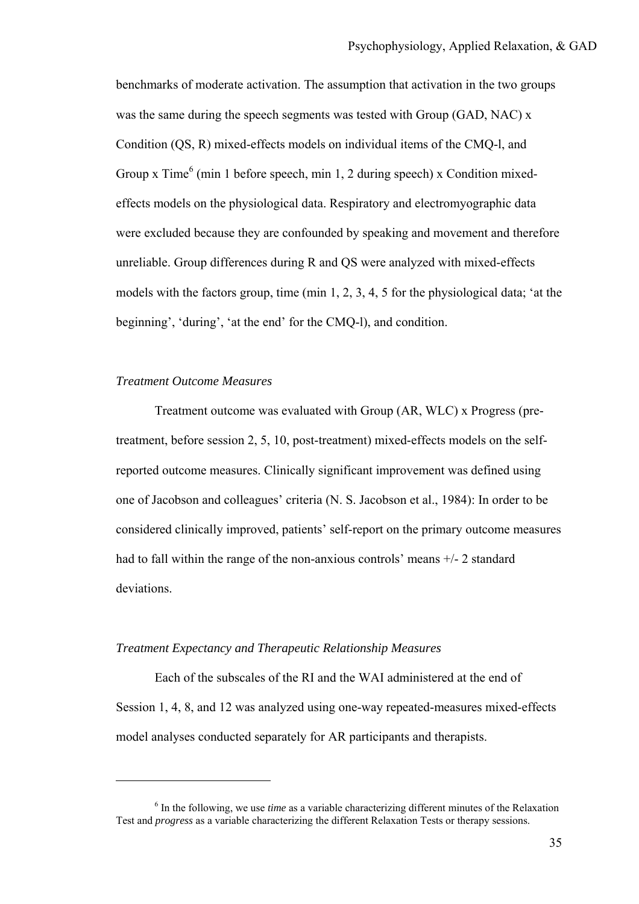benchmarks of moderate activation. The assumption that activation in the two groups was the same during the speech segments was tested with Group (GAD, NAC) x Condition (QS, R) mixed-effects models on individual items of the CMQ-l, and Group x Time[6] (min 1 before speech, min 1, 2 during speech) x Condition mixed-effects models on the physiological data. Respiratory and electromyographic data were excluded because they are confounded by speaking and movement and therefore unreliable. Group differences during R and QS were analyzed with mixed-effects models with the factors group, time (min 1, 2, 3, 4, 5 for the physiological data; 'at the beginning', 'during', 'at the end' for the CMQ-l), and condition.

### *Treatment Outcome Measures*

Treatment outcome was evaluated with Group (AR, WLC) x Progress (pre-treatment, before session 2, 5, 10, post-treatment) mixed-effects models on the self-reported outcome measures. Clinically significant improvement was defined using one of Jacobson and colleagues' criteria (N. S. Jacobson et al., 1984): In order to be considered clinically improved, patients' self-report on the primary outcome measures had to fall within the range of the non-anxious controls' means +/- 2 standard deviations.

### *Treatment Expectancy and Therapeutic Relationship Measures*

Each of the subscales of the RI and the WAI administered at the end of Session 1, 4, 8, and 12 was analyzed using one-way repeated-measures mixed-effects model analyses conducted separately for AR participants and therapists.

---

[6] In the following, we use *time* as a variable characterizing different minutes of the Relaxation Test and *progress* as a variable characterizing the different Relaxation Tests or therapy sessions.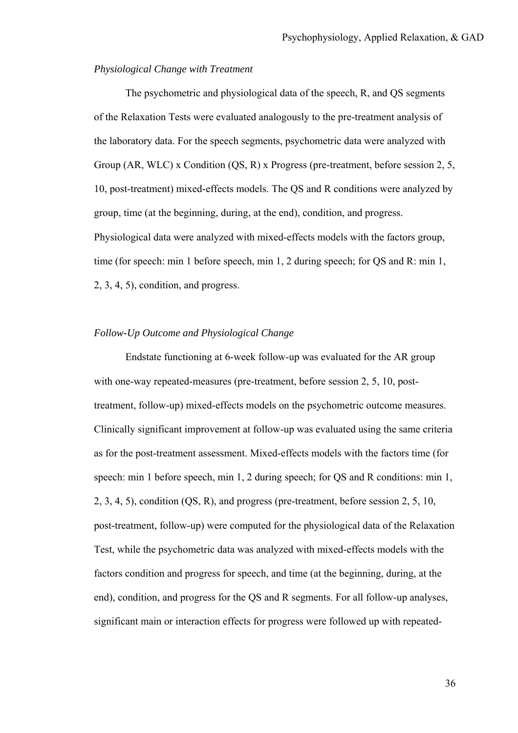*Physiological Change with Treatment*

The psychometric and physiological data of the speech, R, and QS segments of the Relaxation Tests were evaluated analogously to the pre-treatment analysis of the laboratory data. For the speech segments, psychometric data were analyzed with Group (AR, WLC) x Condition (QS, R) x Progress (pre-treatment, before session 2, 5, 10, post-treatment) mixed-effects models. The QS and R conditions were analyzed by group, time (at the beginning, during, at the end), condition, and progress. Physiological data were analyzed with mixed-effects models with the factors group, time (for speech: min 1 before speech, min 1, 2 during speech; for QS and R: min 1, 2, 3, 4, 5), condition, and progress.

*Follow-Up Outcome and Physiological Change*

Endstate functioning at 6-week follow-up was evaluated for the AR group with one-way repeated-measures (pre-treatment, before session 2, 5, 10, post-treatment, follow-up) mixed-effects models on the psychometric outcome measures. Clinically significant improvement at follow-up was evaluated using the same criteria as for the post-treatment assessment. Mixed-effects models with the factors time (for speech: min 1 before speech, min 1, 2 during speech; for QS and R conditions: min 1, 2, 3, 4, 5), condition (QS, R), and progress (pre-treatment, before session 2, 5, 10, post-treatment, follow-up) were computed for the physiological data of the Relaxation Test, while the psychometric data was analyzed with mixed-effects models with the factors condition and progress for speech, and time (at the beginning, during, at the end), condition, and progress for the QS and R segments. For all follow-up analyses, significant main or interaction effects for progress were followed up with repeated-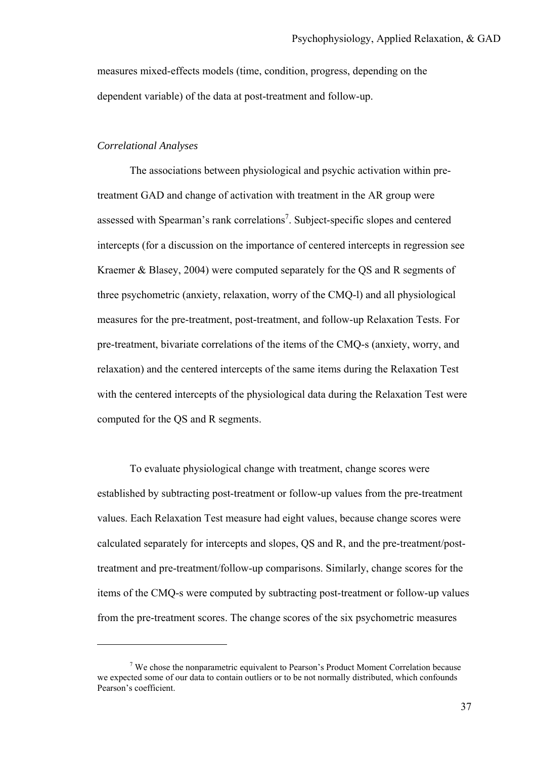measures mixed-effects models (time, condition, progress, depending on the dependent variable) of the data at post-treatment and follow-up.

*Correlational Analyses*

The associations between physiological and psychic activation within pre-treatment GAD and change of activation with treatment in the AR group were assessed with Spearman's rank correlations[7]. Subject-specific slopes and centered intercepts (for a discussion on the importance of centered intercepts in regression see Kraemer & Blasey, 2004) were computed separately for the QS and R segments of three psychometric (anxiety, relaxation, worry of the CMQ-l) and all physiological measures for the pre-treatment, post-treatment, and follow-up Relaxation Tests. For pre-treatment, bivariate correlations of the items of the CMQ-s (anxiety, worry, and relaxation) and the centered intercepts of the same items during the Relaxation Test with the centered intercepts of the physiological data during the Relaxation Test were computed for the QS and R segments.

To evaluate physiological change with treatment, change scores were established by subtracting post-treatment or follow-up values from the pre-treatment values. Each Relaxation Test measure had eight values, because change scores were calculated separately for intercepts and slopes, QS and R, and the pre-treatment/post-treatment and pre-treatment/follow-up comparisons. Similarly, change scores for the items of the CMQ-s were computed by subtracting post-treatment or follow-up values from the pre-treatment scores. The change scores of the six psychometric measures

[7] We chose the nonparametric equivalent to Pearson's Product Moment Correlation because we expected some of our data to contain outliers or to be not normally distributed, which confounds Pearson's coefficient.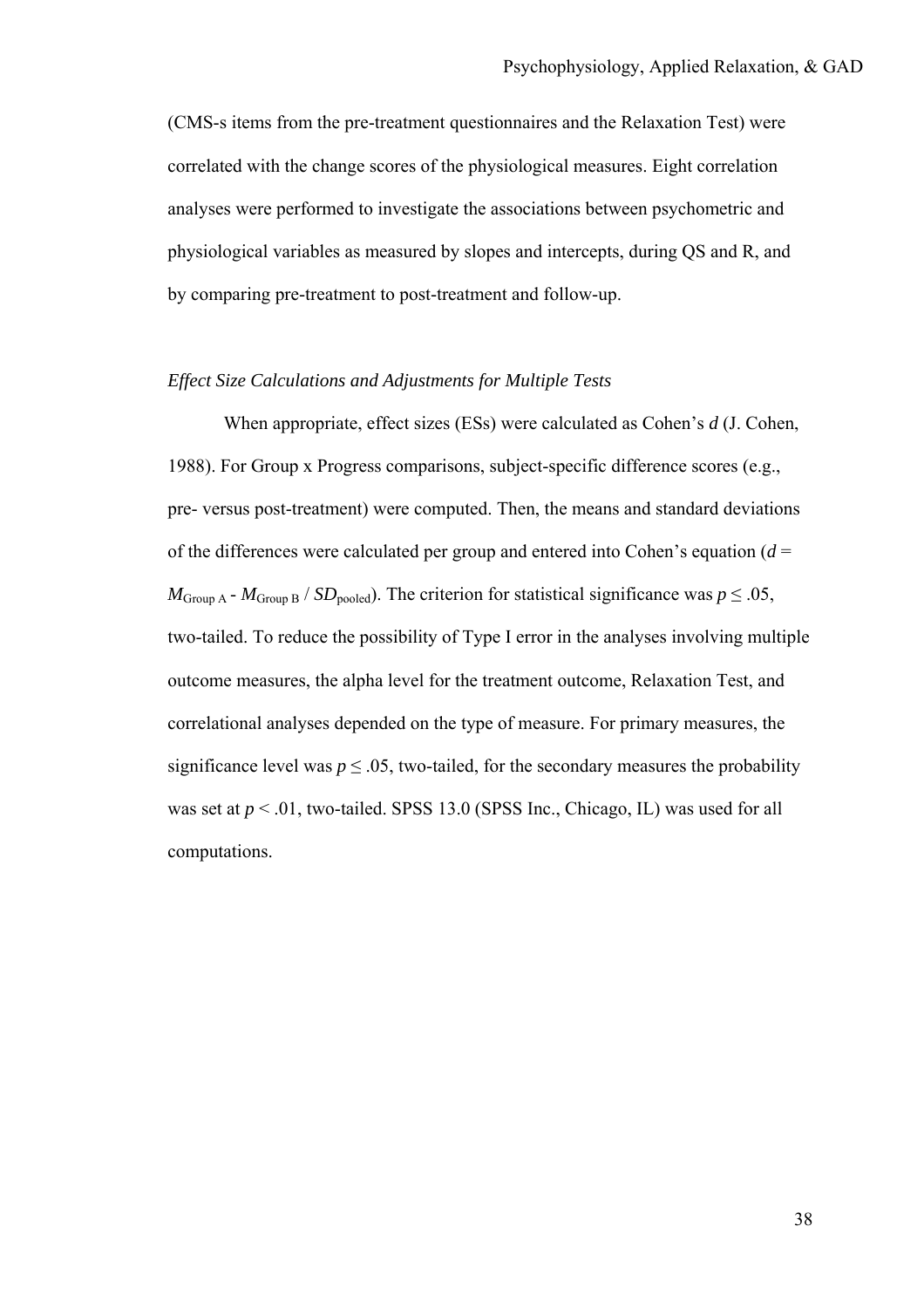(CMS-s items from the pre-treatment questionnaires and the Relaxation Test) were correlated with the change scores of the physiological measures. Eight correlation analyses were performed to investigate the associations between psychometric and physiological variables as measured by slopes and intercepts, during QS and R, and by comparing pre-treatment to post-treatment and follow-up.

*Effect Size Calculations and Adjustments for Multiple Tests*

When appropriate, effect sizes (ESs) were calculated as Cohen's *d* (J. Cohen, 1988). For Group x Progress comparisons, subject-specific difference scores (e.g., pre- versus post-treatment) were computed. Then, the means and standard deviations of the differences were calculated per group and entered into Cohen's equation ($d = M_{\text{Group A}} - M_{\text{Group B}} / SD_{\text{pooled}}$). The criterion for statistical significance was $p \leq .05$, two-tailed. To reduce the possibility of Type I error in the analyses involving multiple outcome measures, the alpha level for the treatment outcome, Relaxation Test, and correlational analyses depended on the type of measure. For primary measures, the significance level was $p \leq .05$, two-tailed, for the secondary measures the probability was set at $p < .01$, two-tailed. SPSS 13.0 (SPSS Inc., Chicago, IL) was used for all computations.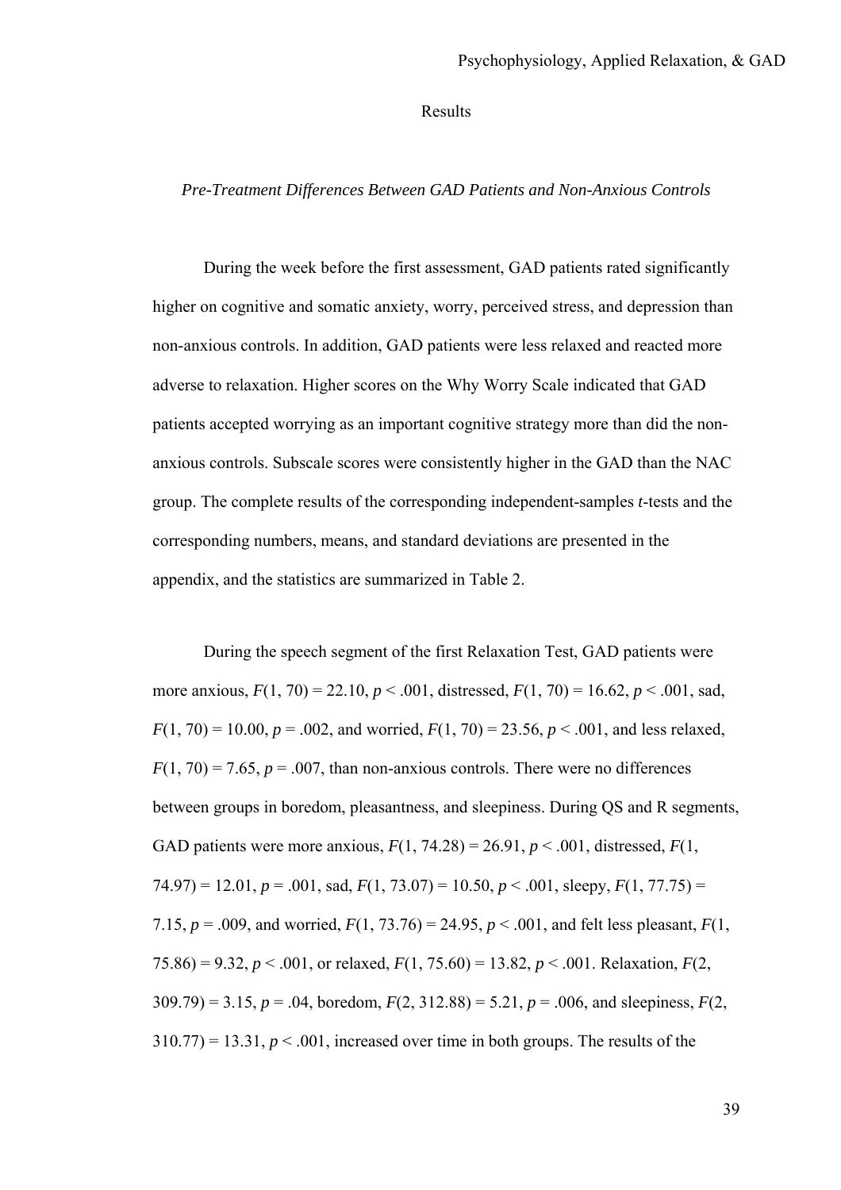# Results

### *Pre-Treatment Differences Between GAD Patients and Non-Anxious Controls*

During the week before the first assessment, GAD patients rated significantly higher on cognitive and somatic anxiety, worry, perceived stress, and depression than non-anxious controls. In addition, GAD patients were less relaxed and reacted more adverse to relaxation. Higher scores on the Why Worry Scale indicated that GAD patients accepted worrying as an important cognitive strategy more than did the non-anxious controls. Subscale scores were consistently higher in the GAD than the NAC group. The complete results of the corresponding independent-samples *t*-tests and the corresponding numbers, means, and standard deviations are presented in the appendix, and the statistics are summarized in Table 2.

During the speech segment of the first Relaxation Test, GAD patients were more anxious, $F(1, 70) = 22.10$, $p < .001$, distressed, $F(1, 70) = 16.62$, $p < .001$, sad, $F(1, 70) = 10.00$, $p = .002$, and worried, $F(1, 70) = 23.56$, $p < .001$, and less relaxed, $F(1, 70) = 7.65$, $p = .007$, than non-anxious controls. There were no differences between groups in boredom, pleasantness, and sleepiness. During QS and R segments, GAD patients were more anxious, $F(1, 74.28) = 26.91$, $p < .001$, distressed, $F(1, 74.97) = 12.01$, $p = .001$, sad, $F(1, 73.07) = 10.50$, $p < .001$, sleepy, $F(1, 77.75) = 7.15$, $p = .009$, and worried, $F(1, 73.76) = 24.95$, $p < .001$, and felt less pleasant, $F(1, 75.86) = 9.32$, $p < .001$, or relaxed, $F(1, 75.60) = 13.82$, $p < .001$. Relaxation, $F(2, 309.79) = 3.15$, $p = .04$, boredom, $F(2, 312.88) = 5.21$, $p = .006$, and sleepiness, $F(2, 310.77) = 13.31$, $p < .001$, increased over time in both groups. The results of the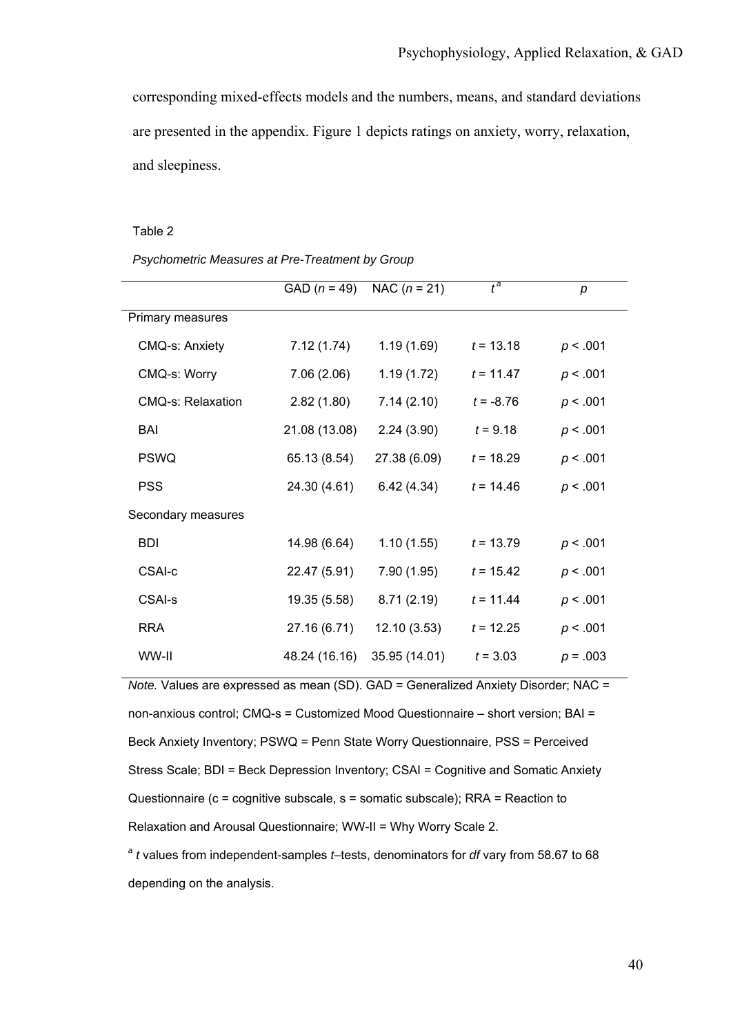corresponding mixed-effects models and the numbers, means, and standard deviations are presented in the appendix. Figure 1 depicts ratings on anxiety, worry, relaxation, and sleepiness.

Table 2

*Psychometric Measures at Pre-Treatment by Group*

| | GAD ($n$ = 49) | NAC ($n$ = 21) | $t^a$ | $p$ |
|---|---|---|---|---|
| Primary measures | | | | |
| CMQ-s: Anxiety | 7.12 (1.74) | 1.19 (1.69) | $t$ = 13.18 | $p$ < .001 |
| CMQ-s: Worry | 7.06 (2.06) | 1.19 (1.72) | $t$ = 11.47 | $p$ < .001 |
| CMQ-s: Relaxation | 2.82 (1.80) | 7.14 (2.10) | $t$ = -8.76 | $p$ < .001 |
| BAI | 21.08 (13.08) | 2.24 (3.90) | $t$ = 9.18 | $p$ < .001 |
| PSWQ | 65.13 (8.54) | 27.38 (6.09) | $t$ = 18.29 | $p$ < .001 |
| PSS | 24.30 (4.61) | 6.42 (4.34) | $t$ = 14.46 | $p$ < .001 |
| Secondary measures | | | | |
| BDI | 14.98 (6.64) | 1.10 (1.55) | $t$ = 13.79 | $p$ < .001 |
| CSAI-c | 22.47 (5.91) | 7.90 (1.95) | $t$ = 15.42 | $p$ < .001 |
| CSAI-s | 19.35 (5.58) | 8.71 (2.19) | $t$ = 11.44 | $p$ < .001 |
| RRA | 27.16 (6.71) | 12.10 (3.53) | $t$ = 12.25 | $p$ < .001 |
| WW-II | 48.24 (16.16) | 35.95 (14.01) | $t$ = 3.03 | $p$ = .003 |

*Note.* Values are expressed as mean (SD). GAD = Generalized Anxiety Disorder; NAC = non-anxious control; CMQ-s = Customized Mood Questionnaire – short version; BAI = Beck Anxiety Inventory; PSWQ = Penn State Worry Questionnaire, PSS = Perceived Stress Scale; BDI = Beck Depression Inventory; CSAI = Cognitive and Somatic Anxiety Questionnaire (c = cognitive subscale, s = somatic subscale); RRA = Reaction to Relaxation and Arousal Questionnaire; WW-II = Why Worry Scale 2.

[a] *t* values from independent-samples *t*–tests, denominators for *df* vary from 58.67 to 68 depending on the analysis.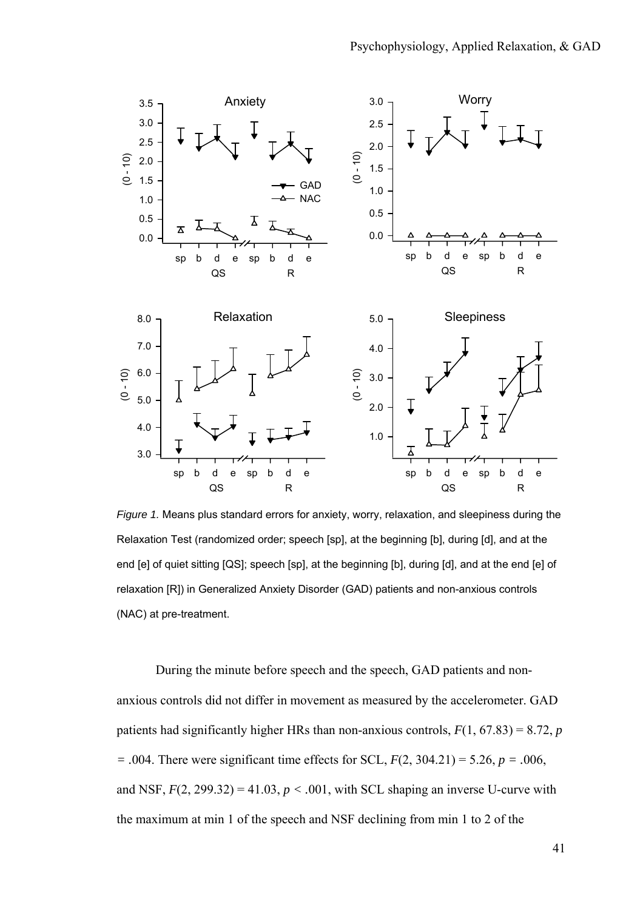*Figure 1.* Means plus standard errors for anxiety, worry, relaxation, and sleepiness during the Relaxation Test (randomized order; speech [sp], at the beginning [b], during [d], and at the end [e] of quiet sitting [QS]; speech [sp], at the beginning [b], during [d], and at the end [e] of relaxation [R]) in Generalized Anxiety Disorder (GAD) patients and non-anxious controls (NAC) at pre-treatment.

During the minute before speech and the speech, GAD patients and non-anxious controls did not differ in movement as measured by the accelerometer. GAD patients had significantly higher HRs than non-anxious controls, $F(1, 67.83) = 8.72$, $p = .004$. There were significant time effects for SCL, $F(2, 304.21) = 5.26$, $p = .006$, and NSF, $F(2, 299.32) = 41.03$, $p < .001$, with SCL shaping an inverse U-curve with the maximum at min 1 of the speech and NSF declining from min 1 to 2 of the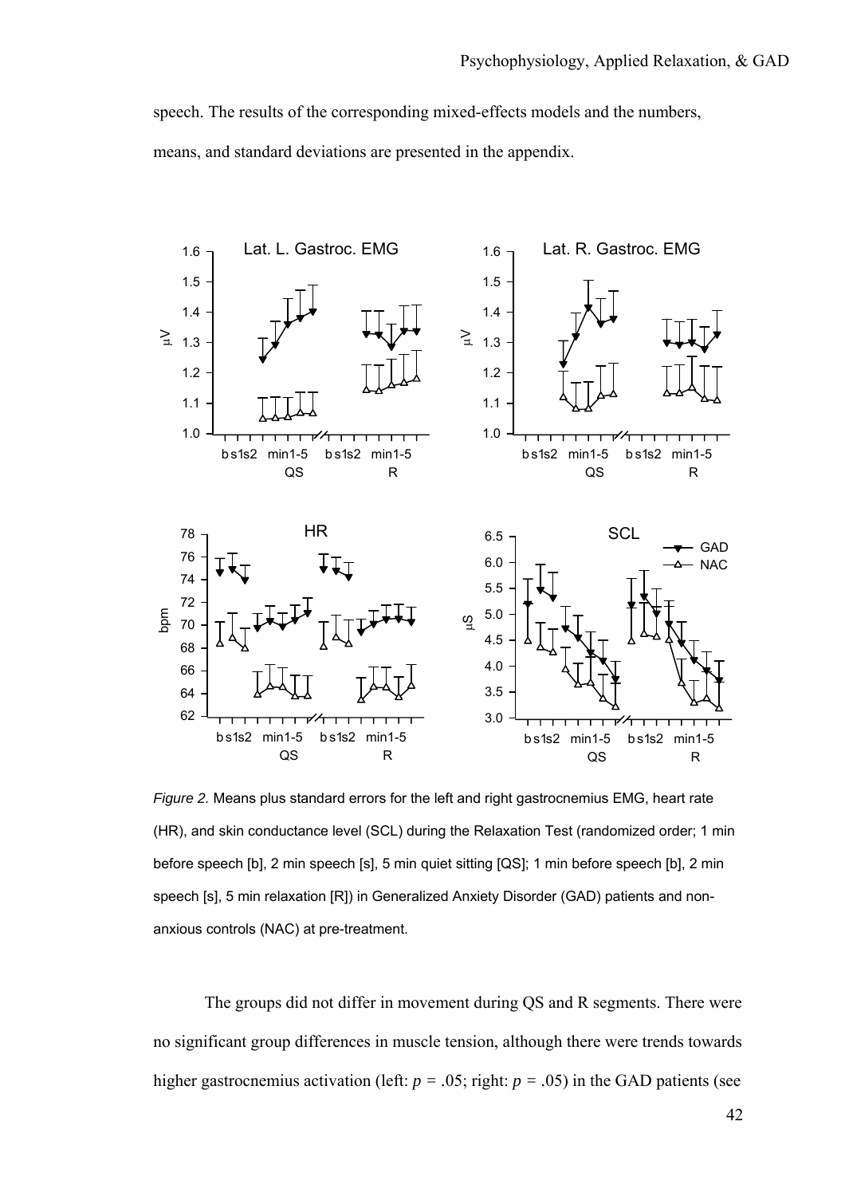speech. The results of the corresponding mixed-effects models and the numbers, means, and standard deviations are presented in the appendix.

*Figure 2.* Means plus standard errors for the left and right gastrocnemius EMG, heart rate (HR), and skin conductance level (SCL) during the Relaxation Test (randomized order; 1 min before speech [b], 2 min speech [s], 5 min quiet sitting [QS]; 1 min before speech [b], 2 min speech [s], 5 min relaxation [R]) in Generalized Anxiety Disorder (GAD) patients and non-anxious controls (NAC) at pre-treatment.

The groups did not differ in movement during QS and R segments. There were no significant group differences in muscle tension, although there were trends towards higher gastrocnemius activation (left: $p = .05$; right: $p = .05$) in the GAD patients (see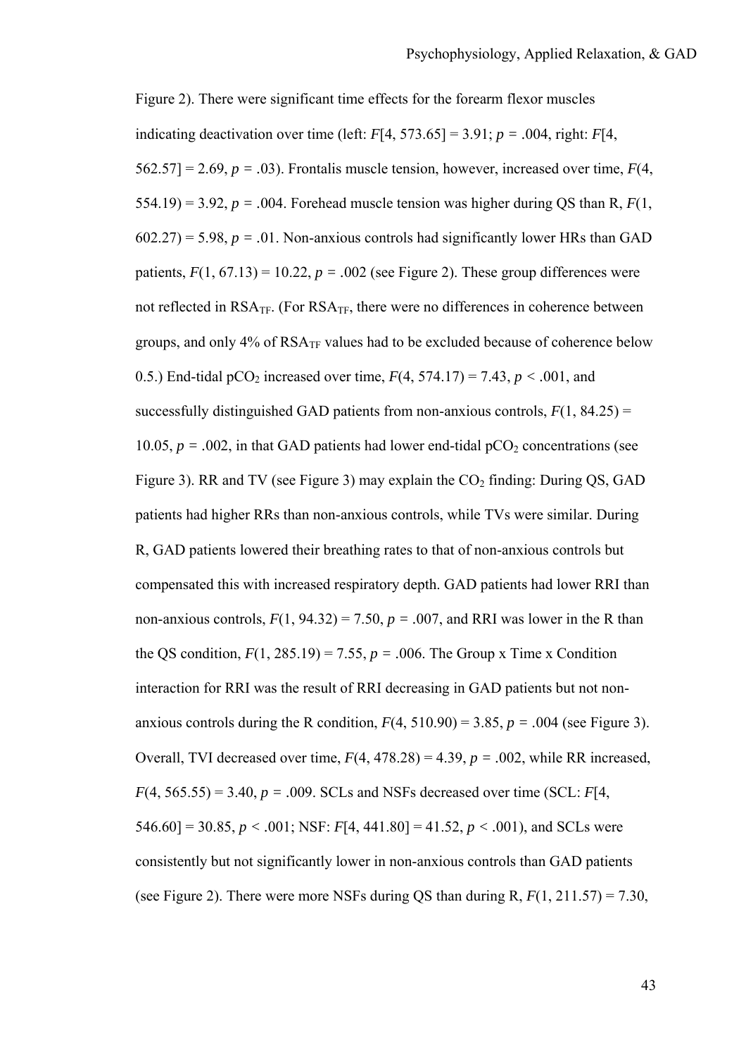Figure 2). There were significant time effects for the forearm flexor muscles indicating deactivation over time (left: $F[4, 573.65] = 3.91$; $p = .004$, right: $F[4, 562.57] = 2.69$, $p = .03$). Frontalis muscle tension, however, increased over time, $F(4, 554.19) = 3.92$, $p = .004$. Forehead muscle tension was higher during QS than R, $F(1, 602.27) = 5.98$, $p = .01$. Non-anxious controls had significantly lower HRs than GAD patients, $F(1, 67.13) = 10.22$, $p = .002$ (see Figure 2). These group differences were not reflected in $RSA_{TF}$. (For $RSA_{TF}$, there were no differences in coherence between groups, and only 4% of $RSA_{TF}$ values had to be excluded because of coherence below 0.5.) End-tidal $pCO_2$ increased over time, $F(4, 574.17) = 7.43$, $p < .001$, and successfully distinguished GAD patients from non-anxious controls, $F(1, 84.25) = 10.05$, $p = .002$, in that GAD patients had lower end-tidal $pCO_2$ concentrations (see Figure 3). RR and TV (see Figure 3) may explain the $CO_2$ finding: During QS, GAD patients had higher RRs than non-anxious controls, while TVs were similar. During R, GAD patients lowered their breathing rates to that of non-anxious controls but compensated this with increased respiratory depth. GAD patients had lower RRI than non-anxious controls, $F(1, 94.32) = 7.50$, $p = .007$, and RRI was lower in the R than the QS condition, $F(1, 285.19) = 7.55$, $p = .006$. The Group x Time x Condition interaction for RRI was the result of RRI decreasing in GAD patients but not non-anxious controls during the R condition, $F(4, 510.90) = 3.85$, $p = .004$ (see Figure 3). Overall, TVI decreased over time, $F(4, 478.28) = 4.39$, $p = .002$, while RR increased, $F(4, 565.55) = 3.40$, $p = .009$. SCLs and NSFs decreased over time (SCL: $F[4, 546.60] = 30.85$, $p < .001$; NSF: $F[4, 441.80] = 41.52$, $p < .001$), and SCLs were consistently but not significantly lower in non-anxious controls than GAD patients (see Figure 2). There were more NSFs during QS than during R, $F(1, 211.57) = 7.30$,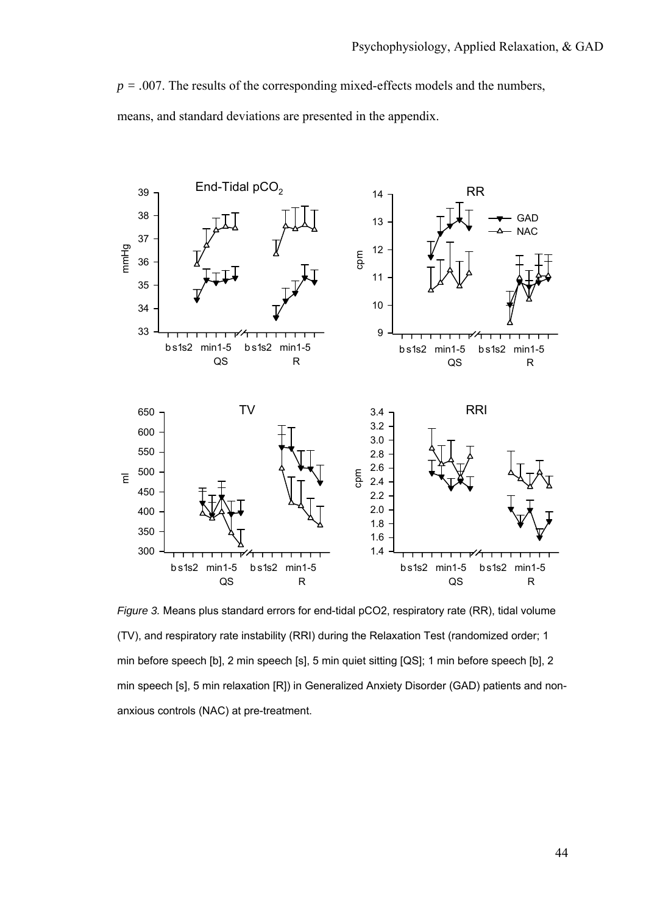$p = .007$. The results of the corresponding mixed-effects models and the numbers, means, and standard deviations are presented in the appendix.

*Figure 3.* Means plus standard errors for end-tidal pCO2, respiratory rate (RR), tidal volume (TV), and respiratory rate instability (RRI) during the Relaxation Test (randomized order; 1 min before speech [b], 2 min speech [s], 5 min quiet sitting [QS]; 1 min before speech [b], 2 min speech [s], 5 min relaxation [R]) in Generalized Anxiety Disorder (GAD) patients and non-anxious controls (NAC) at pre-treatment.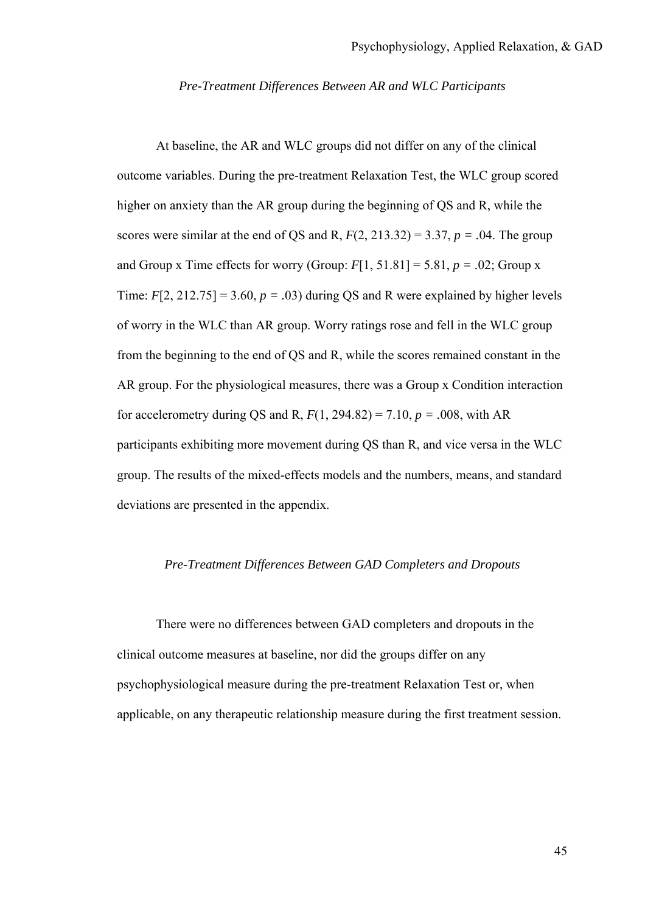*Pre-Treatment Differences Between AR and WLC Participants*

At baseline, the AR and WLC groups did not differ on any of the clinical outcome variables. During the pre-treatment Relaxation Test, the WLC group scored higher on anxiety than the AR group during the beginning of QS and R, while the scores were similar at the end of QS and R, $F(2, 213.32) = 3.37$, $p = .04$. The group and Group x Time effects for worry (Group: $F[1, 51.81] = 5.81$, $p = .02$; Group x Time: $F[2, 212.75] = 3.60$, $p = .03$) during QS and R were explained by higher levels of worry in the WLC than AR group. Worry ratings rose and fell in the WLC group from the beginning to the end of QS and R, while the scores remained constant in the AR group. For the physiological measures, there was a Group x Condition interaction for accelerometry during QS and R, $F(1, 294.82) = 7.10$, $p = .008$, with AR participants exhibiting more movement during QS than R, and vice versa in the WLC group. The results of the mixed-effects models and the numbers, means, and standard deviations are presented in the appendix.

*Pre-Treatment Differences Between GAD Completers and Dropouts*

There were no differences between GAD completers and dropouts in the clinical outcome measures at baseline, nor did the groups differ on any psychophysiological measure during the pre-treatment Relaxation Test or, when applicable, on any therapeutic relationship measure during the first treatment session.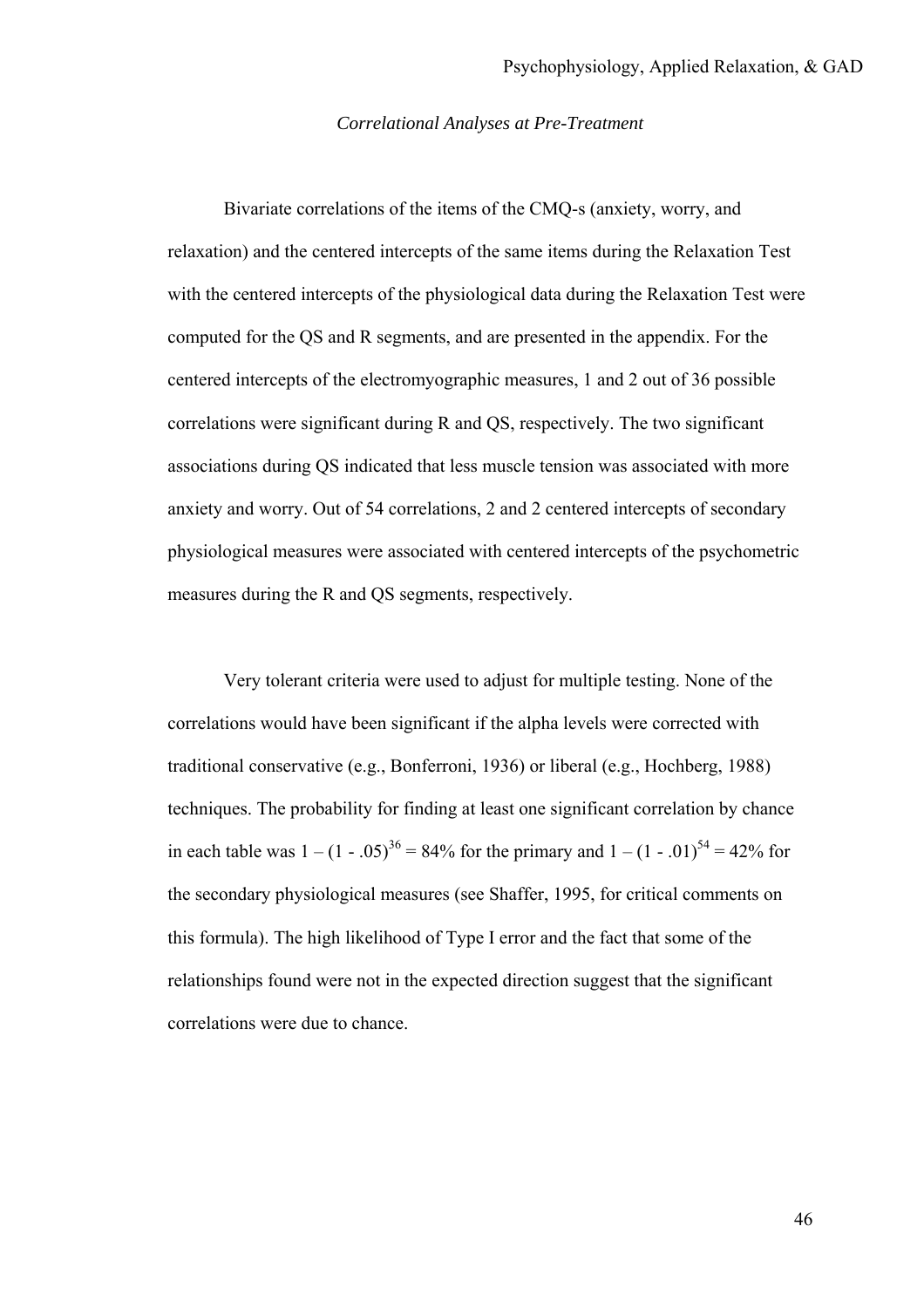### *Correlational Analyses at Pre-Treatment*

Bivariate correlations of the items of the CMQ-s (anxiety, worry, and relaxation) and the centered intercepts of the same items during the Relaxation Test with the centered intercepts of the physiological data during the Relaxation Test were computed for the QS and R segments, and are presented in the appendix. For the centered intercepts of the electromyographic measures, 1 and 2 out of 36 possible correlations were significant during R and QS, respectively. The two significant associations during QS indicated that less muscle tension was associated with more anxiety and worry. Out of 54 correlations, 2 and 2 centered intercepts of secondary physiological measures were associated with centered intercepts of the psychometric measures during the R and QS segments, respectively.

Very tolerant criteria were used to adjust for multiple testing. None of the correlations would have been significant if the alpha levels were corrected with traditional conservative (e.g., Bonferroni, 1936) or liberal (e.g., Hochberg, 1988) techniques. The probability for finding at least one significant correlation by chance in each table was $1 – (1 - .05)^{36} = 84\%$ for the primary and $1 – (1 - .01)^{54} = 42\%$ for the secondary physiological measures (see Shaffer, 1995, for critical comments on this formula). The high likelihood of Type I error and the fact that some of the relationships found were not in the expected direction suggest that the significant correlations were due to chance.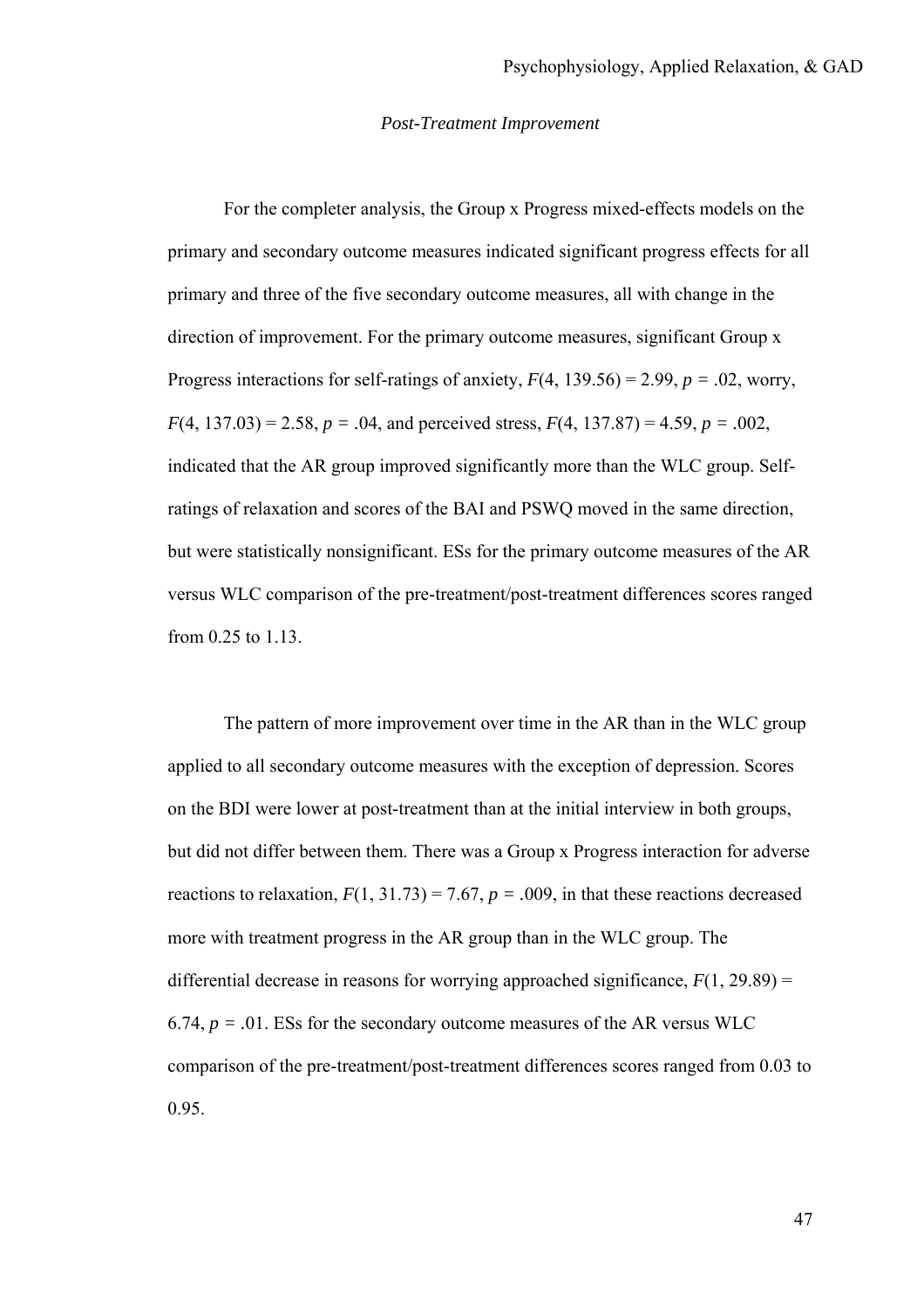*Post-Treatment Improvement*

For the completer analysis, the Group x Progress mixed-effects models on the primary and secondary outcome measures indicated significant progress effects for all primary and three of the five secondary outcome measures, all with change in the direction of improvement. For the primary outcome measures, significant Group x Progress interactions for self-ratings of anxiety, $F(4, 139.56) = 2.99$, $p = .02$, worry, $F(4, 137.03) = 2.58$, $p = .04$, and perceived stress, $F(4, 137.87) = 4.59$, $p = .002$, indicated that the AR group improved significantly more than the WLC group. Self-ratings of relaxation and scores of the BAI and PSWQ moved in the same direction, but were statistically nonsignificant. ESs for the primary outcome measures of the AR versus WLC comparison of the pre-treatment/post-treatment differences scores ranged from 0.25 to 1.13.

The pattern of more improvement over time in the AR than in the WLC group applied to all secondary outcome measures with the exception of depression. Scores on the BDI were lower at post-treatment than at the initial interview in both groups, but did not differ between them. There was a Group x Progress interaction for adverse reactions to relaxation, $F(1, 31.73) = 7.67$, $p = .009$, in that these reactions decreased more with treatment progress in the AR group than in the WLC group. The differential decrease in reasons for worrying approached significance, $F(1, 29.89) = 6.74$, $p = .01$. ESs for the secondary outcome measures of the AR versus WLC comparison of the pre-treatment/post-treatment differences scores ranged from 0.03 to 0.95.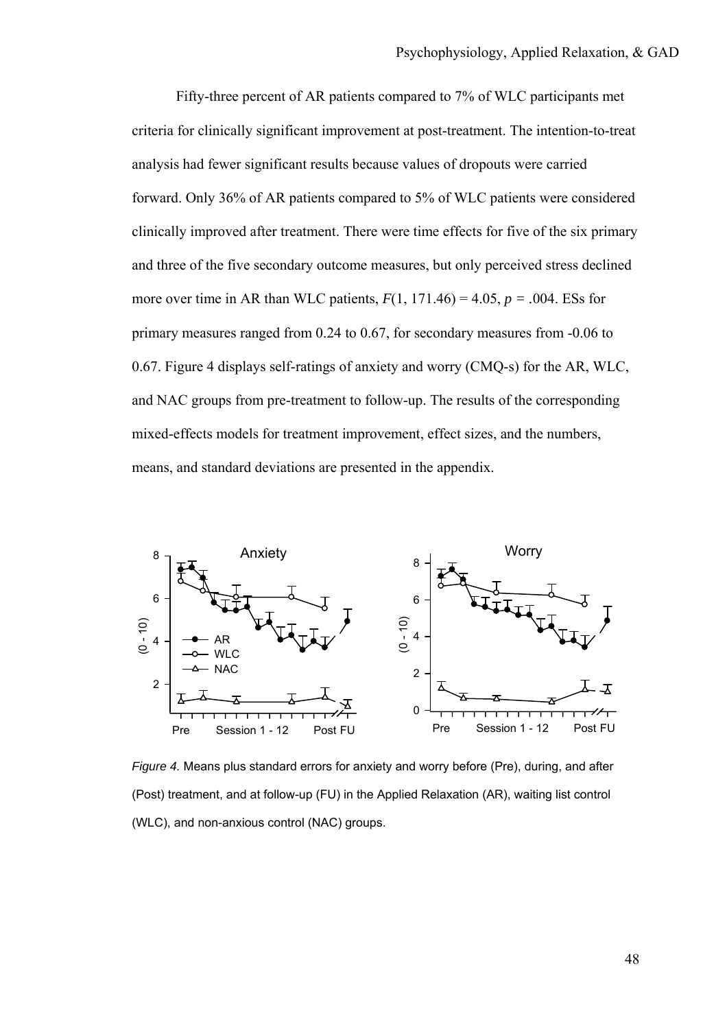Fifty-three percent of AR patients compared to 7% of WLC participants met criteria for clinically significant improvement at post-treatment. The intention-to-treat analysis had fewer significant results because values of dropouts were carried forward. Only 36% of AR patients compared to 5% of WLC patients were considered clinically improved after treatment. There were time effects for five of the six primary and three of the five secondary outcome measures, but only perceived stress declined more over time in AR than WLC patients, $F(1, 171.46) = 4.05$, $p = .004$. ESs for primary measures ranged from 0.24 to 0.67, for secondary measures from -0.06 to 0.67. Figure 4 displays self-ratings of anxiety and worry (CMQ-s) for the AR, WLC, and NAC groups from pre-treatment to follow-up. The results of the corresponding mixed-effects models for treatment improvement, effect sizes, and the numbers, means, and standard deviations are presented in the appendix.

*Figure 4.* Means plus standard errors for anxiety and worry before (Pre), during, and after (Post) treatment, and at follow-up (FU) in the Applied Relaxation (AR), waiting list control (WLC), and non-anxious control (NAC) groups.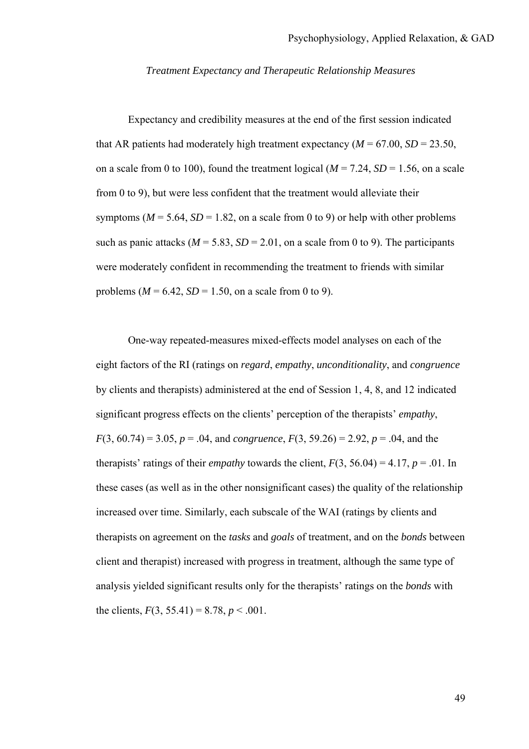### *Treatment Expectancy and Therapeutic Relationship Measures*

Expectancy and credibility measures at the end of the first session indicated that AR patients had moderately high treatment expectancy ($M$ = 67.00, $SD$ = 23.50, on a scale from 0 to 100), found the treatment logical ($M$ = 7.24, $SD$ = 1.56, on a scale from 0 to 9), but were less confident that the treatment would alleviate their symptoms ($M$ = 5.64, $SD$ = 1.82, on a scale from 0 to 9) or help with other problems such as panic attacks ($M$ = 5.83, $SD$ = 2.01, on a scale from 0 to 9). The participants were moderately confident in recommending the treatment to friends with similar problems ($M$ = 6.42, $SD$ = 1.50, on a scale from 0 to 9).

One-way repeated-measures mixed-effects model analyses on each of the eight factors of the RI (ratings on *regard*, *empathy*, *unconditionality*, and *congruence* by clients and therapists) administered at the end of Session 1, 4, 8, and 12 indicated significant progress effects on the clients' perception of the therapists' *empathy*, $F(3, 60.74) = 3.05$, $p = .04$, and *congruence*, $F(3, 59.26) = 2.92$, $p = .04$, and the therapists' ratings of their *empathy* towards the client, $F(3, 56.04) = 4.17$, $p = .01$. In these cases (as well as in the other nonsignificant cases) the quality of the relationship increased over time. Similarly, each subscale of the WAI (ratings by clients and therapists on agreement on the *tasks* and *goals* of treatment, and on the *bonds* between client and therapist) increased with progress in treatment, although the same type of analysis yielded significant results only for the therapists' ratings on the *bonds* with the clients, $F(3, 55.41) = 8.78$, $p < .001$.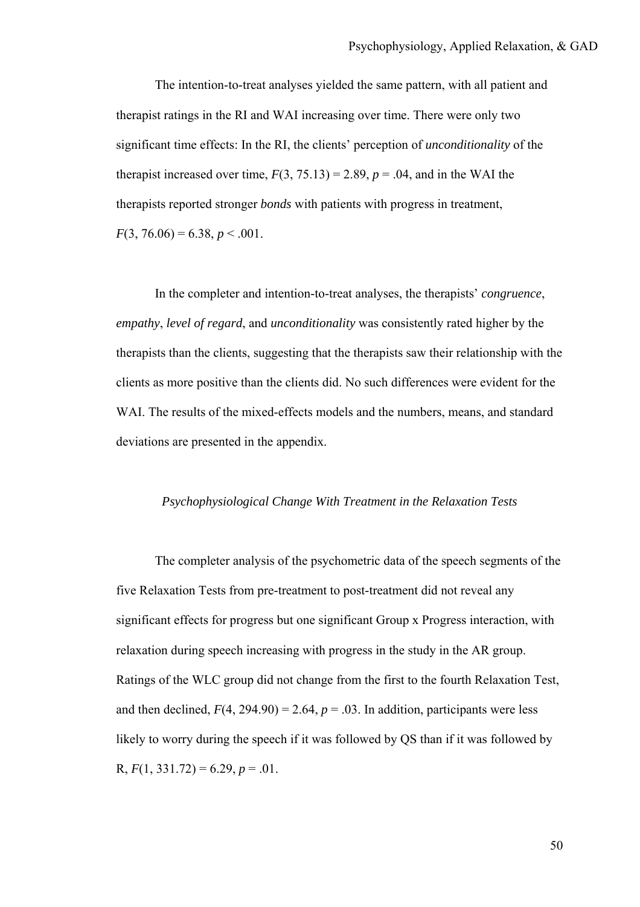The intention-to-treat analyses yielded the same pattern, with all patient and therapist ratings in the RI and WAI increasing over time. There were only two significant time effects: In the RI, the clients' perception of *unconditionality* of the therapist increased over time, $F(3, 75.13) = 2.89$, $p = .04$, and in the WAI the therapists reported stronger *bonds* with patients with progress in treatment, $F(3, 76.06) = 6.38$, $p < .001$.

In the completer and intention-to-treat analyses, the therapists' *congruence*, *empathy*, *level of regard*, and *unconditionality* was consistently rated higher by the therapists than the clients, suggesting that the therapists saw their relationship with the clients as more positive than the clients did. No such differences were evident for the WAI. The results of the mixed-effects models and the numbers, means, and standard deviations are presented in the appendix.

### *Psychophysiological Change With Treatment in the Relaxation Tests*

The completer analysis of the psychometric data of the speech segments of the five Relaxation Tests from pre-treatment to post-treatment did not reveal any significant effects for progress but one significant Group x Progress interaction, with relaxation during speech increasing with progress in the study in the AR group. Ratings of the WLC group did not change from the first to the fourth Relaxation Test, and then declined, $F(4, 294.90) = 2.64$, $p = .03$. In addition, participants were less likely to worry during the speech if it was followed by QS than if it was followed by R, $F(1, 331.72) = 6.29$, $p = .01$.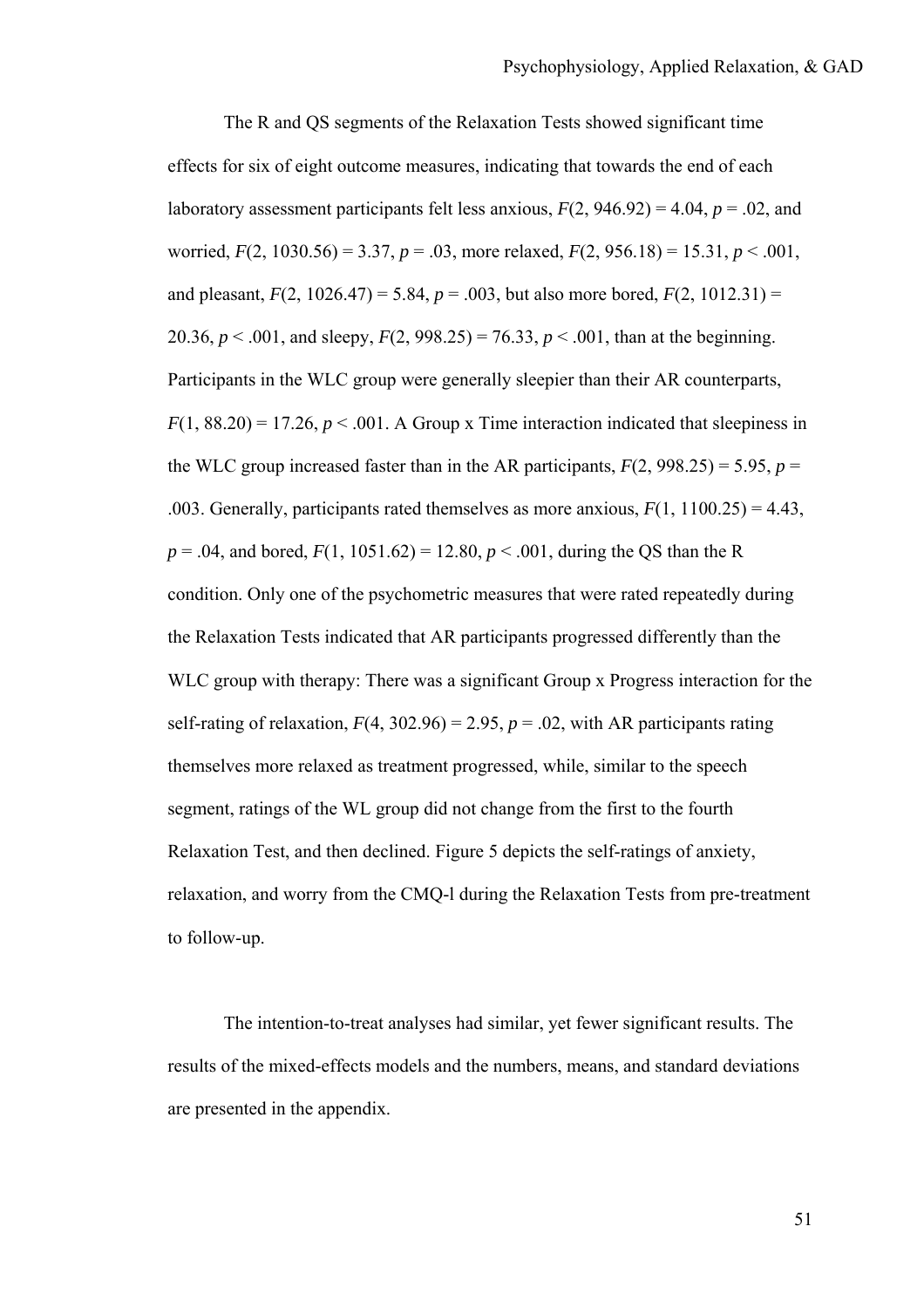The R and QS segments of the Relaxation Tests showed significant time effects for six of eight outcome measures, indicating that towards the end of each laboratory assessment participants felt less anxious, $F(2, 946.92) = 4.04$, $p = .02$, and worried, $F(2, 1030.56) = 3.37$, $p = .03$, more relaxed, $F(2, 956.18) = 15.31$, $p < .001$, and pleasant, $F(2, 1026.47) = 5.84$, $p = .003$, but also more bored, $F(2, 1012.31) = 20.36$, $p < .001$, and sleepy, $F(2, 998.25) = 76.33$, $p < .001$, than at the beginning. Participants in the WLC group were generally sleepier than their AR counterparts, $F(1, 88.20) = 17.26$, $p < .001$. A Group x Time interaction indicated that sleepiness in the WLC group increased faster than in the AR participants, $F(2, 998.25) = 5.95$, $p = .003$. Generally, participants rated themselves as more anxious, $F(1, 1100.25) = 4.43$, $p = .04$, and bored, $F(1, 1051.62) = 12.80$, $p < .001$, during the QS than the R condition. Only one of the psychometric measures that were rated repeatedly during the Relaxation Tests indicated that AR participants progressed differently than the WLC group with therapy: There was a significant Group x Progress interaction for the self-rating of relaxation, $F(4, 302.96) = 2.95$, $p = .02$, with AR participants rating themselves more relaxed as treatment progressed, while, similar to the speech segment, ratings of the WL group did not change from the first to the fourth Relaxation Test, and then declined. Figure 5 depicts the self-ratings of anxiety, relaxation, and worry from the CMQ-l during the Relaxation Tests from pre-treatment to follow-up.

The intention-to-treat analyses had similar, yet fewer significant results. The results of the mixed-effects models and the numbers, means, and standard deviations are presented in the appendix.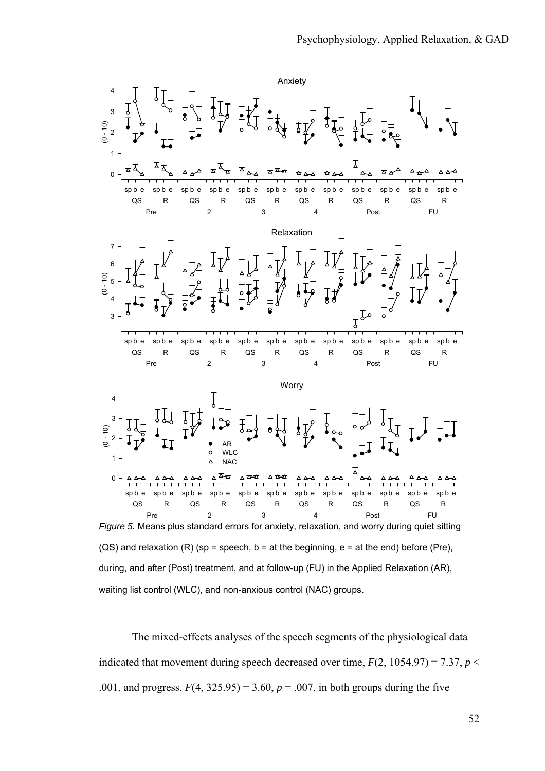*Figure 5.* Means plus standard errors for anxiety, relaxation, and worry during quiet sitting (QS) and relaxation (R) (sp = speech, b = at the beginning, e = at the end) before (Pre), during, and after (Post) treatment, and at follow-up (FU) in the Applied Relaxation (AR), waiting list control (WLC), and non-anxious control (NAC) groups.

The mixed-effects analyses of the speech segments of the physiological data indicated that movement during speech decreased over time, $F(2, 1054.97) = 7.37$, $p < .001$, and progress, $F(4, 325.95) = 3.60$, $p = .007$, in both groups during the five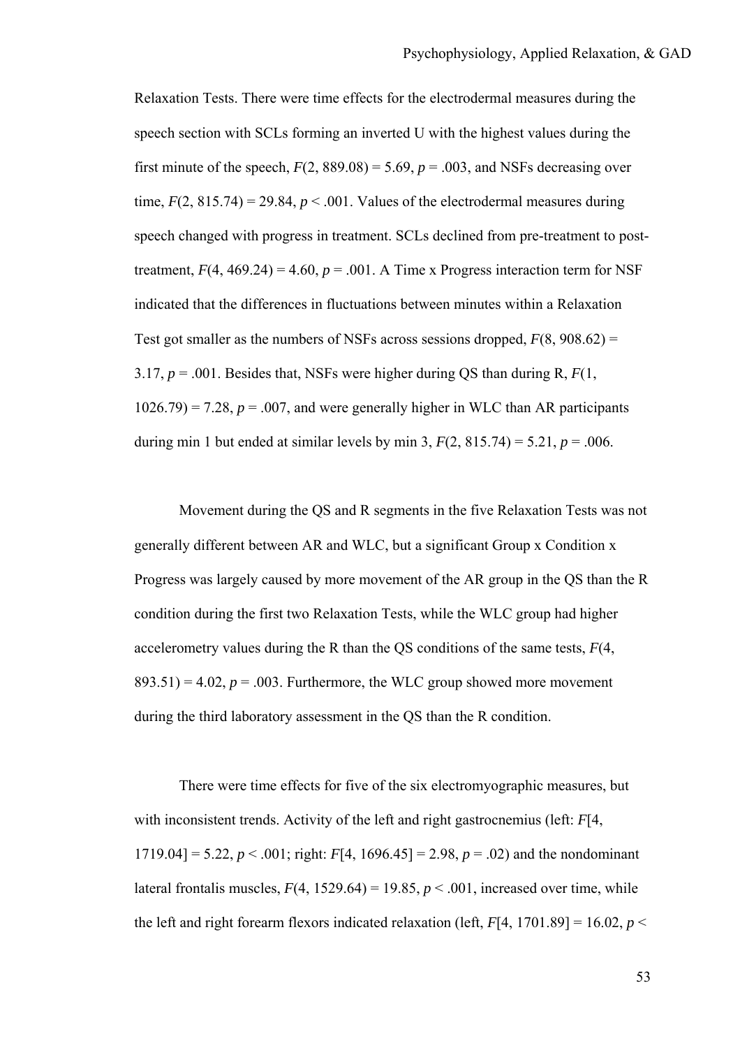Relaxation Tests. There were time effects for the electrodermal measures during the speech section with SCLs forming an inverted U with the highest values during the first minute of the speech, $F(2, 889.08) = 5.69$, $p = .003$, and NSFs decreasing over time, $F(2, 815.74) = 29.84$, $p < .001$. Values of the electrodermal measures during speech changed with progress in treatment. SCLs declined from pre-treatment to post-treatment, $F(4, 469.24) = 4.60$, $p = .001$. A Time x Progress interaction term for NSF indicated that the differences in fluctuations between minutes within a Relaxation Test got smaller as the numbers of NSFs across sessions dropped, $F(8, 908.62) = 3.17$, $p = .001$. Besides that, NSFs were higher during QS than during R, $F(1, 1026.79) = 7.28$, $p = .007$, and were generally higher in WLC than AR participants during min 1 but ended at similar levels by min 3, $F(2, 815.74) = 5.21$, $p = .006$.

Movement during the QS and R segments in the five Relaxation Tests was not generally different between AR and WLC, but a significant Group x Condition x Progress was largely caused by more movement of the AR group in the QS than the R condition during the first two Relaxation Tests, while the WLC group had higher accelerometry values during the R than the QS conditions of the same tests, $F(4, 893.51) = 4.02$, $p = .003$. Furthermore, the WLC group showed more movement during the third laboratory assessment in the QS than the R condition.

There were time effects for five of the six electromyographic measures, but with inconsistent trends. Activity of the left and right gastrocnemius (left: $F[4, 1719.04] = 5.22$, $p < .001$; right: $F[4, 1696.45] = 2.98$, $p = .02$) and the nondominant lateral frontalis muscles, $F(4, 1529.64) = 19.85$, $p < .001$, increased over time, while the left and right forearm flexors indicated relaxation (left, $F[4, 1701.89] = 16.02$, $p <$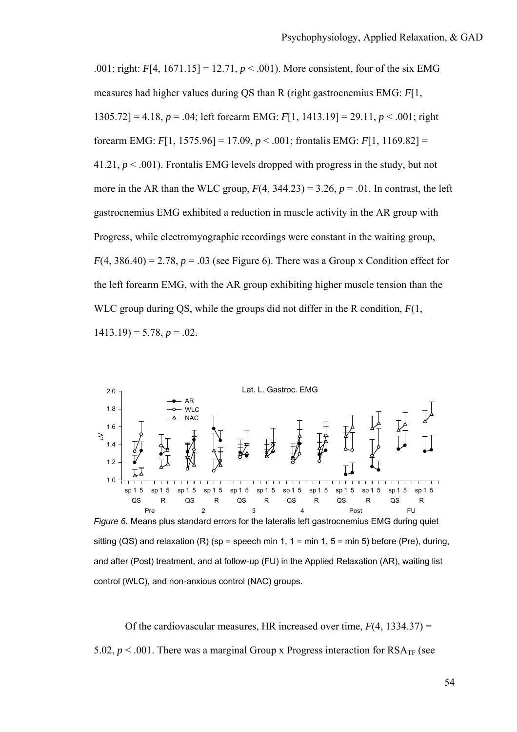.001; right: $F[4, 1671.15] = 12.71$, $p < .001$). More consistent, four of the six EMG measures had higher values during QS than R (right gastrocnemius EMG: $F[1, 1305.72] = 4.18$, $p = .04$; left forearm EMG: $F[1, 1413.19] = 29.11$, $p < .001$; right forearm EMG: $F[1, 1575.96] = 17.09$, $p < .001$; frontalis EMG: $F[1, 1169.82] = 41.21$, $p < .001$). Frontalis EMG levels dropped with progress in the study, but not more in the AR than the WLC group, $F(4, 344.23) = 3.26$, $p = .01$. In contrast, the left gastrocnemius EMG exhibited a reduction in muscle activity in the AR group with Progress, while electromyographic recordings were constant in the waiting group, $F(4, 386.40) = 2.78$, $p = .03$ (see Figure 6). There was a Group x Condition effect for the left forearm EMG, with the AR group exhibiting higher muscle tension than the WLC group during QS, while the groups did not differ in the R condition, $F(1, 1413.19) = 5.78$, $p = .02$.

*Figure 6.* Means plus standard errors for the lateralis left gastrocnemius EMG during quiet sitting (QS) and relaxation (R) (sp = speech min 1, 1 = min 1, 5 = min 5) before (Pre), during, and after (Post) treatment, and at follow-up (FU) in the Applied Relaxation (AR), waiting list control (WLC), and non-anxious control (NAC) groups.

Of the cardiovascular measures, HR increased over time, $F(4, 1334.37) = 5.02$, $p < .001$. There was a marginal Group x Progress interaction for $RSA_{TF}$ (see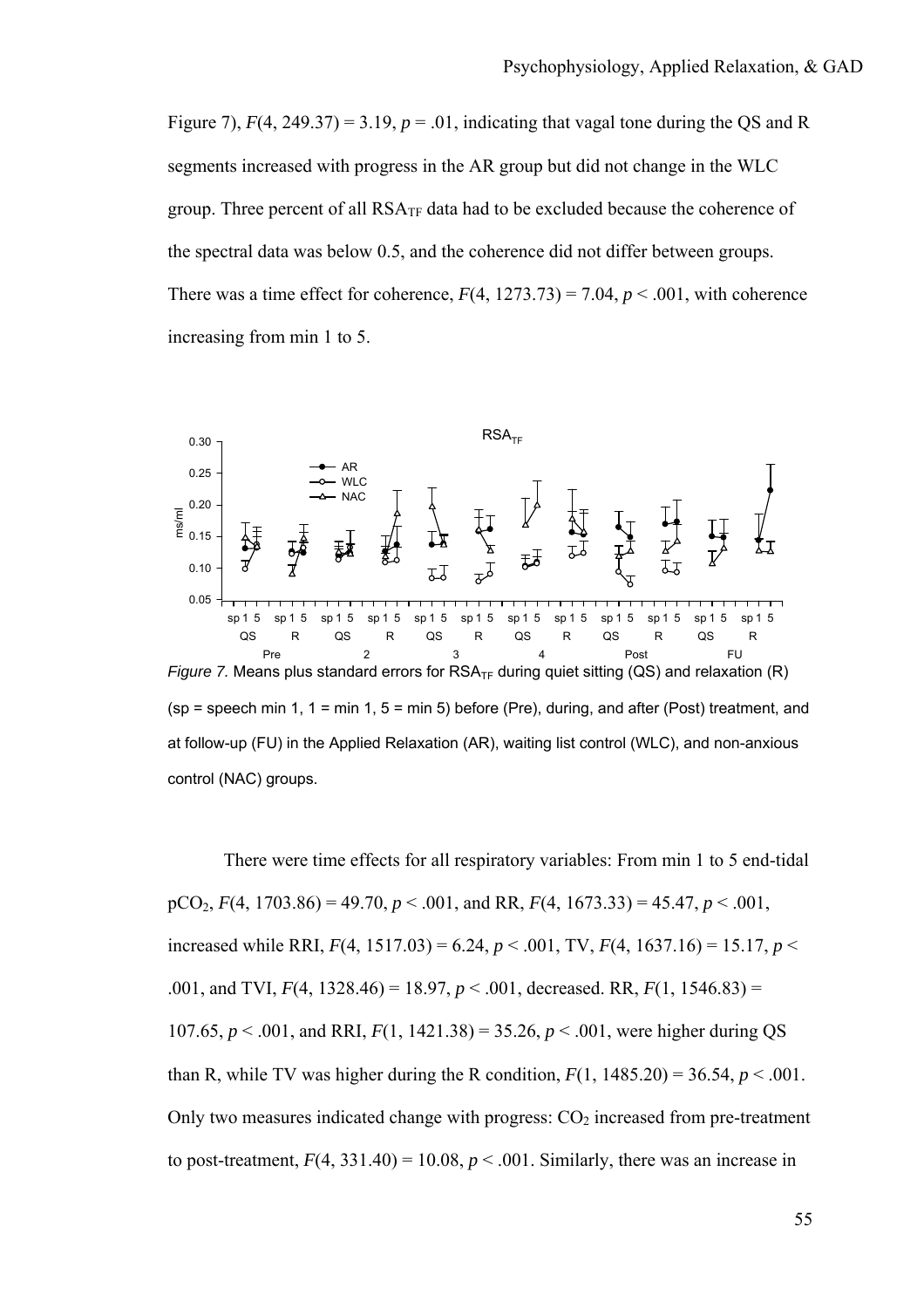Figure 7), $F(4, 249.37) = 3.19$, $p = .01$, indicating that vagal tone during the QS and R segments increased with progress in the AR group but did not change in the WLC group. Three percent of all $RSA_{TF}$ data had to be excluded because the coherence of the spectral data was below 0.5, and the coherence did not differ between groups. There was a time effect for coherence, $F(4, 1273.73) = 7.04$, $p < .001$, with coherence increasing from min 1 to 5.

*Figure 7.* Means plus standard errors for $RSA_{TF}$ during quiet sitting (QS) and relaxation (R) (sp = speech min 1, 1 = min 1, 5 = min 5) before (Pre), during, and after (Post) treatment, and at follow-up (FU) in the Applied Relaxation (AR), waiting list control (WLC), and non-anxious control (NAC) groups.

There were time effects for all respiratory variables: From min 1 to 5 end-tidal $pCO_2$, $F(4, 1703.86) = 49.70$, $p < .001$, and RR, $F(4, 1673.33) = 45.47$, $p < .001$, increased while RRI, $F(4, 1517.03) = 6.24$, $p < .001$, TV, $F(4, 1637.16) = 15.17$, $p < .001$, and TVI, $F(4, 1328.46) = 18.97$, $p < .001$, decreased. RR, $F(1, 1546.83) = 107.65$, $p < .001$, and RRI, $F(1, 1421.38) = 35.26$, $p < .001$, were higher during QS than R, while TV was higher during the R condition, $F(1, 1485.20) = 36.54$, $p < .001$. Only two measures indicated change with progress: $CO_2$ increased from pre-treatment to post-treatment, $F(4, 331.40) = 10.08$, $p < .001$. Similarly, there was an increase in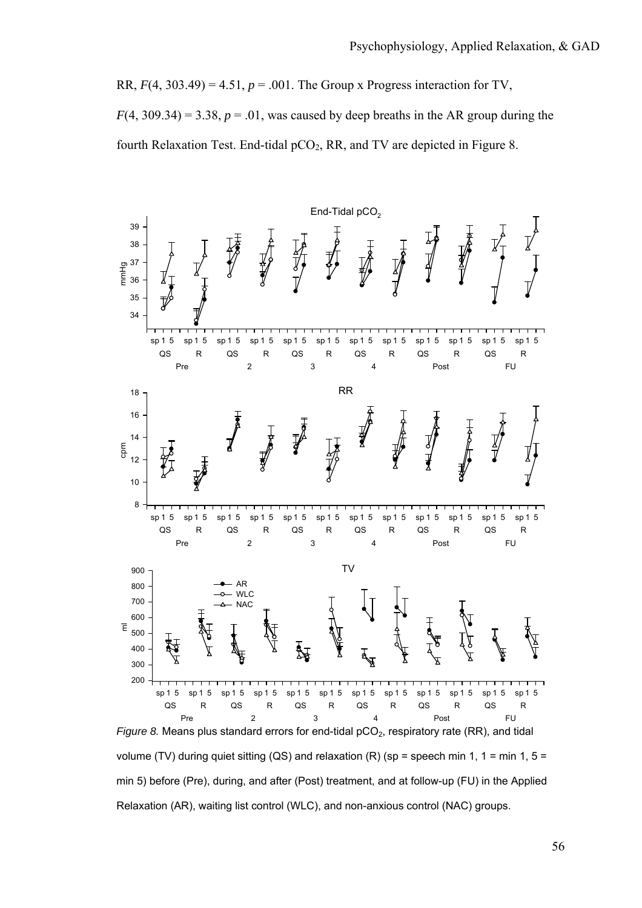RR, $F(4, 303.49) = 4.51$, $p = .001$. The Group x Progress interaction for TV, $F(4, 309.34) = 3.38$, $p = .01$, was caused by deep breaths in the AR group during the fourth Relaxation Test. End-tidal $pCO_2$, RR, and TV are depicted in Figure 8.

*Figure 8.* Means plus standard errors for end-tidal $pCO_2$, respiratory rate (RR), and tidal volume (TV) during quiet sitting (QS) and relaxation (R) (sp = speech min 1, 1 = min 1, 5 = min 5) before (Pre), during, and after (Post) treatment, and at follow-up (FU) in the Applied Relaxation (AR), waiting list control (WLC), and non-anxious control (NAC) groups.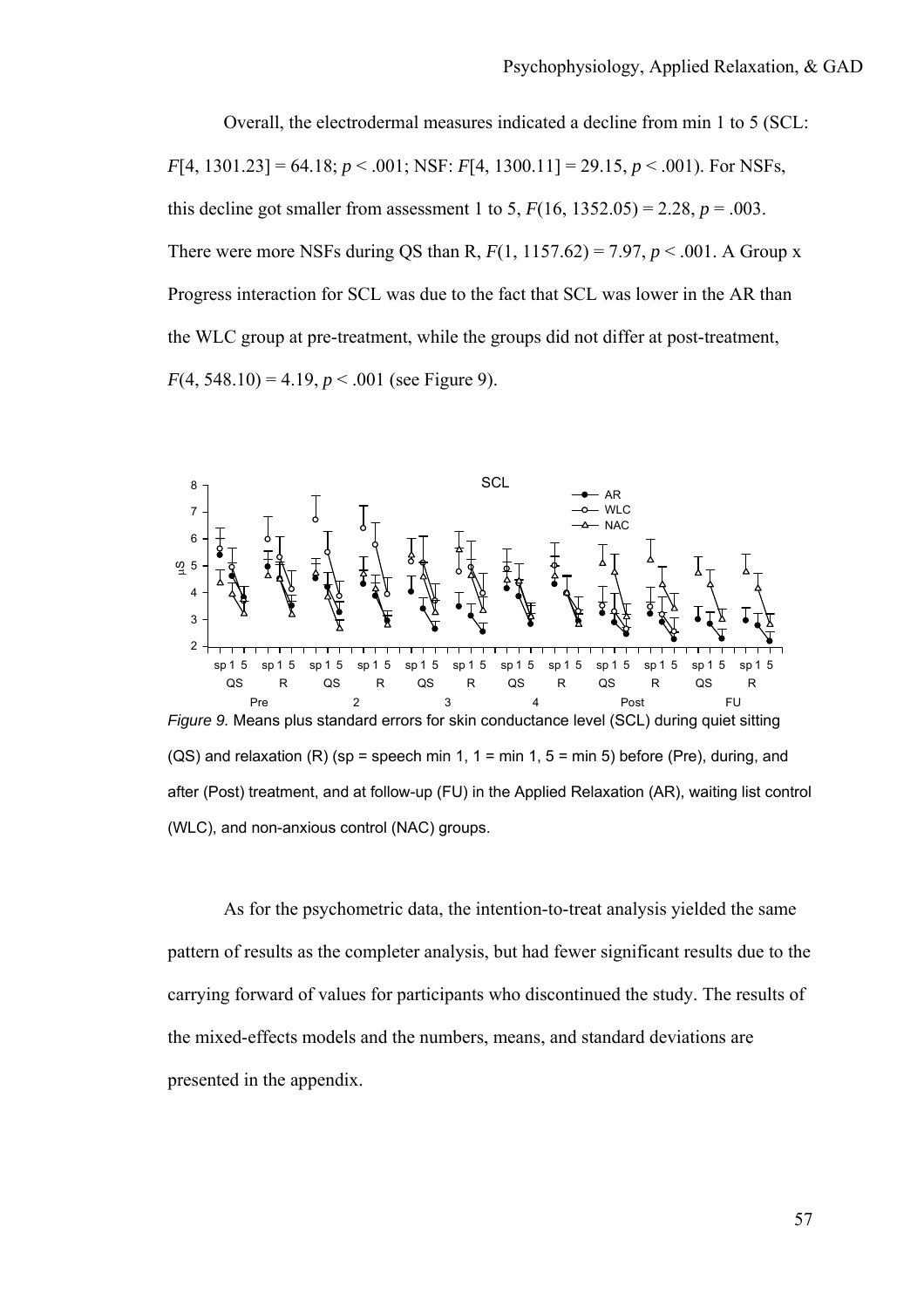Overall, the electrodermal measures indicated a decline from min 1 to 5 (SCL: $F[4, 1301.23] = 64.18$; $p < .001$; NSF: $F[4, 1300.11] = 29.15$, $p < .001$). For NSFs, this decline got smaller from assessment 1 to 5, $F(16, 1352.05) = 2.28$, $p = .003$. There were more NSFs during QS than R, $F(1, 1157.62) = 7.97$, $p < .001$. A Group x Progress interaction for SCL was due to the fact that SCL was lower in the AR than the WLC group at pre-treatment, while the groups did not differ at post-treatment, $F(4, 548.10) = 4.19$, $p < .001$ (see Figure 9).

*Figure 9.* Means plus standard errors for skin conductance level (SCL) during quiet sitting (QS) and relaxation (R) (sp = speech min 1, 1 = min 1, 5 = min 5) before (Pre), during, and after (Post) treatment, and at follow-up (FU) in the Applied Relaxation (AR), waiting list control (WLC), and non-anxious control (NAC) groups.

As for the psychometric data, the intention-to-treat analysis yielded the same pattern of results as the completer analysis, but had fewer significant results due to the carrying forward of values for participants who discontinued the study. The results of the mixed-effects models and the numbers, means, and standard deviations are presented in the appendix.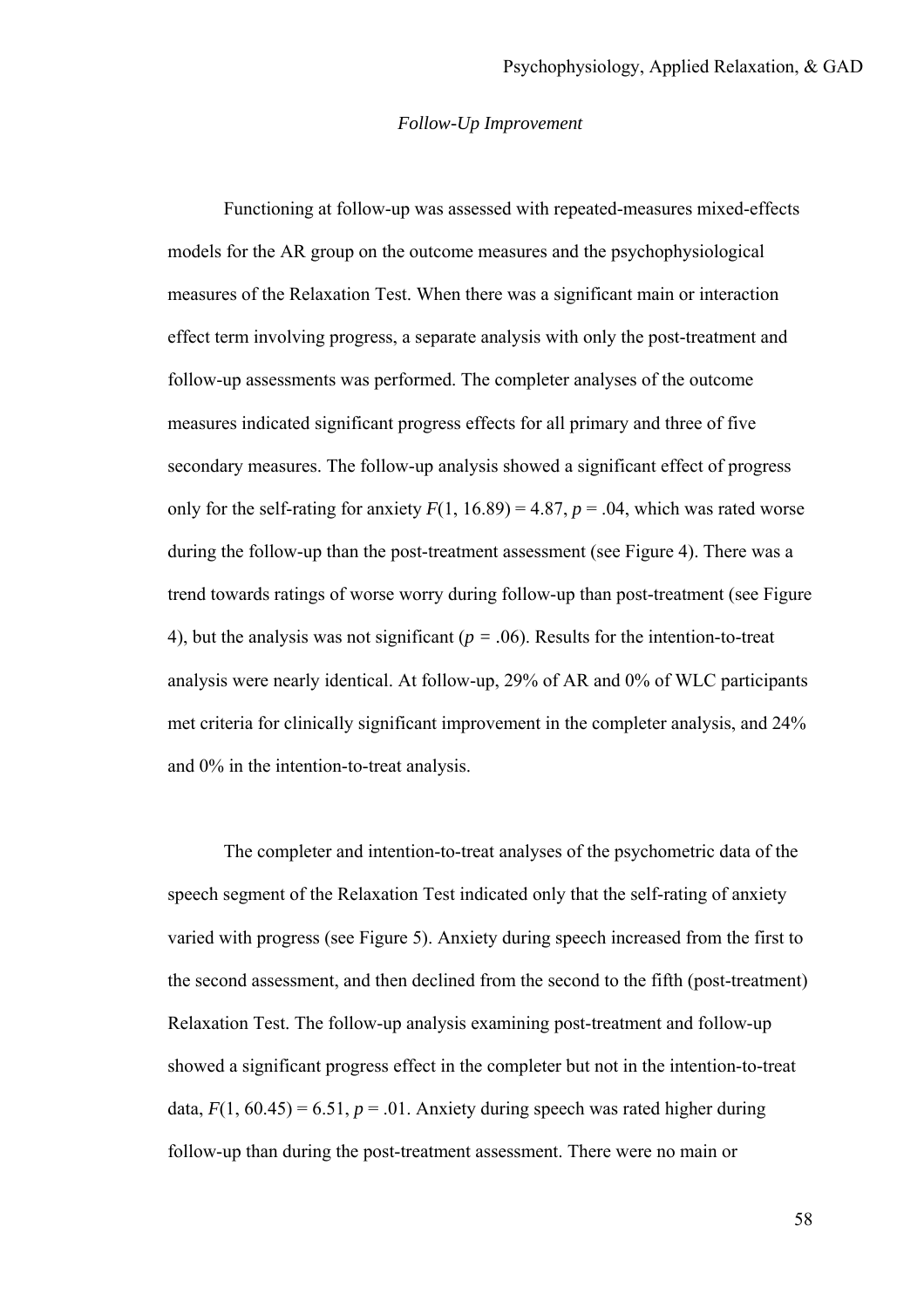*Follow-Up Improvement*

Functioning at follow-up was assessed with repeated-measures mixed-effects models for the AR group on the outcome measures and the psychophysiological measures of the Relaxation Test. When there was a significant main or interaction effect term involving progress, a separate analysis with only the post-treatment and follow-up assessments was performed. The completer analyses of the outcome measures indicated significant progress effects for all primary and three of five secondary measures. The follow-up analysis showed a significant effect of progress only for the self-rating for anxiety $F(1, 16.89) = 4.87$, $p = .04$, which was rated worse during the follow-up than the post-treatment assessment (see Figure 4). There was a trend towards ratings of worse worry during follow-up than post-treatment (see Figure 4), but the analysis was not significant ($p = .06$). Results for the intention-to-treat analysis were nearly identical. At follow-up, 29% of AR and 0% of WLC participants met criteria for clinically significant improvement in the completer analysis, and 24% and 0% in the intention-to-treat analysis.

The completer and intention-to-treat analyses of the psychometric data of the speech segment of the Relaxation Test indicated only that the self-rating of anxiety varied with progress (see Figure 5). Anxiety during speech increased from the first to the second assessment, and then declined from the second to the fifth (post-treatment) Relaxation Test. The follow-up analysis examining post-treatment and follow-up showed a significant progress effect in the completer but not in the intention-to-treat data, $F(1, 60.45) = 6.51$, $p = .01$. Anxiety during speech was rated higher during follow-up than during the post-treatment assessment. There were no main or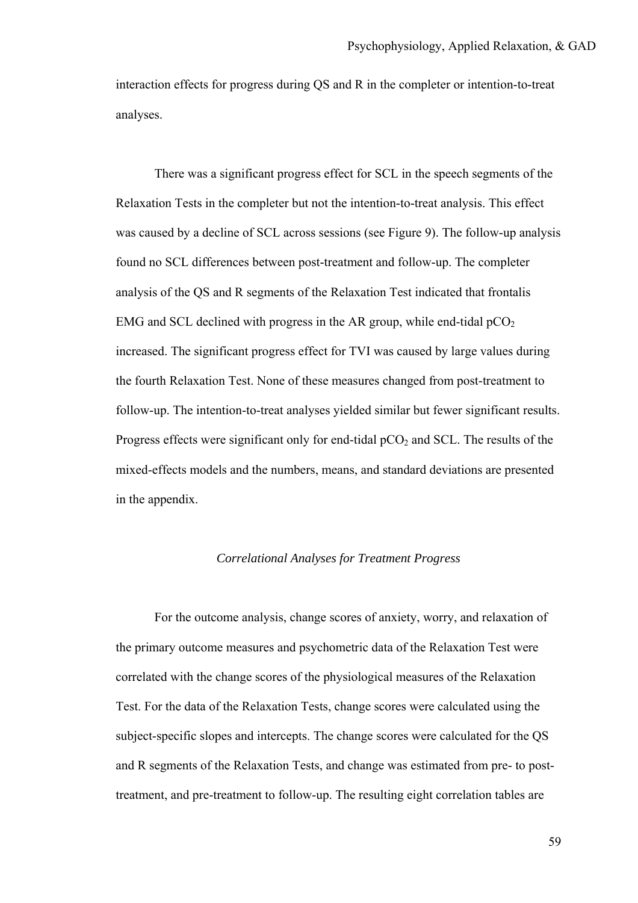interaction effects for progress during QS and R in the completer or intention-to-treat analyses.

There was a significant progress effect for SCL in the speech segments of the Relaxation Tests in the completer but not the intention-to-treat analysis. This effect was caused by a decline of SCL across sessions (see Figure 9). The follow-up analysis found no SCL differences between post-treatment and follow-up. The completer analysis of the QS and R segments of the Relaxation Test indicated that frontalis EMG and SCL declined with progress in the AR group, while end-tidal $pCO_2$ increased. The significant progress effect for TVI was caused by large values during the fourth Relaxation Test. None of these measures changed from post-treatment to follow-up. The intention-to-treat analyses yielded similar but fewer significant results. Progress effects were significant only for end-tidal $pCO_2$ and SCL. The results of the mixed-effects models and the numbers, means, and standard deviations are presented in the appendix.

### *Correlational Analyses for Treatment Progress*

For the outcome analysis, change scores of anxiety, worry, and relaxation of the primary outcome measures and psychometric data of the Relaxation Test were correlated with the change scores of the physiological measures of the Relaxation Test. For the data of the Relaxation Tests, change scores were calculated using the subject-specific slopes and intercepts. The change scores were calculated for the QS and R segments of the Relaxation Tests, and change was estimated from pre- to post-treatment, and pre-treatment to follow-up. The resulting eight correlation tables are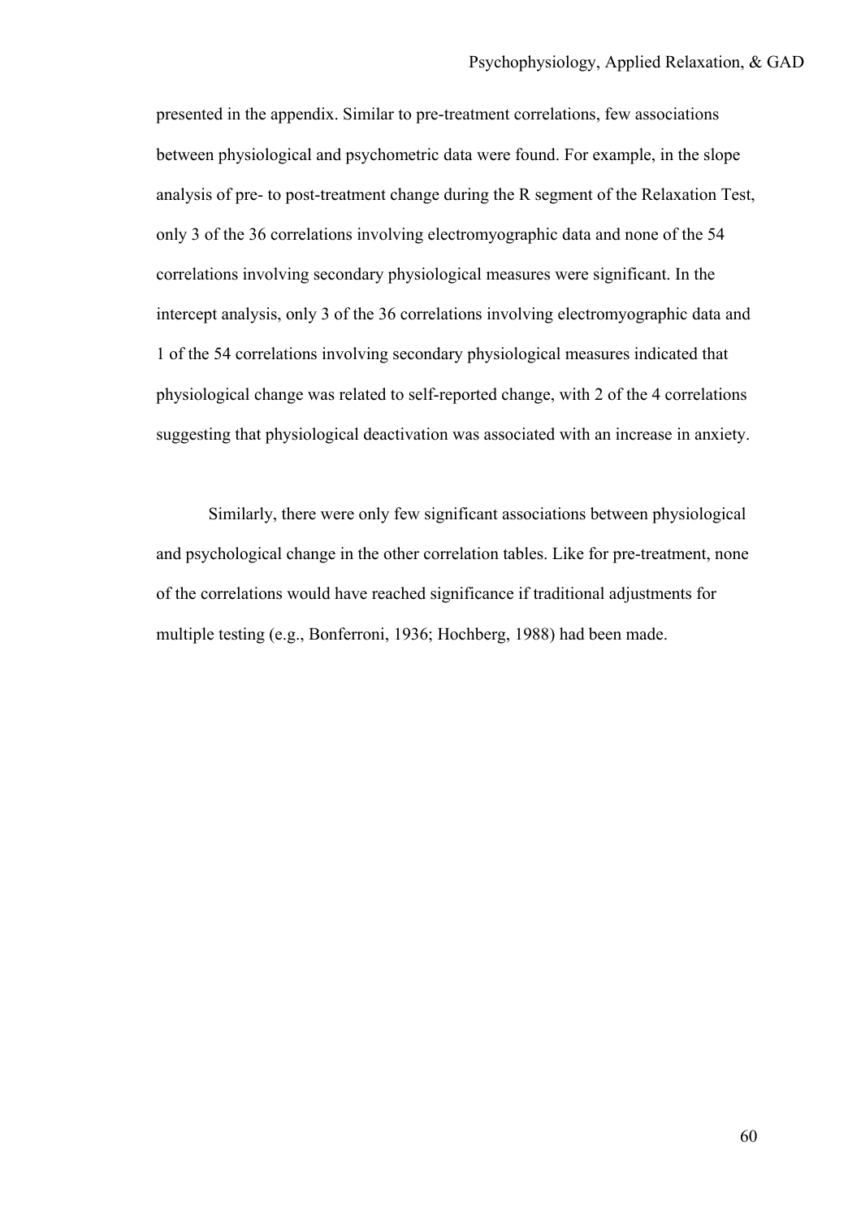presented in the appendix. Similar to pre-treatment correlations, few associations between physiological and psychometric data were found. For example, in the slope analysis of pre- to post-treatment change during the R segment of the Relaxation Test, only 3 of the 36 correlations involving electromyographic data and none of the 54 correlations involving secondary physiological measures were significant. In the intercept analysis, only 3 of the 36 correlations involving electromyographic data and 1 of the 54 correlations involving secondary physiological measures indicated that physiological change was related to self-reported change, with 2 of the 4 correlations suggesting that physiological deactivation was associated with an increase in anxiety.

Similarly, there were only few significant associations between physiological and psychological change in the other correlation tables. Like for pre-treatment, none of the correlations would have reached significance if traditional adjustments for multiple testing (e.g., Bonferroni, 1936; Hochberg, 1988) had been made.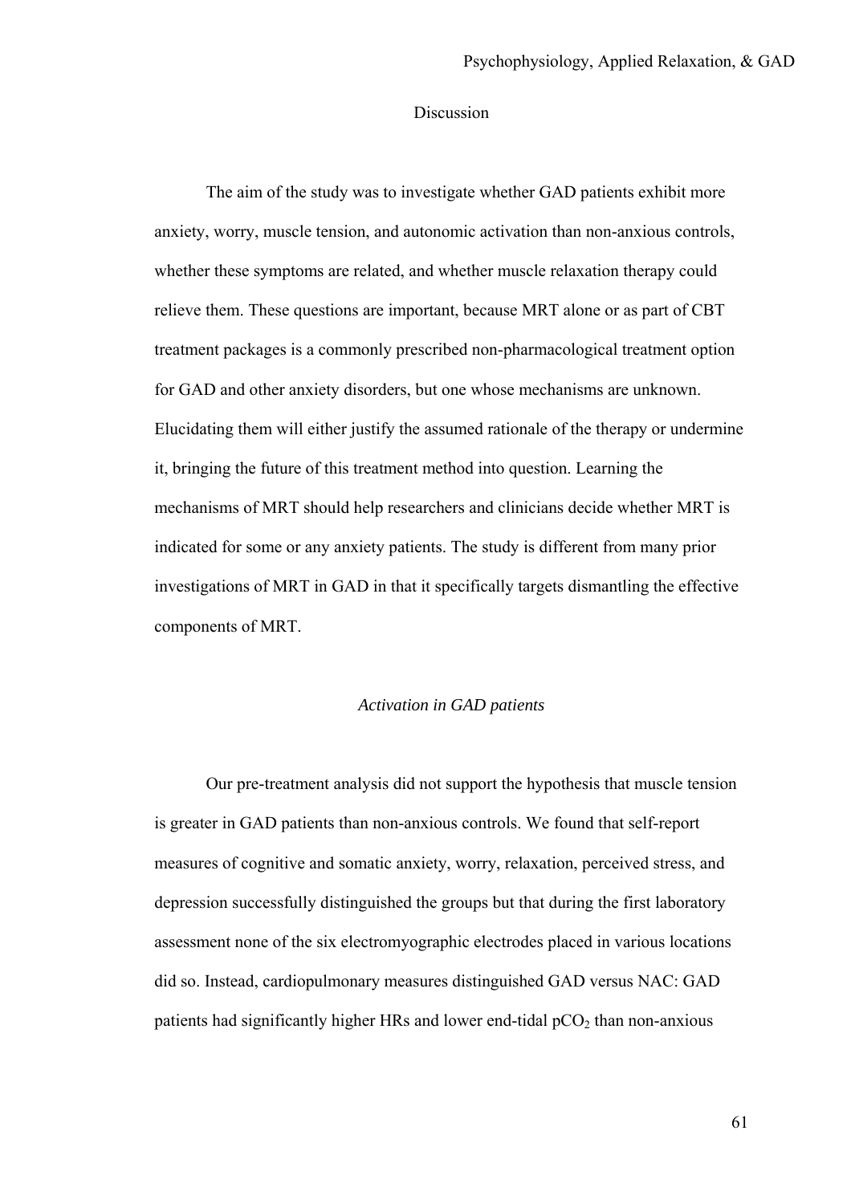## Discussion

The aim of the study was to investigate whether GAD patients exhibit more anxiety, worry, muscle tension, and autonomic activation than non-anxious controls, whether these symptoms are related, and whether muscle relaxation therapy could relieve them. These questions are important, because MRT alone or as part of CBT treatment packages is a commonly prescribed non-pharmacological treatment option for GAD and other anxiety disorders, but one whose mechanisms are unknown. Elucidating them will either justify the assumed rationale of the therapy or undermine it, bringing the future of this treatment method into question. Learning the mechanisms of MRT should help researchers and clinicians decide whether MRT is indicated for some or any anxiety patients. The study is different from many prior investigations of MRT in GAD in that it specifically targets dismantling the effective components of MRT.

### *Activation in GAD patients*

Our pre-treatment analysis did not support the hypothesis that muscle tension is greater in GAD patients than non-anxious controls. We found that self-report measures of cognitive and somatic anxiety, worry, relaxation, perceived stress, and depression successfully distinguished the groups but that during the first laboratory assessment none of the six electromyographic electrodes placed in various locations did so. Instead, cardiopulmonary measures distinguished GAD versus NAC: GAD patients had significantly higher HRs and lower end-tidal $pCO_2$ than non-anxious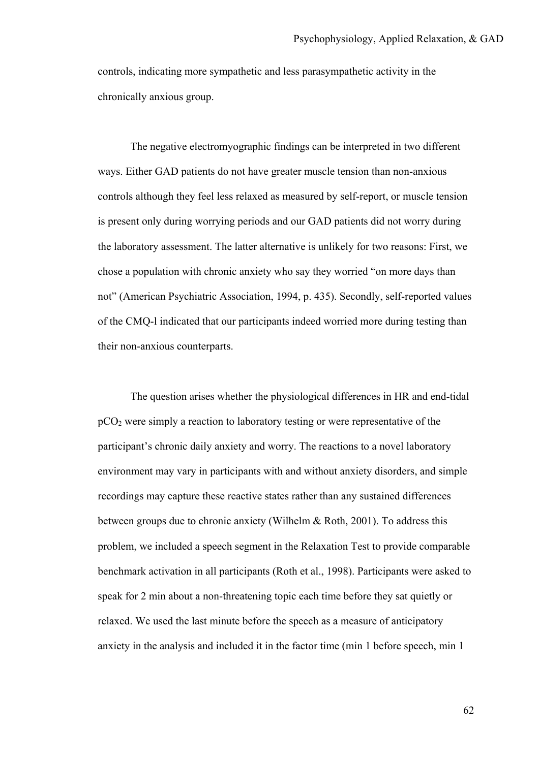controls, indicating more sympathetic and less parasympathetic activity in the chronically anxious group.

The negative electromyographic findings can be interpreted in two different ways. Either GAD patients do not have greater muscle tension than non-anxious controls although they feel less relaxed as measured by self-report, or muscle tension is present only during worrying periods and our GAD patients did not worry during the laboratory assessment. The latter alternative is unlikely for two reasons: First, we chose a population with chronic anxiety who say they worried "on more days than not" (American Psychiatric Association, 1994, p. 435). Secondly, self-reported values of the CMQ-l indicated that our participants indeed worried more during testing than their non-anxious counterparts.

The question arises whether the physiological differences in HR and end-tidal $pCO_2$ were simply a reaction to laboratory testing or were representative of the participant's chronic daily anxiety and worry. The reactions to a novel laboratory environment may vary in participants with and without anxiety disorders, and simple recordings may capture these reactive states rather than any sustained differences between groups due to chronic anxiety (Wilhelm & Roth, 2001). To address this problem, we included a speech segment in the Relaxation Test to provide comparable benchmark activation in all participants (Roth et al., 1998). Participants were asked to speak for 2 min about a non-threatening topic each time before they sat quietly or relaxed. We used the last minute before the speech as a measure of anticipatory anxiety in the analysis and included it in the factor time (min 1 before speech, min 1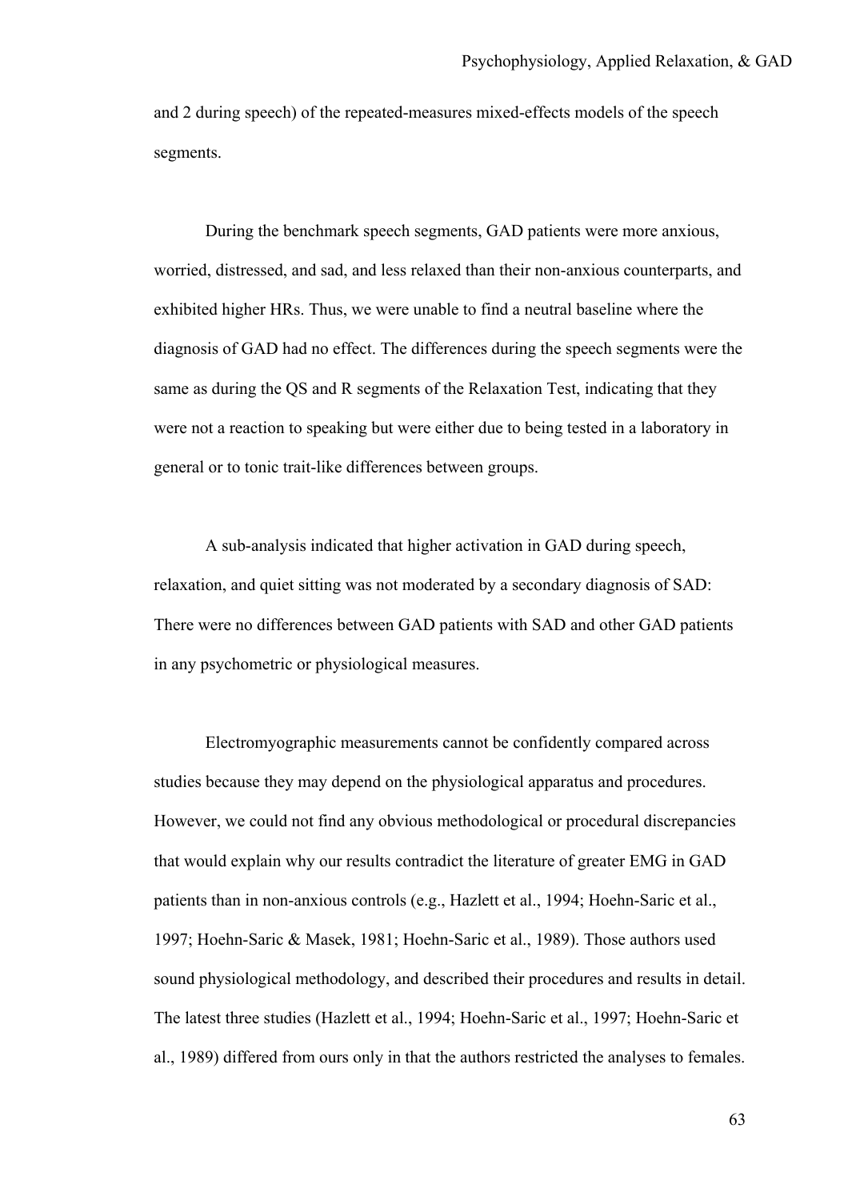and 2 during speech) of the repeated-measures mixed-effects models of the speech segments.

During the benchmark speech segments, GAD patients were more anxious, worried, distressed, and sad, and less relaxed than their non-anxious counterparts, and exhibited higher HRs. Thus, we were unable to find a neutral baseline where the diagnosis of GAD had no effect. The differences during the speech segments were the same as during the QS and R segments of the Relaxation Test, indicating that they were not a reaction to speaking but were either due to being tested in a laboratory in general or to tonic trait-like differences between groups.

A sub-analysis indicated that higher activation in GAD during speech, relaxation, and quiet sitting was not moderated by a secondary diagnosis of SAD: There were no differences between GAD patients with SAD and other GAD patients in any psychometric or physiological measures.

Electromyographic measurements cannot be confidently compared across studies because they may depend on the physiological apparatus and procedures. However, we could not find any obvious methodological or procedural discrepancies that would explain why our results contradict the literature of greater EMG in GAD patients than in non-anxious controls (e.g., Hazlett et al., 1994; Hoehn-Saric et al., 1997; Hoehn-Saric & Masek, 1981; Hoehn-Saric et al., 1989). Those authors used sound physiological methodology, and described their procedures and results in detail. The latest three studies (Hazlett et al., 1994; Hoehn-Saric et al., 1997; Hoehn-Saric et al., 1989) differed from ours only in that the authors restricted the analyses to females.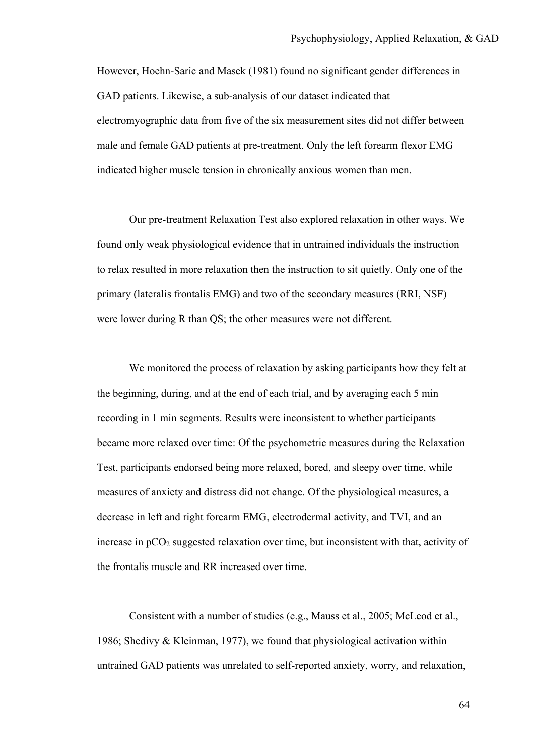However, Hoehn-Saric and Masek (1981) found no significant gender differences in GAD patients. Likewise, a sub-analysis of our dataset indicated that electromyographic data from five of the six measurement sites did not differ between male and female GAD patients at pre-treatment. Only the left forearm flexor EMG indicated higher muscle tension in chronically anxious women than men.

Our pre-treatment Relaxation Test also explored relaxation in other ways. We found only weak physiological evidence that in untrained individuals the instruction to relax resulted in more relaxation then the instruction to sit quietly. Only one of the primary (lateralis frontalis EMG) and two of the secondary measures (RRI, NSF) were lower during R than QS; the other measures were not different.

We monitored the process of relaxation by asking participants how they felt at the beginning, during, and at the end of each trial, and by averaging each 5 min recording in 1 min segments. Results were inconsistent to whether participants became more relaxed over time: Of the psychometric measures during the Relaxation Test, participants endorsed being more relaxed, bored, and sleepy over time, while measures of anxiety and distress did not change. Of the physiological measures, a decrease in left and right forearm EMG, electrodermal activity, and TVI, and an increase in $pCO_2$ suggested relaxation over time, but inconsistent with that, activity of the frontalis muscle and RR increased over time.

Consistent with a number of studies (e.g., Mauss et al., 2005; McLeod et al., 1986; Shedivy & Kleinman, 1977), we found that physiological activation within untrained GAD patients was unrelated to self-reported anxiety, worry, and relaxation,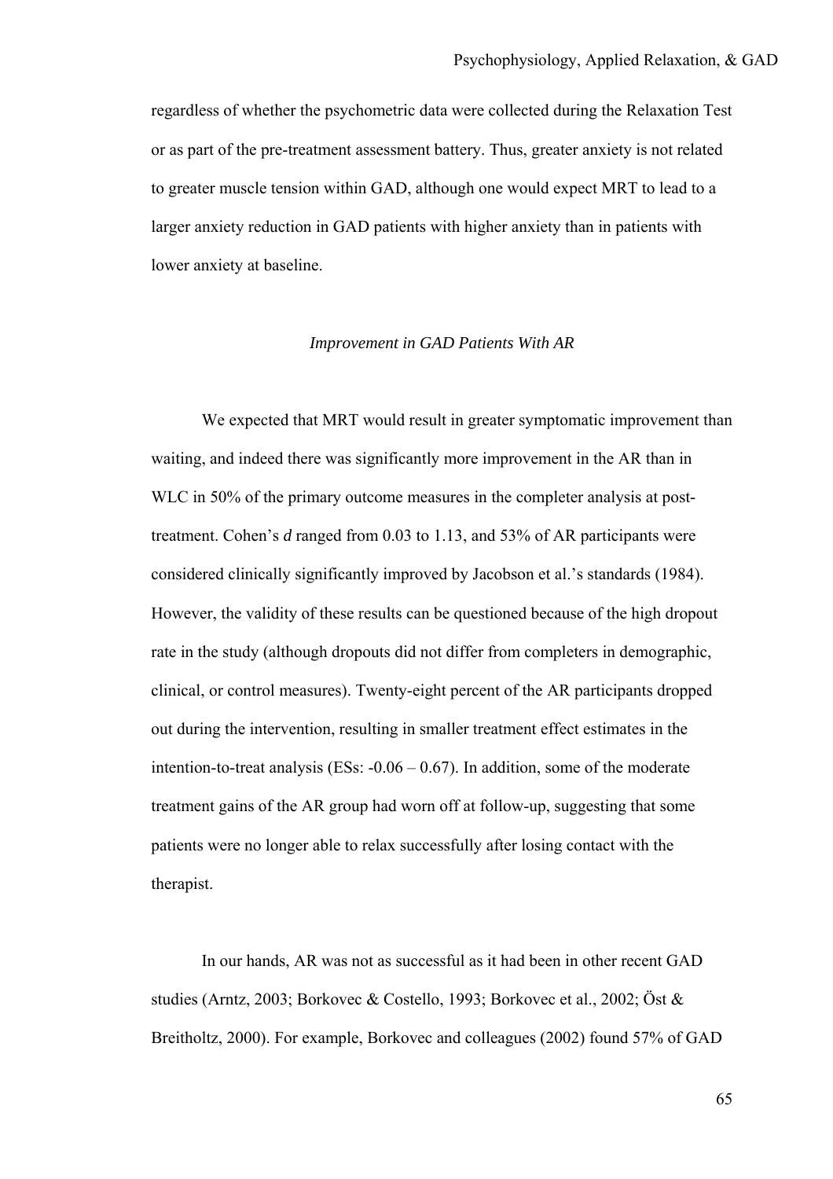regardless of whether the psychometric data were collected during the Relaxation Test or as part of the pre-treatment assessment battery. Thus, greater anxiety is not related to greater muscle tension within GAD, although one would expect MRT to lead to a larger anxiety reduction in GAD patients with higher anxiety than in patients with lower anxiety at baseline.

### *Improvement in GAD Patients With AR*

We expected that MRT would result in greater symptomatic improvement than waiting, and indeed there was significantly more improvement in the AR than in WLC in 50% of the primary outcome measures in the completer analysis at post-treatment. Cohen's *d* ranged from 0.03 to 1.13, and 53% of AR participants were considered clinically significantly improved by Jacobson et al.'s standards (1984). However, the validity of these results can be questioned because of the high dropout rate in the study (although dropouts did not differ from completers in demographic, clinical, or control measures). Twenty-eight percent of the AR participants dropped out during the intervention, resulting in smaller treatment effect estimates in the intention-to-treat analysis (ESs: -0.06 – 0.67). In addition, some of the moderate treatment gains of the AR group had worn off at follow-up, suggesting that some patients were no longer able to relax successfully after losing contact with the therapist.

In our hands, AR was not as successful as it had been in other recent GAD studies (Arntz, 2003; Borkovec & Costello, 1993; Borkovec et al., 2002; Öst & Breitholtz, 2000). For example, Borkovec and colleagues (2002) found 57% of GAD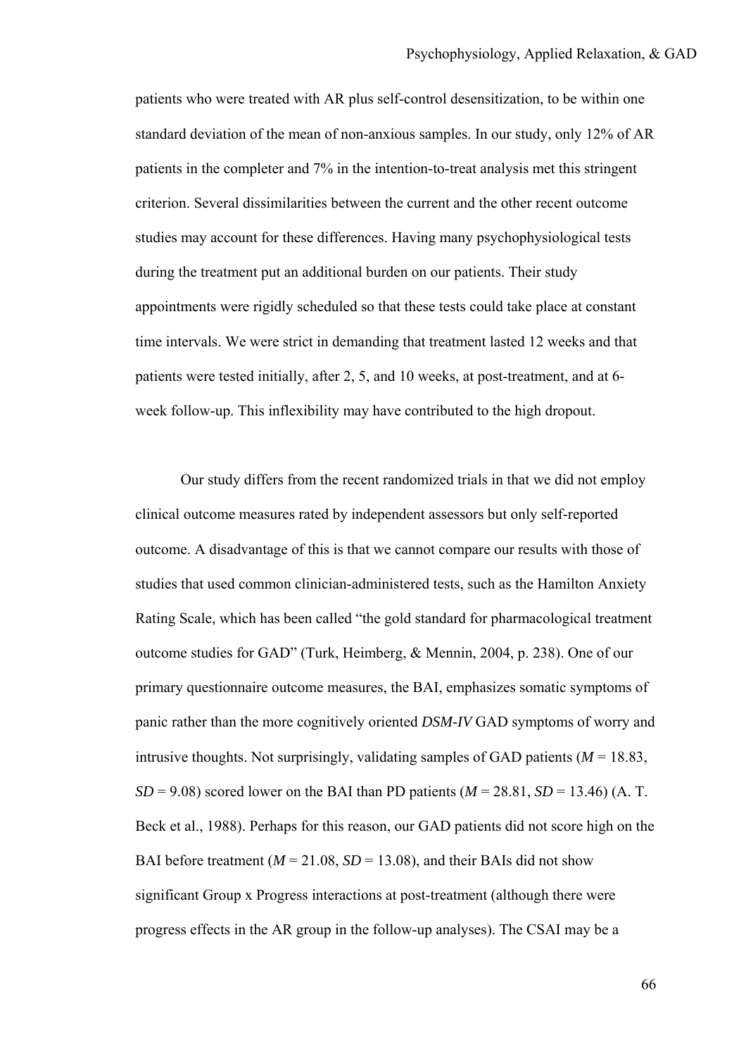patients who were treated with AR plus self-control desensitization, to be within one standard deviation of the mean of non-anxious samples. In our study, only 12% of AR patients in the completer and 7% in the intention-to-treat analysis met this stringent criterion. Several dissimilarities between the current and the other recent outcome studies may account for these differences. Having many psychophysiological tests during the treatment put an additional burden on our patients. Their study appointments were rigidly scheduled so that these tests could take place at constant time intervals. We were strict in demanding that treatment lasted 12 weeks and that patients were tested initially, after 2, 5, and 10 weeks, at post-treatment, and at 6-week follow-up. This inflexibility may have contributed to the high dropout.

Our study differs from the recent randomized trials in that we did not employ clinical outcome measures rated by independent assessors but only self-reported outcome. A disadvantage of this is that we cannot compare our results with those of studies that used common clinician-administered tests, such as the Hamilton Anxiety Rating Scale, which has been called "the gold standard for pharmacological treatment outcome studies for GAD" (Turk, Heimberg, & Mennin, 2004, p. 238). One of our primary questionnaire outcome measures, the BAI, emphasizes somatic symptoms of panic rather than the more cognitively oriented *DSM-IV* GAD symptoms of worry and intrusive thoughts. Not surprisingly, validating samples of GAD patients ($M = 18.83$, $SD = 9.08$) scored lower on the BAI than PD patients ($M = 28.81$, $SD = 13.46$) (A. T. Beck et al., 1988). Perhaps for this reason, our GAD patients did not score high on the BAI before treatment ($M = 21.08$, $SD = 13.08$), and their BAIs did not show significant Group x Progress interactions at post-treatment (although there were progress effects in the AR group in the follow-up analyses). The CSAI may be a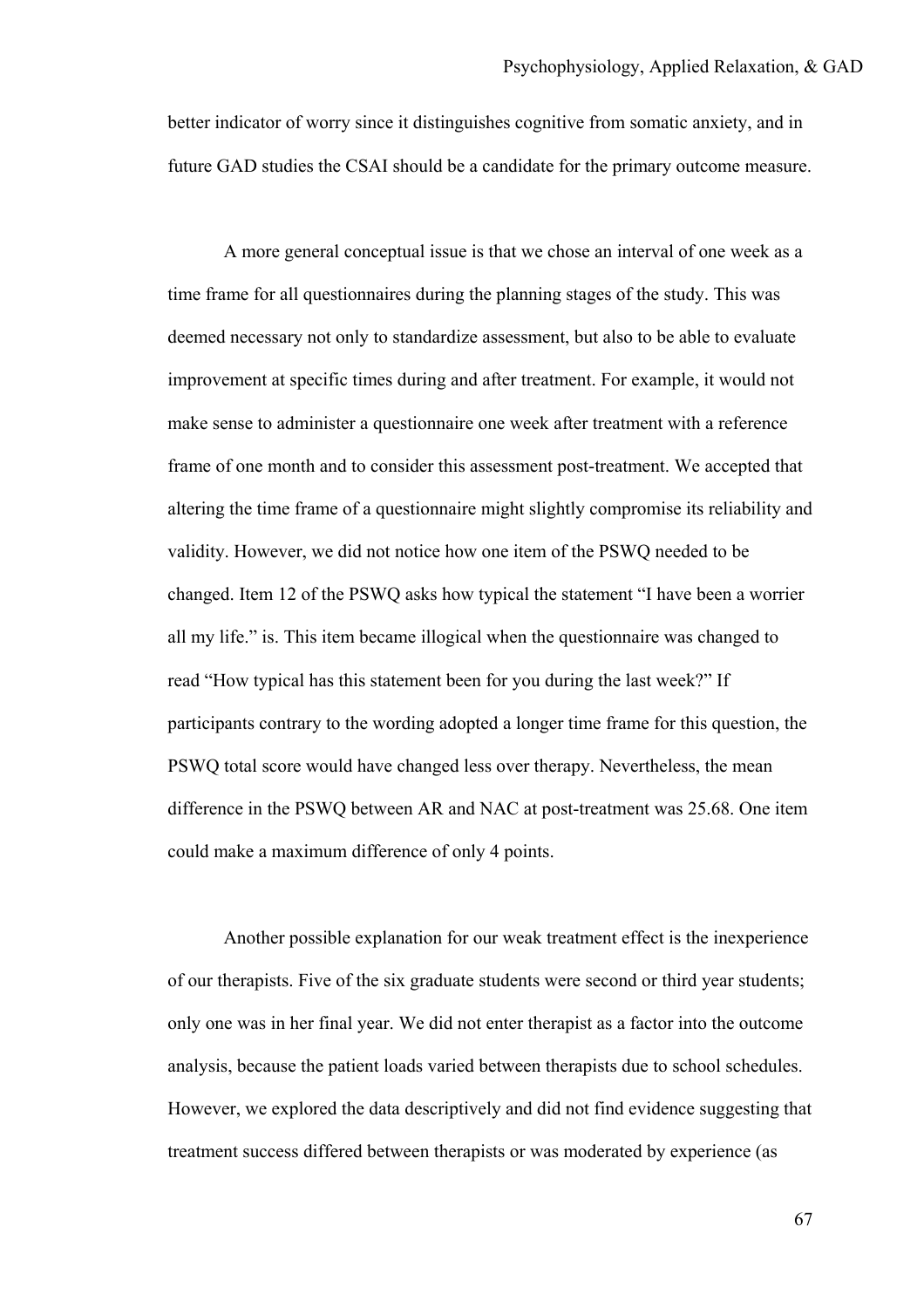better indicator of worry since it distinguishes cognitive from somatic anxiety, and in future GAD studies the CSAI should be a candidate for the primary outcome measure.

A more general conceptual issue is that we chose an interval of one week as a time frame for all questionnaires during the planning stages of the study. This was deemed necessary not only to standardize assessment, but also to be able to evaluate improvement at specific times during and after treatment. For example, it would not make sense to administer a questionnaire one week after treatment with a reference frame of one month and to consider this assessment post-treatment. We accepted that altering the time frame of a questionnaire might slightly compromise its reliability and validity. However, we did not notice how one item of the PSWQ needed to be changed. Item 12 of the PSWQ asks how typical the statement "I have been a worrier all my life." is. This item became illogical when the questionnaire was changed to read "How typical has this statement been for you during the last week?" If participants contrary to the wording adopted a longer time frame for this question, the PSWQ total score would have changed less over therapy. Nevertheless, the mean difference in the PSWQ between AR and NAC at post-treatment was 25.68. One item could make a maximum difference of only 4 points.

Another possible explanation for our weak treatment effect is the inexperience of our therapists. Five of the six graduate students were second or third year students; only one was in her final year. We did not enter therapist as a factor into the outcome analysis, because the patient loads varied between therapists due to school schedules. However, we explored the data descriptively and did not find evidence suggesting that treatment success differed between therapists or was moderated by experience (as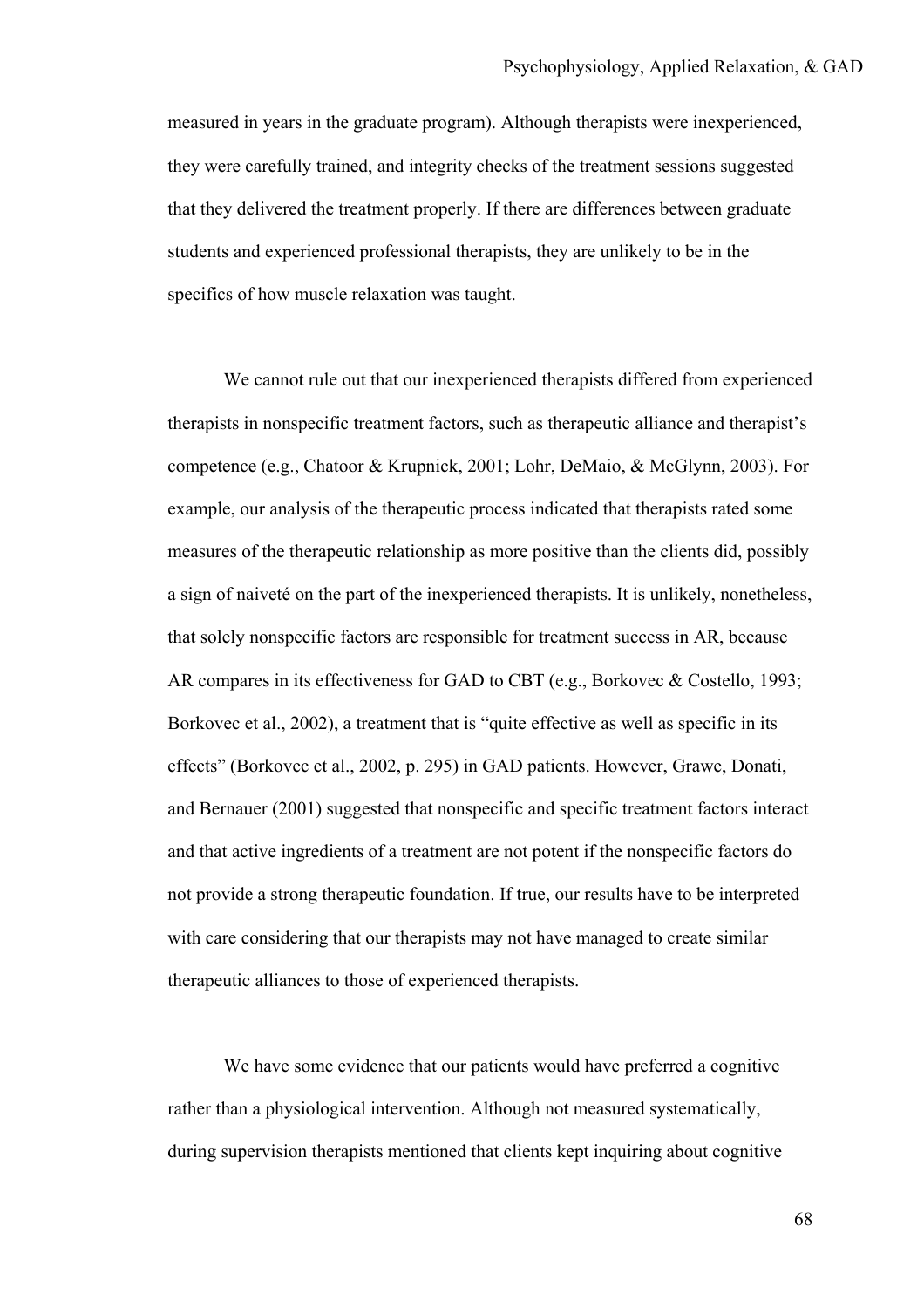measured in years in the graduate program). Although therapists were inexperienced, they were carefully trained, and integrity checks of the treatment sessions suggested that they delivered the treatment properly. If there are differences between graduate students and experienced professional therapists, they are unlikely to be in the specifics of how muscle relaxation was taught.

We cannot rule out that our inexperienced therapists differed from experienced therapists in nonspecific treatment factors, such as therapeutic alliance and therapist's competence (e.g., Chatoor & Krupnick, 2001; Lohr, DeMaio, & McGlynn, 2003). For example, our analysis of the therapeutic process indicated that therapists rated some measures of the therapeutic relationship as more positive than the clients did, possibly a sign of naiveté on the part of the inexperienced therapists. It is unlikely, nonetheless, that solely nonspecific factors are responsible for treatment success in AR, because AR compares in its effectiveness for GAD to CBT (e.g., Borkovec & Costello, 1993; Borkovec et al., 2002), a treatment that is "quite effective as well as specific in its effects" (Borkovec et al., 2002, p. 295) in GAD patients. However, Grawe, Donati, and Bernauer (2001) suggested that nonspecific and specific treatment factors interact and that active ingredients of a treatment are not potent if the nonspecific factors do not provide a strong therapeutic foundation. If true, our results have to be interpreted with care considering that our therapists may not have managed to create similar therapeutic alliances to those of experienced therapists.

We have some evidence that our patients would have preferred a cognitive rather than a physiological intervention. Although not measured systematically, during supervision therapists mentioned that clients kept inquiring about cognitive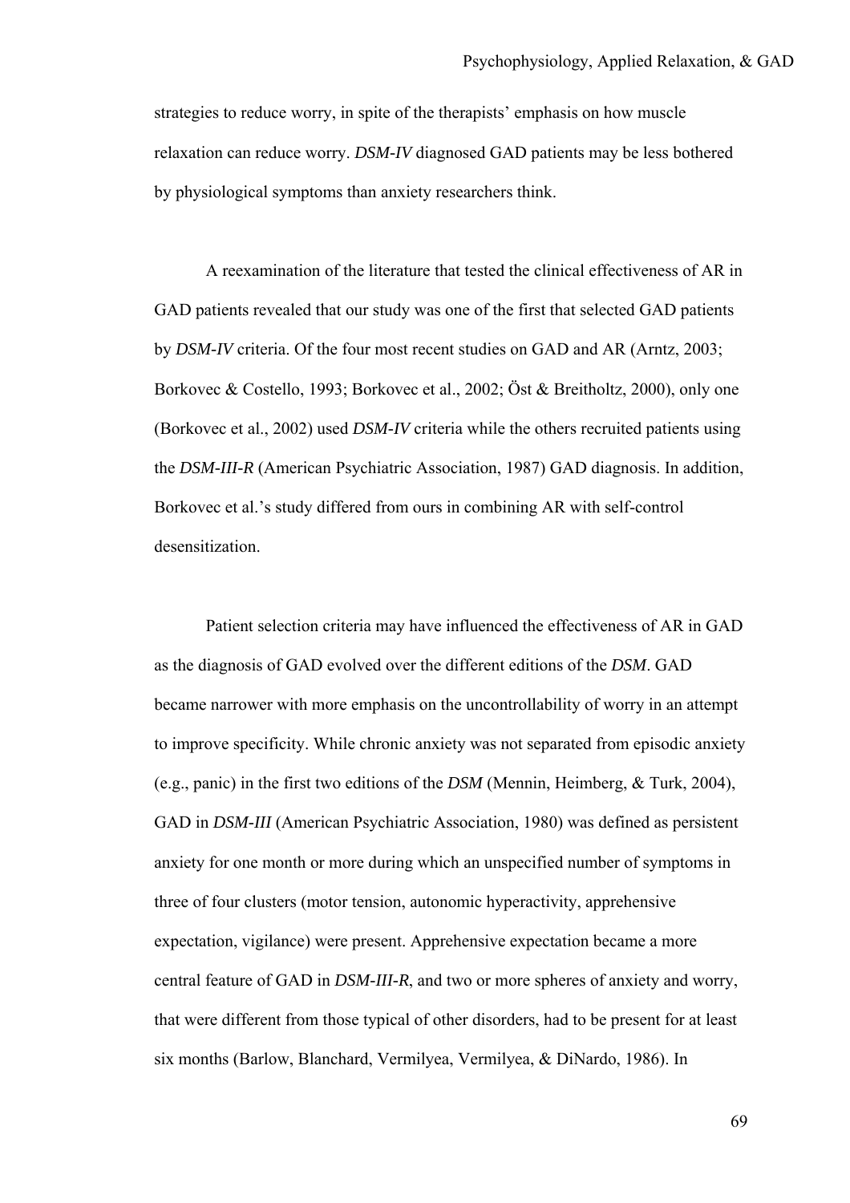strategies to reduce worry, in spite of the therapists' emphasis on how muscle relaxation can reduce worry. *DSM-IV* diagnosed GAD patients may be less bothered by physiological symptoms than anxiety researchers think.

A reexamination of the literature that tested the clinical effectiveness of AR in GAD patients revealed that our study was one of the first that selected GAD patients by *DSM-IV* criteria. Of the four most recent studies on GAD and AR (Arntz, 2003; Borkovec & Costello, 1993; Borkovec et al., 2002; Öst & Breitholtz, 2000), only one (Borkovec et al., 2002) used *DSM-IV* criteria while the others recruited patients using the *DSM-III-R* (American Psychiatric Association, 1987) GAD diagnosis. In addition, Borkovec et al.'s study differed from ours in combining AR with self-control desensitization.

Patient selection criteria may have influenced the effectiveness of AR in GAD as the diagnosis of GAD evolved over the different editions of the *DSM*. GAD became narrower with more emphasis on the uncontrollability of worry in an attempt to improve specificity. While chronic anxiety was not separated from episodic anxiety (e.g., panic) in the first two editions of the *DSM* (Mennin, Heimberg, & Turk, 2004), GAD in *DSM-III* (American Psychiatric Association, 1980) was defined as persistent anxiety for one month or more during which an unspecified number of symptoms in three of four clusters (motor tension, autonomic hyperactivity, apprehensive expectation, vigilance) were present. Apprehensive expectation became a more central feature of GAD in *DSM-III-R*, and two or more spheres of anxiety and worry, that were different from those typical of other disorders, had to be present for at least six months (Barlow, Blanchard, Vermilyea, Vermilyea, & DiNardo, 1986). In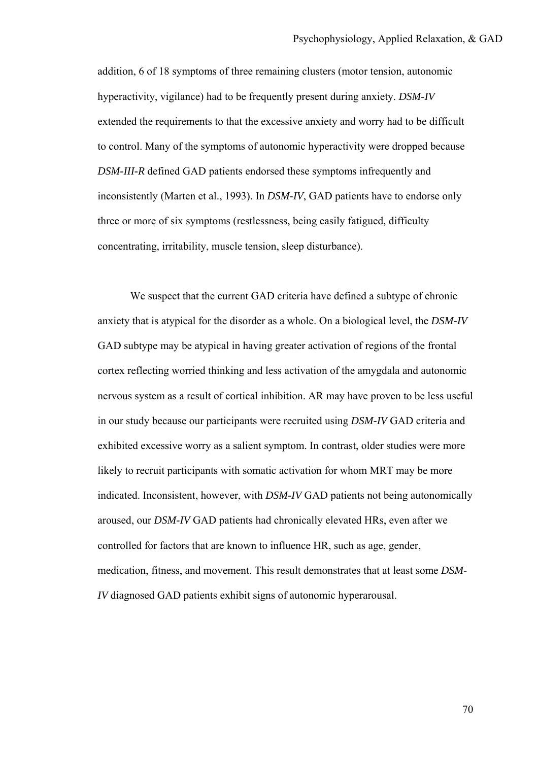addition, 6 of 18 symptoms of three remaining clusters (motor tension, autonomic hyperactivity, vigilance) had to be frequently present during anxiety. *DSM-IV* extended the requirements to that the excessive anxiety and worry had to be difficult to control. Many of the symptoms of autonomic hyperactivity were dropped because *DSM-III-R* defined GAD patients endorsed these symptoms infrequently and inconsistently (Marten et al., 1993). In *DSM-IV*, GAD patients have to endorse only three or more of six symptoms (restlessness, being easily fatigued, difficulty concentrating, irritability, muscle tension, sleep disturbance).

We suspect that the current GAD criteria have defined a subtype of chronic anxiety that is atypical for the disorder as a whole. On a biological level, the *DSM-IV* GAD subtype may be atypical in having greater activation of regions of the frontal cortex reflecting worried thinking and less activation of the amygdala and autonomic nervous system as a result of cortical inhibition. AR may have proven to be less useful in our study because our participants were recruited using *DSM-IV* GAD criteria and exhibited excessive worry as a salient symptom. In contrast, older studies were more likely to recruit participants with somatic activation for whom MRT may be more indicated. Inconsistent, however, with *DSM-IV* GAD patients not being autonomically aroused, our *DSM-IV* GAD patients had chronically elevated HRs, even after we controlled for factors that are known to influence HR, such as age, gender, medication, fitness, and movement. This result demonstrates that at least some *DSM-IV* diagnosed GAD patients exhibit signs of autonomic hyperarousal.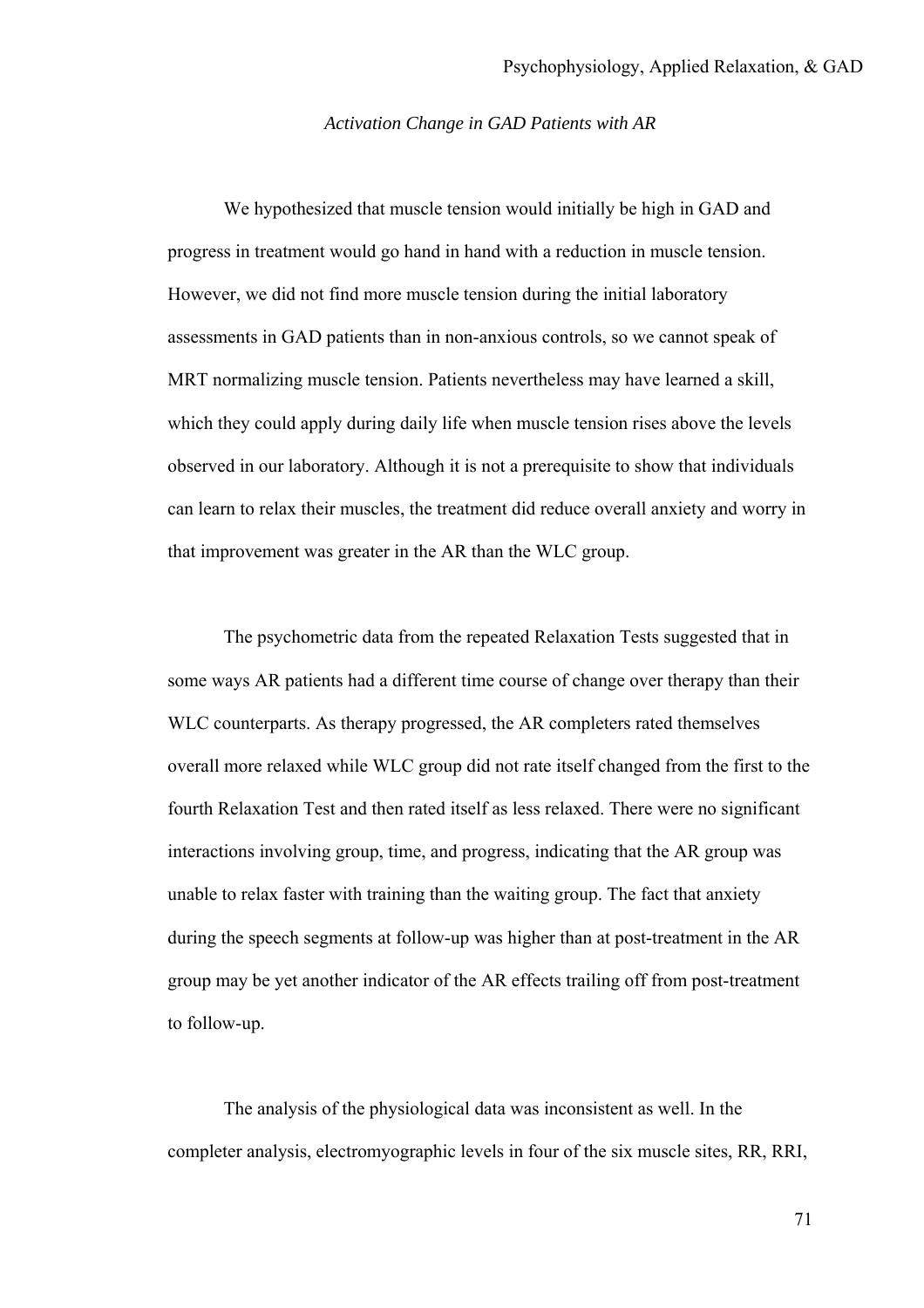*Activation Change in GAD Patients with AR*

We hypothesized that muscle tension would initially be high in GAD and progress in treatment would go hand in hand with a reduction in muscle tension. However, we did not find more muscle tension during the initial laboratory assessments in GAD patients than in non-anxious controls, so we cannot speak of MRT normalizing muscle tension. Patients nevertheless may have learned a skill, which they could apply during daily life when muscle tension rises above the levels observed in our laboratory. Although it is not a prerequisite to show that individuals can learn to relax their muscles, the treatment did reduce overall anxiety and worry in that improvement was greater in the AR than the WLC group.

The psychometric data from the repeated Relaxation Tests suggested that in some ways AR patients had a different time course of change over therapy than their WLC counterparts. As therapy progressed, the AR completers rated themselves overall more relaxed while WLC group did not rate itself changed from the first to the fourth Relaxation Test and then rated itself as less relaxed. There were no significant interactions involving group, time, and progress, indicating that the AR group was unable to relax faster with training than the waiting group. The fact that anxiety during the speech segments at follow-up was higher than at post-treatment in the AR group may be yet another indicator of the AR effects trailing off from post-treatment to follow-up.

The analysis of the physiological data was inconsistent as well. In the completer analysis, electromyographic levels in four of the six muscle sites, RR, RRI,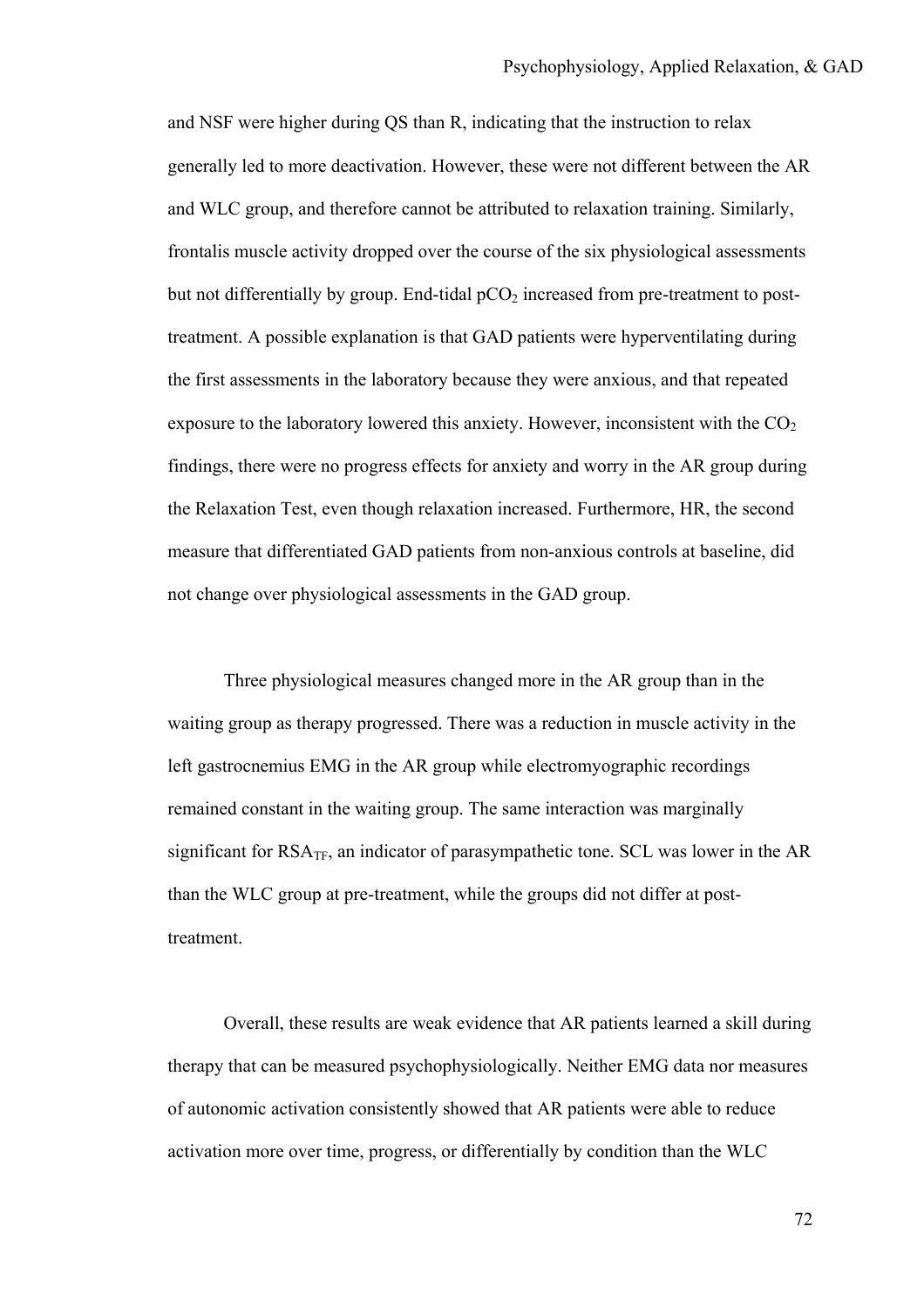and NSF were higher during QS than R, indicating that the instruction to relax generally led to more deactivation. However, these were not different between the AR and WLC group, and therefore cannot be attributed to relaxation training. Similarly, frontalis muscle activity dropped over the course of the six physiological assessments but not differentially by group. End-tidal $pCO_2$ increased from pre-treatment to post-treatment. A possible explanation is that GAD patients were hyperventilating during the first assessments in the laboratory because they were anxious, and that repeated exposure to the laboratory lowered this anxiety. However, inconsistent with the $CO_2$ findings, there were no progress effects for anxiety and worry in the AR group during the Relaxation Test, even though relaxation increased. Furthermore, HR, the second measure that differentiated GAD patients from non-anxious controls at baseline, did not change over physiological assessments in the GAD group.

Three physiological measures changed more in the AR group than in the waiting group as therapy progressed. There was a reduction in muscle activity in the left gastrocnemius EMG in the AR group while electromyographic recordings remained constant in the waiting group. The same interaction was marginally significant for $RSA_{TF}$, an indicator of parasympathetic tone. SCL was lower in the AR than the WLC group at pre-treatment, while the groups did not differ at post-treatment.

Overall, these results are weak evidence that AR patients learned a skill during therapy that can be measured psychophysiologically. Neither EMG data nor measures of autonomic activation consistently showed that AR patients were able to reduce activation more over time, progress, or differentially by condition than the WLC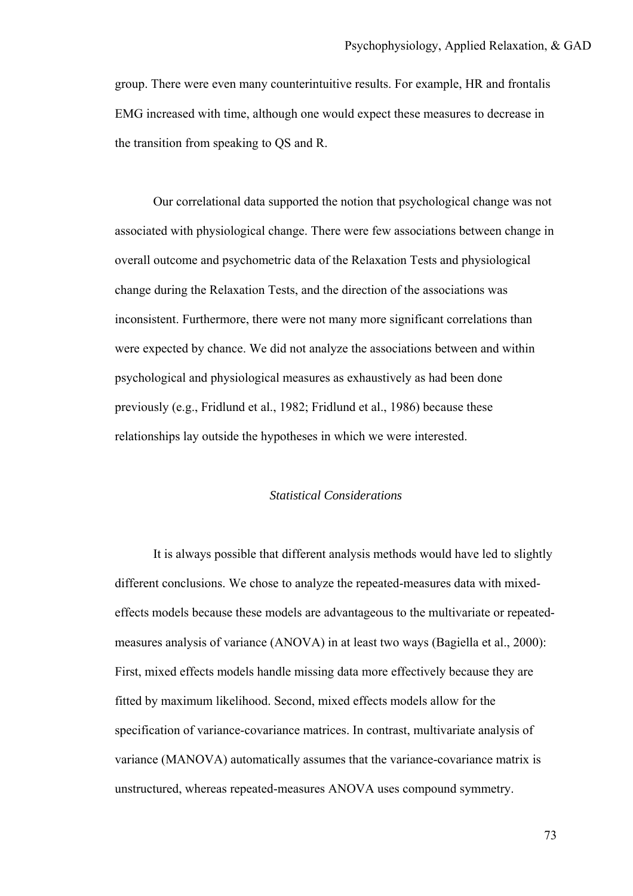group. There were even many counterintuitive results. For example, HR and frontalis EMG increased with time, although one would expect these measures to decrease in the transition from speaking to QS and R.

Our correlational data supported the notion that psychological change was not associated with physiological change. There were few associations between change in overall outcome and psychometric data of the Relaxation Tests and physiological change during the Relaxation Tests, and the direction of the associations was inconsistent. Furthermore, there were not many more significant correlations than were expected by chance. We did not analyze the associations between and within psychological and physiological measures as exhaustively as had been done previously (e.g., Fridlund et al., 1982; Fridlund et al., 1986) because these relationships lay outside the hypotheses in which we were interested.

### *Statistical Considerations*

It is always possible that different analysis methods would have led to slightly different conclusions. We chose to analyze the repeated-measures data with mixed-effects models because these models are advantageous to the multivariate or repeated-measures analysis of variance (ANOVA) in at least two ways (Bagiella et al., 2000): First, mixed effects models handle missing data more effectively because they are fitted by maximum likelihood. Second, mixed effects models allow for the specification of variance-covariance matrices. In contrast, multivariate analysis of variance (MANOVA) automatically assumes that the variance-covariance matrix is unstructured, whereas repeated-measures ANOVA uses compound symmetry.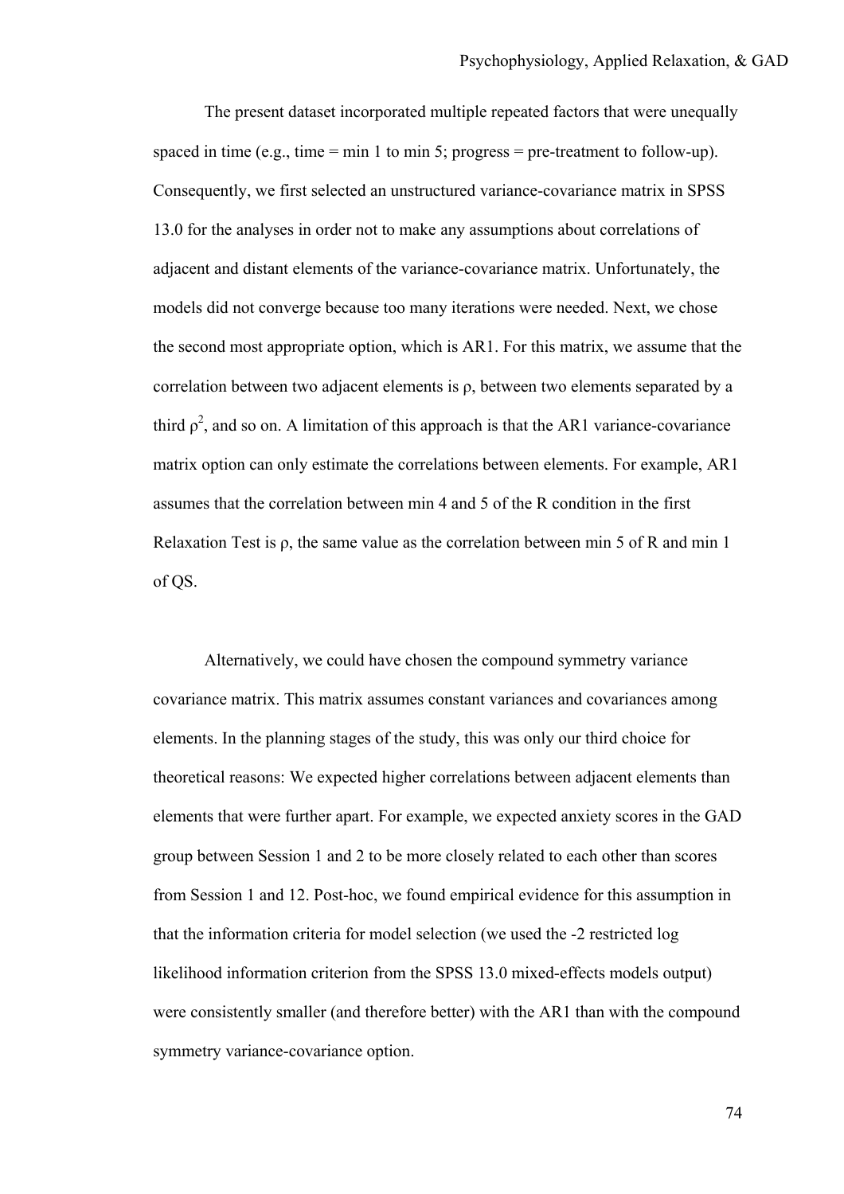The present dataset incorporated multiple repeated factors that were unequally spaced in time (e.g., time = min 1 to min 5; progress = pre-treatment to follow-up). Consequently, we first selected an unstructured variance-covariance matrix in SPSS 13.0 for the analyses in order not to make any assumptions about correlations of adjacent and distant elements of the variance-covariance matrix. Unfortunately, the models did not converge because too many iterations were needed. Next, we chose the second most appropriate option, which is AR1. For this matrix, we assume that the correlation between two adjacent elements is $\rho$, between two elements separated by a third $\rho^2$, and so on. A limitation of this approach is that the AR1 variance-covariance matrix option can only estimate the correlations between elements. For example, AR1 assumes that the correlation between min 4 and 5 of the R condition in the first Relaxation Test is $\rho$, the same value as the correlation between min 5 of R and min 1 of QS.

Alternatively, we could have chosen the compound symmetry variance covariance matrix. This matrix assumes constant variances and covariances among elements. In the planning stages of the study, this was only our third choice for theoretical reasons: We expected higher correlations between adjacent elements than elements that were further apart. For example, we expected anxiety scores in the GAD group between Session 1 and 2 to be more closely related to each other than scores from Session 1 and 12. Post-hoc, we found empirical evidence for this assumption in that the information criteria for model selection (we used the -2 restricted log likelihood information criterion from the SPSS 13.0 mixed-effects models output) were consistently smaller (and therefore better) with the AR1 than with the compound symmetry variance-covariance option.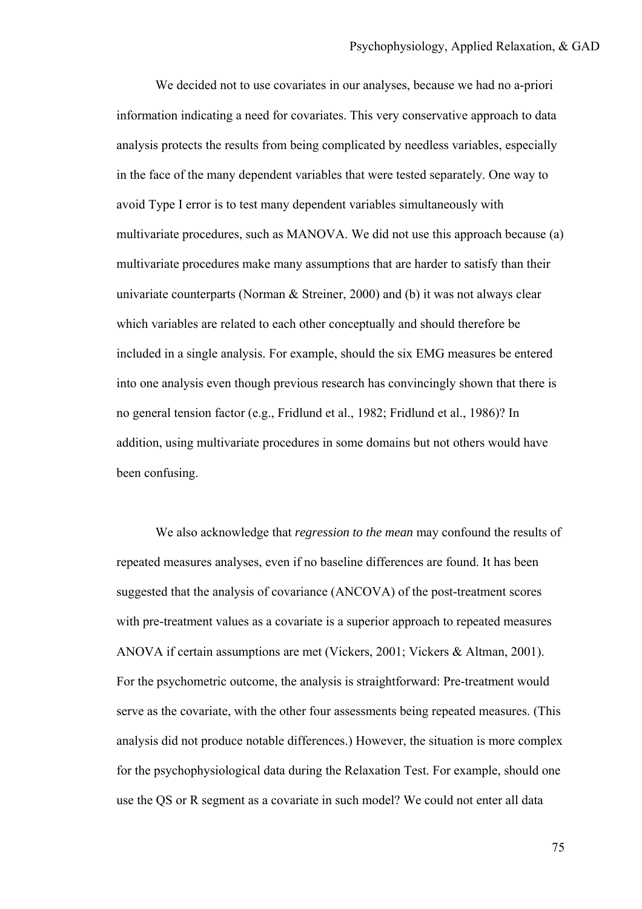We decided not to use covariates in our analyses, because we had no a-priori information indicating a need for covariates. This very conservative approach to data analysis protects the results from being complicated by needless variables, especially in the face of the many dependent variables that were tested separately. One way to avoid Type I error is to test many dependent variables simultaneously with multivariate procedures, such as MANOVA. We did not use this approach because (a) multivariate procedures make many assumptions that are harder to satisfy than their univariate counterparts (Norman & Streiner, 2000) and (b) it was not always clear which variables are related to each other conceptually and should therefore be included in a single analysis. For example, should the six EMG measures be entered into one analysis even though previous research has convincingly shown that there is no general tension factor (e.g., Fridlund et al., 1982; Fridlund et al., 1986)? In addition, using multivariate procedures in some domains but not others would have been confusing.

We also acknowledge that *regression to the mean* may confound the results of repeated measures analyses, even if no baseline differences are found. It has been suggested that the analysis of covariance (ANCOVA) of the post-treatment scores with pre-treatment values as a covariate is a superior approach to repeated measures ANOVA if certain assumptions are met (Vickers, 2001; Vickers & Altman, 2001). For the psychometric outcome, the analysis is straightforward: Pre-treatment would serve as the covariate, with the other four assessments being repeated measures. (This analysis did not produce notable differences.) However, the situation is more complex for the psychophysiological data during the Relaxation Test. For example, should one use the QS or R segment as a covariate in such model? We could not enter all data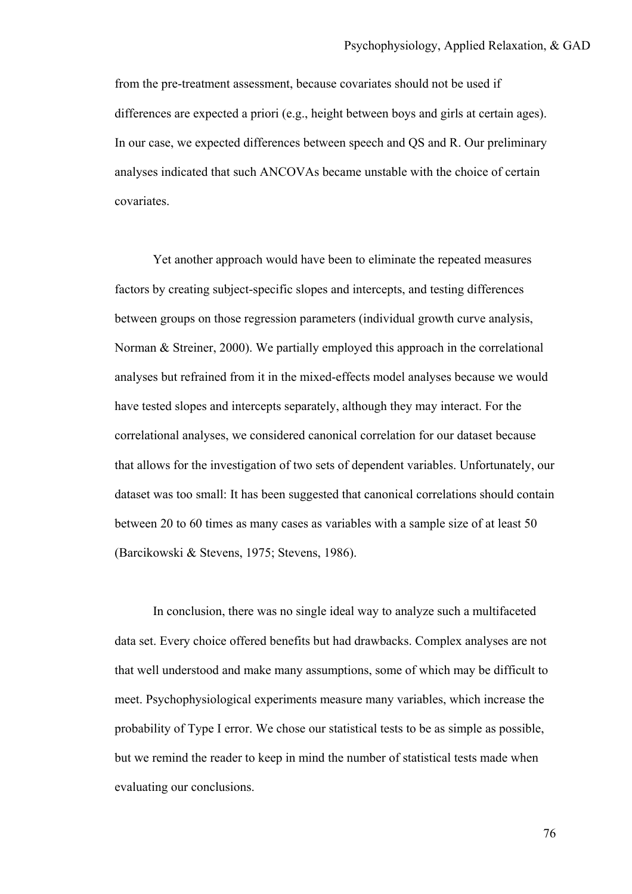from the pre-treatment assessment, because covariates should not be used if differences are expected a priori (e.g., height between boys and girls at certain ages). In our case, we expected differences between speech and QS and R. Our preliminary analyses indicated that such ANCOVAs became unstable with the choice of certain covariates.

Yet another approach would have been to eliminate the repeated measures factors by creating subject-specific slopes and intercepts, and testing differences between groups on those regression parameters (individual growth curve analysis, Norman & Streiner, 2000). We partially employed this approach in the correlational analyses but refrained from it in the mixed-effects model analyses because we would have tested slopes and intercepts separately, although they may interact. For the correlational analyses, we considered canonical correlation for our dataset because that allows for the investigation of two sets of dependent variables. Unfortunately, our dataset was too small: It has been suggested that canonical correlations should contain between 20 to 60 times as many cases as variables with a sample size of at least 50 (Barcikowski & Stevens, 1975; Stevens, 1986).

In conclusion, there was no single ideal way to analyze such a multifaceted data set. Every choice offered benefits but had drawbacks. Complex analyses are not that well understood and make many assumptions, some of which may be difficult to meet. Psychophysiological experiments measure many variables, which increase the probability of Type I error. We chose our statistical tests to be as simple as possible, but we remind the reader to keep in mind the number of statistical tests made when evaluating our conclusions.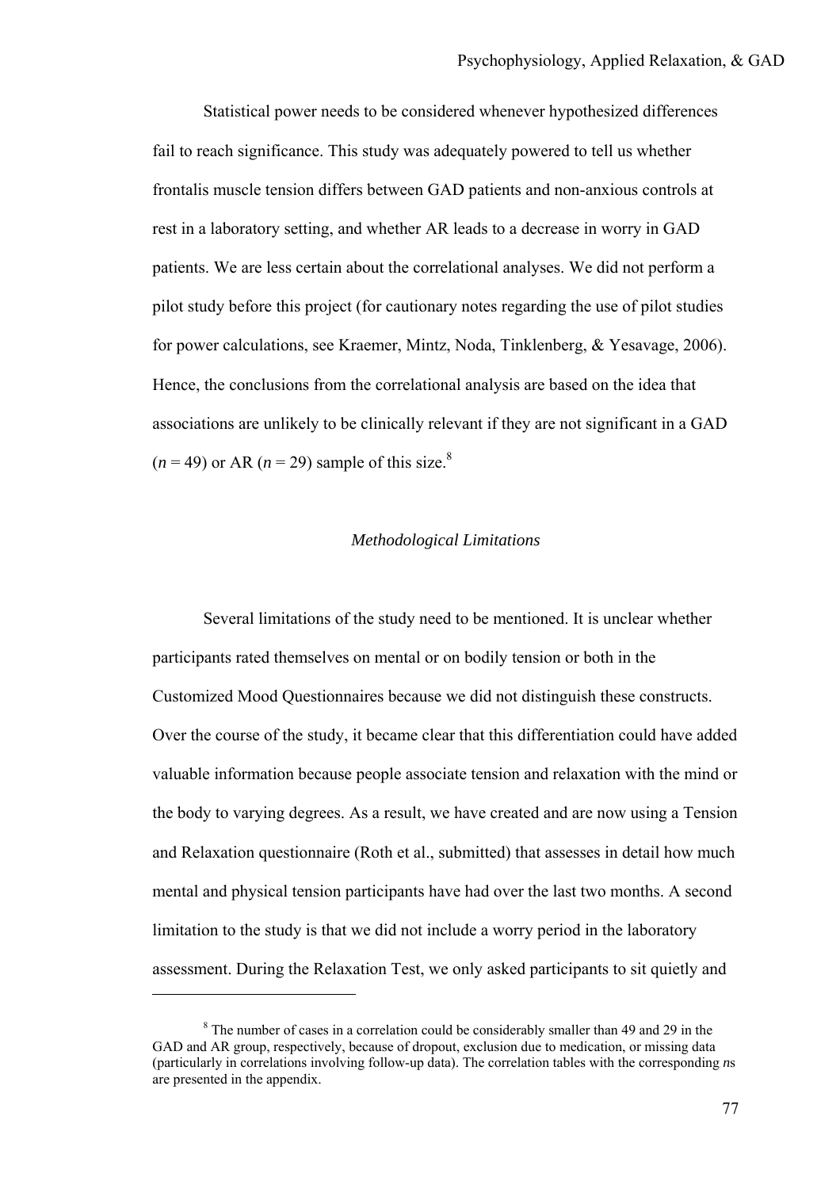Statistical power needs to be considered whenever hypothesized differences fail to reach significance. This study was adequately powered to tell us whether frontalis muscle tension differs between GAD patients and non-anxious controls at rest in a laboratory setting, and whether AR leads to a decrease in worry in GAD patients. We are less certain about the correlational analyses. We did not perform a pilot study before this project (for cautionary notes regarding the use of pilot studies for power calculations, see Kraemer, Mintz, Noda, Tinklenberg, & Yesavage, 2006). Hence, the conclusions from the correlational analysis are based on the idea that associations are unlikely to be clinically relevant if they are not significant in a GAD ($n = 49$) or AR ($n = 29$) sample of this size.[8]

### *Methodological Limitations*

Several limitations of the study need to be mentioned. It is unclear whether participants rated themselves on mental or on bodily tension or both in the Customized Mood Questionnaires because we did not distinguish these constructs. Over the course of the study, it became clear that this differentiation could have added valuable information because people associate tension and relaxation with the mind or the body to varying degrees. As a result, we have created and are now using a Tension and Relaxation questionnaire (Roth et al., submitted) that assesses in detail how much mental and physical tension participants have had over the last two months. A second limitation to the study is that we did not include a worry period in the laboratory assessment. During the Relaxation Test, we only asked participants to sit quietly and

---

[8] The number of cases in a correlation could be considerably smaller than 49 and 29 in the GAD and AR group, respectively, because of dropout, exclusion due to medication, or missing data (particularly in correlations involving follow-up data). The correlation tables with the corresponding *n*s are presented in the appendix.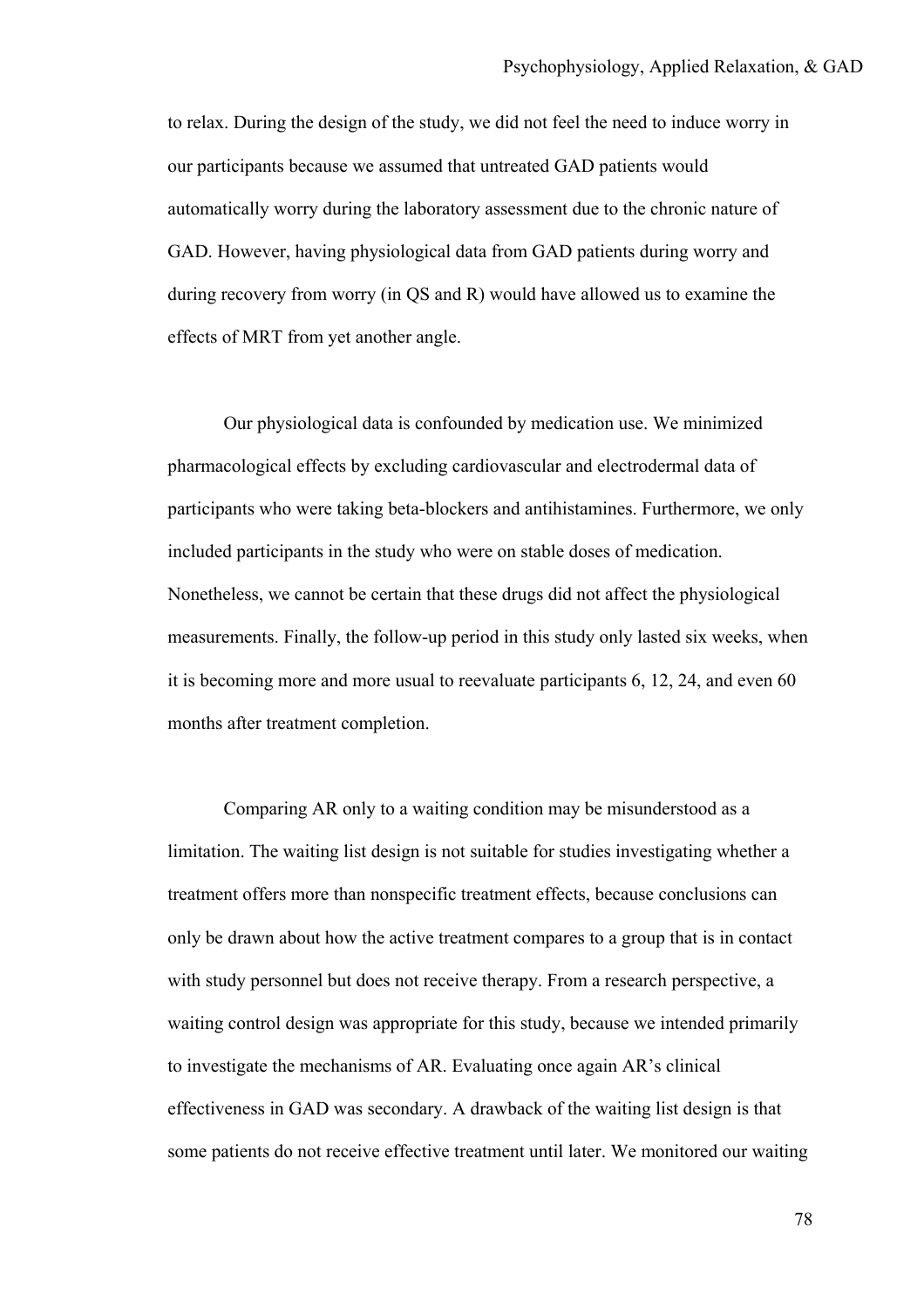to relax. During the design of the study, we did not feel the need to induce worry in our participants because we assumed that untreated GAD patients would automatically worry during the laboratory assessment due to the chronic nature of GAD. However, having physiological data from GAD patients during worry and during recovery from worry (in QS and R) would have allowed us to examine the effects of MRT from yet another angle.

Our physiological data is confounded by medication use. We minimized pharmacological effects by excluding cardiovascular and electrodermal data of participants who were taking beta-blockers and antihistamines. Furthermore, we only included participants in the study who were on stable doses of medication. Nonetheless, we cannot be certain that these drugs did not affect the physiological measurements. Finally, the follow-up period in this study only lasted six weeks, when it is becoming more and more usual to reevaluate participants 6, 12, 24, and even 60 months after treatment completion.

Comparing AR only to a waiting condition may be misunderstood as a limitation. The waiting list design is not suitable for studies investigating whether a treatment offers more than nonspecific treatment effects, because conclusions can only be drawn about how the active treatment compares to a group that is in contact with study personnel but does not receive therapy. From a research perspective, a waiting control design was appropriate for this study, because we intended primarily to investigate the mechanisms of AR. Evaluating once again AR's clinical effectiveness in GAD was secondary. A drawback of the waiting list design is that some patients do not receive effective treatment until later. We monitored our waiting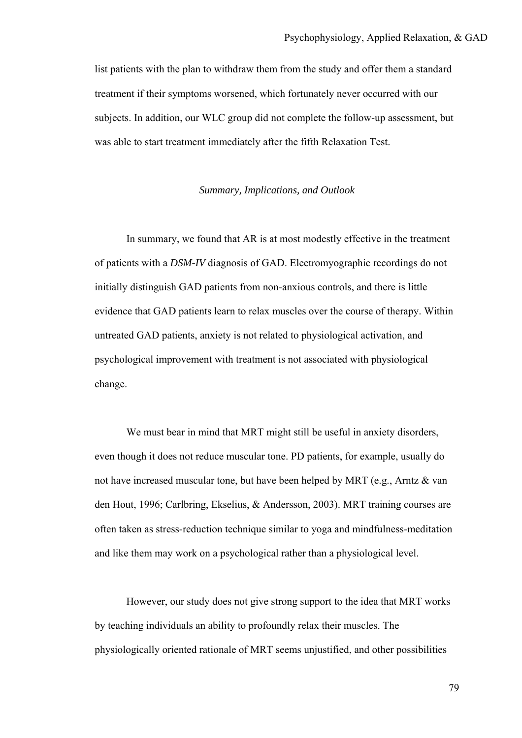list patients with the plan to withdraw them from the study and offer them a standard treatment if their symptoms worsened, which fortunately never occurred with our subjects. In addition, our WLC group did not complete the follow-up assessment, but was able to start treatment immediately after the fifth Relaxation Test.

### *Summary, Implications, and Outlook*

In summary, we found that AR is at most modestly effective in the treatment of patients with a *DSM-IV* diagnosis of GAD. Electromyographic recordings do not initially distinguish GAD patients from non-anxious controls, and there is little evidence that GAD patients learn to relax muscles over the course of therapy. Within untreated GAD patients, anxiety is not related to physiological activation, and psychological improvement with treatment is not associated with physiological change.

We must bear in mind that MRT might still be useful in anxiety disorders, even though it does not reduce muscular tone. PD patients, for example, usually do not have increased muscular tone, but have been helped by MRT (e.g., Arntz & van den Hout, 1996; Carlbring, Ekselius, & Andersson, 2003). MRT training courses are often taken as stress-reduction technique similar to yoga and mindfulness-meditation and like them may work on a psychological rather than a physiological level.

However, our study does not give strong support to the idea that MRT works by teaching individuals an ability to profoundly relax their muscles. The physiologically oriented rationale of MRT seems unjustified, and other possibilities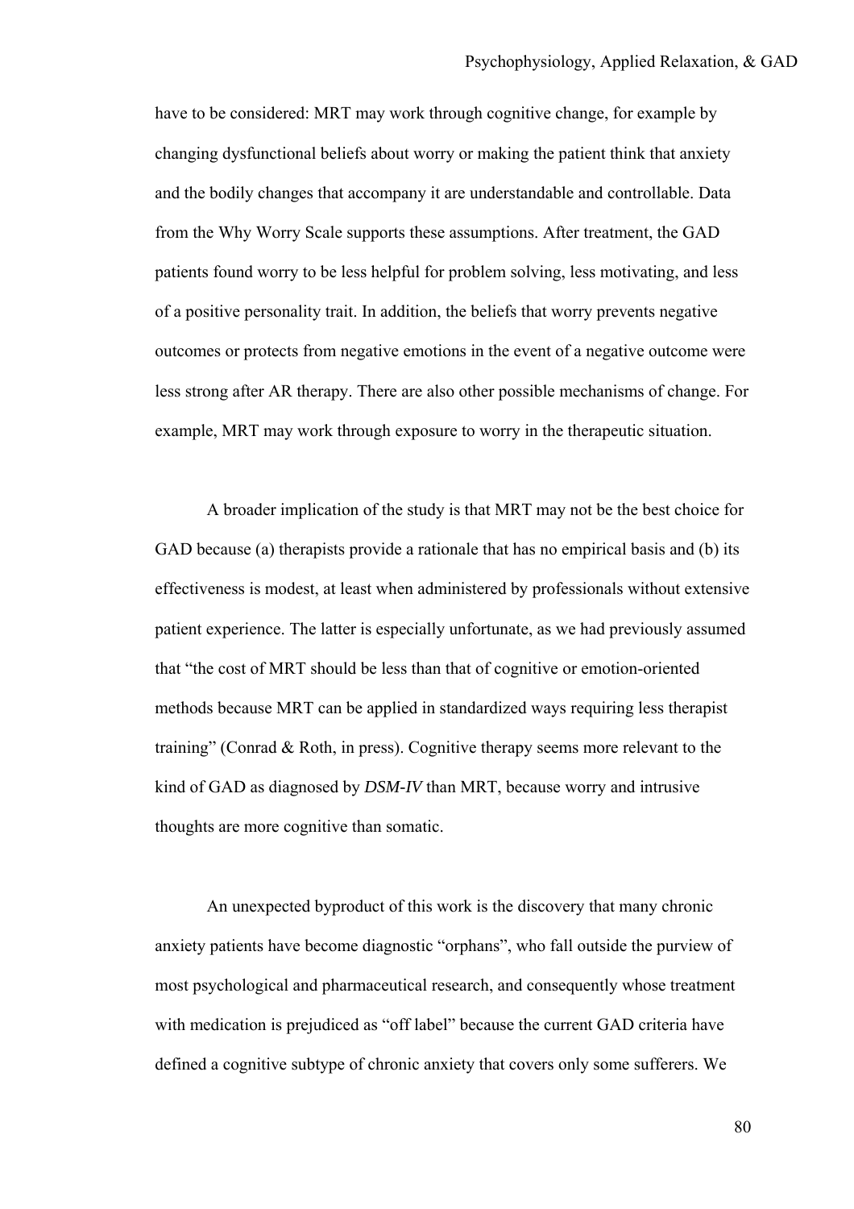have to be considered: MRT may work through cognitive change, for example by changing dysfunctional beliefs about worry or making the patient think that anxiety and the bodily changes that accompany it are understandable and controllable. Data from the Why Worry Scale supports these assumptions. After treatment, the GAD patients found worry to be less helpful for problem solving, less motivating, and less of a positive personality trait. In addition, the beliefs that worry prevents negative outcomes or protects from negative emotions in the event of a negative outcome were less strong after AR therapy. There are also other possible mechanisms of change. For example, MRT may work through exposure to worry in the therapeutic situation.

A broader implication of the study is that MRT may not be the best choice for GAD because (a) therapists provide a rationale that has no empirical basis and (b) its effectiveness is modest, at least when administered by professionals without extensive patient experience. The latter is especially unfortunate, as we had previously assumed that "the cost of MRT should be less than that of cognitive or emotion-oriented methods because MRT can be applied in standardized ways requiring less therapist training" (Conrad & Roth, in press). Cognitive therapy seems more relevant to the kind of GAD as diagnosed by *DSM-IV* than MRT, because worry and intrusive thoughts are more cognitive than somatic.

An unexpected byproduct of this work is the discovery that many chronic anxiety patients have become diagnostic "orphans", who fall outside the purview of most psychological and pharmaceutical research, and consequently whose treatment with medication is prejudiced as "off label" because the current GAD criteria have defined a cognitive subtype of chronic anxiety that covers only some sufferers. We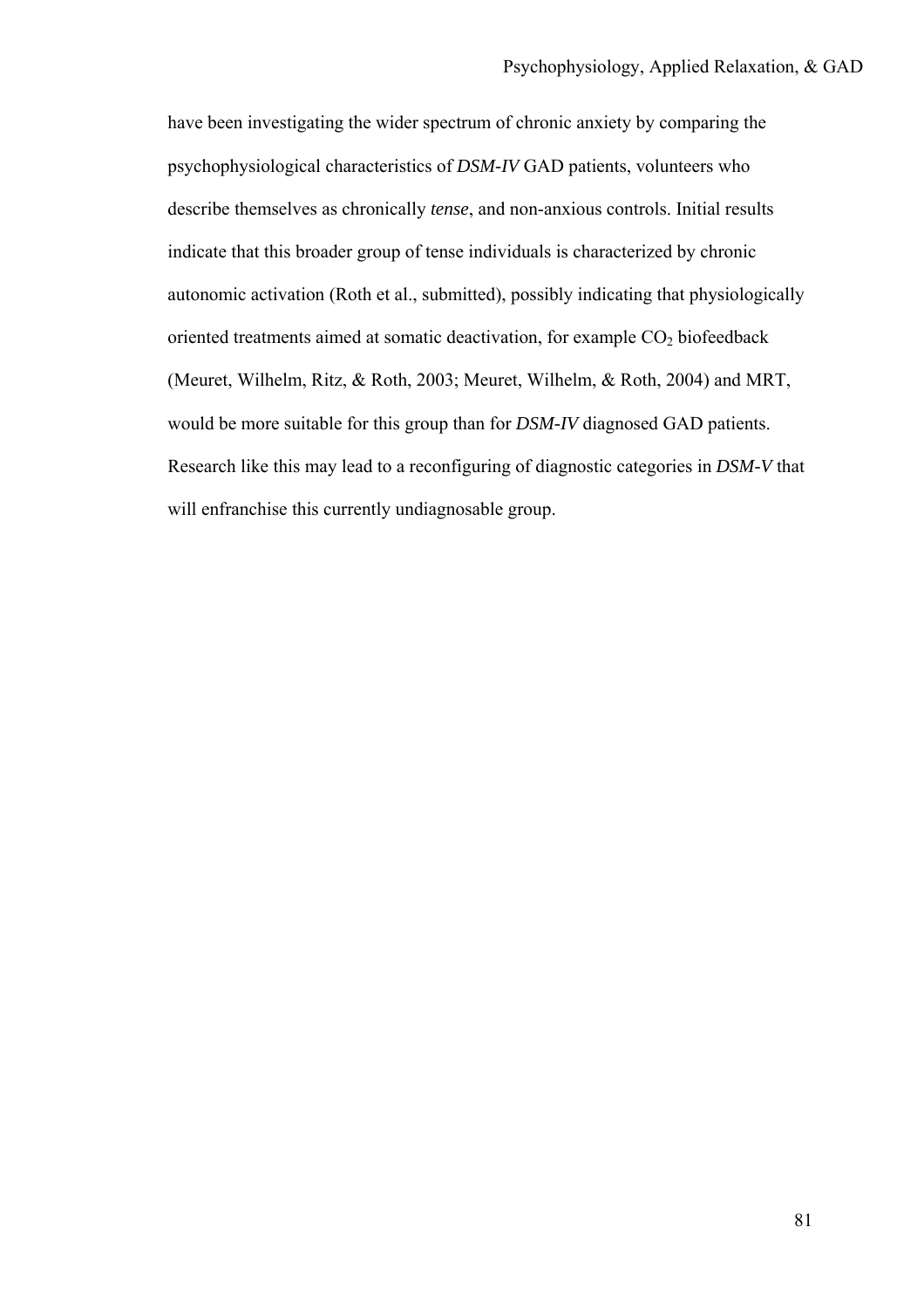have been investigating the wider spectrum of chronic anxiety by comparing the psychophysiological characteristics of *DSM-IV* GAD patients, volunteers who describe themselves as chronically *tense*, and non-anxious controls. Initial results indicate that this broader group of tense individuals is characterized by chronic autonomic activation (Roth et al., submitted), possibly indicating that physiologically oriented treatments aimed at somatic deactivation, for example $CO_2$ biofeedback (Meuret, Wilhelm, Ritz, & Roth, 2003; Meuret, Wilhelm, & Roth, 2004) and MRT, would be more suitable for this group than for *DSM-IV* diagnosed GAD patients. Research like this may lead to a reconfiguring of diagnostic categories in *DSM-V* that will enfranchise this currently undiagnosable group.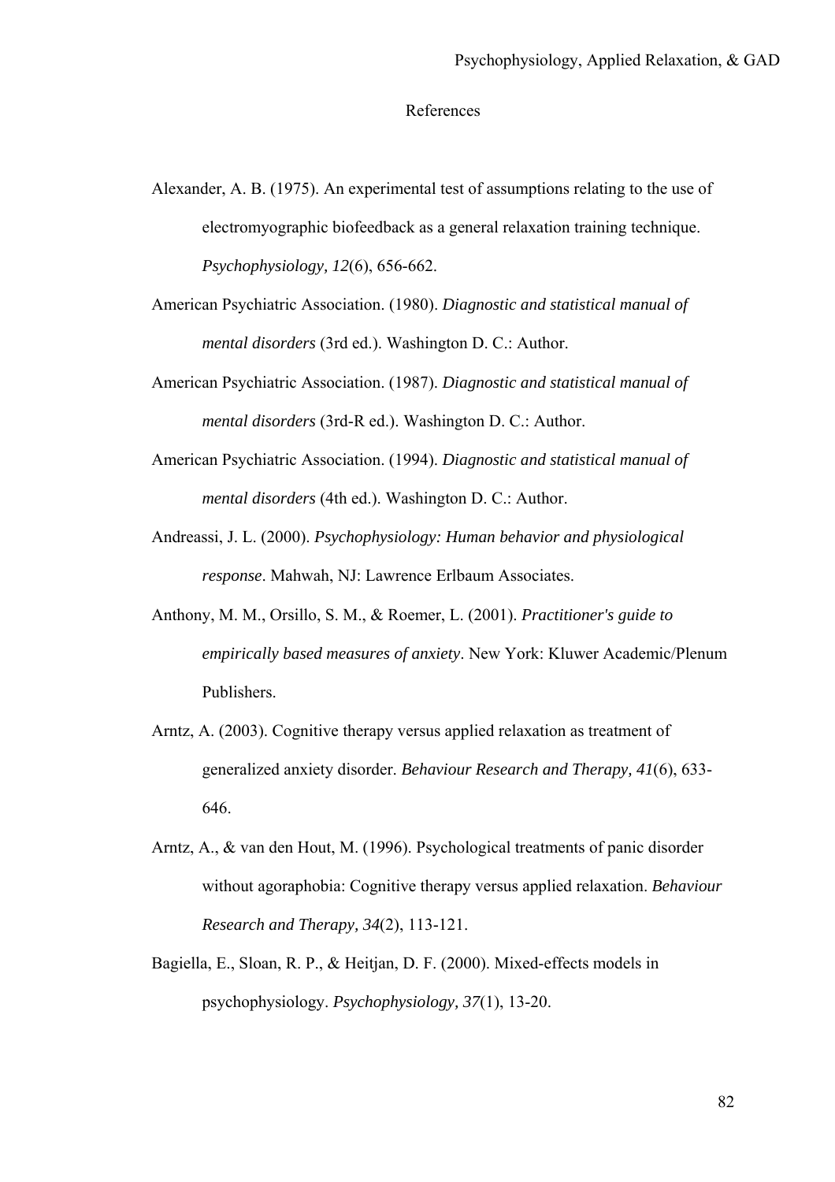# References

Alexander, A. B. (1975). An experimental test of assumptions relating to the use of electromyographic biofeedback as a general relaxation training technique. *Psychophysiology, 12*(6), 656-662.

American Psychiatric Association. (1980). *Diagnostic and statistical manual of mental disorders* (3rd ed.). Washington D. C.: Author.

American Psychiatric Association. (1987). *Diagnostic and statistical manual of mental disorders* (3rd-R ed.). Washington D. C.: Author.

American Psychiatric Association. (1994). *Diagnostic and statistical manual of mental disorders* (4th ed.). Washington D. C.: Author.

Andreassi, J. L. (2000). *Psychophysiology: Human behavior and physiological response*. Mahwah, NJ: Lawrence Erlbaum Associates.

Anthony, M. M., Orsillo, S. M., & Roemer, L. (2001). *Practitioner's guide to empirically based measures of anxiety*. New York: Kluwer Academic/Plenum Publishers.

Arntz, A. (2003). Cognitive therapy versus applied relaxation as treatment of generalized anxiety disorder. *Behaviour Research and Therapy, 41*(6), 633-646.

Arntz, A., & van den Hout, M. (1996). Psychological treatments of panic disorder without agoraphobia: Cognitive therapy versus applied relaxation. *Behaviour Research and Therapy, 34*(2), 113-121.

Bagiella, E., Sloan, R. P., & Heitjan, D. F. (2000). Mixed-effects models in psychophysiology. *Psychophysiology, 37*(1), 13-20.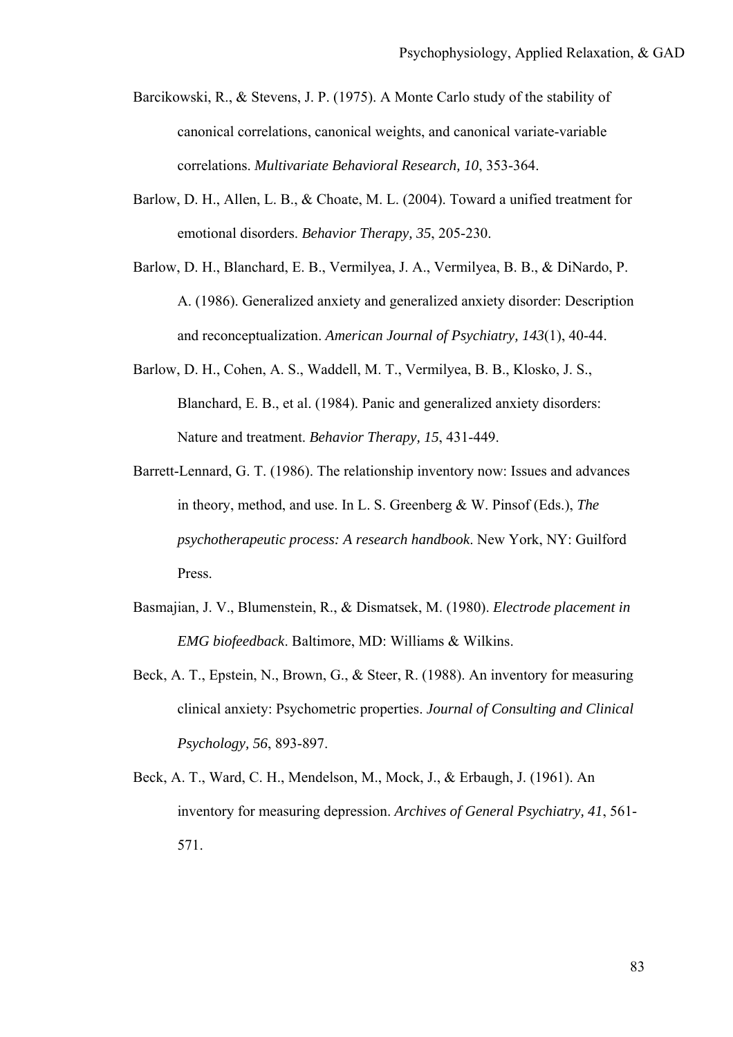Barcikowski, R., & Stevens, J. P. (1975). A Monte Carlo study of the stability of canonical correlations, canonical weights, and canonical variate-variable correlations. *Multivariate Behavioral Research, 10*, 353-364.

Barlow, D. H., Allen, L. B., & Choate, M. L. (2004). Toward a unified treatment for emotional disorders. *Behavior Therapy, 35*, 205-230.

Barlow, D. H., Blanchard, E. B., Vermilyea, J. A., Vermilyea, B. B., & DiNardo, P. A. (1986). Generalized anxiety and generalized anxiety disorder: Description and reconceptualization. *American Journal of Psychiatry, 143*(1), 40-44.

Barlow, D. H., Cohen, A. S., Waddell, M. T., Vermilyea, B. B., Klosko, J. S., Blanchard, E. B., et al. (1984). Panic and generalized anxiety disorders: Nature and treatment. *Behavior Therapy, 15*, 431-449.

Barrett-Lennard, G. T. (1986). The relationship inventory now: Issues and advances in theory, method, and use. In L. S. Greenberg & W. Pinsof (Eds.), *The psychotherapeutic process: A research handbook*. New York, NY: Guilford Press.

Basmajian, J. V., Blumenstein, R., & Dismatsek, M. (1980). *Electrode placement in EMG biofeedback*. Baltimore, MD: Williams & Wilkins.

Beck, A. T., Epstein, N., Brown, G., & Steer, R. (1988). An inventory for measuring clinical anxiety: Psychometric properties. *Journal of Consulting and Clinical Psychology, 56*, 893-897.

Beck, A. T., Ward, C. H., Mendelson, M., Mock, J., & Erbaugh, J. (1961). An inventory for measuring depression. *Archives of General Psychiatry, 41*, 561-571.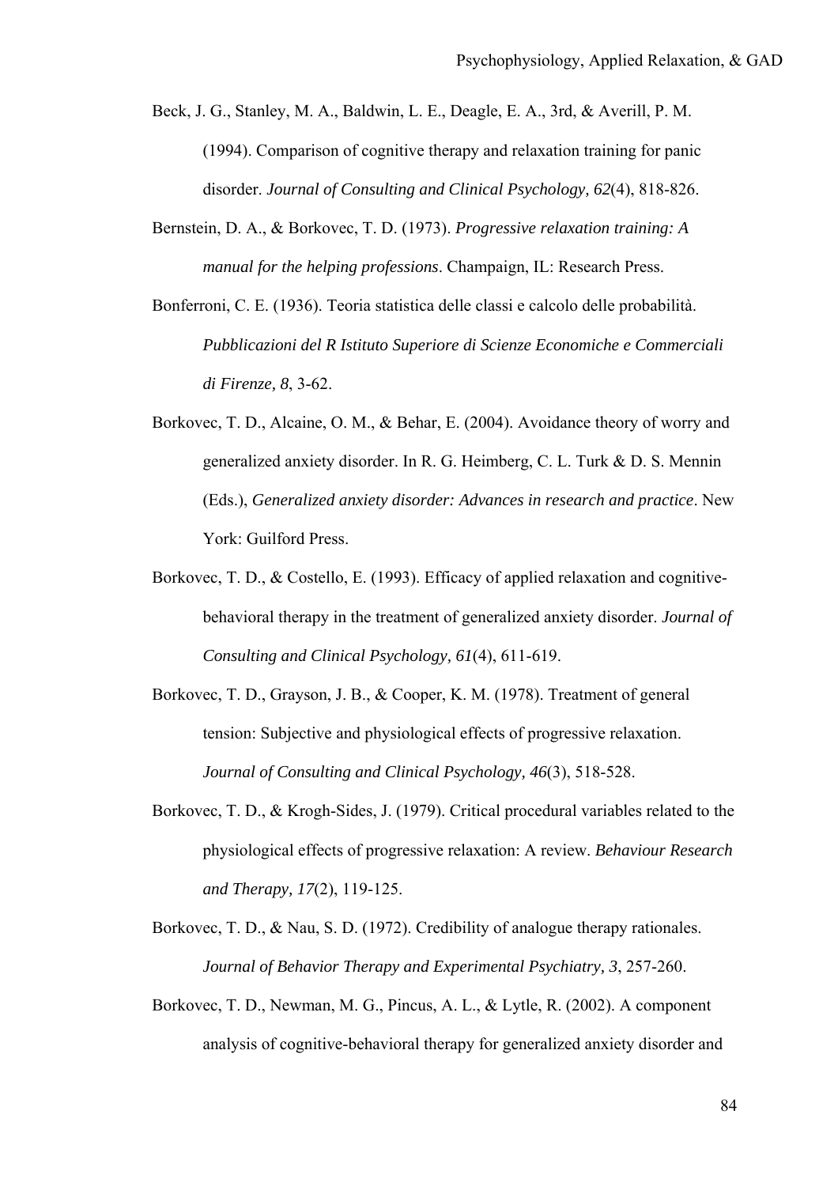Beck, J. G., Stanley, M. A., Baldwin, L. E., Deagle, E. A., 3rd, & Averill, P. M. (1994). Comparison of cognitive therapy and relaxation training for panic disorder. *Journal of Consulting and Clinical Psychology, 62*(4), 818-826.

Bernstein, D. A., & Borkovec, T. D. (1973). *Progressive relaxation training: A manual for the helping professions*. Champaign, IL: Research Press.

Bonferroni, C. E. (1936). Teoria statistica delle classi e calcolo delle probabilità. *Pubblicazioni del R Istituto Superiore di Scienze Economiche e Commerciali di Firenze, 8*, 3-62.

Borkovec, T. D., Alcaine, O. M., & Behar, E. (2004). Avoidance theory of worry and generalized anxiety disorder. In R. G. Heimberg, C. L. Turk & D. S. Mennin (Eds.), *Generalized anxiety disorder: Advances in research and practice*. New York: Guilford Press.

Borkovec, T. D., & Costello, E. (1993). Efficacy of applied relaxation and cognitive-behavioral therapy in the treatment of generalized anxiety disorder. *Journal of Consulting and Clinical Psychology, 61*(4), 611-619.

Borkovec, T. D., Grayson, J. B., & Cooper, K. M. (1978). Treatment of general tension: Subjective and physiological effects of progressive relaxation. *Journal of Consulting and Clinical Psychology, 46*(3), 518-528.

Borkovec, T. D., & Krogh-Sides, J. (1979). Critical procedural variables related to the physiological effects of progressive relaxation: A review. *Behaviour Research and Therapy, 17*(2), 119-125.

Borkovec, T. D., & Nau, S. D. (1972). Credibility of analogue therapy rationales. *Journal of Behavior Therapy and Experimental Psychiatry, 3*, 257-260.

Borkovec, T. D., Newman, M. G., Pincus, A. L., & Lytle, R. (2002). A component analysis of cognitive-behavioral therapy for generalized anxiety disorder and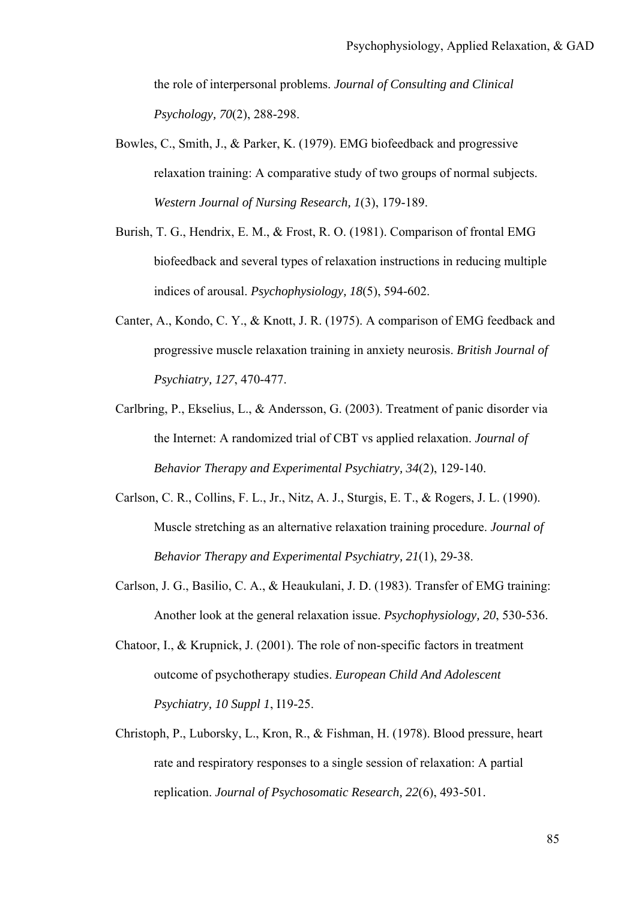the role of interpersonal problems. *Journal of Consulting and Clinical Psychology, 70*(2), 288-298.

Bowles, C., Smith, J., & Parker, K. (1979). EMG biofeedback and progressive relaxation training: A comparative study of two groups of normal subjects. *Western Journal of Nursing Research, 1*(3), 179-189.

Burish, T. G., Hendrix, E. M., & Frost, R. O. (1981). Comparison of frontal EMG biofeedback and several types of relaxation instructions in reducing multiple indices of arousal. *Psychophysiology, 18*(5), 594-602.

Canter, A., Kondo, C. Y., & Knott, J. R. (1975). A comparison of EMG feedback and progressive muscle relaxation training in anxiety neurosis. *British Journal of Psychiatry, 127*, 470-477.

Carlbring, P., Ekselius, L., & Andersson, G. (2003). Treatment of panic disorder via the Internet: A randomized trial of CBT vs applied relaxation. *Journal of Behavior Therapy and Experimental Psychiatry, 34*(2), 129-140.

Carlson, C. R., Collins, F. L., Jr., Nitz, A. J., Sturgis, E. T., & Rogers, J. L. (1990). Muscle stretching as an alternative relaxation training procedure. *Journal of Behavior Therapy and Experimental Psychiatry, 21*(1), 29-38.

Carlson, J. G., Basilio, C. A., & Heaukulani, J. D. (1983). Transfer of EMG training: Another look at the general relaxation issue. *Psychophysiology, 20*, 530-536.

Chatoor, I., & Krupnick, J. (2001). The role of non-specific factors in treatment outcome of psychotherapy studies. *European Child And Adolescent Psychiatry, 10 Suppl 1*, I19-25.

Christoph, P., Luborsky, L., Kron, R., & Fishman, H. (1978). Blood pressure, heart rate and respiratory responses to a single session of relaxation: A partial replication. *Journal of Psychosomatic Research, 22*(6), 493-501.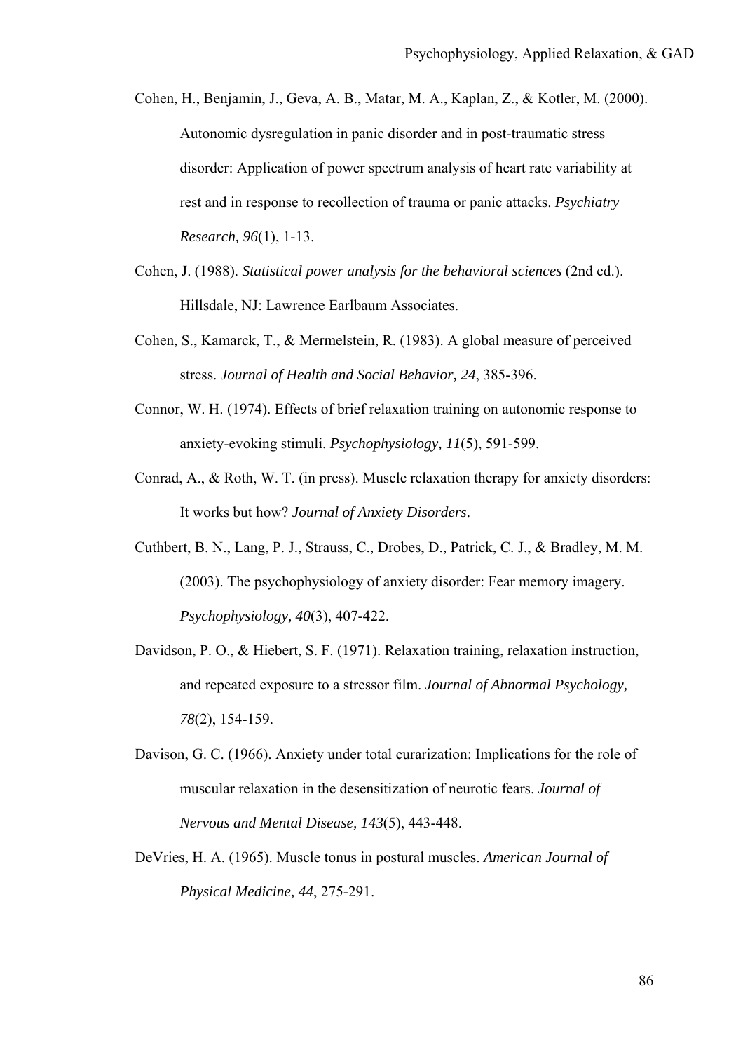Cohen, H., Benjamin, J., Geva, A. B., Matar, M. A., Kaplan, Z., & Kotler, M. (2000). Autonomic dysregulation in panic disorder and in post-traumatic stress disorder: Application of power spectrum analysis of heart rate variability at rest and in response to recollection of trauma or panic attacks. *Psychiatry Research, 96*(1), 1-13.

Cohen, J. (1988). *Statistical power analysis for the behavioral sciences* (2nd ed.). Hillsdale, NJ: Lawrence Earlbaum Associates.

Cohen, S., Kamarck, T., & Mermelstein, R. (1983). A global measure of perceived stress. *Journal of Health and Social Behavior, 24*, 385-396.

Connor, W. H. (1974). Effects of brief relaxation training on autonomic response to anxiety-evoking stimuli. *Psychophysiology, 11*(5), 591-599.

Conrad, A., & Roth, W. T. (in press). Muscle relaxation therapy for anxiety disorders: It works but how? *Journal of Anxiety Disorders*.

Cuthbert, B. N., Lang, P. J., Strauss, C., Drobes, D., Patrick, C. J., & Bradley, M. M. (2003). The psychophysiology of anxiety disorder: Fear memory imagery. *Psychophysiology, 40*(3), 407-422.

Davidson, P. O., & Hiebert, S. F. (1971). Relaxation training, relaxation instruction, and repeated exposure to a stressor film. *Journal of Abnormal Psychology, 78*(2), 154-159.

Davison, G. C. (1966). Anxiety under total curarization: Implications for the role of muscular relaxation in the desensitization of neurotic fears. *Journal of Nervous and Mental Disease, 143*(5), 443-448.

DeVries, H. A. (1965). Muscle tonus in postural muscles. *American Journal of Physical Medicine, 44*, 275-291.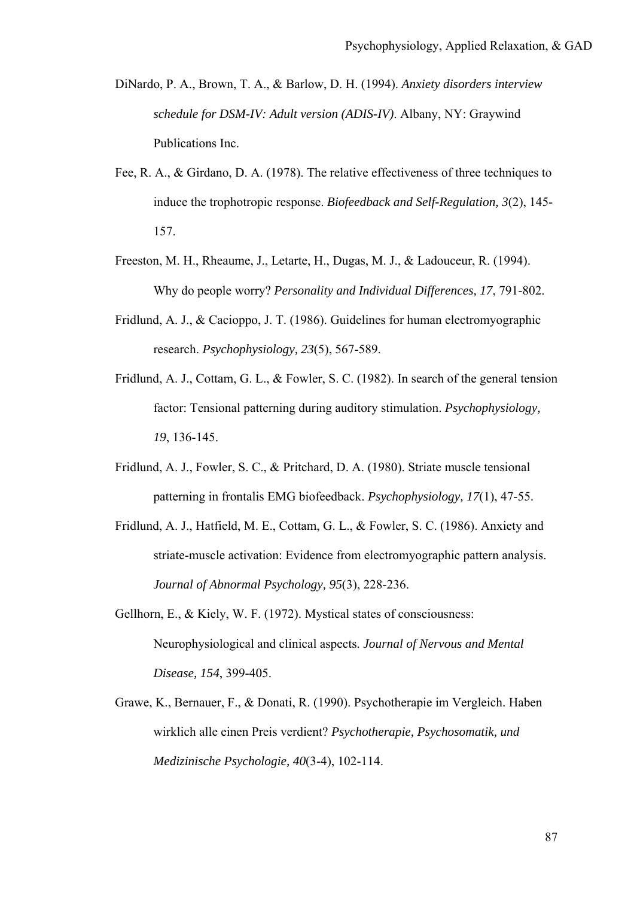DiNardo, P. A., Brown, T. A., & Barlow, D. H. (1994). *Anxiety disorders interview schedule for DSM-IV: Adult version (ADIS-IV)*. Albany, NY: Graywind Publications Inc.

Fee, R. A., & Girdano, D. A. (1978). The relative effectiveness of three techniques to induce the trophotropic response. *Biofeedback and Self-Regulation, 3*(2), 145-157.

Freeston, M. H., Rheaume, J., Letarte, H., Dugas, M. J., & Ladouceur, R. (1994). Why do people worry? *Personality and Individual Differences, 17*, 791-802.

Fridlund, A. J., & Cacioppo, J. T. (1986). Guidelines for human electromyographic research. *Psychophysiology, 23*(5), 567-589.

Fridlund, A. J., Cottam, G. L., & Fowler, S. C. (1982). In search of the general tension factor: Tensional patterning during auditory stimulation. *Psychophysiology, 19*, 136-145.

Fridlund, A. J., Fowler, S. C., & Pritchard, D. A. (1980). Striate muscle tensional patterning in frontalis EMG biofeedback. *Psychophysiology, 17*(1), 47-55.

Fridlund, A. J., Hatfield, M. E., Cottam, G. L., & Fowler, S. C. (1986). Anxiety and striate-muscle activation: Evidence from electromyographic pattern analysis. *Journal of Abnormal Psychology, 95*(3), 228-236.

Gellhorn, E., & Kiely, W. F. (1972). Mystical states of consciousness: Neurophysiological and clinical aspects. *Journal of Nervous and Mental Disease, 154*, 399-405.

Grawe, K., Bernauer, F., & Donati, R. (1990). Psychotherapie im Vergleich. Haben wirklich alle einen Preis verdient? *Psychotherapie, Psychosomatik, und Medizinische Psychologie, 40*(3-4), 102-114.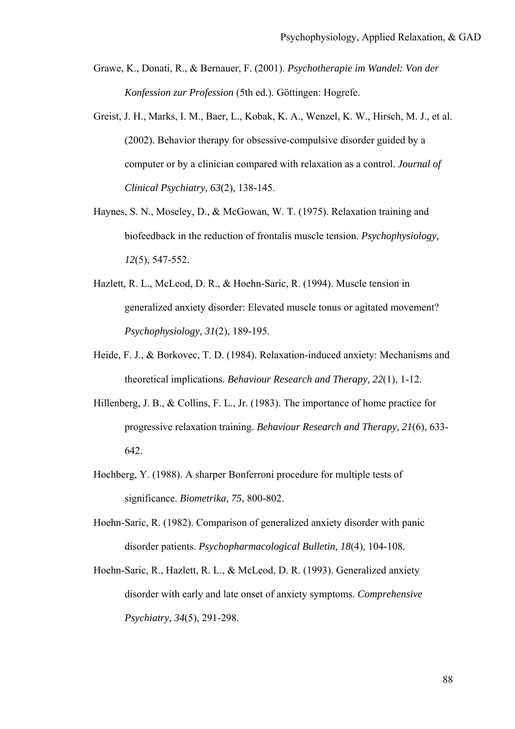Grawe, K., Donati, R., & Bernauer, F. (2001). *Psychotherapie im Wandel: Von der Konfession zur Profession* (5th ed.). Göttingen: Hogrefe.

Greist, J. H., Marks, I. M., Baer, L., Kobak, K. A., Wenzel, K. W., Hirsch, M. J., et al. (2002). Behavior therapy for obsessive-compulsive disorder guided by a computer or by a clinician compared with relaxation as a control. *Journal of Clinical Psychiatry, 63*(2), 138-145.

Haynes, S. N., Moseley, D., & McGowan, W. T. (1975). Relaxation training and biofeedback in the reduction of frontalis muscle tension. *Psychophysiology, 12*(5), 547-552.

Hazlett, R. L., McLeod, D. R., & Hoehn-Saric, R. (1994). Muscle tension in generalized anxiety disorder: Elevated muscle tonus or agitated movement? *Psychophysiology, 31*(2), 189-195.

Heide, F. J., & Borkovec, T. D. (1984). Relaxation-induced anxiety: Mechanisms and theoretical implications. *Behaviour Research and Therapy, 22*(1), 1-12.

Hillenberg, J. B., & Collins, F. L., Jr. (1983). The importance of home practice for progressive relaxation training. *Behaviour Research and Therapy, 21*(6), 633-642.

Hochberg, Y. (1988). A sharper Bonferroni procedure for multiple tests of significance. *Biometrika, 75*, 800-802.

Hoehn-Saric, R. (1982). Comparison of generalized anxiety disorder with panic disorder patients. *Psychopharmacological Bulletin, 18*(4), 104-108.

Hoehn-Saric, R., Hazlett, R. L., & McLeod, D. R. (1993). Generalized anxiety disorder with early and late onset of anxiety symptoms. *Comprehensive Psychiatry, 34*(5), 291-298.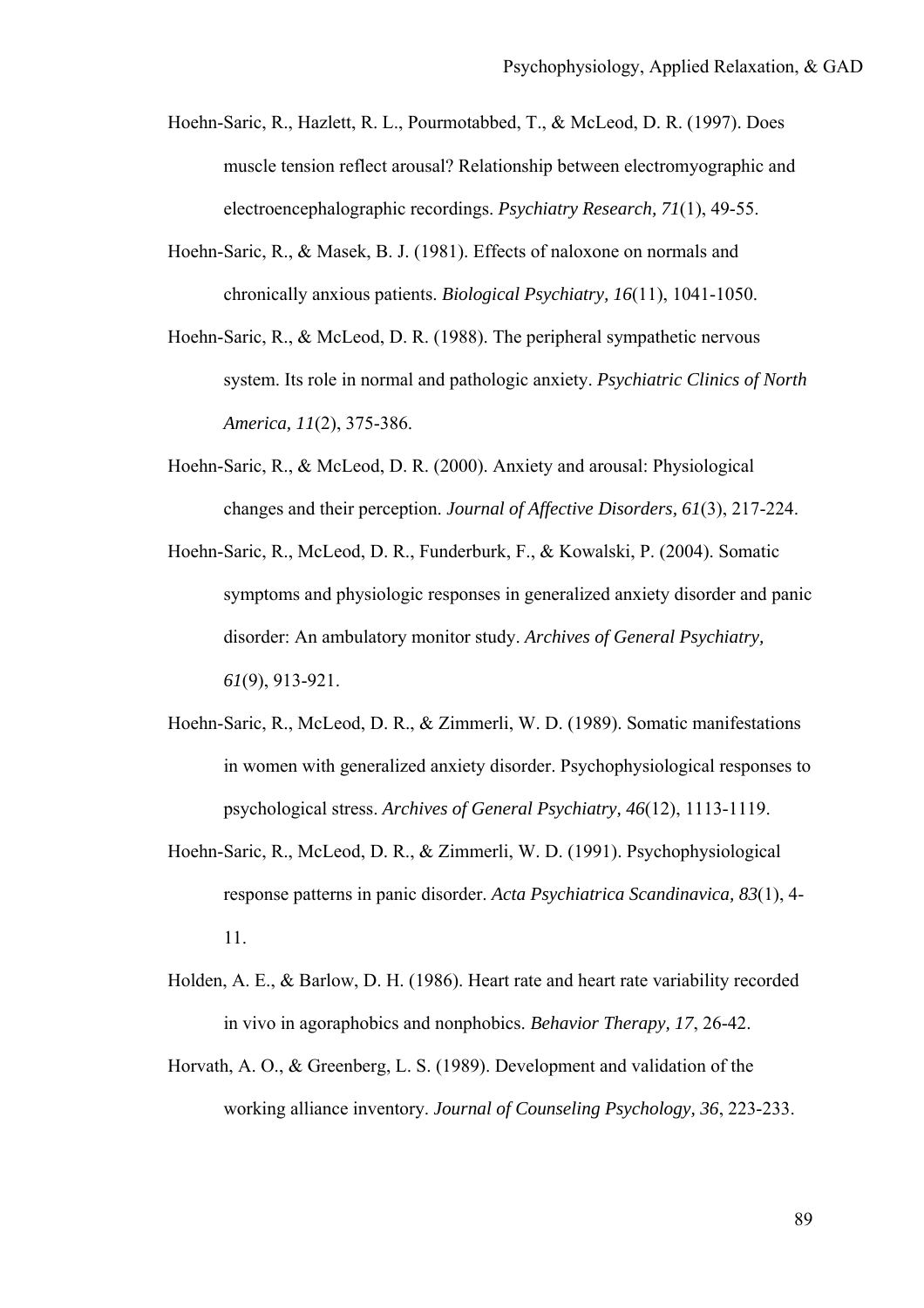Hoehn-Saric, R., Hazlett, R. L., Pourmotabbed, T., & McLeod, D. R. (1997). Does muscle tension reflect arousal? Relationship between electromyographic and electroencephalographic recordings. *Psychiatry Research, 71*(1), 49-55.

Hoehn-Saric, R., & Masek, B. J. (1981). Effects of naloxone on normals and chronically anxious patients. *Biological Psychiatry, 16*(11), 1041-1050.

Hoehn-Saric, R., & McLeod, D. R. (1988). The peripheral sympathetic nervous system. Its role in normal and pathologic anxiety. *Psychiatric Clinics of North America, 11*(2), 375-386.

Hoehn-Saric, R., & McLeod, D. R. (2000). Anxiety and arousal: Physiological changes and their perception. *Journal of Affective Disorders, 61*(3), 217-224.

Hoehn-Saric, R., McLeod, D. R., Funderburk, F., & Kowalski, P. (2004). Somatic symptoms and physiologic responses in generalized anxiety disorder and panic disorder: An ambulatory monitor study. *Archives of General Psychiatry, 61*(9), 913-921.

Hoehn-Saric, R., McLeod, D. R., & Zimmerli, W. D. (1989). Somatic manifestations in women with generalized anxiety disorder. Psychophysiological responses to psychological stress. *Archives of General Psychiatry, 46*(12), 1113-1119.

Hoehn-Saric, R., McLeod, D. R., & Zimmerli, W. D. (1991). Psychophysiological response patterns in panic disorder. *Acta Psychiatrica Scandinavica, 83*(1), 4-11.

Holden, A. E., & Barlow, D. H. (1986). Heart rate and heart rate variability recorded in vivo in agoraphobics and nonphobics. *Behavior Therapy, 17*, 26-42.

Horvath, A. O., & Greenberg, L. S. (1989). Development and validation of the working alliance inventory. *Journal of Counseling Psychology, 36*, 223-233.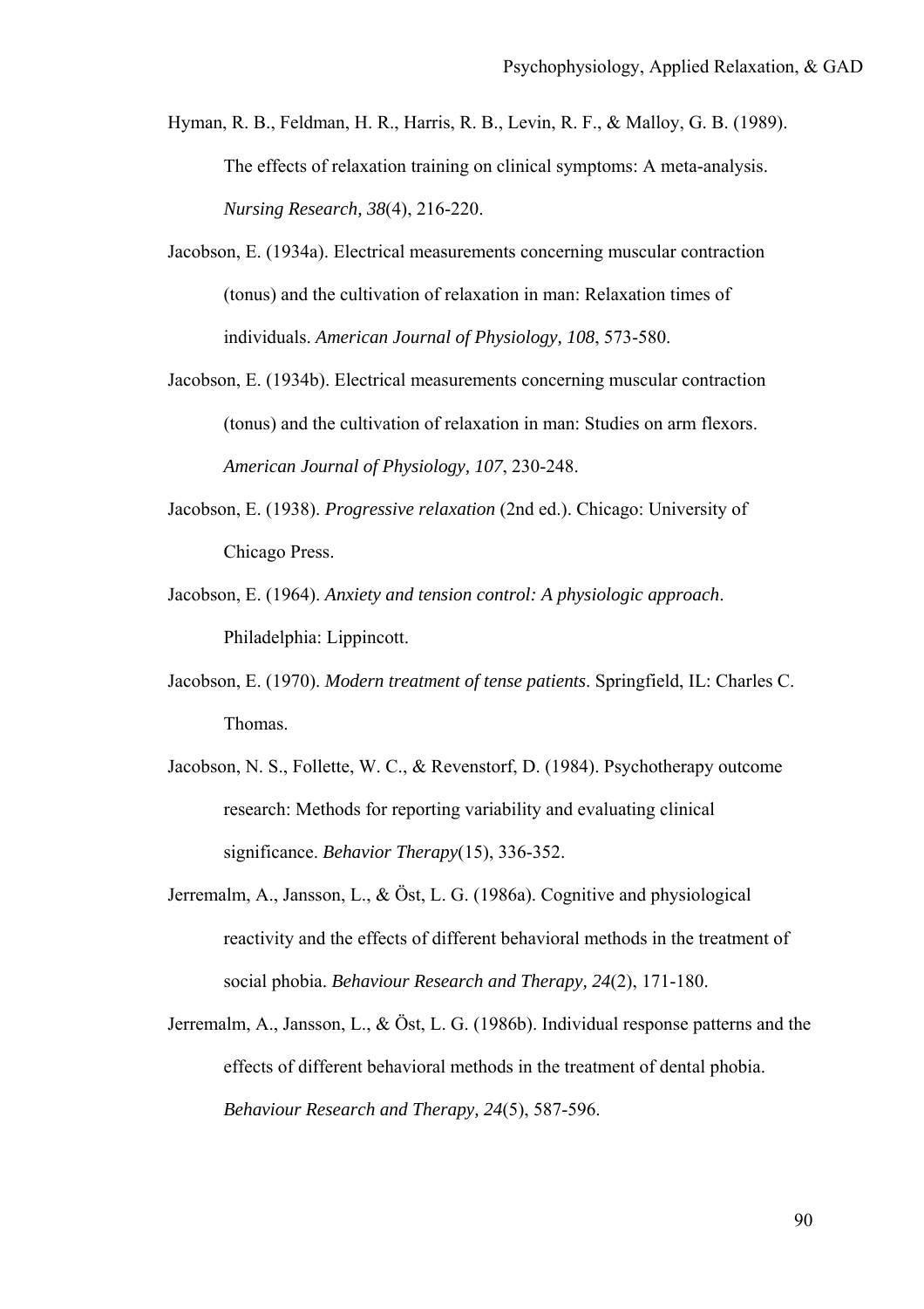Hyman, R. B., Feldman, H. R., Harris, R. B., Levin, R. F., & Malloy, G. B. (1989). The effects of relaxation training on clinical symptoms: A meta-analysis. *Nursing Research, 38*(4), 216-220.

Jacobson, E. (1934a). Electrical measurements concerning muscular contraction (tonus) and the cultivation of relaxation in man: Relaxation times of individuals. *American Journal of Physiology, 108*, 573-580.

Jacobson, E. (1934b). Electrical measurements concerning muscular contraction (tonus) and the cultivation of relaxation in man: Studies on arm flexors. *American Journal of Physiology, 107*, 230-248.

Jacobson, E. (1938). *Progressive relaxation* (2nd ed.). Chicago: University of Chicago Press.

Jacobson, E. (1964). *Anxiety and tension control: A physiologic approach*. Philadelphia: Lippincott.

Jacobson, E. (1970). *Modern treatment of tense patients*. Springfield, IL: Charles C. Thomas.

Jacobson, N. S., Follette, W. C., & Revenstorf, D. (1984). Psychotherapy outcome research: Methods for reporting variability and evaluating clinical significance. *Behavior Therapy*(15), 336-352.

Jerremalm, A., Jansson, L., & Öst, L. G. (1986a). Cognitive and physiological reactivity and the effects of different behavioral methods in the treatment of social phobia. *Behaviour Research and Therapy, 24*(2), 171-180.

Jerremalm, A., Jansson, L., & Öst, L. G. (1986b). Individual response patterns and the effects of different behavioral methods in the treatment of dental phobia. *Behaviour Research and Therapy, 24*(5), 587-596.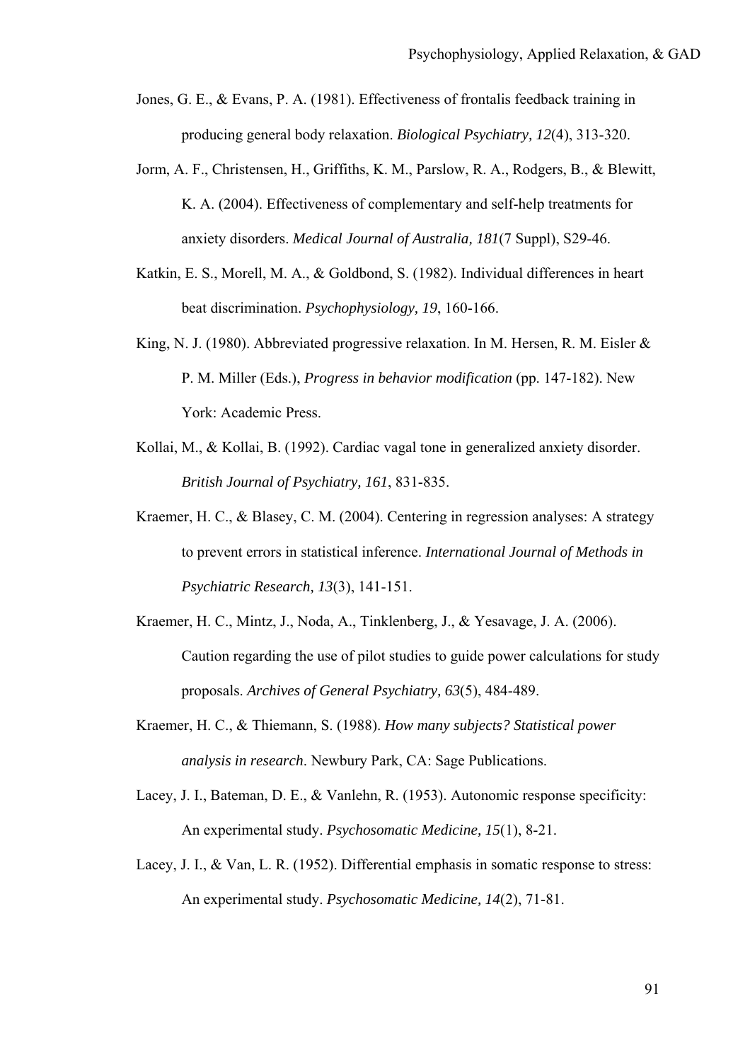Jones, G. E., & Evans, P. A. (1981). Effectiveness of frontalis feedback training in producing general body relaxation. *Biological Psychiatry, 12*(4), 313-320.

Jorm, A. F., Christensen, H., Griffiths, K. M., Parslow, R. A., Rodgers, B., & Blewitt, K. A. (2004). Effectiveness of complementary and self-help treatments for anxiety disorders. *Medical Journal of Australia, 181*(7 Suppl), S29-46.

Katkin, E. S., Morell, M. A., & Goldbond, S. (1982). Individual differences in heart beat discrimination. *Psychophysiology, 19*, 160-166.

King, N. J. (1980). Abbreviated progressive relaxation. In M. Hersen, R. M. Eisler & P. M. Miller (Eds.), *Progress in behavior modification* (pp. 147-182). New York: Academic Press.

Kollai, M., & Kollai, B. (1992). Cardiac vagal tone in generalized anxiety disorder. *British Journal of Psychiatry, 161*, 831-835.

Kraemer, H. C., & Blasey, C. M. (2004). Centering in regression analyses: A strategy to prevent errors in statistical inference. *International Journal of Methods in Psychiatric Research, 13*(3), 141-151.

Kraemer, H. C., Mintz, J., Noda, A., Tinklenberg, J., & Yesavage, J. A. (2006). Caution regarding the use of pilot studies to guide power calculations for study proposals. *Archives of General Psychiatry, 63*(5), 484-489.

Kraemer, H. C., & Thiemann, S. (1988). *How many subjects? Statistical power analysis in research*. Newbury Park, CA: Sage Publications.

Lacey, J. I., Bateman, D. E., & Vanlehn, R. (1953). Autonomic response specificity: An experimental study. *Psychosomatic Medicine, 15*(1), 8-21.

Lacey, J. I., & Van, L. R. (1952). Differential emphasis in somatic response to stress: An experimental study. *Psychosomatic Medicine, 14*(2), 71-81.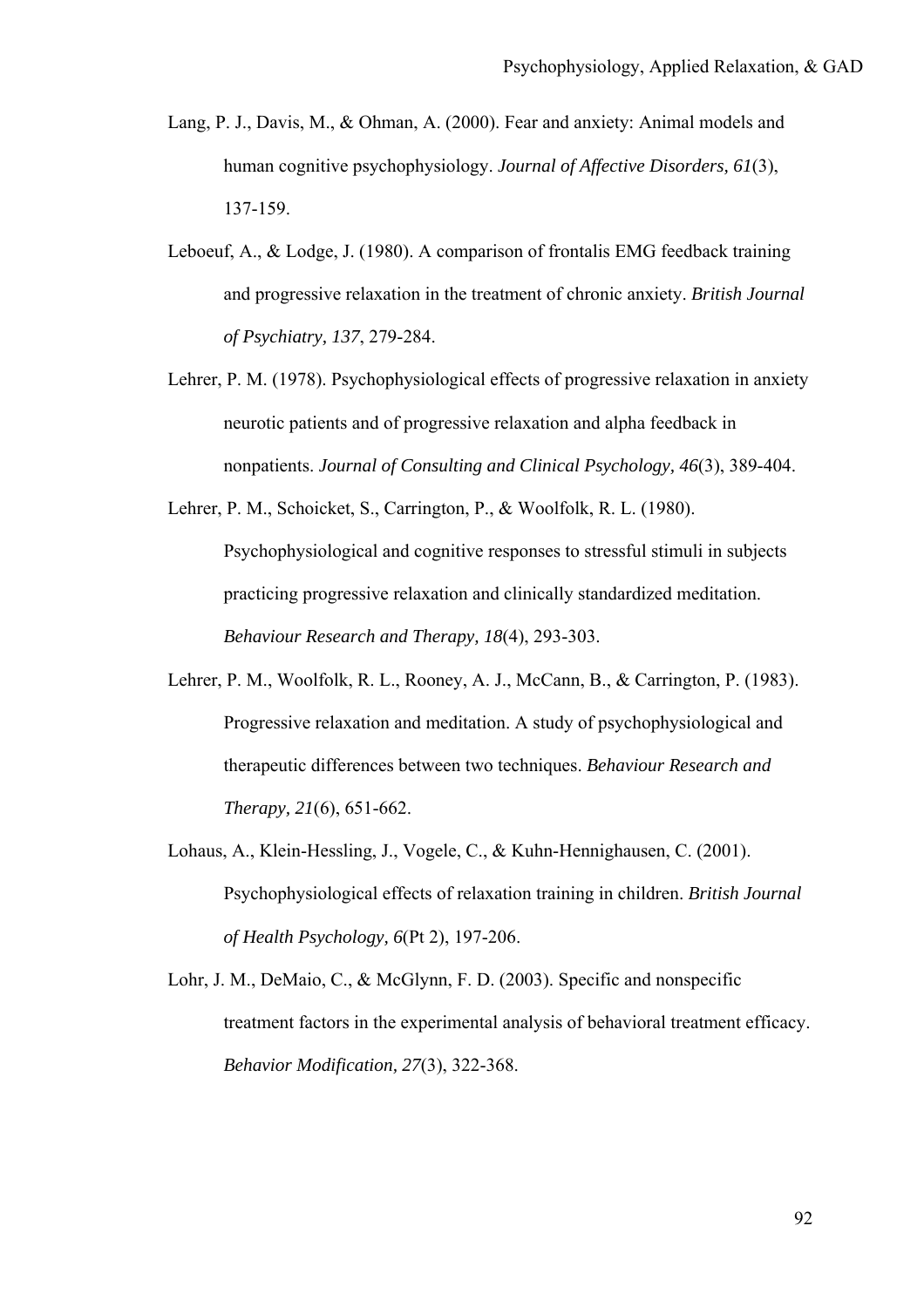Lang, P. J., Davis, M., & Ohman, A. (2000). Fear and anxiety: Animal models and human cognitive psychophysiology. *Journal of Affective Disorders, 61*(3), 137-159.

Leboeuf, A., & Lodge, J. (1980). A comparison of frontalis EMG feedback training and progressive relaxation in the treatment of chronic anxiety. *British Journal of Psychiatry, 137*, 279-284.

Lehrer, P. M. (1978). Psychophysiological effects of progressive relaxation in anxiety neurotic patients and of progressive relaxation and alpha feedback in nonpatients. *Journal of Consulting and Clinical Psychology, 46*(3), 389-404.

Lehrer, P. M., Schoicket, S., Carrington, P., & Woolfolk, R. L. (1980). Psychophysiological and cognitive responses to stressful stimuli in subjects practicing progressive relaxation and clinically standardized meditation. *Behaviour Research and Therapy, 18*(4), 293-303.

Lehrer, P. M., Woolfolk, R. L., Rooney, A. J., McCann, B., & Carrington, P. (1983). Progressive relaxation and meditation. A study of psychophysiological and therapeutic differences between two techniques. *Behaviour Research and Therapy, 21*(6), 651-662.

Lohaus, A., Klein-Hessling, J., Vogele, C., & Kuhn-Hennighausen, C. (2001). Psychophysiological effects of relaxation training in children. *British Journal of Health Psychology, 6*(Pt 2), 197-206.

Lohr, J. M., DeMaio, C., & McGlynn, F. D. (2003). Specific and nonspecific treatment factors in the experimental analysis of behavioral treatment efficacy. *Behavior Modification, 27*(3), 322-368.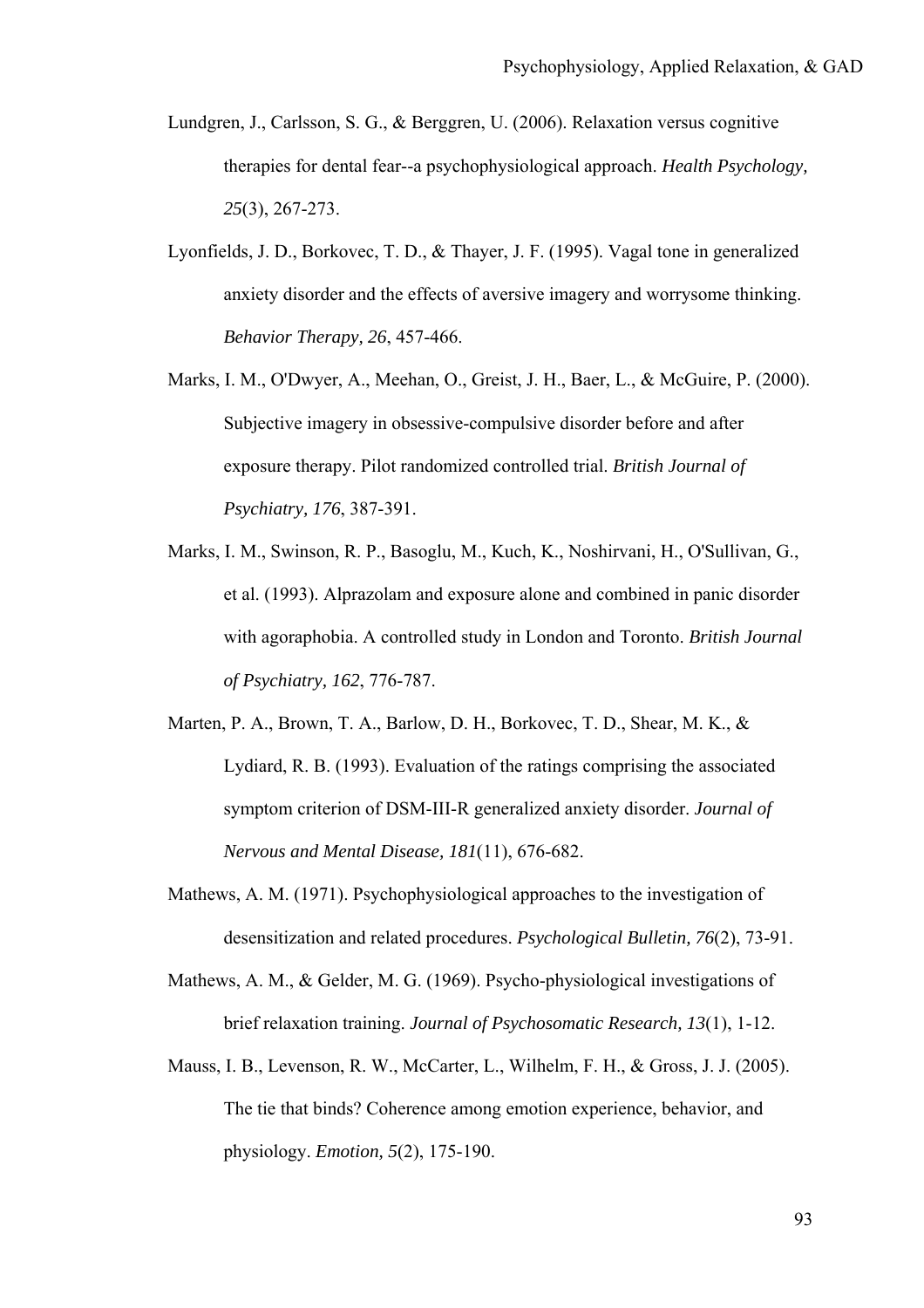Lundgren, J., Carlsson, S. G., & Berggren, U. (2006). Relaxation versus cognitive therapies for dental fear--a psychophysiological approach. *Health Psychology, 25*(3), 267-273.

Lyonfields, J. D., Borkovec, T. D., & Thayer, J. F. (1995). Vagal tone in generalized anxiety disorder and the effects of aversive imagery and worrysome thinking. *Behavior Therapy, 26*, 457-466.

Marks, I. M., O'Dwyer, A., Meehan, O., Greist, J. H., Baer, L., & McGuire, P. (2000). Subjective imagery in obsessive-compulsive disorder before and after exposure therapy. Pilot randomized controlled trial. *British Journal of Psychiatry, 176*, 387-391.

Marks, I. M., Swinson, R. P., Basoglu, M., Kuch, K., Noshirvani, H., O'Sullivan, G., et al. (1993). Alprazolam and exposure alone and combined in panic disorder with agoraphobia. A controlled study in London and Toronto. *British Journal of Psychiatry, 162*, 776-787.

Marten, P. A., Brown, T. A., Barlow, D. H., Borkovec, T. D., Shear, M. K., & Lydiard, R. B. (1993). Evaluation of the ratings comprising the associated symptom criterion of DSM-III-R generalized anxiety disorder. *Journal of Nervous and Mental Disease, 181*(11), 676-682.

Mathews, A. M. (1971). Psychophysiological approaches to the investigation of desensitization and related procedures. *Psychological Bulletin, 76*(2), 73-91.

Mathews, A. M., & Gelder, M. G. (1969). Psycho-physiological investigations of brief relaxation training. *Journal of Psychosomatic Research, 13*(1), 1-12.

Mauss, I. B., Levenson, R. W., McCarter, L., Wilhelm, F. H., & Gross, J. J. (2005). The tie that binds? Coherence among emotion experience, behavior, and physiology. *Emotion, 5*(2), 175-190.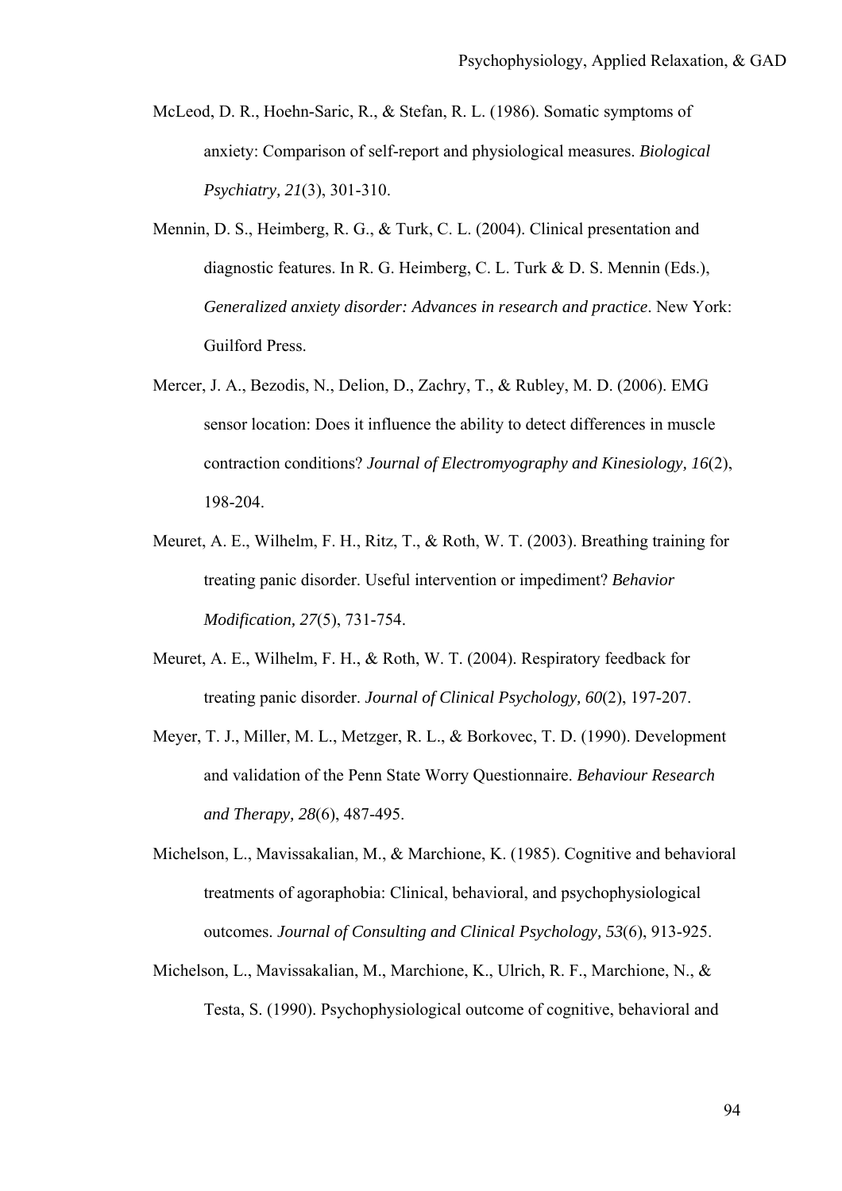McLeod, D. R., Hoehn-Saric, R., & Stefan, R. L. (1986). Somatic symptoms of anxiety: Comparison of self-report and physiological measures. *Biological Psychiatry, 21*(3), 301-310.

Mennin, D. S., Heimberg, R. G., & Turk, C. L. (2004). Clinical presentation and diagnostic features. In R. G. Heimberg, C. L. Turk & D. S. Mennin (Eds.), *Generalized anxiety disorder: Advances in research and practice*. New York: Guilford Press.

Mercer, J. A., Bezodis, N., Delion, D., Zachry, T., & Rubley, M. D. (2006). EMG sensor location: Does it influence the ability to detect differences in muscle contraction conditions? *Journal of Electromyography and Kinesiology, 16*(2), 198-204.

Meuret, A. E., Wilhelm, F. H., Ritz, T., & Roth, W. T. (2003). Breathing training for treating panic disorder. Useful intervention or impediment? *Behavior Modification, 27*(5), 731-754.

Meuret, A. E., Wilhelm, F. H., & Roth, W. T. (2004). Respiratory feedback for treating panic disorder. *Journal of Clinical Psychology, 60*(2), 197-207.

Meyer, T. J., Miller, M. L., Metzger, R. L., & Borkovec, T. D. (1990). Development and validation of the Penn State Worry Questionnaire. *Behaviour Research and Therapy, 28*(6), 487-495.

Michelson, L., Mavissakalian, M., & Marchione, K. (1985). Cognitive and behavioral treatments of agoraphobia: Clinical, behavioral, and psychophysiological outcomes. *Journal of Consulting and Clinical Psychology, 53*(6), 913-925.

Michelson, L., Mavissakalian, M., Marchione, K., Ulrich, R. F., Marchione, N., & Testa, S. (1990). Psychophysiological outcome of cognitive, behavioral and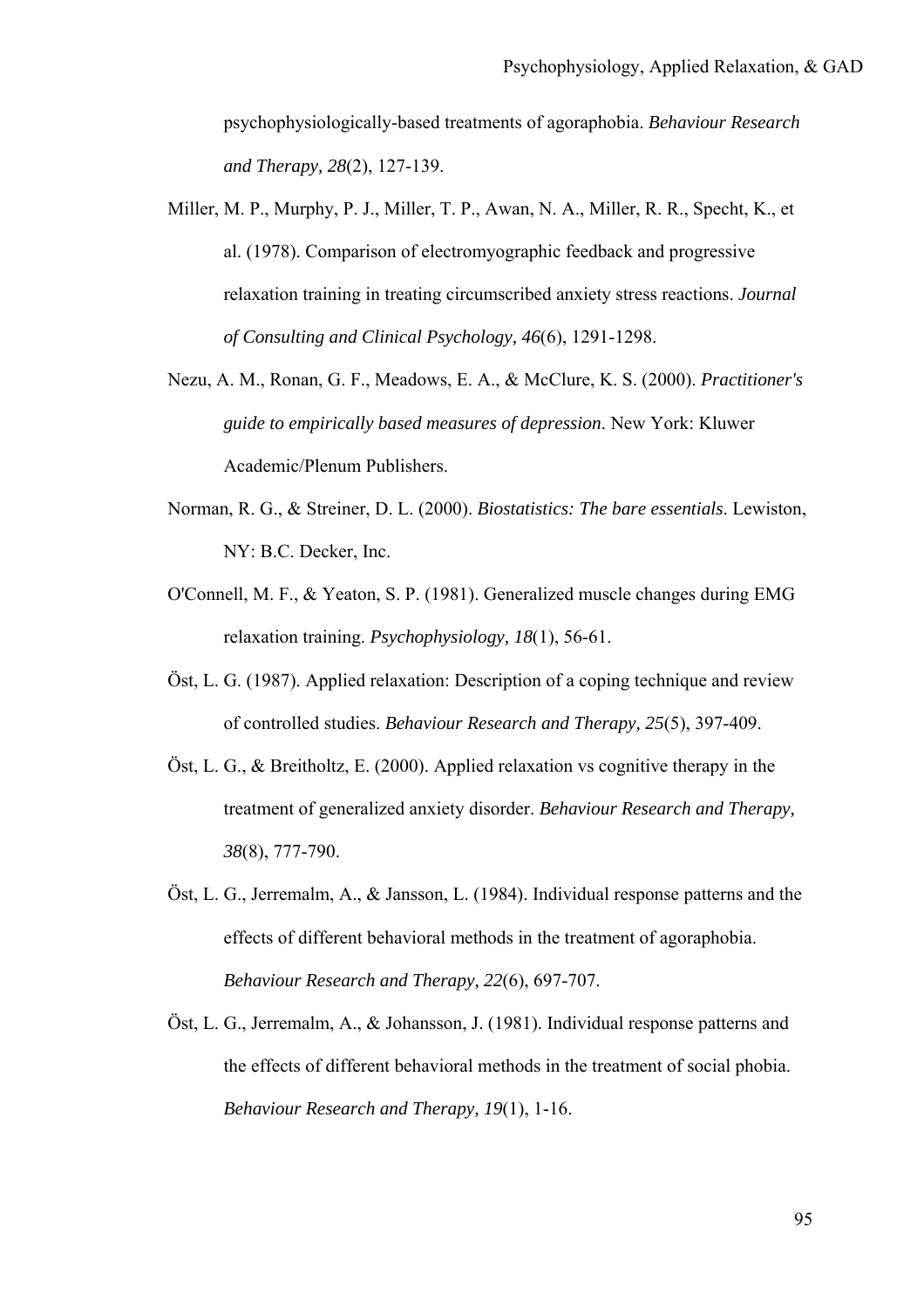psychophysiologically-based treatments of agoraphobia. *Behaviour Research and Therapy, 28*(2), 127-139.

Miller, M. P., Murphy, P. J., Miller, T. P., Awan, N. A., Miller, R. R., Specht, K., et al. (1978). Comparison of electromyographic feedback and progressive relaxation training in treating circumscribed anxiety stress reactions. *Journal of Consulting and Clinical Psychology, 46*(6), 1291-1298.

Nezu, A. M., Ronan, G. F., Meadows, E. A., & McClure, K. S. (2000). *Practitioner's guide to empirically based measures of depression*. New York: Kluwer Academic/Plenum Publishers.

Norman, R. G., & Streiner, D. L. (2000). *Biostatistics: The bare essentials*. Lewiston, NY: B.C. Decker, Inc.

O'Connell, M. F., & Yeaton, S. P. (1981). Generalized muscle changes during EMG relaxation training. *Psychophysiology, 18*(1), 56-61.

Öst, L. G. (1987). Applied relaxation: Description of a coping technique and review of controlled studies. *Behaviour Research and Therapy, 25*(5), 397-409.

Öst, L. G., & Breitholtz, E. (2000). Applied relaxation vs cognitive therapy in the treatment of generalized anxiety disorder. *Behaviour Research and Therapy, 38*(8), 777-790.

Öst, L. G., Jerremalm, A., & Jansson, L. (1984). Individual response patterns and the effects of different behavioral methods in the treatment of agoraphobia. *Behaviour Research and Therapy, 22*(6), 697-707.

Öst, L. G., Jerremalm, A., & Johansson, J. (1981). Individual response patterns and the effects of different behavioral methods in the treatment of social phobia. *Behaviour Research and Therapy, 19*(1), 1-16.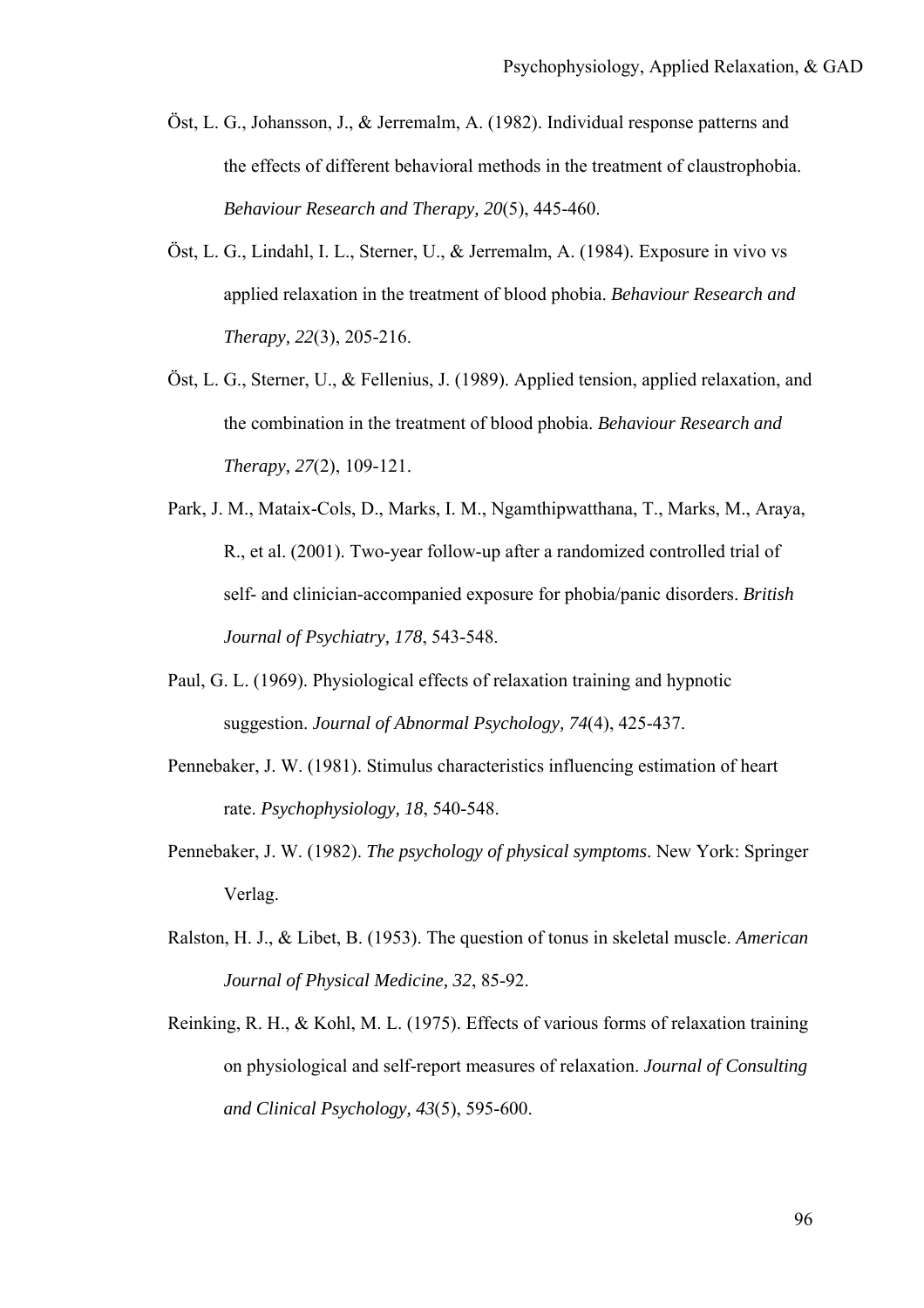Öst, L. G., Johansson, J., & Jerremalm, A. (1982). Individual response patterns and the effects of different behavioral methods in the treatment of claustrophobia. *Behaviour Research and Therapy, 20*(5), 445-460.

Öst, L. G., Lindahl, I. L., Sterner, U., & Jerremalm, A. (1984). Exposure in vivo vs applied relaxation in the treatment of blood phobia. *Behaviour Research and Therapy, 22*(3), 205-216.

Öst, L. G., Sterner, U., & Fellenius, J. (1989). Applied tension, applied relaxation, and the combination in the treatment of blood phobia. *Behaviour Research and Therapy, 27*(2), 109-121.

Park, J. M., Mataix-Cols, D., Marks, I. M., Ngamthipwatthana, T., Marks, M., Araya, R., et al. (2001). Two-year follow-up after a randomized controlled trial of self- and clinician-accompanied exposure for phobia/panic disorders. *British Journal of Psychiatry, 178*, 543-548.

Paul, G. L. (1969). Physiological effects of relaxation training and hypnotic suggestion. *Journal of Abnormal Psychology, 74*(4), 425-437.

Pennebaker, J. W. (1981). Stimulus characteristics influencing estimation of heart rate. *Psychophysiology, 18*, 540-548.

Pennebaker, J. W. (1982). *The psychology of physical symptoms*. New York: Springer Verlag.

Ralston, H. J., & Libet, B. (1953). The question of tonus in skeletal muscle. *American Journal of Physical Medicine, 32*, 85-92.

Reinking, R. H., & Kohl, M. L. (1975). Effects of various forms of relaxation training on physiological and self-report measures of relaxation. *Journal of Consulting and Clinical Psychology, 43*(5), 595-600.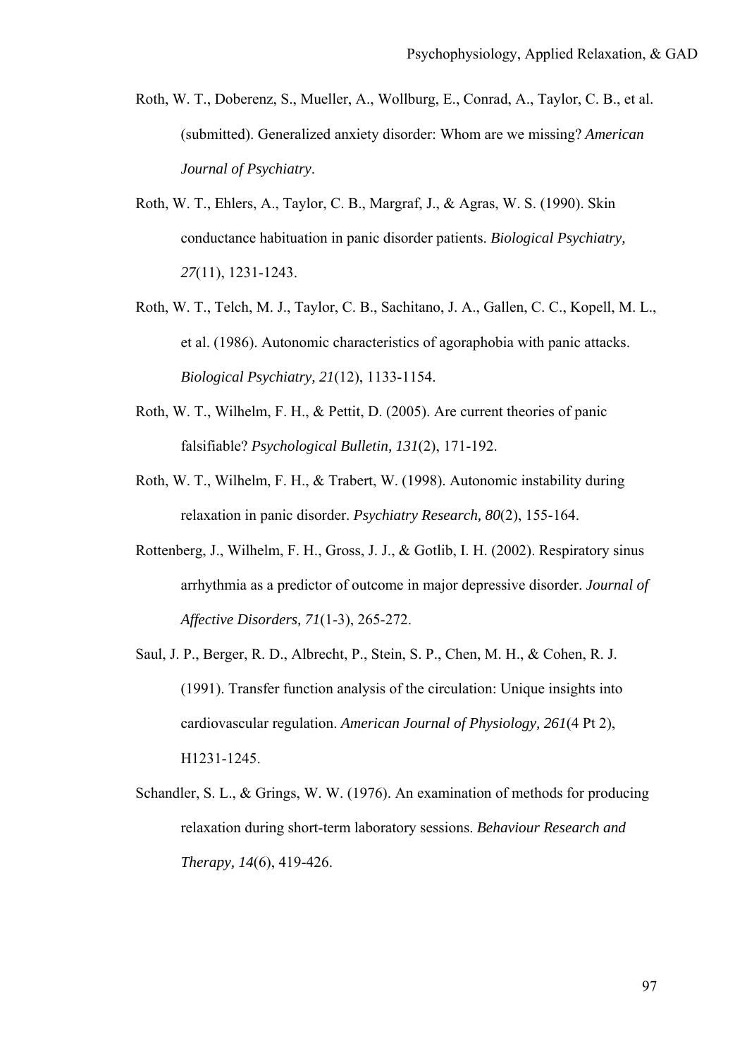Roth, W. T., Doberenz, S., Mueller, A., Wollburg, E., Conrad, A., Taylor, C. B., et al. (submitted). Generalized anxiety disorder: Whom are we missing? *American Journal of Psychiatry*.

Roth, W. T., Ehlers, A., Taylor, C. B., Margraf, J., & Agras, W. S. (1990). Skin conductance habituation in panic disorder patients. *Biological Psychiatry, 27*(11), 1231-1243.

Roth, W. T., Telch, M. J., Taylor, C. B., Sachitano, J. A., Gallen, C. C., Kopell, M. L., et al. (1986). Autonomic characteristics of agoraphobia with panic attacks. *Biological Psychiatry, 21*(12), 1133-1154.

Roth, W. T., Wilhelm, F. H., & Pettit, D. (2005). Are current theories of panic falsifiable? *Psychological Bulletin, 131*(2), 171-192.

Roth, W. T., Wilhelm, F. H., & Trabert, W. (1998). Autonomic instability during relaxation in panic disorder. *Psychiatry Research, 80*(2), 155-164.

Rottenberg, J., Wilhelm, F. H., Gross, J. J., & Gotlib, I. H. (2002). Respiratory sinus arrhythmia as a predictor of outcome in major depressive disorder. *Journal of Affective Disorders, 71*(1-3), 265-272.

Saul, J. P., Berger, R. D., Albrecht, P., Stein, S. P., Chen, M. H., & Cohen, R. J. (1991). Transfer function analysis of the circulation: Unique insights into cardiovascular regulation. *American Journal of Physiology, 261*(4 Pt 2), H1231-1245.

Schandler, S. L., & Grings, W. W. (1976). An examination of methods for producing relaxation during short-term laboratory sessions. *Behaviour Research and Therapy, 14*(6), 419-426.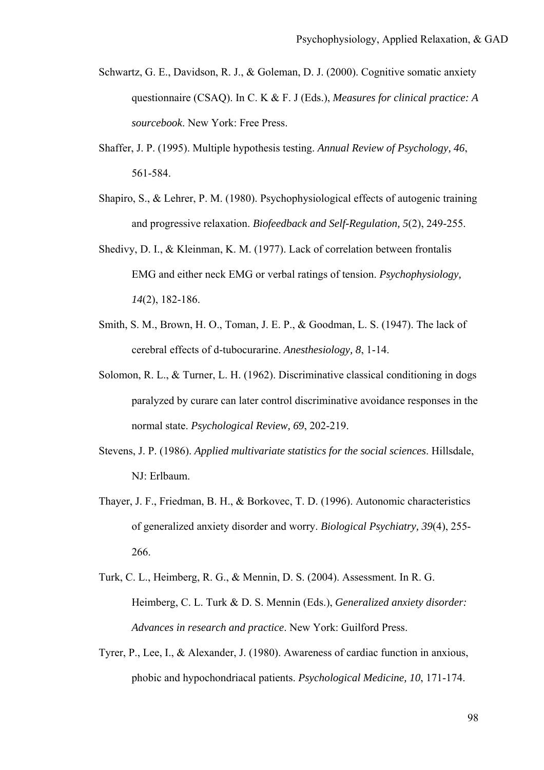Schwartz, G. E., Davidson, R. J., & Goleman, D. J. (2000). Cognitive somatic anxiety questionnaire (CSAQ). In C. K & F. J (Eds.), *Measures for clinical practice: A sourcebook*. New York: Free Press.

Shaffer, J. P. (1995). Multiple hypothesis testing. *Annual Review of Psychology, 46*, 561-584.

Shapiro, S., & Lehrer, P. M. (1980). Psychophysiological effects of autogenic training and progressive relaxation. *Biofeedback and Self-Regulation, 5*(2), 249-255.

Shedivy, D. I., & Kleinman, K. M. (1977). Lack of correlation between frontalis EMG and either neck EMG or verbal ratings of tension. *Psychophysiology, 14*(2), 182-186.

Smith, S. M., Brown, H. O., Toman, J. E. P., & Goodman, L. S. (1947). The lack of cerebral effects of d-tubocurarine. *Anesthesiology, 8*, 1-14.

Solomon, R. L., & Turner, L. H. (1962). Discriminative classical conditioning in dogs paralyzed by curare can later control discriminative avoidance responses in the normal state. *Psychological Review, 69*, 202-219.

Stevens, J. P. (1986). *Applied multivariate statistics for the social sciences*. Hillsdale, NJ: Erlbaum.

Thayer, J. F., Friedman, B. H., & Borkovec, T. D. (1996). Autonomic characteristics of generalized anxiety disorder and worry. *Biological Psychiatry, 39*(4), 255-266.

Turk, C. L., Heimberg, R. G., & Mennin, D. S. (2004). Assessment. In R. G. Heimberg, C. L. Turk & D. S. Mennin (Eds.), *Generalized anxiety disorder: Advances in research and practice*. New York: Guilford Press.

Tyrer, P., Lee, I., & Alexander, J. (1980). Awareness of cardiac function in anxious, phobic and hypochondriacal patients. *Psychological Medicine, 10*, 171-174.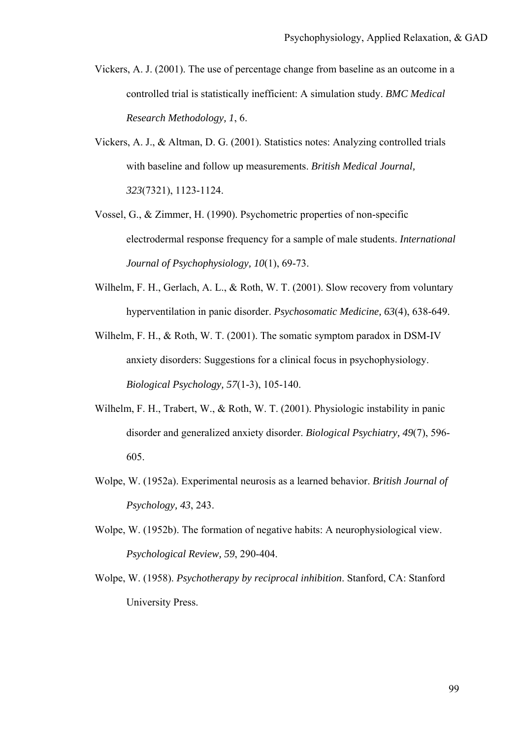Vickers, A. J. (2001). The use of percentage change from baseline as an outcome in a controlled trial is statistically inefficient: A simulation study. *BMC Medical Research Methodology, 1*, 6.

Vickers, A. J., & Altman, D. G. (2001). Statistics notes: Analyzing controlled trials with baseline and follow up measurements. *British Medical Journal, 323*(7321), 1123-1124.

Vossel, G., & Zimmer, H. (1990). Psychometric properties of non-specific electrodermal response frequency for a sample of male students. *International Journal of Psychophysiology, 10*(1), 69-73.

Wilhelm, F. H., Gerlach, A. L., & Roth, W. T. (2001). Slow recovery from voluntary hyperventilation in panic disorder. *Psychosomatic Medicine, 63*(4), 638-649.

Wilhelm, F. H., & Roth, W. T. (2001). The somatic symptom paradox in DSM-IV anxiety disorders: Suggestions for a clinical focus in psychophysiology. *Biological Psychology, 57*(1-3), 105-140.

Wilhelm, F. H., Trabert, W., & Roth, W. T. (2001). Physiologic instability in panic disorder and generalized anxiety disorder. *Biological Psychiatry, 49*(7), 596-605.

Wolpe, W. (1952a). Experimental neurosis as a learned behavior. *British Journal of Psychology, 43*, 243.

Wolpe, W. (1952b). The formation of negative habits: A neurophysiological view. *Psychological Review, 59*, 290-404.

Wolpe, W. (1958). *Psychotherapy by reciprocal inhibition*. Stanford, CA: Stanford University Press.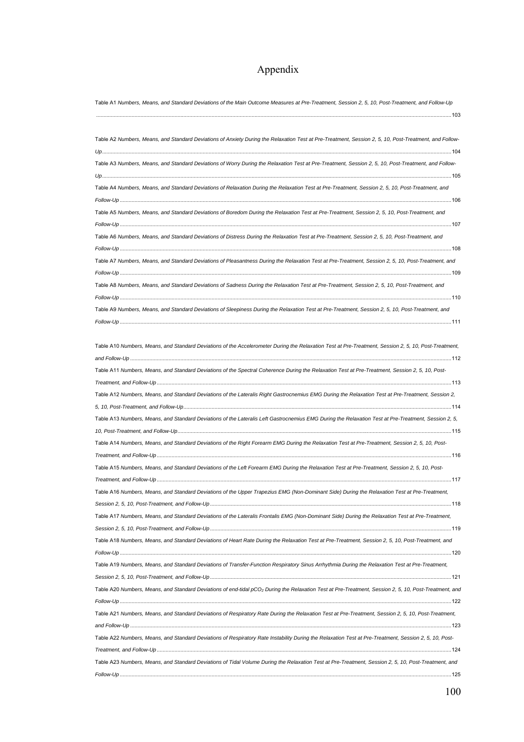# Appendix

Table A1 *Numbers, Means, and Standard Deviations of the Main Outcome Measures at Pre-Treatment, Session 2, 5, 10, Post-Treatment, and Follow-Up* ....................103

Table A2 *Numbers, Means, and Standard Deviations of Anxiety During the Relaxation Test at Pre-Treatment, Session 2, 5, 10, Post-Treatment, and Follow-Up*....................104

Table A3 *Numbers, Means, and Standard Deviations of Worry During the Relaxation Test at Pre-Treatment, Session 2, 5, 10, Post-Treatment, and Follow-Up*....................105

Table A4 *Numbers, Means, and Standard Deviations of Relaxation During the Relaxation Test at Pre-Treatment, Session 2, 5, 10, Post-Treatment, and Follow-Up* ....................106

Table A5 *Numbers, Means, and Standard Deviations of Boredom During the Relaxation Test at Pre-Treatment, Session 2, 5, 10, Post-Treatment, and Follow-Up* ....................107

Table A6 *Numbers, Means, and Standard Deviations of Distress During the Relaxation Test at Pre-Treatment, Session 2, 5, 10, Post-Treatment, and Follow-Up* ....................108

Table A7 *Numbers, Means, and Standard Deviations of Pleasantness During the Relaxation Test at Pre-Treatment, Session 2, 5, 10, Post-Treatment, and Follow-Up* ....................109

Table A8 *Numbers, Means, and Standard Deviations of Sadness During the Relaxation Test at Pre-Treatment, Session 2, 5, 10, Post-Treatment, and Follow-Up* ....................110

Table A9 *Numbers, Means, and Standard Deviations of Sleepiness During the Relaxation Test at Pre-Treatment, Session 2, 5, 10, Post-Treatment, and Follow-Up* ....................111

Table A10 *Numbers, Means, and Standard Deviations of the Accelerometer During the Relaxation Test at Pre-Treatment, Session 2, 5, 10, Post-Treatment, and Follow-Up* ....................112

Table A11 *Numbers, Means, and Standard Deviations of the Spectral Coherence During the Relaxation Test at Pre-Treatment, Session 2, 5, 10, Post-Treatment, and Follow-Up*....................113

Table A12 *Numbers, Means, and Standard Deviations of the Lateralis Right Gastrocnemius EMG During the Relaxation Test at Pre-Treatment, Session 2, 5, 10, Post-Treatment, and Follow-Up*....................114

Table A13 *Numbers, Means, and Standard Deviations of the Lateralis Left Gastrocnemius EMG During the Relaxation Test at Pre-Treatment, Session 2, 5, 10, Post-Treatment, and Follow-Up*....................115

Table A14 *Numbers, Means, and Standard Deviations of the Right Forearm EMG During the Relaxation Test at Pre-Treatment, Session 2, 5, 10, Post-Treatment, and Follow-Up*....................116

Table A15 *Numbers, Means, and Standard Deviations of the Left Forearm EMG During the Relaxation Test at Pre-Treatment, Session 2, 5, 10, Post-Treatment, and Follow-Up*....................117

Table A16 *Numbers, Means, and Standard Deviations of the Upper Trapezius EMG (Non-Dominant Side) During the Relaxation Test at Pre-Treatment, Session 2, 5, 10, Post-Treatment, and Follow-Up*....................118

Table A17 *Numbers, Means, and Standard Deviations of the Lateralis Frontalis EMG (Non-Dominant Side) During the Relaxation Test at Pre-Treatment, Session 2, 5, 10, Post-Treatment, and Follow-Up*....................119

Table A18 *Numbers, Means, and Standard Deviations of Heart Rate During the Relaxation Test at Pre-Treatment, Session 2, 5, 10, Post-Treatment, and Follow-Up* ....................120

Table A19 *Numbers, Means, and Standard Deviations of Transfer-Function Respiratory Sinus Arrhythmia During the Relaxation Test at Pre-Treatment, Session 2, 5, 10, Post-Treatment, and Follow-Up*....................121

Table A20 *Numbers, Means, and Standard Deviations of end-tidal $pCO_2$ During the Relaxation Test at Pre-Treatment, Session 2, 5, 10, Post-Treatment, and Follow-Up* ....................122

Table A21 *Numbers, Means, and Standard Deviations of Respiratory Rate During the Relaxation Test at Pre-Treatment, Session 2, 5, 10, Post-Treatment, and Follow-Up* ....................123

Table A22 *Numbers, Means, and Standard Deviations of Respiratory Rate Instability During the Relaxation Test at Pre-Treatment, Session 2, 5, 10, Post-Treatment, and Follow-Up*....................124

Table A23 *Numbers, Means, and Standard Deviations of Tidal Volume During the Relaxation Test at Pre-Treatment, Session 2, 5, 10, Post-Treatment, and Follow-Up* ....................125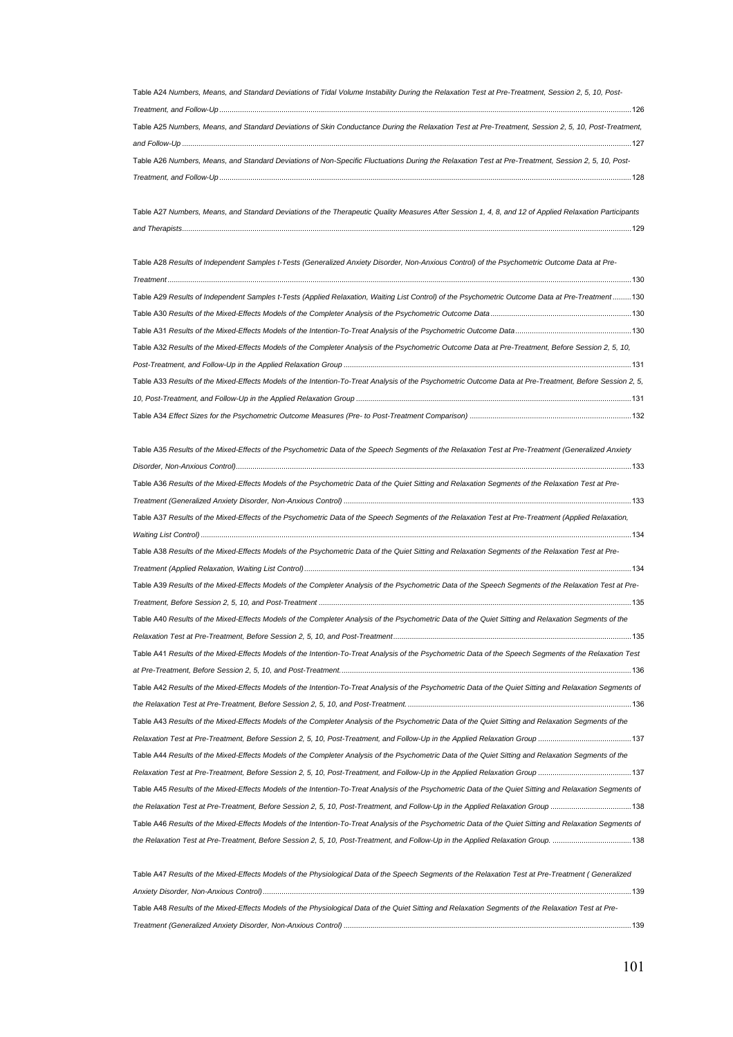Table A24 *Numbers, Means, and Standard Deviations of Tidal Volume Instability During the Relaxation Test at Pre-Treatment, Session 2, 5, 10, Post-Treatment, and Follow-Up* ........ 126

Table A25 *Numbers, Means, and Standard Deviations of Skin Conductance During the Relaxation Test at Pre-Treatment, Session 2, 5, 10, Post-Treatment, and Follow-Up* ........ 127

Table A26 *Numbers, Means, and Standard Deviations of Non-Specific Fluctuations During the Relaxation Test at Pre-Treatment, Session 2, 5, 10, Post-Treatment, and Follow-Up* ........ 128

Table A27 *Numbers, Means, and Standard Deviations of the Therapeutic Quality Measures After Session 1, 4, 8, and 12 of Applied Relaxation Participants and Therapists* ........ 129

Table A28 *Results of Independent Samples t-Tests (Generalized Anxiety Disorder, Non-Anxious Control) of the Psychometric Outcome Data at Pre-Treatment* ........ 130

Table A29 *Results of Independent Samples t-Tests (Applied Relaxation, Waiting List Control) of the Psychometric Outcome Data at Pre-Treatment* ........ 130

Table A30 *Results of the Mixed-Effects Models of the Completer Analysis of the Psychometric Outcome Data* ........ 130

Table A31 *Results of the Mixed-Effects Models of the Intention-To-Treat Analysis of the Psychometric Outcome Data* ........ 130

Table A32 *Results of the Mixed-Effects Models of the Completer Analysis of the Psychometric Outcome Data at Pre-Treatment, Before Session 2, 5, 10, Post-Treatment, and Follow-Up in the Applied Relaxation Group* ........ 131

Table A33 *Results of the Mixed-Effects Models of the Intention-To-Treat Analysis of the Psychometric Outcome Data at Pre-Treatment, Before Session 2, 5, 10, Post-Treatment, and Follow-Up in the Applied Relaxation Group* ........ 131

Table A34 *Effect Sizes for the Psychometric Outcome Measures (Pre- to Post-Treatment Comparison)* ........ 132

Table A35 *Results of the Mixed-Effects of the Psychometric Data of the Speech Segments of the Relaxation Test at Pre-Treatment (Generalized Anxiety Disorder, Non-Anxious Control)* ........ 133

Table A36 *Results of the Mixed-Effects Models of the Psychometric Data of the Quiet Sitting and Relaxation Segments of the Relaxation Test at Pre-Treatment (Generalized Anxiety Disorder, Non-Anxious Control)* ........ 133

Table A37 *Results of the Mixed-Effects of the Psychometric Data of the Speech Segments of the Relaxation Test at Pre-Treatment (Applied Relaxation, Waiting List Control)* ........ 134

Table A38 *Results of the Mixed-Effects Models of the Psychometric Data of the Quiet Sitting and Relaxation Segments of the Relaxation Test at Pre-Treatment (Applied Relaxation, Waiting List Control)* ........ 134

Table A39 *Results of the Mixed-Effects Models of the Completer Analysis of the Psychometric Data of the Speech Segments of the Relaxation Test at Pre-Treatment, Before Session 2, 5, 10, and Post-Treatment* ........ 135

Table A40 *Results of the Mixed-Effects Models of the Completer Analysis of the Psychometric Data of the Quiet Sitting and Relaxation Segments of the Relaxation Test at Pre-Treatment, Before Session 2, 5, 10, and Post-Treatment* ........ 135

Table A41 *Results of the Mixed-Effects Models of the Intention-To-Treat Analysis of the Psychometric Data of the Speech Segments of the Relaxation Test at Pre-Treatment, Before Session 2, 5, 10, and Post-Treatment.* ........ 136

Table A42 *Results of the Mixed-Effects Models of the Intention-To-Treat Analysis of the Psychometric Data of the Quiet Sitting and Relaxation Segments of the Relaxation Test at Pre-Treatment, Before Session 2, 5, 10, and Post-Treatment.* ........ 136

Table A43 *Results of the Mixed-Effects Models of the Completer Analysis of the Psychometric Data of the Quiet Sitting and Relaxation Segments of the Relaxation Test at Pre-Treatment, Before Session 2, 5, 10, Post-Treatment, and Follow-Up in the Applied Relaxation Group* ........ 137

Table A44 *Results of the Mixed-Effects Models of the Completer Analysis of the Psychometric Data of the Quiet Sitting and Relaxation Segments of the Relaxation Test at Pre-Treatment, Before Session 2, 5, 10, Post-Treatment, and Follow-Up in the Applied Relaxation Group* ........ 137

Table A45 *Results of the Mixed-Effects Models of the Intention-To-Treat Analysis of the Psychometric Data of the Quiet Sitting and Relaxation Segments of the Relaxation Test at Pre-Treatment, Before Session 2, 5, 10, Post-Treatment, and Follow-Up in the Applied Relaxation Group* ........ 138

Table A46 *Results of the Mixed-Effects Models of the Intention-To-Treat Analysis of the Psychometric Data of the Quiet Sitting and Relaxation Segments of the Relaxation Test at Pre-Treatment, Before Session 2, 5, 10, Post-Treatment, and Follow-Up in the Applied Relaxation Group.* ........ 138

Table A47 *Results of the Mixed-Effects Models of the Physiological Data of the Speech Segments of the Relaxation Test at Pre-Treatment ( Generalized Anxiety Disorder, Non-Anxious Control)* ........ 139

Table A48 *Results of the Mixed-Effects Models of the Physiological Data of the Quiet Sitting and Relaxation Segments of the Relaxation Test at Pre-Treatment (Generalized Anxiety Disorder, Non-Anxious Control)* ........ 139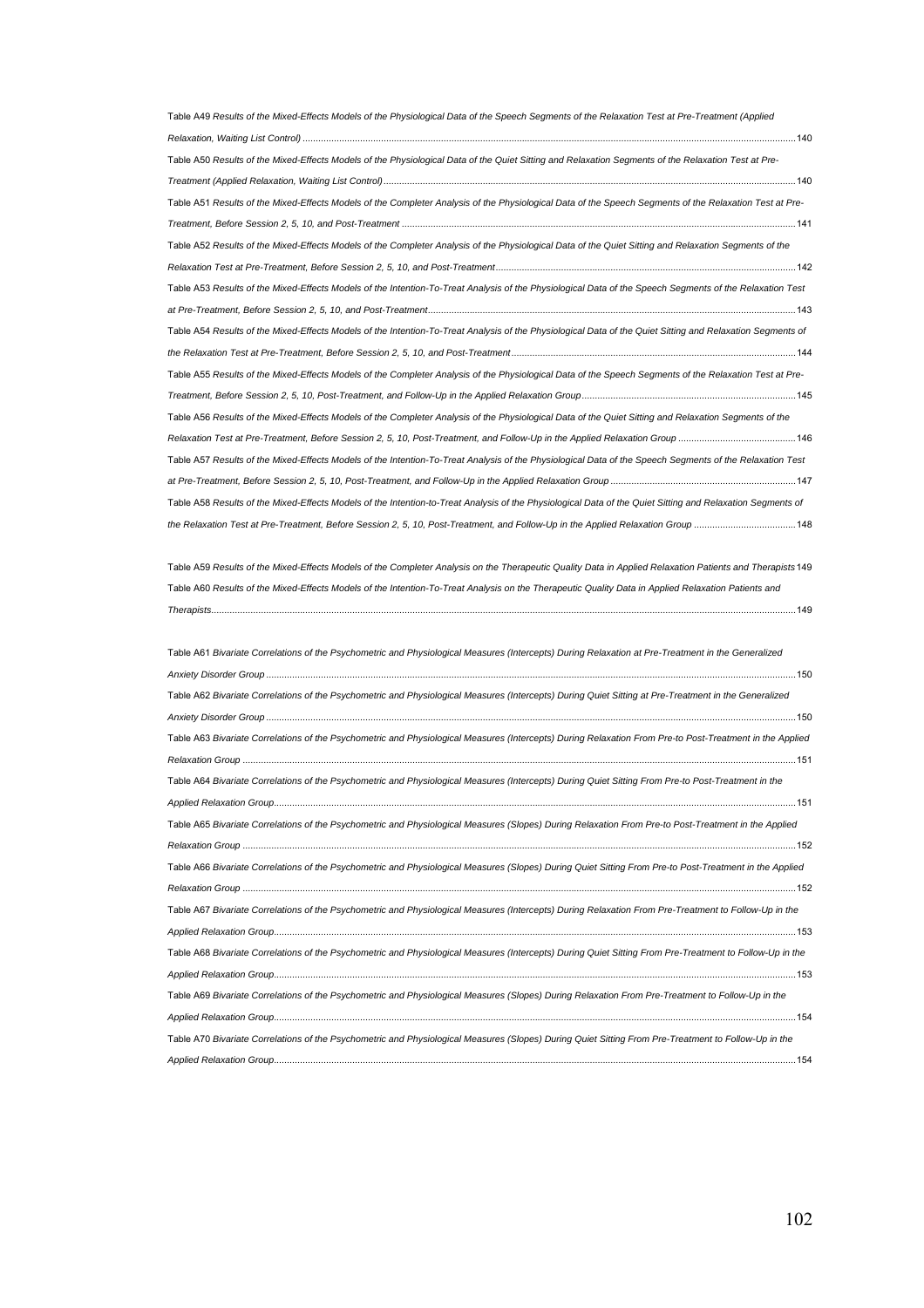Table A49 *Results of the Mixed-Effects Models of the Physiological Data of the Speech Segments of the Relaxation Test at Pre-Treatment (Applied Relaxation, Waiting List Control)* ............ 140

Table A50 *Results of the Mixed-Effects Models of the Physiological Data of the Quiet Sitting and Relaxation Segments of the Relaxation Test at Pre-Treatment (Applied Relaxation, Waiting List Control)* ............ 140

Table A51 *Results of the Mixed-Effects Models of the Completer Analysis of the Physiological Data of the Speech Segments of the Relaxation Test at Pre-Treatment, Before Session 2, 5, 10, and Post-Treatment* ............ 141

Table A52 *Results of the Mixed-Effects Models of the Completer Analysis of the Physiological Data of the Quiet Sitting and Relaxation Segments of the Relaxation Test at Pre-Treatment, Before Session 2, 5, 10, and Post-Treatment* ............ 142

Table A53 *Results of the Mixed-Effects Models of the Intention-To-Treat Analysis of the Physiological Data of the Speech Segments of the Relaxation Test at Pre-Treatment, Before Session 2, 5, 10, and Post-Treatment* ............ 143

Table A54 *Results of the Mixed-Effects Models of the Intention-To-Treat Analysis of the Physiological Data of the Quiet Sitting and Relaxation Segments of the Relaxation Test at Pre-Treatment, Before Session 2, 5, 10, and Post-Treatment* ............ 144

Table A55 *Results of the Mixed-Effects Models of the Completer Analysis of the Physiological Data of the Speech Segments of the Relaxation Test at Pre-Treatment, Before Session 2, 5, 10, Post-Treatment, and Follow-Up in the Applied Relaxation Group* ............ 145

Table A56 *Results of the Mixed-Effects Models of the Completer Analysis of the Physiological Data of the Quiet Sitting and Relaxation Segments of the Relaxation Test at Pre-Treatment, Before Session 2, 5, 10, Post-Treatment, and Follow-Up in the Applied Relaxation Group* ............ 146

Table A57 *Results of the Mixed-Effects Models of the Intention-To-Treat Analysis of the Physiological Data of the Speech Segments of the Relaxation Test at Pre-Treatment, Before Session 2, 5, 10, Post-Treatment, and Follow-Up in the Applied Relaxation Group* ............ 147

Table A58 *Results of the Mixed-Effects Models of the Intention-to-Treat Analysis of the Physiological Data of the Quiet Sitting and Relaxation Segments of the Relaxation Test at Pre-Treatment, Before Session 2, 5, 10, Post-Treatment, and Follow-Up in the Applied Relaxation Group* ............ 148

Table A59 *Results of the Mixed-Effects Models of the Completer Analysis on the Therapeutic Quality Data in Applied Relaxation Patients and Therapists* 149

Table A60 *Results of the Mixed-Effects Models of the Intention-To-Treat Analysis on the Therapeutic Quality Data in Applied Relaxation Patients and Therapists* ............ 149

Table A61 *Bivariate Correlations of the Psychometric and Physiological Measures (Intercepts) During Relaxation at Pre-Treatment in the Generalized Anxiety Disorder Group* ............ 150

Table A62 *Bivariate Correlations of the Psychometric and Physiological Measures (Intercepts) During Quiet Sitting at Pre-Treatment in the Generalized Anxiety Disorder Group* ............ 150

Table A63 *Bivariate Correlations of the Psychometric and Physiological Measures (Intercepts) During Relaxation From Pre-to Post-Treatment in the Applied Relaxation Group* ............ 151

Table A64 *Bivariate Correlations of the Psychometric and Physiological Measures (Intercepts) During Quiet Sitting From Pre-to Post-Treatment in the Applied Relaxation Group* ............ 151

Table A65 *Bivariate Correlations of the Psychometric and Physiological Measures (Slopes) During Relaxation From Pre-to Post-Treatment in the Applied Relaxation Group* ............ 152

Table A66 *Bivariate Correlations of the Psychometric and Physiological Measures (Slopes) During Quiet Sitting From Pre-to Post-Treatment in the Applied Relaxation Group* ............ 152

Table A67 *Bivariate Correlations of the Psychometric and Physiological Measures (Intercepts) During Relaxation From Pre-Treatment to Follow-Up in the Applied Relaxation Group* ............ 153

Table A68 *Bivariate Correlations of the Psychometric and Physiological Measures (Intercepts) During Quiet Sitting From Pre-Treatment to Follow-Up in the Applied Relaxation Group* ............ 153

Table A69 *Bivariate Correlations of the Psychometric and Physiological Measures (Slopes) During Relaxation From Pre-Treatment to Follow-Up in the Applied Relaxation Group* ............ 154

Table A70 *Bivariate Correlations of the Psychometric and Physiological Measures (Slopes) During Quiet Sitting From Pre-Treatment to Follow-Up in the Applied Relaxation Group* ............ 154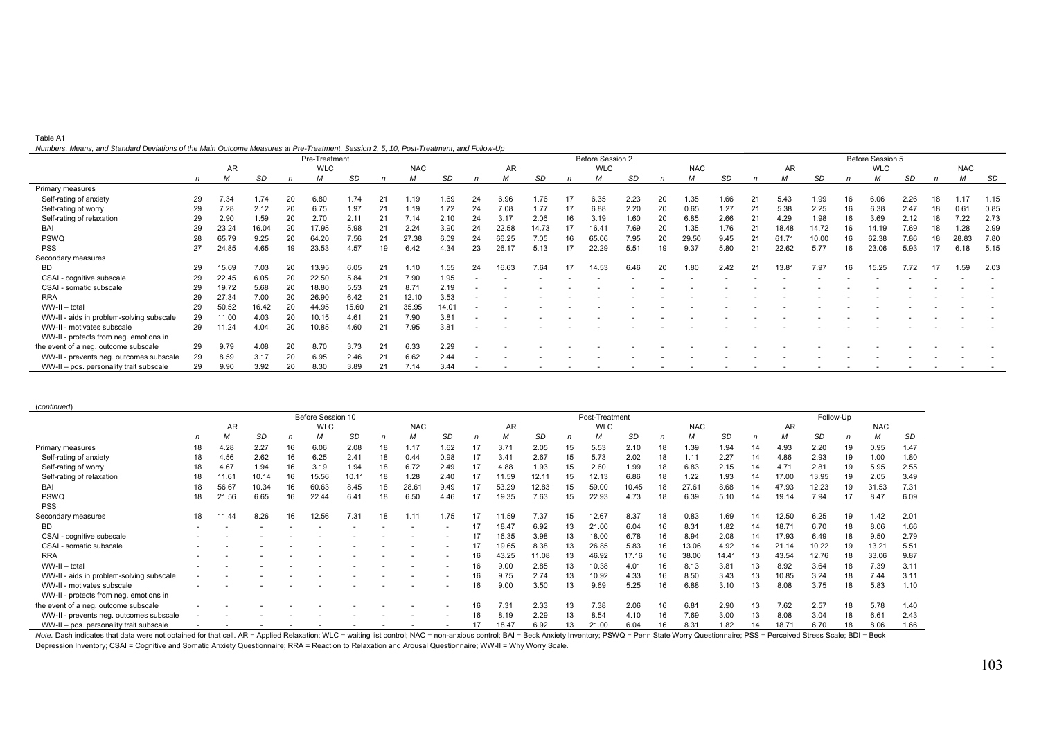Table A1

*Numbers, Means, and Standard Deviations of the Main Outcome Measures at Pre-Treatment, Session 2, 5, 10, Post-Treatment, and Follow-Up*

| | Pre-Treatment | | | | | | | | | Before Session 2 | | | | | | | | | Before Session 5 | | | | | | | | |
|---|---|---|---|---|---|---|---|---|---|---|---|---|---|---|---|---|---|---|---|---|---|---|---|---|---|---|---|
| | AR | | | WLC | | | NAC | | | AR | | | WLC | | | NAC | | | AR | | | WLC | | | NAC | | |
| | *n* | *M* | *SD* | *n* | *M* | *SD* | *n* | *M* | *SD* | *n* | *M* | *SD* | *n* | *M* | *SD* | *n* | *M* | *SD* | *n* | *M* | *SD* | *n* | *M* | *SD* | *n* | *M* | *SD* |
| Primary measures | | | | | | | | | | | | | | | | | | | | | | | | | | | |
| Self-rating of anxiety | 29 | 7.34 | 1.74 | 20 | 6.80 | 1.74 | 21 | 1.19 | 1.69 | 24 | 6.96 | 1.76 | 17 | 6.35 | 2.23 | 20 | 1.35 | 1.66 | 21 | 5.43 | 1.99 | 16 | 6.06 | 2.26 | 18 | 1.17 | 1.15 |
| Self-rating of worry | 29 | 7.28 | 2.12 | 20 | 6.75 | 1.97 | 21 | 1.19 | 1.72 | 24 | 7.08 | 1.77 | 17 | 6.88 | 2.20 | 20 | 0.65 | 1.27 | 21 | 5.38 | 2.25 | 16 | 6.38 | 2.47 | 18 | 0.61 | 0.85 |
| Self-rating of relaxation | 29 | 2.90 | 1.59 | 20 | 2.70 | 2.11 | 21 | 7.14 | 2.10 | 24 | 3.17 | 2.06 | 16 | 3.19 | 1.60 | 20 | 6.85 | 2.66 | 21 | 4.29 | 1.98 | 16 | 3.69 | 2.12 | 18 | 7.22 | 2.73 |
| BAI | 29 | 23.24 | 16.04 | 20 | 17.95 | 5.98 | 21 | 2.24 | 3.90 | 24 | 22.58 | 14.73 | 17 | 16.41 | 7.69 | 20 | 1.35 | 1.76 | 21 | 18.48 | 14.72 | 16 | 14.19 | 7.69 | 18 | 1.28 | 2.99 |
| PSWQ | 28 | 65.79 | 9.25 | 20 | 64.20 | 7.56 | 21 | 27.38 | 6.09 | 24 | 66.25 | 7.05 | 16 | 65.06 | 7.95 | 20 | 29.50 | 9.45 | 21 | 61.71 | 10.00 | 16 | 62.38 | 7.86 | 18 | 28.83 | 7.80 |
| PSS | 27 | 24.85 | 4.65 | 19 | 23.53 | 4.57 | 19 | 6.42 | 4.34 | 23 | 26.17 | 5.13 | 17 | 22.29 | 5.51 | 19 | 9.37 | 5.80 | 21 | 22.62 | 5.77 | 16 | 23.06 | 5.93 | 17 | 6.18 | 5.15 |
| Secondary measures | | | | | | | | | | | | | | | | | | | | | | | | | | | |
| BDI | 29 | 15.69 | 7.03 | 20 | 13.95 | 6.05 | 21 | 1.10 | 1.55 | 24 | 16.63 | 7.64 | 17 | 14.53 | 6.46 | 20 | 1.80 | 2.42 | 21 | 13.81 | 7.97 | 16 | 15.25 | 7.72 | 17 | 1.59 | 2.03 |
| CSAI - cognitive subscale | 29 | 22.45 | 6.05 | 20 | 22.50 | 5.84 | 21 | 7.90 | 1.95 | - | - | - | - | - | - | - | - | - | - | - | - | - | - | - | - | - | - |
| CSAI - somatic subscale | 29 | 19.72 | 5.68 | 20 | 18.80 | 5.53 | 21 | 8.71 | 2.19 | - | - | - | - | - | - | - | - | - | - | - | - | - | - | - | - | - | - |
| RRA | 29 | 27.34 | 7.00 | 20 | 26.90 | 6.42 | 21 | 12.10 | 3.53 | - | - | - | - | - | - | - | - | - | - | - | - | - | - | - | - | - | - |
| WW-II – total | 29 | 50.52 | 16.42 | 20 | 44.95 | 15.60 | 21 | 35.95 | 14.01 | - | - | - | - | - | - | - | - | - | - | - | - | - | - | - | - | - | - |
| WW-II - aids in problem-solving subscale | 29 | 11.00 | 4.03 | 20 | 10.15 | 4.61 | 21 | 7.90 | 3.81 | - | - | - | - | - | - | - | - | - | - | - | - | - | - | - | - | - | - |
| WW-II - motivates subscale | 29 | 11.24 | 4.04 | 20 | 10.85 | 4.60 | 21 | 7.95 | 3.81 | - | - | - | - | - | - | - | - | - | - | - | - | - | - | - | - | - | - |
| WW-II - protects from neg. emotions in the event of a neg. outcome subscale | 29 | 9.79 | 4.08 | 20 | 8.70 | 3.73 | 21 | 6.33 | 2.29 | - | - | - | - | - | - | - | - | - | - | - | - | - | - | - | - | - | - |
| WW-II - prevents neg. outcomes subscale | 29 | 8.59 | 3.17 | 20 | 6.95 | 2.46 | 21 | 6.62 | 2.44 | - | - | - | - | - | - | - | - | - | - | - | - | - | - | - | - | - | - |
| WW-II – pos. personality trait subscale | 29 | 9.90 | 3.92 | 20 | 8.30 | 3.89 | 21 | 7.14 | 3.44 | - | - | - | - | - | - | - | - | - | - | - | - | - | - | - | - | - | - |

(*continued*)

| | Before Session 10 | | | | | | | | | Post-Treatment | | | | | | | | | Follow-Up | | | | | |
|---|---|---|---|---|---|---|---|---|---|---|---|---|---|---|---|---|---|---|---|---|---|---|---|---|
| | AR | | | WLC | | | NAC | | | AR | | | WLC | | | NAC | | | AR | | | NAC | | |
| | *n* | *M* | *SD* | *n* | *M* | *SD* | *n* | *M* | *SD* | *n* | *M* | *SD* | *n* | *M* | *SD* | *n* | *M* | *SD* | *n* | *M* | *SD* | *n* | *M* | *SD* |
| Primary measures | 18 | 4.28 | 2.27 | 16 | 6.06 | 2.08 | 18 | 1.17 | 1.62 | 17 | 3.71 | 2.05 | 15 | 5.53 | 2.10 | 18 | 1.39 | 1.94 | 14 | 4.93 | 2.20 | 19 | 0.95 | 1.47 |
| Self-rating of anxiety | 18 | 4.56 | 2.62 | 16 | 6.25 | 2.41 | 18 | 0.44 | 0.98 | 17 | 3.41 | 2.67 | 15 | 5.73 | 2.02 | 18 | 1.11 | 2.27 | 14 | 4.86 | 2.93 | 19 | 1.00 | 1.80 |
| Self-rating of worry | 18 | 4.67 | 1.94 | 16 | 3.19 | 1.94 | 18 | 6.72 | 2.49 | 17 | 4.88 | 1.93 | 15 | 2.60 | 1.99 | 18 | 6.83 | 2.15 | 14 | 4.71 | 2.81 | 19 | 5.95 | 2.55 |
| Self-rating of relaxation | 18 | 11.61 | 10.14 | 16 | 15.56 | 10.11 | 18 | 1.28 | 2.40 | 17 | 11.59 | 12.11 | 15 | 12.13 | 6.86 | 18 | 1.22 | 1.93 | 14 | 17.00 | 13.95 | 19 | 2.05 | 3.49 |
| BAI | 18 | 56.67 | 10.34 | 16 | 60.63 | 8.45 | 18 | 28.61 | 9.49 | 17 | 53.29 | 12.83 | 15 | 59.00 | 10.45 | 18 | 27.61 | 8.68 | 14 | 47.93 | 12.23 | 19 | 31.53 | 7.31 |
| PSWQ | 18 | 21.56 | 6.65 | 16 | 22.44 | 6.41 | 18 | 6.50 | 4.46 | 17 | 19.35 | 7.63 | 15 | 22.93 | 4.73 | 18 | 6.39 | 5.10 | 14 | 19.14 | 7.94 | 17 | 8.47 | 6.09 |
| PSS | | | | | | | | | | | | | | | | | | | | | | | | |
| Secondary measures | 18 | 11.44 | 8.26 | 16 | 12.56 | 7.31 | 18 | 1.11 | 1.75 | 17 | 11.59 | 7.37 | 15 | 12.67 | 8.37 | 18 | 0.83 | 1.69 | 14 | 12.50 | 6.25 | 19 | 1.42 | 2.01 |
| BDI | - | - | - | - | - | - | - | - | - | 17 | 18.47 | 6.92 | 13 | 21.00 | 6.04 | 16 | 8.31 | 1.82 | 14 | 18.71 | 6.70 | 18 | 8.06 | 1.66 |
| CSAI - cognitive subscale | - | - | - | - | - | - | - | - | - | 17 | 16.35 | 3.98 | 13 | 18.00 | 6.78 | 16 | 8.94 | 2.08 | 14 | 17.93 | 6.49 | 18 | 9.50 | 2.79 |
| CSAI - somatic subscale | - | - | - | - | - | - | - | - | - | 17 | 19.65 | 8.38 | 13 | 26.85 | 5.83 | 16 | 13.06 | 4.92 | 14 | 21.14 | 10.22 | 18 | 13.21 | 5.51 |
| RRA | - | - | - | - | - | - | - | - | - | 16 | 43.25 | 11.08 | 13 | 46.92 | 17.16 | 16 | 38.00 | 14.41 | 13 | 43.54 | 12.76 | 18 | 33.06 | 9.87 |
| WW-II – total | - | - | - | - | - | - | - | - | - | 16 | 9.00 | 2.85 | 13 | 10.38 | 4.01 | 16 | 8.13 | 3.81 | 13 | 8.92 | 3.64 | 18 | 7.39 | 3.11 |
| WW-II - aids in problem-solving subscale | - | - | - | - | - | - | - | - | - | 16 | 9.75 | 2.74 | 13 | 10.92 | 4.33 | 16 | 8.50 | 3.43 | 13 | 10.85 | 3.24 | 18 | 7.44 | 3.11 |
| WW-II - motivates subscale | - | - | - | - | - | - | - | - | - | 16 | 9.00 | 3.50 | 13 | 9.69 | 5.25 | 16 | 6.88 | 3.10 | 13 | 8.08 | 3.75 | 18 | 5.83 | 1.10 |
| WW-II - protects from neg. emotions in the event of a neg. outcome subscale | - | - | - | - | - | - | - | - | - | 16 | 7.31 | 2.33 | 13 | 7.38 | 2.06 | 16 | 6.81 | 2.90 | 13 | 7.62 | 2.57 | 18 | 5.78 | 1.40 |
| WW-II - prevents neg. outcomes subscale | - | - | - | - | - | - | - | - | - | 16 | 8.19 | 2.29 | 13 | 8.54 | 4.10 | 16 | 7.69 | 3.00 | 13 | 8.08 | 3.04 | 18 | 6.61 | 2.43 |
| WW-II – pos. personality trait subscale | - | - | - | - | - | - | - | - | - | 17 | 18.47 | 6.92 | 13 | 21.00 | 6.04 | 16 | 8.31 | 1.82 | 14 | 18.71 | 6.70 | 18 | 8.06 | 1.66 |

*Note.* Dash indicates that data were not obtained for that cell. AR = Applied Relaxation; WLC = waiting list control; NAC = non-anxious control; BAI = Beck Anxiety Inventory; PSWQ = Penn State Worry Questionnaire; PSS = Perceived Stress Scale; BDI = Beck Depression Inventory; CSAI = Cognitive and Somatic Anxiety Questionnaire; RRA = Reaction to Relaxation and Arousal Questionnaire; WW-II = Why Worry Scale.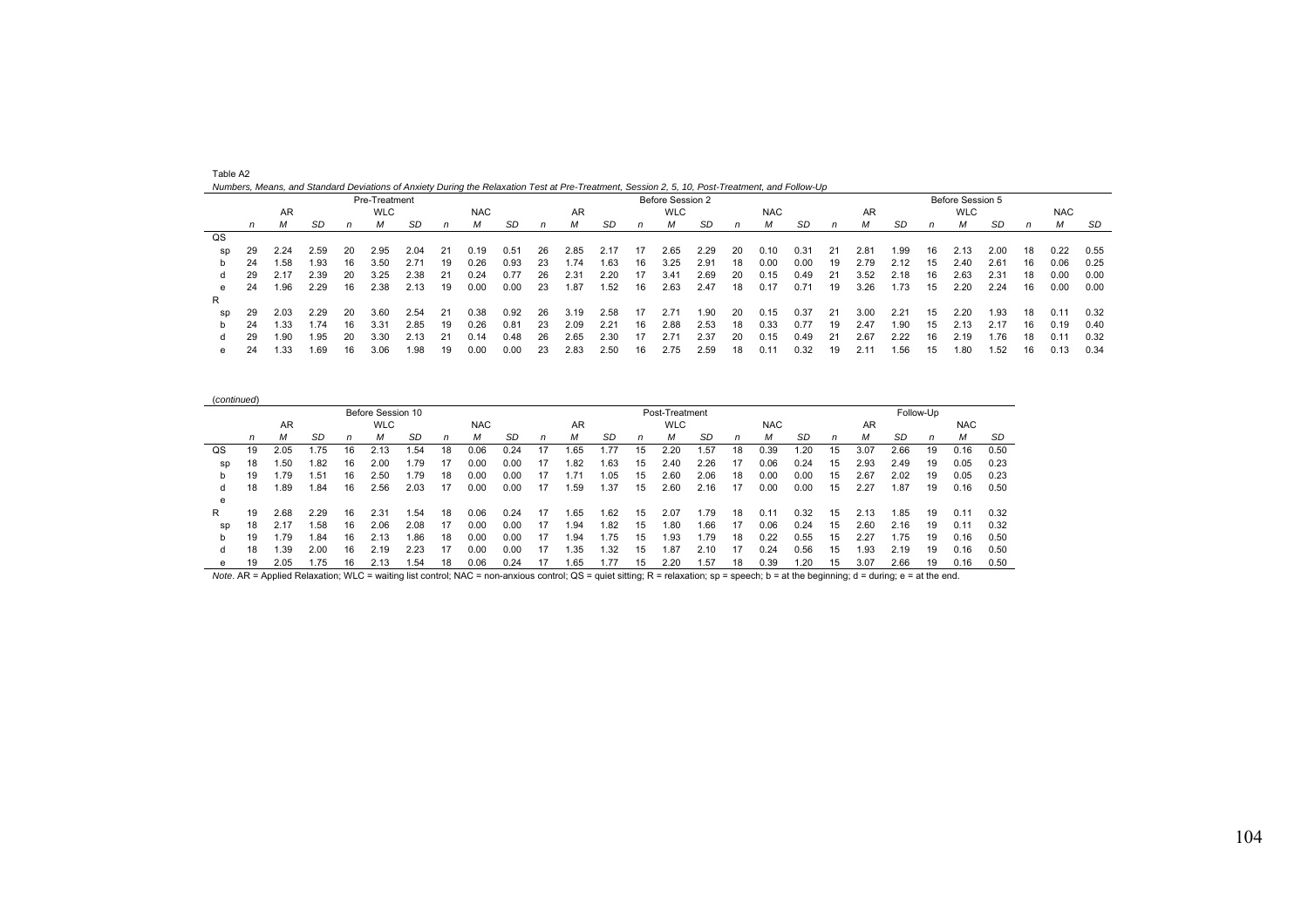Table A2

*Numbers, Means, and Standard Deviations of Anxiety During the Relaxation Test at Pre-Treatment, Session 2, 5, 10, Post-Treatment, and Follow-Up*

| | Pre-Treatment | | | | | | | | | Before Session 2 | | | | | | | | | Before Session 5 | | | | | | | | |
|---|---|---|---|---|---|---|---|---|---|---|---|---|---|---|---|---|---|---|---|---|---|---|---|---|---|---|---|
| | AR | | | WLC | | | NAC | | | AR | | | WLC | | | NAC | | | AR | | | WLC | | | NAC | | |
| | *n* | *M* | *SD* | *n* | *M* | *SD* | *n* | *M* | *SD* | *n* | *M* | *SD* | *n* | *M* | *SD* | *n* | *M* | *SD* | *n* | *M* | *SD* | *n* | *M* | *SD* | *n* | *M* | *SD* |
| QS | | | | | | | | | | | | | | | | | | | | | | | | | | | |
| sp | 29 | 2.24 | 2.59 | 20 | 2.95 | 2.04 | 21 | 0.19 | 0.51 | 26 | 2.85 | 2.17 | 17 | 2.65 | 2.29 | 20 | 0.10 | 0.31 | 21 | 2.81 | 1.99 | 16 | 2.13 | 2.00 | 18 | 0.22 | 0.55 |
| b | 24 | 1.58 | 1.93 | 16 | 3.50 | 2.71 | 19 | 0.26 | 0.93 | 23 | 1.74 | 1.63 | 16 | 3.25 | 2.91 | 18 | 0.00 | 0.00 | 19 | 2.79 | 2.12 | 15 | 2.40 | 2.61 | 16 | 0.06 | 0.25 |
| d | 29 | 2.17 | 2.39 | 20 | 3.25 | 2.38 | 21 | 0.24 | 0.77 | 26 | 2.31 | 2.20 | 17 | 3.41 | 2.69 | 20 | 0.15 | 0.49 | 21 | 3.52 | 2.18 | 16 | 2.63 | 2.31 | 18 | 0.00 | 0.00 |
| e | 24 | 1.96 | 2.29 | 16 | 2.38 | 2.13 | 19 | 0.00 | 0.00 | 23 | 1.87 | 1.52 | 16 | 2.63 | 2.47 | 18 | 0.17 | 0.71 | 19 | 3.26 | 1.73 | 15 | 2.20 | 2.24 | 16 | 0.00 | 0.00 |
| R | | | | | | | | | | | | | | | | | | | | | | | | | | | |
| sp | 29 | 2.03 | 2.29 | 20 | 3.60 | 2.54 | 21 | 0.38 | 0.92 | 26 | 3.19 | 2.58 | 17 | 2.71 | 1.90 | 20 | 0.15 | 0.37 | 21 | 3.00 | 2.21 | 15 | 2.20 | 1.93 | 18 | 0.11 | 0.32 |
| b | 24 | 1.33 | 1.74 | 16 | 3.31 | 2.85 | 19 | 0.26 | 0.81 | 23 | 2.09 | 2.21 | 16 | 2.88 | 2.53 | 18 | 0.33 | 0.77 | 19 | 2.47 | 1.90 | 15 | 2.13 | 2.17 | 16 | 0.19 | 0.40 |
| d | 29 | 1.90 | 1.95 | 20 | 3.30 | 2.13 | 21 | 0.14 | 0.48 | 26 | 2.65 | 2.30 | 17 | 2.71 | 2.37 | 20 | 0.15 | 0.49 | 21 | 2.67 | 2.22 | 16 | 2.19 | 1.76 | 18 | 0.11 | 0.32 |
| e | 24 | 1.33 | 1.69 | 16 | 3.06 | 1.98 | 19 | 0.00 | 0.00 | 23 | 2.83 | 2.50 | 16 | 2.75 | 2.59 | 18 | 0.11 | 0.32 | 19 | 2.11 | 1.56 | 15 | 1.80 | 1.52 | 16 | 0.13 | 0.34 |

(*continued*)

| | Before Session 10 | | | | | | | | | Post-Treatment | | | | | | | | | Follow-Up | | | | | |
|---|---|---|---|---|---|---|---|---|---|---|---|---|---|---|---|---|---|---|---|---|---|---|---|---|
| | AR | | | WLC | | | NAC | | | AR | | | WLC | | | NAC | | | AR | | | NAC | | |
| | *n* | *M* | *SD* | *n* | *M* | *SD* | *n* | *M* | *SD* | *n* | *M* | *SD* | *n* | *M* | *SD* | *n* | *M* | *SD* | *n* | *M* | *SD* | *n* | *M* | *SD* |
| QS | 19 | 2.05 | 1.75 | 16 | 2.13 | 1.54 | 18 | 0.06 | 0.24 | 17 | 1.65 | 1.77 | 15 | 2.20 | 1.57 | 18 | 0.39 | 1.20 | 15 | 3.07 | 2.66 | 19 | 0.16 | 0.50 |
| sp | 18 | 1.50 | 1.82 | 16 | 2.00 | 1.79 | 17 | 0.00 | 0.00 | 17 | 1.82 | 1.63 | 15 | 2.40 | 2.26 | 17 | 0.06 | 0.24 | 15 | 2.93 | 2.49 | 19 | 0.05 | 0.23 |
| b | 19 | 1.79 | 1.51 | 16 | 2.50 | 1.79 | 18 | 0.00 | 0.00 | 17 | 1.71 | 1.05 | 15 | 2.60 | 2.06 | 18 | 0.00 | 0.00 | 15 | 2.67 | 2.02 | 19 | 0.05 | 0.23 |
| d | 18 | 1.89 | 1.84 | 16 | 2.56 | 2.03 | 17 | 0.00 | 0.00 | 17 | 1.59 | 1.37 | 15 | 2.60 | 2.16 | 17 | 0.00 | 0.00 | 15 | 2.27 | 1.87 | 19 | 0.16 | 0.50 |
| e | | | | | | | | | | | | | | | | | | | | | | | | |
| R | 19 | 2.68 | 2.29 | 16 | 2.31 | 1.54 | 18 | 0.06 | 0.24 | 17 | 1.65 | 1.62 | 15 | 2.07 | 1.79 | 18 | 0.11 | 0.32 | 15 | 2.13 | 1.85 | 19 | 0.11 | 0.32 |
| sp | 18 | 2.17 | 1.58 | 16 | 2.06 | 2.08 | 17 | 0.00 | 0.00 | 17 | 1.94 | 1.82 | 15 | 1.80 | 1.66 | 17 | 0.06 | 0.24 | 15 | 2.60 | 2.16 | 19 | 0.11 | 0.32 |
| b | 19 | 1.79 | 1.84 | 16 | 2.13 | 1.86 | 18 | 0.00 | 0.00 | 17 | 1.94 | 1.75 | 15 | 1.93 | 1.79 | 18 | 0.22 | 0.55 | 15 | 2.27 | 1.75 | 19 | 0.16 | 0.50 |
| d | 18 | 1.39 | 2.00 | 16 | 2.19 | 2.23 | 17 | 0.00 | 0.00 | 17 | 1.35 | 1.32 | 15 | 1.87 | 2.10 | 17 | 0.24 | 0.56 | 15 | 1.93 | 2.19 | 19 | 0.16 | 0.50 |
| e | 19 | 2.05 | 1.75 | 16 | 2.13 | 1.54 | 18 | 0.06 | 0.24 | 17 | 1.65 | 1.77 | 15 | 2.20 | 1.57 | 18 | 0.39 | 1.20 | 15 | 3.07 | 2.66 | 19 | 0.16 | 0.50 |

*Note*. AR = Applied Relaxation; WLC = waiting list control; NAC = non-anxious control; QS = quiet sitting; R = relaxation; sp = speech; b = at the beginning; d = during; e = at the end.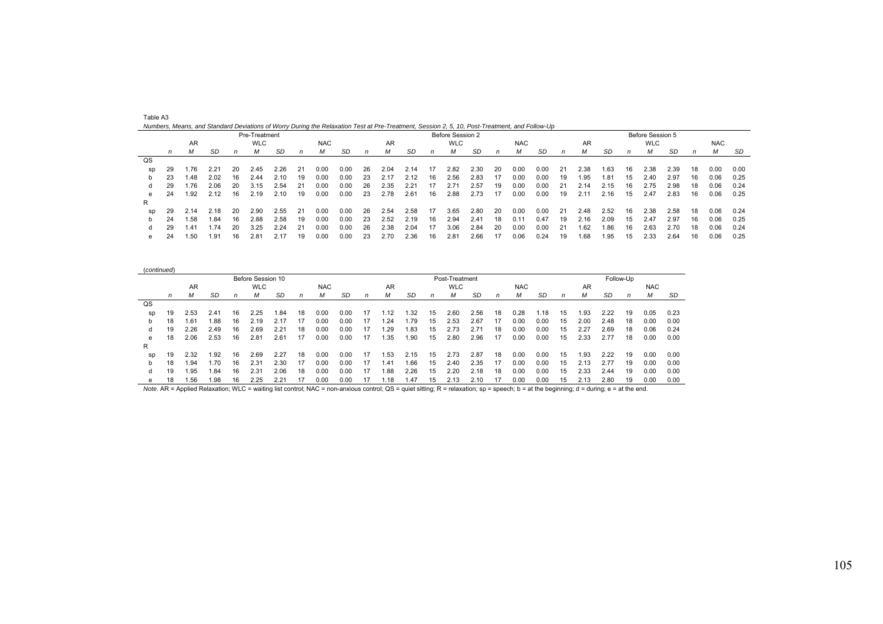Table A3

*Numbers, Means, and Standard Deviations of Worry During the Relaxation Test at Pre-Treatment, Session 2, 5, 10, Post-Treatment, and Follow-Up*

| | Pre-Treatment | | | | | | | | | Before Session 2 | | | | | | | | | Before Session 5 | | | | | | | | |
|---|---|---|---|---|---|---|---|---|---|---|---|---|---|---|---|---|---|---|---|---|---|---|---|---|---|---|---|
| | AR | | | WLC | | | NAC | | | AR | | | WLC | | | NAC | | | AR | | | WLC | | | NAC | | |
| | *n* | *M* | *SD* | *n* | *M* | *SD* | *n* | *M* | *SD* | *n* | *M* | *SD* | *n* | *M* | *SD* | *n* | *M* | *SD* | *n* | *M* | *SD* | *n* | *M* | *SD* | *n* | *M* | *SD* |
| QS | | | | | | | | | | | | | | | | | | | | | | | | | | | |
| sp | 29 | 1.76 | 2.21 | 20 | 2.45 | 2.26 | 21 | 0.00 | 0.00 | 26 | 2.04 | 2.14 | 17 | 2.82 | 2.30 | 20 | 0.00 | 0.00 | 21 | 2.38 | 1.63 | 16 | 2.38 | 2.39 | 18 | 0.00 | 0.00 |
| b | 23 | 1.48 | 2.02 | 16 | 2.44 | 2.10 | 19 | 0.00 | 0.00 | 23 | 2.17 | 2.12 | 16 | 2.56 | 2.83 | 17 | 0.00 | 0.00 | 19 | 1.95 | 1.81 | 15 | 2.40 | 2.97 | 16 | 0.06 | 0.25 |
| d | 29 | 1.76 | 2.06 | 20 | 3.15 | 2.54 | 21 | 0.00 | 0.00 | 26 | 2.35 | 2.21 | 17 | 2.71 | 2.57 | 19 | 0.00 | 0.00 | 21 | 2.14 | 2.15 | 16 | 2.75 | 2.98 | 18 | 0.06 | 0.24 |
| e | 24 | 1.92 | 2.12 | 16 | 2.19 | 2.10 | 19 | 0.00 | 0.00 | 23 | 2.78 | 2.61 | 16 | 2.88 | 2.73 | 17 | 0.00 | 0.00 | 19 | 2.11 | 2.16 | 15 | 2.47 | 2.83 | 16 | 0.06 | 0.25 |
| R | | | | | | | | | | | | | | | | | | | | | | | | | | | |
| sp | 29 | 2.14 | 2.18 | 20 | 2.90 | 2.55 | 21 | 0.00 | 0.00 | 26 | 2.54 | 2.58 | 17 | 3.65 | 2.80 | 20 | 0.00 | 0.00 | 21 | 2.48 | 2.52 | 16 | 2.38 | 2.58 | 18 | 0.06 | 0.24 |
| b | 24 | 1.58 | 1.84 | 16 | 2.88 | 2.58 | 19 | 0.00 | 0.00 | 23 | 2.52 | 2.19 | 16 | 2.94 | 2.41 | 18 | 0.11 | 0.47 | 19 | 2.16 | 2.09 | 15 | 2.47 | 2.97 | 16 | 0.06 | 0.25 |
| d | 29 | 1.41 | 1.74 | 20 | 3.25 | 2.24 | 21 | 0.00 | 0.00 | 26 | 2.38 | 2.04 | 17 | 3.06 | 2.84 | 20 | 0.00 | 0.00 | 21 | 1.62 | 1.86 | 16 | 2.63 | 2.70 | 18 | 0.06 | 0.24 |
| e | 24 | 1.50 | 1.91 | 16 | 2.81 | 2.17 | 19 | 0.00 | 0.00 | 23 | 2.70 | 2.36 | 16 | 2.81 | 2.66 | 17 | 0.06 | 0.24 | 19 | 1.68 | 1.95 | 15 | 2.33 | 2.64 | 16 | 0.06 | 0.25 |

(*continued*)

| | Before Session 10 | | | | | | | | | Post-Treatment | | | | | | | | | Follow-Up | | | | | |
|---|---|---|---|---|---|---|---|---|---|---|---|---|---|---|---|---|---|---|---|---|---|---|---|---|
| | AR | | | WLC | | | NAC | | | AR | | | WLC | | | NAC | | | AR | | | NAC | | |
| | *n* | *M* | *SD* | *n* | *M* | *SD* | *n* | *M* | *SD* | *n* | *M* | *SD* | *n* | *M* | *SD* | *n* | *M* | *SD* | *n* | *M* | *SD* | *n* | *M* | *SD* |
| QS | | | | | | | | | | | | | | | | | | | | | | | | |
| sp | 19 | 2.53 | 2.41 | 16 | 2.25 | 1.84 | 18 | 0.00 | 0.00 | 17 | 1.12 | 1.32 | 15 | 2.60 | 2.56 | 18 | 0.28 | 1.18 | 15 | 1.93 | 2.22 | 19 | 0.05 | 0.23 |
| b | 18 | 1.61 | 1.88 | 16 | 2.19 | 2.17 | 17 | 0.00 | 0.00 | 17 | 1.24 | 1.79 | 15 | 2.53 | 2.67 | 17 | 0.00 | 0.00 | 15 | 2.00 | 2.48 | 18 | 0.00 | 0.00 |
| d | 19 | 2.26 | 2.49 | 16 | 2.69 | 2.21 | 18 | 0.00 | 0.00 | 17 | 1.29 | 1.83 | 15 | 2.73 | 2.71 | 18 | 0.00 | 0.00 | 15 | 2.27 | 2.69 | 18 | 0.06 | 0.24 |
| e | 18 | 2.06 | 2.53 | 16 | 2.81 | 2.61 | 17 | 0.00 | 0.00 | 17 | 1.35 | 1.90 | 15 | 2.80 | 2.96 | 17 | 0.00 | 0.00 | 15 | 2.33 | 2.77 | 18 | 0.00 | 0.00 |
| R | | | | | | | | | | | | | | | | | | | | | | | | |
| sp | 19 | 2.32 | 1.92 | 16 | 2.69 | 2.27 | 18 | 0.00 | 0.00 | 17 | 1.53 | 2.15 | 15 | 2.73 | 2.87 | 18 | 0.00 | 0.00 | 15 | 1.93 | 2.22 | 19 | 0.00 | 0.00 |
| b | 18 | 1.94 | 1.70 | 16 | 2.31 | 2.30 | 17 | 0.00 | 0.00 | 17 | 1.41 | 1.66 | 15 | 2.40 | 2.35 | 17 | 0.00 | 0.00 | 15 | 2.13 | 2.77 | 19 | 0.00 | 0.00 |
| d | 19 | 1.95 | 1.84 | 16 | 2.31 | 2.06 | 18 | 0.00 | 0.00 | 17 | 1.88 | 2.26 | 15 | 2.20 | 2.18 | 18 | 0.00 | 0.00 | 15 | 2.33 | 2.44 | 19 | 0.00 | 0.00 |
| e | 18 | 1.56 | 1.98 | 16 | 2.25 | 2.21 | 17 | 0.00 | 0.00 | 17 | 1.18 | 1.47 | 15 | 2.13 | 2.10 | 17 | 0.00 | 0.00 | 15 | 2.13 | 2.80 | 19 | 0.00 | 0.00 |

*Note*. AR = Applied Relaxation; WLC = waiting list control; NAC = non-anxious control; QS = quiet sitting; R = relaxation; sp = speech; b = at the beginning; d = during; e = at the end.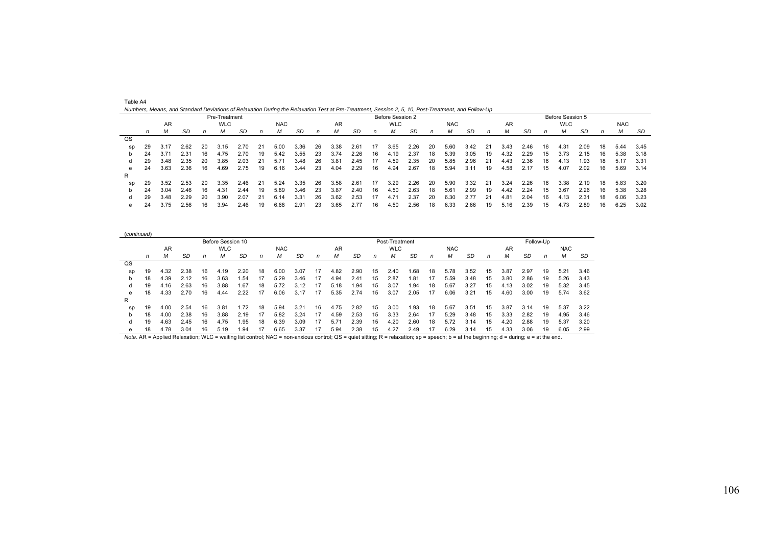Table A4

*Numbers, Means, and Standard Deviations of Relaxation During the Relaxation Test at Pre-Treatment, Session 2, 5, 10, Post-Treatment, and Follow-Up*

| | Pre-Treatment | | | | | | | | | Before Session 2 | | | | | | | | | Before Session 5 | | | | | | | | |
|---|---|---|---|---|---|---|---|---|---|---|---|---|---|---|---|---|---|---|---|---|---|---|---|---|---|---|---|
| | AR | | | WLC | | | NAC | | | AR | | | WLC | | | NAC | | | AR | | | WLC | | | NAC | | |
| | *n* | *M* | *SD* | *n* | *M* | *SD* | *n* | *M* | *SD* | *n* | *M* | *SD* | *n* | *M* | *SD* | *n* | *M* | *SD* | *n* | *M* | *SD* | *n* | *M* | *SD* | *n* | *M* | *SD* |
| QS | | | | | | | | | | | | | | | | | | | | | | | | | | | |
| sp | 29 | 3.17 | 2.62 | 20 | 3.15 | 2.70 | 21 | 5.00 | 3.36 | 26 | 3.38 | 2.61 | 17 | 3.65 | 2.26 | 20 | 5.60 | 3.42 | 21 | 3.43 | 2.46 | 16 | 4.31 | 2.09 | 18 | 5.44 | 3.45 |
| b | 24 | 3.71 | 2.31 | 16 | 4.75 | 2.70 | 19 | 5.42 | 3.55 | 23 | 3.74 | 2.26 | 16 | 4.19 | 2.37 | 18 | 5.39 | 3.05 | 19 | 4.32 | 2.29 | 15 | 3.73 | 2.15 | 16 | 5.38 | 3.18 |
| d | 29 | 3.48 | 2.35 | 20 | 3.85 | 2.03 | 21 | 5.71 | 3.48 | 26 | 3.81 | 2.45 | 17 | 4.59 | 2.35 | 20 | 5.85 | 2.96 | 21 | 4.43 | 2.36 | 16 | 4.13 | 1.93 | 18 | 5.17 | 3.31 |
| e | 24 | 3.63 | 2.36 | 16 | 4.69 | 2.75 | 19 | 6.16 | 3.44 | 23 | 4.04 | 2.29 | 16 | 4.94 | 2.67 | 18 | 5.94 | 3.11 | 19 | 4.58 | 2.17 | 15 | 4.07 | 2.02 | 16 | 5.69 | 3.14 |
| R | | | | | | | | | | | | | | | | | | | | | | | | | | | |
| sp | 29 | 3.52 | 2.53 | 20 | 3.35 | 2.46 | 21 | 5.24 | 3.35 | 26 | 3.58 | 2.61 | 17 | 3.29 | 2.26 | 20 | 5.90 | 3.32 | 21 | 3.24 | 2.26 | 16 | 3.38 | 2.19 | 18 | 5.83 | 3.20 |
| b | 24 | 3.04 | 2.46 | 16 | 4.31 | 2.44 | 19 | 5.89 | 3.46 | 23 | 3.87 | 2.40 | 16 | 4.50 | 2.63 | 18 | 5.61 | 2.99 | 19 | 4.42 | 2.24 | 15 | 3.67 | 2.26 | 16 | 5.38 | 3.28 |
| d | 29 | 3.48 | 2.29 | 20 | 3.90 | 2.07 | 21 | 6.14 | 3.31 | 26 | 3.62 | 2.53 | 17 | 4.71 | 2.37 | 20 | 6.30 | 2.77 | 21 | 4.81 | 2.04 | 16 | 4.13 | 2.31 | 18 | 6.06 | 3.23 |
| e | 24 | 3.75 | 2.56 | 16 | 3.94 | 2.46 | 19 | 6.68 | 2.91 | 23 | 3.65 | 2.77 | 16 | 4.50 | 2.56 | 18 | 6.33 | 2.66 | 19 | 5.16 | 2.39 | 15 | 4.73 | 2.89 | 16 | 6.25 | 3.02 |

(*continued*)

| | Before Session 10 | | | | | | | | | Post-Treatment | | | | | | | | | Follow-Up | | | | | |
|---|---|---|---|---|---|---|---|---|---|---|---|---|---|---|---|---|---|---|---|---|---|---|---|---|
| | AR | | | WLC | | | NAC | | | AR | | | WLC | | | NAC | | | AR | | | NAC | | |
| | *n* | *M* | *SD* | *n* | *M* | *SD* | *n* | *M* | *SD* | *n* | *M* | *SD* | *n* | *M* | *SD* | *n* | *M* | *SD* | *n* | *M* | *SD* | *n* | *M* | *SD* |
| QS | | | | | | | | | | | | | | | | | | | | | | | | |
| sp | 19 | 4.32 | 2.38 | 16 | 4.19 | 2.20 | 18 | 6.00 | 3.07 | 17 | 4.82 | 2.90 | 15 | 2.40 | 1.68 | 18 | 5.78 | 3.52 | 15 | 3.87 | 2.97 | 19 | 5.21 | 3.46 |
| b | 18 | 4.39 | 2.12 | 16 | 3.63 | 1.54 | 17 | 5.29 | 3.46 | 17 | 4.94 | 2.41 | 15 | 2.87 | 1.81 | 17 | 5.59 | 3.48 | 15 | 3.80 | 2.86 | 19 | 5.26 | 3.43 |
| d | 19 | 4.16 | 2.63 | 16 | 3.88 | 1.67 | 18 | 5.72 | 3.12 | 17 | 5.18 | 1.94 | 15 | 3.07 | 1.94 | 18 | 5.67 | 3.27 | 15 | 4.13 | 3.02 | 19 | 5.32 | 3.45 |
| e | 18 | 4.33 | 2.70 | 16 | 4.44 | 2.22 | 17 | 6.06 | 3.17 | 17 | 5.35 | 2.74 | 15 | 3.07 | 2.05 | 17 | 6.06 | 3.21 | 15 | 4.60 | 3.00 | 19 | 5.74 | 3.62 |
| R | | | | | | | | | | | | | | | | | | | | | | | | |
| sp | 19 | 4.00 | 2.54 | 16 | 3.81 | 1.72 | 18 | 5.94 | 3.21 | 16 | 4.75 | 2.82 | 15 | 3.00 | 1.93 | 18 | 5.67 | 3.51 | 15 | 3.87 | 3.14 | 19 | 5.37 | 3.22 |
| b | 18 | 4.00 | 2.38 | 16 | 3.88 | 2.19 | 17 | 5.82 | 3.24 | 17 | 4.59 | 2.53 | 15 | 3.33 | 2.64 | 17 | 5.29 | 3.48 | 15 | 3.33 | 2.82 | 19 | 4.95 | 3.46 |
| d | 19 | 4.63 | 2.45 | 16 | 4.75 | 1.95 | 18 | 6.39 | 3.09 | 17 | 5.71 | 2.39 | 15 | 4.20 | 2.60 | 18 | 5.72 | 3.14 | 15 | 4.20 | 2.88 | 19 | 5.37 | 3.20 |
| e | 18 | 4.78 | 3.04 | 16 | 5.19 | 1.94 | 17 | 6.65 | 3.37 | 17 | 5.94 | 2.38 | 15 | 4.27 | 2.49 | 17 | 6.29 | 3.14 | 15 | 4.33 | 3.06 | 19 | 6.05 | 2.99 |

*Note*. AR = Applied Relaxation; WLC = waiting list control; NAC = non-anxious control; QS = quiet sitting; R = relaxation; sp = speech; b = at the beginning; d = during; e = at the end.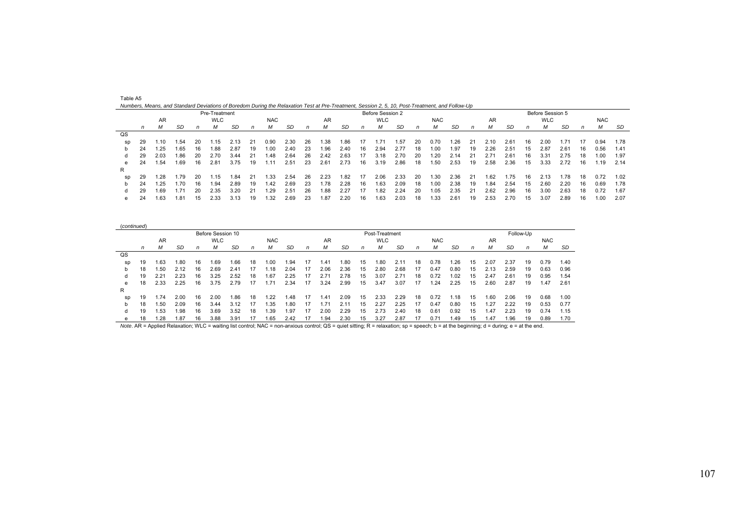Table A5

*Numbers, Means, and Standard Deviations of Boredom During the Relaxation Test at Pre-Treatment, Session 2, 5, 10, Post-Treatment, and Follow-Up*

| | Pre-Treatment | | | | | | | | | Before Session 2 | | | | | | | | | Before Session 5 | | | | | | | | |
|---|---|---|---|---|---|---|---|---|---|---|---|---|---|---|---|---|---|---|---|---|---|---|---|---|---|---|---|
| | AR | | | WLC | | | NAC | | | AR | | | WLC | | | NAC | | | AR | | | WLC | | | NAC | | |
| | *n* | *M* | *SD* | *n* | *M* | *SD* | *n* | *M* | *SD* | *n* | *M* | *SD* | *n* | *M* | *SD* | *n* | *M* | *SD* | *n* | *M* | *SD* | *n* | *M* | *SD* | *n* | *M* | *SD* |
| QS | | | | | | | | | | | | | | | | | | | | | | | | | | | |
| sp | 29 | 1.10 | 1.54 | 20 | 1.15 | 2.13 | 21 | 0.90 | 2.30 | 26 | 1.38 | 1.86 | 17 | 1.71 | 1.57 | 20 | 0.70 | 1.26 | 21 | 2.10 | 2.61 | 16 | 2.00 | 1.71 | 17 | 0.94 | 1.78 |
| b | 24 | 1.25 | 1.65 | 16 | 1.88 | 2.87 | 19 | 1.00 | 2.40 | 23 | 1.96 | 2.40 | 16 | 2.94 | 2.77 | 18 | 1.00 | 1.97 | 19 | 2.26 | 2.51 | 15 | 2.87 | 2.61 | 16 | 0.56 | 1.41 |
| d | 29 | 2.03 | 1.86 | 20 | 2.70 | 3.44 | 21 | 1.48 | 2.64 | 26 | 2.42 | 2.63 | 17 | 3.18 | 2.70 | 20 | 1.20 | 2.14 | 21 | 2.71 | 2.61 | 16 | 3.31 | 2.75 | 18 | 1.00 | 1.97 |
| e | 24 | 1.54 | 1.69 | 16 | 2.81 | 3.75 | 19 | 1.11 | 2.51 | 23 | 2.61 | 2.73 | 16 | 3.19 | 2.86 | 18 | 1.50 | 2.53 | 19 | 2.58 | 2.36 | 15 | 3.33 | 2.72 | 16 | 1.19 | 2.14 |
| R | | | | | | | | | | | | | | | | | | | | | | | | | | | |
| sp | 29 | 1.28 | 1.79 | 20 | 1.15 | 1.84 | 21 | 1.33 | 2.54 | 26 | 2.23 | 1.82 | 17 | 2.06 | 2.33 | 20 | 1.30 | 2.36 | 21 | 1.62 | 1.75 | 16 | 2.13 | 1.78 | 18 | 0.72 | 1.02 |
| b | 24 | 1.25 | 1.70 | 16 | 1.94 | 2.89 | 19 | 1.42 | 2.69 | 23 | 1.78 | 2.28 | 16 | 1.63 | 2.09 | 18 | 1.00 | 2.38 | 19 | 1.84 | 2.54 | 15 | 2.60 | 2.20 | 16 | 0.69 | 1.78 |
| d | 29 | 1.69 | 1.71 | 20 | 2.35 | 3.20 | 21 | 1.29 | 2.51 | 26 | 1.88 | 2.27 | 17 | 1.82 | 2.24 | 20 | 1.05 | 2.35 | 21 | 2.62 | 2.96 | 16 | 3.00 | 2.63 | 18 | 0.72 | 1.67 |
| e | 24 | 1.63 | 1.81 | 15 | 2.33 | 3.13 | 19 | 1.32 | 2.69 | 23 | 1.87 | 2.20 | 16 | 1.63 | 2.03 | 18 | 1.33 | 2.61 | 19 | 2.53 | 2.70 | 15 | 3.07 | 2.89 | 16 | 1.00 | 2.07 |

(*continued*)

| | Before Session 10 | | | | | | | | | Post-Treatment | | | | | | | | | Follow-Up | | | | | |
|---|---|---|---|---|---|---|---|---|---|---|---|---|---|---|---|---|---|---|---|---|---|---|---|---|
| | AR | | | WLC | | | NAC | | | AR | | | WLC | | | NAC | | | AR | | | NAC | | |
| | *n* | *M* | *SD* | *n* | *M* | *SD* | *n* | *M* | *SD* | *n* | *M* | *SD* | *n* | *M* | *SD* | *n* | *M* | *SD* | *n* | *M* | *SD* | *n* | *M* | *SD* |
| QS | | | | | | | | | | | | | | | | | | | | | | | | |
| sp | 19 | 1.63 | 1.80 | 16 | 1.69 | 1.66 | 18 | 1.00 | 1.94 | 17 | 1.41 | 1.80 | 15 | 1.80 | 2.11 | 18 | 0.78 | 1.26 | 15 | 2.07 | 2.37 | 19 | 0.79 | 1.40 |
| b | 18 | 1.50 | 2.12 | 16 | 2.69 | 2.41 | 17 | 1.18 | 2.04 | 17 | 2.06 | 2.36 | 15 | 2.80 | 2.68 | 17 | 0.47 | 0.80 | 15 | 2.13 | 2.59 | 19 | 0.63 | 0.96 |
| d | 19 | 2.21 | 2.23 | 16 | 3.25 | 2.52 | 18 | 1.67 | 2.25 | 17 | 2.71 | 2.78 | 15 | 3.07 | 2.71 | 18 | 0.72 | 1.02 | 15 | 2.47 | 2.61 | 19 | 0.95 | 1.54 |
| e | 18 | 2.33 | 2.25 | 16 | 3.75 | 2.79 | 17 | 1.71 | 2.34 | 17 | 3.24 | 2.99 | 15 | 3.47 | 3.07 | 17 | 1.24 | 2.25 | 15 | 2.60 | 2.87 | 19 | 1.47 | 2.61 |
| R | | | | | | | | | | | | | | | | | | | | | | | | |
| sp | 19 | 1.74 | 2.00 | 16 | 2.00 | 1.86 | 18 | 1.22 | 1.48 | 17 | 1.41 | 2.09 | 15 | 2.33 | 2.29 | 18 | 0.72 | 1.18 | 15 | 1.60 | 2.06 | 19 | 0.68 | 1.00 |
| b | 18 | 1.50 | 2.09 | 16 | 3.44 | 3.12 | 17 | 1.35 | 1.80 | 17 | 1.71 | 2.11 | 15 | 2.27 | 2.25 | 17 | 0.47 | 0.80 | 15 | 1.27 | 2.22 | 19 | 0.53 | 0.77 |
| d | 19 | 1.53 | 1.98 | 16 | 3.69 | 3.52 | 18 | 1.39 | 1.97 | 17 | 2.00 | 2.29 | 15 | 2.73 | 2.40 | 18 | 0.61 | 0.92 | 15 | 1.47 | 2.23 | 19 | 0.74 | 1.15 |
| e | 18 | 1.28 | 1.87 | 16 | 3.88 | 3.91 | 17 | 1.65 | 2.42 | 17 | 1.94 | 2.30 | 15 | 3.27 | 2.87 | 17 | 0.71 | 1.49 | 15 | 1.47 | 1.96 | 19 | 0.89 | 1.70 |

*Note*. AR = Applied Relaxation; WLC = waiting list control; NAC = non-anxious control; QS = quiet sitting; R = relaxation; sp = speech; b = at the beginning; d = during; e = at the end.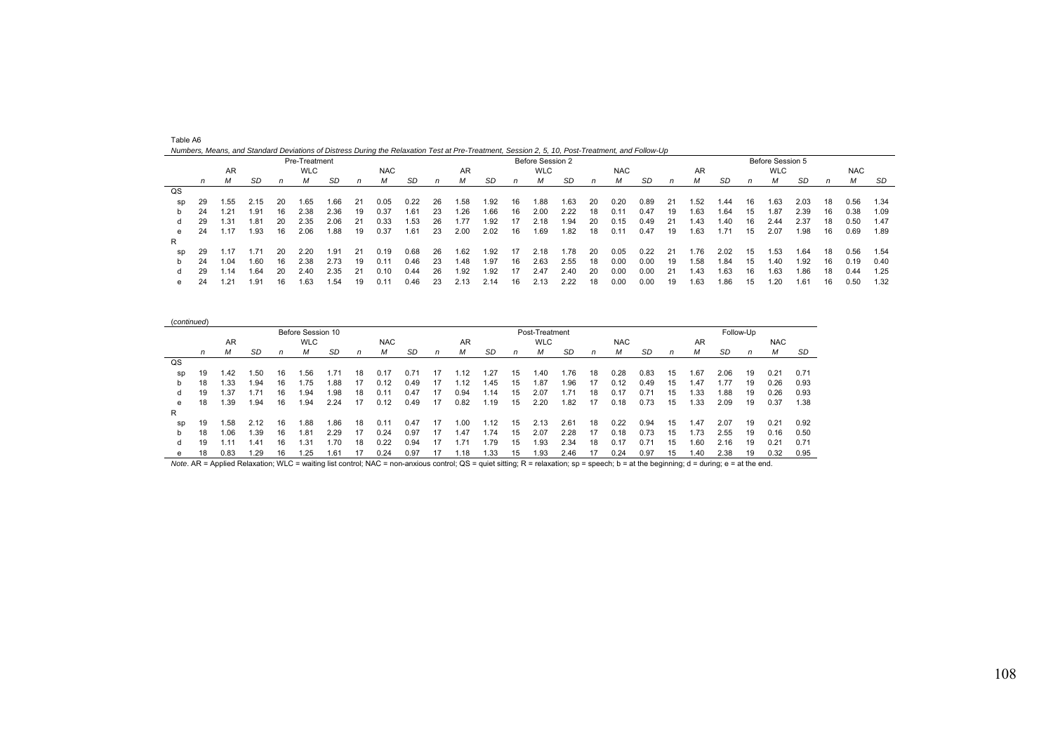Table A6

*Numbers, Means, and Standard Deviations of Distress During the Relaxation Test at Pre-Treatment, Session 2, 5, 10, Post-Treatment, and Follow-Up*

| | Pre-Treatment | | | | | | | | | Before Session 2 | | | | | | | | | Before Session 5 | | | | | | | | |
|---|---|---|---|---|---|---|---|---|---|---|---|---|---|---|---|---|---|---|---|---|---|---|---|---|---|---|---|
| | AR | | | WLC | | | NAC | | | AR | | | WLC | | | NAC | | | AR | | | WLC | | | NAC | | |
| | *n* | *M* | *SD* | *n* | *M* | *SD* | *n* | *M* | *SD* | *n* | *M* | *SD* | *n* | *M* | *SD* | *n* | *M* | *SD* | *n* | *M* | *SD* | *n* | *M* | *SD* | *n* | *M* | *SD* |
| QS | | | | | | | | | | | | | | | | | | | | | | | | | | | |
| sp | 29 | 1.55 | 2.15 | 20 | 1.65 | 1.66 | 21 | 0.05 | 0.22 | 26 | 1.58 | 1.92 | 16 | 1.88 | 1.63 | 20 | 0.20 | 0.89 | 21 | 1.52 | 1.44 | 16 | 1.63 | 2.03 | 18 | 0.56 | 1.34 |
| b | 24 | 1.21 | 1.91 | 16 | 2.38 | 2.36 | 19 | 0.37 | 1.61 | 23 | 1.26 | 1.66 | 16 | 2.00 | 2.22 | 18 | 0.11 | 0.47 | 19 | 1.63 | 1.64 | 15 | 1.87 | 2.39 | 16 | 0.38 | 1.09 |
| d | 29 | 1.31 | 1.81 | 20 | 2.35 | 2.06 | 21 | 0.33 | 1.53 | 26 | 1.77 | 1.92 | 17 | 2.18 | 1.94 | 20 | 0.15 | 0.49 | 21 | 1.43 | 1.40 | 16 | 2.44 | 2.37 | 18 | 0.50 | 1.47 |
| e | 24 | 1.17 | 1.93 | 16 | 2.06 | 1.88 | 19 | 0.37 | 1.61 | 23 | 2.00 | 2.02 | 16 | 1.69 | 1.82 | 18 | 0.11 | 0.47 | 19 | 1.63 | 1.71 | 15 | 2.07 | 1.98 | 16 | 0.69 | 1.89 |
| R | | | | | | | | | | | | | | | | | | | | | | | | | | | |
| sp | 29 | 1.17 | 1.71 | 20 | 2.20 | 1.91 | 21 | 0.19 | 0.68 | 26 | 1.62 | 1.92 | 17 | 2.18 | 1.78 | 20 | 0.05 | 0.22 | 21 | 1.76 | 2.02 | 15 | 1.53 | 1.64 | 18 | 0.56 | 1.54 |
| b | 24 | 1.04 | 1.60 | 16 | 2.38 | 2.73 | 19 | 0.11 | 0.46 | 23 | 1.48 | 1.97 | 16 | 2.63 | 2.55 | 18 | 0.00 | 0.00 | 19 | 1.58 | 1.84 | 15 | 1.40 | 1.92 | 16 | 0.19 | 0.40 |
| d | 29 | 1.14 | 1.64 | 20 | 2.40 | 2.35 | 21 | 0.10 | 0.44 | 26 | 1.92 | 1.92 | 17 | 2.47 | 2.40 | 20 | 0.00 | 0.00 | 21 | 1.43 | 1.63 | 16 | 1.63 | 1.86 | 18 | 0.44 | 1.25 |
| e | 24 | 1.21 | 1.91 | 16 | 1.63 | 1.54 | 19 | 0.11 | 0.46 | 23 | 2.13 | 2.14 | 16 | 2.13 | 2.22 | 18 | 0.00 | 0.00 | 19 | 1.63 | 1.86 | 15 | 1.20 | 1.61 | 16 | 0.50 | 1.32 |

(*continued*)

| | Before Session 10 | | | | | | | | | Post-Treatment | | | | | | | | | Follow-Up | | | | | |
|---|---|---|---|---|---|---|---|---|---|---|---|---|---|---|---|---|---|---|---|---|---|---|---|---|
| | AR | | | WLC | | | NAC | | | AR | | | WLC | | | NAC | | | AR | | | NAC | | |
| | *n* | *M* | *SD* | *n* | *M* | *SD* | *n* | *M* | *SD* | *n* | *M* | *SD* | *n* | *M* | *SD* | *n* | *M* | *SD* | *n* | *M* | *SD* | *n* | *M* | *SD* |
| QS | | | | | | | | | | | | | | | | | | | | | | | | |
| sp | 19 | 1.42 | 1.50 | 16 | 1.56 | 1.71 | 18 | 0.17 | 0.71 | 17 | 1.12 | 1.27 | 15 | 1.40 | 1.76 | 18 | 0.28 | 0.83 | 15 | 1.67 | 2.06 | 19 | 0.21 | 0.71 |
| b | 18 | 1.33 | 1.94 | 16 | 1.75 | 1.88 | 17 | 0.12 | 0.49 | 17 | 1.12 | 1.45 | 15 | 1.87 | 1.96 | 17 | 0.12 | 0.49 | 15 | 1.47 | 1.77 | 19 | 0.26 | 0.93 |
| d | 19 | 1.37 | 1.71 | 16 | 1.94 | 1.98 | 18 | 0.11 | 0.47 | 17 | 0.94 | 1.14 | 15 | 2.07 | 1.71 | 18 | 0.17 | 0.71 | 15 | 1.33 | 1.88 | 19 | 0.26 | 0.93 |
| e | 18 | 1.39 | 1.94 | 16 | 1.94 | 2.24 | 17 | 0.12 | 0.49 | 17 | 0.82 | 1.19 | 15 | 2.20 | 1.82 | 17 | 0.18 | 0.73 | 15 | 1.33 | 2.09 | 19 | 0.37 | 1.38 |
| R | | | | | | | | | | | | | | | | | | | | | | | | |
| sp | 19 | 1.58 | 2.12 | 16 | 1.88 | 1.86 | 18 | 0.11 | 0.47 | 17 | 1.00 | 1.12 | 15 | 2.13 | 2.61 | 18 | 0.22 | 0.94 | 15 | 1.47 | 2.07 | 19 | 0.21 | 0.92 |
| b | 18 | 1.06 | 1.39 | 16 | 1.81 | 2.29 | 17 | 0.24 | 0.97 | 17 | 1.47 | 1.74 | 15 | 2.07 | 2.28 | 17 | 0.18 | 0.73 | 15 | 1.73 | 2.55 | 19 | 0.16 | 0.50 |
| d | 19 | 1.11 | 1.41 | 16 | 1.31 | 1.70 | 18 | 0.22 | 0.94 | 17 | 1.71 | 1.79 | 15 | 1.93 | 2.34 | 18 | 0.17 | 0.71 | 15 | 1.60 | 2.16 | 19 | 0.21 | 0.71 |
| e | 18 | 0.83 | 1.29 | 16 | 1.25 | 1.61 | 17 | 0.24 | 0.97 | 17 | 1.18 | 1.33 | 15 | 1.93 | 2.46 | 17 | 0.24 | 0.97 | 15 | 1.40 | 2.38 | 19 | 0.32 | 0.95 |

*Note*. AR = Applied Relaxation; WLC = waiting list control; NAC = non-anxious control; QS = quiet sitting; R = relaxation; sp = speech; b = at the beginning; d = during; e = at the end.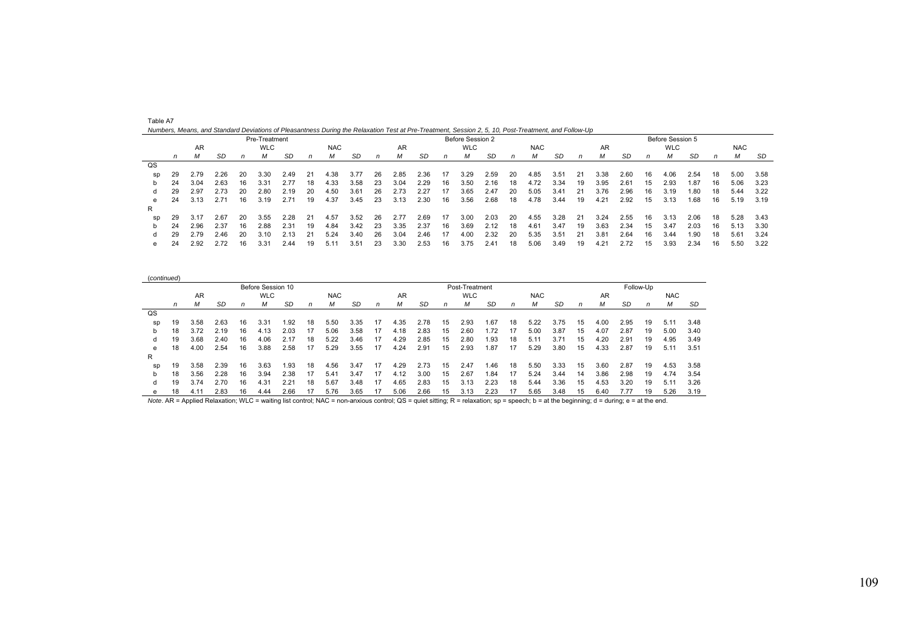Table A7

*Numbers, Means, and Standard Deviations of Pleasantness During the Relaxation Test at Pre-Treatment, Session 2, 5, 10, Post-Treatment, and Follow-Up*

| | Pre-Treatment | | | | | | | | | Before Session 2 | | | | | | | | | Before Session 5 | | | | | | | | |
|---|---|---|---|---|---|---|---|---|---|---|---|---|---|---|---|---|---|---|---|---|---|---|---|---|---|---|---|
| | AR | | | WLC | | | NAC | | | AR | | | WLC | | | NAC | | | AR | | | WLC | | | NAC | | |
| | *n* | *M* | *SD* | *n* | *M* | *SD* | *n* | *M* | *SD* | *n* | *M* | *SD* | *n* | *M* | *SD* | *n* | *M* | *SD* | *n* | *M* | *SD* | *n* | *M* | *SD* | *n* | *M* | *SD* |
| QS | | | | | | | | | | | | | | | | | | | | | | | | | | | |
| sp | 29 | 2.79 | 2.26 | 20 | 3.30 | 2.49 | 21 | 4.38 | 3.77 | 26 | 2.85 | 2.36 | 17 | 3.29 | 2.59 | 20 | 4.85 | 3.51 | 21 | 3.38 | 2.60 | 16 | 4.06 | 2.54 | 18 | 5.00 | 3.58 |
| b | 24 | 3.04 | 2.63 | 16 | 3.31 | 2.77 | 18 | 4.33 | 3.58 | 23 | 3.04 | 2.29 | 16 | 3.50 | 2.16 | 18 | 4.72 | 3.34 | 19 | 3.95 | 2.61 | 15 | 2.93 | 1.87 | 16 | 5.06 | 3.23 |
| d | 29 | 2.97 | 2.73 | 20 | 2.80 | 2.19 | 20 | 4.50 | 3.61 | 26 | 2.73 | 2.27 | 17 | 3.65 | 2.47 | 20 | 5.05 | 3.41 | 21 | 3.76 | 2.96 | 16 | 3.19 | 1.80 | 18 | 5.44 | 3.22 |
| e | 24 | 3.13 | 2.71 | 16 | 3.19 | 2.71 | 19 | 4.37 | 3.45 | 23 | 3.13 | 2.30 | 16 | 3.56 | 2.68 | 18 | 4.78 | 3.44 | 19 | 4.21 | 2.92 | 15 | 3.13 | 1.68 | 16 | 5.19 | 3.19 |
| R | | | | | | | | | | | | | | | | | | | | | | | | | | | |
| sp | 29 | 3.17 | 2.67 | 20 | 3.55 | 2.28 | 21 | 4.57 | 3.52 | 26 | 2.77 | 2.69 | 17 | 3.00 | 2.03 | 20 | 4.55 | 3.28 | 21 | 3.24 | 2.55 | 16 | 3.13 | 2.06 | 18 | 5.28 | 3.43 |
| b | 24 | 2.96 | 2.37 | 16 | 2.88 | 2.31 | 19 | 4.84 | 3.42 | 23 | 3.35 | 2.37 | 16 | 3.69 | 2.12 | 18 | 4.61 | 3.47 | 19 | 3.63 | 2.34 | 15 | 3.47 | 2.03 | 16 | 5.13 | 3.30 |
| d | 29 | 2.79 | 2.46 | 20 | 3.10 | 2.13 | 21 | 5.24 | 3.40 | 26 | 3.04 | 2.46 | 17 | 4.00 | 2.32 | 20 | 5.35 | 3.51 | 21 | 3.81 | 2.64 | 16 | 3.44 | 1.90 | 18 | 5.61 | 3.24 |
| e | 24 | 2.92 | 2.72 | 16 | 3.31 | 2.44 | 19 | 5.11 | 3.51 | 23 | 3.30 | 2.53 | 16 | 3.75 | 2.41 | 18 | 5.06 | 3.49 | 19 | 4.21 | 2.72 | 15 | 3.93 | 2.34 | 16 | 5.50 | 3.22 |

(*continued*)

| | Before Session 10 | | | | | | | | | Post-Treatment | | | | | | | | | Follow-Up | | | | | |
|---|---|---|---|---|---|---|---|---|---|---|---|---|---|---|---|---|---|---|---|---|---|---|---|---|
| | AR | | | WLC | | | NAC | | | AR | | | WLC | | | NAC | | | AR | | | NAC | | |
| | *n* | *M* | *SD* | *n* | *M* | *SD* | *n* | *M* | *SD* | *n* | *M* | *SD* | *n* | *M* | *SD* | *n* | *M* | *SD* | *n* | *M* | *SD* | *n* | *M* | *SD* |
| QS | | | | | | | | | | | | | | | | | | | | | | | | |
| sp | 19 | 3.58 | 2.63 | 16 | 3.31 | 1.92 | 18 | 5.50 | 3.35 | 17 | 4.35 | 2.78 | 15 | 2.93 | 1.67 | 18 | 5.22 | 3.75 | 15 | 4.00 | 2.95 | 19 | 5.11 | 3.48 |
| b | 18 | 3.72 | 2.19 | 16 | 4.13 | 2.03 | 17 | 5.06 | 3.58 | 17 | 4.18 | 2.83 | 15 | 2.60 | 1.72 | 17 | 5.00 | 3.87 | 15 | 4.07 | 2.87 | 19 | 5.00 | 3.40 |
| d | 19 | 3.68 | 2.40 | 16 | 4.06 | 2.17 | 18 | 5.22 | 3.46 | 17 | 4.29 | 2.85 | 15 | 2.80 | 1.93 | 18 | 5.11 | 3.71 | 15 | 4.20 | 2.91 | 19 | 4.95 | 3.49 |
| e | 18 | 4.00 | 2.54 | 16 | 3.88 | 2.58 | 17 | 5.29 | 3.55 | 17 | 4.24 | 2.91 | 15 | 2.93 | 1.87 | 17 | 5.29 | 3.80 | 15 | 4.33 | 2.87 | 19 | 5.11 | 3.51 |
| R | | | | | | | | | | | | | | | | | | | | | | | | |
| sp | 19 | 3.58 | 2.39 | 16 | 3.63 | 1.93 | 18 | 4.56 | 3.47 | 17 | 4.29 | 2.73 | 15 | 2.47 | 1.46 | 18 | 5.50 | 3.33 | 15 | 3.60 | 2.87 | 19 | 4.53 | 3.58 |
| b | 18 | 3.56 | 2.28 | 16 | 3.94 | 2.38 | 17 | 5.41 | 3.47 | 17 | 4.12 | 3.00 | 15 | 2.67 | 1.84 | 17 | 5.24 | 3.44 | 14 | 3.86 | 2.98 | 19 | 4.74 | 3.54 |
| d | 19 | 3.74 | 2.70 | 16 | 4.31 | 2.21 | 18 | 5.67 | 3.48 | 17 | 4.65 | 2.83 | 15 | 3.13 | 2.23 | 18 | 5.44 | 3.36 | 15 | 4.53 | 3.20 | 19 | 5.11 | 3.26 |
| e | 18 | 4.11 | 2.83 | 16 | 4.44 | 2.66 | 17 | 5.76 | 3.65 | 17 | 5.06 | 2.66 | 15 | 3.13 | 2.23 | 17 | 5.65 | 3.48 | 15 | 6.40 | 7.77 | 19 | 5.26 | 3.19 |

*Note*. AR = Applied Relaxation; WLC = waiting list control; NAC = non-anxious control; QS = quiet sitting; R = relaxation; sp = speech; b = at the beginning; d = during; e = at the end.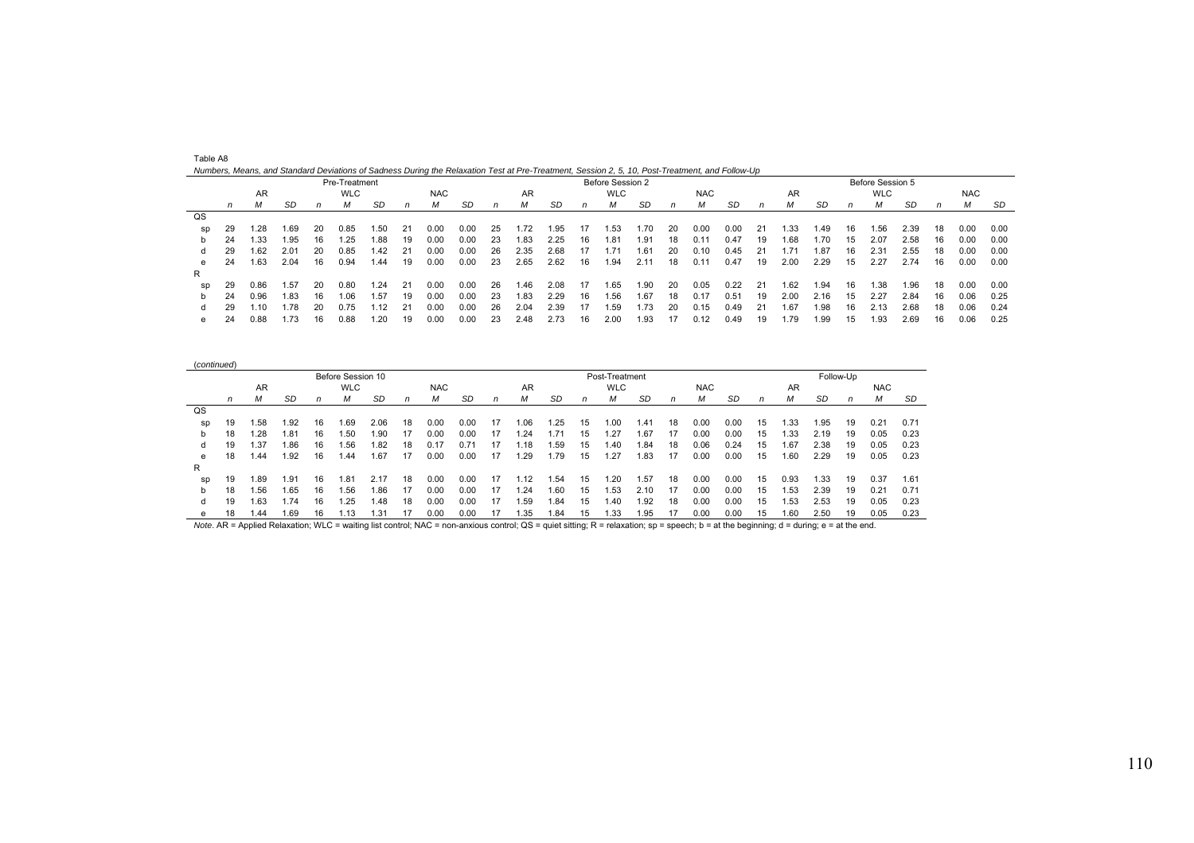Table A8

*Numbers, Means, and Standard Deviations of Sadness During the Relaxation Test at Pre-Treatment, Session 2, 5, 10, Post-Treatment, and Follow-Up*

| | Pre-Treatment | | | | | | | | | Before Session 2 | | | | | | | | | Before Session 5 | | | | | | | | |
|---|---|---|---|---|---|---|---|---|---|---|---|---|---|---|---|---|---|---|---|---|---|---|---|---|---|---|---|
| | AR | | | WLC | | | NAC | | | AR | | | WLC | | | NAC | | | AR | | | WLC | | | NAC | | |
| | *n* | *M* | *SD* | *n* | *M* | *SD* | *n* | *M* | *SD* | *n* | *M* | *SD* | *n* | *M* | *SD* | *n* | *M* | *SD* | *n* | *M* | *SD* | *n* | *M* | *SD* | *n* | *M* | *SD* |
| QS | | | | | | | | | | | | | | | | | | | | | | | | | | | |
| sp | 29 | 1.28 | 1.69 | 20 | 0.85 | 1.50 | 21 | 0.00 | 0.00 | 25 | 1.72 | 1.95 | 17 | 1.53 | 1.70 | 20 | 0.00 | 0.00 | 21 | 1.33 | 1.49 | 16 | 1.56 | 2.39 | 18 | 0.00 | 0.00 |
| b | 24 | 1.33 | 1.95 | 16 | 1.25 | 1.88 | 19 | 0.00 | 0.00 | 23 | 1.83 | 2.25 | 16 | 1.81 | 1.91 | 18 | 0.11 | 0.47 | 19 | 1.68 | 1.70 | 15 | 2.07 | 2.58 | 16 | 0.00 | 0.00 |
| d | 29 | 1.62 | 2.01 | 20 | 0.85 | 1.42 | 21 | 0.00 | 0.00 | 26 | 2.35 | 2.68 | 17 | 1.71 | 1.61 | 20 | 0.10 | 0.45 | 21 | 1.71 | 1.87 | 16 | 2.31 | 2.55 | 18 | 0.00 | 0.00 |
| e | 24 | 1.63 | 2.04 | 16 | 0.94 | 1.44 | 19 | 0.00 | 0.00 | 23 | 2.65 | 2.62 | 16 | 1.94 | 2.11 | 18 | 0.11 | 0.47 | 19 | 2.00 | 2.29 | 15 | 2.27 | 2.74 | 16 | 0.00 | 0.00 |
| R | | | | | | | | | | | | | | | | | | | | | | | | | | | |
| sp | 29 | 0.86 | 1.57 | 20 | 0.80 | 1.24 | 21 | 0.00 | 0.00 | 26 | 1.46 | 2.08 | 17 | 1.65 | 1.90 | 20 | 0.05 | 0.22 | 21 | 1.62 | 1.94 | 16 | 1.38 | 1.96 | 18 | 0.00 | 0.00 |
| b | 24 | 0.96 | 1.83 | 16 | 1.06 | 1.57 | 19 | 0.00 | 0.00 | 23 | 1.83 | 2.29 | 16 | 1.56 | 1.67 | 18 | 0.17 | 0.51 | 19 | 2.00 | 2.16 | 15 | 2.27 | 2.84 | 16 | 0.06 | 0.25 |
| d | 29 | 1.10 | 1.78 | 20 | 0.75 | 1.12 | 21 | 0.00 | 0.00 | 26 | 2.04 | 2.39 | 17 | 1.59 | 1.73 | 20 | 0.15 | 0.49 | 21 | 1.67 | 1.98 | 16 | 2.13 | 2.68 | 18 | 0.06 | 0.24 |
| e | 24 | 0.88 | 1.73 | 16 | 0.88 | 1.20 | 19 | 0.00 | 0.00 | 23 | 2.48 | 2.73 | 16 | 2.00 | 1.93 | 17 | 0.12 | 0.49 | 19 | 1.79 | 1.99 | 15 | 1.93 | 2.69 | 16 | 0.06 | 0.25 |

(*continued*)

| | Before Session 10 | | | | | | | | | Post-Treatment | | | | | | | | | Follow-Up | | | | | |
|---|---|---|---|---|---|---|---|---|---|---|---|---|---|---|---|---|---|---|---|---|---|---|---|---|
| | AR | | | WLC | | | NAC | | | AR | | | WLC | | | NAC | | | AR | | | NAC | | |
| | *n* | *M* | *SD* | *n* | *M* | *SD* | *n* | *M* | *SD* | *n* | *M* | *SD* | *n* | *M* | *SD* | *n* | *M* | *SD* | *n* | *M* | *SD* | *n* | *M* | *SD* |
| QS | | | | | | | | | | | | | | | | | | | | | | | | |
| sp | 19 | 1.58 | 1.92 | 16 | 1.69 | 2.06 | 18 | 0.00 | 0.00 | 17 | 1.06 | 1.25 | 15 | 1.00 | 1.41 | 18 | 0.00 | 0.00 | 15 | 1.33 | 1.95 | 19 | 0.21 | 0.71 |
| b | 18 | 1.28 | 1.81 | 16 | 1.50 | 1.90 | 17 | 0.00 | 0.00 | 17 | 1.24 | 1.71 | 15 | 1.27 | 1.67 | 17 | 0.00 | 0.00 | 15 | 1.33 | 2.19 | 19 | 0.05 | 0.23 |
| d | 19 | 1.37 | 1.86 | 16 | 1.56 | 1.82 | 18 | 0.17 | 0.71 | 17 | 1.18 | 1.59 | 15 | 1.40 | 1.84 | 18 | 0.06 | 0.24 | 15 | 1.67 | 2.38 | 19 | 0.05 | 0.23 |
| e | 18 | 1.44 | 1.92 | 16 | 1.44 | 1.67 | 17 | 0.00 | 0.00 | 17 | 1.29 | 1.79 | 15 | 1.27 | 1.83 | 17 | 0.00 | 0.00 | 15 | 1.60 | 2.29 | 19 | 0.05 | 0.23 |
| R | | | | | | | | | | | | | | | | | | | | | | | | |
| sp | 19 | 1.89 | 1.91 | 16 | 1.81 | 2.17 | 18 | 0.00 | 0.00 | 17 | 1.12 | 1.54 | 15 | 1.20 | 1.57 | 18 | 0.00 | 0.00 | 15 | 0.93 | 1.33 | 19 | 0.37 | 1.61 |
| b | 18 | 1.56 | 1.65 | 16 | 1.56 | 1.86 | 17 | 0.00 | 0.00 | 17 | 1.24 | 1.60 | 15 | 1.53 | 2.10 | 17 | 0.00 | 0.00 | 15 | 1.53 | 2.39 | 19 | 0.21 | 0.71 |
| d | 19 | 1.63 | 1.74 | 16 | 1.25 | 1.48 | 18 | 0.00 | 0.00 | 17 | 1.59 | 1.84 | 15 | 1.40 | 1.92 | 18 | 0.00 | 0.00 | 15 | 1.53 | 2.53 | 19 | 0.05 | 0.23 |
| e | 18 | 1.44 | 1.69 | 16 | 1.13 | 1.31 | 17 | 0.00 | 0.00 | 17 | 1.35 | 1.84 | 15 | 1.33 | 1.95 | 17 | 0.00 | 0.00 | 15 | 1.60 | 2.50 | 19 | 0.05 | 0.23 |

*Note*. AR = Applied Relaxation; WLC = waiting list control; NAC = non-anxious control; QS = quiet sitting; R = relaxation; sp = speech; b = at the beginning; d = during; e = at the end.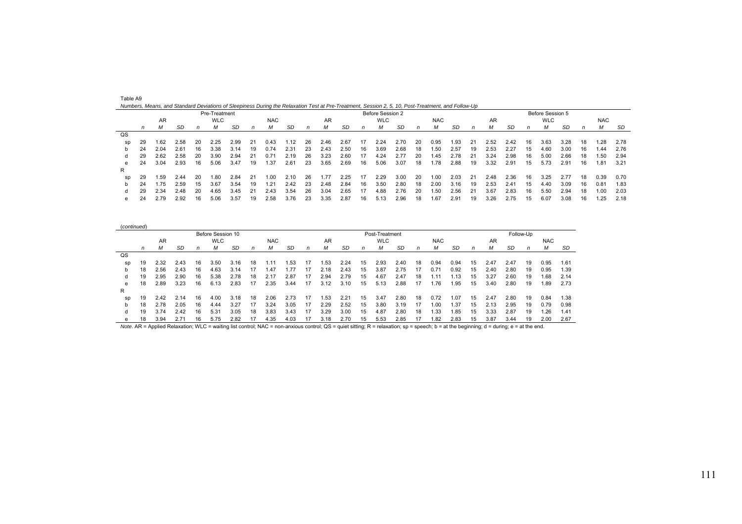Table A9

*Numbers, Means, and Standard Deviations of Sleepiness During the Relaxation Test at Pre-Treatment, Session 2, 5, 10, Post-Treatment, and Follow-Up*

| | Pre-Treatment | | | | | | | | | Before Session 2 | | | | | | | | | Before Session 5 | | | | | | | | |
|---|---|---|---|---|---|---|---|---|---|---|---|---|---|---|---|---|---|---|---|---|---|---|---|---|---|---|---|
| | AR | | | WLC | | | NAC | | | AR | | | WLC | | | NAC | | | AR | | | WLC | | | NAC | | |
| | *n* | *M* | *SD* | *n* | *M* | *SD* | *n* | *M* | *SD* | *n* | *M* | *SD* | *n* | *M* | *SD* | *n* | *M* | *SD* | *n* | *M* | *SD* | *n* | *M* | *SD* | *n* | *M* | *SD* |
| QS | | | | | | | | | | | | | | | | | | | | | | | | | | | |
| sp | 29 | 1.62 | 2.58 | 20 | 2.25 | 2.99 | 21 | 0.43 | 1.12 | 26 | 2.46 | 2.67 | 17 | 2.24 | 2.70 | 20 | 0.95 | 1.93 | 21 | 2.52 | 2.42 | 16 | 3.63 | 3.28 | 18 | 1.28 | 2.78 |
| b | 24 | 2.04 | 2.61 | 16 | 3.38 | 3.14 | 19 | 0.74 | 2.31 | 23 | 2.43 | 2.50 | 16 | 3.69 | 2.68 | 18 | 1.50 | 2.57 | 19 | 2.53 | 2.27 | 15 | 4.60 | 3.00 | 16 | 1.44 | 2.76 |
| d | 29 | 2.62 | 2.58 | 20 | 3.90 | 2.94 | 21 | 0.71 | 2.19 | 26 | 3.23 | 2.60 | 17 | 4.24 | 2.77 | 20 | 1.45 | 2.78 | 21 | 3.24 | 2.98 | 16 | 5.00 | 2.66 | 18 | 1.50 | 2.94 |
| e | 24 | 3.04 | 2.93 | 16 | 5.06 | 3.47 | 19 | 1.37 | 2.61 | 23 | 3.65 | 2.69 | 16 | 5.06 | 3.07 | 18 | 1.78 | 2.88 | 19 | 3.32 | 2.91 | 15 | 5.73 | 2.91 | 16 | 1.81 | 3.21 |
| R | | | | | | | | | | | | | | | | | | | | | | | | | | | |
| sp | 29 | 1.59 | 2.44 | 20 | 1.80 | 2.84 | 21 | 1.00 | 2.10 | 26 | 1.77 | 2.25 | 17 | 2.29 | 3.00 | 20 | 1.00 | 2.03 | 21 | 2.48 | 2.36 | 16 | 3.25 | 2.77 | 18 | 0.39 | 0.70 |
| b | 24 | 1.75 | 2.59 | 15 | 3.67 | 3.54 | 19 | 1.21 | 2.42 | 23 | 2.48 | 2.84 | 16 | 3.50 | 2.80 | 18 | 2.00 | 3.16 | 19 | 2.53 | 2.41 | 15 | 4.40 | 3.09 | 16 | 0.81 | 1.83 |
| d | 29 | 2.34 | 2.48 | 20 | 4.65 | 3.45 | 21 | 2.43 | 3.54 | 26 | 3.04 | 2.65 | 17 | 4.88 | 2.76 | 20 | 1.50 | 2.56 | 21 | 3.67 | 2.83 | 16 | 5.50 | 2.94 | 18 | 1.00 | 2.03 |
| e | 24 | 2.79 | 2.92 | 16 | 5.06 | 3.57 | 19 | 2.58 | 3.76 | 23 | 3.35 | 2.87 | 16 | 5.13 | 2.96 | 18 | 1.67 | 2.91 | 19 | 3.26 | 2.75 | 15 | 6.07 | 3.08 | 16 | 1.25 | 2.18 |

(*continued*)

| | Before Session 10 | | | | | | | | | Post-Treatment | | | | | | | | | Follow-Up | | | | | |
|---|---|---|---|---|---|---|---|---|---|---|---|---|---|---|---|---|---|---|---|---|---|---|---|---|
| | AR | | | WLC | | | NAC | | | AR | | | WLC | | | NAC | | | AR | | | NAC | | |
| | *n* | *M* | *SD* | *n* | *M* | *SD* | *n* | *M* | *SD* | *n* | *M* | *SD* | *n* | *M* | *SD* | *n* | *M* | *SD* | *n* | *M* | *SD* | *n* | *M* | *SD* |
| QS | | | | | | | | | | | | | | | | | | | | | | | | |
| sp | 19 | 2.32 | 2.43 | 16 | 3.50 | 3.16 | 18 | 1.11 | 1.53 | 17 | 1.53 | 2.24 | 15 | 2.93 | 2.40 | 18 | 0.94 | 0.94 | 15 | 2.47 | 2.47 | 19 | 0.95 | 1.61 |
| b | 18 | 2.56 | 2.43 | 16 | 4.63 | 3.14 | 17 | 1.47 | 1.77 | 17 | 2.18 | 2.43 | 15 | 3.87 | 2.75 | 17 | 0.71 | 0.92 | 15 | 2.40 | 2.80 | 19 | 0.95 | 1.39 |
| d | 19 | 2.95 | 2.90 | 16 | 5.38 | 2.78 | 18 | 2.17 | 2.87 | 17 | 2.94 | 2.79 | 15 | 4.67 | 2.47 | 18 | 1.11 | 1.13 | 15 | 3.27 | 2.60 | 19 | 1.68 | 2.14 |
| e | 18 | 2.89 | 3.23 | 16 | 6.13 | 2.83 | 17 | 2.35 | 3.44 | 17 | 3.12 | 3.10 | 15 | 5.13 | 2.88 | 17 | 1.76 | 1.95 | 15 | 3.40 | 2.80 | 19 | 1.89 | 2.73 |
| R | | | | | | | | | | | | | | | | | | | | | | | | |
| sp | 19 | 2.42 | 2.14 | 16 | 4.00 | 3.18 | 18 | 2.06 | 2.73 | 17 | 1.53 | 2.21 | 15 | 3.47 | 2.80 | 18 | 0.72 | 1.07 | 15 | 2.47 | 2.80 | 19 | 0.84 | 1.38 |
| b | 18 | 2.78 | 2.05 | 16 | 4.44 | 3.27 | 17 | 3.24 | 3.05 | 17 | 2.29 | 2.52 | 15 | 3.80 | 3.19 | 17 | 1.00 | 1.37 | 15 | 2.13 | 2.95 | 19 | 0.79 | 0.98 |
| d | 19 | 3.74 | 2.42 | 16 | 5.31 | 3.05 | 18 | 3.83 | 3.43 | 17 | 3.29 | 3.00 | 15 | 4.87 | 2.80 | 18 | 1.33 | 1.85 | 15 | 3.33 | 2.87 | 19 | 1.26 | 1.41 |
| e | 18 | 3.94 | 2.71 | 16 | 5.75 | 2.82 | 17 | 4.35 | 4.03 | 17 | 3.18 | 2.70 | 15 | 5.53 | 2.85 | 17 | 1.82 | 2.83 | 15 | 3.87 | 3.44 | 19 | 2.00 | 2.67 |

*Note*. AR = Applied Relaxation; WLC = waiting list control; NAC = non-anxious control; QS = quiet sitting; R = relaxation; sp = speech; b = at the beginning; d = during; e = at the end.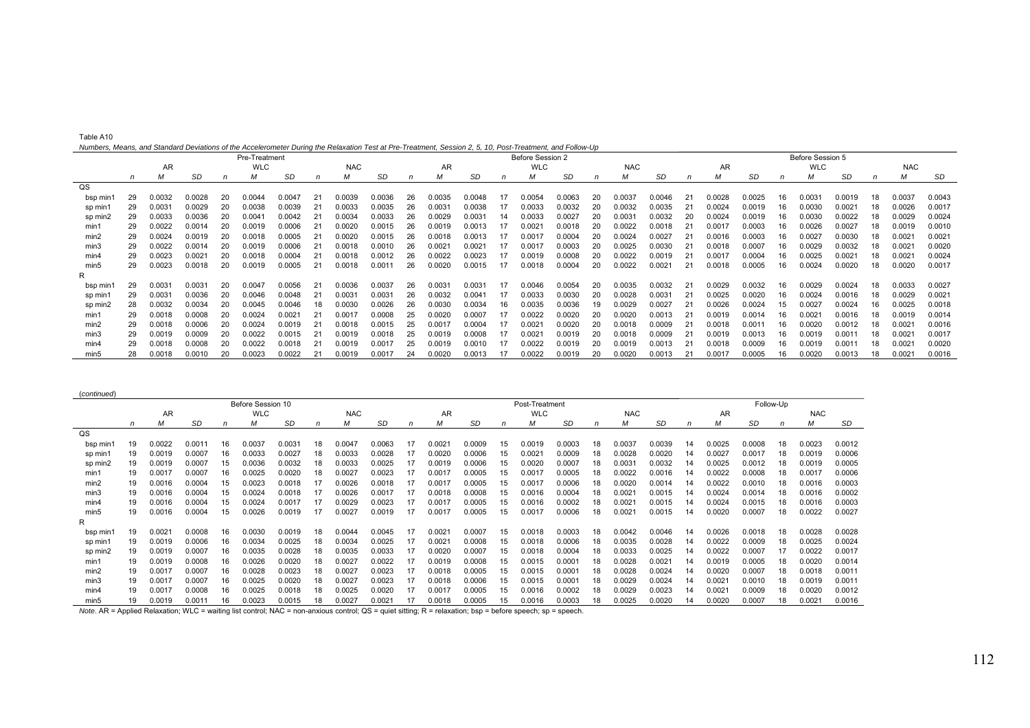Table A10

*Numbers, Means, and Standard Deviations of the Accelerometer During the Relaxation Test at Pre-Treatment, Session 2, 5, 10, Post-Treatment, and Follow-Up*

| | Pre-Treatment | | | | | | | | | Before Session 2 | | | | | | | | | Before Session 5 | | | | | | | | |
|---|---|---|---|---|---|---|---|---|---|---|---|---|---|---|---|---|---|---|---|---|---|---|---|---|---|---|---|
| | AR | | | WLC | | | NAC | | | AR | | | WLC | | | NAC | | | AR | | | WLC | | | NAC | | |
| | *n* | *M* | *SD* | *n* | *M* | *SD* | *n* | *M* | *SD* | *n* | *M* | *SD* | *n* | *M* | *SD* | *n* | *M* | *SD* | *n* | *M* | *SD* | *n* | *M* | *SD* | *n* | *M* | *SD* |
| QS | | | | | | | | | | | | | | | | | | | | | | | | | | | |
| bsp min1 | 29 | 0.0032 | 0.0028 | 20 | 0.0044 | 0.0047 | 21 | 0.0039 | 0.0036 | 26 | 0.0035 | 0.0048 | 17 | 0.0054 | 0.0063 | 20 | 0.0037 | 0.0046 | 21 | 0.0028 | 0.0025 | 16 | 0.0031 | 0.0019 | 18 | 0.0037 | 0.0043 |
| sp min1 | 29 | 0.0031 | 0.0029 | 20 | 0.0038 | 0.0039 | 21 | 0.0033 | 0.0035 | 26 | 0.0031 | 0.0038 | 17 | 0.0033 | 0.0032 | 20 | 0.0032 | 0.0035 | 21 | 0.0024 | 0.0019 | 16 | 0.0030 | 0.0021 | 18 | 0.0026 | 0.0017 |
| sp min2 | 29 | 0.0033 | 0.0036 | 20 | 0.0041 | 0.0042 | 21 | 0.0034 | 0.0033 | 26 | 0.0029 | 0.0031 | 14 | 0.0033 | 0.0027 | 20 | 0.0031 | 0.0032 | 20 | 0.0024 | 0.0019 | 16 | 0.0030 | 0.0022 | 18 | 0.0029 | 0.0024 |
| min1 | 29 | 0.0022 | 0.0014 | 20 | 0.0019 | 0.0006 | 21 | 0.0020 | 0.0015 | 26 | 0.0019 | 0.0013 | 17 | 0.0021 | 0.0018 | 20 | 0.0022 | 0.0018 | 21 | 0.0017 | 0.0003 | 16 | 0.0026 | 0.0027 | 18 | 0.0019 | 0.0010 |
| min2 | 29 | 0.0024 | 0.0019 | 20 | 0.0018 | 0.0005 | 21 | 0.0020 | 0.0015 | 26 | 0.0018 | 0.0013 | 17 | 0.0017 | 0.0004 | 20 | 0.0024 | 0.0027 | 21 | 0.0016 | 0.0003 | 16 | 0.0027 | 0.0030 | 18 | 0.0021 | 0.0021 |
| min3 | 29 | 0.0022 | 0.0014 | 20 | 0.0019 | 0.0006 | 21 | 0.0018 | 0.0010 | 26 | 0.0021 | 0.0021 | 17 | 0.0017 | 0.0003 | 20 | 0.0025 | 0.0030 | 21 | 0.0018 | 0.0007 | 16 | 0.0029 | 0.0032 | 18 | 0.0021 | 0.0020 |
| min4 | 29 | 0.0023 | 0.0021 | 20 | 0.0018 | 0.0004 | 21 | 0.0018 | 0.0012 | 26 | 0.0022 | 0.0023 | 17 | 0.0019 | 0.0008 | 20 | 0.0022 | 0.0019 | 21 | 0.0017 | 0.0004 | 16 | 0.0025 | 0.0021 | 18 | 0.0021 | 0.0024 |
| min5 | 29 | 0.0023 | 0.0018 | 20 | 0.0019 | 0.0005 | 21 | 0.0018 | 0.0011 | 26 | 0.0020 | 0.0015 | 17 | 0.0018 | 0.0004 | 20 | 0.0022 | 0.0021 | 21 | 0.0018 | 0.0005 | 16 | 0.0024 | 0.0020 | 18 | 0.0020 | 0.0017 |
| R | | | | | | | | | | | | | | | | | | | | | | | | | | | |
| bsp min1 | 29 | 0.0031 | 0.0031 | 20 | 0.0047 | 0.0056 | 21 | 0.0036 | 0.0037 | 26 | 0.0031 | 0.0031 | 17 | 0.0046 | 0.0054 | 20 | 0.0035 | 0.0032 | 21 | 0.0029 | 0.0032 | 16 | 0.0029 | 0.0024 | 18 | 0.0033 | 0.0027 |
| sp min1 | 29 | 0.0031 | 0.0036 | 20 | 0.0046 | 0.0048 | 21 | 0.0031 | 0.0031 | 26 | 0.0032 | 0.0041 | 17 | 0.0033 | 0.0030 | 20 | 0.0028 | 0.0031 | 21 | 0.0025 | 0.0020 | 16 | 0.0024 | 0.0016 | 18 | 0.0029 | 0.0021 |
| sp min2 | 28 | 0.0032 | 0.0034 | 20 | 0.0045 | 0.0046 | 18 | 0.0030 | 0.0026 | 26 | 0.0030 | 0.0034 | 16 | 0.0035 | 0.0036 | 19 | 0.0029 | 0.0027 | 21 | 0.0026 | 0.0024 | 15 | 0.0027 | 0.0024 | 16 | 0.0025 | 0.0018 |
| min1 | 29 | 0.0018 | 0.0008 | 20 | 0.0024 | 0.0021 | 21 | 0.0017 | 0.0008 | 25 | 0.0020 | 0.0007 | 17 | 0.0022 | 0.0020 | 20 | 0.0020 | 0.0013 | 21 | 0.0019 | 0.0014 | 16 | 0.0021 | 0.0016 | 18 | 0.0019 | 0.0014 |
| min2 | 29 | 0.0018 | 0.0006 | 20 | 0.0024 | 0.0019 | 21 | 0.0018 | 0.0015 | 25 | 0.0017 | 0.0004 | 17 | 0.0021 | 0.0020 | 20 | 0.0018 | 0.0009 | 21 | 0.0018 | 0.0011 | 16 | 0.0020 | 0.0012 | 18 | 0.0021 | 0.0016 |
| min3 | 29 | 0.0019 | 0.0009 | 20 | 0.0022 | 0.0015 | 21 | 0.0019 | 0.0018 | 25 | 0.0019 | 0.0008 | 17 | 0.0021 | 0.0019 | 20 | 0.0018 | 0.0009 | 21 | 0.0019 | 0.0013 | 16 | 0.0019 | 0.0011 | 18 | 0.0021 | 0.0017 |
| min4 | 29 | 0.0018 | 0.0008 | 20 | 0.0022 | 0.0018 | 21 | 0.0019 | 0.0017 | 25 | 0.0019 | 0.0010 | 17 | 0.0022 | 0.0019 | 20 | 0.0019 | 0.0013 | 21 | 0.0018 | 0.0009 | 16 | 0.0019 | 0.0011 | 18 | 0.0021 | 0.0020 |
| min5 | 28 | 0.0018 | 0.0010 | 20 | 0.0023 | 0.0022 | 21 | 0.0019 | 0.0017 | 24 | 0.0020 | 0.0013 | 17 | 0.0022 | 0.0019 | 20 | 0.0020 | 0.0013 | 21 | 0.0017 | 0.0005 | 16 | 0.0020 | 0.0013 | 18 | 0.0021 | 0.0016 |

(*continued*)

| | Before Session 10 | | | | | | | | | Post-Treatment | | | | | | | | | Follow-Up | | | | | |
|---|---|---|---|---|---|---|---|---|---|---|---|---|---|---|---|---|---|---|---|---|---|---|---|---|
| | AR | | | WLC | | | NAC | | | AR | | | WLC | | | NAC | | | AR | | | NAC | | |
| | *n* | *M* | *SD* | *n* | *M* | *SD* | *n* | *M* | *SD* | *n* | *M* | *SD* | *n* | *M* | *SD* | *n* | *M* | *SD* | *n* | *M* | *SD* | *n* | *M* | *SD* |
| QS | | | | | | | | | | | | | | | | | | | | | | | | |
| bsp min1 | 19 | 0.0022 | 0.0011 | 16 | 0.0037 | 0.0031 | 18 | 0.0047 | 0.0063 | 17 | 0.0021 | 0.0009 | 15 | 0.0019 | 0.0003 | 18 | 0.0037 | 0.0039 | 14 | 0.0025 | 0.0008 | 18 | 0.0023 | 0.0012 |
| sp min1 | 19 | 0.0019 | 0.0007 | 16 | 0.0033 | 0.0027 | 18 | 0.0033 | 0.0028 | 17 | 0.0020 | 0.0006 | 15 | 0.0021 | 0.0009 | 18 | 0.0028 | 0.0020 | 14 | 0.0027 | 0.0017 | 18 | 0.0019 | 0.0006 |
| sp min2 | 19 | 0.0019 | 0.0007 | 15 | 0.0036 | 0.0032 | 18 | 0.0033 | 0.0025 | 17 | 0.0019 | 0.0006 | 15 | 0.0020 | 0.0007 | 18 | 0.0031 | 0.0032 | 14 | 0.0025 | 0.0012 | 18 | 0.0019 | 0.0005 |
| min1 | 19 | 0.0017 | 0.0007 | 16 | 0.0025 | 0.0020 | 18 | 0.0027 | 0.0023 | 17 | 0.0017 | 0.0005 | 15 | 0.0017 | 0.0005 | 18 | 0.0022 | 0.0016 | 14 | 0.0022 | 0.0008 | 18 | 0.0017 | 0.0006 |
| min2 | 19 | 0.0016 | 0.0004 | 15 | 0.0023 | 0.0018 | 17 | 0.0026 | 0.0018 | 17 | 0.0017 | 0.0005 | 15 | 0.0017 | 0.0006 | 18 | 0.0020 | 0.0014 | 14 | 0.0022 | 0.0010 | 18 | 0.0016 | 0.0003 |
| min3 | 19 | 0.0016 | 0.0004 | 15 | 0.0024 | 0.0018 | 17 | 0.0026 | 0.0017 | 17 | 0.0018 | 0.0008 | 15 | 0.0016 | 0.0004 | 18 | 0.0021 | 0.0015 | 14 | 0.0024 | 0.0014 | 18 | 0.0016 | 0.0002 |
| min4 | 19 | 0.0016 | 0.0004 | 15 | 0.0024 | 0.0017 | 17 | 0.0029 | 0.0023 | 17 | 0.0017 | 0.0005 | 15 | 0.0016 | 0.0002 | 18 | 0.0021 | 0.0015 | 14 | 0.0024 | 0.0015 | 18 | 0.0016 | 0.0003 |
| min5 | 19 | 0.0016 | 0.0004 | 15 | 0.0026 | 0.0019 | 17 | 0.0027 | 0.0019 | 17 | 0.0017 | 0.0005 | 15 | 0.0017 | 0.0006 | 18 | 0.0021 | 0.0015 | 14 | 0.0020 | 0.0007 | 18 | 0.0022 | 0.0027 |
| R | | | | | | | | | | | | | | | | | | | | | | | | |
| bsp min1 | 19 | 0.0021 | 0.0008 | 16 | 0.0030 | 0.0019 | 18 | 0.0044 | 0.0045 | 17 | 0.0021 | 0.0007 | 15 | 0.0018 | 0.0003 | 18 | 0.0042 | 0.0046 | 14 | 0.0026 | 0.0018 | 18 | 0.0028 | 0.0028 |
| sp min1 | 19 | 0.0019 | 0.0006 | 16 | 0.0034 | 0.0025 | 18 | 0.0034 | 0.0025 | 17 | 0.0021 | 0.0008 | 15 | 0.0018 | 0.0006 | 18 | 0.0035 | 0.0028 | 14 | 0.0022 | 0.0009 | 18 | 0.0025 | 0.0024 |
| sp min2 | 19 | 0.0019 | 0.0007 | 16 | 0.0035 | 0.0028 | 18 | 0.0035 | 0.0033 | 17 | 0.0020 | 0.0007 | 15 | 0.0018 | 0.0004 | 18 | 0.0033 | 0.0025 | 14 | 0.0022 | 0.0007 | 17 | 0.0022 | 0.0017 |
| min1 | 19 | 0.0019 | 0.0008 | 16 | 0.0026 | 0.0020 | 18 | 0.0027 | 0.0022 | 17 | 0.0019 | 0.0008 | 15 | 0.0015 | 0.0001 | 18 | 0.0028 | 0.0021 | 14 | 0.0019 | 0.0005 | 18 | 0.0020 | 0.0014 |
| min2 | 19 | 0.0017 | 0.0007 | 16 | 0.0028 | 0.0023 | 18 | 0.0027 | 0.0023 | 17 | 0.0018 | 0.0005 | 15 | 0.0015 | 0.0001 | 18 | 0.0028 | 0.0024 | 14 | 0.0020 | 0.0007 | 18 | 0.0018 | 0.0011 |
| min3 | 19 | 0.0017 | 0.0007 | 16 | 0.0025 | 0.0020 | 18 | 0.0027 | 0.0023 | 17 | 0.0018 | 0.0006 | 15 | 0.0015 | 0.0001 | 18 | 0.0029 | 0.0024 | 14 | 0.0021 | 0.0010 | 18 | 0.0019 | 0.0011 |
| min4 | 19 | 0.0017 | 0.0008 | 16 | 0.0025 | 0.0018 | 18 | 0.0025 | 0.0020 | 17 | 0.0017 | 0.0005 | 15 | 0.0016 | 0.0002 | 18 | 0.0029 | 0.0023 | 14 | 0.0021 | 0.0009 | 18 | 0.0020 | 0.0012 |
| min5 | 19 | 0.0019 | 0.0011 | 16 | 0.0023 | 0.0015 | 18 | 0.0027 | 0.0021 | 17 | 0.0018 | 0.0005 | 15 | 0.0016 | 0.0003 | 18 | 0.0025 | 0.0020 | 14 | 0.0020 | 0.0007 | 18 | 0.0021 | 0.0016 |

*Note*. AR = Applied Relaxation; WLC = waiting list control; NAC = non-anxious control; QS = quiet sitting; R = relaxation; bsp = before speech; sp = speech.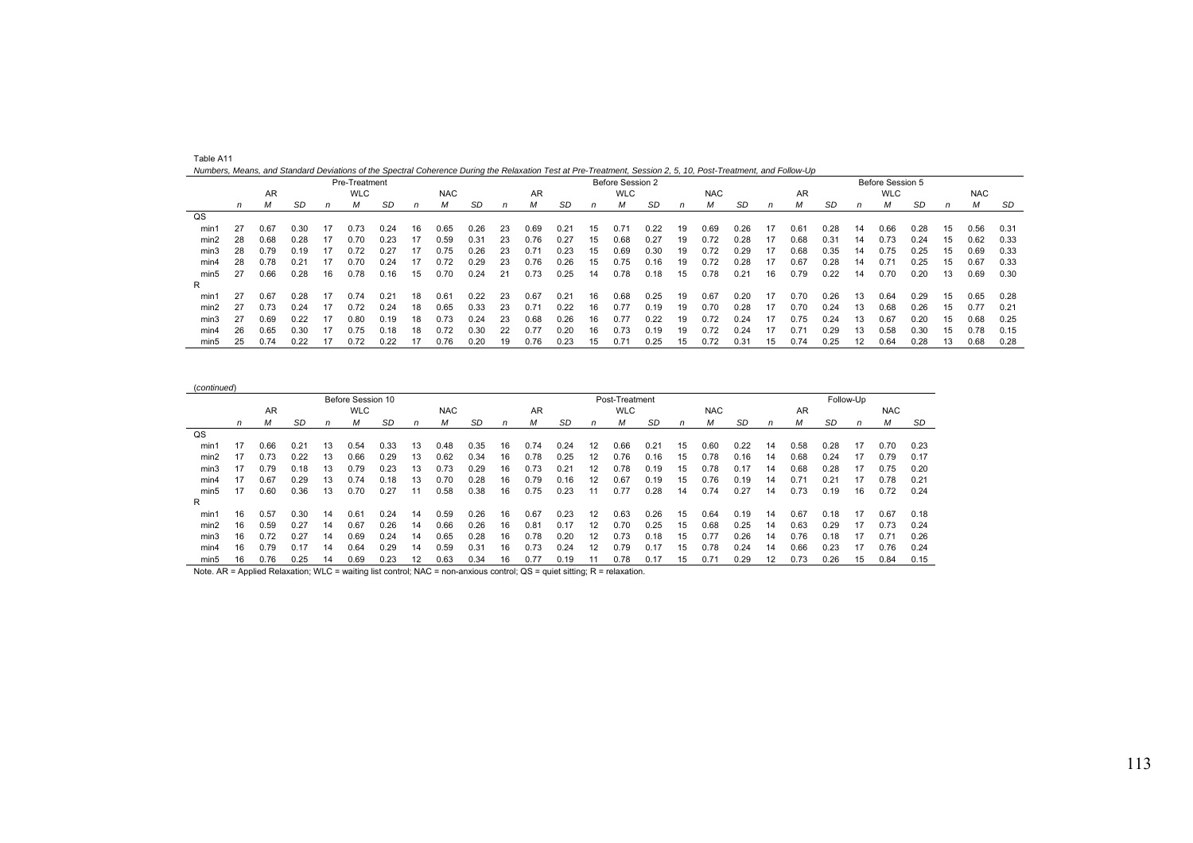Table A11

*Numbers, Means, and Standard Deviations of the Spectral Coherence During the Relaxation Test at Pre-Treatment, Session 2, 5, 10, Post-Treatment, and Follow-Up*

| | Pre-Treatment | | | | | | | | | Before Session 2 | | | | | | | | | Before Session 5 | | | | | | | | |
|---|---|---|---|---|---|---|---|---|---|---|---|---|---|---|---|---|---|---|---|---|---|---|---|---|---|---|---|
| | AR | | | WLC | | | NAC | | | AR | | | WLC | | | NAC | | | AR | | | WLC | | | NAC | | |
| | *n* | *M* | *SD* | *n* | *M* | *SD* | *n* | *M* | *SD* | *n* | *M* | *SD* | *n* | *M* | *SD* | *n* | *M* | *SD* | *n* | *M* | *SD* | *n* | *M* | *SD* | *n* | *M* | *SD* |
| QS | | | | | | | | | | | | | | | | | | | | | | | | | | | |
| min1 | 27 | 0.67 | 0.30 | 17 | 0.73 | 0.24 | 16 | 0.65 | 0.26 | 23 | 0.69 | 0.21 | 15 | 0.71 | 0.22 | 19 | 0.69 | 0.26 | 17 | 0.61 | 0.28 | 14 | 0.66 | 0.28 | 15 | 0.56 | 0.31 |
| min2 | 28 | 0.68 | 0.28 | 17 | 0.70 | 0.23 | 17 | 0.59 | 0.31 | 23 | 0.76 | 0.27 | 15 | 0.68 | 0.27 | 19 | 0.72 | 0.28 | 17 | 0.68 | 0.31 | 14 | 0.73 | 0.24 | 15 | 0.62 | 0.33 |
| min3 | 28 | 0.79 | 0.19 | 17 | 0.72 | 0.27 | 17 | 0.75 | 0.26 | 23 | 0.71 | 0.23 | 15 | 0.69 | 0.30 | 19 | 0.72 | 0.29 | 17 | 0.68 | 0.35 | 14 | 0.75 | 0.25 | 15 | 0.69 | 0.33 |
| min4 | 28 | 0.78 | 0.21 | 17 | 0.70 | 0.24 | 17 | 0.72 | 0.29 | 23 | 0.76 | 0.26 | 15 | 0.75 | 0.16 | 19 | 0.72 | 0.28 | 17 | 0.67 | 0.28 | 14 | 0.71 | 0.25 | 15 | 0.67 | 0.33 |
| min5 | 27 | 0.66 | 0.28 | 16 | 0.78 | 0.16 | 15 | 0.70 | 0.24 | 21 | 0.73 | 0.25 | 14 | 0.78 | 0.18 | 15 | 0.78 | 0.21 | 16 | 0.79 | 0.22 | 14 | 0.70 | 0.20 | 13 | 0.69 | 0.30 |
| R | | | | | | | | | | | | | | | | | | | | | | | | | | | |
| min1 | 27 | 0.67 | 0.28 | 17 | 0.74 | 0.21 | 18 | 0.61 | 0.22 | 23 | 0.67 | 0.21 | 16 | 0.68 | 0.25 | 19 | 0.67 | 0.20 | 17 | 0.70 | 0.26 | 13 | 0.64 | 0.29 | 15 | 0.65 | 0.28 |
| min2 | 27 | 0.73 | 0.24 | 17 | 0.72 | 0.24 | 18 | 0.65 | 0.33 | 23 | 0.71 | 0.22 | 16 | 0.77 | 0.19 | 19 | 0.70 | 0.28 | 17 | 0.70 | 0.24 | 13 | 0.68 | 0.26 | 15 | 0.77 | 0.21 |
| min3 | 27 | 0.69 | 0.22 | 17 | 0.80 | 0.19 | 18 | 0.73 | 0.24 | 23 | 0.68 | 0.26 | 16 | 0.77 | 0.22 | 19 | 0.72 | 0.24 | 17 | 0.75 | 0.24 | 13 | 0.67 | 0.20 | 15 | 0.68 | 0.25 |
| min4 | 26 | 0.65 | 0.30 | 17 | 0.75 | 0.18 | 18 | 0.72 | 0.30 | 22 | 0.77 | 0.20 | 16 | 0.73 | 0.19 | 19 | 0.72 | 0.24 | 17 | 0.71 | 0.29 | 13 | 0.58 | 0.30 | 15 | 0.78 | 0.15 |
| min5 | 25 | 0.74 | 0.22 | 17 | 0.72 | 0.22 | 17 | 0.76 | 0.20 | 19 | 0.76 | 0.23 | 15 | 0.71 | 0.25 | 15 | 0.72 | 0.31 | 15 | 0.74 | 0.25 | 12 | 0.64 | 0.28 | 13 | 0.68 | 0.28 |

(*continued*)

| | Before Session 10 | | | | | | | | | Post-Treatment | | | | | | | | | Follow-Up | | | | | | | | |
|---|---|---|---|---|---|---|---|---|---|---|---|---|---|---|---|---|---|---|---|---|---|---|---|---|---|---|---|
| | AR | | | WLC | | | NAC | | | AR | | | WLC | | | NAC | | | AR | | | | | | NAC | | |
| | *n* | *M* | *SD* | *n* | *M* | *SD* | *n* | *M* | *SD* | *n* | *M* | *SD* | *n* | *M* | *SD* | *n* | *M* | *SD* | *n* | *M* | *SD* | | | | *n* | *M* | *SD* |
| QS | | | | | | | | | | | | | | | | | | | | | | | | | | | |
| min1 | 17 | 0.66 | 0.21 | 13 | 0.54 | 0.33 | 13 | 0.48 | 0.35 | 16 | 0.74 | 0.24 | 12 | 0.66 | 0.21 | 15 | 0.60 | 0.22 | 14 | 0.58 | 0.28 | | | | 17 | 0.70 | 0.23 |
| min2 | 17 | 0.73 | 0.22 | 13 | 0.66 | 0.29 | 13 | 0.62 | 0.34 | 16 | 0.78 | 0.25 | 12 | 0.76 | 0.16 | 15 | 0.78 | 0.16 | 14 | 0.68 | 0.24 | | | | 17 | 0.79 | 0.17 |
| min3 | 17 | 0.79 | 0.18 | 13 | 0.79 | 0.23 | 13 | 0.73 | 0.29 | 16 | 0.73 | 0.21 | 12 | 0.78 | 0.19 | 15 | 0.78 | 0.17 | 14 | 0.68 | 0.28 | | | | 17 | 0.75 | 0.20 |
| min4 | 17 | 0.67 | 0.29 | 13 | 0.74 | 0.18 | 13 | 0.70 | 0.28 | 16 | 0.79 | 0.16 | 12 | 0.67 | 0.19 | 15 | 0.76 | 0.19 | 14 | 0.71 | 0.21 | | | | 17 | 0.78 | 0.21 |
| min5 | 17 | 0.60 | 0.36 | 13 | 0.70 | 0.27 | 11 | 0.58 | 0.38 | 16 | 0.75 | 0.23 | 11 | 0.77 | 0.28 | 14 | 0.74 | 0.27 | 14 | 0.73 | 0.19 | | | | 16 | 0.72 | 0.24 |
| R | | | | | | | | | | | | | | | | | | | | | | | | | | | |
| min1 | 16 | 0.57 | 0.30 | 14 | 0.61 | 0.24 | 14 | 0.59 | 0.26 | 16 | 0.67 | 0.23 | 12 | 0.63 | 0.26 | 15 | 0.64 | 0.19 | 14 | 0.67 | 0.18 | | | | 17 | 0.67 | 0.18 |
| min2 | 16 | 0.59 | 0.27 | 14 | 0.67 | 0.26 | 14 | 0.66 | 0.26 | 16 | 0.81 | 0.17 | 12 | 0.70 | 0.25 | 15 | 0.68 | 0.25 | 14 | 0.63 | 0.29 | | | | 17 | 0.73 | 0.24 |
| min3 | 16 | 0.72 | 0.27 | 14 | 0.69 | 0.24 | 14 | 0.65 | 0.28 | 16 | 0.78 | 0.20 | 12 | 0.73 | 0.18 | 15 | 0.77 | 0.26 | 14 | 0.76 | 0.18 | | | | 17 | 0.71 | 0.26 |
| min4 | 16 | 0.79 | 0.17 | 14 | 0.64 | 0.29 | 14 | 0.59 | 0.31 | 16 | 0.73 | 0.24 | 12 | 0.79 | 0.17 | 15 | 0.78 | 0.24 | 14 | 0.66 | 0.23 | | | | 17 | 0.76 | 0.24 |
| min5 | 16 | 0.76 | 0.25 | 14 | 0.69 | 0.23 | 12 | 0.63 | 0.34 | 16 | 0.77 | 0.19 | 11 | 0.78 | 0.17 | 15 | 0.71 | 0.29 | 12 | 0.73 | 0.26 | | | | 15 | 0.84 | 0.15 |

Note. AR = Applied Relaxation; WLC = waiting list control; NAC = non-anxious control; QS = quiet sitting; R = relaxation.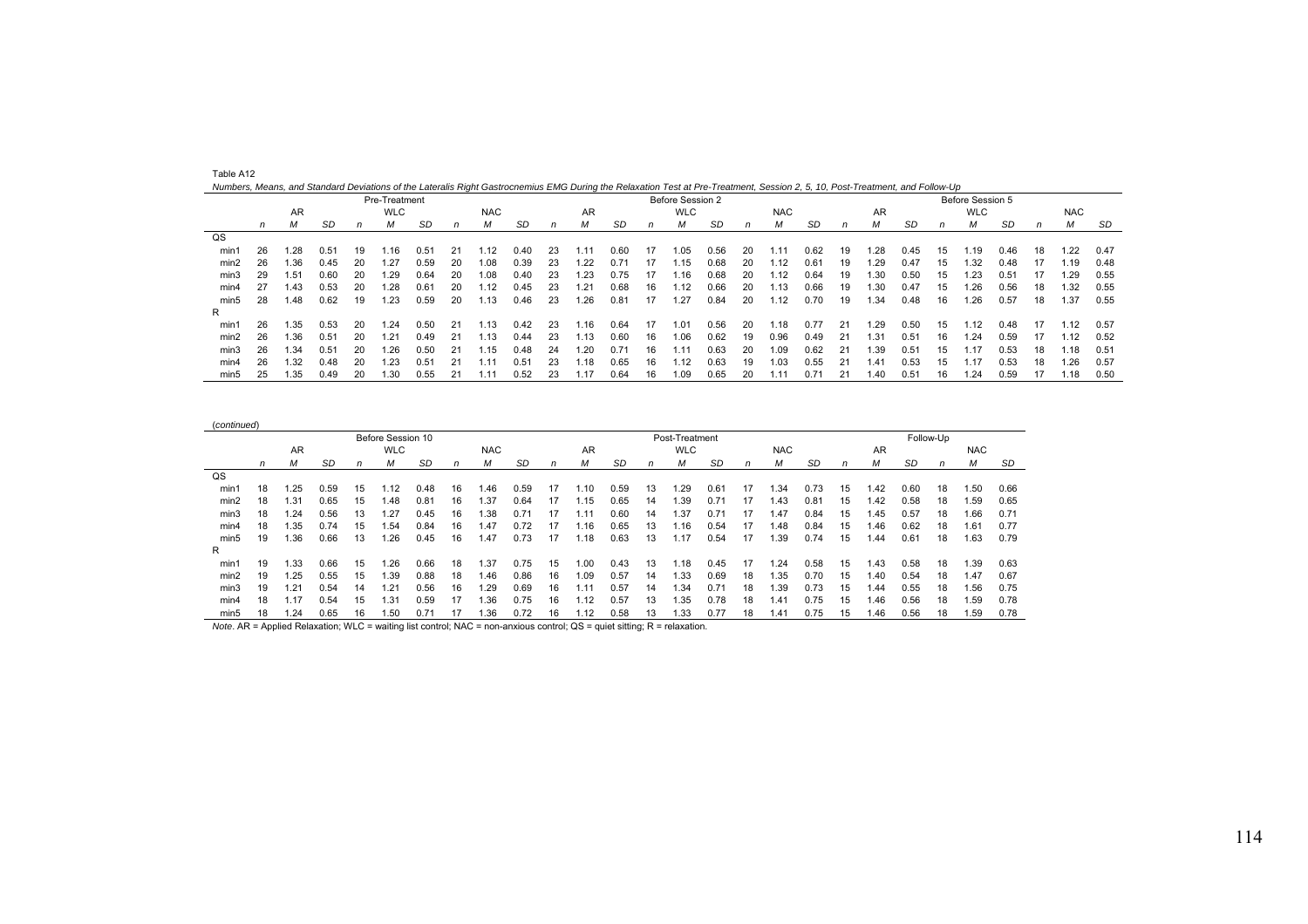Table A12

*Numbers, Means, and Standard Deviations of the Lateralis Right Gastrocnemius EMG During the Relaxation Test at Pre-Treatment, Session 2, 5, 10, Post-Treatment, and Follow-Up*

| | Pre-Treatment | | | | | | | | | Before Session 2 | | | | | | | | | Before Session 5 | | | | | | | | |
|---|---|---|---|---|---|---|---|---|---|---|---|---|---|---|---|---|---|---|---|---|---|---|---|---|---|---|---|
| | AR | | | WLC | | | NAC | | | AR | | | WLC | | | NAC | | | AR | | | WLC | | | NAC | | |
| | *n* | *M* | *SD* | *n* | *M* | *SD* | *n* | *M* | *SD* | *n* | *M* | *SD* | *n* | *M* | *SD* | *n* | *M* | *SD* | *n* | *M* | *SD* | *n* | *M* | *SD* | *n* | *M* | *SD* |
| QS | | | | | | | | | | | | | | | | | | | | | | | | | | | |
| min1 | 26 | 1.28 | 0.51 | 19 | 1.16 | 0.51 | 21 | 1.12 | 0.40 | 23 | 1.11 | 0.60 | 17 | 1.05 | 0.56 | 20 | 1.11 | 0.62 | 19 | 1.28 | 0.45 | 15 | 1.19 | 0.46 | 18 | 1.22 | 0.47 |
| min2 | 26 | 1.36 | 0.45 | 20 | 1.27 | 0.59 | 20 | 1.08 | 0.39 | 23 | 1.22 | 0.71 | 17 | 1.15 | 0.68 | 20 | 1.12 | 0.61 | 19 | 1.29 | 0.47 | 15 | 1.32 | 0.48 | 17 | 1.19 | 0.48 |
| min3 | 29 | 1.51 | 0.60 | 20 | 1.29 | 0.64 | 20 | 1.08 | 0.40 | 23 | 1.23 | 0.75 | 17 | 1.16 | 0.68 | 20 | 1.12 | 0.64 | 19 | 1.30 | 0.50 | 15 | 1.23 | 0.51 | 17 | 1.29 | 0.55 |
| min4 | 27 | 1.43 | 0.53 | 20 | 1.28 | 0.61 | 20 | 1.12 | 0.45 | 23 | 1.21 | 0.68 | 16 | 1.12 | 0.66 | 20 | 1.13 | 0.66 | 19 | 1.30 | 0.47 | 15 | 1.26 | 0.56 | 18 | 1.32 | 0.55 |
| min5 | 28 | 1.48 | 0.62 | 19 | 1.23 | 0.59 | 20 | 1.13 | 0.46 | 23 | 1.26 | 0.81 | 17 | 1.27 | 0.84 | 20 | 1.12 | 0.70 | 19 | 1.34 | 0.48 | 16 | 1.26 | 0.57 | 18 | 1.37 | 0.55 |
| R | | | | | | | | | | | | | | | | | | | | | | | | | | | |
| min1 | 26 | 1.35 | 0.53 | 20 | 1.24 | 0.50 | 21 | 1.13 | 0.42 | 23 | 1.16 | 0.64 | 17 | 1.01 | 0.56 | 20 | 1.18 | 0.77 | 21 | 1.29 | 0.50 | 15 | 1.12 | 0.48 | 17 | 1.12 | 0.57 |
| min2 | 26 | 1.36 | 0.51 | 20 | 1.21 | 0.49 | 21 | 1.13 | 0.44 | 23 | 1.13 | 0.60 | 16 | 1.06 | 0.62 | 19 | 0.96 | 0.49 | 21 | 1.31 | 0.51 | 16 | 1.24 | 0.59 | 17 | 1.12 | 0.52 |
| min3 | 26 | 1.34 | 0.51 | 20 | 1.26 | 0.50 | 21 | 1.15 | 0.48 | 24 | 1.20 | 0.71 | 16 | 1.11 | 0.63 | 20 | 1.09 | 0.62 | 21 | 1.39 | 0.51 | 15 | 1.17 | 0.53 | 18 | 1.18 | 0.51 |
| min4 | 26 | 1.32 | 0.48 | 20 | 1.23 | 0.51 | 21 | 1.11 | 0.51 | 23 | 1.18 | 0.65 | 16 | 1.12 | 0.63 | 19 | 1.03 | 0.55 | 21 | 1.41 | 0.53 | 15 | 1.17 | 0.53 | 18 | 1.26 | 0.57 |
| min5 | 25 | 1.35 | 0.49 | 20 | 1.30 | 0.55 | 21 | 1.11 | 0.52 | 23 | 1.17 | 0.64 | 16 | 1.09 | 0.65 | 20 | 1.11 | 0.71 | 21 | 1.40 | 0.51 | 16 | 1.24 | 0.59 | 17 | 1.18 | 0.50 |

(*continued*)

| | Before Session 10 | | | | | | | | | Post-Treatment | | | | | | | | | Follow-Up | | | | | | | | |
|---|---|---|---|---|---|---|---|---|---|---|---|---|---|---|---|---|---|---|---|---|---|---|---|---|---|---|---|
| | AR | | | WLC | | | NAC | | | AR | | | WLC | | | NAC | | | AR | | | | | | NAC | | |
| | *n* | *M* | *SD* | *n* | *M* | *SD* | *n* | *M* | *SD* | *n* | *M* | *SD* | *n* | *M* | *SD* | *n* | *M* | *SD* | *n* | *M* | *SD* | *n* | *M* | *SD* | | | |
| QS | | | | | | | | | | | | | | | | | | | | | | | | | | | |
| min1 | 18 | 1.25 | 0.59 | 15 | 1.12 | 0.48 | 16 | 1.46 | 0.59 | 17 | 1.10 | 0.59 | 13 | 1.29 | 0.61 | 17 | 1.34 | 0.73 | 15 | 1.42 | 0.60 | 18 | 1.50 | 0.66 | | | |
| min2 | 18 | 1.31 | 0.65 | 15 | 1.48 | 0.81 | 16 | 1.37 | 0.64 | 17 | 1.15 | 0.65 | 14 | 1.39 | 0.71 | 17 | 1.43 | 0.81 | 15 | 1.42 | 0.58 | 18 | 1.59 | 0.65 | | | |
| min3 | 18 | 1.24 | 0.56 | 13 | 1.27 | 0.45 | 16 | 1.38 | 0.71 | 17 | 1.11 | 0.60 | 14 | 1.37 | 0.71 | 17 | 1.47 | 0.84 | 15 | 1.45 | 0.57 | 18 | 1.66 | 0.71 | | | |
| min4 | 18 | 1.35 | 0.74 | 15 | 1.54 | 0.84 | 16 | 1.47 | 0.72 | 17 | 1.16 | 0.65 | 13 | 1.16 | 0.54 | 17 | 1.48 | 0.84 | 15 | 1.46 | 0.62 | 18 | 1.61 | 0.77 | | | |
| min5 | 19 | 1.36 | 0.66 | 13 | 1.26 | 0.45 | 16 | 1.47 | 0.73 | 17 | 1.18 | 0.63 | 13 | 1.17 | 0.54 | 17 | 1.39 | 0.74 | 15 | 1.44 | 0.61 | 18 | 1.63 | 0.79 | | | |
| R | | | | | | | | | | | | | | | | | | | | | | | | | | | |
| min1 | 19 | 1.33 | 0.66 | 15 | 1.26 | 0.66 | 18 | 1.37 | 0.75 | 15 | 1.00 | 0.43 | 13 | 1.18 | 0.45 | 17 | 1.24 | 0.58 | 15 | 1.43 | 0.58 | 18 | 1.39 | 0.63 | | | |
| min2 | 19 | 1.25 | 0.55 | 15 | 1.39 | 0.88 | 18 | 1.46 | 0.86 | 16 | 1.09 | 0.57 | 14 | 1.33 | 0.69 | 18 | 1.35 | 0.70 | 15 | 1.40 | 0.54 | 18 | 1.47 | 0.67 | | | |
| min3 | 19 | 1.21 | 0.54 | 14 | 1.21 | 0.56 | 16 | 1.29 | 0.69 | 16 | 1.11 | 0.57 | 14 | 1.34 | 0.71 | 18 | 1.39 | 0.73 | 15 | 1.44 | 0.55 | 18 | 1.56 | 0.75 | | | |
| min4 | 18 | 1.17 | 0.54 | 15 | 1.31 | 0.59 | 17 | 1.36 | 0.75 | 16 | 1.12 | 0.57 | 13 | 1.35 | 0.78 | 18 | 1.41 | 0.75 | 15 | 1.46 | 0.56 | 18 | 1.59 | 0.78 | | | |
| min5 | 18 | 1.24 | 0.65 | 16 | 1.50 | 0.71 | 17 | 1.36 | 0.72 | 16 | 1.12 | 0.58 | 13 | 1.33 | 0.77 | 18 | 1.41 | 0.75 | 15 | 1.46 | 0.56 | 18 | 1.59 | 0.78 | | | |

*Note*. AR = Applied Relaxation; WLC = waiting list control; NAC = non-anxious control; QS = quiet sitting; R = relaxation.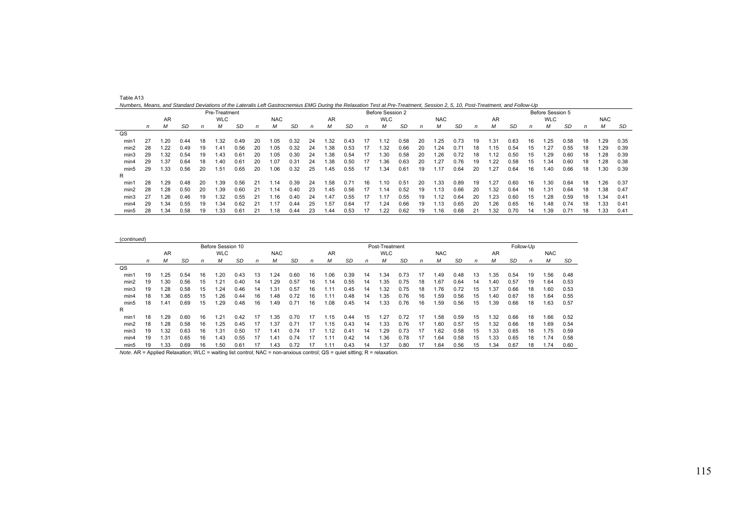Table A13

*Numbers, Means, and Standard Deviations of the Lateralis Left Gastrocnemius EMG During the Relaxation Test at Pre-Treatment, Session 2, 5, 10, Post-Treatment, and Follow-Up*

| | Pre-Treatment | | | | | | | | | Before Session 2 | | | | | | | | | Before Session 5 | | | | | | | | |
|---|---|---|---|---|---|---|---|---|---|---|---|---|---|---|---|---|---|---|---|---|---|---|---|---|---|---|---|
| | AR | | | WLC | | | NAC | | | AR | | | WLC | | | NAC | | | AR | | | WLC | | | NAC | | |
| | *n* | *M* | *SD* | *n* | *M* | *SD* | *n* | *M* | *SD* | *n* | *M* | *SD* | *n* | *M* | *SD* | *n* | *M* | *SD* | *n* | *M* | *SD* | *n* | *M* | *SD* | *n* | *M* | *SD* |
| QS | | | | | | | | | | | | | | | | | | | | | | | | | | | |
| min1 | 27 | 1.20 | 0.44 | 18 | 1.32 | 0.49 | 20 | 1.05 | 0.32 | 24 | 1.32 | 0.43 | 17 | 1.12 | 0.58 | 20 | 1.25 | 0.73 | 19 | 1.31 | 0.63 | 16 | 1.25 | 0.58 | 18 | 1.29 | 0.35 |
| min2 | 28 | 1.22 | 0.49 | 19 | 1.41 | 0.56 | 20 | 1.05 | 0.32 | 24 | 1.38 | 0.53 | 17 | 1.32 | 0.66 | 20 | 1.24 | 0.71 | 18 | 1.15 | 0.54 | 15 | 1.27 | 0.55 | 18 | 1.29 | 0.39 |
| min3 | 29 | 1.32 | 0.54 | 19 | 1.43 | 0.61 | 20 | 1.05 | 0.30 | 24 | 1.38 | 0.54 | 17 | 1.30 | 0.58 | 20 | 1.26 | 0.72 | 18 | 1.12 | 0.50 | 15 | 1.29 | 0.60 | 18 | 1.28 | 0.39 |
| min4 | 29 | 1.37 | 0.64 | 18 | 1.40 | 0.61 | 20 | 1.07 | 0.31 | 24 | 1.38 | 0.50 | 17 | 1.36 | 0.63 | 20 | 1.27 | 0.76 | 19 | 1.22 | 0.58 | 15 | 1.34 | 0.60 | 18 | 1.28 | 0.38 |
| min5 | 29 | 1.33 | 0.56 | 20 | 1.51 | 0.65 | 20 | 1.06 | 0.32 | 25 | 1.45 | 0.55 | 17 | 1.34 | 0.61 | 19 | 1.17 | 0.64 | 20 | 1.27 | 0.64 | 16 | 1.40 | 0.66 | 18 | 1.30 | 0.39 |
| R | | | | | | | | | | | | | | | | | | | | | | | | | | | |
| min1 | 28 | 1.29 | 0.48 | 20 | 1.39 | 0.56 | 21 | 1.14 | 0.39 | 24 | 1.58 | 0.71 | 16 | 1.10 | 0.51 | 20 | 1.33 | 0.89 | 19 | 1.27 | 0.60 | 16 | 1.30 | 0.64 | 18 | 1.26 | 0.37 |
| min2 | 28 | 1.28 | 0.50 | 20 | 1.39 | 0.60 | 21 | 1.14 | 0.40 | 23 | 1.45 | 0.56 | 17 | 1.14 | 0.52 | 19 | 1.13 | 0.66 | 20 | 1.32 | 0.64 | 16 | 1.31 | 0.64 | 18 | 1.38 | 0.47 |
| min3 | 27 | 1.26 | 0.46 | 19 | 1.32 | 0.55 | 21 | 1.16 | 0.40 | 24 | 1.47 | 0.55 | 17 | 1.17 | 0.55 | 19 | 1.12 | 0.64 | 20 | 1.23 | 0.60 | 15 | 1.28 | 0.59 | 18 | 1.34 | 0.41 |
| min4 | 29 | 1.34 | 0.55 | 19 | 1.34 | 0.62 | 21 | 1.17 | 0.44 | 25 | 1.57 | 0.64 | 17 | 1.24 | 0.66 | 19 | 1.13 | 0.65 | 20 | 1.26 | 0.65 | 16 | 1.48 | 0.74 | 18 | 1.33 | 0.41 |
| min5 | 28 | 1.34 | 0.58 | 19 | 1.33 | 0.61 | 21 | 1.18 | 0.44 | 23 | 1.44 | 0.53 | 17 | 1.22 | 0.62 | 19 | 1.16 | 0.68 | 21 | 1.32 | 0.70 | 14 | 1.39 | 0.71 | 18 | 1.33 | 0.41 |

(*continued*)

| | Before Session 10 | | | | | | | | | Post-Treatment | | | | | | | | | Follow-Up | | | | | |
|---|---|---|---|---|---|---|---|---|---|---|---|---|---|---|---|---|---|---|---|---|---|---|---|---|
| | AR | | | WLC | | | NAC | | | AR | | | WLC | | | NAC | | | AR | | | NAC | | |
| | *n* | *M* | *SD* | *n* | *M* | *SD* | *n* | *M* | *SD* | *n* | *M* | *SD* | *n* | *M* | *SD* | *n* | *M* | *SD* | *n* | *M* | *SD* | *n* | *M* | *SD* |
| QS | | | | | | | | | | | | | | | | | | | | | | | | |
| min1 | 19 | 1.25 | 0.54 | 16 | 1.20 | 0.43 | 13 | 1.24 | 0.60 | 16 | 1.06 | 0.39 | 14 | 1.34 | 0.73 | 17 | 1.49 | 0.48 | 13 | 1.35 | 0.54 | 19 | 1.56 | 0.48 |
| min2 | 19 | 1.30 | 0.56 | 15 | 1.21 | 0.40 | 14 | 1.29 | 0.57 | 16 | 1.14 | 0.55 | 14 | 1.35 | 0.75 | 18 | 1.67 | 0.64 | 14 | 1.40 | 0.57 | 19 | 1.64 | 0.53 |
| min3 | 19 | 1.28 | 0.58 | 15 | 1.24 | 0.46 | 14 | 1.31 | 0.57 | 16 | 1.11 | 0.45 | 14 | 1.32 | 0.75 | 18 | 1.76 | 0.72 | 15 | 1.37 | 0.66 | 18 | 1.60 | 0.53 |
| min4 | 18 | 1.36 | 0.65 | 15 | 1.26 | 0.44 | 16 | 1.48 | 0.72 | 16 | 1.11 | 0.48 | 14 | 1.35 | 0.76 | 16 | 1.59 | 0.56 | 15 | 1.40 | 0.67 | 18 | 1.64 | 0.55 |
| min5 | 18 | 1.41 | 0.69 | 15 | 1.29 | 0.48 | 16 | 1.49 | 0.71 | 16 | 1.08 | 0.45 | 14 | 1.33 | 0.76 | 16 | 1.59 | 0.56 | 15 | 1.39 | 0.66 | 18 | 1.63 | 0.57 |
| R | | | | | | | | | | | | | | | | | | | | | | | | |
| min1 | 18 | 1.29 | 0.60 | 16 | 1.21 | 0.42 | 17 | 1.35 | 0.70 | 17 | 1.15 | 0.44 | 15 | 1.27 | 0.72 | 17 | 1.58 | 0.59 | 15 | 1.32 | 0.66 | 18 | 1.66 | 0.52 |
| min2 | 18 | 1.28 | 0.58 | 16 | 1.25 | 0.45 | 17 | 1.37 | 0.71 | 17 | 1.15 | 0.43 | 14 | 1.33 | 0.76 | 17 | 1.60 | 0.57 | 15 | 1.32 | 0.66 | 18 | 1.69 | 0.54 |
| min3 | 19 | 1.32 | 0.63 | 16 | 1.31 | 0.50 | 17 | 1.41 | 0.74 | 17 | 1.12 | 0.41 | 14 | 1.29 | 0.73 | 17 | 1.62 | 0.58 | 15 | 1.33 | 0.65 | 18 | 1.75 | 0.59 |
| min4 | 19 | 1.31 | 0.65 | 16 | 1.43 | 0.55 | 17 | 1.41 | 0.74 | 17 | 1.11 | 0.42 | 14 | 1.36 | 0.78 | 17 | 1.64 | 0.58 | 15 | 1.33 | 0.65 | 18 | 1.74 | 0.58 |
| min5 | 19 | 1.33 | 0.69 | 16 | 1.50 | 0.61 | 17 | 1.43 | 0.72 | 17 | 1.11 | 0.43 | 14 | 1.37 | 0.80 | 17 | 1.64 | 0.56 | 15 | 1.34 | 0.67 | 18 | 1.74 | 0.60 |

*Note*. AR = Applied Relaxation; WLC = waiting list control; NAC = non-anxious control; QS = quiet sitting; R = relaxation.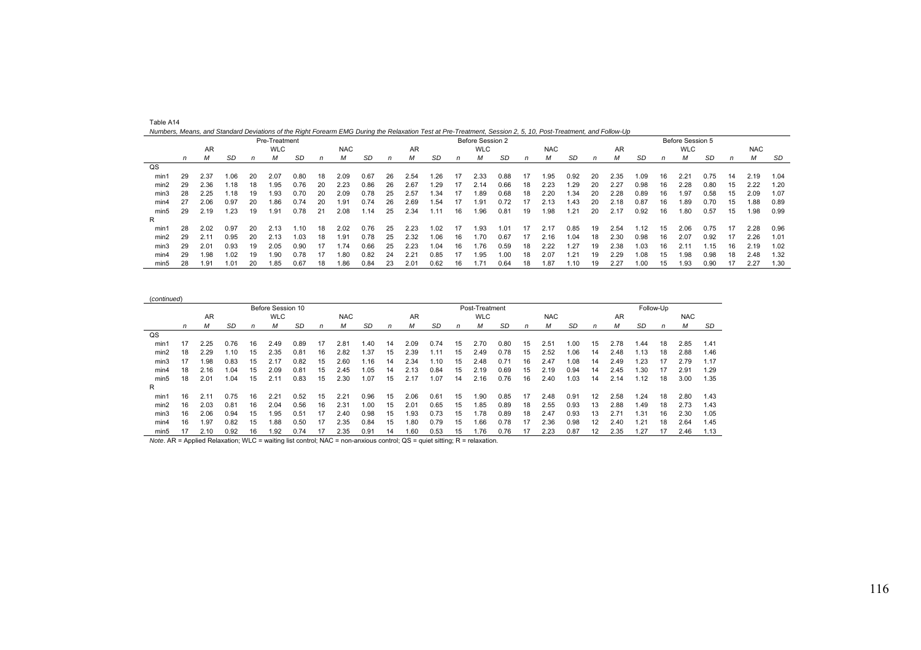Table A14

*Numbers, Means, and Standard Deviations of the Right Forearm EMG During the Relaxation Test at Pre-Treatment, Session 2, 5, 10, Post-Treatment, and Follow-Up*

| | Pre-Treatment | | | | | | | | | Before Session 2 | | | | | | | | | Before Session 5 | | | | | | | | |
|---|---|---|---|---|---|---|---|---|---|---|---|---|---|---|---|---|---|---|---|---|---|---|---|---|---|---|---|
| | AR | | | WLC | | | NAC | | | AR | | | WLC | | | NAC | | | AR | | | WLC | | | NAC | | |
| | *n* | *M* | *SD* | *n* | *M* | *SD* | *n* | *M* | *SD* | *n* | *M* | *SD* | *n* | *M* | *SD* | *n* | *M* | *SD* | *n* | *M* | *SD* | *n* | *M* | *SD* | *n* | *M* | *SD* |
| QS | | | | | | | | | | | | | | | | | | | | | | | | | | | |
| min1 | 29 | 2.37 | 1.06 | 20 | 2.07 | 0.80 | 18 | 2.09 | 0.67 | 26 | 2.54 | 1.26 | 17 | 2.33 | 0.88 | 17 | 1.95 | 0.92 | 20 | 2.35 | 1.09 | 16 | 2.21 | 0.75 | 14 | 2.19 | 1.04 |
| min2 | 29 | 2.36 | 1.18 | 18 | 1.95 | 0.76 | 20 | 2.23 | 0.86 | 26 | 2.67 | 1.29 | 17 | 2.14 | 0.66 | 18 | 2.23 | 1.29 | 20 | 2.27 | 0.98 | 16 | 2.28 | 0.80 | 15 | 2.22 | 1.20 |
| min3 | 28 | 2.25 | 1.18 | 19 | 1.93 | 0.70 | 20 | 2.09 | 0.78 | 25 | 2.57 | 1.34 | 17 | 1.89 | 0.68 | 18 | 2.20 | 1.34 | 20 | 2.28 | 0.89 | 16 | 1.97 | 0.58 | 15 | 2.09 | 1.07 |
| min4 | 27 | 2.06 | 0.97 | 20 | 1.86 | 0.74 | 20 | 1.91 | 0.74 | 26 | 2.69 | 1.54 | 17 | 1.91 | 0.72 | 17 | 2.13 | 1.43 | 20 | 2.18 | 0.87 | 16 | 1.89 | 0.70 | 15 | 1.88 | 0.89 |
| min5 | 29 | 2.19 | 1.23 | 19 | 1.91 | 0.78 | 21 | 2.08 | 1.14 | 25 | 2.34 | 1.11 | 16 | 1.96 | 0.81 | 19 | 1.98 | 1.21 | 20 | 2.17 | 0.92 | 16 | 1.80 | 0.57 | 15 | 1.98 | 0.99 |
| R | | | | | | | | | | | | | | | | | | | | | | | | | | | |
| min1 | 28 | 2.02 | 0.97 | 20 | 2.13 | 1.10 | 18 | 2.02 | 0.76 | 25 | 2.23 | 1.02 | 17 | 1.93 | 1.01 | 17 | 2.17 | 0.85 | 19 | 2.54 | 1.12 | 15 | 2.06 | 0.75 | 17 | 2.28 | 0.96 |
| min2 | 29 | 2.11 | 0.95 | 20 | 2.13 | 1.03 | 18 | 1.91 | 0.78 | 25 | 2.32 | 1.06 | 16 | 1.70 | 0.67 | 17 | 2.16 | 1.04 | 18 | 2.30 | 0.98 | 16 | 2.07 | 0.92 | 17 | 2.26 | 1.01 |
| min3 | 29 | 2.01 | 0.93 | 19 | 2.05 | 0.90 | 17 | 1.74 | 0.66 | 25 | 2.23 | 1.04 | 16 | 1.76 | 0.59 | 18 | 2.22 | 1.27 | 19 | 2.38 | 1.03 | 16 | 2.11 | 1.15 | 16 | 2.19 | 1.02 |
| min4 | 29 | 1.98 | 1.02 | 19 | 1.90 | 0.78 | 17 | 1.80 | 0.82 | 24 | 2.21 | 0.85 | 17 | 1.95 | 1.00 | 18 | 2.07 | 1.21 | 19 | 2.29 | 1.08 | 15 | 1.98 | 0.98 | 18 | 2.48 | 1.32 |
| min5 | 28 | 1.91 | 1.01 | 20 | 1.85 | 0.67 | 18 | 1.86 | 0.84 | 23 | 2.01 | 0.62 | 16 | 1.71 | 0.64 | 18 | 1.87 | 1.10 | 19 | 2.27 | 1.00 | 15 | 1.93 | 0.90 | 17 | 2.27 | 1.30 |

(*continued*)

| | Before Session 10 | | | | | | | | | Post-Treatment | | | | | | | | | Follow-Up | | | | | |
|---|---|---|---|---|---|---|---|---|---|---|---|---|---|---|---|---|---|---|---|---|---|---|---|---|
| | AR | | | WLC | | | NAC | | | AR | | | WLC | | | NAC | | | AR | | | NAC | | |
| | *n* | *M* | *SD* | *n* | *M* | *SD* | *n* | *M* | *SD* | *n* | *M* | *SD* | *n* | *M* | *SD* | *n* | *M* | *SD* | *n* | *M* | *SD* | *n* | *M* | *SD* |
| QS | | | | | | | | | | | | | | | | | | | | | | | | |
| min1 | 17 | 2.25 | 0.76 | 16 | 2.49 | 0.89 | 17 | 2.81 | 1.40 | 14 | 2.09 | 0.74 | 15 | 2.70 | 0.80 | 15 | 2.51 | 1.00 | 15 | 2.78 | 1.44 | 18 | 2.85 | 1.41 |
| min2 | 18 | 2.29 | 1.10 | 15 | 2.35 | 0.81 | 16 | 2.82 | 1.37 | 15 | 2.39 | 1.11 | 15 | 2.49 | 0.78 | 15 | 2.52 | 1.06 | 14 | 2.48 | 1.13 | 18 | 2.88 | 1.46 |
| min3 | 17 | 1.98 | 0.83 | 15 | 2.17 | 0.82 | 15 | 2.60 | 1.16 | 14 | 2.34 | 1.10 | 15 | 2.48 | 0.71 | 16 | 2.47 | 1.08 | 14 | 2.49 | 1.23 | 17 | 2.79 | 1.17 |
| min4 | 18 | 2.16 | 1.04 | 15 | 2.09 | 0.81 | 15 | 2.45 | 1.05 | 14 | 2.13 | 0.84 | 15 | 2.19 | 0.69 | 15 | 2.19 | 0.94 | 14 | 2.45 | 1.30 | 17 | 2.91 | 1.29 |
| min5 | 18 | 2.01 | 1.04 | 15 | 2.11 | 0.83 | 15 | 2.30 | 1.07 | 15 | 2.17 | 1.07 | 14 | 2.16 | 0.76 | 16 | 2.40 | 1.03 | 14 | 2.14 | 1.12 | 18 | 3.00 | 1.35 |
| R | | | | | | | | | | | | | | | | | | | | | | | | |
| min1 | 16 | 2.11 | 0.75 | 16 | 2.21 | 0.52 | 15 | 2.21 | 0.96 | 15 | 2.06 | 0.61 | 15 | 1.90 | 0.85 | 17 | 2.48 | 0.91 | 12 | 2.58 | 1.24 | 18 | 2.80 | 1.43 |
| min2 | 16 | 2.03 | 0.81 | 16 | 2.04 | 0.56 | 16 | 2.31 | 1.00 | 15 | 2.01 | 0.65 | 15 | 1.85 | 0.89 | 18 | 2.55 | 0.93 | 13 | 2.88 | 1.49 | 18 | 2.73 | 1.43 |
| min3 | 16 | 2.06 | 0.94 | 15 | 1.95 | 0.51 | 17 | 2.40 | 0.98 | 15 | 1.93 | 0.73 | 15 | 1.78 | 0.89 | 18 | 2.47 | 0.93 | 13 | 2.71 | 1.31 | 16 | 2.30 | 1.05 |
| min4 | 16 | 1.97 | 0.82 | 15 | 1.88 | 0.50 | 17 | 2.35 | 0.84 | 15 | 1.80 | 0.79 | 15 | 1.66 | 0.78 | 17 | 2.36 | 0.98 | 12 | 2.40 | 1.21 | 18 | 2.64 | 1.45 |
| min5 | 17 | 2.10 | 0.92 | 16 | 1.92 | 0.74 | 17 | 2.35 | 0.91 | 14 | 1.60 | 0.53 | 15 | 1.76 | 0.76 | 17 | 2.23 | 0.87 | 12 | 2.35 | 1.27 | 17 | 2.46 | 1.13 |

*Note*. AR = Applied Relaxation; WLC = waiting list control; NAC = non-anxious control; QS = quiet sitting; R = relaxation.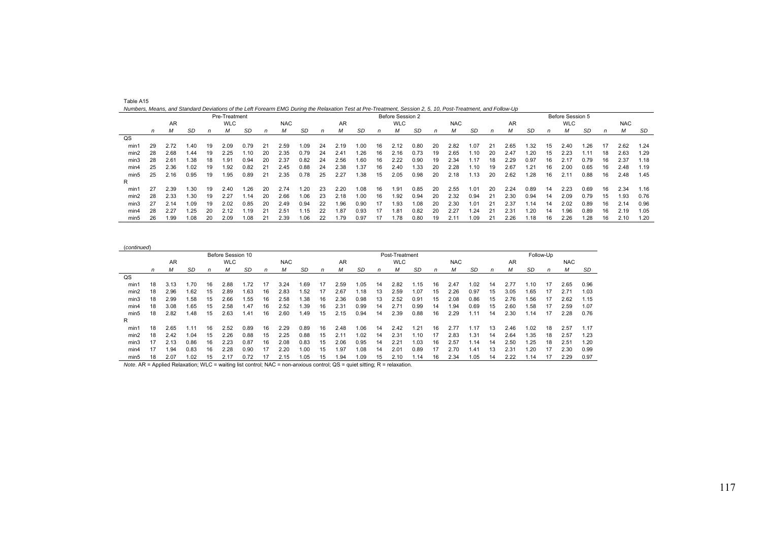Table A15

*Numbers, Means, and Standard Deviations of the Left Forearm EMG During the Relaxation Test at Pre-Treatment, Session 2, 5, 10, Post-Treatment, and Follow-Up*

| | Pre-Treatment | | | | | | | | | Before Session 2 | | | | | | | | | Before Session 5 | | | | | | | | |
|---|---|---|---|---|---|---|---|---|---|---|---|---|---|---|---|---|---|---|---|---|---|---|---|---|---|---|---|
| | AR | | | WLC | | | NAC | | | AR | | | WLC | | | NAC | | | AR | | | WLC | | | NAC | | |
| | *n* | *M* | *SD* | *n* | *M* | *SD* | *n* | *M* | *SD* | *n* | *M* | *SD* | *n* | *M* | *SD* | *n* | *M* | *SD* | *n* | *M* | *SD* | *n* | *M* | *SD* | *n* | *M* | *SD* |
| QS | | | | | | | | | | | | | | | | | | | | | | | | | | | |
| min1 | 29 | 2.72 | 1.40 | 19 | 2.09 | 0.79 | 21 | 2.59 | 1.09 | 24 | 2.19 | 1.00 | 16 | 2.12 | 0.80 | 20 | 2.82 | 1.07 | 21 | 2.65 | 1.32 | 15 | 2.40 | 1.26 | 17 | 2.62 | 1.24 |
| min2 | 28 | 2.68 | 1.44 | 19 | 2.25 | 1.10 | 20 | 2.35 | 0.79 | 24 | 2.41 | 1.26 | 16 | 2.16 | 0.73 | 19 | 2.65 | 1.10 | 20 | 2.47 | 1.20 | 15 | 2.23 | 1.11 | 18 | 2.63 | 1.29 |
| min3 | 28 | 2.61 | 1.38 | 18 | 1.91 | 0.94 | 20 | 2.37 | 0.82 | 24 | 2.56 | 1.60 | 16 | 2.22 | 0.90 | 19 | 2.34 | 1.17 | 18 | 2.29 | 0.97 | 16 | 2.17 | 0.79 | 16 | 2.37 | 1.18 |
| min4 | 25 | 2.36 | 1.02 | 19 | 1.92 | 0.82 | 21 | 2.45 | 0.88 | 24 | 2.38 | 1.37 | 16 | 2.40 | 1.33 | 20 | 2.28 | 1.10 | 19 | 2.67 | 1.21 | 16 | 2.00 | 0.65 | 16 | 2.48 | 1.19 |
| min5 | 25 | 2.16 | 0.95 | 19 | 1.95 | 0.89 | 21 | 2.35 | 0.78 | 25 | 2.27 | 1.38 | 15 | 2.05 | 0.98 | 20 | 2.18 | 1.13 | 20 | 2.62 | 1.28 | 16 | 2.11 | 0.88 | 16 | 2.48 | 1.45 |
| R | | | | | | | | | | | | | | | | | | | | | | | | | | | |
| min1 | 27 | 2.39 | 1.30 | 19 | 2.40 | 1.26 | 20 | 2.74 | 1.20 | 23 | 2.20 | 1.08 | 16 | 1.91 | 0.85 | 20 | 2.55 | 1.01 | 20 | 2.24 | 0.89 | 14 | 2.23 | 0.69 | 16 | 2.34 | 1.16 |
| min2 | 28 | 2.33 | 1.30 | 19 | 2.27 | 1.14 | 20 | 2.66 | 1.06 | 23 | 2.18 | 1.00 | 16 | 1.92 | 0.94 | 20 | 2.32 | 0.94 | 21 | 2.30 | 0.94 | 14 | 2.09 | 0.79 | 15 | 1.93 | 0.76 |
| min3 | 27 | 2.14 | 1.09 | 19 | 2.02 | 0.85 | 20 | 2.49 | 0.94 | 22 | 1.96 | 0.90 | 17 | 1.93 | 1.08 | 20 | 2.30 | 1.01 | 21 | 2.37 | 1.14 | 14 | 2.02 | 0.89 | 16 | 2.14 | 0.96 |
| min4 | 28 | 2.27 | 1.25 | 20 | 2.12 | 1.19 | 21 | 2.51 | 1.15 | 22 | 1.87 | 0.93 | 17 | 1.81 | 0.82 | 20 | 2.27 | 1.24 | 21 | 2.31 | 1.20 | 14 | 1.96 | 0.89 | 16 | 2.19 | 1.05 |
| min5 | 26 | 1.99 | 1.08 | 20 | 2.09 | 1.08 | 21 | 2.39 | 1.06 | 22 | 1.79 | 0.97 | 17 | 1.78 | 0.80 | 19 | 2.11 | 1.09 | 21 | 2.26 | 1.18 | 16 | 2.26 | 1.28 | 16 | 2.10 | 1.20 |

(*continued*)

| | Before Session 10 | | | | | | | | | Post-Treatment | | | | | | | | | Follow-Up | | | | | |
|---|---|---|---|---|---|---|---|---|---|---|---|---|---|---|---|---|---|---|---|---|---|---|---|---|
| | AR | | | WLC | | | NAC | | | AR | | | WLC | | | NAC | | | AR | | | NAC | | |
| | *n* | *M* | *SD* | *n* | *M* | *SD* | *n* | *M* | *SD* | *n* | *M* | *SD* | *n* | *M* | *SD* | *n* | *M* | *SD* | *n* | *M* | *SD* | *n* | *M* | *SD* |
| QS | | | | | | | | | | | | | | | | | | | | | | | | |
| min1 | 18 | 3.13 | 1.70 | 16 | 2.88 | 1.72 | 17 | 3.24 | 1.69 | 17 | 2.59 | 1.05 | 14 | 2.82 | 1.15 | 16 | 2.47 | 1.02 | 14 | 2.77 | 1.10 | 17 | 2.65 | 0.96 |
| min2 | 18 | 2.96 | 1.62 | 15 | 2.89 | 1.63 | 16 | 2.83 | 1.52 | 17 | 2.67 | 1.18 | 13 | 2.59 | 1.07 | 15 | 2.26 | 0.97 | 15 | 3.05 | 1.65 | 17 | 2.71 | 1.03 |
| min3 | 18 | 2.99 | 1.58 | 15 | 2.66 | 1.55 | 16 | 2.58 | 1.38 | 16 | 2.36 | 0.98 | 13 | 2.52 | 0.91 | 15 | 2.08 | 0.86 | 15 | 2.76 | 1.56 | 17 | 2.62 | 1.15 |
| min4 | 18 | 3.08 | 1.65 | 15 | 2.58 | 1.47 | 16 | 2.52 | 1.39 | 16 | 2.31 | 0.99 | 14 | 2.71 | 0.99 | 14 | 1.94 | 0.69 | 15 | 2.60 | 1.58 | 17 | 2.59 | 1.07 |
| min5 | 18 | 2.82 | 1.48 | 15 | 2.63 | 1.41 | 16 | 2.60 | 1.49 | 15 | 2.15 | 0.94 | 14 | 2.39 | 0.88 | 16 | 2.29 | 1.11 | 14 | 2.30 | 1.14 | 17 | 2.28 | 0.76 |
| R | | | | | | | | | | | | | | | | | | | | | | | | |
| min1 | 18 | 2.65 | 1.11 | 16 | 2.52 | 0.89 | 16 | 2.29 | 0.89 | 16 | 2.48 | 1.06 | 14 | 2.42 | 1.21 | 16 | 2.77 | 1.17 | 13 | 2.46 | 1.02 | 18 | 2.57 | 1.17 |
| min2 | 18 | 2.42 | 1.04 | 15 | 2.26 | 0.88 | 15 | 2.25 | 0.88 | 15 | 2.11 | 1.02 | 14 | 2.31 | 1.10 | 17 | 2.83 | 1.31 | 14 | 2.64 | 1.35 | 18 | 2.57 | 1.23 |
| min3 | 17 | 2.13 | 0.86 | 16 | 2.23 | 0.87 | 16 | 2.08 | 0.83 | 15 | 2.06 | 0.95 | 14 | 2.21 | 1.03 | 16 | 2.57 | 1.14 | 14 | 2.50 | 1.25 | 18 | 2.51 | 1.20 |
| min4 | 17 | 1.94 | 0.83 | 16 | 2.28 | 0.90 | 17 | 2.20 | 1.00 | 15 | 1.97 | 1.08 | 14 | 2.01 | 0.89 | 17 | 2.70 | 1.41 | 13 | 2.31 | 1.20 | 17 | 2.30 | 0.99 |
| min5 | 18 | 2.07 | 1.02 | 15 | 2.17 | 0.72 | 17 | 2.15 | 1.05 | 15 | 1.94 | 1.09 | 15 | 2.10 | 1.14 | 16 | 2.34 | 1.05 | 14 | 2.22 | 1.14 | 17 | 2.29 | 0.97 |

*Note*. AR = Applied Relaxation; WLC = waiting list control; NAC = non-anxious control; QS = quiet sitting; R = relaxation.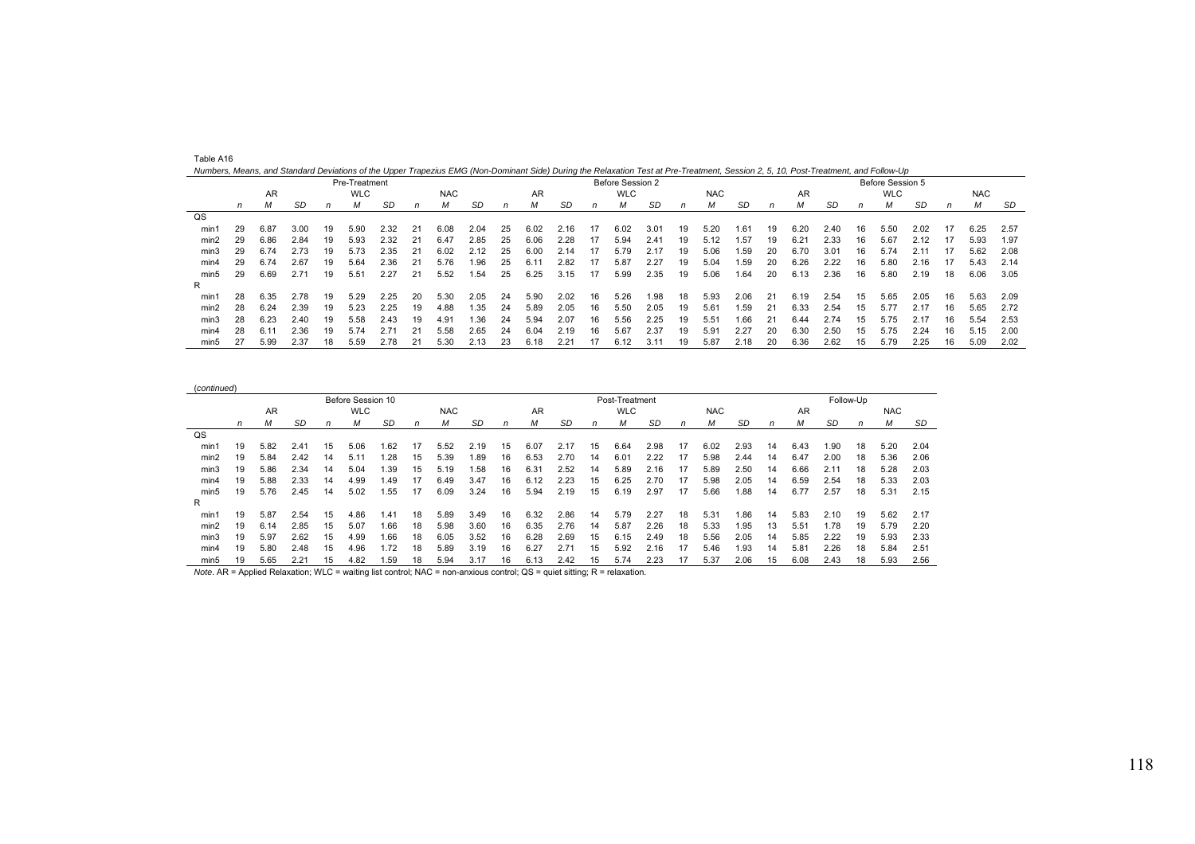Table A16

*Numbers, Means, and Standard Deviations of the Upper Trapezius EMG (Non-Dominant Side) During the Relaxation Test at Pre-Treatment, Session 2, 5, 10, Post-Treatment, and Follow-Up*

| | Pre-Treatment | | | | | | | | | Before Session 2 | | | | | | | | | Before Session 5 | | | | | | | | |
|---|---|---|---|---|---|---|---|---|---|---|---|---|---|---|---|---|---|---|---|---|---|---|---|---|---|---|---|
| | AR | | | WLC | | | NAC | | | AR | | | WLC | | | NAC | | | AR | | | WLC | | | NAC | | |
| | *n* | *M* | *SD* | *n* | *M* | *SD* | *n* | *M* | *SD* | *n* | *M* | *SD* | *n* | *M* | *SD* | *n* | *M* | *SD* | *n* | *M* | *SD* | *n* | *M* | *SD* | *n* | *M* | *SD* |
| QS | | | | | | | | | | | | | | | | | | | | | | | | | | | |
| min1 | 29 | 6.87 | 3.00 | 19 | 5.90 | 2.32 | 21 | 6.08 | 2.04 | 25 | 6.02 | 2.16 | 17 | 6.02 | 3.01 | 19 | 5.20 | 1.61 | 19 | 6.20 | 2.40 | 16 | 5.50 | 2.02 | 17 | 6.25 | 2.57 |
| min2 | 29 | 6.86 | 2.84 | 19 | 5.93 | 2.32 | 21 | 6.47 | 2.85 | 25 | 6.06 | 2.28 | 17 | 5.94 | 2.41 | 19 | 5.12 | 1.57 | 19 | 6.21 | 2.33 | 16 | 5.67 | 2.12 | 17 | 5.93 | 1.97 |
| min3 | 29 | 6.74 | 2.73 | 19 | 5.73 | 2.35 | 21 | 6.02 | 2.12 | 25 | 6.00 | 2.14 | 17 | 5.79 | 2.17 | 19 | 5.06 | 1.59 | 20 | 6.70 | 3.01 | 16 | 5.74 | 2.11 | 17 | 5.62 | 2.08 |
| min4 | 29 | 6.74 | 2.67 | 19 | 5.64 | 2.36 | 21 | 5.76 | 1.96 | 25 | 6.11 | 2.82 | 17 | 5.87 | 2.27 | 19 | 5.04 | 1.59 | 20 | 6.26 | 2.22 | 16 | 5.80 | 2.16 | 17 | 5.43 | 2.14 |
| min5 | 29 | 6.69 | 2.71 | 19 | 5.51 | 2.27 | 21 | 5.52 | 1.54 | 25 | 6.25 | 3.15 | 17 | 5.99 | 2.35 | 19 | 5.06 | 1.64 | 20 | 6.13 | 2.36 | 16 | 5.80 | 2.19 | 18 | 6.06 | 3.05 |
| R | | | | | | | | | | | | | | | | | | | | | | | | | | | |
| min1 | 28 | 6.35 | 2.78 | 19 | 5.29 | 2.25 | 20 | 5.30 | 2.05 | 24 | 5.90 | 2.02 | 16 | 5.26 | 1.98 | 18 | 5.93 | 2.06 | 21 | 6.19 | 2.54 | 15 | 5.65 | 2.05 | 16 | 5.63 | 2.09 |
| min2 | 28 | 6.24 | 2.39 | 19 | 5.23 | 2.25 | 19 | 4.88 | 1.35 | 24 | 5.89 | 2.05 | 16 | 5.50 | 2.05 | 19 | 5.61 | 1.59 | 21 | 6.33 | 2.54 | 15 | 5.77 | 2.17 | 16 | 5.65 | 2.72 |
| min3 | 28 | 6.23 | 2.40 | 19 | 5.58 | 2.43 | 19 | 4.91 | 1.36 | 24 | 5.94 | 2.07 | 16 | 5.56 | 2.25 | 19 | 5.51 | 1.66 | 21 | 6.44 | 2.74 | 15 | 5.75 | 2.17 | 16 | 5.54 | 2.53 |
| min4 | 28 | 6.11 | 2.36 | 19 | 5.74 | 2.71 | 21 | 5.58 | 2.65 | 24 | 6.04 | 2.19 | 16 | 5.67 | 2.37 | 19 | 5.91 | 2.27 | 20 | 6.30 | 2.50 | 15 | 5.75 | 2.24 | 16 | 5.15 | 2.00 |
| min5 | 27 | 5.99 | 2.37 | 18 | 5.59 | 2.78 | 21 | 5.30 | 2.13 | 23 | 6.18 | 2.21 | 17 | 6.12 | 3.11 | 19 | 5.87 | 2.18 | 20 | 6.36 | 2.62 | 15 | 5.79 | 2.25 | 16 | 5.09 | 2.02 |

(*continued*)

| | Before Session 10 | | | | | | | | | Post-Treatment | | | | | | | | | Follow-Up | | | | | |
|---|---|---|---|---|---|---|---|---|---|---|---|---|---|---|---|---|---|---|---|---|---|---|---|---|
| | AR | | | WLC | | | NAC | | | AR | | | WLC | | | NAC | | | AR | | | NAC | | |
| | *n* | *M* | *SD* | *n* | *M* | *SD* | *n* | *M* | *SD* | *n* | *M* | *SD* | *n* | *M* | *SD* | *n* | *M* | *SD* | *n* | *M* | *SD* | *n* | *M* | *SD* |
| QS | | | | | | | | | | | | | | | | | | | | | | | | |
| min1 | 19 | 5.82 | 2.41 | 15 | 5.06 | 1.62 | 17 | 5.52 | 2.19 | 15 | 6.07 | 2.17 | 15 | 6.64 | 2.98 | 17 | 6.02 | 2.93 | 14 | 6.43 | 1.90 | 18 | 5.20 | 2.04 |
| min2 | 19 | 5.84 | 2.42 | 14 | 5.11 | 1.28 | 15 | 5.39 | 1.89 | 16 | 6.53 | 2.70 | 14 | 6.01 | 2.22 | 17 | 5.98 | 2.44 | 14 | 6.47 | 2.00 | 18 | 5.36 | 2.06 |
| min3 | 19 | 5.86 | 2.34 | 14 | 5.04 | 1.39 | 15 | 5.19 | 1.58 | 16 | 6.31 | 2.52 | 14 | 5.89 | 2.16 | 17 | 5.89 | 2.50 | 14 | 6.66 | 2.11 | 18 | 5.28 | 2.03 |
| min4 | 19 | 5.88 | 2.33 | 14 | 4.99 | 1.49 | 17 | 6.49 | 3.47 | 16 | 6.12 | 2.23 | 15 | 6.25 | 2.70 | 17 | 5.98 | 2.05 | 14 | 6.59 | 2.54 | 18 | 5.33 | 2.03 |
| min5 | 19 | 5.76 | 2.45 | 14 | 5.02 | 1.55 | 17 | 6.09 | 3.24 | 16 | 5.94 | 2.19 | 15 | 6.19 | 2.97 | 17 | 5.66 | 1.88 | 14 | 6.77 | 2.57 | 18 | 5.31 | 2.15 |
| R | | | | | | | | | | | | | | | | | | | | | | | | |
| min1 | 19 | 5.87 | 2.54 | 15 | 4.86 | 1.41 | 18 | 5.89 | 3.49 | 16 | 6.32 | 2.86 | 14 | 5.79 | 2.27 | 18 | 5.31 | 1.86 | 14 | 5.83 | 2.10 | 19 | 5.62 | 2.17 |
| min2 | 19 | 6.14 | 2.85 | 15 | 5.07 | 1.66 | 18 | 5.98 | 3.60 | 16 | 6.35 | 2.76 | 14 | 5.87 | 2.26 | 18 | 5.33 | 1.95 | 13 | 5.51 | 1.78 | 19 | 5.79 | 2.20 |
| min3 | 19 | 5.97 | 2.62 | 15 | 4.99 | 1.66 | 18 | 6.05 | 3.52 | 16 | 6.28 | 2.69 | 15 | 6.15 | 2.49 | 18 | 5.56 | 2.05 | 14 | 5.85 | 2.22 | 19 | 5.93 | 2.33 |
| min4 | 19 | 5.80 | 2.48 | 15 | 4.96 | 1.72 | 18 | 5.89 | 3.19 | 16 | 6.27 | 2.71 | 15 | 5.92 | 2.16 | 17 | 5.46 | 1.93 | 14 | 5.81 | 2.26 | 18 | 5.84 | 2.51 |
| min5 | 19 | 5.65 | 2.21 | 15 | 4.82 | 1.59 | 18 | 5.94 | 3.17 | 16 | 6.13 | 2.42 | 15 | 5.74 | 2.23 | 17 | 5.37 | 2.06 | 15 | 6.08 | 2.43 | 18 | 5.93 | 2.56 |

*Note*. AR = Applied Relaxation; WLC = waiting list control; NAC = non-anxious control; QS = quiet sitting; R = relaxation.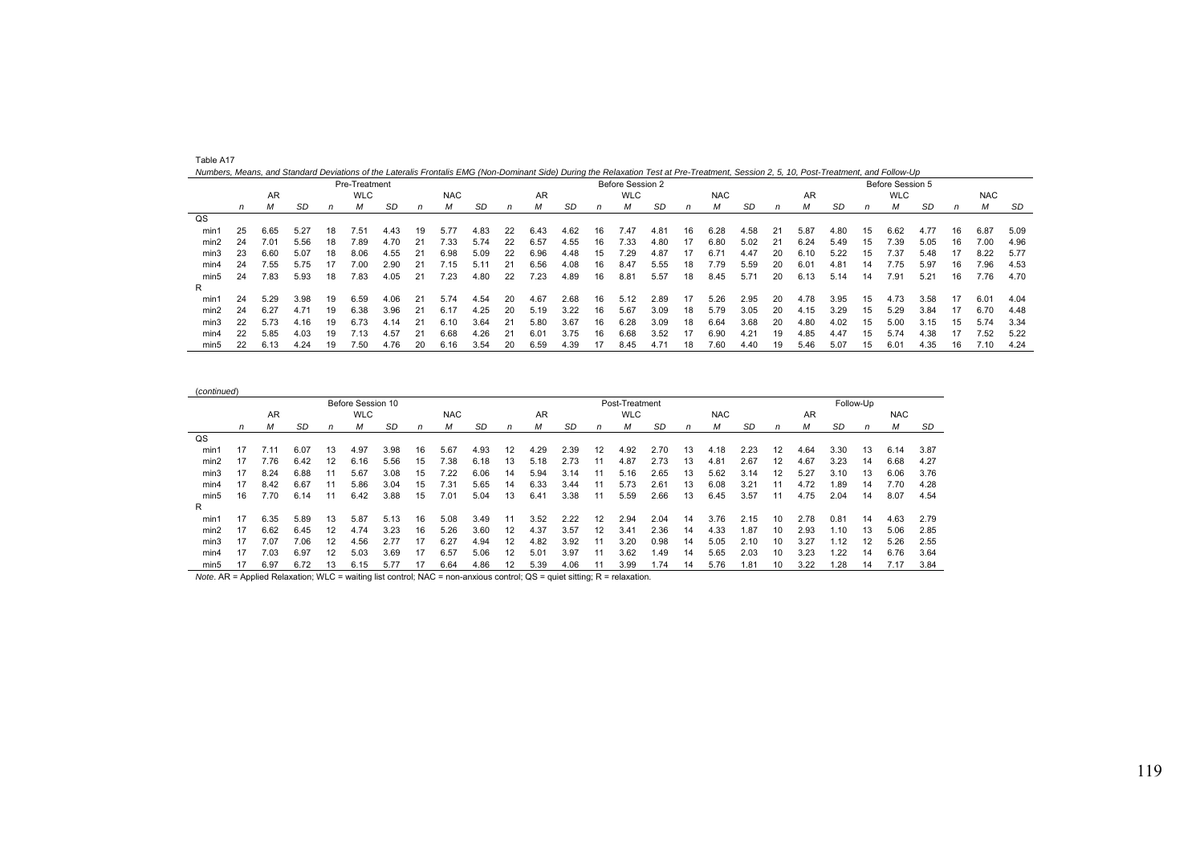Table A17

*Numbers, Means, and Standard Deviations of the Lateralis Frontalis EMG (Non-Dominant Side) During the Relaxation Test at Pre-Treatment, Session 2, 5, 10, Post-Treatment, and Follow-Up*

| | Pre-Treatment | | | | | | | | | Before Session 2 | | | | | | | | | Before Session 5 | | | | | | | | |
|---|---|---|---|---|---|---|---|---|---|---|---|---|---|---|---|---|---|---|---|---|---|---|---|---|---|---|---|
| | AR | | | WLC | | | NAC | | | AR | | | WLC | | | NAC | | | AR | | | WLC | | | NAC | | |
| | *n* | *M* | *SD* | *n* | *M* | *SD* | *n* | *M* | *SD* | *n* | *M* | *SD* | *n* | *M* | *SD* | *n* | *M* | *SD* | *n* | *M* | *SD* | *n* | *M* | *SD* | *n* | *M* | *SD* |
| QS | | | | | | | | | | | | | | | | | | | | | | | | | | | |
| min1 | 25 | 6.65 | 5.27 | 18 | 7.51 | 4.43 | 19 | 5.77 | 4.83 | 22 | 6.43 | 4.62 | 16 | 7.47 | 4.81 | 16 | 6.28 | 4.58 | 21 | 5.87 | 4.80 | 15 | 6.62 | 4.77 | 16 | 6.87 | 5.09 |
| min2 | 24 | 7.01 | 5.56 | 18 | 7.89 | 4.70 | 21 | 7.33 | 5.74 | 22 | 6.57 | 4.55 | 16 | 7.33 | 4.80 | 17 | 6.80 | 5.02 | 21 | 6.24 | 5.49 | 15 | 7.39 | 5.05 | 16 | 7.00 | 4.96 |
| min3 | 23 | 6.60 | 5.07 | 18 | 8.06 | 4.55 | 21 | 6.98 | 5.09 | 22 | 6.96 | 4.48 | 15 | 7.29 | 4.87 | 17 | 6.71 | 4.47 | 20 | 6.10 | 5.22 | 15 | 7.37 | 5.48 | 17 | 8.22 | 5.77 |
| min4 | 24 | 7.55 | 5.75 | 17 | 7.00 | 2.90 | 21 | 7.15 | 5.11 | 21 | 6.56 | 4.08 | 16 | 8.47 | 5.55 | 18 | 7.79 | 5.59 | 20 | 6.01 | 4.81 | 14 | 7.75 | 5.97 | 16 | 7.96 | 4.53 |
| min5 | 24 | 7.83 | 5.93 | 18 | 7.83 | 4.05 | 21 | 7.23 | 4.80 | 22 | 7.23 | 4.89 | 16 | 8.81 | 5.57 | 18 | 8.45 | 5.71 | 20 | 6.13 | 5.14 | 14 | 7.91 | 5.21 | 16 | 7.76 | 4.70 |
| R | | | | | | | | | | | | | | | | | | | | | | | | | | | |
| min1 | 24 | 5.29 | 3.98 | 19 | 6.59 | 4.06 | 21 | 5.74 | 4.54 | 20 | 4.67 | 2.68 | 16 | 5.12 | 2.89 | 17 | 5.26 | 2.95 | 20 | 4.78 | 3.95 | 15 | 4.73 | 3.58 | 17 | 6.01 | 4.04 |
| min2 | 24 | 6.27 | 4.71 | 19 | 6.38 | 3.96 | 21 | 6.17 | 4.25 | 20 | 5.19 | 3.22 | 16 | 5.67 | 3.09 | 18 | 5.79 | 3.05 | 20 | 4.15 | 3.29 | 15 | 5.29 | 3.84 | 17 | 6.70 | 4.48 |
| min3 | 22 | 5.73 | 4.16 | 19 | 6.73 | 4.14 | 21 | 6.10 | 3.64 | 21 | 5.80 | 3.67 | 16 | 6.28 | 3.09 | 18 | 6.64 | 3.68 | 20 | 4.80 | 4.02 | 15 | 5.00 | 3.15 | 15 | 5.74 | 3.34 |
| min4 | 22 | 5.85 | 4.03 | 19 | 7.13 | 4.57 | 21 | 6.68 | 4.26 | 21 | 6.01 | 3.75 | 16 | 6.68 | 3.52 | 17 | 6.90 | 4.21 | 19 | 4.85 | 4.47 | 15 | 5.74 | 4.38 | 17 | 7.52 | 5.22 |
| min5 | 22 | 6.13 | 4.24 | 19 | 7.50 | 4.76 | 20 | 6.16 | 3.54 | 20 | 6.59 | 4.39 | 17 | 8.45 | 4.71 | 18 | 7.60 | 4.40 | 19 | 5.46 | 5.07 | 15 | 6.01 | 4.35 | 16 | 7.10 | 4.24 |

(*continued*)

| | Before Session 10 | | | | | | | | | Post-Treatment | | | | | | | | | Follow-Up | | | | | | | | |
|---|---|---|---|---|---|---|---|---|---|---|---|---|---|---|---|---|---|---|---|---|---|---|---|---|---|---|---|
| | AR | | | WLC | | | NAC | | | AR | | | WLC | | | NAC | | | AR | | | | | | NAC | | |
| | *n* | *M* | *SD* | *n* | *M* | *SD* | *n* | *M* | *SD* | *n* | *M* | *SD* | *n* | *M* | *SD* | *n* | *M* | *SD* | *n* | *M* | *SD* | | | | *n* | *M* | *SD* |
| QS | | | | | | | | | | | | | | | | | | | | | | | | | | | |
| min1 | 17 | 7.11 | 6.07 | 13 | 4.97 | 3.98 | 16 | 5.67 | 4.93 | 12 | 4.29 | 2.39 | 12 | 4.92 | 2.70 | 13 | 4.18 | 2.23 | 12 | 4.64 | 3.30 | | | | 13 | 6.14 | 3.87 |
| min2 | 17 | 7.76 | 6.42 | 12 | 6.16 | 5.56 | 15 | 7.38 | 6.18 | 13 | 5.18 | 2.73 | 11 | 4.87 | 2.73 | 13 | 4.81 | 2.67 | 12 | 4.67 | 3.23 | | | | 14 | 6.68 | 4.27 |
| min3 | 17 | 8.24 | 6.88 | 11 | 5.67 | 3.08 | 15 | 7.22 | 6.06 | 14 | 5.94 | 3.14 | 11 | 5.16 | 2.65 | 13 | 5.62 | 3.14 | 12 | 5.27 | 3.10 | | | | 13 | 6.06 | 3.76 |
| min4 | 17 | 8.42 | 6.67 | 11 | 5.86 | 3.04 | 15 | 7.31 | 5.65 | 14 | 6.33 | 3.44 | 11 | 5.73 | 2.61 | 13 | 6.08 | 3.21 | 11 | 4.72 | 1.89 | | | | 14 | 7.70 | 4.28 |
| min5 | 16 | 7.70 | 6.14 | 11 | 6.42 | 3.88 | 15 | 7.01 | 5.04 | 13 | 6.41 | 3.38 | 11 | 5.59 | 2.66 | 13 | 6.45 | 3.57 | 11 | 4.75 | 2.04 | | | | 14 | 8.07 | 4.54 |
| R | | | | | | | | | | | | | | | | | | | | | | | | | | | |
| min1 | 17 | 6.35 | 5.89 | 13 | 5.87 | 5.13 | 16 | 5.08 | 3.49 | 11 | 3.52 | 2.22 | 12 | 2.94 | 2.04 | 14 | 3.76 | 2.15 | 10 | 2.78 | 0.81 | | | | 14 | 4.63 | 2.79 |
| min2 | 17 | 6.62 | 6.45 | 12 | 4.74 | 3.23 | 16 | 5.26 | 3.60 | 12 | 4.37 | 3.57 | 12 | 3.41 | 2.36 | 14 | 4.33 | 1.87 | 10 | 2.93 | 1.10 | | | | 13 | 5.06 | 2.85 |
| min3 | 17 | 7.07 | 7.06 | 12 | 4.56 | 2.77 | 17 | 6.27 | 4.94 | 12 | 4.82 | 3.92 | 11 | 3.20 | 0.98 | 14 | 5.05 | 2.10 | 10 | 3.27 | 1.12 | | | | 12 | 5.26 | 2.55 |
| min4 | 17 | 7.03 | 6.97 | 12 | 5.03 | 3.69 | 17 | 6.57 | 5.06 | 12 | 5.01 | 3.97 | 11 | 3.62 | 1.49 | 14 | 5.65 | 2.03 | 10 | 3.23 | 1.22 | | | | 14 | 6.76 | 3.64 |
| min5 | 17 | 6.97 | 6.72 | 13 | 6.15 | 5.77 | 17 | 6.64 | 4.86 | 12 | 5.39 | 4.06 | 11 | 3.99 | 1.74 | 14 | 5.76 | 1.81 | 10 | 3.22 | 1.28 | | | | 14 | 7.17 | 3.84 |

*Note*. AR = Applied Relaxation; WLC = waiting list control; NAC = non-anxious control; QS = quiet sitting; R = relaxation.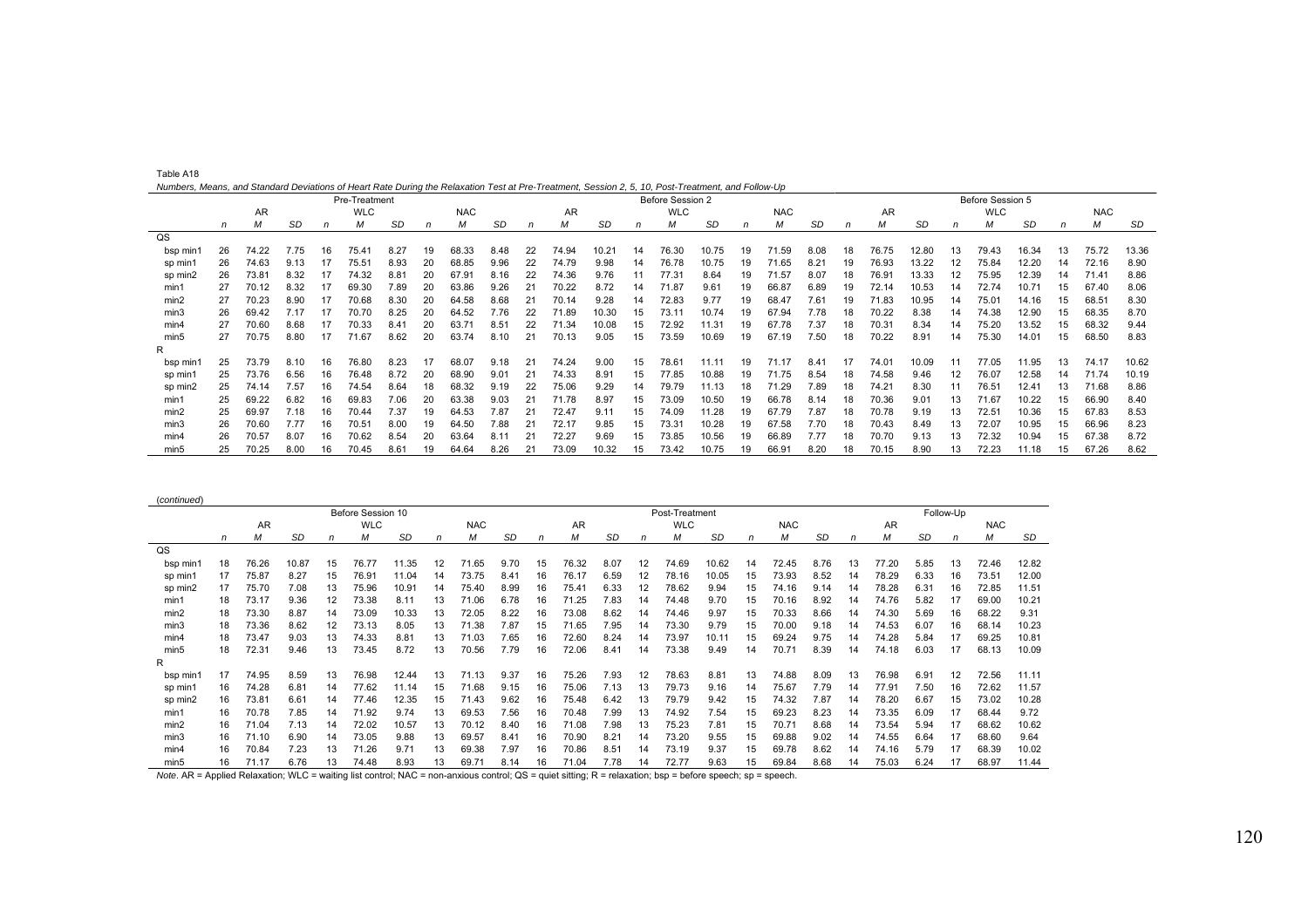Table A18

*Numbers, Means, and Standard Deviations of Heart Rate During the Relaxation Test at Pre-Treatment, Session 2, 5, 10, Post-Treatment, and Follow-Up*

| | Pre-Treatment | | | | | | | | | Before Session 2 | | | | | | | | | Before Session 5 | | | | | | | | |
|---|---|---|---|---|---|---|---|---|---|---|---|---|---|---|---|---|---|---|---|---|---|---|---|---|---|---|---|
| | AR | | | WLC | | | NAC | | | AR | | | WLC | | | NAC | | | AR | | | WLC | | | NAC | | |
| | *n* | *M* | *SD* | *n* | *M* | *SD* | *n* | *M* | *SD* | *n* | *M* | *SD* | *n* | *M* | *SD* | *n* | *M* | *SD* | *n* | *M* | *SD* | *n* | *M* | *SD* | *n* | *M* | *SD* |
| QS | | | | | | | | | | | | | | | | | | | | | | | | | | | |
| bsp min1 | 26 | 74.22 | 7.75 | 16 | 75.41 | 8.27 | 19 | 68.33 | 8.48 | 22 | 74.94 | 10.21 | 14 | 76.30 | 10.75 | 19 | 71.59 | 8.08 | 18 | 76.75 | 12.80 | 13 | 79.43 | 16.34 | 13 | 75.72 | 13.36 |
| sp min1 | 26 | 74.63 | 9.13 | 17 | 75.51 | 8.93 | 20 | 68.85 | 9.96 | 22 | 74.79 | 9.98 | 14 | 76.78 | 10.75 | 19 | 71.65 | 8.21 | 19 | 76.93 | 13.22 | 12 | 75.84 | 12.20 | 14 | 72.16 | 8.90 |
| sp min2 | 26 | 73.81 | 8.32 | 17 | 74.32 | 8.81 | 20 | 67.91 | 8.16 | 22 | 74.36 | 9.76 | 11 | 77.31 | 8.64 | 19 | 71.57 | 8.07 | 18 | 76.91 | 13.33 | 12 | 75.95 | 12.39 | 14 | 71.41 | 8.86 |
| min1 | 27 | 70.12 | 8.32 | 17 | 69.30 | 7.89 | 20 | 63.86 | 9.26 | 21 | 70.22 | 8.72 | 14 | 71.87 | 9.61 | 19 | 66.87 | 6.89 | 19 | 72.14 | 10.53 | 14 | 72.74 | 10.71 | 15 | 67.40 | 8.06 |
| min2 | 27 | 70.23 | 8.90 | 17 | 70.68 | 8.30 | 20 | 64.58 | 8.68 | 21 | 70.14 | 9.28 | 14 | 72.83 | 9.77 | 19 | 68.47 | 7.61 | 19 | 71.83 | 10.95 | 14 | 75.01 | 14.16 | 15 | 68.51 | 8.30 |
| min3 | 26 | 69.42 | 7.17 | 17 | 70.70 | 8.25 | 20 | 64.52 | 7.76 | 22 | 71.89 | 10.30 | 15 | 73.11 | 10.74 | 19 | 67.94 | 7.78 | 18 | 70.22 | 8.38 | 14 | 74.38 | 12.90 | 15 | 68.35 | 8.70 |
| min4 | 27 | 70.60 | 8.68 | 17 | 70.33 | 8.41 | 20 | 63.71 | 8.51 | 22 | 71.34 | 10.08 | 15 | 72.92 | 11.31 | 19 | 67.78 | 7.37 | 18 | 70.31 | 8.34 | 14 | 75.20 | 13.52 | 15 | 68.32 | 9.44 |
| min5 | 27 | 70.75 | 8.80 | 17 | 71.67 | 8.62 | 20 | 63.74 | 8.10 | 21 | 70.13 | 9.05 | 15 | 73.59 | 10.69 | 19 | 67.19 | 7.50 | 18 | 70.22 | 8.91 | 14 | 75.30 | 14.01 | 15 | 68.50 | 8.83 |
| R | | | | | | | | | | | | | | | | | | | | | | | | | | | |
| bsp min1 | 25 | 73.79 | 8.10 | 16 | 76.80 | 8.23 | 17 | 68.07 | 9.18 | 21 | 74.24 | 9.00 | 15 | 78.61 | 11.11 | 19 | 71.17 | 8.41 | 17 | 74.01 | 10.09 | 11 | 77.05 | 11.95 | 13 | 74.17 | 10.62 |
| sp min1 | 25 | 73.76 | 6.56 | 16 | 76.48 | 8.72 | 20 | 68.90 | 9.01 | 21 | 74.33 | 8.91 | 15 | 77.85 | 10.88 | 19 | 71.75 | 8.54 | 18 | 74.58 | 9.46 | 12 | 76.07 | 12.58 | 14 | 71.74 | 10.19 |
| sp min2 | 25 | 74.14 | 7.57 | 16 | 74.54 | 8.64 | 18 | 68.32 | 9.19 | 22 | 75.06 | 9.29 | 14 | 79.79 | 11.13 | 18 | 71.29 | 7.89 | 18 | 74.21 | 8.30 | 11 | 76.51 | 12.41 | 13 | 71.68 | 8.86 |
| min1 | 25 | 69.22 | 6.82 | 16 | 69.83 | 7.06 | 20 | 63.38 | 9.03 | 21 | 71.78 | 8.97 | 15 | 73.09 | 10.50 | 19 | 66.78 | 8.14 | 18 | 70.36 | 9.01 | 13 | 71.67 | 10.22 | 15 | 66.90 | 8.40 |
| min2 | 25 | 69.97 | 7.18 | 16 | 70.44 | 7.37 | 19 | 64.53 | 7.87 | 21 | 72.47 | 9.11 | 15 | 74.09 | 11.28 | 19 | 67.79 | 7.87 | 18 | 70.78 | 9.19 | 13 | 72.51 | 10.36 | 15 | 67.83 | 8.53 |
| min3 | 26 | 70.60 | 7.77 | 16 | 70.51 | 8.00 | 19 | 64.50 | 7.88 | 21 | 72.17 | 9.85 | 15 | 73.31 | 10.28 | 19 | 67.58 | 7.70 | 18 | 70.43 | 8.49 | 13 | 72.07 | 10.95 | 15 | 66.96 | 8.23 |
| min4 | 26 | 70.57 | 8.07 | 16 | 70.62 | 8.54 | 20 | 63.64 | 8.11 | 21 | 72.27 | 9.69 | 15 | 73.85 | 10.56 | 19 | 66.89 | 7.77 | 18 | 70.70 | 9.13 | 13 | 72.32 | 10.94 | 15 | 67.38 | 8.72 |
| min5 | 25 | 70.25 | 8.00 | 16 | 70.45 | 8.61 | 19 | 64.64 | 8.26 | 21 | 73.09 | 10.32 | 15 | 73.42 | 10.75 | 19 | 66.91 | 8.20 | 18 | 70.15 | 8.90 | 13 | 72.23 | 11.18 | 15 | 67.26 | 8.62 |

(*continued*)

| | Before Session 10 | | | | | | | | | Post-Treatment | | | | | | | | | Follow-Up | | | | | |
|---|---|---|---|---|---|---|---|---|---|---|---|---|---|---|---|---|---|---|---|---|---|---|---|---|
| | AR | | | WLC | | | NAC | | | AR | | | WLC | | | NAC | | | AR | | | NAC | | |
| | *n* | *M* | *SD* | *n* | *M* | *SD* | *n* | *M* | *SD* | *n* | *M* | *SD* | *n* | *M* | *SD* | *n* | *M* | *SD* | *n* | *M* | *SD* | *n* | *M* | *SD* |
| QS | | | | | | | | | | | | | | | | | | | | | | | | |
| bsp min1 | 18 | 76.26 | 10.87 | 15 | 76.77 | 11.35 | 12 | 71.65 | 9.70 | 15 | 76.32 | 8.07 | 12 | 74.69 | 10.62 | 14 | 72.45 | 8.76 | 13 | 77.20 | 5.85 | 13 | 72.46 | 12.82 |
| sp min1 | 17 | 75.87 | 8.27 | 15 | 76.91 | 11.04 | 14 | 73.75 | 8.41 | 16 | 76.17 | 6.59 | 12 | 78.16 | 10.05 | 15 | 73.93 | 8.52 | 14 | 78.29 | 6.33 | 16 | 73.51 | 12.00 |
| sp min2 | 17 | 75.70 | 7.08 | 13 | 75.96 | 10.91 | 14 | 75.40 | 8.99 | 16 | 75.41 | 6.33 | 12 | 78.62 | 9.94 | 15 | 74.16 | 9.14 | 14 | 78.28 | 6.31 | 16 | 72.85 | 11.51 |
| min1 | 18 | 73.17 | 9.36 | 12 | 73.38 | 8.11 | 13 | 71.06 | 6.78 | 16 | 71.25 | 7.83 | 14 | 74.48 | 9.70 | 15 | 70.16 | 8.92 | 14 | 74.76 | 5.82 | 17 | 69.00 | 10.21 |
| min2 | 18 | 73.30 | 8.87 | 14 | 73.09 | 10.33 | 13 | 72.05 | 8.22 | 16 | 73.08 | 8.62 | 14 | 74.46 | 9.97 | 15 | 70.33 | 8.66 | 14 | 74.30 | 5.69 | 16 | 68.22 | 9.31 |
| min3 | 18 | 73.36 | 8.62 | 12 | 73.13 | 8.05 | 13 | 71.38 | 7.87 | 15 | 71.65 | 7.95 | 14 | 73.30 | 9.79 | 15 | 70.00 | 9.18 | 14 | 74.53 | 6.07 | 16 | 68.14 | 10.23 |
| min4 | 18 | 73.47 | 9.03 | 13 | 74.33 | 8.81 | 13 | 71.03 | 7.65 | 16 | 72.60 | 8.24 | 14 | 73.97 | 10.11 | 15 | 69.24 | 9.75 | 14 | 74.28 | 5.84 | 17 | 69.25 | 10.81 |
| min5 | 18 | 72.31 | 9.46 | 13 | 73.45 | 8.72 | 13 | 70.56 | 7.79 | 16 | 72.06 | 8.41 | 14 | 73.38 | 9.49 | 14 | 70.71 | 8.39 | 14 | 74.18 | 6.03 | 17 | 68.13 | 10.09 |
| R | | | | | | | | | | | | | | | | | | | | | | | | |
| bsp min1 | 17 | 74.95 | 8.59 | 13 | 76.98 | 12.44 | 13 | 71.13 | 9.37 | 16 | 75.26 | 7.93 | 12 | 78.63 | 8.81 | 13 | 74.88 | 8.09 | 13 | 76.98 | 6.91 | 12 | 72.56 | 11.11 |
| sp min1 | 16 | 74.28 | 6.81 | 14 | 77.62 | 11.14 | 15 | 71.68 | 9.15 | 16 | 75.06 | 7.13 | 13 | 79.73 | 9.16 | 14 | 75.67 | 7.79 | 14 | 77.91 | 7.50 | 16 | 72.62 | 11.57 |
| sp min2 | 16 | 73.81 | 6.61 | 14 | 77.46 | 12.35 | 15 | 71.43 | 9.62 | 16 | 75.48 | 6.42 | 13 | 79.79 | 9.42 | 15 | 74.32 | 7.87 | 14 | 78.20 | 6.67 | 15 | 73.02 | 10.28 |
| min1 | 16 | 70.78 | 7.85 | 14 | 71.92 | 9.74 | 13 | 69.53 | 7.56 | 16 | 70.48 | 7.99 | 13 | 74.92 | 7.54 | 15 | 69.23 | 8.23 | 14 | 73.35 | 6.09 | 17 | 68.44 | 9.72 |
| min2 | 16 | 71.04 | 7.13 | 14 | 72.02 | 10.57 | 13 | 70.12 | 8.40 | 16 | 71.08 | 7.98 | 13 | 75.23 | 7.81 | 15 | 70.71 | 8.68 | 14 | 73.54 | 5.94 | 17 | 68.62 | 10.62 |
| min3 | 16 | 71.10 | 6.90 | 14 | 73.05 | 9.88 | 13 | 69.57 | 8.41 | 16 | 70.90 | 8.21 | 14 | 73.20 | 9.55 | 15 | 69.88 | 9.02 | 14 | 74.55 | 6.64 | 17 | 68.60 | 9.64 |
| min4 | 16 | 70.84 | 7.23 | 13 | 71.26 | 9.71 | 13 | 69.38 | 7.97 | 16 | 70.86 | 8.51 | 14 | 73.19 | 9.37 | 15 | 69.78 | 8.62 | 14 | 74.16 | 5.79 | 17 | 68.39 | 10.02 |
| min5 | 16 | 71.17 | 6.76 | 13 | 74.48 | 8.93 | 13 | 69.71 | 8.14 | 16 | 71.04 | 7.78 | 14 | 72.77 | 9.63 | 15 | 69.84 | 8.68 | 14 | 75.03 | 6.24 | 17 | 68.97 | 11.44 |

*Note*. AR = Applied Relaxation; WLC = waiting list control; NAC = non-anxious control; QS = quiet sitting; R = relaxation; bsp = before speech; sp = speech.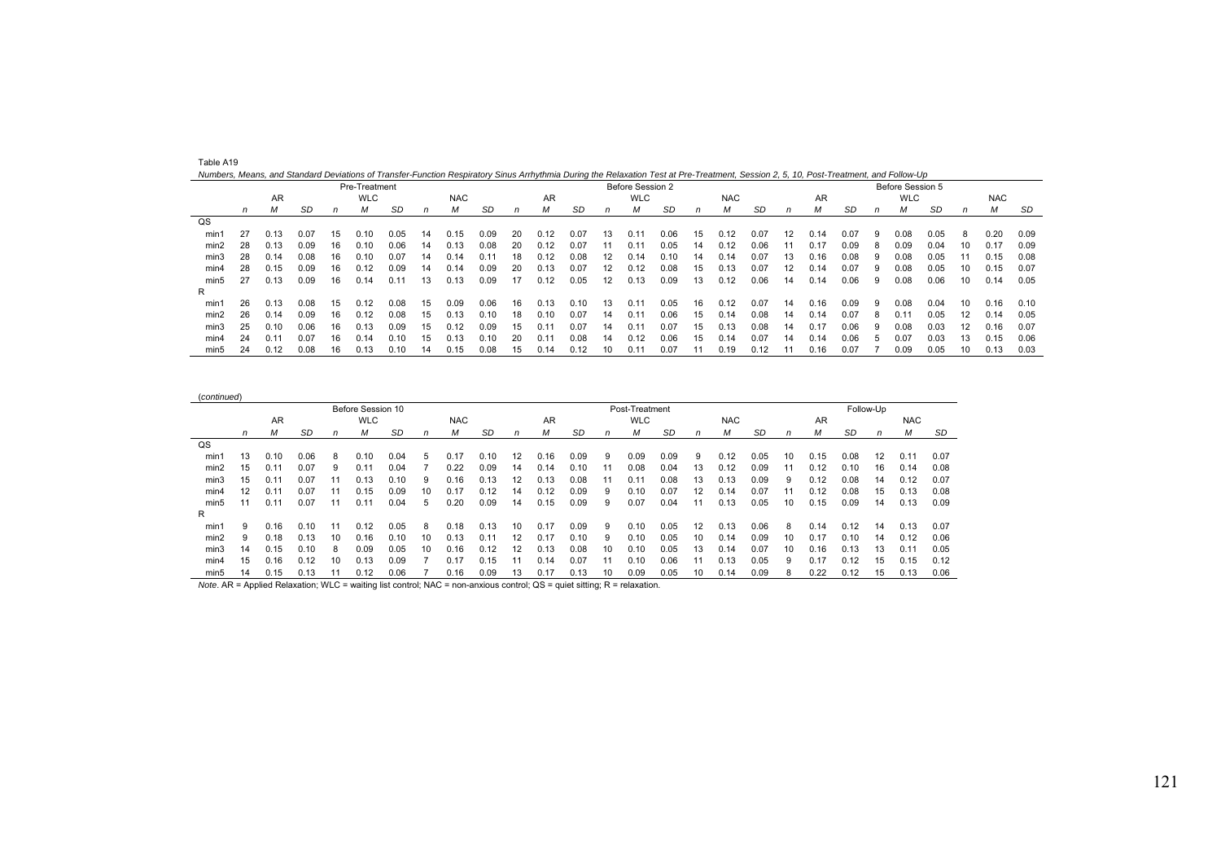Table A19

*Numbers, Means, and Standard Deviations of Transfer-Function Respiratory Sinus Arrhythmia During the Relaxation Test at Pre-Treatment, Session 2, 5, 10, Post-Treatment, and Follow-Up*

| | Pre-Treatment | | | | | | | | | Before Session 2 | | | | | | | | | Before Session 5 | | | | | | | | |
|---|---|---|---|---|---|---|---|---|---|---|---|---|---|---|---|---|---|---|---|---|---|---|---|---|---|---|---|
| | AR | | | WLC | | | NAC | | | AR | | | WLC | | | NAC | | | AR | | | WLC | | | NAC | | |
| | *n* | *M* | *SD* | *n* | *M* | *SD* | *n* | *M* | *SD* | *n* | *M* | *SD* | *n* | *M* | *SD* | *n* | *M* | *SD* | *n* | *M* | *SD* | *n* | *M* | *SD* | *n* | *M* | *SD* |
| QS | | | | | | | | | | | | | | | | | | | | | | | | | | | |
| min1 | 27 | 0.13 | 0.07 | 15 | 0.10 | 0.05 | 14 | 0.15 | 0.09 | 20 | 0.12 | 0.07 | 13 | 0.11 | 0.06 | 15 | 0.12 | 0.07 | 12 | 0.14 | 0.07 | 9 | 0.08 | 0.05 | 8 | 0.20 | 0.09 |
| min2 | 28 | 0.13 | 0.09 | 16 | 0.10 | 0.06 | 14 | 0.13 | 0.08 | 20 | 0.12 | 0.07 | 11 | 0.11 | 0.05 | 14 | 0.12 | 0.06 | 11 | 0.17 | 0.09 | 8 | 0.09 | 0.04 | 10 | 0.17 | 0.09 |
| min3 | 28 | 0.14 | 0.08 | 16 | 0.10 | 0.07 | 14 | 0.14 | 0.11 | 18 | 0.12 | 0.08 | 12 | 0.14 | 0.10 | 14 | 0.14 | 0.07 | 13 | 0.16 | 0.08 | 9 | 0.08 | 0.05 | 11 | 0.15 | 0.08 |
| min4 | 28 | 0.15 | 0.09 | 16 | 0.12 | 0.09 | 14 | 0.14 | 0.09 | 20 | 0.13 | 0.07 | 12 | 0.12 | 0.08 | 15 | 0.13 | 0.07 | 12 | 0.14 | 0.07 | 9 | 0.08 | 0.05 | 10 | 0.15 | 0.07 |
| min5 | 27 | 0.13 | 0.09 | 16 | 0.14 | 0.11 | 13 | 0.13 | 0.09 | 17 | 0.12 | 0.05 | 12 | 0.13 | 0.09 | 13 | 0.12 | 0.06 | 14 | 0.14 | 0.06 | 9 | 0.08 | 0.06 | 10 | 0.14 | 0.05 |
| R | | | | | | | | | | | | | | | | | | | | | | | | | | | |
| min1 | 26 | 0.13 | 0.08 | 15 | 0.12 | 0.08 | 15 | 0.09 | 0.06 | 16 | 0.13 | 0.10 | 13 | 0.11 | 0.05 | 16 | 0.12 | 0.07 | 14 | 0.16 | 0.09 | 9 | 0.08 | 0.04 | 10 | 0.16 | 0.10 |
| min2 | 26 | 0.14 | 0.09 | 16 | 0.12 | 0.08 | 15 | 0.13 | 0.10 | 18 | 0.10 | 0.07 | 14 | 0.11 | 0.06 | 15 | 0.14 | 0.08 | 14 | 0.14 | 0.07 | 8 | 0.11 | 0.05 | 12 | 0.14 | 0.05 |
| min3 | 25 | 0.10 | 0.06 | 16 | 0.13 | 0.09 | 15 | 0.12 | 0.09 | 15 | 0.11 | 0.07 | 14 | 0.11 | 0.07 | 15 | 0.13 | 0.08 | 14 | 0.17 | 0.06 | 9 | 0.08 | 0.03 | 12 | 0.16 | 0.07 |
| min4 | 24 | 0.11 | 0.07 | 16 | 0.14 | 0.10 | 15 | 0.13 | 0.10 | 20 | 0.11 | 0.08 | 14 | 0.12 | 0.06 | 15 | 0.14 | 0.07 | 14 | 0.14 | 0.06 | 5 | 0.07 | 0.03 | 13 | 0.15 | 0.06 |
| min5 | 24 | 0.12 | 0.08 | 16 | 0.13 | 0.10 | 14 | 0.15 | 0.08 | 15 | 0.14 | 0.12 | 10 | 0.11 | 0.07 | 11 | 0.19 | 0.12 | 11 | 0.16 | 0.07 | 7 | 0.09 | 0.05 | 10 | 0.13 | 0.03 |

(*continued*)

| | Before Session 10 | | | | | | | | | Post-Treatment | | | | | | | | | Follow-Up | | | | | |
|---|---|---|---|---|---|---|---|---|---|---|---|---|---|---|---|---|---|---|---|---|---|---|---|---|
| | AR | | | WLC | | | NAC | | | AR | | | WLC | | | NAC | | | AR | | | NAC | | |
| | *n* | *M* | *SD* | *n* | *M* | *SD* | *n* | *M* | *SD* | *n* | *M* | *SD* | *n* | *M* | *SD* | *n* | *M* | *SD* | *n* | *M* | *SD* | *n* | *M* | *SD* |
| QS | | | | | | | | | | | | | | | | | | | | | | | | |
| min1 | 13 | 0.10 | 0.06 | 8 | 0.10 | 0.04 | 5 | 0.17 | 0.10 | 12 | 0.16 | 0.09 | 9 | 0.09 | 0.09 | 9 | 0.12 | 0.05 | 10 | 0.15 | 0.08 | 12 | 0.11 | 0.07 |
| min2 | 15 | 0.11 | 0.07 | 9 | 0.11 | 0.04 | 7 | 0.22 | 0.09 | 14 | 0.14 | 0.10 | 11 | 0.08 | 0.04 | 13 | 0.12 | 0.09 | 11 | 0.12 | 0.10 | 16 | 0.14 | 0.08 |
| min3 | 15 | 0.11 | 0.07 | 11 | 0.13 | 0.10 | 9 | 0.16 | 0.13 | 12 | 0.13 | 0.08 | 11 | 0.11 | 0.08 | 13 | 0.13 | 0.09 | 9 | 0.12 | 0.08 | 14 | 0.12 | 0.07 |
| min4 | 12 | 0.11 | 0.07 | 11 | 0.15 | 0.09 | 10 | 0.17 | 0.12 | 14 | 0.12 | 0.09 | 9 | 0.10 | 0.07 | 12 | 0.14 | 0.07 | 11 | 0.12 | 0.08 | 15 | 0.13 | 0.08 |
| min5 | 11 | 0.11 | 0.07 | 11 | 0.11 | 0.04 | 5 | 0.20 | 0.09 | 14 | 0.15 | 0.09 | 9 | 0.07 | 0.04 | 11 | 0.13 | 0.05 | 10 | 0.15 | 0.09 | 14 | 0.13 | 0.09 |
| R | | | | | | | | | | | | | | | | | | | | | | | | |
| min1 | 9 | 0.16 | 0.10 | 11 | 0.12 | 0.05 | 8 | 0.18 | 0.13 | 10 | 0.17 | 0.09 | 9 | 0.10 | 0.05 | 12 | 0.13 | 0.06 | 8 | 0.14 | 0.12 | 14 | 0.13 | 0.07 |
| min2 | 9 | 0.18 | 0.13 | 10 | 0.16 | 0.10 | 10 | 0.13 | 0.11 | 12 | 0.17 | 0.10 | 9 | 0.10 | 0.05 | 10 | 0.14 | 0.09 | 10 | 0.17 | 0.10 | 14 | 0.12 | 0.06 |
| min3 | 14 | 0.15 | 0.10 | 8 | 0.09 | 0.05 | 10 | 0.16 | 0.12 | 12 | 0.13 | 0.08 | 10 | 0.10 | 0.05 | 13 | 0.14 | 0.07 | 10 | 0.16 | 0.13 | 13 | 0.11 | 0.05 |
| min4 | 15 | 0.16 | 0.12 | 10 | 0.13 | 0.09 | 7 | 0.17 | 0.15 | 11 | 0.14 | 0.07 | 11 | 0.10 | 0.06 | 11 | 0.13 | 0.05 | 9 | 0.17 | 0.12 | 15 | 0.15 | 0.12 |
| min5 | 14 | 0.15 | 0.13 | 11 | 0.12 | 0.06 | 7 | 0.16 | 0.09 | 13 | 0.17 | 0.13 | 10 | 0.09 | 0.05 | 10 | 0.14 | 0.09 | 8 | 0.22 | 0.12 | 15 | 0.13 | 0.06 |

*Note*. AR = Applied Relaxation; WLC = waiting list control; NAC = non-anxious control; QS = quiet sitting; R = relaxation.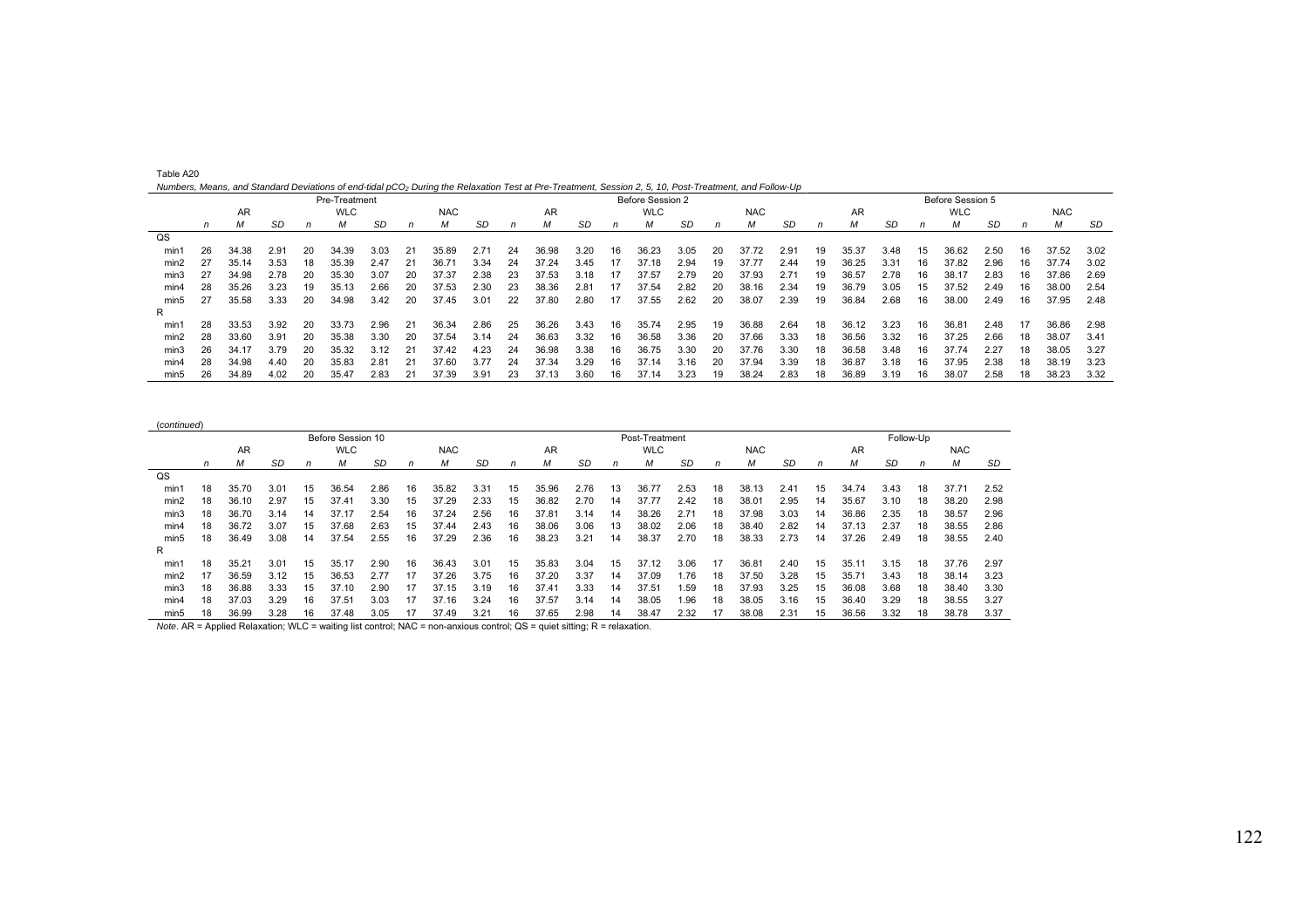Table A20

*Numbers, Means, and Standard Deviations of end-tidal $pCO_2$ During the Relaxation Test at Pre-Treatment, Session 2, 5, 10, Post-Treatment, and Follow-Up*

| | Pre-Treatment | | | | | | | | | Before Session 2 | | | | | | | | | Before Session 5 | | | | | | | | |
|---|---|---|---|---|---|---|---|---|---|---|---|---|---|---|---|---|---|---|---|---|---|---|---|---|---|---|---|
| | AR | | | WLC | | | NAC | | | AR | | | WLC | | | NAC | | | AR | | | WLC | | | NAC | | |
| | *n* | *M* | *SD* | *n* | *M* | *SD* | *n* | *M* | *SD* | *n* | *M* | *SD* | *n* | *M* | *SD* | *n* | *M* | *SD* | *n* | *M* | *SD* | *n* | *M* | *SD* | *n* | *M* | *SD* |
| QS | | | | | | | | | | | | | | | | | | | | | | | | | | | |
| min1 | 26 | 34.38 | 2.91 | 20 | 34.39 | 3.03 | 21 | 35.89 | 2.71 | 24 | 36.98 | 3.20 | 16 | 36.23 | 3.05 | 20 | 37.72 | 2.91 | 19 | 35.37 | 3.48 | 15 | 36.62 | 2.50 | 16 | 37.52 | 3.02 |
| min2 | 27 | 35.14 | 3.53 | 18 | 35.39 | 2.47 | 21 | 36.71 | 3.34 | 24 | 37.24 | 3.45 | 17 | 37.18 | 2.94 | 19 | 37.77 | 2.44 | 19 | 36.25 | 3.31 | 16 | 37.82 | 2.96 | 16 | 37.74 | 3.02 |
| min3 | 27 | 34.98 | 2.78 | 20 | 35.30 | 3.07 | 20 | 37.37 | 2.38 | 23 | 37.53 | 3.18 | 17 | 37.57 | 2.79 | 20 | 37.93 | 2.71 | 19 | 36.57 | 2.78 | 16 | 38.17 | 2.83 | 16 | 37.86 | 2.69 |
| min4 | 28 | 35.26 | 3.23 | 19 | 35.13 | 2.66 | 20 | 37.53 | 2.30 | 23 | 38.36 | 2.81 | 17 | 37.54 | 2.82 | 20 | 38.16 | 2.34 | 19 | 36.79 | 3.05 | 15 | 37.52 | 2.49 | 16 | 38.00 | 2.54 |
| min5 | 27 | 35.58 | 3.33 | 20 | 34.98 | 3.42 | 20 | 37.45 | 3.01 | 22 | 37.80 | 2.80 | 17 | 37.55 | 2.62 | 20 | 38.07 | 2.39 | 19 | 36.84 | 2.68 | 16 | 38.00 | 2.49 | 16 | 37.95 | 2.48 |
| R | | | | | | | | | | | | | | | | | | | | | | | | | | | |
| min1 | 28 | 33.53 | 3.92 | 20 | 33.73 | 2.96 | 21 | 36.34 | 2.86 | 25 | 36.26 | 3.43 | 16 | 35.74 | 2.95 | 19 | 36.88 | 2.64 | 18 | 36.12 | 3.23 | 16 | 36.81 | 2.48 | 17 | 36.86 | 2.98 |
| min2 | 28 | 33.60 | 3.91 | 20 | 35.38 | 3.30 | 20 | 37.54 | 3.14 | 24 | 36.63 | 3.32 | 16 | 36.58 | 3.36 | 20 | 37.66 | 3.33 | 18 | 36.56 | 3.32 | 16 | 37.25 | 2.66 | 18 | 38.07 | 3.41 |
| min3 | 26 | 34.17 | 3.79 | 20 | 35.32 | 3.12 | 21 | 37.42 | 4.23 | 24 | 36.98 | 3.38 | 16 | 36.75 | 3.30 | 20 | 37.76 | 3.30 | 18 | 36.58 | 3.48 | 16 | 37.74 | 2.27 | 18 | 38.05 | 3.27 |
| min4 | 28 | 34.98 | 4.40 | 20 | 35.83 | 2.81 | 21 | 37.60 | 3.77 | 24 | 37.34 | 3.29 | 16 | 37.14 | 3.16 | 20 | 37.94 | 3.39 | 18 | 36.87 | 3.18 | 16 | 37.95 | 2.38 | 18 | 38.19 | 3.23 |
| min5 | 26 | 34.89 | 4.02 | 20 | 35.47 | 2.83 | 21 | 37.39 | 3.91 | 23 | 37.13 | 3.60 | 16 | 37.14 | 3.23 | 19 | 38.24 | 2.83 | 18 | 36.89 | 3.19 | 16 | 38.07 | 2.58 | 18 | 38.23 | 3.32 |

(*continued*)

| | Before Session 10 | | | | | | | | | Post-Treatment | | | | | | | | | Follow-Up | | | | | |
|---|---|---|---|---|---|---|---|---|---|---|---|---|---|---|---|---|---|---|---|---|---|---|---|---|
| | AR | | | WLC | | | NAC | | | AR | | | WLC | | | NAC | | | AR | | | NAC | | |
| | *n* | *M* | *SD* | *n* | *M* | *SD* | *n* | *M* | *SD* | *n* | *M* | *SD* | *n* | *M* | *SD* | *n* | *M* | *SD* | *n* | *M* | *SD* | *n* | *M* | *SD* |
| QS | | | | | | | | | | | | | | | | | | | | | | | | |
| min1 | 18 | 35.70 | 3.01 | 15 | 36.54 | 2.86 | 16 | 35.82 | 3.31 | 15 | 35.96 | 2.76 | 13 | 36.77 | 2.53 | 18 | 38.13 | 2.41 | 15 | 34.74 | 3.43 | 18 | 37.71 | 2.52 |
| min2 | 18 | 36.10 | 2.97 | 15 | 37.41 | 3.30 | 15 | 37.29 | 2.33 | 15 | 36.82 | 2.70 | 14 | 37.77 | 2.42 | 18 | 38.01 | 2.95 | 14 | 35.67 | 3.10 | 18 | 38.20 | 2.98 |
| min3 | 18 | 36.70 | 3.14 | 14 | 37.17 | 2.54 | 16 | 37.24 | 2.56 | 16 | 37.81 | 3.14 | 14 | 38.26 | 2.71 | 18 | 37.98 | 3.03 | 14 | 36.86 | 2.35 | 18 | 38.57 | 2.96 |
| min4 | 18 | 36.72 | 3.07 | 15 | 37.68 | 2.63 | 15 | 37.44 | 2.43 | 16 | 38.06 | 3.06 | 13 | 38.02 | 2.06 | 18 | 38.40 | 2.82 | 14 | 37.13 | 2.37 | 18 | 38.55 | 2.86 |
| min5 | 18 | 36.49 | 3.08 | 14 | 37.54 | 2.55 | 16 | 37.29 | 2.36 | 16 | 38.23 | 3.21 | 14 | 38.37 | 2.70 | 18 | 38.33 | 2.73 | 14 | 37.26 | 2.49 | 18 | 38.55 | 2.40 |
| R | | | | | | | | | | | | | | | | | | | | | | | | |
| min1 | 18 | 35.21 | 3.01 | 15 | 35.17 | 2.90 | 16 | 36.43 | 3.01 | 15 | 35.83 | 3.04 | 15 | 37.12 | 3.06 | 17 | 36.81 | 2.40 | 15 | 35.11 | 3.15 | 18 | 37.76 | 2.97 |
| min2 | 17 | 36.59 | 3.12 | 15 | 36.53 | 2.77 | 17 | 37.26 | 3.75 | 16 | 37.20 | 3.37 | 14 | 37.09 | 1.76 | 18 | 37.50 | 3.28 | 15 | 35.71 | 3.43 | 18 | 38.14 | 3.23 |
| min3 | 18 | 36.88 | 3.33 | 15 | 37.10 | 2.90 | 17 | 37.15 | 3.19 | 16 | 37.41 | 3.33 | 14 | 37.51 | 1.59 | 18 | 37.93 | 3.25 | 15 | 36.08 | 3.68 | 18 | 38.40 | 3.30 |
| min4 | 18 | 37.03 | 3.29 | 16 | 37.51 | 3.03 | 17 | 37.16 | 3.24 | 16 | 37.57 | 3.14 | 14 | 38.05 | 1.96 | 18 | 38.05 | 3.16 | 15 | 36.40 | 3.29 | 18 | 38.55 | 3.27 |
| min5 | 18 | 36.99 | 3.28 | 16 | 37.48 | 3.05 | 17 | 37.49 | 3.21 | 16 | 37.65 | 2.98 | 14 | 38.47 | 2.32 | 17 | 38.08 | 2.31 | 15 | 36.56 | 3.32 | 18 | 38.78 | 3.37 |

*Note*. AR = Applied Relaxation; WLC = waiting list control; NAC = non-anxious control; QS = quiet sitting; R = relaxation.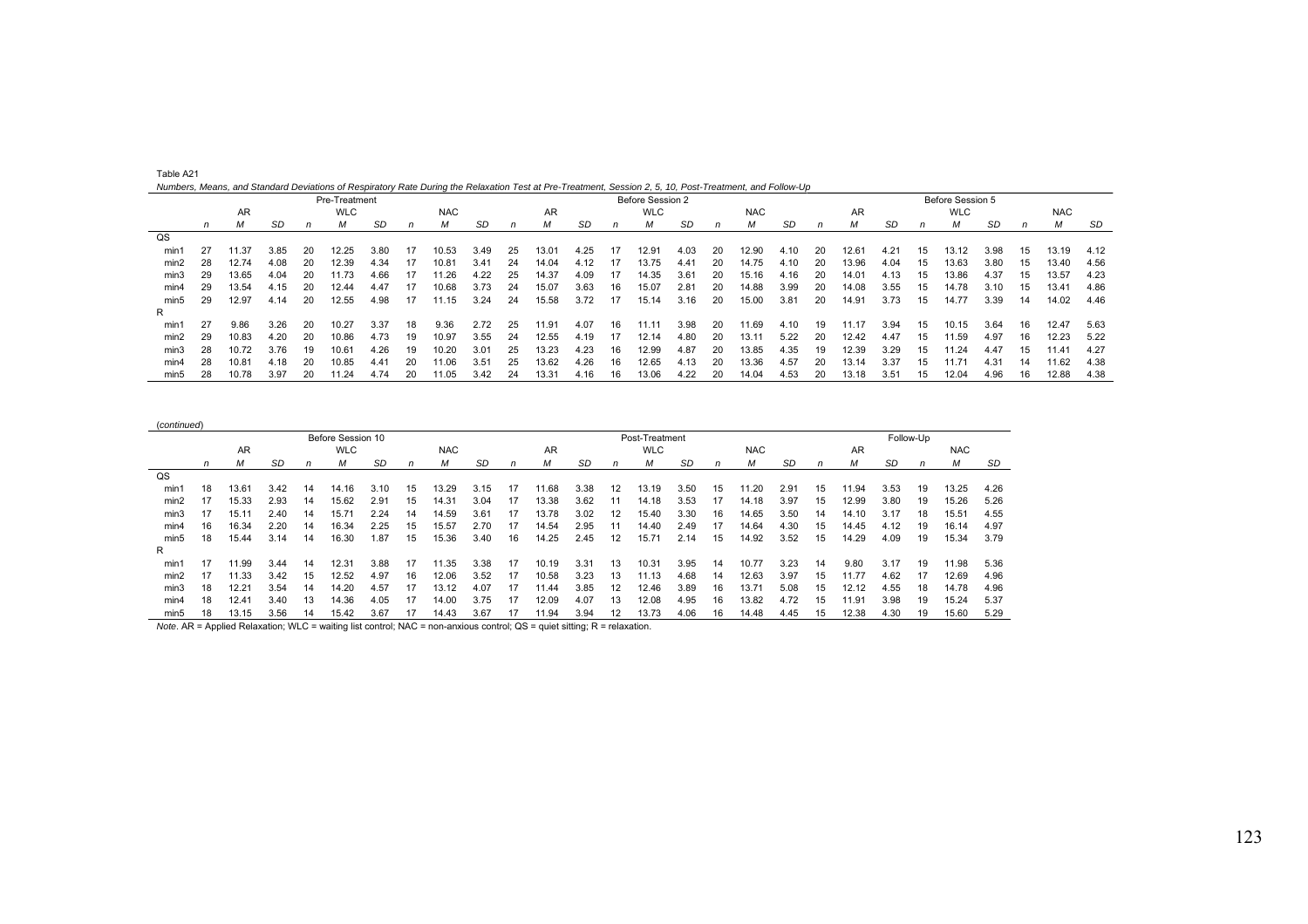Table A21

*Numbers, Means, and Standard Deviations of Respiratory Rate During the Relaxation Test at Pre-Treatment, Session 2, 5, 10, Post-Treatment, and Follow-Up*

| | Pre-Treatment | | | | | | | | | Before Session 2 | | | | | | | | | Before Session 5 | | | | | | | | |
|---|---|---|---|---|---|---|---|---|---|---|---|---|---|---|---|---|---|---|---|---|---|---|---|---|---|---|---|
| | AR | | | WLC | | | NAC | | | AR | | | WLC | | | NAC | | | AR | | | WLC | | | NAC | | |
| | *n* | *M* | *SD* | *n* | *M* | *SD* | *n* | *M* | *SD* | *n* | *M* | *SD* | *n* | *M* | *SD* | *n* | *M* | *SD* | *n* | *M* | *SD* | *n* | *M* | *SD* | *n* | *M* | *SD* |
| QS | | | | | | | | | | | | | | | | | | | | | | | | | | | |
| min1 | 27 | 11.37 | 3.85 | 20 | 12.25 | 3.80 | 17 | 10.53 | 3.49 | 25 | 13.01 | 4.25 | 17 | 12.91 | 4.03 | 20 | 12.90 | 4.10 | 20 | 12.61 | 4.21 | 15 | 13.12 | 3.98 | 15 | 13.19 | 4.12 |
| min2 | 28 | 12.74 | 4.08 | 20 | 12.39 | 4.34 | 17 | 10.81 | 3.41 | 24 | 14.04 | 4.12 | 17 | 13.75 | 4.41 | 20 | 14.75 | 4.10 | 20 | 13.96 | 4.04 | 15 | 13.63 | 3.80 | 15 | 13.40 | 4.56 |
| min3 | 29 | 13.65 | 4.04 | 20 | 11.73 | 4.66 | 17 | 11.26 | 4.22 | 25 | 14.37 | 4.09 | 17 | 14.35 | 3.61 | 20 | 15.16 | 4.16 | 20 | 14.01 | 4.13 | 15 | 13.86 | 4.37 | 15 | 13.57 | 4.23 |
| min4 | 29 | 13.54 | 4.15 | 20 | 12.44 | 4.47 | 17 | 10.68 | 3.73 | 24 | 15.07 | 3.63 | 16 | 15.07 | 2.81 | 20 | 14.88 | 3.99 | 20 | 14.08 | 3.55 | 15 | 14.78 | 3.10 | 15 | 13.41 | 4.86 |
| min5 | 29 | 12.97 | 4.14 | 20 | 12.55 | 4.98 | 17 | 11.15 | 3.24 | 24 | 15.58 | 3.72 | 17 | 15.14 | 3.16 | 20 | 15.00 | 3.81 | 20 | 14.91 | 3.73 | 15 | 14.77 | 3.39 | 14 | 14.02 | 4.46 |
| R | | | | | | | | | | | | | | | | | | | | | | | | | | | |
| min1 | 27 | 9.86 | 3.26 | 20 | 10.27 | 3.37 | 18 | 9.36 | 2.72 | 25 | 11.91 | 4.07 | 16 | 11.11 | 3.98 | 20 | 11.69 | 4.10 | 19 | 11.17 | 3.94 | 15 | 10.15 | 3.64 | 16 | 12.47 | 5.63 |
| min2 | 29 | 10.83 | 4.20 | 20 | 10.86 | 4.73 | 19 | 10.97 | 3.55 | 24 | 12.55 | 4.19 | 17 | 12.14 | 4.80 | 20 | 13.11 | 5.22 | 20 | 12.42 | 4.47 | 15 | 11.59 | 4.97 | 16 | 12.23 | 5.22 |
| min3 | 28 | 10.72 | 3.76 | 19 | 10.61 | 4.26 | 19 | 10.20 | 3.01 | 25 | 13.23 | 4.23 | 16 | 12.99 | 4.87 | 20 | 13.85 | 4.35 | 19 | 12.39 | 3.29 | 15 | 11.24 | 4.47 | 15 | 11.41 | 4.27 |
| min4 | 28 | 10.81 | 4.18 | 20 | 10.85 | 4.41 | 20 | 11.06 | 3.51 | 25 | 13.62 | 4.26 | 16 | 12.65 | 4.13 | 20 | 13.36 | 4.57 | 20 | 13.14 | 3.37 | 15 | 11.71 | 4.31 | 14 | 11.62 | 4.38 |
| min5 | 28 | 10.78 | 3.97 | 20 | 11.24 | 4.74 | 20 | 11.05 | 3.42 | 24 | 13.31 | 4.16 | 16 | 13.06 | 4.22 | 20 | 14.04 | 4.53 | 20 | 13.18 | 3.51 | 15 | 12.04 | 4.96 | 16 | 12.88 | 4.38 |

(*continued*)

| | Before Session 10 | | | | | | | | | Post-Treatment | | | | | | | | | Follow-Up | | | | | | | | |
|---|---|---|---|---|---|---|---|---|---|---|---|---|---|---|---|---|---|---|---|---|---|---|---|---|---|---|---|
| | AR | | | WLC | | | NAC | | | AR | | | WLC | | | NAC | | | AR | | | NAC | | | | | |
| | *n* | *M* | *SD* | *n* | *M* | *SD* | *n* | *M* | *SD* | *n* | *M* | *SD* | *n* | *M* | *SD* | *n* | *M* | *SD* | *n* | *M* | *SD* | *n* | *M* | *SD* | | | |
| QS | | | | | | | | | | | | | | | | | | | | | | | | | | | |
| min1 | 18 | 13.61 | 3.42 | 14 | 14.16 | 3.10 | 15 | 13.29 | 3.15 | 17 | 11.68 | 3.38 | 12 | 13.19 | 3.50 | 15 | 11.20 | 2.91 | 15 | 11.94 | 3.53 | 19 | 13.25 | 4.26 | | | |
| min2 | 17 | 15.33 | 2.93 | 14 | 15.62 | 2.91 | 15 | 14.31 | 3.04 | 17 | 13.38 | 3.62 | 11 | 14.18 | 3.53 | 17 | 14.18 | 3.97 | 15 | 12.99 | 3.80 | 19 | 15.26 | 5.26 | | | |
| min3 | 17 | 15.11 | 2.40 | 14 | 15.71 | 2.24 | 14 | 14.59 | 3.61 | 17 | 13.78 | 3.02 | 12 | 15.40 | 3.30 | 16 | 14.65 | 3.50 | 14 | 14.10 | 3.17 | 18 | 15.51 | 4.55 | | | |
| min4 | 16 | 16.34 | 2.20 | 14 | 16.34 | 2.25 | 15 | 15.57 | 2.70 | 17 | 14.54 | 2.95 | 11 | 14.40 | 2.49 | 17 | 14.64 | 4.30 | 15 | 14.45 | 4.12 | 19 | 16.14 | 4.97 | | | |
| min5 | 18 | 15.44 | 3.14 | 14 | 16.30 | 1.87 | 15 | 15.36 | 3.40 | 16 | 14.25 | 2.45 | 12 | 15.71 | 2.14 | 15 | 14.92 | 3.52 | 15 | 14.29 | 4.09 | 19 | 15.34 | 3.79 | | | |
| R | | | | | | | | | | | | | | | | | | | | | | | | | | | |
| min1 | 17 | 11.99 | 3.44 | 14 | 12.31 | 3.88 | 17 | 11.35 | 3.38 | 17 | 10.19 | 3.31 | 13 | 10.31 | 3.95 | 14 | 10.77 | 3.23 | 14 | 9.80 | 3.17 | 19 | 11.98 | 5.36 | | | |
| min2 | 17 | 11.33 | 3.42 | 15 | 12.52 | 4.97 | 16 | 12.06 | 3.52 | 17 | 10.58 | 3.23 | 13 | 11.13 | 4.68 | 14 | 12.63 | 3.97 | 15 | 11.77 | 4.62 | 17 | 12.69 | 4.96 | | | |
| min3 | 18 | 12.21 | 3.54 | 14 | 14.20 | 4.57 | 17 | 13.12 | 4.07 | 17 | 11.44 | 3.85 | 12 | 12.46 | 3.89 | 16 | 13.71 | 5.08 | 15 | 12.12 | 4.55 | 18 | 14.78 | 4.96 | | | |
| min4 | 18 | 12.41 | 3.40 | 13 | 14.36 | 4.05 | 17 | 14.00 | 3.75 | 17 | 12.09 | 4.07 | 13 | 12.08 | 4.95 | 16 | 13.82 | 4.72 | 15 | 11.91 | 3.98 | 19 | 15.24 | 5.37 | | | |
| min5 | 18 | 13.15 | 3.56 | 14 | 15.42 | 3.67 | 17 | 14.43 | 3.67 | 17 | 11.94 | 3.94 | 12 | 13.73 | 4.06 | 16 | 14.48 | 4.45 | 15 | 12.38 | 4.30 | 19 | 15.60 | 5.29 | | | |

*Note*. AR = Applied Relaxation; WLC = waiting list control; NAC = non-anxious control; QS = quiet sitting; R = relaxation.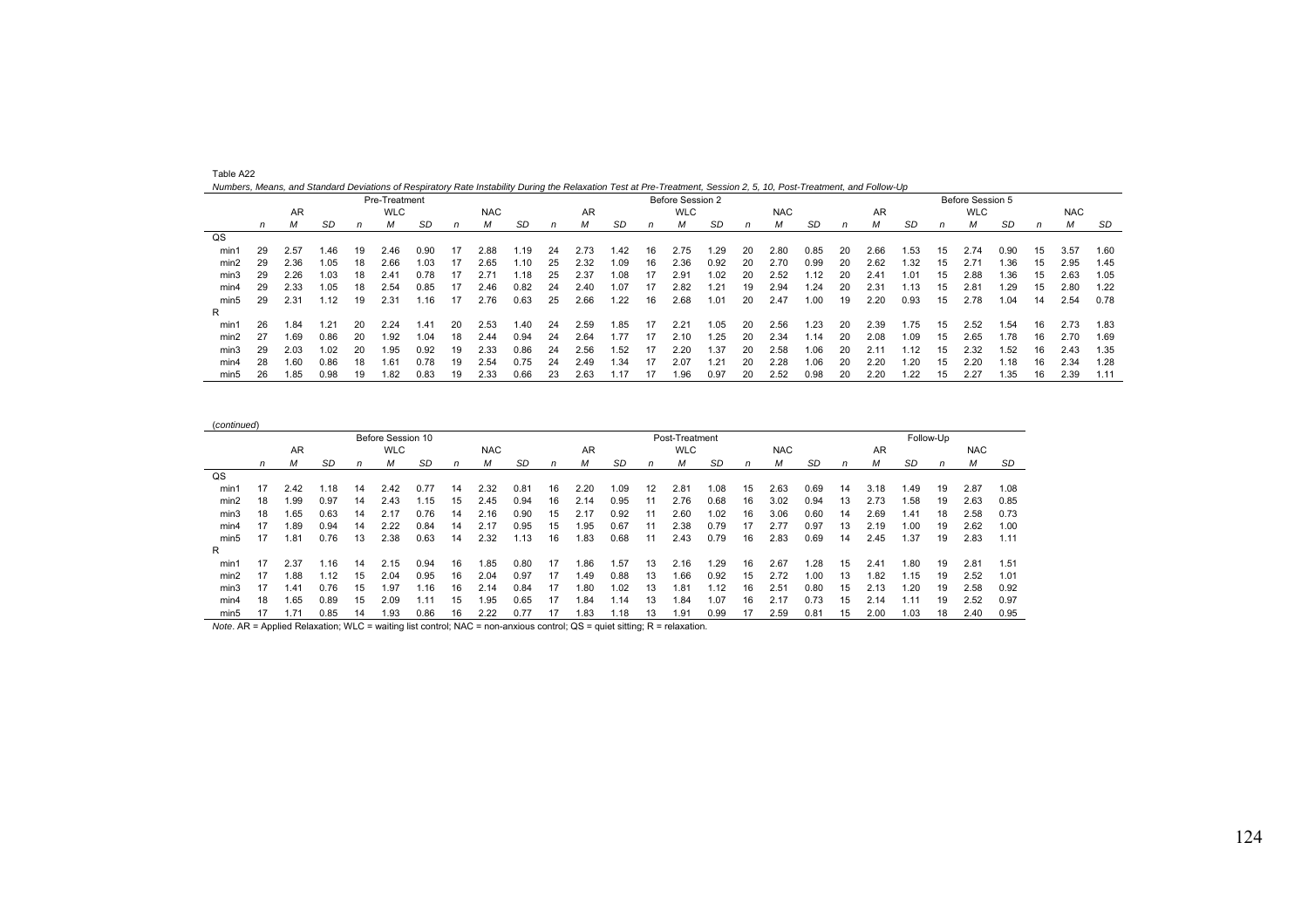Table A22

*Numbers, Means, and Standard Deviations of Respiratory Rate Instability During the Relaxation Test at Pre-Treatment, Session 2, 5, 10, Post-Treatment, and Follow-Up*

| | Pre-Treatment | | | | | | | | | Before Session 2 | | | | | | | | | Before Session 5 | | | | | | | | |
|---|---|---|---|---|---|---|---|---|---|---|---|---|---|---|---|---|---|---|---|---|---|---|---|---|---|---|---|
| | AR | | | WLC | | | NAC | | | AR | | | WLC | | | NAC | | | AR | | | WLC | | | NAC | | |
| | *n* | *M* | *SD* | *n* | *M* | *SD* | *n* | *M* | *SD* | *n* | *M* | *SD* | *n* | *M* | *SD* | *n* | *M* | *SD* | *n* | *M* | *SD* | *n* | *M* | *SD* | *n* | *M* | *SD* |
| QS | | | | | | | | | | | | | | | | | | | | | | | | | | | |
| min1 | 29 | 2.57 | 1.46 | 19 | 2.46 | 0.90 | 17 | 2.88 | 1.19 | 24 | 2.73 | 1.42 | 16 | 2.75 | 1.29 | 20 | 2.80 | 0.85 | 20 | 2.66 | 1.53 | 15 | 2.74 | 0.90 | 15 | 3.57 | 1.60 |
| min2 | 29 | 2.36 | 1.05 | 18 | 2.66 | 1.03 | 17 | 2.65 | 1.10 | 25 | 2.32 | 1.09 | 16 | 2.36 | 0.92 | 20 | 2.70 | 0.99 | 20 | 2.62 | 1.32 | 15 | 2.71 | 1.36 | 15 | 2.95 | 1.45 |
| min3 | 29 | 2.26 | 1.03 | 18 | 2.41 | 0.78 | 17 | 2.71 | 1.18 | 25 | 2.37 | 1.08 | 17 | 2.91 | 1.02 | 20 | 2.52 | 1.12 | 20 | 2.41 | 1.01 | 15 | 2.88 | 1.36 | 15 | 2.63 | 1.05 |
| min4 | 29 | 2.33 | 1.05 | 18 | 2.54 | 0.85 | 17 | 2.46 | 0.82 | 24 | 2.40 | 1.07 | 17 | 2.82 | 1.21 | 19 | 2.94 | 1.24 | 20 | 2.31 | 1.13 | 15 | 2.81 | 1.29 | 15 | 2.80 | 1.22 |
| min5 | 29 | 2.31 | 1.12 | 19 | 2.31 | 1.16 | 17 | 2.76 | 0.63 | 25 | 2.66 | 1.22 | 16 | 2.68 | 1.01 | 20 | 2.47 | 1.00 | 19 | 2.20 | 0.93 | 15 | 2.78 | 1.04 | 14 | 2.54 | 0.78 |
| R | | | | | | | | | | | | | | | | | | | | | | | | | | | |
| min1 | 26 | 1.84 | 1.21 | 20 | 2.24 | 1.41 | 20 | 2.53 | 1.40 | 24 | 2.59 | 1.85 | 17 | 2.21 | 1.05 | 20 | 2.56 | 1.23 | 20 | 2.39 | 1.75 | 15 | 2.52 | 1.54 | 16 | 2.73 | 1.83 |
| min2 | 27 | 1.69 | 0.86 | 20 | 1.92 | 1.04 | 18 | 2.44 | 0.94 | 24 | 2.64 | 1.77 | 17 | 2.10 | 1.25 | 20 | 2.34 | 1.14 | 20 | 2.08 | 1.09 | 15 | 2.65 | 1.78 | 16 | 2.70 | 1.69 |
| min3 | 29 | 2.03 | 1.02 | 20 | 1.95 | 0.92 | 19 | 2.33 | 0.86 | 24 | 2.56 | 1.52 | 17 | 2.20 | 1.37 | 20 | 2.58 | 1.06 | 20 | 2.11 | 1.12 | 15 | 2.32 | 1.52 | 16 | 2.43 | 1.35 |
| min4 | 28 | 1.60 | 0.86 | 18 | 1.61 | 0.78 | 19 | 2.54 | 0.75 | 24 | 2.49 | 1.34 | 17 | 2.07 | 1.21 | 20 | 2.28 | 1.06 | 20 | 2.20 | 1.20 | 15 | 2.20 | 1.18 | 16 | 2.34 | 1.28 |
| min5 | 26 | 1.85 | 0.98 | 19 | 1.82 | 0.83 | 19 | 2.33 | 0.66 | 23 | 2.63 | 1.17 | 17 | 1.96 | 0.97 | 20 | 2.52 | 0.98 | 20 | 2.20 | 1.22 | 15 | 2.27 | 1.35 | 16 | 2.39 | 1.11 |

(*continued*)

| | Before Session 10 | | | | | | | | | Post-Treatment | | | | | | | | | Follow-Up | | | | | |
|---|---|---|---|---|---|---|---|---|---|---|---|---|---|---|---|---|---|---|---|---|---|---|---|---|
| | AR | | | WLC | | | NAC | | | AR | | | WLC | | | NAC | | | AR | | | NAC | | |
| | *n* | *M* | *SD* | *n* | *M* | *SD* | *n* | *M* | *SD* | *n* | *M* | *SD* | *n* | *M* | *SD* | *n* | *M* | *SD* | *n* | *M* | *SD* | *n* | *M* | *SD* |
| QS | | | | | | | | | | | | | | | | | | | | | | | | |
| min1 | 17 | 2.42 | 1.18 | 14 | 2.42 | 0.77 | 14 | 2.32 | 0.81 | 16 | 2.20 | 1.09 | 12 | 2.81 | 1.08 | 15 | 2.63 | 0.69 | 14 | 3.18 | 1.49 | 19 | 2.87 | 1.08 |
| min2 | 18 | 1.99 | 0.97 | 14 | 2.43 | 1.15 | 15 | 2.45 | 0.94 | 16 | 2.14 | 0.95 | 11 | 2.76 | 0.68 | 16 | 3.02 | 0.94 | 13 | 2.73 | 1.58 | 19 | 2.63 | 0.85 |
| min3 | 18 | 1.65 | 0.63 | 14 | 2.17 | 0.76 | 14 | 2.16 | 0.90 | 15 | 2.17 | 0.92 | 11 | 2.60 | 1.02 | 16 | 3.06 | 0.60 | 14 | 2.69 | 1.41 | 18 | 2.58 | 0.73 |
| min4 | 17 | 1.89 | 0.94 | 14 | 2.22 | 0.84 | 14 | 2.17 | 0.95 | 15 | 1.95 | 0.67 | 11 | 2.38 | 0.79 | 17 | 2.77 | 0.97 | 13 | 2.19 | 1.00 | 19 | 2.62 | 1.00 |
| min5 | 17 | 1.81 | 0.76 | 13 | 2.38 | 0.63 | 14 | 2.32 | 1.13 | 16 | 1.83 | 0.68 | 11 | 2.43 | 0.79 | 16 | 2.83 | 0.69 | 14 | 2.45 | 1.37 | 19 | 2.83 | 1.11 |
| R | | | | | | | | | | | | | | | | | | | | | | | | |
| min1 | 17 | 2.37 | 1.16 | 14 | 2.15 | 0.94 | 16 | 1.85 | 0.80 | 17 | 1.86 | 1.57 | 13 | 2.16 | 1.29 | 16 | 2.67 | 1.28 | 15 | 2.41 | 1.80 | 19 | 2.81 | 1.51 |
| min2 | 17 | 1.88 | 1.12 | 15 | 2.04 | 0.95 | 16 | 2.04 | 0.97 | 17 | 1.49 | 0.88 | 13 | 1.66 | 0.92 | 15 | 2.72 | 1.00 | 13 | 1.82 | 1.15 | 19 | 2.52 | 1.01 |
| min3 | 17 | 1.41 | 0.76 | 15 | 1.97 | 1.16 | 16 | 2.14 | 0.84 | 17 | 1.80 | 1.02 | 13 | 1.81 | 1.12 | 16 | 2.51 | 0.80 | 15 | 2.13 | 1.20 | 19 | 2.58 | 0.92 |
| min4 | 18 | 1.65 | 0.89 | 15 | 2.09 | 1.11 | 15 | 1.95 | 0.65 | 17 | 1.84 | 1.14 | 13 | 1.84 | 1.07 | 16 | 2.17 | 0.73 | 15 | 2.14 | 1.11 | 19 | 2.52 | 0.97 |
| min5 | 17 | 1.71 | 0.85 | 14 | 1.93 | 0.86 | 16 | 2.22 | 0.77 | 17 | 1.83 | 1.18 | 13 | 1.91 | 0.99 | 17 | 2.59 | 0.81 | 15 | 2.00 | 1.03 | 18 | 2.40 | 0.95 |

*Note*. AR = Applied Relaxation; WLC = waiting list control; NAC = non-anxious control; QS = quiet sitting; R = relaxation.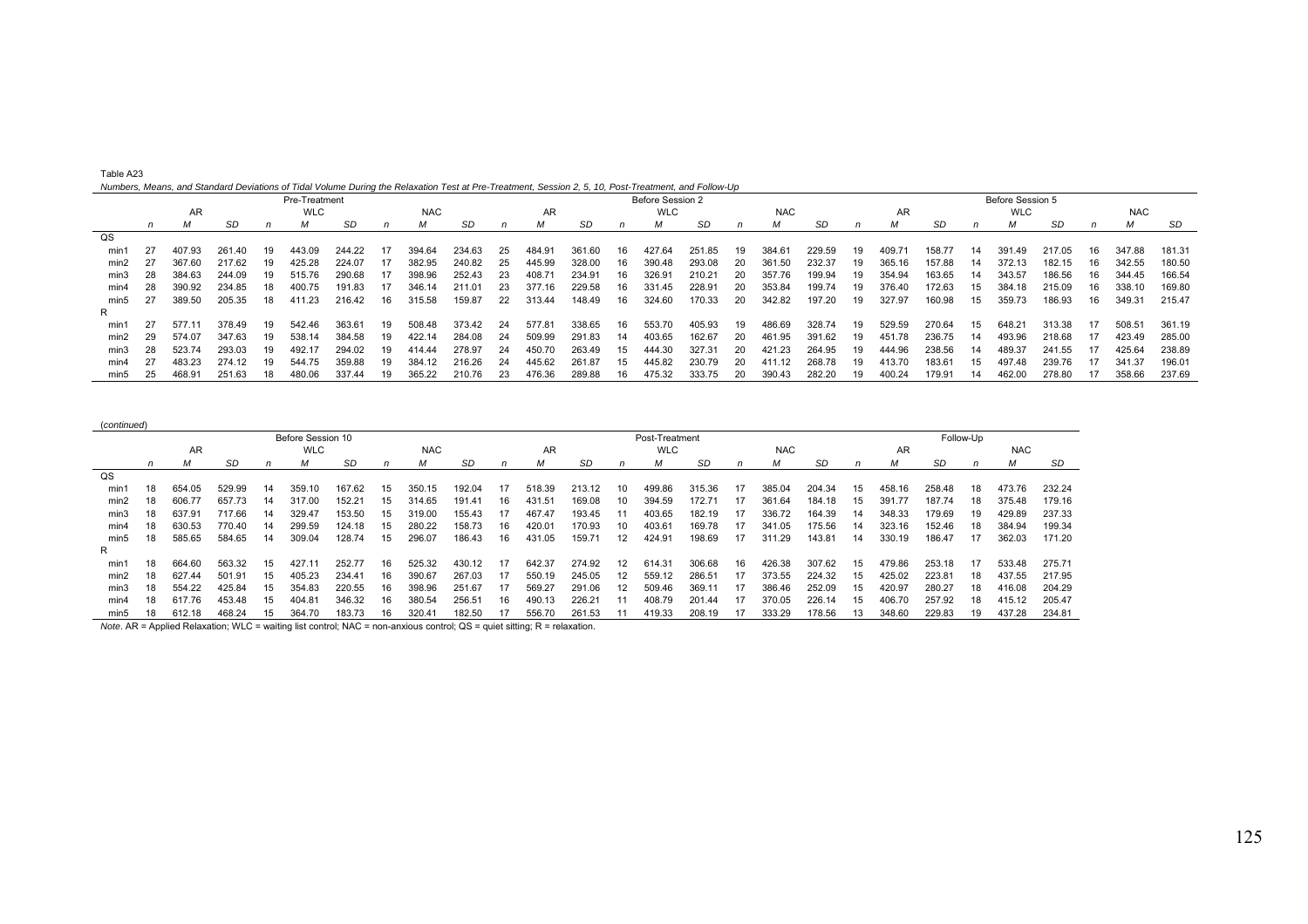Table A23

*Numbers, Means, and Standard Deviations of Tidal Volume During the Relaxation Test at Pre-Treatment, Session 2, 5, 10, Post-Treatment, and Follow-Up*

| | Pre-Treatment | | | | | | | | | Before Session 2 | | | | | | | | | Before Session 5 | | | | | | | | |
|---|---|---|---|---|---|---|---|---|---|---|---|---|---|---|---|---|---|---|---|---|---|---|---|---|---|---|---|
| | AR | | | WLC | | | NAC | | | AR | | | WLC | | | NAC | | | AR | | | WLC | | | NAC | | |
| | *n* | *M* | *SD* | *n* | *M* | *SD* | *n* | *M* | *SD* | *n* | *M* | *SD* | *n* | *M* | *SD* | *n* | *M* | *SD* | *n* | *M* | *SD* | *n* | *M* | *SD* | *n* | *M* | *SD* |
| QS | | | | | | | | | | | | | | | | | | | | | | | | | | | |
| min1 | 27 | 407.93 | 261.40 | 19 | 443.09 | 244.22 | 17 | 394.64 | 234.63 | 25 | 484.91 | 361.60 | 16 | 427.64 | 251.85 | 19 | 384.61 | 229.59 | 19 | 409.71 | 158.77 | 14 | 391.49 | 217.05 | 16 | 347.88 | 181.31 |
| min2 | 27 | 367.60 | 217.62 | 19 | 425.28 | 224.07 | 17 | 382.95 | 240.82 | 25 | 445.99 | 328.00 | 16 | 390.48 | 293.08 | 20 | 361.50 | 232.37 | 19 | 365.16 | 157.88 | 14 | 372.13 | 182.15 | 16 | 342.55 | 180.50 |
| min3 | 28 | 384.63 | 244.09 | 19 | 515.76 | 290.68 | 17 | 398.96 | 252.43 | 23 | 408.71 | 234.91 | 16 | 326.91 | 210.21 | 20 | 357.76 | 199.94 | 19 | 354.94 | 163.65 | 14 | 343.57 | 186.56 | 16 | 344.45 | 166.54 |
| min4 | 28 | 390.92 | 234.85 | 18 | 400.75 | 191.83 | 17 | 346.14 | 211.01 | 23 | 377.16 | 229.58 | 16 | 331.45 | 228.91 | 20 | 353.84 | 199.74 | 19 | 376.40 | 172.63 | 15 | 384.18 | 215.09 | 16 | 338.10 | 169.80 |
| min5 | 27 | 389.50 | 205.35 | 18 | 411.23 | 216.42 | 16 | 315.58 | 159.87 | 22 | 313.44 | 148.49 | 16 | 324.60 | 170.33 | 20 | 342.82 | 197.20 | 19 | 327.97 | 160.98 | 15 | 359.73 | 186.93 | 16 | 349.31 | 215.47 |
| R | | | | | | | | | | | | | | | | | | | | | | | | | | | |
| min1 | 27 | 577.11 | 378.49 | 19 | 542.46 | 363.61 | 19 | 508.48 | 373.42 | 24 | 577.81 | 338.65 | 16 | 553.70 | 405.93 | 19 | 486.69 | 328.74 | 19 | 529.59 | 270.64 | 15 | 648.21 | 313.38 | 17 | 508.51 | 361.19 |
| min2 | 29 | 574.07 | 347.63 | 19 | 538.14 | 384.58 | 19 | 422.14 | 284.08 | 24 | 509.99 | 291.83 | 14 | 403.65 | 162.67 | 20 | 461.95 | 391.62 | 19 | 451.78 | 236.75 | 14 | 493.96 | 218.68 | 17 | 423.49 | 285.00 |
| min3 | 28 | 523.74 | 293.03 | 19 | 492.17 | 294.02 | 19 | 414.44 | 278.97 | 24 | 450.70 | 263.49 | 15 | 444.30 | 327.31 | 20 | 421.23 | 264.95 | 19 | 444.96 | 238.56 | 14 | 489.37 | 241.55 | 17 | 425.64 | 238.89 |
| min4 | 27 | 483.23 | 274.12 | 19 | 544.75 | 359.88 | 19 | 384.12 | 216.26 | 24 | 445.62 | 261.87 | 15 | 445.82 | 230.79 | 20 | 411.12 | 268.78 | 19 | 413.70 | 183.61 | 15 | 497.48 | 239.76 | 17 | 341.37 | 196.01 |
| min5 | 25 | 468.91 | 251.63 | 18 | 480.06 | 337.44 | 19 | 365.22 | 210.76 | 23 | 476.36 | 289.88 | 16 | 475.32 | 333.75 | 20 | 390.43 | 282.20 | 19 | 400.24 | 179.91 | 14 | 462.00 | 278.80 | 17 | 358.66 | 237.69 |

*(continued)*

| | Before Session 10 | | | | | | | | | Post-Treatment | | | | | | | | | Follow-Up | | | | | | | | |
|---|---|---|---|---|---|---|---|---|---|---|---|---|---|---|---|---|---|---|---|---|---|---|---|---|---|---|---|
| | AR | | | WLC | | | NAC | | | AR | | | WLC | | | NAC | | | AR | | | NAC | | | | | |
| | *n* | *M* | *SD* | *n* | *M* | *SD* | *n* | *M* | *SD* | *n* | *M* | *SD* | *n* | *M* | *SD* | *n* | *M* | *SD* | *n* | *M* | *SD* | *n* | *M* | *SD* | | | |
| QS | | | | | | | | | | | | | | | | | | | | | | | | | | | |
| min1 | 18 | 654.05 | 529.99 | 14 | 359.10 | 167.62 | 15 | 350.15 | 192.04 | 17 | 518.39 | 213.12 | 10 | 499.86 | 315.36 | 17 | 385.04 | 204.34 | 15 | 458.16 | 258.48 | 18 | 473.76 | 232.24 | | | |
| min2 | 18 | 606.77 | 657.73 | 14 | 317.00 | 152.21 | 15 | 314.65 | 191.41 | 16 | 431.51 | 169.08 | 10 | 394.59 | 172.71 | 17 | 361.64 | 184.18 | 15 | 391.77 | 187.74 | 18 | 375.48 | 179.16 | | | |
| min3 | 18 | 637.91 | 717.66 | 14 | 329.47 | 153.50 | 15 | 319.00 | 155.43 | 17 | 467.47 | 193.45 | 11 | 403.65 | 182.19 | 17 | 336.72 | 164.39 | 14 | 348.33 | 179.69 | 19 | 429.89 | 237.33 | | | |
| min4 | 18 | 630.53 | 770.40 | 14 | 299.59 | 124.18 | 15 | 280.22 | 158.73 | 16 | 420.01 | 170.93 | 10 | 403.61 | 169.78 | 17 | 341.05 | 175.56 | 14 | 323.16 | 152.46 | 18 | 384.94 | 199.34 | | | |
| min5 | 18 | 585.65 | 584.65 | 14 | 309.04 | 128.74 | 15 | 296.07 | 186.43 | 16 | 431.05 | 159.71 | 12 | 424.91 | 198.69 | 17 | 311.29 | 143.81 | 14 | 330.19 | 186.47 | 17 | 362.03 | 171.20 | | | |
| R | | | | | | | | | | | | | | | | | | | | | | | | | | | |
| min1 | 18 | 664.60 | 563.32 | 15 | 427.11 | 252.77 | 16 | 525.32 | 430.12 | 17 | 642.37 | 274.92 | 12 | 614.31 | 306.68 | 16 | 426.38 | 307.62 | 15 | 479.86 | 253.18 | 17 | 533.48 | 275.71 | | | |
| min2 | 18 | 627.44 | 501.91 | 15 | 405.23 | 234.41 | 16 | 390.67 | 267.03 | 17 | 550.19 | 245.05 | 12 | 559.12 | 286.51 | 17 | 373.55 | 224.32 | 15 | 425.02 | 223.81 | 18 | 437.55 | 217.95 | | | |
| min3 | 18 | 554.22 | 425.84 | 15 | 354.83 | 220.55 | 16 | 398.96 | 251.67 | 17 | 569.27 | 291.06 | 12 | 509.46 | 369.11 | 17 | 386.46 | 252.09 | 15 | 420.97 | 280.27 | 18 | 416.08 | 204.29 | | | |
| min4 | 18 | 617.76 | 453.48 | 15 | 404.81 | 346.32 | 16 | 380.54 | 256.51 | 16 | 490.13 | 226.21 | 11 | 408.79 | 201.44 | 17 | 370.05 | 226.14 | 15 | 406.70 | 257.92 | 18 | 415.12 | 205.47 | | | |
| min5 | 18 | 612.18 | 468.24 | 15 | 364.70 | 183.73 | 16 | 320.41 | 182.50 | 17 | 556.70 | 261.53 | 11 | 419.33 | 208.19 | 17 | 333.29 | 178.56 | 13 | 348.60 | 229.83 | 19 | 437.28 | 234.81 | | | |

*Note*. AR = Applied Relaxation; WLC = waiting list control; NAC = non-anxious control; QS = quiet sitting; R = relaxation.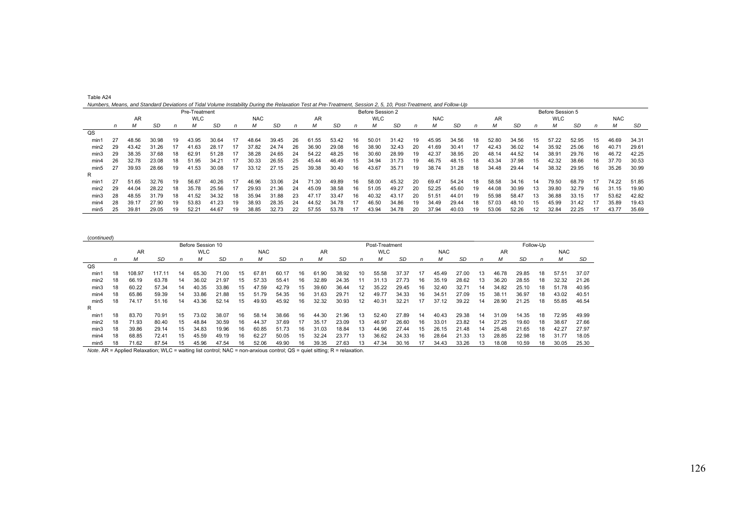Table A24

*Numbers, Means, and Standard Deviations of Tidal Volume Instability During the Relaxation Test at Pre-Treatment, Session 2, 5, 10, Post-Treatment, and Follow-Up*

| | Pre-Treatment | | | | | | | | | Before Session 2 | | | | | | | | | Before Session 5 | | | | | | | | |
|---|---|---|---|---|---|---|---|---|---|---|---|---|---|---|---|---|---|---|---|---|---|---|---|---|---|---|---|
| | AR | | | WLC | | | NAC | | | AR | | | WLC | | | NAC | | | AR | | | WLC | | | NAC | | |
| | *n* | *M* | *SD* | *n* | *M* | *SD* | *n* | *M* | *SD* | *n* | *M* | *SD* | *n* | *M* | *SD* | *n* | *M* | *SD* | *n* | *M* | *SD* | *n* | *M* | *SD* | *n* | *M* | *SD* |
| QS | | | | | | | | | | | | | | | | | | | | | | | | | | | |
| min1 | 27 | 48.56 | 30.98 | 19 | 43.95 | 30.64 | 17 | 48.64 | 39.45 | 26 | 61.55 | 53.42 | 16 | 50.01 | 31.42 | 19 | 45.95 | 34.56 | 18 | 52.80 | 34.56 | 15 | 57.22 | 52.95 | 15 | 46.69 | 34.31 |
| min2 | 29 | 43.42 | 31.26 | 17 | 41.63 | 28.17 | 17 | 37.82 | 24.74 | 26 | 36.90 | 29.08 | 16 | 38.90 | 32.43 | 20 | 41.69 | 30.41 | 17 | 42.43 | 36.02 | 14 | 35.92 | 25.06 | 16 | 40.71 | 29.61 |
| min3 | 29 | 38.35 | 37.68 | 18 | 62.91 | 51.28 | 17 | 38.28 | 24.65 | 24 | 54.22 | 48.25 | 16 | 30.60 | 28.99 | 19 | 42.37 | 38.95 | 20 | 48.14 | 44.52 | 14 | 38.91 | 29.76 | 16 | 46.72 | 42.25 |
| min4 | 26 | 32.78 | 23.08 | 18 | 51.95 | 34.21 | 17 | 30.33 | 26.55 | 25 | 45.44 | 46.49 | 15 | 34.94 | 31.73 | 19 | 46.75 | 48.15 | 18 | 43.34 | 37.98 | 15 | 42.32 | 38.66 | 16 | 37.70 | 30.53 |
| min5 | 27 | 39.93 | 28.66 | 19 | 41.53 | 30.08 | 17 | 33.12 | 27.15 | 25 | 39.38 | 30.40 | 16 | 43.67 | 35.71 | 19 | 38.74 | 31.28 | 18 | 34.48 | 29.44 | 14 | 38.32 | 29.95 | 16 | 35.26 | 30.99 |
| R | | | | | | | | | | | | | | | | | | | | | | | | | | | |
| min1 | 27 | 51.65 | 32.76 | 19 | 56.67 | 40.26 | 17 | 46.96 | 33.06 | 24 | 71.30 | 49.89 | 16 | 58.00 | 45.32 | 20 | 69.47 | 54.24 | 18 | 58.58 | 34.16 | 14 | 79.50 | 68.79 | 17 | 74.22 | 51.85 |
| min2 | 29 | 44.04 | 28.22 | 18 | 35.78 | 25.56 | 17 | 29.93 | 21.36 | 24 | 45.09 | 38.58 | 16 | 51.05 | 49.27 | 20 | 52.25 | 45.60 | 19 | 44.08 | 30.99 | 13 | 39.80 | 32.79 | 16 | 31.15 | 19.90 |
| min3 | 28 | 48.55 | 31.79 | 18 | 41.52 | 34.32 | 18 | 35.94 | 31.88 | 23 | 47.17 | 33.47 | 16 | 40.32 | 43.17 | 20 | 51.51 | 44.01 | 19 | 55.98 | 58.47 | 13 | 36.88 | 33.15 | 17 | 53.62 | 42.82 |
| min4 | 28 | 39.17 | 27.90 | 19 | 53.83 | 41.23 | 19 | 38.93 | 28.35 | 24 | 44.52 | 34.78 | 17 | 46.50 | 34.86 | 19 | 34.49 | 29.44 | 18 | 57.03 | 48.10 | 15 | 45.99 | 31.42 | 17 | 35.89 | 19.43 |
| min5 | 25 | 39.81 | 29.05 | 19 | 52.21 | 44.67 | 19 | 38.85 | 32.73 | 22 | 57.55 | 53.78 | 17 | 43.94 | 34.78 | 20 | 37.94 | 40.03 | 19 | 53.06 | 52.26 | 12 | 32.84 | 22.25 | 17 | 43.77 | 35.69 |

(*continued*)

| | Before Session 10 | | | | | | | | | Post-Treatment | | | | | | | | | Follow-Up | | | | | |
|---|---|---|---|---|---|---|---|---|---|---|---|---|---|---|---|---|---|---|---|---|---|---|---|---|
| | AR | | | WLC | | | NAC | | | AR | | | WLC | | | NAC | | | AR | | | NAC | | |
| | *n* | *M* | *SD* | *n* | *M* | *SD* | *n* | *M* | *SD* | *n* | *M* | *SD* | *n* | *M* | *SD* | *n* | *M* | *SD* | *n* | *M* | *SD* | *n* | *M* | *SD* |
| QS | | | | | | | | | | | | | | | | | | | | | | | | |
| min1 | 18 | 108.97 | 117.11 | 14 | 65.30 | 71.00 | 15 | 67.81 | 60.17 | 16 | 61.90 | 38.92 | 10 | 55.58 | 37.37 | 17 | 45.49 | 27.00 | 13 | 46.78 | 29.85 | 18 | 57.51 | 37.07 |
| min2 | 18 | 66.19 | 63.78 | 14 | 36.02 | 21.97 | 15 | 57.33 | 55.41 | 16 | 32.89 | 24.35 | 11 | 31.13 | 27.73 | 16 | 35.19 | 28.62 | 13 | 36.20 | 28.55 | 18 | 32.32 | 21.26 |
| min3 | 18 | 60.22 | 57.34 | 14 | 40.35 | 33.86 | 15 | 47.59 | 42.79 | 15 | 39.60 | 36.44 | 12 | 35.22 | 29.45 | 16 | 32.40 | 32.71 | 14 | 34.82 | 25.10 | 18 | 51.78 | 40.95 |
| min4 | 18 | 65.86 | 59.39 | 14 | 33.86 | 21.88 | 15 | 51.79 | 54.35 | 16 | 31.63 | 29.71 | 12 | 49.77 | 34.33 | 16 | 34.51 | 27.09 | 15 | 38.11 | 36.97 | 18 | 43.02 | 40.51 |
| min5 | 18 | 74.17 | 51.16 | 14 | 43.36 | 52.14 | 15 | 49.93 | 45.92 | 16 | 32.32 | 30.93 | 12 | 40.31 | 32.21 | 17 | 37.12 | 39.22 | 14 | 28.90 | 21.25 | 18 | 55.85 | 46.54 |
| R | | | | | | | | | | | | | | | | | | | | | | | | |
| min1 | 18 | 83.70 | 70.91 | 15 | 73.02 | 38.07 | 16 | 58.14 | 38.66 | 16 | 44.30 | 21.96 | 13 | 52.40 | 27.89 | 14 | 40.43 | 29.38 | 14 | 31.09 | 14.35 | 18 | 72.95 | 49.99 |
| min2 | 18 | 71.93 | 80.40 | 15 | 48.84 | 30.59 | 16 | 44.37 | 37.69 | 17 | 35.17 | 23.09 | 13 | 46.97 | 26.60 | 16 | 33.01 | 23.82 | 14 | 27.25 | 19.60 | 18 | 38.67 | 27.66 |
| min3 | 18 | 39.86 | 29.14 | 15 | 34.83 | 19.96 | 16 | 60.85 | 51.73 | 16 | 31.03 | 18.84 | 13 | 44.96 | 27.44 | 15 | 26.15 | 21.48 | 14 | 25.48 | 21.65 | 18 | 42.27 | 27.97 |
| min4 | 18 | 68.85 | 72.41 | 15 | 45.59 | 49.19 | 16 | 62.27 | 50.05 | 15 | 32.24 | 23.77 | 13 | 36.62 | 24.33 | 16 | 28.64 | 21.33 | 13 | 28.85 | 22.98 | 18 | 31.77 | 18.05 |
| min5 | 18 | 71.62 | 87.54 | 15 | 45.96 | 47.54 | 16 | 52.06 | 49.90 | 16 | 39.35 | 27.63 | 13 | 47.34 | 30.16 | 17 | 34.43 | 33.26 | 13 | 18.08 | 10.59 | 18 | 30.05 | 25.30 |

*Note*. AR = Applied Relaxation; WLC = waiting list control; NAC = non-anxious control; QS = quiet sitting; R = relaxation.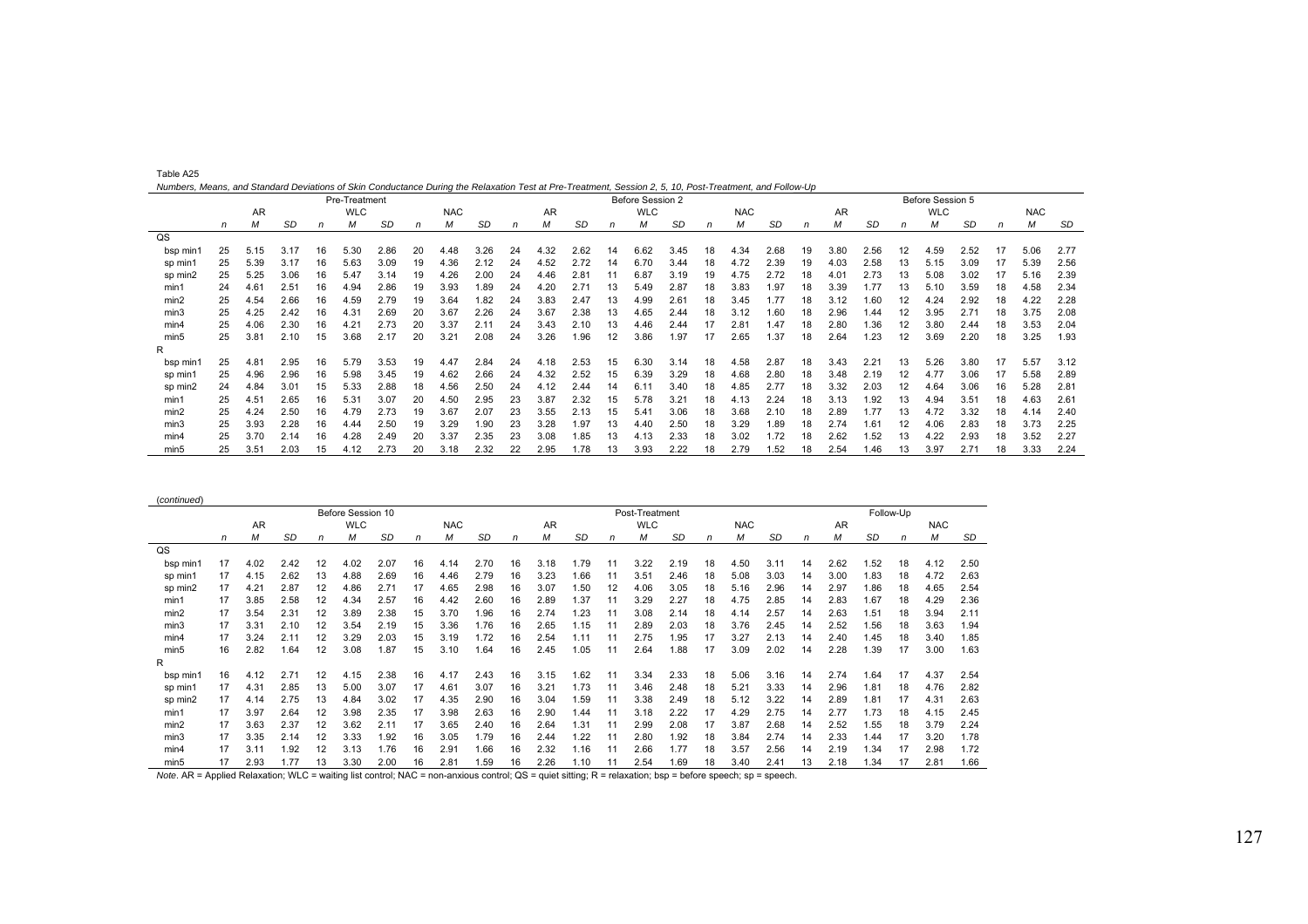Table A25

*Numbers, Means, and Standard Deviations of Skin Conductance During the Relaxation Test at Pre-Treatment, Session 2, 5, 10, Post-Treatment, and Follow-Up*

| | Pre-Treatment | | | | | | | | | Before Session 2 | | | | | | | | | Before Session 5 | | | | | | | | |
|---|---|---|---|---|---|---|---|---|---|---|---|---|---|---|---|---|---|---|---|---|---|---|---|---|---|---|---|
| | AR | | | WLC | | | NAC | | | AR | | | WLC | | | NAC | | | AR | | | WLC | | | NAC | | |
| | *n* | *M* | *SD* | *n* | *M* | *SD* | *n* | *M* | *SD* | *n* | *M* | *SD* | *n* | *M* | *SD* | *n* | *M* | *SD* | *n* | *M* | *SD* | *n* | *M* | *SD* | *n* | *M* | *SD* |
| QS | | | | | | | | | | | | | | | | | | | | | | | | | | | |
| bsp min1 | 25 | 5.15 | 3.17 | 16 | 5.30 | 2.86 | 20 | 4.48 | 3.26 | 24 | 4.32 | 2.62 | 14 | 6.62 | 3.45 | 18 | 4.34 | 2.68 | 19 | 3.80 | 2.56 | 12 | 4.59 | 2.52 | 17 | 5.06 | 2.77 |
| sp min1 | 25 | 5.39 | 3.17 | 16 | 5.63 | 3.09 | 19 | 4.36 | 2.12 | 24 | 4.52 | 2.72 | 14 | 6.70 | 3.44 | 18 | 4.72 | 2.39 | 19 | 4.03 | 2.58 | 13 | 5.15 | 3.09 | 17 | 5.39 | 2.56 |
| sp min2 | 25 | 5.25 | 3.06 | 16 | 5.47 | 3.14 | 19 | 4.26 | 2.00 | 24 | 4.46 | 2.81 | 11 | 6.87 | 3.19 | 19 | 4.75 | 2.72 | 18 | 4.01 | 2.73 | 13 | 5.08 | 3.02 | 17 | 5.16 | 2.39 |
| min1 | 24 | 4.61 | 2.51 | 16 | 4.94 | 2.86 | 19 | 3.93 | 1.89 | 24 | 4.20 | 2.71 | 13 | 5.49 | 2.87 | 18 | 3.83 | 1.97 | 18 | 3.39 | 1.77 | 13 | 5.10 | 3.59 | 18 | 4.58 | 2.34 |
| min2 | 25 | 4.54 | 2.66 | 16 | 4.59 | 2.79 | 19 | 3.64 | 1.82 | 24 | 3.83 | 2.47 | 13 | 4.99 | 2.61 | 18 | 3.45 | 1.77 | 18 | 3.12 | 1.60 | 12 | 4.24 | 2.92 | 18 | 4.22 | 2.28 |
| min3 | 25 | 4.25 | 2.42 | 16 | 4.31 | 2.69 | 20 | 3.67 | 2.26 | 24 | 3.67 | 2.38 | 13 | 4.65 | 2.44 | 18 | 3.12 | 1.60 | 18 | 2.96 | 1.44 | 12 | 3.95 | 2.71 | 18 | 3.75 | 2.08 |
| min4 | 25 | 4.06 | 2.30 | 16 | 4.21 | 2.73 | 20 | 3.37 | 2.11 | 24 | 3.43 | 2.10 | 13 | 4.46 | 2.44 | 17 | 2.81 | 1.47 | 18 | 2.80 | 1.36 | 12 | 3.80 | 2.44 | 18 | 3.53 | 2.04 |
| min5 | 25 | 3.81 | 2.10 | 15 | 3.68 | 2.17 | 20 | 3.21 | 2.08 | 24 | 3.26 | 1.96 | 12 | 3.86 | 1.97 | 17 | 2.65 | 1.37 | 18 | 2.64 | 1.23 | 12 | 3.69 | 2.20 | 18 | 3.25 | 1.93 |
| R | | | | | | | | | | | | | | | | | | | | | | | | | | | |
| bsp min1 | 25 | 4.81 | 2.95 | 16 | 5.79 | 3.53 | 19 | 4.47 | 2.84 | 24 | 4.18 | 2.53 | 15 | 6.30 | 3.14 | 18 | 4.58 | 2.87 | 18 | 3.43 | 2.21 | 13 | 5.26 | 3.80 | 17 | 5.57 | 3.12 |
| sp min1 | 25 | 4.96 | 2.96 | 16 | 5.98 | 3.45 | 19 | 4.62 | 2.66 | 24 | 4.32 | 2.52 | 15 | 6.39 | 3.29 | 18 | 4.68 | 2.80 | 18 | 3.48 | 2.19 | 12 | 4.77 | 3.06 | 17 | 5.58 | 2.89 |
| sp min2 | 24 | 4.84 | 3.01 | 15 | 5.33 | 2.88 | 18 | 4.56 | 2.50 | 24 | 4.12 | 2.44 | 14 | 6.11 | 3.40 | 18 | 4.85 | 2.77 | 18 | 3.32 | 2.03 | 12 | 4.64 | 3.06 | 16 | 5.28 | 2.81 |
| min1 | 25 | 4.51 | 2.65 | 16 | 5.31 | 3.07 | 20 | 4.50 | 2.95 | 23 | 3.87 | 2.32 | 15 | 5.78 | 3.21 | 18 | 4.13 | 2.24 | 18 | 3.13 | 1.92 | 13 | 4.94 | 3.51 | 18 | 4.63 | 2.61 |
| min2 | 25 | 4.24 | 2.50 | 16 | 4.79 | 2.73 | 19 | 3.67 | 2.07 | 23 | 3.55 | 2.13 | 15 | 5.41 | 3.06 | 18 | 3.68 | 2.10 | 18 | 2.89 | 1.77 | 13 | 4.72 | 3.32 | 18 | 4.14 | 2.40 |
| min3 | 25 | 3.93 | 2.28 | 16 | 4.44 | 2.50 | 19 | 3.29 | 1.90 | 23 | 3.28 | 1.97 | 13 | 4.40 | 2.50 | 18 | 3.29 | 1.89 | 18 | 2.74 | 1.61 | 12 | 4.06 | 2.83 | 18 | 3.73 | 2.25 |
| min4 | 25 | 3.70 | 2.14 | 16 | 4.28 | 2.49 | 20 | 3.37 | 2.35 | 23 | 3.08 | 1.85 | 13 | 4.13 | 2.33 | 18 | 3.02 | 1.72 | 18 | 2.62 | 1.52 | 13 | 4.22 | 2.93 | 18 | 3.52 | 2.27 |
| min5 | 25 | 3.51 | 2.03 | 15 | 4.12 | 2.73 | 20 | 3.18 | 2.32 | 22 | 2.95 | 1.78 | 13 | 3.93 | 2.22 | 18 | 2.79 | 1.52 | 18 | 2.54 | 1.46 | 13 | 3.97 | 2.71 | 18 | 3.33 | 2.24 |

(*continued*)

| | Before Session 10 | | | | | | | | | Post-Treatment | | | | | | | | | Follow-Up | | | | | |
|---|---|---|---|---|---|---|---|---|---|---|---|---|---|---|---|---|---|---|---|---|---|---|---|---|
| | AR | | | WLC | | | NAC | | | AR | | | WLC | | | NAC | | | AR | | | NAC | | |
| | *n* | *M* | *SD* | *n* | *M* | *SD* | *n* | *M* | *SD* | *n* | *M* | *SD* | *n* | *M* | *SD* | *n* | *M* | *SD* | *n* | *M* | *SD* | *n* | *M* | *SD* |
| QS | | | | | | | | | | | | | | | | | | | | | | | | |
| bsp min1 | 17 | 4.02 | 2.42 | 12 | 4.02 | 2.07 | 16 | 4.14 | 2.70 | 16 | 3.18 | 1.79 | 11 | 3.22 | 2.19 | 18 | 4.50 | 3.11 | 14 | 2.62 | 1.52 | 18 | 4.12 | 2.50 |
| sp min1 | 17 | 4.15 | 2.62 | 13 | 4.88 | 2.69 | 16 | 4.46 | 2.79 | 16 | 3.23 | 1.66 | 11 | 3.51 | 2.46 | 18 | 5.08 | 3.03 | 14 | 3.00 | 1.83 | 18 | 4.72 | 2.63 |
| sp min2 | 17 | 4.21 | 2.87 | 12 | 4.86 | 2.71 | 17 | 4.65 | 2.98 | 16 | 3.07 | 1.50 | 12 | 4.06 | 3.05 | 18 | 5.16 | 2.96 | 14 | 2.97 | 1.86 | 18 | 4.65 | 2.54 |
| min1 | 17 | 3.85 | 2.58 | 12 | 4.34 | 2.57 | 16 | 4.42 | 2.60 | 16 | 2.89 | 1.37 | 11 | 3.29 | 2.27 | 18 | 4.75 | 2.85 | 14 | 2.83 | 1.67 | 18 | 4.29 | 2.36 |
| min2 | 17 | 3.54 | 2.31 | 12 | 3.89 | 2.38 | 15 | 3.70 | 1.96 | 16 | 2.74 | 1.23 | 11 | 3.08 | 2.14 | 18 | 4.14 | 2.57 | 14 | 2.63 | 1.51 | 18 | 3.94 | 2.11 |
| min3 | 17 | 3.31 | 2.10 | 12 | 3.54 | 2.19 | 15 | 3.36 | 1.76 | 16 | 2.65 | 1.15 | 11 | 2.89 | 2.03 | 18 | 3.76 | 2.45 | 14 | 2.52 | 1.56 | 18 | 3.63 | 1.94 |
| min4 | 17 | 3.24 | 2.11 | 12 | 3.29 | 2.03 | 15 | 3.19 | 1.72 | 16 | 2.54 | 1.11 | 11 | 2.75 | 1.95 | 17 | 3.27 | 2.13 | 14 | 2.40 | 1.45 | 18 | 3.40 | 1.85 |
| min5 | 16 | 2.82 | 1.64 | 12 | 3.08 | 1.87 | 15 | 3.10 | 1.64 | 16 | 2.45 | 1.05 | 11 | 2.64 | 1.88 | 17 | 3.09 | 2.02 | 14 | 2.28 | 1.39 | 17 | 3.00 | 1.63 |
| R | | | | | | | | | | | | | | | | | | | | | | | | |
| bsp min1 | 16 | 4.12 | 2.71 | 12 | 4.15 | 2.38 | 16 | 4.17 | 2.43 | 16 | 3.15 | 1.62 | 11 | 3.34 | 2.33 | 18 | 5.06 | 3.16 | 14 | 2.74 | 1.64 | 17 | 4.37 | 2.54 |
| sp min1 | 17 | 4.31 | 2.85 | 13 | 5.00 | 3.07 | 17 | 4.61 | 3.07 | 16 | 3.21 | 1.73 | 11 | 3.46 | 2.48 | 18 | 5.21 | 3.33 | 14 | 2.96 | 1.81 | 18 | 4.76 | 2.82 |
| sp min2 | 17 | 4.14 | 2.75 | 13 | 4.84 | 3.02 | 17 | 4.35 | 2.90 | 16 | 3.04 | 1.59 | 11 | 3.38 | 2.49 | 18 | 5.12 | 3.22 | 14 | 2.89 | 1.81 | 17 | 4.31 | 2.63 |
| min1 | 17 | 3.97 | 2.64 | 12 | 3.98 | 2.35 | 17 | 3.98 | 2.63 | 16 | 2.90 | 1.44 | 11 | 3.18 | 2.22 | 17 | 4.29 | 2.75 | 14 | 2.77 | 1.73 | 18 | 4.15 | 2.45 |
| min2 | 17 | 3.63 | 2.37 | 12 | 3.62 | 2.11 | 17 | 3.65 | 2.40 | 16 | 2.64 | 1.31 | 11 | 2.99 | 2.08 | 17 | 3.87 | 2.68 | 14 | 2.52 | 1.55 | 18 | 3.79 | 2.24 |
| min3 | 17 | 3.35 | 2.14 | 12 | 3.33 | 1.92 | 16 | 3.05 | 1.79 | 16 | 2.44 | 1.22 | 11 | 2.80 | 1.92 | 18 | 3.84 | 2.74 | 14 | 2.33 | 1.44 | 17 | 3.20 | 1.78 |
| min4 | 17 | 3.11 | 1.92 | 12 | 3.13 | 1.76 | 16 | 2.91 | 1.66 | 16 | 2.32 | 1.16 | 11 | 2.66 | 1.77 | 18 | 3.57 | 2.56 | 14 | 2.19 | 1.34 | 17 | 2.98 | 1.72 |
| min5 | 17 | 2.93 | 1.77 | 13 | 3.30 | 2.00 | 16 | 2.81 | 1.59 | 16 | 2.26 | 1.10 | 11 | 2.54 | 1.69 | 18 | 3.40 | 2.41 | 13 | 2.18 | 1.34 | 17 | 2.81 | 1.66 |

*Note*. AR = Applied Relaxation; WLC = waiting list control; NAC = non-anxious control; QS = quiet sitting; R = relaxation; bsp = before speech; sp = speech.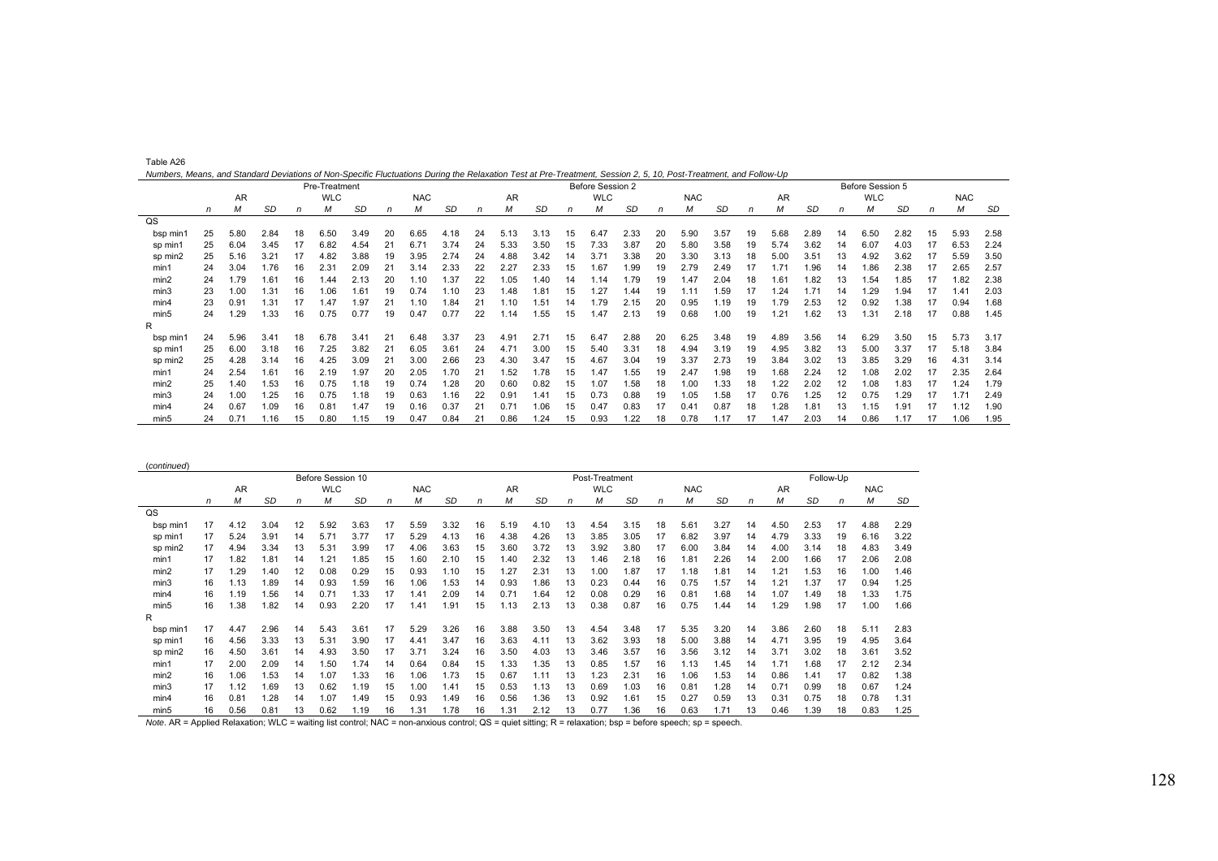Table A26

*Numbers, Means, and Standard Deviations of Non-Specific Fluctuations During the Relaxation Test at Pre-Treatment, Session 2, 5, 10, Post-Treatment, and Follow-Up*

| | Pre-Treatment | | | | | | | | | Before Session 2 | | | | | | | | | Before Session 5 | | | | | | | | |
|---|---|---|---|---|---|---|---|---|---|---|---|---|---|---|---|---|---|---|---|---|---|---|---|---|---|---|---|
| | AR | | | WLC | | | NAC | | | AR | | | WLC | | | NAC | | | AR | | | WLC | | | NAC | | |
| | *n* | *M* | *SD* | *n* | *M* | *SD* | *n* | *M* | *SD* | *n* | *M* | *SD* | *n* | *M* | *SD* | *n* | *M* | *SD* | *n* | *M* | *SD* | *n* | *M* | *SD* | *n* | *M* | *SD* |
| QS | | | | | | | | | | | | | | | | | | | | | | | | | | | |
| bsp min1 | 25 | 5.80 | 2.84 | 18 | 6.50 | 3.49 | 20 | 6.65 | 4.18 | 24 | 5.13 | 3.13 | 15 | 6.47 | 2.33 | 20 | 5.90 | 3.57 | 19 | 5.68 | 2.89 | 14 | 6.50 | 2.82 | 15 | 5.93 | 2.58 |
| sp min1 | 25 | 6.04 | 3.45 | 17 | 6.82 | 4.54 | 21 | 6.71 | 3.74 | 24 | 5.33 | 3.50 | 15 | 7.33 | 3.87 | 20 | 5.80 | 3.58 | 19 | 5.74 | 3.62 | 14 | 6.07 | 4.03 | 17 | 6.53 | 2.24 |
| sp min2 | 25 | 5.16 | 3.21 | 17 | 4.82 | 3.88 | 19 | 3.95 | 2.74 | 24 | 4.88 | 3.42 | 14 | 3.71 | 3.38 | 20 | 3.30 | 3.13 | 18 | 5.00 | 3.51 | 13 | 4.92 | 3.62 | 17 | 5.59 | 3.50 |
| min1 | 24 | 3.04 | 1.76 | 16 | 2.31 | 2.09 | 21 | 3.14 | 2.33 | 22 | 2.27 | 2.33 | 15 | 1.67 | 1.99 | 19 | 2.79 | 2.49 | 17 | 1.71 | 1.96 | 14 | 1.86 | 2.38 | 17 | 2.65 | 2.57 |
| min2 | 24 | 1.79 | 1.61 | 16 | 1.44 | 2.13 | 20 | 1.10 | 1.37 | 22 | 1.05 | 1.40 | 14 | 1.14 | 1.79 | 19 | 1.47 | 2.04 | 18 | 1.61 | 1.82 | 13 | 1.54 | 1.85 | 17 | 1.82 | 2.38 |
| min3 | 23 | 1.00 | 1.31 | 16 | 1.06 | 1.61 | 19 | 0.74 | 1.10 | 23 | 1.48 | 1.81 | 15 | 1.27 | 1.44 | 19 | 1.11 | 1.59 | 17 | 1.24 | 1.71 | 14 | 1.29 | 1.94 | 17 | 1.41 | 2.03 |
| min4 | 23 | 0.91 | 1.31 | 17 | 1.47 | 1.97 | 21 | 1.10 | 1.84 | 21 | 1.10 | 1.51 | 14 | 1.79 | 2.15 | 20 | 0.95 | 1.19 | 19 | 1.79 | 2.53 | 12 | 0.92 | 1.38 | 17 | 0.94 | 1.68 |
| min5 | 24 | 1.29 | 1.33 | 16 | 0.75 | 0.77 | 19 | 0.47 | 0.77 | 22 | 1.14 | 1.55 | 15 | 1.47 | 2.13 | 19 | 0.68 | 1.00 | 19 | 1.21 | 1.62 | 13 | 1.31 | 2.18 | 17 | 0.88 | 1.45 |
| R | | | | | | | | | | | | | | | | | | | | | | | | | | | |
| bsp min1 | 24 | 5.96 | 3.41 | 18 | 6.78 | 3.41 | 21 | 6.48 | 3.37 | 23 | 4.91 | 2.71 | 15 | 6.47 | 2.88 | 20 | 6.25 | 3.48 | 19 | 4.89 | 3.56 | 14 | 6.29 | 3.50 | 15 | 5.73 | 3.17 |
| sp min1 | 25 | 6.00 | 3.18 | 16 | 7.25 | 3.82 | 21 | 6.05 | 3.61 | 24 | 4.71 | 3.00 | 15 | 5.40 | 3.31 | 18 | 4.94 | 3.19 | 19 | 4.95 | 3.82 | 13 | 5.00 | 3.37 | 17 | 5.18 | 3.84 |
| sp min2 | 25 | 4.28 | 3.14 | 16 | 4.25 | 3.09 | 21 | 3.00 | 2.66 | 23 | 4.30 | 3.47 | 15 | 4.67 | 3.04 | 19 | 3.37 | 2.73 | 19 | 3.84 | 3.02 | 13 | 3.85 | 3.29 | 16 | 4.31 | 3.14 |
| min1 | 24 | 2.54 | 1.61 | 16 | 2.19 | 1.97 | 20 | 2.05 | 1.70 | 21 | 1.52 | 1.78 | 15 | 1.47 | 1.55 | 19 | 2.47 | 1.98 | 19 | 1.68 | 2.24 | 12 | 1.08 | 2.02 | 17 | 2.35 | 2.64 |
| min2 | 25 | 1.40 | 1.53 | 16 | 0.75 | 1.18 | 19 | 0.74 | 1.28 | 20 | 0.60 | 0.82 | 15 | 1.07 | 1.58 | 18 | 1.00 | 1.33 | 18 | 1.22 | 2.02 | 12 | 1.08 | 1.83 | 17 | 1.24 | 1.79 |
| min3 | 24 | 1.00 | 1.25 | 16 | 0.75 | 1.18 | 19 | 0.63 | 1.16 | 22 | 0.91 | 1.41 | 15 | 0.73 | 0.88 | 19 | 1.05 | 1.58 | 17 | 0.76 | 1.25 | 12 | 0.75 | 1.29 | 17 | 1.71 | 2.49 |
| min4 | 24 | 0.67 | 1.09 | 16 | 0.81 | 1.47 | 19 | 0.16 | 0.37 | 21 | 0.71 | 1.06 | 15 | 0.47 | 0.83 | 17 | 0.41 | 0.87 | 18 | 1.28 | 1.81 | 13 | 1.15 | 1.91 | 17 | 1.12 | 1.90 |
| min5 | 24 | 0.71 | 1.16 | 15 | 0.80 | 1.15 | 19 | 0.47 | 0.84 | 21 | 0.86 | 1.24 | 15 | 0.93 | 1.22 | 18 | 0.78 | 1.17 | 17 | 1.47 | 2.03 | 14 | 0.86 | 1.17 | 17 | 1.06 | 1.95 |

(*continued*)

| | Before Session 10 | | | | | | | | | Post-Treatment | | | | | | | | | Follow-Up | | | | | |
|---|---|---|---|---|---|---|---|---|---|---|---|---|---|---|---|---|---|---|---|---|---|---|---|---|
| | AR | | | WLC | | | NAC | | | AR | | | WLC | | | NAC | | | AR | | | NAC | | |
| | *n* | *M* | *SD* | *n* | *M* | *SD* | *n* | *M* | *SD* | *n* | *M* | *SD* | *n* | *M* | *SD* | *n* | *M* | *SD* | *n* | *M* | *SD* | *n* | *M* | *SD* |
| QS | | | | | | | | | | | | | | | | | | | | | | | | |
| bsp min1 | 17 | 4.12 | 3.04 | 12 | 5.92 | 3.63 | 17 | 5.59 | 3.32 | 16 | 5.19 | 4.10 | 13 | 4.54 | 3.15 | 18 | 5.61 | 3.27 | 14 | 4.50 | 2.53 | 17 | 4.88 | 2.29 |
| sp min1 | 17 | 5.24 | 3.91 | 14 | 5.71 | 3.77 | 17 | 5.29 | 4.13 | 16 | 4.38 | 4.26 | 13 | 3.85 | 3.05 | 17 | 6.82 | 3.97 | 14 | 4.79 | 3.33 | 19 | 6.16 | 3.22 |
| sp min2 | 17 | 4.94 | 3.34 | 13 | 5.31 | 3.99 | 17 | 4.06 | 3.63 | 15 | 3.60 | 3.72 | 13 | 3.92 | 3.80 | 17 | 6.00 | 3.84 | 14 | 4.00 | 3.14 | 18 | 4.83 | 3.49 |
| min1 | 17 | 1.82 | 1.81 | 14 | 1.21 | 1.85 | 15 | 1.60 | 2.10 | 15 | 1.40 | 2.32 | 13 | 1.46 | 2.18 | 16 | 1.81 | 2.26 | 14 | 2.00 | 1.66 | 17 | 2.06 | 2.08 |
| min2 | 17 | 1.29 | 1.40 | 12 | 0.08 | 0.29 | 15 | 0.93 | 1.10 | 15 | 1.27 | 2.31 | 13 | 1.00 | 1.87 | 17 | 1.18 | 1.81 | 14 | 1.21 | 1.53 | 16 | 1.00 | 1.46 |
| min3 | 16 | 1.13 | 1.89 | 14 | 0.93 | 1.59 | 16 | 1.06 | 1.53 | 14 | 0.93 | 1.86 | 13 | 0.23 | 0.44 | 16 | 0.75 | 1.57 | 14 | 1.21 | 1.37 | 17 | 0.94 | 1.25 |
| min4 | 16 | 1.19 | 1.56 | 14 | 0.71 | 1.33 | 17 | 1.41 | 2.09 | 14 | 0.71 | 1.64 | 12 | 0.08 | 0.29 | 16 | 0.81 | 1.68 | 14 | 1.07 | 1.49 | 18 | 1.33 | 1.75 |
| min5 | 16 | 1.38 | 1.82 | 14 | 0.93 | 2.20 | 17 | 1.41 | 1.91 | 15 | 1.13 | 2.13 | 13 | 0.38 | 0.87 | 16 | 0.75 | 1.44 | 14 | 1.29 | 1.98 | 17 | 1.00 | 1.66 |
| R | | | | | | | | | | | | | | | | | | | | | | | | |
| bsp min1 | 17 | 4.47 | 2.96 | 14 | 5.43 | 3.61 | 17 | 5.29 | 3.26 | 16 | 3.88 | 3.50 | 13 | 4.54 | 3.48 | 17 | 5.35 | 3.20 | 14 | 3.86 | 2.60 | 18 | 5.11 | 2.83 |
| sp min1 | 16 | 4.56 | 3.33 | 13 | 5.31 | 3.90 | 17 | 4.41 | 3.47 | 16 | 3.63 | 4.11 | 13 | 3.62 | 3.93 | 18 | 5.00 | 3.88 | 14 | 4.71 | 3.95 | 19 | 4.95 | 3.64 |
| sp min2 | 16 | 4.50 | 3.61 | 14 | 4.93 | 3.50 | 17 | 3.71 | 3.24 | 16 | 3.50 | 4.03 | 13 | 3.46 | 3.57 | 16 | 3.56 | 3.12 | 14 | 3.71 | 3.02 | 18 | 3.61 | 3.52 |
| min1 | 17 | 2.00 | 2.09 | 14 | 1.50 | 1.74 | 14 | 0.64 | 0.84 | 15 | 1.33 | 1.35 | 13 | 0.85 | 1.57 | 16 | 1.13 | 1.45 | 14 | 1.71 | 1.68 | 17 | 2.12 | 2.34 |
| min2 | 16 | 1.06 | 1.53 | 14 | 1.07 | 1.33 | 16 | 1.06 | 1.73 | 15 | 0.67 | 1.11 | 13 | 1.23 | 2.31 | 16 | 1.06 | 1.53 | 14 | 0.86 | 1.41 | 17 | 0.82 | 1.38 |
| min3 | 17 | 1.12 | 1.69 | 13 | 0.62 | 1.19 | 15 | 1.00 | 1.41 | 15 | 0.53 | 1.13 | 13 | 0.69 | 1.03 | 16 | 0.81 | 1.28 | 14 | 0.71 | 0.99 | 18 | 0.67 | 1.24 |
| min4 | 16 | 0.81 | 1.28 | 14 | 1.07 | 1.49 | 15 | 0.93 | 1.49 | 16 | 0.56 | 1.36 | 13 | 0.92 | 1.61 | 15 | 0.27 | 0.59 | 13 | 0.31 | 0.75 | 18 | 0.78 | 1.31 |
| min5 | 16 | 0.56 | 0.81 | 13 | 0.62 | 1.19 | 16 | 1.31 | 1.78 | 16 | 1.31 | 2.12 | 13 | 0.77 | 1.36 | 16 | 0.63 | 1.71 | 13 | 0.46 | 1.39 | 18 | 0.83 | 1.25 |

*Note*. AR = Applied Relaxation; WLC = waiting list control; NAC = non-anxious control; QS = quiet sitting; R = relaxation; bsp = before speech; sp = speech.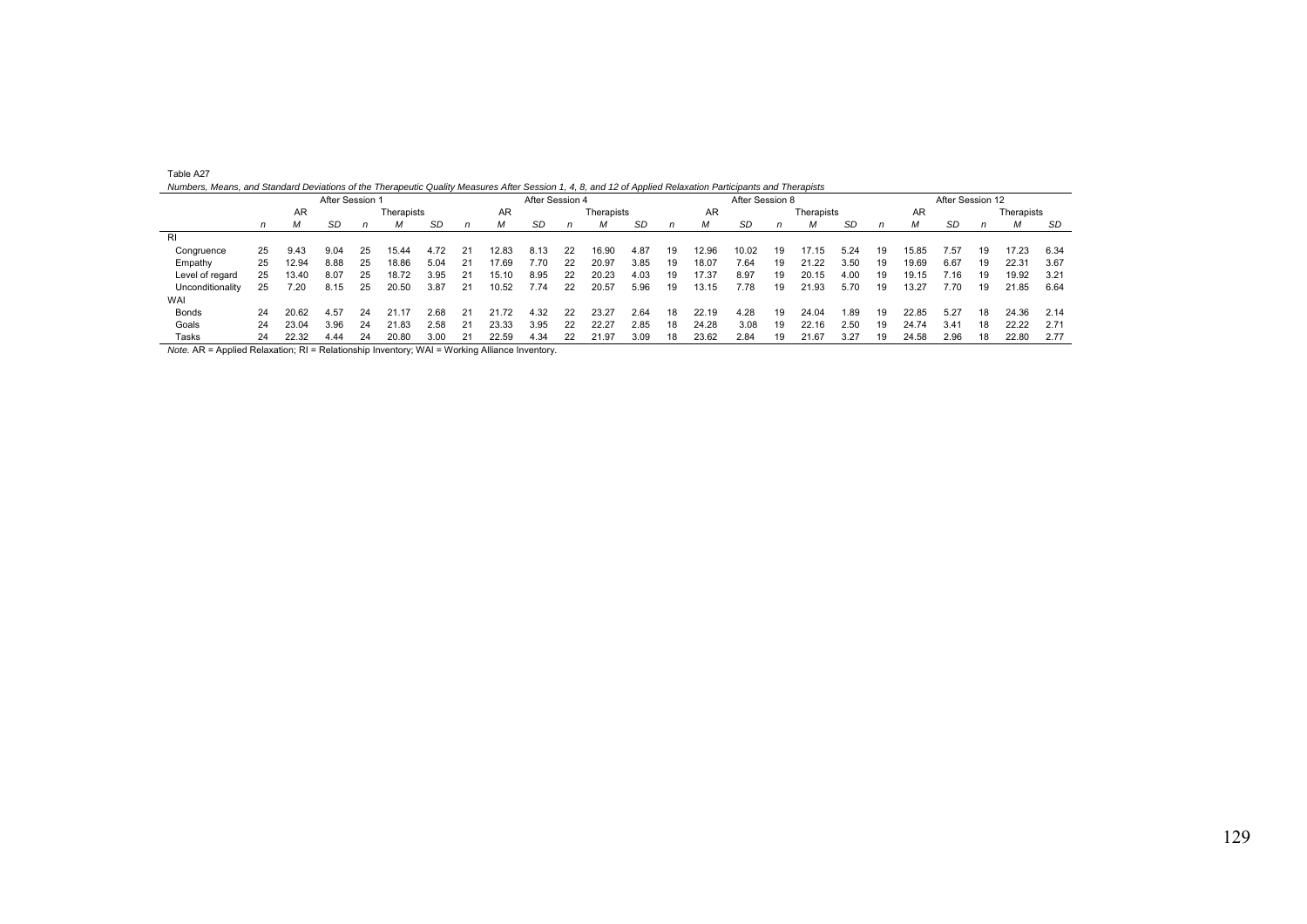Table A27

*Numbers, Means, and Standard Deviations of the Therapeutic Quality Measures After Session 1, 4, 8, and 12 of Applied Relaxation Participants and Therapists*

| | After Session 1 | | | | | | After Session 4 | | | | | | After Session 8 | | | | | | After Session 12 | | | | | |
|---|---|---|---|---|---|---|---|---|---|---|---|---|---|---|---|---|---|---|---|---|---|---|---|---|
| | AR | | | Therapists | | | AR | | | Therapists | | | AR | | | Therapists | | | AR | | | Therapists | | |
| | *n* | *M* | *SD* | *n* | *M* | *SD* | *n* | *M* | *SD* | *n* | *M* | *SD* | *n* | *M* | *SD* | *n* | *M* | *SD* | *n* | *M* | *SD* | *n* | *M* | *SD* |
| RI | | | | | | | | | | | | | | | | | | | | | | | | |
| Congruence | 25 | 9.43 | 9.04 | 25 | 15.44 | 4.72 | 21 | 12.83 | 8.13 | 22 | 16.90 | 4.87 | 19 | 12.96 | 10.02 | 19 | 17.15 | 5.24 | 19 | 15.85 | 7.57 | 19 | 17.23 | 6.34 |
| Empathy | 25 | 12.94 | 8.88 | 25 | 18.86 | 5.04 | 21 | 17.69 | 7.70 | 22 | 20.97 | 3.85 | 19 | 18.07 | 7.64 | 19 | 21.22 | 3.50 | 19 | 19.69 | 6.67 | 19 | 22.31 | 3.67 |
| Level of regard | 25 | 13.40 | 8.07 | 25 | 18.72 | 3.95 | 21 | 15.10 | 8.95 | 22 | 20.23 | 4.03 | 19 | 17.37 | 8.97 | 19 | 20.15 | 4.00 | 19 | 19.15 | 7.16 | 19 | 19.92 | 3.21 |
| Unconditionality | 25 | 7.20 | 8.15 | 25 | 20.50 | 3.87 | 21 | 10.52 | 7.74 | 22 | 20.57 | 5.96 | 19 | 13.15 | 7.78 | 19 | 21.93 | 5.70 | 19 | 13.27 | 7.70 | 19 | 21.85 | 6.64 |
| WAI | | | | | | | | | | | | | | | | | | | | | | | | |
| Bonds | 24 | 20.62 | 4.57 | 24 | 21.17 | 2.68 | 21 | 21.72 | 4.32 | 22 | 23.27 | 2.64 | 18 | 22.19 | 4.28 | 19 | 24.04 | 1.89 | 19 | 22.85 | 5.27 | 18 | 24.36 | 2.14 |
| Goals | 24 | 23.04 | 3.96 | 24 | 21.83 | 2.58 | 21 | 23.33 | 3.95 | 22 | 22.27 | 2.85 | 18 | 24.28 | 3.08 | 19 | 22.16 | 2.50 | 19 | 24.74 | 3.41 | 18 | 22.22 | 2.71 |
| Tasks | 24 | 22.32 | 4.44 | 24 | 20.80 | 3.00 | 21 | 22.59 | 4.34 | 22 | 21.97 | 3.09 | 18 | 23.62 | 2.84 | 19 | 21.67 | 3.27 | 19 | 24.58 | 2.96 | 18 | 22.80 | 2.77 |

*Note.* AR = Applied Relaxation; RI = Relationship Inventory; WAI = Working Alliance Inventory.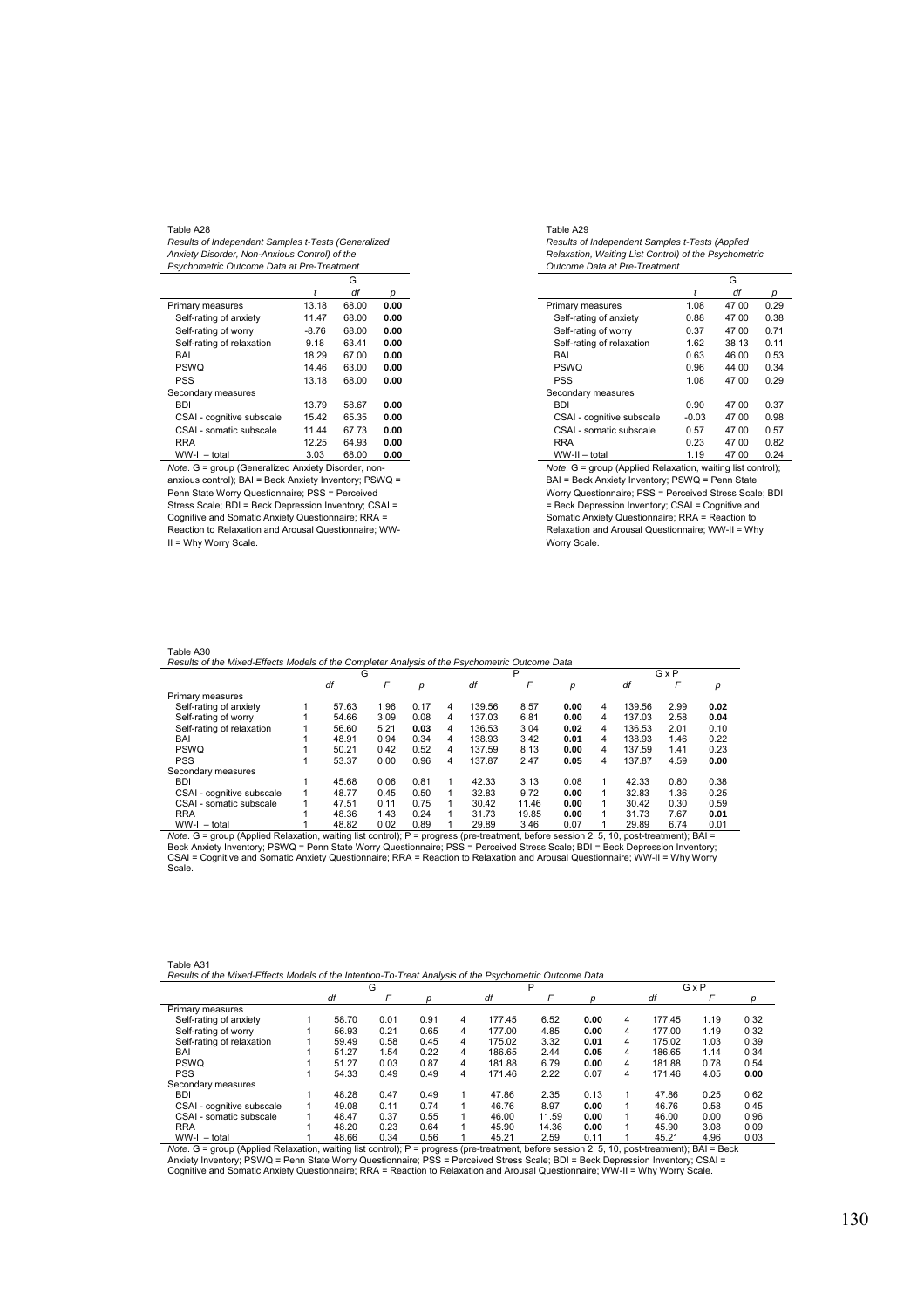Table A28

*Results of Independent Samples t-Tests (Generalized Anxiety Disorder, Non-Anxious Control) of the Psychometric Outcome Data at Pre-Treatment*

| | G | | |
|---|---|---|---|
| | *t* | *df* | *p* |
| Primary measures | 13.18 | 68.00 | **0.00** |
| Self-rating of anxiety | 11.47 | 68.00 | **0.00** |
| Self-rating of worry | -8.76 | 68.00 | **0.00** |
| Self-rating of relaxation | 9.18 | 63.41 | **0.00** |
| BAI | 18.29 | 67.00 | **0.00** |
| PSWQ | 14.46 | 63.00 | **0.00** |
| PSS | 13.18 | 68.00 | **0.00** |
| Secondary measures | | | |
| BDI | 13.79 | 58.67 | **0.00** |
| CSAI - cognitive subscale | 15.42 | 65.35 | **0.00** |
| CSAI - somatic subscale | 11.44 | 67.73 | **0.00** |
| RRA | 12.25 | 64.93 | **0.00** |
| WW-II – total | 3.03 | 68.00 | **0.00** |

*Note*. G = group (Generalized Anxiety Disorder, non-anxious control); BAI = Beck Anxiety Inventory; PSWQ = Penn State Worry Questionnaire; PSS = Perceived Stress Scale; BDI = Beck Depression Inventory; CSAI = Cognitive and Somatic Anxiety Questionnaire; RRA = Reaction to Relaxation and Arousal Questionnaire; WW-II = Why Worry Scale.

Table A29

*Results of Independent Samples t-Tests (Applied Relaxation, Waiting List Control) of the Psychometric Outcome Data at Pre-Treatment*

| | G | | |
|---|---|---|---|
| | *t* | *df* | *p* |
| Primary measures | 1.08 | 47.00 | 0.29 |
| Self-rating of anxiety | 0.88 | 47.00 | 0.38 |
| Self-rating of worry | 0.37 | 47.00 | 0.71 |
| Self-rating of relaxation | 1.62 | 38.13 | 0.11 |
| BAI | 0.63 | 46.00 | 0.53 |
| PSWQ | 0.96 | 44.00 | 0.34 |
| PSS | 1.08 | 47.00 | 0.29 |
| Secondary measures | | | |
| BDI | 0.90 | 47.00 | 0.37 |
| CSAI - cognitive subscale | -0.03 | 47.00 | 0.98 |
| CSAI - somatic subscale | 0.57 | 47.00 | 0.57 |
| RRA | 0.23 | 47.00 | 0.82 |
| WW-II – total | 1.19 | 47.00 | 0.24 |

*Note*. G = group (Applied Relaxation, waiting list control); BAI = Beck Anxiety Inventory; PSWQ = Penn State Worry Questionnaire; PSS = Perceived Stress Scale; BDI = Beck Depression Inventory; CSAI = Cognitive and Somatic Anxiety Questionnaire; RRA = Reaction to Relaxation and Arousal Questionnaire; WW-II = Why Worry Scale.

Table A30

*Results of the Mixed-Effects Models of the Completer Analysis of the Psychometric Outcome Data*

| | G | | | | P | | | | G x P | | | |
|---|---|---|---|---|---|---|---|---|---|---|---|---|
| | | *df* | *F* | *p* | | *df* | *F* | *p* | | *df* | *F* | *p* |
| Primary measures | | | | | | | | | | | | |
| Self-rating of anxiety | 1 | 57.63 | 1.96 | 0.17 | 4 | 139.56 | 8.57 | **0.00** | 4 | 139.56 | 2.99 | **0.02** |
| Self-rating of worry | 1 | 54.66 | 3.09 | 0.08 | 4 | 137.03 | 6.81 | **0.00** | 4 | 137.03 | 2.58 | **0.04** |
| Self-rating of relaxation | 1 | 56.60 | 5.21 | **0.03** | 4 | 136.53 | 3.04 | **0.02** | 4 | 136.53 | 2.01 | 0.10 |
| BAI | 1 | 48.91 | 0.94 | 0.34 | 4 | 138.93 | 3.42 | **0.01** | 4 | 138.93 | 1.46 | 0.22 |
| PSWQ | 1 | 50.21 | 0.42 | 0.52 | 4 | 137.59 | 8.13 | **0.00** | 4 | 137.59 | 1.41 | 0.23 |
| PSS | 1 | 53.37 | 0.00 | 0.96 | 4 | 137.87 | 2.47 | **0.05** | 4 | 137.87 | 4.59 | **0.00** |
| Secondary measures | | | | | | | | | | | | |
| BDI | 1 | 45.68 | 0.06 | 0.81 | 1 | 42.33 | 3.13 | 0.08 | 1 | 42.33 | 0.80 | 0.38 |
| CSAI - cognitive subscale | 1 | 48.77 | 0.45 | 0.50 | 1 | 32.83 | 9.72 | **0.00** | 1 | 32.83 | 1.36 | 0.25 |
| CSAI - somatic subscale | 1 | 47.51 | 0.11 | 0.75 | 1 | 30.42 | 11.46 | **0.00** | 1 | 30.42 | 0.30 | 0.59 |
| RRA | 1 | 48.36 | 1.43 | 0.24 | 1 | 31.73 | 19.85 | **0.00** | 1 | 31.73 | 7.67 | **0.01** |
| WW-II – total | 1 | 48.82 | 0.02 | 0.89 | 1 | 29.89 | 3.46 | 0.07 | 1 | 29.89 | 6.74 | 0.01 |

*Note*. G = group (Applied Relaxation, waiting list control); P = progress (pre-treatment, before session 2, 5, 10, post-treatment); BAI = Beck Anxiety Inventory; PSWQ = Penn State Worry Questionnaire; PSS = Perceived Stress Scale; BDI = Beck Depression Inventory; CSAI = Cognitive and Somatic Anxiety Questionnaire; RRA = Reaction to Relaxation and Arousal Questionnaire; WW-II = Why Worry Scale.

Table A31

*Results of the Mixed-Effects Models of the Intention-To-Treat Analysis of the Psychometric Outcome Data*

| | G | | | | P | | | | G x P | | | |
|---|---|---|---|---|---|---|---|---|---|---|---|---|
| | | *df* | *F* | *p* | | *df* | *F* | *p* | | *df* | *F* | *p* |
| Primary measures | | | | | | | | | | | | |
| Self-rating of anxiety | 1 | 58.70 | 0.01 | 0.91 | 4 | 177.45 | 6.52 | **0.00** | 4 | 177.45 | 1.19 | 0.32 |
| Self-rating of worry | 1 | 56.93 | 0.21 | 0.65 | 4 | 177.00 | 4.85 | **0.00** | 4 | 177.00 | 1.19 | 0.32 |
| Self-rating of relaxation | 1 | 59.49 | 0.58 | 0.45 | 4 | 175.02 | 3.32 | **0.01** | 4 | 175.02 | 1.03 | 0.39 |
| BAI | 1 | 51.27 | 1.54 | 0.22 | 4 | 186.65 | 2.44 | **0.05** | 4 | 186.65 | 1.14 | 0.34 |
| PSWQ | 1 | 51.27 | 0.03 | 0.87 | 4 | 181.88 | 6.79 | **0.00** | 4 | 181.88 | 0.78 | 0.54 |
| PSS | 1 | 54.33 | 0.49 | 0.49 | 4 | 171.46 | 2.22 | 0.07 | 4 | 171.46 | 4.05 | **0.00** |
| Secondary measures | | | | | | | | | | | | |
| BDI | 1 | 48.28 | 0.47 | 0.49 | 1 | 47.86 | 2.35 | 0.13 | 1 | 47.86 | 0.25 | 0.62 |
| CSAI - cognitive subscale | 1 | 49.08 | 0.11 | 0.74 | 1 | 46.76 | 8.97 | **0.00** | 1 | 46.76 | 0.58 | 0.45 |
| CSAI - somatic subscale | 1 | 48.47 | 0.37 | 0.55 | 1 | 46.00 | 11.59 | **0.00** | 1 | 46.00 | 0.00 | 0.96 |
| RRA | 1 | 48.20 | 0.23 | 0.64 | 1 | 45.90 | 14.36 | **0.00** | 1 | 45.90 | 3.08 | 0.09 |
| WW-II – total | 1 | 48.66 | 0.34 | 0.56 | 1 | 45.21 | 2.59 | 0.11 | 1 | 45.21 | 4.96 | 0.03 |

*Note*. G = group (Applied Relaxation, waiting list control); P = progress (pre-treatment, before session 2, 5, 10, post-treatment); BAI = Beck Anxiety Inventory; PSWQ = Penn State Worry Questionnaire; PSS = Perceived Stress Scale; BDI = Beck Depression Inventory; CSAI = Cognitive and Somatic Anxiety Questionnaire; RRA = Reaction to Relaxation and Arousal Questionnaire; WW-II = Why Worry Scale.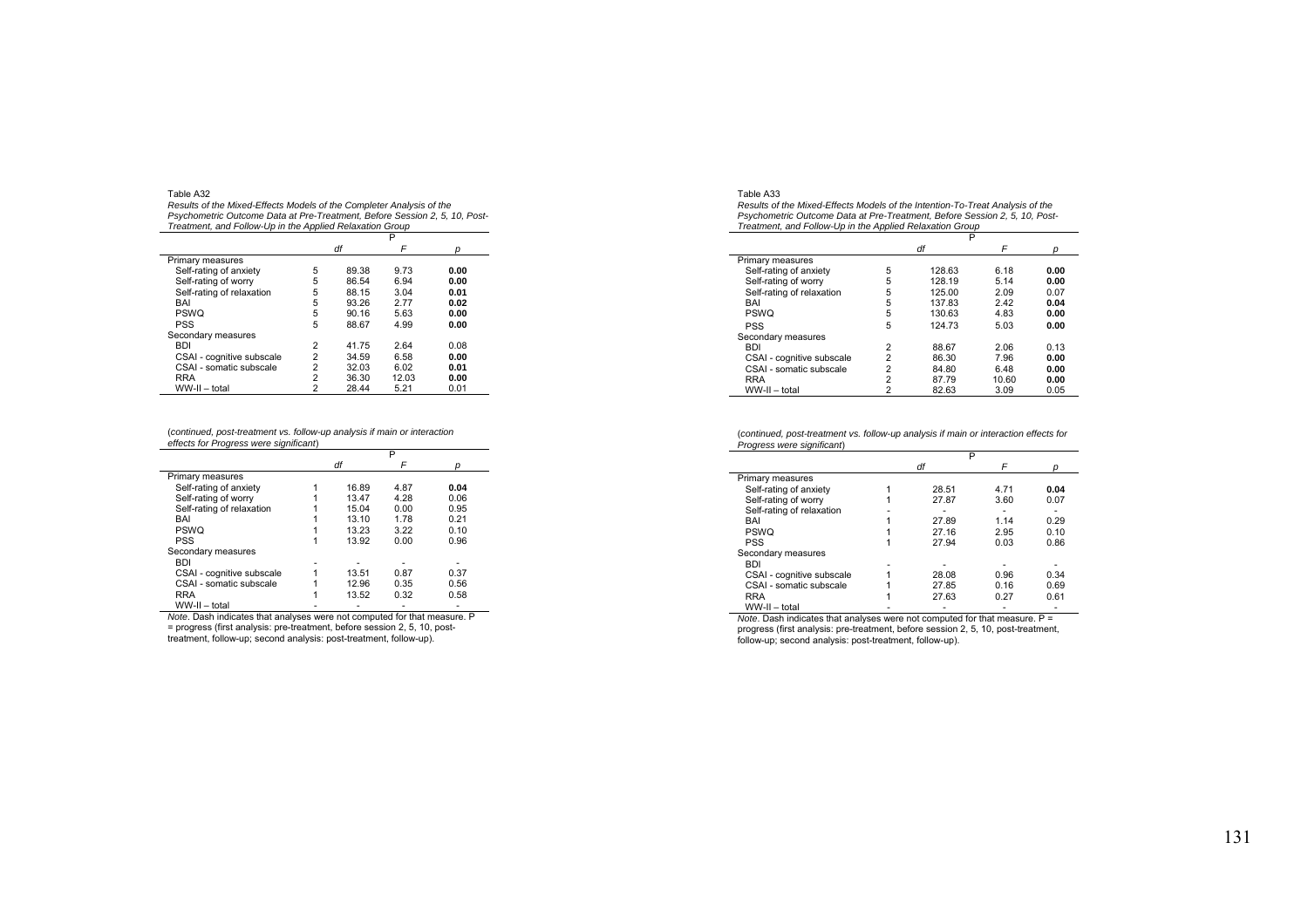Table A32

*Results of the Mixed-Effects Models of the Completer Analysis of the Psychometric Outcome Data at Pre-Treatment, Before Session 2, 5, 10, Post-Treatment, and Follow-Up in the Applied Relaxation Group*

| | P | | | |
|---|---|---|---|---|
| | *df* | | *F* | *p* |
| Primary measures | | | | |
| Self-rating of anxiety | 5 | 89.38 | 9.73 | **0.00** |
| Self-rating of worry | 5 | 86.54 | 6.94 | **0.00** |
| Self-rating of relaxation | 5 | 88.15 | 3.04 | **0.01** |
| BAI | 5 | 93.26 | 2.77 | **0.02** |
| PSWQ | 5 | 90.16 | 5.63 | **0.00** |
| PSS | 5 | 88.67 | 4.99 | **0.00** |
| Secondary measures | | | | |
| BDI | 2 | 41.75 | 2.64 | 0.08 |
| CSAI - cognitive subscale | 2 | 34.59 | 6.58 | **0.00** |
| CSAI - somatic subscale | 2 | 32.03 | 6.02 | **0.01** |
| RRA | 2 | 36.30 | 12.03 | **0.00** |
| WW-II – total | 2 | 28.44 | 5.21 | 0.01 |

(*continued, post-treatment vs. follow-up analysis if main or interaction effects for Progress were significant*)

| | P | | | |
|---|---|---|---|---|
| | *df* | | *F* | *p* |
| Primary measures | | | | |
| Self-rating of anxiety | 1 | 16.89 | 4.87 | **0.04** |
| Self-rating of worry | 1 | 13.47 | 4.28 | 0.06 |
| Self-rating of relaxation | 1 | 15.04 | 0.00 | 0.95 |
| BAI | 1 | 13.10 | 1.78 | 0.21 |
| PSWQ | 1 | 13.23 | 3.22 | 0.10 |
| PSS | 1 | 13.92 | 0.00 | 0.96 |
| Secondary measures | | | | |
| BDI | - | - | - | - |
| CSAI - cognitive subscale | 1 | 13.51 | 0.87 | 0.37 |
| CSAI - somatic subscale | 1 | 12.96 | 0.35 | 0.56 |
| RRA | 1 | 13.52 | 0.32 | 0.58 |
| WW-II – total | - | - | - | - |

*Note*. Dash indicates that analyses were not computed for that measure. P = progress (first analysis: pre-treatment, before session 2, 5, 10, post-treatment, follow-up; second analysis: post-treatment, follow-up).

Table A33

*Results of the Mixed-Effects Models of the Intention-To-Treat Analysis of the Psychometric Outcome Data at Pre-Treatment, Before Session 2, 5, 10, Post-Treatment, and Follow-Up in the Applied Relaxation Group*

| | P | | | |
|---|---|---|---|---|
| | *df* | | *F* | *p* |
| Primary measures | | | | |
| Self-rating of anxiety | 5 | 128.63 | 6.18 | **0.00** |
| Self-rating of worry | 5 | 128.19 | 5.14 | **0.00** |
| Self-rating of relaxation | 5 | 125.00 | 2.09 | 0.07 |
| BAI | 5 | 137.83 | 2.42 | **0.04** |
| PSWQ | 5 | 130.63 | 4.83 | **0.00** |
| PSS | 5 | 124.73 | 5.03 | **0.00** |
| Secondary measures | | | | |
| BDI | 2 | 88.67 | 2.06 | 0.13 |
| CSAI - cognitive subscale | 2 | 86.30 | 7.96 | **0.00** |
| CSAI - somatic subscale | 2 | 84.80 | 6.48 | **0.00** |
| RRA | 2 | 87.79 | 10.60 | **0.00** |
| WW-II – total | 2 | 82.63 | 3.09 | 0.05 |

(*continued, post-treatment vs. follow-up analysis if main or interaction effects for Progress were significant*)

| | P | | | |
|---|---|---|---|---|
| | *df* | | *F* | *p* |
| Primary measures | | | | |
| Self-rating of anxiety | 1 | 28.51 | 4.71 | **0.04** |
| Self-rating of worry | 1 | 27.87 | 3.60 | 0.07 |
| Self-rating of relaxation | - | - | - | - |
| BAI | 1 | 27.89 | 1.14 | 0.29 |
| PSWQ | 1 | 27.16 | 2.95 | 0.10 |
| PSS | 1 | 27.94 | 0.03 | 0.86 |
| Secondary measures | | | | |
| BDI | - | - | - | - |
| CSAI - cognitive subscale | 1 | 28.08 | 0.96 | 0.34 |
| CSAI - somatic subscale | 1 | 27.85 | 0.16 | 0.69 |
| RRA | 1 | 27.63 | 0.27 | 0.61 |
| WW-II – total | - | - | - | - |

*Note*. Dash indicates that analyses were not computed for that measure. P = progress (first analysis: pre-treatment, before session 2, 5, 10, post-treatment, follow-up; second analysis: post-treatment, follow-up).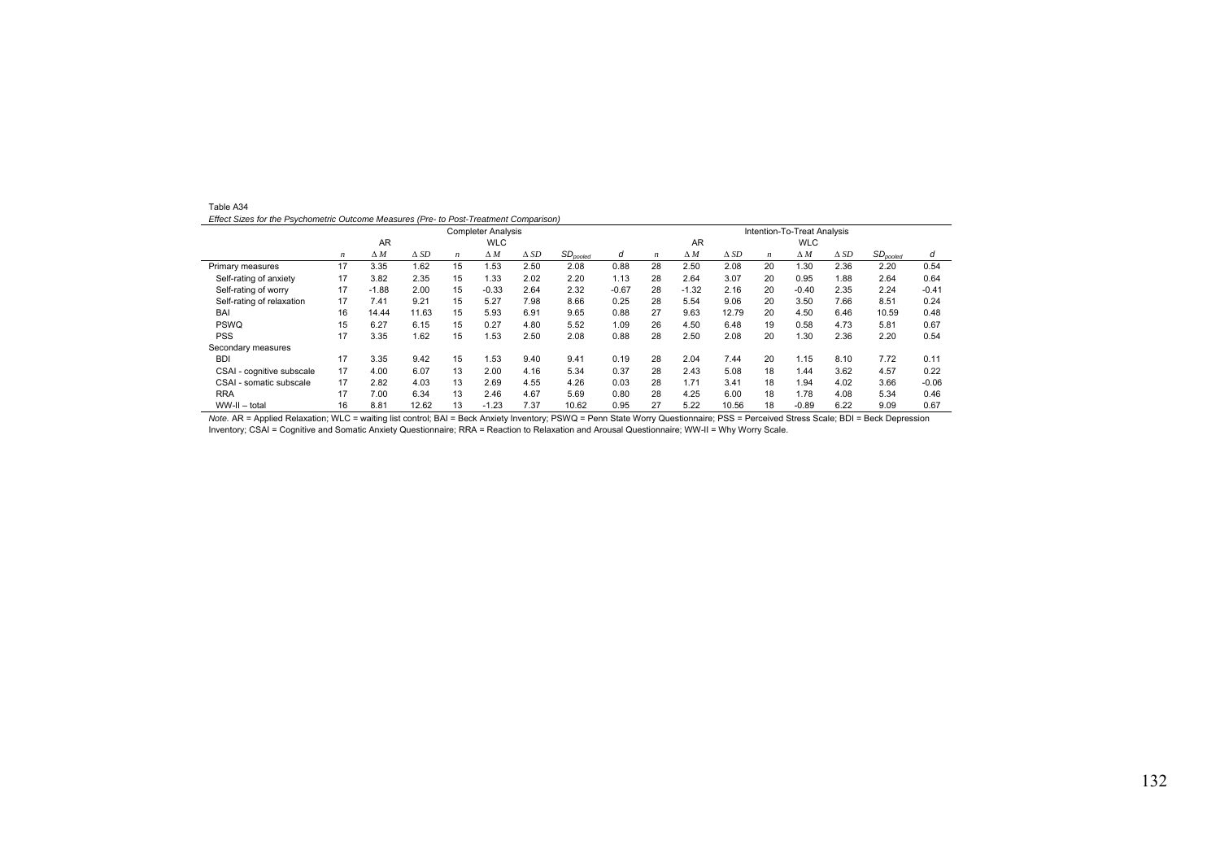Table A34

*Effect Sizes for the Psychometric Outcome Measures (Pre- to Post-Treatment Comparison)*

| | Completer Analysis | | | | | | | | Intention-To-Treat Analysis | | | | | | | |
|---|---|---|---|---|---|---|---|---|---|---|---|---|---|---|---|---|
| | AR | | | WLC | | | | | AR | | | WLC | | | | |
| | $n$ | $\Delta M$ | $\Delta SD$ | $n$ | $\Delta M$ | $\Delta SD$ | $SD_{pooled}$ | $d$ | $n$ | $\Delta M$ | $\Delta SD$ | $n$ | $\Delta M$ | $\Delta SD$ | $SD_{pooled}$ | $d$ |
| Primary measures | 17 | 3.35 | 1.62 | 15 | 1.53 | 2.50 | 2.08 | 0.88 | 28 | 2.50 | 2.08 | 20 | 1.30 | 2.36 | 2.20 | 0.54 |
| Self-rating of anxiety | 17 | 3.82 | 2.35 | 15 | 1.33 | 2.02 | 2.20 | 1.13 | 28 | 2.64 | 3.07 | 20 | 0.95 | 1.88 | 2.64 | 0.64 |
| Self-rating of worry | 17 | -1.88 | 2.00 | 15 | -0.33 | 2.64 | 2.32 | -0.67 | 28 | -1.32 | 2.16 | 20 | -0.40 | 2.35 | 2.24 | -0.41 |
| Self-rating of relaxation | 17 | 7.41 | 9.21 | 15 | 5.27 | 7.98 | 8.66 | 0.25 | 28 | 5.54 | 9.06 | 20 | 3.50 | 7.66 | 8.51 | 0.24 |
| BAI | 16 | 14.44 | 11.63 | 15 | 5.93 | 6.91 | 9.65 | 0.88 | 27 | 9.63 | 12.79 | 20 | 4.50 | 6.46 | 10.59 | 0.48 |
| PSWQ | 15 | 6.27 | 6.15 | 15 | 0.27 | 4.80 | 5.52 | 1.09 | 26 | 4.50 | 6.48 | 19 | 0.58 | 4.73 | 5.81 | 0.67 |
| PSS | 17 | 3.35 | 1.62 | 15 | 1.53 | 2.50 | 2.08 | 0.88 | 28 | 2.50 | 2.08 | 20 | 1.30 | 2.36 | 2.20 | 0.54 |
| Secondary measures | | | | | | | | | | | | | | | | |
| BDI | 17 | 3.35 | 9.42 | 15 | 1.53 | 9.40 | 9.41 | 0.19 | 28 | 2.04 | 7.44 | 20 | 1.15 | 8.10 | 7.72 | 0.11 |
| CSAI - cognitive subscale | 17 | 4.00 | 6.07 | 13 | 2.00 | 4.16 | 5.34 | 0.37 | 28 | 2.43 | 5.08 | 18 | 1.44 | 3.62 | 4.57 | 0.22 |
| CSAI - somatic subscale | 17 | 2.82 | 4.03 | 13 | 2.69 | 4.55 | 4.26 | 0.03 | 28 | 1.71 | 3.41 | 18 | 1.94 | 4.02 | 3.66 | -0.06 |
| RRA | 17 | 7.00 | 6.34 | 13 | 2.46 | 4.67 | 5.69 | 0.80 | 28 | 4.25 | 6.00 | 18 | 1.78 | 4.08 | 5.34 | 0.46 |
| WW-II – total | 16 | 8.81 | 12.62 | 13 | -1.23 | 7.37 | 10.62 | 0.95 | 27 | 5.22 | 10.56 | 18 | -0.89 | 6.22 | 9.09 | 0.67 |

*Note.* AR = Applied Relaxation; WLC = waiting list control; BAI = Beck Anxiety Inventory; PSWQ = Penn State Worry Questionnaire; PSS = Perceived Stress Scale; BDI = Beck Depression Inventory; CSAI = Cognitive and Somatic Anxiety Questionnaire; RRA = Reaction to Relaxation and Arousal Questionnaire; WW-II = Why Worry Scale.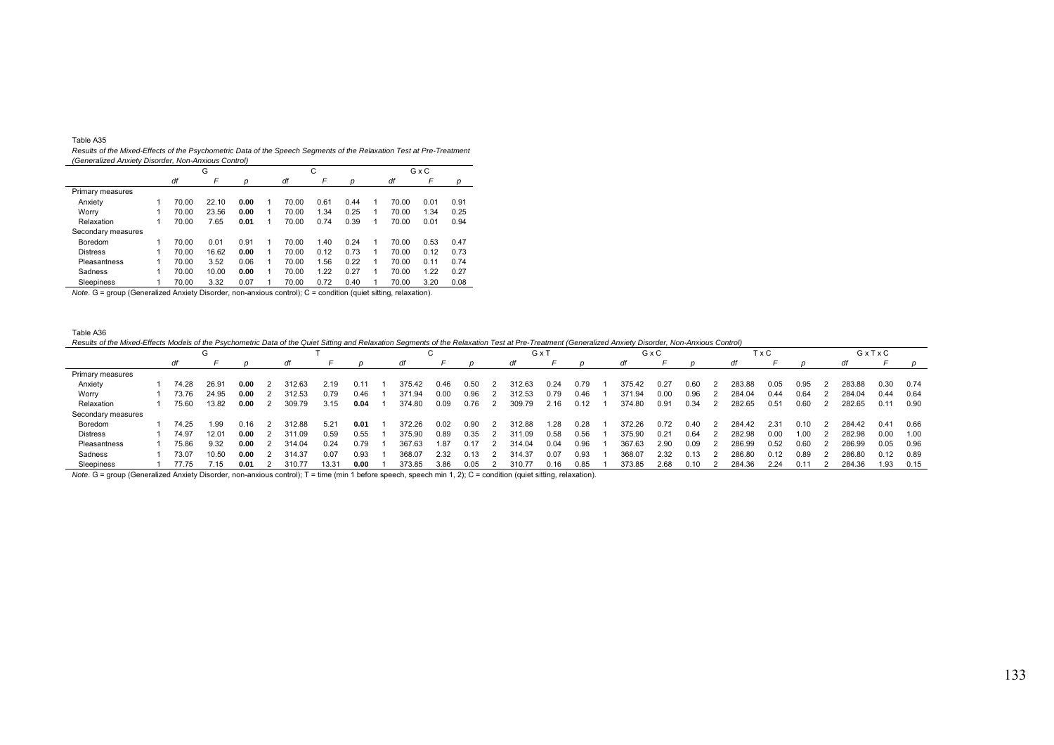Table A35

*Results of the Mixed-Effects of the Psychometric Data of the Speech Segments of the Relaxation Test at Pre-Treatment (Generalized Anxiety Disorder, Non-Anxious Control)*

| | G | | | | C | | | | G x C | | | |
|---|---|---|---|---|---|---|---|---|---|---|---|---|
| | *df* | | *F* | *p* | *df* | | *F* | *p* | *df* | | *F* | *p* |
| Primary measures | | | | | | | | | | | | |
| Anxiety | 1 | 70.00 | 22.10 | **0.00** | 1 | 70.00 | 0.61 | 0.44 | 1 | 70.00 | 0.01 | 0.91 |
| Worry | 1 | 70.00 | 23.56 | **0.00** | 1 | 70.00 | 1.34 | 0.25 | 1 | 70.00 | 1.34 | 0.25 |
| Relaxation | 1 | 70.00 | 7.65 | **0.01** | 1 | 70.00 | 0.74 | 0.39 | 1 | 70.00 | 0.01 | 0.94 |
| Secondary measures | | | | | | | | | | | | |
| Boredom | 1 | 70.00 | 0.01 | 0.91 | 1 | 70.00 | 1.40 | 0.24 | 1 | 70.00 | 0.53 | 0.47 |
| Distress | 1 | 70.00 | 16.62 | **0.00** | 1 | 70.00 | 0.12 | 0.73 | 1 | 70.00 | 0.12 | 0.73 |
| Pleasantness | 1 | 70.00 | 3.52 | 0.06 | 1 | 70.00 | 1.56 | 0.22 | 1 | 70.00 | 0.11 | 0.74 |
| Sadness | 1 | 70.00 | 10.00 | **0.00** | 1 | 70.00 | 1.22 | 0.27 | 1 | 70.00 | 1.22 | 0.27 |
| Sleepiness | 1 | 70.00 | 3.32 | 0.07 | 1 | 70.00 | 0.72 | 0.40 | 1 | 70.00 | 3.20 | 0.08 |

*Note*. G = group (Generalized Anxiety Disorder, non-anxious control); C = condition (quiet sitting, relaxation).

Table A36

*Results of the Mixed-Effects Models of the Psychometric Data of the Quiet Sitting and Relaxation Segments of the Relaxation Test at Pre-Treatment (Generalized Anxiety Disorder, Non-Anxious Control)*

| | G | | | | T | | | | C | | | | G x T | | | | G x C | | | | T x C | | | | G x T x C | | | |
|---|---|---|---|---|---|---|---|---|---|---|---|---|---|---|---|---|---|---|---|---|---|---|---|---|---|---|---|---|
| | *df* | | *F* | *p* | *df* | | *F* | *p* | *df* | | *F* | *p* | *df* | | *F* | *p* | *df* | | *F* | *p* | *df* | | *F* | *p* | *df* | | *F* | *p* |
| Primary measures | | | | | | | | | | | | | | | | | | | | | | | | | | | | |
| Anxiety | 1 | 74.28 | 26.91 | **0.00** | 2 | 312.63 | 2.19 | 0.11 | 1 | 375.42 | 0.46 | 0.50 | 2 | 312.63 | 0.24 | 0.79 | 1 | 375.42 | 0.27 | 0.60 | 2 | 283.88 | 0.05 | 0.95 | 2 | 283.88 | 0.30 | 0.74 |
| Worry | 1 | 73.76 | 24.95 | **0.00** | 2 | 312.53 | 0.79 | 0.46 | 1 | 371.94 | 0.00 | 0.96 | 2 | 312.53 | 0.79 | 0.46 | 1 | 371.94 | 0.00 | 0.96 | 2 | 284.04 | 0.44 | 0.64 | 2 | 284.04 | 0.44 | 0.64 |
| Relaxation | 1 | 75.60 | 13.82 | **0.00** | 2 | 309.79 | 3.15 | **0.04** | 1 | 374.80 | 0.09 | 0.76 | 2 | 309.79 | 2.16 | 0.12 | 1 | 374.80 | 0.91 | 0.34 | 2 | 282.65 | 0.51 | 0.60 | 2 | 282.65 | 0.11 | 0.90 |
| Secondary measures | | | | | | | | | | | | | | | | | | | | | | | | | | | | |
| Boredom | 1 | 74.25 | 1.99 | 0.16 | 2 | 312.88 | 5.21 | **0.01** | 1 | 372.26 | 0.02 | 0.90 | 2 | 312.88 | 1.28 | 0.28 | 1 | 372.26 | 0.72 | 0.40 | 2 | 284.42 | 2.31 | 0.10 | 2 | 284.42 | 0.41 | 0.66 |
| Distress | 1 | 74.97 | 12.01 | **0.00** | 2 | 311.09 | 0.59 | 0.55 | 1 | 375.90 | 0.89 | 0.35 | 2 | 311.09 | 0.58 | 0.56 | 1 | 375.90 | 0.21 | 0.64 | 2 | 282.98 | 0.00 | 1.00 | 2 | 282.98 | 0.00 | 1.00 |
| Pleasantness | 1 | 75.86 | 9.32 | **0.00** | 2 | 314.04 | 0.24 | 0.79 | 1 | 367.63 | 1.87 | 0.17 | 2 | 314.04 | 0.04 | 0.96 | 1 | 367.63 | 2.90 | 0.09 | 2 | 286.99 | 0.52 | 0.60 | 2 | 286.99 | 0.05 | 0.96 |
| Sadness | 1 | 73.07 | 10.50 | **0.00** | 2 | 314.37 | 0.07 | 0.93 | 1 | 368.07 | 2.32 | 0.13 | 2 | 314.37 | 0.07 | 0.93 | 1 | 368.07 | 2.32 | 0.13 | 2 | 286.80 | 0.12 | 0.89 | 2 | 286.80 | 0.12 | 0.89 |
| Sleepiness | 1 | 77.75 | 7.15 | **0.01** | 2 | 310.77 | 13.31 | **0.00** | 1 | 373.85 | 3.86 | 0.05 | 2 | 310.77 | 0.16 | 0.85 | 1 | 373.85 | 2.68 | 0.10 | 2 | 284.36 | 2.24 | 0.11 | 2 | 284.36 | 1.93 | 0.15 |

*Note*. G = group (Generalized Anxiety Disorder, non-anxious control); T = time (min 1 before speech, speech min 1, 2); C = condition (quiet sitting, relaxation).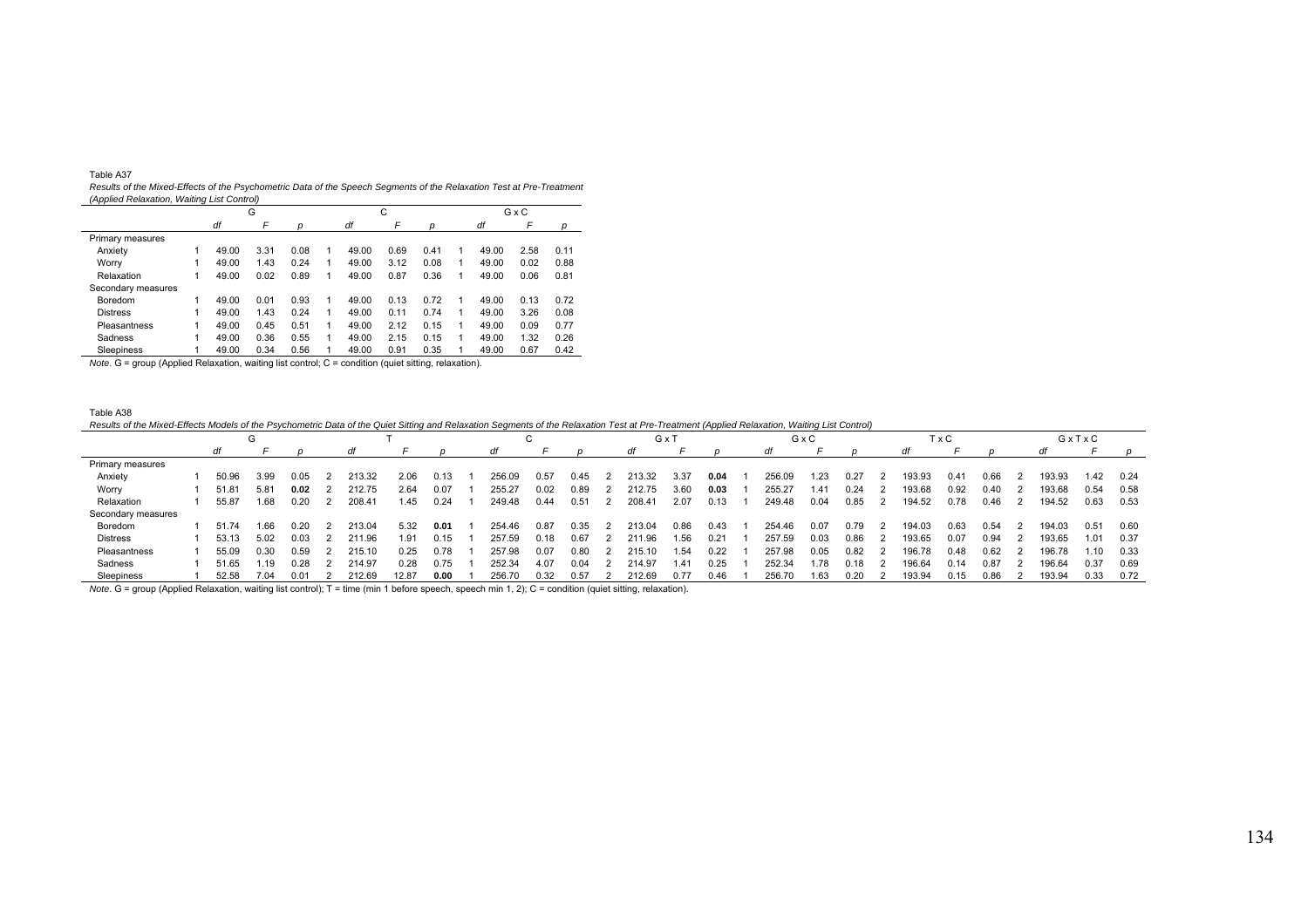Table A37

*Results of the Mixed-Effects of the Psychometric Data of the Speech Segments of the Relaxation Test at Pre-Treatment (Applied Relaxation, Waiting List Control)*

| | G | | | | C | | | | G x C | | | |
|---|---|---|---|---|---|---|---|---|---|---|---|---|
| | | *df* | *F* | *p* | | *df* | *F* | *p* | | *df* | *F* | *p* |
| Primary measures | | | | | | | | | | | | |
| Anxiety | 1 | 49.00 | 3.31 | 0.08 | 1 | 49.00 | 0.69 | 0.41 | 1 | 49.00 | 2.58 | 0.11 |
| Worry | 1 | 49.00 | 1.43 | 0.24 | 1 | 49.00 | 3.12 | 0.08 | 1 | 49.00 | 0.02 | 0.88 |
| Relaxation | 1 | 49.00 | 0.02 | 0.89 | 1 | 49.00 | 0.87 | 0.36 | 1 | 49.00 | 0.06 | 0.81 |
| Secondary measures | | | | | | | | | | | | |
| Boredom | 1 | 49.00 | 0.01 | 0.93 | 1 | 49.00 | 0.13 | 0.72 | 1 | 49.00 | 0.13 | 0.72 |
| Distress | 1 | 49.00 | 1.43 | 0.24 | 1 | 49.00 | 0.11 | 0.74 | 1 | 49.00 | 3.26 | 0.08 |
| Pleasantness | 1 | 49.00 | 0.45 | 0.51 | 1 | 49.00 | 2.12 | 0.15 | 1 | 49.00 | 0.09 | 0.77 |
| Sadness | 1 | 49.00 | 0.36 | 0.55 | 1 | 49.00 | 2.15 | 0.15 | 1 | 49.00 | 1.32 | 0.26 |
| Sleepiness | 1 | 49.00 | 0.34 | 0.56 | 1 | 49.00 | 0.91 | 0.35 | 1 | 49.00 | 0.67 | 0.42 |

*Note*. G = group (Applied Relaxation, waiting list control; C = condition (quiet sitting, relaxation).

Table A38

*Results of the Mixed-Effects Models of the Psychometric Data of the Quiet Sitting and Relaxation Segments of the Relaxation Test at Pre-Treatment (Applied Relaxation, Waiting List Control)*

| | G | | | | T | | | | C | | | | G x T | | | | G x C | | | | T x C | | | | G x T x C | | | |
|---|---|---|---|---|---|---|---|---|---|---|---|---|---|---|---|---|---|---|---|---|---|---|---|---|---|---|---|---|
| | | *df* | *F* | *p* | | *df* | *F* | *p* | | *df* | *F* | *p* | | *df* | *F* | *p* | | *df* | *F* | *p* | | *df* | *F* | *p* | | *df* | *F* | *p* |
| Primary measures | | | | | | | | | | | | | | | | | | | | | | | | | | | | |
| Anxiety | 1 | 50.96 | 3.99 | 0.05 | 2 | 213.32 | 2.06 | 0.13 | 1 | 256.09 | 0.57 | 0.45 | 2 | 213.32 | 3.37 | **0.04** | 1 | 256.09 | 1.23 | 0.27 | 2 | 193.93 | 0.41 | 0.66 | 2 | 193.93 | 1.42 | 0.24 |
| Worry | 1 | 51.81 | 5.81 | **0.02** | 2 | 212.75 | 2.64 | 0.07 | 1 | 255.27 | 0.02 | 0.89 | 2 | 212.75 | 3.60 | **0.03** | 1 | 255.27 | 1.41 | 0.24 | 2 | 193.68 | 0.92 | 0.40 | 2 | 193.68 | 0.54 | 0.58 |
| Relaxation | 1 | 55.87 | 1.68 | 0.20 | 2 | 208.41 | 1.45 | 0.24 | 1 | 249.48 | 0.44 | 0.51 | 2 | 208.41 | 2.07 | 0.13 | 1 | 249.48 | 0.04 | 0.85 | 2 | 194.52 | 0.78 | 0.46 | 2 | 194.52 | 0.63 | 0.53 |
| Secondary measures | | | | | | | | | | | | | | | | | | | | | | | | | | | | |
| Boredom | 1 | 51.74 | 1.66 | 0.20 | 2 | 213.04 | 5.32 | **0.01** | 1 | 254.46 | 0.87 | 0.35 | 2 | 213.04 | 0.86 | 0.43 | 1 | 254.46 | 0.07 | 0.79 | 2 | 194.03 | 0.63 | 0.54 | 2 | 194.03 | 0.51 | 0.60 |
| Distress | 1 | 53.13 | 5.02 | 0.03 | 2 | 211.96 | 1.91 | 0.15 | 1 | 257.59 | 0.18 | 0.67 | 2 | 211.96 | 1.56 | 0.21 | 1 | 257.59 | 0.03 | 0.86 | 2 | 193.65 | 0.07 | 0.94 | 2 | 193.65 | 1.01 | 0.37 |
| Pleasantness | 1 | 55.09 | 0.30 | 0.59 | 2 | 215.10 | 0.25 | 0.78 | 1 | 257.98 | 0.07 | 0.80 | 2 | 215.10 | 1.54 | 0.22 | 1 | 257.98 | 0.05 | 0.82 | 2 | 196.78 | 0.48 | 0.62 | 2 | 196.78 | 1.10 | 0.33 |
| Sadness | 1 | 51.65 | 1.19 | 0.28 | 2 | 214.97 | 0.28 | 0.75 | 1 | 252.34 | 4.07 | 0.04 | 2 | 214.97 | 1.41 | 0.25 | 1 | 252.34 | 1.78 | 0.18 | 2 | 196.64 | 0.14 | 0.87 | 2 | 196.64 | 0.37 | 0.69 |
| Sleepiness | 1 | 52.58 | 7.04 | 0.01 | 2 | 212.69 | 12.87 | **0.00** | 1 | 256.70 | 0.32 | 0.57 | 2 | 212.69 | 0.77 | 0.46 | 1 | 256.70 | 1.63 | 0.20 | 2 | 193.94 | 0.15 | 0.86 | 2 | 193.94 | 0.33 | 0.72 |

*Note*. G = group (Applied Relaxation, waiting list control); T = time (min 1 before speech, speech min 1, 2); C = condition (quiet sitting, relaxation).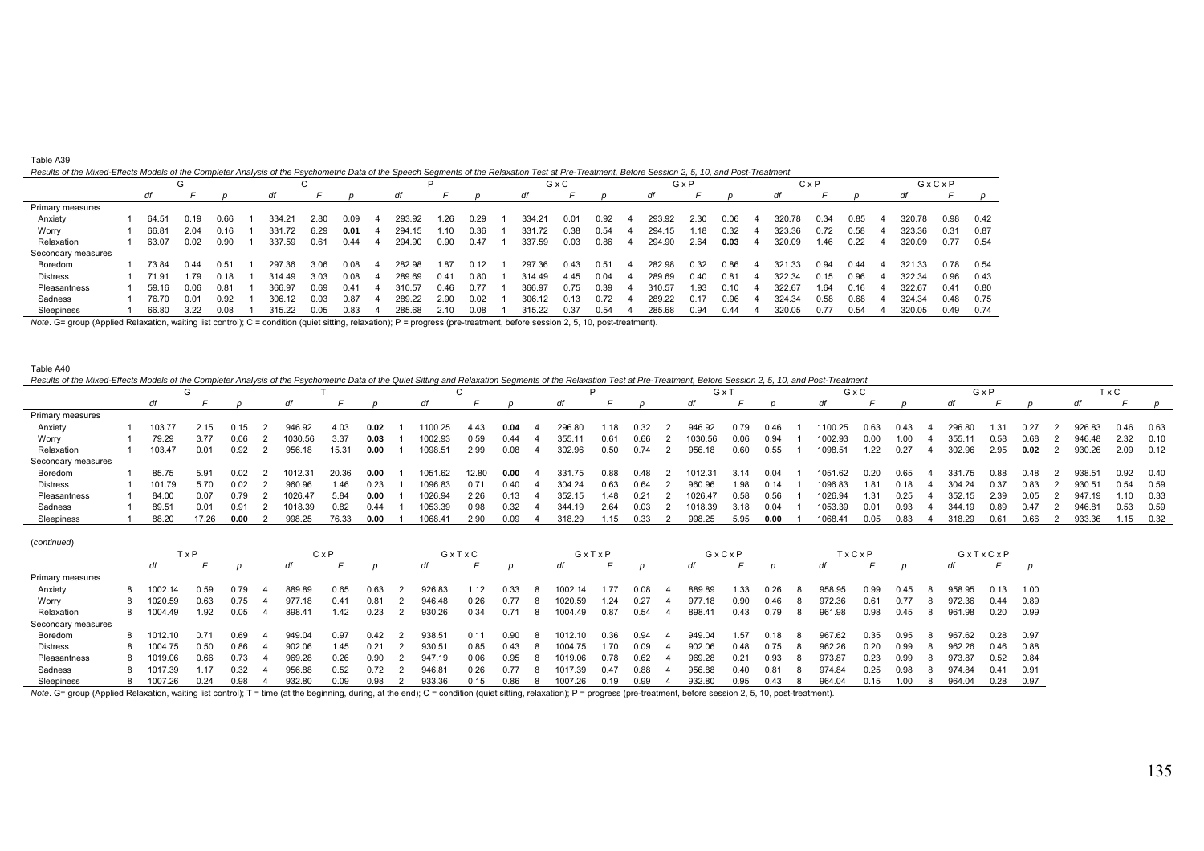Table A39

*Results of the Mixed-Effects Models of the Completer Analysis of the Psychometric Data of the Speech Segments of the Relaxation Test at Pre-Treatment, Before Session 2, 5, 10, and Post-Treatment*

| | G | | | | C | | | | P | | | | G x C | | | | G x P | | | | C x P | | | | G x C x P | | | |
|---|---|---|---|---|---|---|---|---|---|---|---|---|---|---|---|---|---|---|---|---|---|---|---|---|---|---|---|---|
| | *df* | | *F* | *p* | *df* | | *F* | *p* | *df* | | *F* | *p* | *df* | | *F* | *p* | *df* | | *F* | *p* | *df* | | *F* | *p* | *df* | | *F* | *p* |
| Primary measures | | | | | | | | | | | | | | | | | | | | | | | | | | | | |
| Anxiety | 1 | 64.51 | 0.19 | 0.66 | 1 | 334.21 | 2.80 | 0.09 | 4 | 293.92 | 1.26 | 0.29 | 1 | 334.21 | 0.01 | 0.92 | 4 | 293.92 | 2.30 | 0.06 | 4 | 320.78 | 0.34 | 0.85 | 4 | 320.78 | 0.98 | 0.42 |
| Worry | 1 | 66.81 | 2.04 | 0.16 | 1 | 331.72 | 6.29 | **0.01** | 4 | 294.15 | 1.10 | 0.36 | 1 | 331.72 | 0.38 | 0.54 | 4 | 294.15 | 1.18 | 0.32 | 4 | 323.36 | 0.72 | 0.58 | 4 | 323.36 | 0.31 | 0.87 |
| Relaxation | 1 | 63.07 | 0.02 | 0.90 | 1 | 337.59 | 0.61 | 0.44 | 4 | 294.90 | 0.90 | 0.47 | 1 | 337.59 | 0.03 | 0.86 | 4 | 294.90 | 2.64 | **0.03** | 4 | 320.09 | 1.46 | 0.22 | 4 | 320.09 | 0.77 | 0.54 |
| Secondary measures | | | | | | | | | | | | | | | | | | | | | | | | | | | | |
| Boredom | 1 | 73.84 | 0.44 | 0.51 | 1 | 297.36 | 3.06 | 0.08 | 4 | 282.98 | 1.87 | 0.12 | 1 | 297.36 | 0.43 | 0.51 | 4 | 282.98 | 0.32 | 0.86 | 4 | 321.33 | 0.94 | 0.44 | 4 | 321.33 | 0.78 | 0.54 |
| Distress | 1 | 71.91 | 1.79 | 0.18 | 1 | 314.49 | 3.03 | 0.08 | 4 | 289.69 | 0.41 | 0.80 | 1 | 314.49 | 4.45 | 0.04 | 4 | 289.69 | 0.40 | 0.81 | 4 | 322.34 | 0.15 | 0.96 | 4 | 322.34 | 0.96 | 0.43 |
| Pleasantness | 1 | 59.16 | 0.06 | 0.81 | 1 | 366.97 | 0.69 | 0.41 | 4 | 310.57 | 0.46 | 0.77 | 1 | 366.97 | 0.75 | 0.39 | 4 | 310.57 | 1.93 | 0.10 | 4 | 322.67 | 1.64 | 0.16 | 4 | 322.67 | 0.41 | 0.80 |
| Sadness | 1 | 76.70 | 0.01 | 0.92 | 1 | 306.12 | 0.03 | 0.87 | 4 | 289.22 | 2.90 | 0.02 | 1 | 306.12 | 0.13 | 0.72 | 4 | 289.22 | 0.17 | 0.96 | 4 | 324.34 | 0.58 | 0.68 | 4 | 324.34 | 0.48 | 0.75 |
| Sleepiness | 1 | 66.80 | 3.22 | 0.08 | 1 | 315.22 | 0.05 | 0.83 | 4 | 285.68 | 2.10 | 0.08 | 1 | 315.22 | 0.37 | 0.54 | 4 | 285.68 | 0.94 | 0.44 | 4 | 320.05 | 0.77 | 0.54 | 4 | 320.05 | 0.49 | 0.74 |

*Note*. G= group (Applied Relaxation, waiting list control); C = condition (quiet sitting, relaxation); P = progress (pre-treatment, before session 2, 5, 10, post-treatment).

Table A40

*Results of the Mixed-Effects Models of the Completer Analysis of the Psychometric Data of the Quiet Sitting and Relaxation Segments of the Relaxation Test at Pre-Treatment, Before Session 2, 5, 10, and Post-Treatment*

| | G | | | | T | | | | C | | | | P | | | | G x T | | | | G x C | | | | G x P | | | | T x C | | | |
|---|---|---|---|---|---|---|---|---|---|---|---|---|---|---|---|---|---|---|---|---|---|---|---|---|---|---|---|---|---|---|---|---|
| | *df* | | *F* | *p* | *df* | | *F* | *p* | *df* | | *F* | *p* | *df* | | *F* | *p* | *df* | | *F* | *p* | *df* | | *F* | *p* | *df* | | *F* | *p* | *df* | | *F* | *p* |
| Primary measures | | | | | | | | | | | | | | | | | | | | | | | | | | | | | | | | |
| Anxiety | 1 | 103.77 | 2.15 | 0.15 | 2 | 946.92 | 4.03 | **0.02** | 1 | 1100.25 | 4.43 | **0.04** | 4 | 296.80 | 1.18 | 0.32 | 2 | 946.92 | 0.79 | 0.46 | 1 | 1100.25 | 0.63 | 0.43 | 4 | 296.80 | 1.31 | 0.27 | 2 | 926.83 | 0.46 | 0.63 |
| Worry | 1 | 79.29 | 3.77 | 0.06 | 2 | 1030.56 | 3.37 | **0.03** | 1 | 1002.93 | 0.59 | 0.44 | 4 | 355.11 | 0.61 | 0.66 | 2 | 1030.56 | 0.06 | 0.94 | 1 | 1002.93 | 0.00 | 1.00 | 4 | 355.11 | 0.58 | 0.68 | 2 | 946.48 | 2.32 | 0.10 |
| Relaxation | 1 | 103.47 | 0.01 | 0.92 | 2 | 956.18 | 15.31 | **0.00** | 1 | 1098.51 | 2.99 | 0.08 | 4 | 302.96 | 0.50 | 0.74 | 2 | 956.18 | 0.60 | 0.55 | 1 | 1098.51 | 1.22 | 0.27 | 4 | 302.96 | 2.95 | **0.02** | 2 | 930.26 | 2.09 | 0.12 |
| Secondary measures | | | | | | | | | | | | | | | | | | | | | | | | | | | | | | | | |
| Boredom | 1 | 85.75 | 5.91 | 0.02 | 2 | 1012.31 | 20.36 | **0.00** | 1 | 1051.62 | 12.80 | **0.00** | 4 | 331.75 | 0.88 | 0.48 | 2 | 1012.31 | 3.14 | 0.04 | 1 | 1051.62 | 0.20 | 0.65 | 4 | 331.75 | 0.88 | 0.48 | 2 | 938.51 | 0.92 | 0.40 |
| Distress | 1 | 101.79 | 5.70 | 0.02 | 2 | 960.96 | 1.46 | 0.23 | 1 | 1096.83 | 0.71 | 0.40 | 4 | 304.24 | 0.63 | 0.64 | 2 | 960.96 | 1.98 | 0.14 | 1 | 1096.83 | 1.81 | 0.18 | 4 | 304.24 | 0.37 | 0.83 | 2 | 930.51 | 0.54 | 0.59 |
| Pleasantness | 1 | 84.00 | 0.07 | 0.79 | 2 | 1026.47 | 5.84 | **0.00** | 1 | 1026.94 | 2.26 | 0.13 | 4 | 352.15 | 1.48 | 0.21 | 2 | 1026.47 | 0.58 | 0.56 | 1 | 1026.94 | 1.31 | 0.25 | 4 | 352.15 | 2.39 | 0.05 | 2 | 947.19 | 1.10 | 0.33 |
| Sadness | 1 | 89.51 | 0.01 | 0.91 | 2 | 1018.39 | 0.82 | 0.44 | 1 | 1053.39 | 0.98 | 0.32 | 4 | 344.19 | 2.64 | 0.03 | 2 | 1018.39 | 3.18 | 0.04 | 1 | 1053.39 | 0.01 | 0.93 | 4 | 344.19 | 0.89 | 0.47 | 2 | 946.81 | 0.53 | 0.59 |
| Sleepiness | 1 | 88.20 | 17.26 | **0.00** | 2 | 998.25 | 76.33 | **0.00** | 1 | 1068.41 | 2.90 | 0.09 | 4 | 318.29 | 1.15 | 0.33 | 2 | 998.25 | 5.95 | **0.00** | 1 | 1068.41 | 0.05 | 0.83 | 4 | 318.29 | 0.61 | 0.66 | 2 | 933.36 | 1.15 | 0.32 |

(*continued*)

| | T x P | | | | C x P | | | | G x T x C | | | | G x T x P | | | | G x C x P | | | | T x C x P | | | | G x T x C x P | | | |
|---|---|---|---|---|---|---|---|---|---|---|---|---|---|---|---|---|---|---|---|---|---|---|---|---|---|---|---|---|
| | *df* | | *F* | *p* | *df* | | *F* | *p* | *df* | | *F* | *p* | *df* | | *F* | *p* | *df* | | *F* | *p* | *df* | | *F* | *p* | *df* | | *F* | *p* |
| Primary measures | | | | | | | | | | | | | | | | | | | | | | | | | | | | |
| Anxiety | 8 | 1002.14 | 0.59 | 0.79 | 4 | 889.89 | 0.65 | 0.63 | 2 | 926.83 | 1.12 | 0.33 | 8 | 1002.14 | 1.77 | 0.08 | 4 | 889.89 | 1.33 | 0.26 | 8 | 958.95 | 0.99 | 0.45 | 8 | 958.95 | 0.13 | 1.00 |
| Worry | 8 | 1020.59 | 0.63 | 0.75 | 4 | 977.18 | 0.41 | 0.81 | 2 | 946.48 | 0.26 | 0.77 | 8 | 1020.59 | 1.24 | 0.27 | 4 | 977.18 | 0.90 | 0.46 | 8 | 972.36 | 0.61 | 0.77 | 8 | 972.36 | 0.44 | 0.89 |
| Relaxation | 8 | 1004.49 | 1.92 | 0.05 | 4 | 898.41 | 1.42 | 0.23 | 2 | 930.26 | 0.34 | 0.71 | 8 | 1004.49 | 0.87 | 0.54 | 4 | 898.41 | 0.43 | 0.79 | 8 | 961.98 | 0.98 | 0.45 | 8 | 961.98 | 0.20 | 0.99 |
| Secondary measures | | | | | | | | | | | | | | | | | | | | | | | | | | | | |
| Boredom | 8 | 1012.10 | 0.71 | 0.69 | 4 | 949.04 | 0.97 | 0.42 | 2 | 938.51 | 0.11 | 0.90 | 8 | 1012.10 | 0.36 | 0.94 | 4 | 949.04 | 1.57 | 0.18 | 8 | 967.62 | 0.35 | 0.95 | 8 | 967.62 | 0.28 | 0.97 |
| Distress | 8 | 1004.75 | 0.50 | 0.86 | 4 | 902.06 | 1.45 | 0.21 | 2 | 930.51 | 0.85 | 0.43 | 8 | 1004.75 | 1.70 | 0.09 | 4 | 902.06 | 0.48 | 0.75 | 8 | 962.26 | 0.20 | 0.99 | 8 | 962.26 | 0.46 | 0.88 |
| Pleasantness | 8 | 1019.06 | 0.66 | 0.73 | 4 | 969.28 | 0.26 | 0.90 | 2 | 947.19 | 0.06 | 0.95 | 8 | 1019.06 | 0.78 | 0.62 | 4 | 969.28 | 0.21 | 0.93 | 8 | 973.87 | 0.23 | 0.99 | 8 | 973.87 | 0.52 | 0.84 |
| Sadness | 8 | 1017.39 | 1.17 | 0.32 | 4 | 956.88 | 0.52 | 0.72 | 2 | 946.81 | 0.26 | 0.77 | 8 | 1017.39 | 0.47 | 0.88 | 4 | 956.88 | 0.40 | 0.81 | 8 | 974.84 | 0.25 | 0.98 | 8 | 974.84 | 0.41 | 0.91 |
| Sleepiness | 8 | 1007.26 | 0.24 | 0.98 | 4 | 932.80 | 0.09 | 0.98 | 2 | 933.36 | 0.15 | 0.86 | 8 | 1007.26 | 0.19 | 0.99 | 4 | 932.80 | 0.95 | 0.43 | 8 | 964.04 | 0.15 | 1.00 | 8 | 964.04 | 0.28 | 0.97 |

*Note*. G= group (Applied Relaxation, waiting list control); T = time (at the beginning, during, at the end); C = condition (quiet sitting, relaxation); P = progress (pre-treatment, before session 2, 5, 10, post-treatment).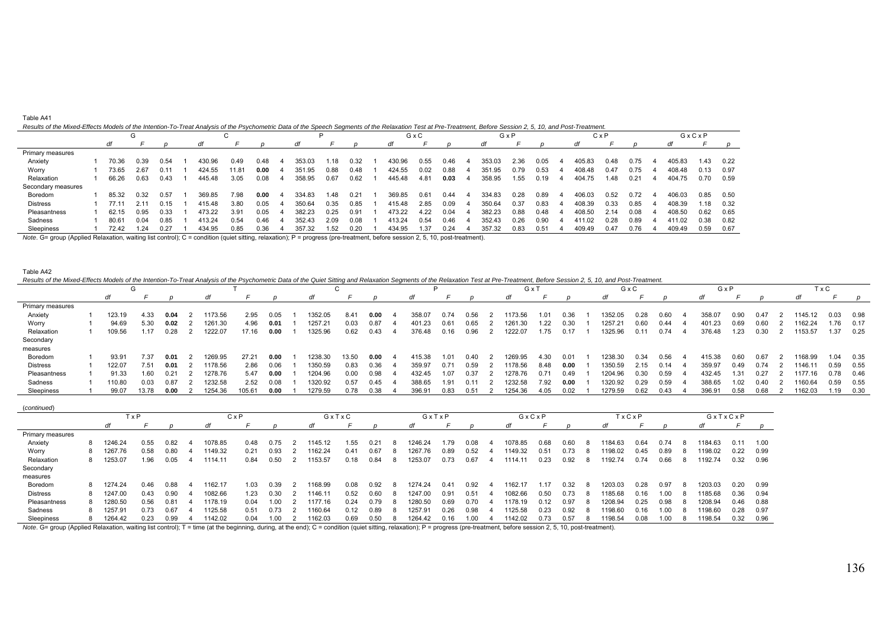Table A41

*Results of the Mixed-Effects Models of the Intention-To-Treat Analysis of the Psychometric Data of the Speech Segments of the Relaxation Test at Pre-Treatment, Before Session 2, 5, 10, and Post-Treatment.*

| | G | | | C | | | P | | | G x C | | | G x P | | | C x P | | | G x C x P | | |
|---|---|---|---|---|---|---|---|---|---|---|---|---|---|---|---|---|---|---|---|---|---|
| | *df* | *F* | *p* | *df* | *F* | *p* | *df* | *F* | *p* | *df* | *F* | *p* | *df* | *F* | *p* | *df* | *F* | *p* | *df* | *F* | *p* |
| Primary measures | | | | | | | | | | | | | | | | | | | | | |
| Anxiety | 1 70.36 | 0.39 | 0.54 | 1 430.96 | 0.49 | 0.48 | 4 353.03 | 1.18 | 0.32 | 1 430.96 | 0.55 | 0.46 | 4 353.03 | 2.36 | 0.05 | 4 405.83 | 0.48 | 0.75 | 4 405.83 | 1.43 | 0.22 |
| Worry | 1 73.65 | 2.67 | 0.11 | 1 424.55 | 11.81 | **0.00** | 4 351.95 | 0.88 | 0.48 | 1 424.55 | 0.02 | 0.88 | 4 351.95 | 0.79 | 0.53 | 4 408.48 | 0.47 | 0.75 | 4 408.48 | 0.13 | 0.97 |
| Relaxation | 1 66.26 | 0.63 | 0.43 | 1 445.48 | 3.05 | 0.08 | 4 358.95 | 0.67 | 0.62 | 1 445.48 | 4.81 | **0.03** | 4 358.95 | 1.55 | 0.19 | 4 404.75 | 1.48 | 0.21 | 4 404.75 | 0.70 | 0.59 |
| Secondary measures | | | | | | | | | | | | | | | | | | | | | |
| Boredom | 1 85.32 | 0.32 | 0.57 | 1 369.85 | 7.98 | **0.00** | 4 334.83 | 1.48 | 0.21 | 1 369.85 | 0.61 | 0.44 | 4 334.83 | 0.28 | 0.89 | 4 406.03 | 0.52 | 0.72 | 4 406.03 | 0.85 | 0.50 |
| Distress | 1 77.11 | 2.11 | 0.15 | 1 415.48 | 3.80 | 0.05 | 4 350.64 | 0.35 | 0.85 | 1 415.48 | 2.85 | 0.09 | 4 350.64 | 0.37 | 0.83 | 4 408.39 | 0.33 | 0.85 | 4 408.39 | 1.18 | 0.32 |
| Pleasantness | 1 62.15 | 0.95 | 0.33 | 1 473.22 | 3.91 | 0.05 | 4 382.23 | 0.25 | 0.91 | 1 473.22 | 4.22 | 0.04 | 4 382.23 | 0.88 | 0.48 | 4 408.50 | 2.14 | 0.08 | 4 408.50 | 0.62 | 0.65 |
| Sadness | 1 80.61 | 0.04 | 0.85 | 1 413.24 | 0.54 | 0.46 | 4 352.43 | 2.09 | 0.08 | 1 413.24 | 0.54 | 0.46 | 4 352.43 | 0.26 | 0.90 | 4 411.02 | 0.28 | 0.89 | 4 411.02 | 0.38 | 0.82 |
| Sleepiness | 1 72.42 | 1.24 | 0.27 | 1 434.95 | 0.85 | 0.36 | 4 357.32 | 1.52 | 0.20 | 1 434.95 | 1.37 | 0.24 | 4 357.32 | 0.83 | 0.51 | 4 409.49 | 0.47 | 0.76 | 4 409.49 | 0.59 | 0.67 |

*Note*. G= group (Applied Relaxation, waiting list control); C = condition (quiet sitting, relaxation); P = progress (pre-treatment, before session 2, 5, 10, post-treatment).

Table A42

*Results of the Mixed-Effects Models of the Intention-To-Treat Analysis of the Psychometric Data of the Quiet Sitting and Relaxation Segments of the Relaxation Test at Pre-Treatment, Before Session 2, 5, 10, and Post-Treatment.*

| | G | | | T | | | C | | | P | | | G x T | | | G x C | | | G x P | | | T x C | | |
|---|---|---|---|---|---|---|---|---|---|---|---|---|---|---|---|---|---|---|---|---|---|---|---|---|
| | *df* | *F* | *p* | *df* | *F* | *p* | *df* | *F* | *p* | *df* | *F* | *p* | *df* | *F* | *p* | *df* | *F* | *p* | *df* | *F* | *p* | *df* | *F* | *p* |
| Primary measures | | | | | | | | | | | | | | | | | | | | | | | | |
| Anxiety | 1 123.19 | 4.33 | **0.04** | 2 1173.56 | 2.95 | 0.05 | 1 1352.05 | 8.41 | **0.00** | 4 358.07 | 0.74 | 0.56 | 2 1173.56 | 1.01 | 0.36 | 1 1352.05 | 0.28 | 0.60 | 4 358.07 | 0.90 | 0.47 | 2 1145.12 | 0.03 | 0.98 |
| Worry | 1 94.69 | 5.30 | **0.02** | 2 1261.30 | 4.96 | **0.01** | 1 1257.21 | 0.03 | 0.87 | 4 401.23 | 0.61 | 0.65 | 2 1261.30 | 1.22 | 0.30 | 1 1257.21 | 0.60 | 0.44 | 4 401.23 | 0.69 | 0.60 | 2 1162.24 | 1.76 | 0.17 |
| Relaxation | 1 109.56 | 1.17 | 0.28 | 2 1222.07 | 17.16 | **0.00** | 1 1325.96 | 0.62 | 0.43 | 4 376.48 | 0.16 | 0.96 | 2 1222.07 | 1.75 | 0.17 | 1 1325.96 | 0.11 | 0.74 | 4 376.48 | 1.23 | 0.30 | 2 1153.57 | 1.37 | 0.25 |
| Secondary measures | | | | | | | | | | | | | | | | | | | | | | | | |
| Boredom | 1 93.91 | 7.37 | **0.01** | 2 1269.95 | 27.21 | **0.00** | 1 1238.30 | 13.50 | **0.00** | 4 415.38 | 1.01 | 0.40 | 2 1269.95 | 4.30 | **0.01** | 1 1238.30 | 0.34 | 0.56 | 4 415.38 | 0.60 | 0.67 | 2 1168.99 | 1.04 | 0.35 |
| Distress | 1 122.07 | 7.51 | **0.01** | 2 1178.56 | 2.86 | 0.06 | 1 1350.59 | 0.83 | 0.36 | 4 359.97 | 0.71 | 0.59 | 2 1178.56 | 8.48 | **0.00** | 1 1350.59 | 2.15 | 0.14 | 4 359.97 | 0.49 | 0.74 | 2 1146.11 | 0.59 | 0.55 |
| Pleasantness | 1 91.33 | 1.60 | 0.21 | 2 1278.76 | 5.47 | **0.00** | 1 1204.96 | 0.00 | 0.98 | 4 432.45 | 1.07 | 0.37 | 2 1278.76 | 0.71 | 0.49 | 1 1204.96 | 0.30 | 0.59 | 4 432.45 | 1.31 | 0.27 | 2 1177.16 | 0.78 | 0.46 |
| Sadness | 1 110.80 | 0.03 | 0.87 | 2 1232.58 | 2.52 | 0.08 | 1 1320.92 | 0.57 | 0.45 | 4 388.65 | 1.91 | 0.11 | 2 1232.58 | 7.92 | **0.00** | 1 1320.92 | 0.29 | 0.59 | 4 388.65 | 1.02 | 0.40 | 2 1160.64 | 0.59 | 0.55 |
| Sleepiness | 1 99.07 | 13.78 | **0.00** | 2 1254.36 | 105.61 | **0.00** | 1 1279.59 | 0.78 | 0.38 | 4 396.91 | 0.83 | 0.51 | 2 1254.36 | 4.05 | 0.02 | 1 1279.59 | 0.62 | 0.43 | 4 396.91 | 0.58 | 0.68 | 2 1162.03 | 1.19 | 0.30 |

(*continued*)

| | T x P | | | C x P | | | G x T x C | | | G x T x P | | | G x C x P | | | T x C x P | | | G x T x C x P | | |
|---|---|---|---|---|---|---|---|---|---|---|---|---|---|---|---|---|---|---|---|---|---|
| | *df* | *F* | *p* | *df* | *F* | *p* | *df* | *F* | *p* | *df* | *F* | *p* | *df* | *F* | *p* | *df* | *F* | *p* | *df* | *F* | *p* |
| Primary measures | | | | | | | | | | | | | | | | | | | | | |
| Anxiety | 8 1246.24 | 0.55 | 0.82 | 4 1078.85 | 0.48 | 0.75 | 2 1145.12 | 1.55 | 0.21 | 8 1246.24 | 1.79 | 0.08 | 4 1078.85 | 0.68 | 0.60 | 8 1184.63 | 0.64 | 0.74 | 8 1184.63 | 0.11 | 1.00 |
| Worry | 8 1267.76 | 0.58 | 0.80 | 4 1149.32 | 0.21 | 0.93 | 2 1162.24 | 0.41 | 0.67 | 8 1267.76 | 0.89 | 0.52 | 4 1149.32 | 0.51 | 0.73 | 8 1198.02 | 0.45 | 0.89 | 8 1198.02 | 0.22 | 0.99 |
| Relaxation | 8 1253.07 | 1.96 | 0.05 | 4 1114.11 | 0.84 | 0.50 | 2 1153.57 | 0.18 | 0.84 | 8 1253.07 | 0.73 | 0.67 | 4 1114.11 | 0.23 | 0.92 | 8 1192.74 | 0.74 | 0.66 | 8 1192.74 | 0.32 | 0.96 |
| Secondary measures | | | | | | | | | | | | | | | | | | | | | |
| Boredom | 8 1274.24 | 0.46 | 0.88 | 4 1162.17 | 1.03 | 0.39 | 2 1168.99 | 0.08 | 0.92 | 8 1274.24 | 0.41 | 0.92 | 4 1162.17 | 1.17 | 0.32 | 8 1203.03 | 0.28 | 0.97 | 8 1203.03 | 0.20 | 0.99 |
| Distress | 8 1247.00 | 0.43 | 0.90 | 4 1082.66 | 1.23 | 0.30 | 2 1146.11 | 0.52 | 0.60 | 8 1247.00 | 0.91 | 0.51 | 4 1082.66 | 0.50 | 0.73 | 8 1185.68 | 0.16 | 1.00 | 8 1185.68 | 0.36 | 0.94 |
| Pleasantness | 8 1280.50 | 0.56 | 0.81 | 4 1178.19 | 0.04 | 1.00 | 2 1177.16 | 0.24 | 0.79 | 8 1280.50 | 0.69 | 0.70 | 4 1178.19 | 0.12 | 0.97 | 8 1208.94 | 0.25 | 0.98 | 8 1208.94 | 0.46 | 0.88 |
| Sadness | 8 1257.91 | 0.73 | 0.67 | 4 1125.58 | 0.51 | 0.73 | 2 1160.64 | 0.12 | 0.89 | 8 1257.91 | 0.26 | 0.98 | 4 1125.58 | 0.23 | 0.92 | 8 1198.60 | 0.16 | 1.00 | 8 1198.60 | 0.28 | 0.97 |
| Sleepiness | 8 1264.42 | 0.23 | 0.99 | 4 1142.02 | 0.04 | 1.00 | 2 1162.03 | 0.69 | 0.50 | 8 1264.42 | 0.16 | 1.00 | 4 1142.02 | 0.73 | 0.57 | 8 1198.54 | 0.08 | 1.00 | 8 1198.54 | 0.32 | 0.96 |

*Note*. G= group (Applied Relaxation, waiting list control); T = time (at the beginning, during, at the end); C = condition (quiet sitting, relaxation); P = progress (pre-treatment, before session 2, 5, 10, post-treatment).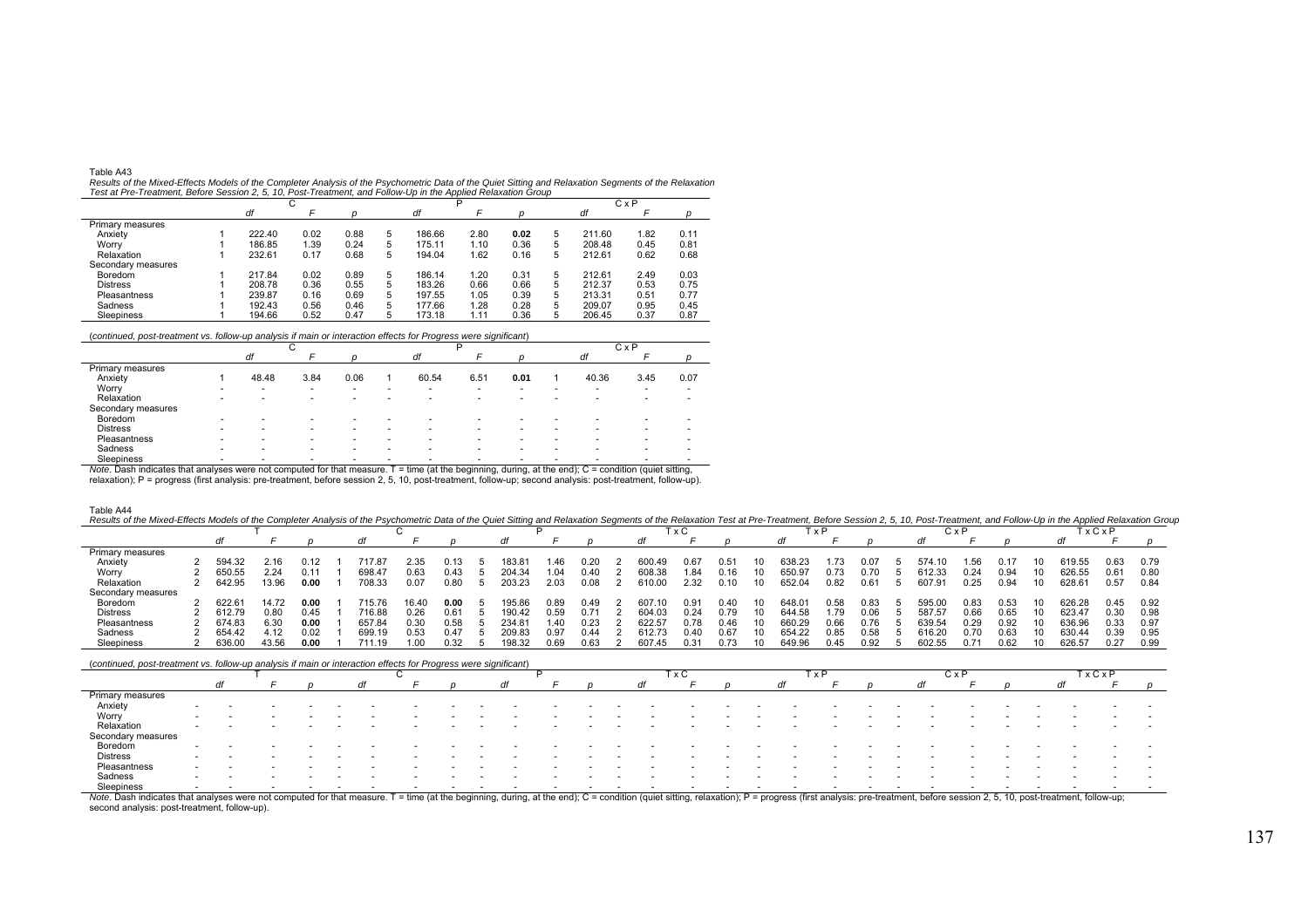Table A43

*Results of the Mixed-Effects Models of the Completer Analysis of the Psychometric Data of the Quiet Sitting and Relaxation Segments of the Relaxation Test at Pre-Treatment, Before Session 2, 5, 10, Post-Treatment, and Follow-Up in the Applied Relaxation Group*

| | C | | | | P | | | | C x P | | |
|---|---|---|---|---|---|---|---|---|---|---|---|
| | *df* | | *F* | *p* | *df* | | *F* | *p* | *df* | | *F* | *p* |
| Primary measures | | | | | | | | | | | | |
| Anxiety | 1 | 222.40 | 0.02 | 0.88 | 5 | 186.66 | 2.80 | **0.02** | 5 | 211.60 | 1.82 | 0.11 |
| Worry | 1 | 186.85 | 1.39 | 0.24 | 5 | 175.11 | 1.10 | 0.36 | 5 | 208.48 | 0.45 | 0.81 |
| Relaxation | 1 | 232.61 | 0.17 | 0.68 | 5 | 194.04 | 1.62 | 0.16 | 5 | 212.61 | 0.62 | 0.68 |
| Secondary measures | | | | | | | | | | | | |
| Boredom | 1 | 217.84 | 0.02 | 0.89 | 5 | 186.14 | 1.20 | 0.31 | 5 | 212.61 | 2.49 | 0.03 |
| Distress | 1 | 208.78 | 0.36 | 0.55 | 5 | 183.26 | 0.66 | 0.66 | 5 | 212.37 | 0.53 | 0.75 |
| Pleasantness | 1 | 239.87 | 0.16 | 0.69 | 5 | 197.55 | 1.05 | 0.39 | 5 | 213.31 | 0.51 | 0.77 |
| Sadness | 1 | 192.43 | 0.56 | 0.46 | 5 | 177.66 | 1.28 | 0.28 | 5 | 209.07 | 0.95 | 0.45 |
| Sleepiness | 1 | 194.66 | 0.52 | 0.47 | 5 | 173.18 | 1.11 | 0.36 | 5 | 206.45 | 0.37 | 0.87 |

(*continued, post-treatment vs. follow-up analysis if main or interaction effects for Progress were significant*)

| | C | | | | P | | | | C x P | | | |
|---|---|---|---|---|---|---|---|---|---|---|---|---|
| | *df* | | *F* | *p* | *df* | | *F* | *p* | *df* | | *F* | *p* |
| Primary measures | | | | | | | | | | | | |
| Anxiety | 1 | 48.48 | 3.84 | 0.06 | 1 | 60.54 | 6.51 | **0.01** | 1 | 40.36 | 3.45 | 0.07 |
| Worry | - | - | - | - | - | - | - | - | - | - | - | - |
| Relaxation | - | - | - | - | - | - | - | - | - | - | - | - |
| Secondary measures | | | | | | | | | | | | |
| Boredom | - | - | - | - | - | - | - | - | - | - | - | - |
| Distress | - | - | - | - | - | - | - | - | - | - | - | - |
| Pleasantness | - | - | - | - | - | - | - | - | - | - | - | - |
| Sadness | - | - | - | - | - | - | - | - | - | - | - | - |
| Sleepiness | - | - | - | - | - | - | - | - | - | - | - | - |

*Note*. Dash indicates that analyses were not computed for that measure. T = time (at the beginning, during, at the end); C = condition (quiet sitting, relaxation); P = progress (first analysis: pre-treatment, before session 2, 5, 10, post-treatment, follow-up; second analysis: post-treatment, follow-up).

Table A44

*Results of the Mixed-Effects Models of the Completer Analysis of the Psychometric Data of the Quiet Sitting and Relaxation Segments of the Relaxation Test at Pre-Treatment, Before Session 2, 5, 10, Post-Treatment, and Follow-Up in the Applied Relaxation Group*

| | T | | | | C | | | | P | | | | T x C | | | | T x P | | | | C x P | | | | T x C x P | | | |
|---|---|---|---|---|---|---|---|---|---|---|---|---|---|---|---|---|---|---|---|---|---|---|---|---|---|---|---|---|
| | *df* | | *F* | *p* | *df* | | *F* | *p* | *df* | | *F* | *p* | *df* | | *F* | *p* | *df* | | *F* | *p* | *df* | | *F* | *p* | *df* | | *F* | *p* |
| Primary measures | | | | | | | | | | | | | | | | | | | | | | | | | | | | |
| Anxiety | 2 | 594.32 | 2.16 | 0.12 | 1 | 717.87 | 2.35 | 0.13 | 5 | 183.81 | 1.46 | 0.20 | 2 | 600.49 | 0.67 | 0.51 | 10 | 638.23 | 1.73 | 0.07 | 5 | 574.10 | 1.56 | 0.17 | 10 | 619.55 | 0.63 | 0.79 |
| Worry | 2 | 650.55 | 2.24 | 0.11 | 1 | 698.47 | 0.63 | 0.43 | 5 | 204.34 | 1.04 | 0.40 | 2 | 608.38 | 1.84 | 0.16 | 10 | 650.97 | 0.73 | 0.70 | 5 | 612.33 | 0.24 | 0.94 | 10 | 626.55 | 0.61 | 0.80 |
| Relaxation | 2 | 642.95 | 13.96 | **0.00** | 1 | 708.33 | 0.07 | 0.80 | 5 | 203.23 | 2.03 | 0.08 | 2 | 610.00 | 2.32 | 0.10 | 10 | 652.04 | 0.82 | 0.61 | 5 | 607.91 | 0.25 | 0.94 | 10 | 628.61 | 0.57 | 0.84 |
| Secondary measures | | | | | | | | | | | | | | | | | | | | | | | | | | | | |
| Boredom | 2 | 622.61 | 14.72 | **0.00** | 1 | 715.76 | 16.40 | **0.00** | 5 | 195.86 | 0.89 | 0.49 | 2 | 607.10 | 0.91 | 0.40 | 10 | 648.01 | 0.58 | 0.83 | 5 | 595.00 | 0.83 | 0.53 | 10 | 626.28 | 0.45 | 0.92 |
| Distress | 2 | 612.79 | 0.80 | 0.45 | 1 | 716.88 | 0.26 | 0.61 | 5 | 190.42 | 0.59 | 0.71 | 2 | 604.03 | 0.24 | 0.79 | 10 | 644.58 | 1.79 | 0.06 | 5 | 587.57 | 0.66 | 0.65 | 10 | 623.47 | 0.30 | 0.98 |
| Pleasantness | 2 | 674.83 | 6.30 | **0.00** | 1 | 657.84 | 0.30 | 0.58 | 5 | 234.81 | 1.40 | 0.23 | 2 | 622.57 | 0.78 | 0.46 | 10 | 660.29 | 0.66 | 0.76 | 5 | 639.54 | 0.29 | 0.92 | 10 | 636.96 | 0.33 | 0.97 |
| Sadness | 2 | 654.42 | 4.12 | 0.02 | 1 | 699.19 | 0.53 | 0.47 | 5 | 209.83 | 0.97 | 0.44 | 2 | 612.73 | 0.40 | 0.67 | 10 | 654.22 | 0.85 | 0.58 | 5 | 616.20 | 0.70 | 0.63 | 10 | 630.44 | 0.39 | 0.95 |
| Sleepiness | 2 | 636.00 | 43.56 | **0.00** | 1 | 711.19 | 1.00 | 0.32 | 5 | 198.32 | 0.69 | 0.63 | 2 | 607.45 | 0.31 | 0.73 | 10 | 649.96 | 0.45 | 0.92 | 5 | 602.55 | 0.71 | 0.62 | 10 | 626.57 | 0.27 | 0.99 |

(*continued, post-treatment vs. follow-up analysis if main or interaction effects for Progress were significant*)

| | T | | | | C | | | | P | | | | T x C | | | | T x P | | | | C x P | | | | T x C x P | | | |
|---|---|---|---|---|---|---|---|---|---|---|---|---|---|---|---|---|---|---|---|---|---|---|---|---|---|---|---|---|
| | *df* | | *F* | *p* | *df* | | *F* | *p* | *df* | | *F* | *p* | *df* | | *F* | *p* | *df* | | *F* | *p* | *df* | | *F* | *p* | *df* | | *F* | *p* |
| Primary measures | | | | | | | | | | | | | | | | | | | | | | | | | | | | |
| Anxiety | - | - | - | - | - | - | - | - | - | - | - | - | - | - | - | - | - | - | - | - | - | - | - | - | - | - | - | - |
| Worry | - | - | - | - | - | - | - | - | - | - | - | - | - | - | - | - | - | - | - | - | - | - | - | - | - | - | - | - |
| Relaxation | - | - | - | - | - | - | - | - | - | - | - | - | - | - | - | - | - | - | - | - | - | - | - | - | - | - | - | - |
| Secondary measures | | | | | | | | | | | | | | | | | | | | | | | | | | | | |
| Boredom | - | - | - | - | - | - | - | - | - | - | - | - | - | - | - | - | - | - | - | - | - | - | - | - | - | - | - | - |
| Distress | - | - | - | - | - | - | - | - | - | - | - | - | - | - | - | - | - | - | - | - | - | - | - | - | - | - | - | - |
| Pleasantness | - | - | - | - | - | - | - | - | - | - | - | - | - | - | - | - | - | - | - | - | - | - | - | - | - | - | - | - |
| Sadness | - | - | - | - | - | - | - | - | - | - | - | - | - | - | - | - | - | - | - | - | - | - | - | - | - | - | - | - |
| Sleepiness | - | - | - | - | - | - | - | - | - | - | - | - | - | - | - | - | - | - | - | - | - | - | - | - | - | - | - | - |

*Note*. Dash indicates that analyses were not computed for that measure. T = time (at the beginning, during, at the end); C = condition (quiet sitting, relaxation); P = progress (first analysis: pre-treatment, before session 2, 5, 10, post-treatment, follow-up; second analysis: post-treatment, follow-up).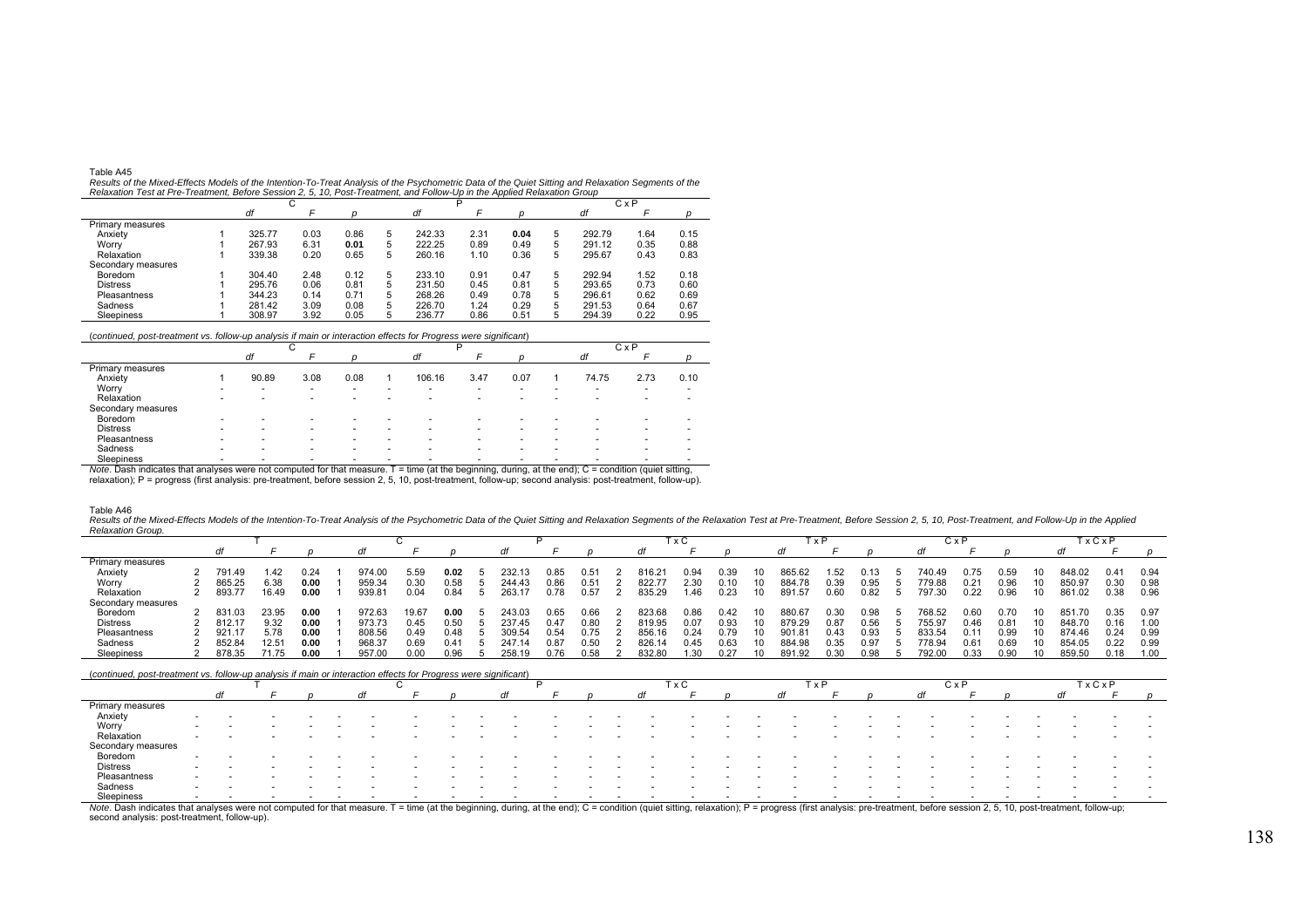Table A45

*Results of the Mixed-Effects Models of the Intention-To-Treat Analysis of the Psychometric Data of the Quiet Sitting and Relaxation Segments of the Relaxation Test at Pre-Treatment, Before Session 2, 5, 10, Post-Treatment, and Follow-Up in the Applied Relaxation Group*

| | C | | | P | | | C x P | | |
|---|---|---|---|---|---|---|---|---|---|
| | *df* | *F* | *p* | *df* | *F* | *p* | *df* | *F* | *p* |
| Primary measures | | | | | | | | | |
| Anxiety | 1 | 325.77 | 0.03 | 0.86 | 5 | 242.33 | 2.31 | **0.04** | 5 | 292.79 | 1.64 | 0.15 |

Let me render this properly with full columns:

| | | C | | | | P | | | | C x P | |
|---|---|---|---|---|---|---|---|---|---|---|---|
| | | *df* | *F* | *p* | | *df* | *F* | *p* | | *df* | *F* | *p* |
| Primary measures | | | | | | | | | | | | |
| Anxiety | 1 | 325.77 | 0.03 | 0.86 | 5 | 242.33 | 2.31 | **0.04** | 5 | 292.79 | 1.64 | 0.15 |
| Worry | 1 | 267.93 | 6.31 | **0.01** | 5 | 222.25 | 0.89 | 0.49 | 5 | 291.12 | 0.35 | 0.88 |
| Relaxation | 1 | 339.38 | 0.20 | 0.65 | 5 | 260.16 | 1.10 | 0.36 | 5 | 295.67 | 0.43 | 0.83 |
| Secondary measures | | | | | | | | | | | | |
| Boredom | 1 | 304.40 | 2.48 | 0.12 | 5 | 233.10 | 0.91 | 0.47 | 5 | 292.94 | 1.52 | 0.18 |
| Distress | 1 | 295.76 | 0.06 | 0.81 | 5 | 231.50 | 0.45 | 0.81 | 5 | 293.65 | 0.73 | 0.60 |
| Pleasantness | 1 | 344.23 | 0.14 | 0.71 | 5 | 268.26 | 0.49 | 0.78 | 5 | 296.61 | 0.62 | 0.69 |
| Sadness | 1 | 281.42 | 3.09 | 0.08 | 5 | 226.70 | 1.24 | 0.29 | 5 | 291.53 | 0.64 | 0.67 |
| Sleepiness | 1 | 308.97 | 3.92 | 0.05 | 5 | 236.77 | 0.86 | 0.51 | 5 | 294.39 | 0.22 | 0.95 |

(*continued, post-treatment vs. follow-up analysis if main or interaction effects for Progress were significant*)

| | | C | | | | P | | | | C x P | |
|---|---|---|---|---|---|---|---|---|---|---|---|
| | | *df* | *F* | *p* | | *df* | *F* | *p* | | *df* | *F* | *p* |
| Primary measures | | | | | | | | | | | | |
| Anxiety | 1 | 90.89 | 3.08 | 0.08 | 1 | 106.16 | 3.47 | 0.07 | 1 | 74.75 | 2.73 | 0.10 |
| Worry | - | - | - | - | - | - | - | - | - | - | - | - |
| Relaxation | - | - | - | - | - | - | - | - | - | - | - | - |
| Secondary measures | | | | | | | | | | | | |
| Boredom | - | - | - | - | - | - | - | - | - | - | - | - |
| Distress | - | - | - | - | - | - | - | - | - | - | - | - |
| Pleasantness | - | - | - | - | - | - | - | - | - | - | - | - |
| Sadness | - | - | - | - | - | - | - | - | - | - | - | - |
| Sleepiness | - | - | - | - | - | - | - | - | - | - | - | - |

*Note*. Dash indicates that analyses were not computed for that measure. T = time (at the beginning, during, at the end); C = condition (quiet sitting, relaxation); P = progress (first analysis: pre-treatment, before session 2, 5, 10, post-treatment, follow-up; second analysis: post-treatment, follow-up).

Table A46

*Results of the Mixed-Effects Models of the Intention-To-Treat Analysis of the Psychometric Data of the Quiet Sitting and Relaxation Segments of the Relaxation Test at Pre-Treatment, Before Session 2, 5, 10, Post-Treatment, and Follow-Up in the Applied Relaxation Group.*

| | | T | | | | C | | | | P | | | | T x C | | | | T x P | | | | C x P | | | | T x C x P | |
|---|---|---|---|---|---|---|---|---|---|---|---|---|---|---|---|---|---|---|---|---|---|---|---|---|---|---|---|
| | | *df* | *F* | *p* | | *df* | *F* | *p* | | *df* | *F* | *p* | | *df* | *F* | *p* | | *df* | *F* | *p* | | *df* | *F* | *p* | | *df* | *F* | *p* |
| Primary measures | | | | | | | | | | | | | | | | | | | | | | | | | | | | |
| Anxiety | 2 | 791.49 | 1.42 | 0.24 | 1 | 974.00 | 5.59 | **0.02** | 5 | 232.13 | 0.85 | 0.51 | 2 | 816.21 | 0.94 | 0.39 | 10 | 865.62 | 1.52 | 0.13 | 5 | 740.49 | 0.75 | 0.59 | 10 | 848.02 | 0.41 | 0.94 |
| Worry | 2 | 865.25 | 6.38 | **0.00** | 1 | 959.34 | 0.30 | 0.58 | 5 | 244.43 | 0.86 | 0.51 | 2 | 822.77 | 2.30 | 0.10 | 10 | 884.78 | 0.39 | 0.95 | 5 | 779.88 | 0.21 | 0.96 | 10 | 850.97 | 0.30 | 0.98 |
| Relaxation | 2 | 893.77 | 16.49 | **0.00** | 1 | 939.81 | 0.04 | 0.84 | 5 | 263.17 | 0.78 | 0.57 | 2 | 835.29 | 1.46 | 0.23 | 10 | 891.57 | 0.60 | 0.82 | 5 | 797.30 | 0.22 | 0.96 | 10 | 861.02 | 0.38 | 0.96 |
| Secondary measures | | | | | | | | | | | | | | | | | | | | | | | | | | | | |
| Boredom | 2 | 831.03 | 23.95 | **0.00** | 1 | 972.63 | 19.67 | **0.00** | 5 | 243.03 | 0.65 | 0.66 | 2 | 823.68 | 0.86 | 0.42 | 10 | 880.67 | 0.30 | 0.98 | 5 | 768.52 | 0.60 | 0.70 | 10 | 851.70 | 0.35 | 0.97 |
| Distress | 2 | 812.17 | 9.32 | **0.00** | 1 | 973.73 | 0.45 | 0.50 | 5 | 237.45 | 0.47 | 0.80 | 2 | 819.95 | 0.07 | 0.93 | 10 | 879.29 | 0.87 | 0.56 | 5 | 755.97 | 0.46 | 0.81 | 10 | 848.70 | 0.16 | 1.00 |
| Pleasantness | 2 | 921.17 | 5.78 | **0.00** | 1 | 808.56 | 0.49 | 0.48 | 5 | 309.54 | 0.54 | 0.75 | 2 | 856.16 | 0.24 | 0.79 | 10 | 901.81 | 0.43 | 0.93 | 5 | 833.54 | 0.11 | 0.99 | 10 | 874.46 | 0.24 | 0.99 |
| Sadness | 2 | 852.84 | 12.51 | **0.00** | 1 | 968.37 | 0.69 | 0.41 | 5 | 247.14 | 0.87 | 0.50 | 2 | 826.14 | 0.45 | 0.63 | 10 | 884.98 | 0.35 | 0.97 | 5 | 778.94 | 0.61 | 0.69 | 10 | 854.05 | 0.22 | 0.99 |
| Sleepiness | 2 | 878.35 | 71.75 | **0.00** | 1 | 957.00 | 0.00 | 0.96 | 5 | 258.19 | 0.76 | 0.58 | 2 | 832.80 | 1.30 | 0.27 | 10 | 891.92 | 0.30 | 0.98 | 5 | 792.00 | 0.33 | 0.90 | 10 | 859.50 | 0.18 | 1.00 |

(*continued, post-treatment vs. follow-up analysis if main or interaction effects for Progress were significant*)

| | | T | | | | C | | | | P | | | | T x C | | | | T x P | | | | C x P | | | | T x C x P | |
|---|---|---|---|---|---|---|---|---|---|---|---|---|---|---|---|---|---|---|---|---|---|---|---|---|---|---|---|
| | | *df* | *F* | *p* | | *df* | *F* | *p* | | *df* | *F* | *p* | | *df* | *F* | *p* | | *df* | *F* | *p* | | *df* | *F* | *p* | | *df* | *F* | *p* |
| Primary measures | | | | | | | | | | | | | | | | | | | | | | | | | | | | |
| Anxiety | - | - | - | - | - | - | - | - | - | - | - | - | - | - | - | - | - | - | - | - | - | - | - | - | - | - | - | - |
| Worry | - | - | - | - | - | - | - | - | - | - | - | - | - | - | - | - | - | - | - | - | - | - | - | - | - | - | - | - |
| Relaxation | - | - | - | - | - | - | - | - | - | - | - | - | - | - | - | - | - | - | - | - | - | - | - | - | - | - | - | - |
| Secondary measures | | | | | | | | | | | | | | | | | | | | | | | | | | | | |
| Boredom | - | - | - | - | - | - | - | - | - | - | - | - | - | - | - | - | - | - | - | - | - | - | - | - | - | - | - | - |
| Distress | - | - | - | - | - | - | - | - | - | - | - | - | - | - | - | - | - | - | - | - | - | - | - | - | - | - | - | - |
| Pleasantness | - | - | - | - | - | - | - | - | - | - | - | - | - | - | - | - | - | - | - | - | - | - | - | - | - | - | - | - |
| Sadness | - | - | - | - | - | - | - | - | - | - | - | - | - | - | - | - | - | - | - | - | - | - | - | - | - | - | - | - |
| Sleepiness | - | - | - | - | - | - | - | - | - | - | - | - | - | - | - | - | - | - | - | - | - | - | - | - | - | - | - | - |

*Note*. Dash indicates that analyses were not computed for that measure. T = time (at the beginning, during, at the end); C = condition (quiet sitting, relaxation); P = progress (first analysis: pre-treatment, before session 2, 5, 10, post-treatment, follow-up; second analysis: post-treatment, follow-up).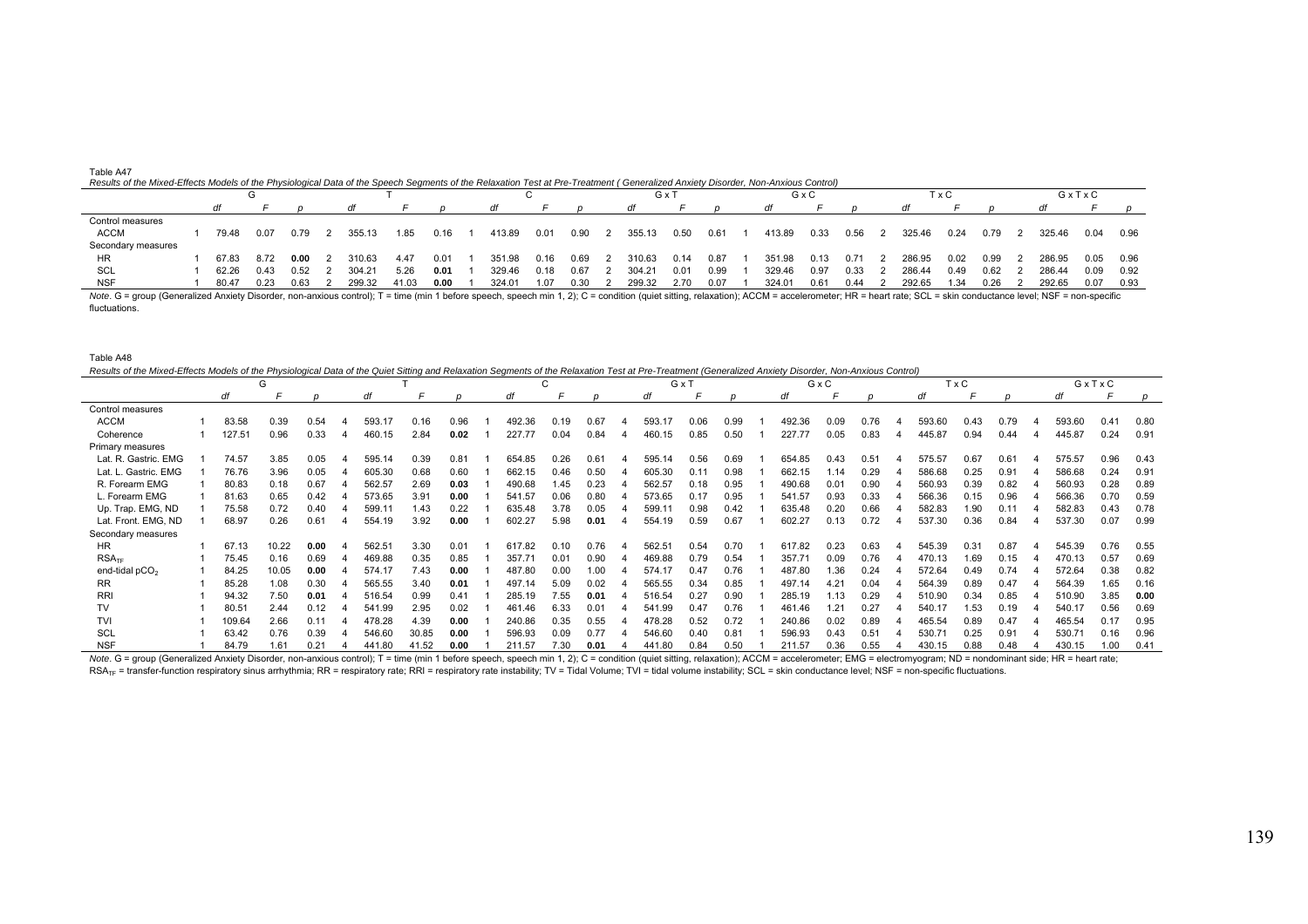Table A47

*Results of the Mixed-Effects Models of the Physiological Data of the Speech Segments of the Relaxation Test at Pre-Treatment ( Generalized Anxiety Disorder, Non-Anxious Control)*

| | G | | | | T | | | | C | | | | G x T | | | | G x C | | | | T x C | | | | G x T x C | | | |
|---|---|---|---|---|---|---|---|---|---|---|---|---|---|---|---|---|---|---|---|---|---|---|---|---|---|---|---|---|
| | *df* | | *F* | *p* | *df* | | *F* | *p* | *df* | | *F* | *p* | *df* | | *F* | *p* | *df* | | *F* | *p* | *df* | | *F* | *p* | *df* | | *F* | *p* |
| Control measures | | | | | | | | | | | | | | | | | | | | | | | | | | | | |
| ACCM | 1 | 79.48 | 0.07 | 0.79 | 2 | 355.13 | 1.85 | 0.16 | 1 | 413.89 | 0.01 | 0.90 | 2 | 355.13 | 0.50 | 0.61 | 1 | 413.89 | 0.33 | 0.56 | 2 | 325.46 | 0.24 | 0.79 | 2 | 325.46 | 0.04 | 0.96 |
| Secondary measures | | | | | | | | | | | | | | | | | | | | | | | | | | | | |
| HR | 1 | 67.83 | 8.72 | **0.00** | 2 | 310.63 | 4.47 | 0.01 | 1 | 351.98 | 0.16 | 0.69 | 2 | 310.63 | 0.14 | 0.87 | 1 | 351.98 | 0.13 | 0.71 | 2 | 286.95 | 0.02 | 0.99 | 2 | 286.95 | 0.05 | 0.96 |
| SCL | 1 | 62.26 | 0.43 | 0.52 | 2 | 304.21 | 5.26 | **0.01** | 1 | 329.46 | 0.18 | 0.67 | 2 | 304.21 | 0.01 | 0.99 | 1 | 329.46 | 0.97 | 0.33 | 2 | 286.44 | 0.49 | 0.62 | 2 | 286.44 | 0.09 | 0.92 |
| NSF | 1 | 80.47 | 0.23 | 0.63 | 2 | 299.32 | 41.03 | **0.00** | 1 | 324.01 | 1.07 | 0.30 | 2 | 299.32 | 2.70 | 0.07 | 1 | 324.01 | 0.61 | 0.44 | 2 | 292.65 | 1.34 | 0.26 | 2 | 292.65 | 0.07 | 0.93 |

*Note*. G = group (Generalized Anxiety Disorder, non-anxious control); T = time (min 1 before speech, speech min 1, 2); C = condition (quiet sitting, relaxation); ACCM = accelerometer; HR = heart rate; SCL = skin conductance level; NSF = non-specific fluctuations.

Table A48

*Results of the Mixed-Effects Models of the Physiological Data of the Quiet Sitting and Relaxation Segments of the Relaxation Test at Pre-Treatment (Generalized Anxiety Disorder, Non-Anxious Control)*

| | G | | | | T | | | | C | | | | G x T | | | | G x C | | | | T x C | | | | G x T x C | | | |
|---|---|---|---|---|---|---|---|---|---|---|---|---|---|---|---|---|---|---|---|---|---|---|---|---|---|---|---|---|
| | *df* | | *F* | *p* | *df* | | *F* | *p* | *df* | | *F* | *p* | *df* | | *F* | *p* | *df* | | *F* | *p* | *df* | | *F* | *p* | *df* | | *F* | *p* |
| Control measures | | | | | | | | | | | | | | | | | | | | | | | | | | | | |
| ACCM | 1 | 83.58 | 0.39 | 0.54 | 4 | 593.17 | 0.16 | 0.96 | 1 | 492.36 | 0.19 | 0.67 | 4 | 593.17 | 0.06 | 0.99 | 1 | 492.36 | 0.09 | 0.76 | 4 | 593.60 | 0.43 | 0.79 | 4 | 593.60 | 0.41 | 0.80 |
| Coherence | 1 | 127.51 | 0.96 | 0.33 | 4 | 460.15 | 2.84 | **0.02** | 1 | 227.77 | 0.04 | 0.84 | 4 | 460.15 | 0.85 | 0.50 | 1 | 227.77 | 0.05 | 0.83 | 4 | 445.87 | 0.94 | 0.44 | 4 | 445.87 | 0.24 | 0.91 |
| Primary measures | | | | | | | | | | | | | | | | | | | | | | | | | | | | |
| Lat. R. Gastric. EMG | 1 | 74.57 | 3.85 | 0.05 | 4 | 595.14 | 0.39 | 0.81 | 1 | 654.85 | 0.26 | 0.61 | 4 | 595.14 | 0.56 | 0.69 | 1 | 654.85 | 0.43 | 0.51 | 4 | 575.57 | 0.67 | 0.61 | 4 | 575.57 | 0.96 | 0.43 |
| Lat. L. Gastric. EMG | 1 | 76.76 | 3.96 | 0.05 | 4 | 605.30 | 0.68 | 0.60 | 1 | 662.15 | 0.46 | 0.50 | 4 | 605.30 | 0.11 | 0.98 | 1 | 662.15 | 1.14 | 0.29 | 4 | 586.68 | 0.25 | 0.91 | 4 | 586.68 | 0.24 | 0.91 |
| R. Forearm EMG | 1 | 80.83 | 0.18 | 0.67 | 4 | 562.57 | 2.69 | **0.03** | 1 | 490.68 | 1.45 | 0.23 | 4 | 562.57 | 0.18 | 0.95 | 1 | 490.68 | 0.01 | 0.90 | 4 | 560.93 | 0.39 | 0.82 | 4 | 560.93 | 0.28 | 0.89 |
| L. Forearm EMG | 1 | 81.63 | 0.65 | 0.42 | 4 | 573.65 | 3.91 | **0.00** | 1 | 541.57 | 0.06 | 0.80 | 4 | 573.65 | 0.17 | 0.95 | 1 | 541.57 | 0.93 | 0.33 | 4 | 566.36 | 0.15 | 0.96 | 4 | 566.36 | 0.70 | 0.59 |
| Up. Trap. EMG, ND | 1 | 75.58 | 0.72 | 0.40 | 4 | 599.11 | 1.43 | 0.22 | 1 | 635.48 | 3.78 | 0.05 | 4 | 599.11 | 0.98 | 0.42 | 1 | 635.48 | 0.20 | 0.66 | 4 | 582.83 | 1.90 | 0.11 | 4 | 582.83 | 0.43 | 0.78 |
| Lat. Front. EMG, ND | 1 | 68.97 | 0.26 | 0.61 | 4 | 554.19 | 3.92 | **0.00** | 1 | 602.27 | 5.98 | **0.01** | 4 | 554.19 | 0.59 | 0.67 | 1 | 602.27 | 0.13 | 0.72 | 4 | 537.30 | 0.36 | 0.84 | 4 | 537.30 | 0.07 | 0.99 |
| Secondary measures | | | | | | | | | | | | | | | | | | | | | | | | | | | | |
| HR | 1 | 67.13 | 10.22 | **0.00** | 4 | 562.51 | 3.30 | 0.01 | 1 | 617.82 | 0.10 | 0.76 | 4 | 562.51 | 0.54 | 0.70 | 1 | 617.82 | 0.23 | 0.63 | 4 | 545.39 | 0.31 | 0.87 | 4 | 545.39 | 0.76 | 0.55 |
| $RSA_{TF}$ | 1 | 75.45 | 0.16 | 0.69 | 4 | 469.88 | 0.35 | 0.85 | 1 | 357.71 | 0.01 | 0.90 | 4 | 469.88 | 0.79 | 0.54 | 1 | 357.71 | 0.09 | 0.76 | 4 | 470.13 | 1.69 | 0.15 | 4 | 470.13 | 0.57 | 0.69 |
| end-tidal $pCO_2$ | 1 | 84.25 | 10.05 | **0.00** | 4 | 574.17 | 7.43 | **0.00** | 1 | 487.80 | 0.00 | 1.00 | 4 | 574.17 | 0.47 | 0.76 | 1 | 487.80 | 1.36 | 0.24 | 4 | 572.64 | 0.49 | 0.74 | 4 | 572.64 | 0.38 | 0.82 |
| RR | 1 | 85.28 | 1.08 | 0.30 | 4 | 565.55 | 3.40 | **0.01** | 1 | 497.14 | 5.09 | 0.02 | 4 | 565.55 | 0.34 | 0.85 | 1 | 497.14 | 4.21 | 0.04 | 4 | 564.39 | 0.89 | 0.47 | 4 | 564.39 | 1.65 | 0.16 |
| RRI | 1 | 94.32 | 7.50 | **0.01** | 4 | 516.54 | 0.99 | 0.41 | 1 | 285.19 | 7.55 | **0.01** | 4 | 516.54 | 0.27 | 0.90 | 1 | 285.19 | 1.13 | 0.29 | 4 | 510.90 | 0.34 | 0.85 | 4 | 510.90 | 3.85 | **0.00** |
| TV | 1 | 80.51 | 2.44 | 0.12 | 4 | 541.99 | 2.95 | 0.02 | 1 | 461.46 | 6.33 | 0.01 | 4 | 541.99 | 0.47 | 0.76 | 1 | 461.46 | 1.21 | 0.27 | 4 | 540.17 | 1.53 | 0.19 | 4 | 540.17 | 0.56 | 0.69 |
| TVI | 1 | 109.64 | 2.66 | 0.11 | 4 | 478.28 | 4.39 | **0.00** | 1 | 240.86 | 0.35 | 0.55 | 4 | 478.28 | 0.52 | 0.72 | 1 | 240.86 | 0.02 | 0.89 | 4 | 465.54 | 0.89 | 0.47 | 4 | 465.54 | 0.17 | 0.95 |
| SCL | 1 | 63.42 | 0.76 | 0.39 | 4 | 546.60 | 30.85 | **0.00** | 1 | 596.93 | 0.09 | 0.77 | 4 | 546.60 | 0.40 | 0.81 | 1 | 596.93 | 0.43 | 0.51 | 4 | 530.71 | 0.25 | 0.91 | 4 | 530.71 | 0.16 | 0.96 |
| NSF | 1 | 84.79 | 1.61 | 0.21 | 4 | 441.80 | 41.52 | **0.00** | 1 | 211.57 | 7.30 | **0.01** | 4 | 441.80 | 0.84 | 0.50 | 1 | 211.57 | 0.36 | 0.55 | 4 | 430.15 | 0.88 | 0.48 | 4 | 430.15 | 1.00 | 0.41 |

*Note*. G = group (Generalized Anxiety Disorder, non-anxious control); T = time (min 1 before speech, speech min 1, 2); C = condition (quiet sitting, relaxation); ACCM = accelerometer; EMG = electromyogram; ND = nondominant side; HR = heart rate; $RSA_{TF}$ = transfer-function respiratory sinus arrhythmia; RR = respiratory rate; RRI = respiratory rate instability; TV = Tidal Volume; TVI = tidal volume instability; SCL = skin conductance level; NSF = non-specific fluctuations.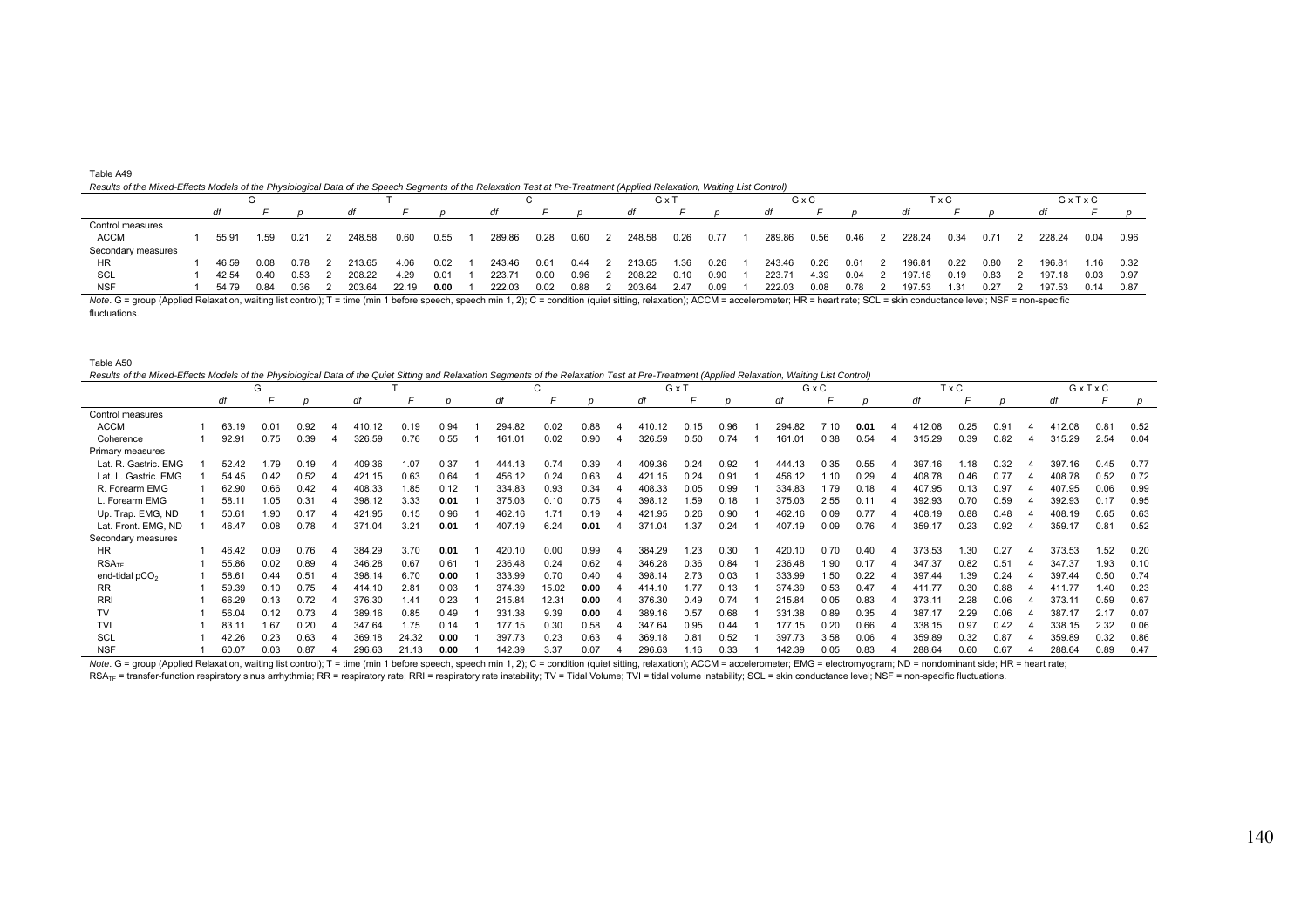Table A49

*Results of the Mixed-Effects Models of the Physiological Data of the Speech Segments of the Relaxation Test at Pre-Treatment (Applied Relaxation, Waiting List Control)*

| | G | | | T | | | C | | | G x T | | | G x C | | | T x C | | | G x T x C | | |
|---|---|---|---|---|---|---|---|---|---|---|---|---|---|---|---|---|---|---|---|---|---|
| | *df* | *F* | *p* | *df* | *F* | *p* | *df* | *F* | *p* | *df* | *F* | *p* | *df* | *F* | *p* | *df* | *F* | *p* | *df* | *F* | *p* |
| Control measures | | | | | | | | | | | | | | | | | | | | | |
| ACCM | 1 55.91 | 1.59 | 0.21 | 2 248.58 | 0.60 | 0.55 | 1 289.86 | 0.28 | 0.60 | 2 248.58 | 0.26 | 0.77 | 1 289.86 | 0.56 | 0.46 | 2 228.24 | 0.34 | 0.71 | 2 228.24 | 0.04 | 0.96 |
| Secondary measures | | | | | | | | | | | | | | | | | | | | | |
| HR | 1 46.59 | 0.08 | 0.78 | 2 213.65 | 4.06 | 0.02 | 1 243.46 | 0.61 | 0.44 | 2 213.65 | 1.36 | 0.26 | 1 243.46 | 0.26 | 0.61 | 2 196.81 | 0.22 | 0.80 | 2 196.81 | 1.16 | 0.32 |
| SCL | 1 42.54 | 0.40 | 0.53 | 2 208.22 | 4.29 | 0.01 | 1 223.71 | 0.00 | 0.96 | 2 208.22 | 0.10 | 0.90 | 1 223.71 | 4.39 | 0.04 | 2 197.18 | 0.19 | 0.83 | 2 197.18 | 0.03 | 0.97 |
| NSF | 1 54.79 | 0.84 | 0.36 | 2 203.64 | 22.19 | **0.00** | 1 222.03 | 0.02 | 0.88 | 2 203.64 | 2.47 | 0.09 | 1 222.03 | 0.08 | 0.78 | 2 197.53 | 1.31 | 0.27 | 2 197.53 | 0.14 | 0.87 |

*Note*. G = group (Applied Relaxation, waiting list control); T = time (min 1 before speech, speech min 1, 2); C = condition (quiet sitting, relaxation); ACCM = accelerometer; HR = heart rate; SCL = skin conductance level; NSF = non-specific fluctuations.

Table A50

*Results of the Mixed-Effects Models of the Physiological Data of the Quiet Sitting and Relaxation Segments of the Relaxation Test at Pre-Treatment (Applied Relaxation, Waiting List Control)*

| | G | | | T | | | C | | | G x T | | | G x C | | | T x C | | | G x T x C | | |
|---|---|---|---|---|---|---|---|---|---|---|---|---|---|---|---|---|---|---|---|---|---|
| | *df* | *F* | *p* | *df* | *F* | *p* | *df* | *F* | *p* | *df* | *F* | *p* | *df* | *F* | *p* | *df* | *F* | *p* | *df* | *F* | *p* |
| Control measures | | | | | | | | | | | | | | | | | | | | | |
| ACCM | 1 63.19 | 0.01 | 0.92 | 4 410.12 | 0.19 | 0.94 | 1 294.82 | 0.02 | 0.88 | 4 410.12 | 0.15 | 0.96 | 1 294.82 | 7.10 | **0.01** | 4 412.08 | 0.25 | 0.91 | 4 412.08 | 0.81 | 0.52 |
| Coherence | 1 92.91 | 0.75 | 0.39 | 4 326.59 | 0.76 | 0.55 | 1 161.01 | 0.02 | 0.90 | 4 326.59 | 0.50 | 0.74 | 1 161.01 | 0.38 | 0.54 | 4 315.29 | 0.39 | 0.82 | 4 315.29 | 2.54 | 0.04 |
| Primary measures | | | | | | | | | | | | | | | | | | | | | |
| Lat. R. Gastric. EMG | 1 52.42 | 1.79 | 0.19 | 4 409.36 | 1.07 | 0.37 | 1 444.13 | 0.74 | 0.39 | 4 409.36 | 0.24 | 0.92 | 1 444.13 | 0.35 | 0.55 | 4 397.16 | 1.18 | 0.32 | 4 397.16 | 0.45 | 0.77 |
| Lat. L. Gastric. EMG | 1 54.45 | 0.42 | 0.52 | 4 421.15 | 0.63 | 0.64 | 1 456.12 | 0.24 | 0.63 | 4 421.15 | 0.24 | 0.91 | 1 456.12 | 1.10 | 0.29 | 4 408.78 | 0.46 | 0.77 | 4 408.78 | 0.52 | 0.72 |
| R. Forearm EMG | 1 62.90 | 0.66 | 0.42 | 4 408.33 | 1.85 | 0.12 | 1 334.83 | 0.93 | 0.34 | 4 408.33 | 0.05 | 0.99 | 1 334.83 | 1.79 | 0.18 | 4 407.95 | 0.13 | 0.97 | 4 407.95 | 0.06 | 0.99 |
| L. Forearm EMG | 1 58.11 | 1.05 | 0.31 | 4 398.12 | 3.33 | **0.01** | 1 375.03 | 0.10 | 0.75 | 4 398.12 | 1.59 | 0.18 | 1 375.03 | 2.55 | 0.11 | 4 392.93 | 0.70 | 0.59 | 4 392.93 | 0.17 | 0.95 |
| Up. Trap. EMG, ND | 1 50.61 | 1.90 | 0.17 | 4 421.95 | 0.15 | 0.96 | 1 462.16 | 1.71 | 0.19 | 4 421.95 | 0.26 | 0.90 | 1 462.16 | 0.09 | 0.77 | 4 408.19 | 0.88 | 0.48 | 4 408.19 | 0.65 | 0.63 |
| Lat. Front. EMG, ND | 1 46.47 | 0.08 | 0.78 | 4 371.04 | 3.21 | **0.01** | 1 407.19 | 6.24 | **0.01** | 4 371.04 | 1.37 | 0.24 | 1 407.19 | 0.09 | 0.76 | 4 359.17 | 0.23 | 0.92 | 4 359.17 | 0.81 | 0.52 |
| Secondary measures | | | | | | | | | | | | | | | | | | | | | |
| HR | 1 46.42 | 0.09 | 0.76 | 4 384.29 | 3.70 | **0.01** | 1 420.10 | 0.00 | 0.99 | 4 384.29 | 1.23 | 0.30 | 1 420.10 | 0.70 | 0.40 | 4 373.53 | 1.30 | 0.27 | 4 373.53 | 1.52 | 0.20 |
| $RSA_{TF}$ | 1 55.86 | 0.02 | 0.89 | 4 346.28 | 0.67 | 0.61 | 1 236.48 | 0.24 | 0.62 | 4 346.28 | 0.36 | 0.84 | 1 236.48 | 1.90 | 0.17 | 4 347.37 | 0.82 | 0.51 | 4 347.37 | 1.93 | 0.10 |
| end-tidal $pCO_2$ | 1 58.61 | 0.44 | 0.51 | 4 398.14 | 6.70 | **0.00** | 1 333.99 | 0.70 | 0.40 | 4 398.14 | 2.73 | 0.03 | 1 333.99 | 1.50 | 0.22 | 4 397.44 | 1.39 | 0.24 | 4 397.44 | 0.50 | 0.74 |
| RR | 1 59.39 | 0.10 | 0.75 | 4 414.10 | 2.81 | 0.03 | 1 374.39 | 15.02 | **0.00** | 4 414.10 | 1.77 | 0.13 | 1 374.39 | 0.53 | 0.47 | 4 411.77 | 0.30 | 0.88 | 4 411.77 | 1.40 | 0.23 |
| RRI | 1 66.29 | 0.13 | 0.72 | 4 376.30 | 1.41 | 0.23 | 1 215.84 | 12.31 | **0.00** | 4 376.30 | 0.49 | 0.74 | 1 215.84 | 0.05 | 0.83 | 4 373.11 | 2.28 | 0.06 | 4 373.11 | 0.59 | 0.67 |
| TV | 1 56.04 | 0.12 | 0.73 | 4 389.16 | 0.85 | 0.49 | 1 331.38 | 9.39 | **0.00** | 4 389.16 | 0.57 | 0.68 | 1 331.38 | 0.89 | 0.35 | 4 387.17 | 2.29 | 0.06 | 4 387.17 | 2.17 | 0.07 |
| TVI | 1 83.11 | 1.67 | 0.20 | 4 347.64 | 1.75 | 0.14 | 1 177.15 | 0.30 | 0.58 | 4 347.64 | 0.95 | 0.44 | 1 177.15 | 0.20 | 0.66 | 4 338.15 | 0.97 | 0.42 | 4 338.15 | 2.32 | 0.06 |
| SCL | 1 42.26 | 0.23 | 0.63 | 4 369.18 | 24.32 | **0.00** | 1 397.73 | 0.23 | 0.63 | 4 369.18 | 0.81 | 0.52 | 1 397.73 | 3.58 | 0.06 | 4 359.89 | 0.32 | 0.87 | 4 359.89 | 0.32 | 0.86 |
| NSF | 1 60.07 | 0.03 | 0.87 | 4 296.63 | 21.13 | **0.00** | 1 142.39 | 3.37 | 0.07 | 4 296.63 | 1.16 | 0.33 | 1 142.39 | 0.05 | 0.83 | 4 288.64 | 0.60 | 0.67 | 4 288.64 | 0.89 | 0.47 |

*Note*. G = group (Applied Relaxation, waiting list control); T = time (min 1 before speech, speech min 1, 2); C = condition (quiet sitting, relaxation); ACCM = accelerometer; EMG = electromyogram; ND = nondominant side; HR = heart rate; $RSA_{TF}$ = transfer-function respiratory sinus arrhythmia; RR = respiratory rate; RRI = respiratory rate instability; TV = Tidal Volume; TVI = tidal volume instability; SCL = skin conductance level; NSF = non-specific fluctuations.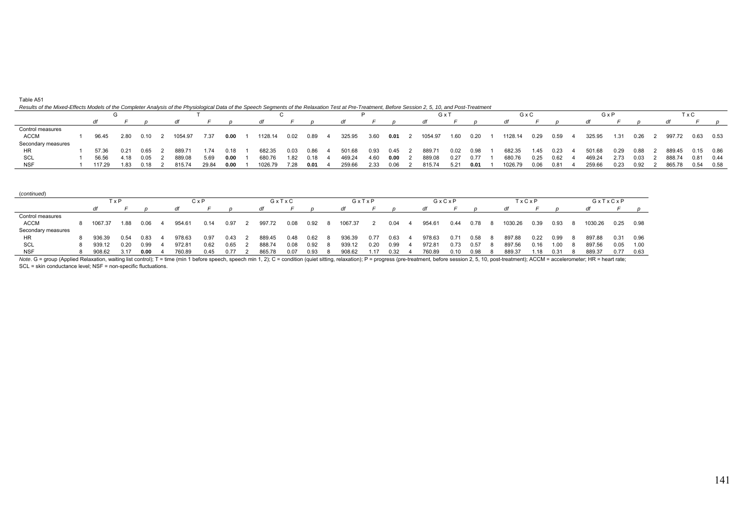Table A51

*Results of the Mixed-Effects Models of the Completer Analysis of the Physiological Data of the Speech Segments of the Relaxation Test at Pre-Treatment, Before Session 2, 5, 10, and Post-Treatment*

| | G | | | T | | | C | | | P | | | G x T | | | G x C | | | G x P | | | T x C | | |
|---|---|---|---|---|---|---|---|---|---|---|---|---|---|---|---|---|---|---|---|---|---|---|---|---|
| | *df* | *F* | *p* | *df* | *F* | *p* | *df* | *F* | *p* | *df* | *F* | *p* | *df* | *F* | *p* | *df* | *F* | *p* | *df* | *F* | *p* | *df* | *F* | *p* |
| Control measures | | | | | | | | | | | | | | | | | | | | | | | | |
| ACCM | 1 96.45 | 2.80 | 0.10 | 2 1054.97 | 7.37 | **0.00** | 1 1128.14 | 0.02 | 0.89 | 4 325.95 | 3.60 | **0.01** | 2 1054.97 | 1.60 | 0.20 | 1 1128.14 | 0.29 | 0.59 | 4 325.95 | 1.31 | 0.26 | 2 997.72 | 0.63 | 0.53 |
| Secondary measures | | | | | | | | | | | | | | | | | | | | | | | | |
| HR | 1 57.36 | 0.21 | 0.65 | 2 889.71 | 1.74 | 0.18 | 1 682.35 | 0.03 | 0.86 | 4 501.68 | 0.93 | 0.45 | 2 889.71 | 0.02 | 0.98 | 1 682.35 | 1.45 | 0.23 | 4 501.68 | 0.29 | 0.88 | 2 889.45 | 0.15 | 0.86 |
| SCL | 1 56.56 | 4.18 | 0.05 | 2 889.08 | 5.69 | **0.00** | 1 680.76 | 1.82 | 0.18 | 4 469.24 | 4.60 | **0.00** | 2 889.08 | 0.27 | 0.77 | 1 680.76 | 0.25 | 0.62 | 4 469.24 | 2.73 | 0.03 | 2 888.74 | 0.81 | 0.44 |
| NSF | 1 117.29 | 1.83 | 0.18 | 2 815.74 | 29.84 | **0.00** | 1 1026.79 | 7.28 | **0.01** | 4 259.66 | 2.33 | 0.06 | 2 815.74 | 5.21 | **0.01** | 1 1026.79 | 0.06 | 0.81 | 4 259.66 | 0.23 | 0.92 | 2 865.78 | 0.54 | 0.58 |

(*continued*)

| | T x P | | | C x P | | | G x T x C | | | G x T x P | | | G x C x P | | | T x C x P | | | G x T x C x P | | |
|---|---|---|---|---|---|---|---|---|---|---|---|---|---|---|---|---|---|---|---|---|---|
| | *df* | *F* | *p* | *df* | *F* | *p* | *df* | *F* | *p* | *df* | *F* | *p* | *df* | *F* | *p* | *df* | *F* | *p* | *df* | *F* | *p* |
| Control measures | | | | | | | | | | | | | | | | | | | | | |
| ACCM | 8 1067.37 | 1.88 | 0.06 | 4 954.61 | 0.14 | 0.97 | 2 997.72 | 0.08 | 0.92 | 8 1067.37 | 2 | 0.04 | 4 954.61 | 0.44 | 0.78 | 8 1030.26 | 0.39 | 0.93 | 8 1030.26 | 0.25 | 0.98 |
| Secondary measures | | | | | | | | | | | | | | | | | | | | | |
| HR | 8 936.39 | 0.54 | 0.83 | 4 978.63 | 0.97 | 0.43 | 2 889.45 | 0.48 | 0.62 | 8 936.39 | 0.77 | 0.63 | 4 978.63 | 0.71 | 0.58 | 8 897.88 | 0.22 | 0.99 | 8 897.88 | 0.31 | 0.96 |
| SCL | 8 939.12 | 0.20 | 0.99 | 4 972.81 | 0.62 | 0.65 | 2 888.74 | 0.08 | 0.92 | 8 939.12 | 0.20 | 0.99 | 4 972.81 | 0.73 | 0.57 | 8 897.56 | 0.16 | 1.00 | 8 897.56 | 0.05 | 1.00 |
| NSF | 8 908.62 | 3.17 | **0.00** | 4 760.89 | 0.45 | 0.77 | 2 865.78 | 0.07 | 0.93 | 8 908.62 | 1.17 | 0.32 | 4 760.89 | 0.10 | 0.98 | 8 889.37 | 1.18 | 0.31 | 8 889.37 | 0.77 | 0.63 |

*Note*. G = group (Applied Relaxation, waiting list control); T = time (min 1 before speech, speech min 1, 2); C = condition (quiet sitting, relaxation); P = progress (pre-treatment, before session 2, 5, 10, post-treatment); ACCM = accelerometer; HR = heart rate; SCL = skin conductance level; NSF = non-specific fluctuations.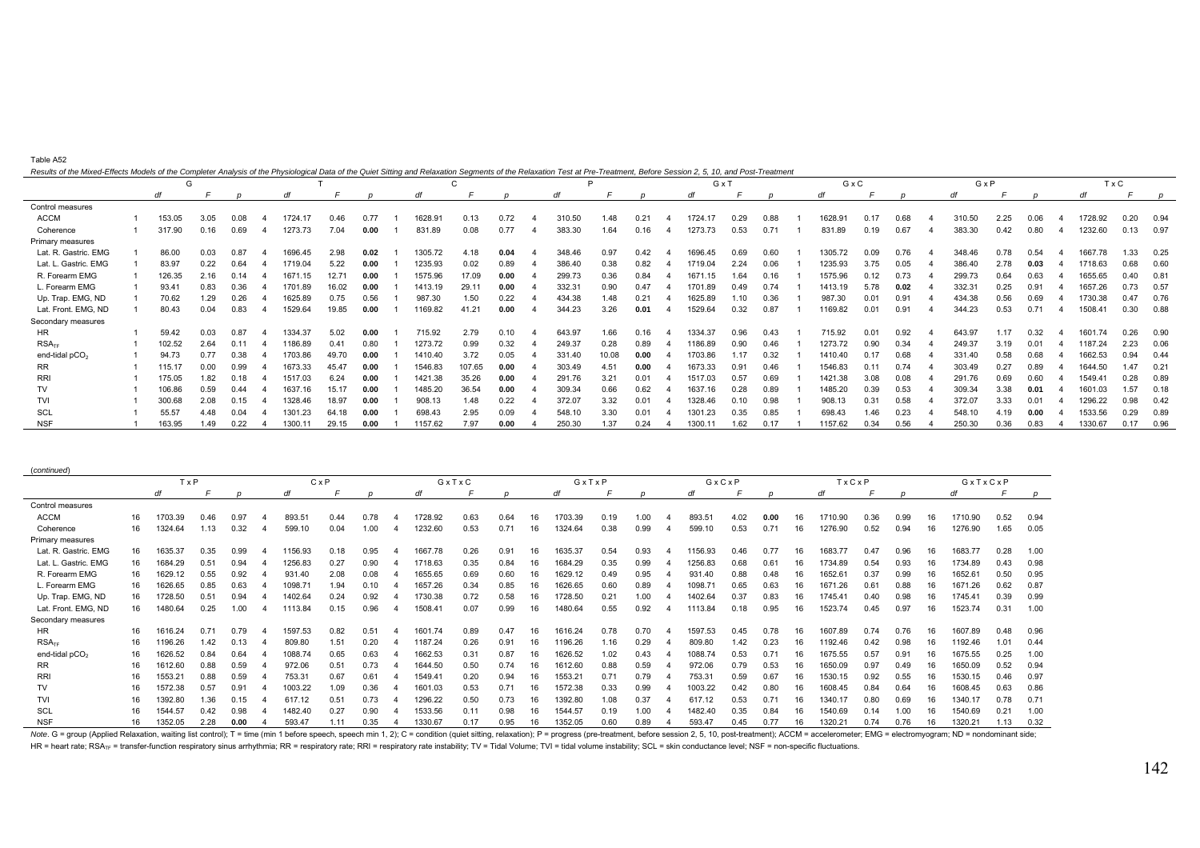Table A52

*Results of the Mixed-Effects Models of the Completer Analysis of the Physiological Data of the Quiet Sitting and Relaxation Segments of the Relaxation Test at Pre-Treatment, Before Session 2, 5, 10, and Post-Treatment*

| | G | | | T | | | C | | | P | | | G x T | | | G x C | | | G x P | | | T x C | | |
|---|---|---|---|---|---|---|---|---|---|---|---|---|---|---|---|---|---|---|---|---|---|---|---|---|
| | *df* | *F* | *p* | *df* | *F* | *p* | *df* | *F* | *p* | *df* | *F* | *p* | *df* | *F* | *p* | *df* | *F* | *p* | *df* | *F* | *p* | *df* | *F* | *p* |
| Control measures | | | | | | | | | | | | | | | | | | | | | | | | |
| ACCM | 1 | 153.05 | 3.05 | 0.08 | 4 | 1724.17 | 0.46 | 0.77 | 1 | 1628.91 | 0.13 | 0.72 | 4 | 310.50 | 1.48 | 0.21 | 4 | 1724.17 | 0.29 | 0.88 | 1 | 1628.91 | 0.17 | 0.68 | 4 | 310.50 | 2.25 | 0.06 | 4 | 1728.92 | 0.20 | 0.94 |
| Coherence | 1 | 317.90 | 0.16 | 0.69 | 4 | 1273.73 | 7.04 | **0.00** | 1 | 831.89 | 0.08 | 0.77 | 4 | 383.30 | 1.64 | 0.16 | 4 | 1273.73 | 0.53 | 0.71 | 1 | 831.89 | 0.19 | 0.67 | 4 | 383.30 | 0.42 | 0.80 | 4 | 1232.60 | 0.13 | 0.97 |
| Primary measures | | | | | | | | | | | | | | | | | | | | | | | | |
| Lat. R. Gastric. EMG | 1 | 86.00 | 0.03 | 0.87 | 4 | 1696.45 | 2.98 | **0.02** | 1 | 1305.72 | 4.18 | **0.04** | 4 | 348.46 | 0.97 | 0.42 | 4 | 1696.45 | 0.69 | 0.60 | 1 | 1305.72 | 0.09 | 0.76 | 4 | 348.46 | 0.78 | 0.54 | 4 | 1667.78 | 1.33 | 0.25 |
| Lat. L. Gastric. EMG | 1 | 83.97 | 0.22 | 0.64 | 4 | 1719.04 | 5.22 | **0.00** | 1 | 1235.93 | 0.02 | 0.89 | 4 | 386.40 | 0.38 | 0.82 | 4 | 1719.04 | 2.24 | 0.06 | 1 | 1235.93 | 3.75 | 0.05 | 4 | 386.40 | 2.78 | **0.03** | 4 | 1718.63 | 0.68 | 0.60 |
| R. Forearm EMG | 1 | 126.35 | 2.16 | 0.14 | 4 | 1671.15 | 12.71 | **0.00** | 1 | 1575.96 | 17.09 | **0.00** | 4 | 299.73 | 0.36 | 0.84 | 4 | 1671.15 | 1.64 | 0.16 | 1 | 1575.96 | 0.12 | 0.73 | 4 | 299.73 | 0.64 | 0.63 | 4 | 1655.65 | 0.40 | 0.81 |
| L. Forearm EMG | 1 | 93.41 | 0.83 | 0.36 | 4 | 1701.89 | 16.02 | **0.00** | 1 | 1413.19 | 29.11 | **0.00** | 4 | 332.31 | 0.90 | 0.47 | 4 | 1701.89 | 0.49 | 0.74 | 1 | 1413.19 | 5.78 | **0.02** | 4 | 332.31 | 0.25 | 0.91 | 4 | 1657.26 | 0.73 | 0.57 |
| Up. Trap. EMG, ND | 1 | 70.62 | 1.29 | 0.26 | 4 | 1625.89 | 0.75 | 0.56 | 1 | 987.30 | 1.50 | 0.22 | 4 | 434.38 | 1.48 | 0.21 | 4 | 1625.89 | 1.10 | 0.36 | 1 | 987.30 | 0.01 | 0.91 | 4 | 434.38 | 0.56 | 0.69 | 4 | 1730.38 | 0.47 | 0.76 |
| Lat. Front. EMG, ND | 1 | 80.43 | 0.04 | 0.83 | 4 | 1529.64 | 19.85 | **0.00** | 1 | 1169.82 | 41.21 | **0.00** | 4 | 344.23 | 3.26 | **0.01** | 4 | 1529.64 | 0.32 | 0.87 | 1 | 1169.82 | 0.01 | 0.91 | 4 | 344.23 | 0.53 | 0.71 | 4 | 1508.41 | 0.30 | 0.88 |
| Secondary measures | | | | | | | | | | | | | | | | | | | | | | | | |
| HR | 1 | 59.42 | 0.03 | 0.87 | 4 | 1334.37 | 5.02 | **0.00** | 1 | 715.92 | 2.79 | 0.10 | 4 | 643.97 | 1.66 | 0.16 | 4 | 1334.37 | 0.96 | 0.43 | 1 | 715.92 | 0.01 | 0.92 | 4 | 643.97 | 1.17 | 0.32 | 4 | 1601.74 | 0.26 | 0.90 |
| $RSA_{TF}$ | 1 | 102.52 | 2.64 | 0.11 | 4 | 1186.89 | 0.41 | 0.80 | 1 | 1273.72 | 0.99 | 0.32 | 4 | 249.37 | 0.28 | 0.89 | 4 | 1186.89 | 0.90 | 0.46 | 1 | 1273.72 | 0.90 | 0.34 | 4 | 249.37 | 3.19 | 0.01 | 4 | 1187.24 | 2.23 | 0.06 |
| end-tidal $pCO_2$ | 1 | 94.73 | 0.77 | 0.38 | 4 | 1703.86 | 49.70 | **0.00** | 1 | 1410.40 | 3.72 | 0.05 | 4 | 331.40 | 10.08 | **0.00** | 4 | 1703.86 | 1.17 | 0.32 | 1 | 1410.40 | 0.17 | 0.68 | 4 | 331.40 | 0.58 | 0.68 | 4 | 1662.53 | 0.94 | 0.44 |
| RR | 1 | 115.17 | 0.00 | 0.99 | 4 | 1673.33 | 45.47 | **0.00** | 1 | 1546.83 | 107.65 | **0.00** | 4 | 303.49 | 4.51 | **0.00** | 4 | 1673.33 | 0.91 | 0.46 | 1 | 1546.83 | 0.11 | 0.74 | 4 | 303.49 | 0.27 | 0.89 | 4 | 1644.50 | 1.47 | 0.21 |
| RRI | 1 | 175.05 | 1.82 | 0.18 | 4 | 1517.03 | 6.24 | **0.00** | 1 | 1421.38 | 35.26 | **0.00** | 4 | 291.76 | 3.21 | 0.01 | 4 | 1517.03 | 0.57 | 0.69 | 1 | 1421.38 | 3.08 | 0.08 | 4 | 291.76 | 0.69 | 0.60 | 4 | 1549.41 | 0.28 | 0.89 |
| TV | 1 | 106.86 | 0.59 | 0.44 | 4 | 1637.16 | 15.17 | **0.00** | 1 | 1485.20 | 36.54 | **0.00** | 4 | 309.34 | 0.66 | 0.62 | 4 | 1637.16 | 0.28 | 0.89 | 1 | 1485.20 | 0.39 | 0.53 | 4 | 309.34 | 3.38 | **0.01** | 4 | 1601.03 | 1.57 | 0.18 |
| TVI | 1 | 300.68 | 2.08 | 0.15 | 4 | 1328.46 | 18.97 | **0.00** | 1 | 908.13 | 1.48 | 0.22 | 4 | 372.07 | 3.32 | 0.01 | 4 | 1328.46 | 0.10 | 0.98 | 1 | 908.13 | 0.31 | 0.58 | 4 | 372.07 | 3.33 | 0.01 | 4 | 1296.22 | 0.98 | 0.42 |
| SCL | 1 | 55.57 | 4.48 | 0.04 | 4 | 1301.23 | 64.18 | **0.00** | 1 | 698.43 | 2.95 | 0.09 | 4 | 548.10 | 3.30 | 0.01 | 4 | 1301.23 | 0.35 | 0.85 | 1 | 698.43 | 1.46 | 0.23 | 4 | 548.10 | 4.19 | **0.00** | 4 | 1533.56 | 0.29 | 0.89 |
| NSF | 1 | 163.95 | 1.49 | 0.22 | 4 | 1300.11 | 29.15 | **0.00** | 1 | 1157.62 | 7.97 | **0.00** | 4 | 250.30 | 1.37 | 0.24 | 4 | 1300.11 | 1.62 | 0.17 | 1 | 1157.62 | 0.34 | 0.56 | 4 | 250.30 | 0.36 | 0.83 | 4 | 1330.67 | 0.17 | 0.96 |

(*continued*)

| | T x P | | | C x P | | | G x T x C | | | G x T x P | | | G x C x P | | | T x C x P | | | G x T x C x P | | |
|---|---|---|---|---|---|---|---|---|---|---|---|---|---|---|---|---|---|---|---|---|---|
| | *df* | *F* | *p* | *df* | *F* | *p* | *df* | *F* | *p* | *df* | *F* | *p* | *df* | *F* | *p* | *df* | *F* | *p* | *df* | *F* | *p* |
| Control measures | | | | | | | | | | | | | | | | | | | | | |
| ACCM | 16 | 1703.39 | 0.46 | 0.97 | 4 | 893.51 | 0.44 | 0.78 | 4 | 1728.92 | 0.63 | 0.64 | 16 | 1703.39 | 0.19 | 1.00 | 4 | 893.51 | 4.02 | **0.00** | 16 | 1710.90 | 0.36 | 0.99 | 16 | 1710.90 | 0.52 | 0.94 |
| Coherence | 16 | 1324.64 | 1.13 | 0.32 | 4 | 599.10 | 0.04 | 1.00 | 4 | 1232.60 | 0.53 | 0.71 | 16 | 1324.64 | 0.38 | 0.99 | 4 | 599.10 | 0.53 | 0.71 | 16 | 1276.90 | 0.52 | 0.94 | 16 | 1276.90 | 1.65 | 0.05 |
| Primary measures | | | | | | | | | | | | | | | | | | | | | |
| Lat. R. Gastric. EMG | 16 | 1635.37 | 0.35 | 0.99 | 4 | 1156.93 | 0.18 | 0.95 | 4 | 1667.78 | 0.26 | 0.91 | 16 | 1635.37 | 0.54 | 0.93 | 4 | 1156.93 | 0.46 | 0.77 | 16 | 1683.77 | 0.47 | 0.96 | 16 | 1683.77 | 0.28 | 1.00 |
| Lat. L. Gastric. EMG | 16 | 1684.29 | 0.51 | 0.94 | 4 | 1256.83 | 0.27 | 0.90 | 4 | 1718.63 | 0.35 | 0.84 | 16 | 1684.29 | 0.35 | 0.99 | 4 | 1256.83 | 0.68 | 0.61 | 16 | 1734.89 | 0.54 | 0.93 | 16 | 1734.89 | 0.43 | 0.98 |
| R. Forearm EMG | 16 | 1629.12 | 0.55 | 0.92 | 4 | 931.40 | 2.08 | 0.08 | 4 | 1655.65 | 0.69 | 0.60 | 16 | 1629.12 | 0.49 | 0.95 | 4 | 931.40 | 0.88 | 0.48 | 16 | 1652.61 | 0.37 | 0.99 | 16 | 1652.61 | 0.50 | 0.95 |
| L. Forearm EMG | 16 | 1626.65 | 0.85 | 0.63 | 4 | 1098.71 | 1.94 | 0.10 | 4 | 1657.26 | 0.34 | 0.85 | 16 | 1626.65 | 0.60 | 0.89 | 4 | 1098.71 | 0.65 | 0.63 | 16 | 1671.26 | 0.61 | 0.88 | 16 | 1671.26 | 0.62 | 0.87 |
| Up. Trap. EMG, ND | 16 | 1728.50 | 0.51 | 0.94 | 4 | 1402.64 | 0.24 | 0.92 | 4 | 1730.38 | 0.72 | 0.58 | 16 | 1728.50 | 0.21 | 1.00 | 4 | 1402.64 | 0.37 | 0.83 | 16 | 1745.41 | 0.40 | 0.98 | 16 | 1745.41 | 0.39 | 0.99 |
| Lat. Front. EMG, ND | 16 | 1480.64 | 0.25 | 1.00 | 4 | 1113.84 | 0.15 | 0.96 | 4 | 1508.41 | 0.07 | 0.99 | 16 | 1480.64 | 0.55 | 0.92 | 4 | 1113.84 | 0.18 | 0.95 | 16 | 1523.74 | 0.45 | 0.97 | 16 | 1523.74 | 0.31 | 1.00 |
| Secondary measures | | | | | | | | | | | | | | | | | | | | | |
| HR | 16 | 1616.24 | 0.71 | 0.79 | 4 | 1597.53 | 0.82 | 0.51 | 4 | 1601.74 | 0.89 | 0.47 | 16 | 1616.24 | 0.78 | 0.70 | 4 | 1597.53 | 0.45 | 0.78 | 16 | 1607.89 | 0.74 | 0.76 | 16 | 1607.89 | 0.48 | 0.96 |
| $RSA_{TF}$ | 16 | 1196.26 | 1.42 | 0.13 | 4 | 809.80 | 1.51 | 0.20 | 4 | 1187.24 | 0.26 | 0.91 | 16 | 1196.26 | 1.16 | 0.29 | 4 | 809.80 | 1.42 | 0.23 | 16 | 1192.46 | 0.42 | 0.98 | 16 | 1192.46 | 1.01 | 0.44 |
| end-tidal $pCO_2$ | 16 | 1626.52 | 0.84 | 0.64 | 4 | 1088.74 | 0.65 | 0.63 | 4 | 1662.53 | 0.31 | 0.87 | 16 | 1626.52 | 1.02 | 0.43 | 4 | 1088.74 | 0.53 | 0.71 | 16 | 1675.55 | 0.57 | 0.91 | 16 | 1675.55 | 0.25 | 1.00 |
| RR | 16 | 1612.60 | 0.88 | 0.59 | 4 | 972.06 | 0.51 | 0.73 | 4 | 1644.50 | 0.50 | 0.74 | 16 | 1612.60 | 0.88 | 0.59 | 4 | 972.06 | 0.79 | 0.53 | 16 | 1650.09 | 0.97 | 0.49 | 16 | 1650.09 | 0.52 | 0.94 |
| RRI | 16 | 1553.21 | 0.88 | 0.59 | 4 | 753.31 | 0.67 | 0.61 | 4 | 1549.41 | 0.20 | 0.94 | 16 | 1553.21 | 0.71 | 0.79 | 4 | 753.31 | 0.59 | 0.67 | 16 | 1530.15 | 0.92 | 0.55 | 16 | 1530.15 | 0.46 | 0.97 |
| TV | 16 | 1572.38 | 0.57 | 0.91 | 4 | 1003.22 | 1.09 | 0.36 | 4 | 1601.03 | 0.53 | 0.71 | 16 | 1572.38 | 0.33 | 0.99 | 4 | 1003.22 | 0.42 | 0.80 | 16 | 1608.45 | 0.84 | 0.64 | 16 | 1608.45 | 0.63 | 0.86 |
| TVI | 16 | 1392.80 | 1.36 | 0.15 | 4 | 617.12 | 0.51 | 0.73 | 4 | 1296.22 | 0.50 | 0.73 | 16 | 1392.80 | 1.08 | 0.37 | 4 | 617.12 | 0.53 | 0.71 | 16 | 1340.17 | 0.80 | 0.69 | 16 | 1340.17 | 0.78 | 0.71 |
| SCL | 16 | 1544.57 | 0.42 | 0.98 | 4 | 1482.40 | 0.27 | 0.90 | 4 | 1533.56 | 0.11 | 0.98 | 16 | 1544.57 | 0.19 | 1.00 | 4 | 1482.40 | 0.35 | 0.84 | 16 | 1540.69 | 0.14 | 1.00 | 16 | 1540.69 | 0.21 | 1.00 |
| NSF | 16 | 1352.05 | 2.28 | **0.00** | 4 | 593.47 | 1.11 | 0.35 | 4 | 1330.67 | 0.17 | 0.95 | 16 | 1352.05 | 0.60 | 0.89 | 4 | 593.47 | 0.45 | 0.77 | 16 | 1320.21 | 0.74 | 0.76 | 16 | 1320.21 | 1.13 | 0.32 |

*Note*. G = group (Applied Relaxation, waiting list control); T = time (min 1 before speech, speech min 1, 2); C = condition (quiet sitting, relaxation); P = progress (pre-treatment, before session 2, 5, 10, post-treatment); ACCM = accelerometer; EMG = electromyogram; ND = nondominant side; HR = heart rate; $RSA_{TF}$ = transfer-function respiratory sinus arrhythmia; RR = respiratory rate; RRI = respiratory rate instability; TV = Tidal Volume; TVI = tidal volume instability; SCL = skin conductance level; NSF = non-specific fluctuations.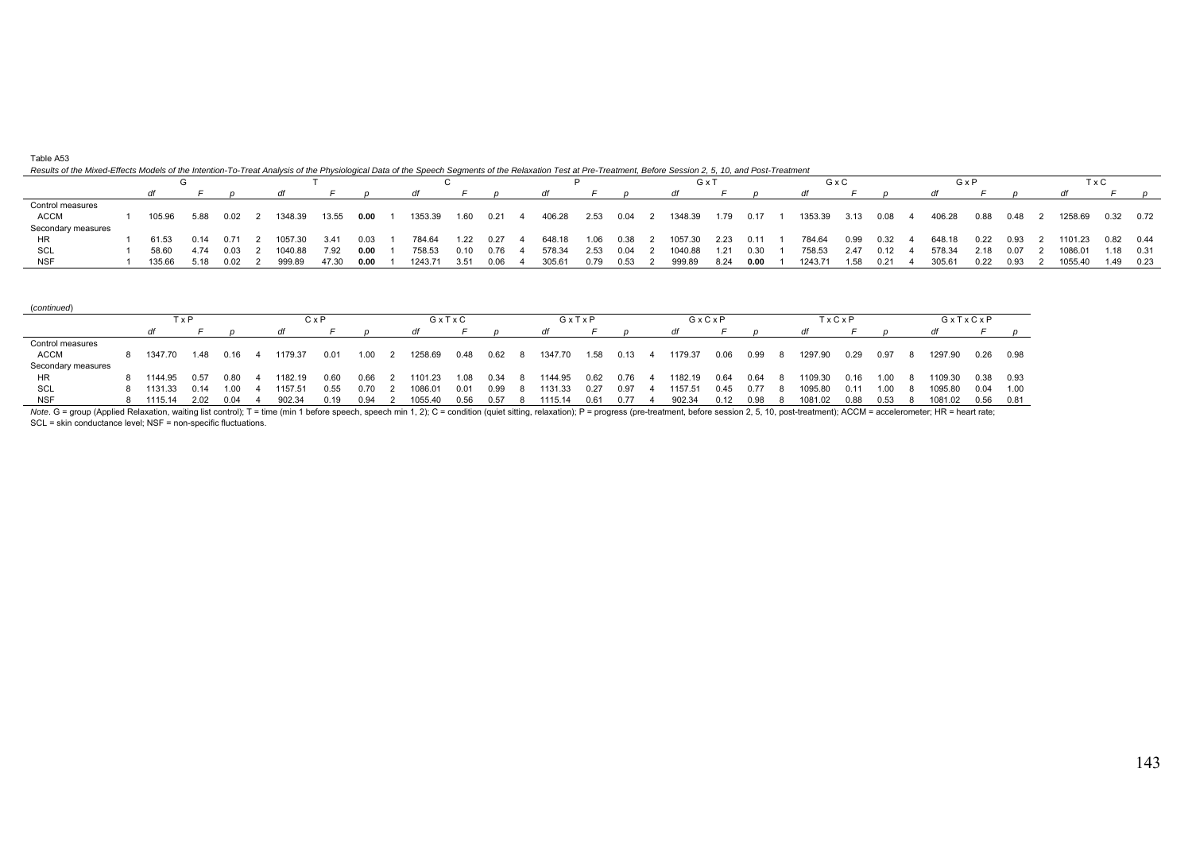Table A53

*Results of the Mixed-Effects Models of the Intention-To-Treat Analysis of the Physiological Data of the Speech Segments of the Relaxation Test at Pre-Treatment, Before Session 2, 5, 10, and Post-Treatment*

| | G | | | T | | | C | | | P | | | G x T | | | G x C | | | G x P | | | T x C | | |
|---|---|---|---|---|---|---|---|---|---|---|---|---|---|---|---|---|---|---|---|---|---|---|---|---|
| | *df* | *F* | *p* | *df* | *F* | *p* | *df* | *F* | *p* | *df* | *F* | *p* | *df* | *F* | *p* | *df* | *F* | *p* | *df* | *F* | *p* | *df* | *F* | *p* |
| Control measures | | | | | | | | | | | | | | | | | | | | | | | | |
| ACCM | 1   105.96 | 5.88 | 0.02 | 2   1348.39 | 13.55 | **0.00** | 1   1353.39 | 1.60 | 0.21 | 4   406.28 | 2.53 | 0.04 | 2   1348.39 | 1.79 | 0.17 | 1   1353.39 | 3.13 | 0.08 | 4   406.28 | 0.88 | 0.48 | 2   1258.69 | 0.32 | 0.72 |
| Secondary measures | | | | | | | | | | | | | | | | | | | | | | | | |
| HR | 1   61.53 | 0.14 | 0.71 | 2   1057.30 | 3.41 | 0.03 | 1   784.64 | 1.22 | 0.27 | 4   648.18 | 1.06 | 0.38 | 2   1057.30 | 2.23 | 0.11 | 1   784.64 | 0.99 | 0.32 | 4   648.18 | 0.22 | 0.93 | 2   1101.23 | 0.82 | 0.44 |
| SCL | 1   58.60 | 4.74 | 0.03 | 2   1040.88 | 7.92 | **0.00** | 1   758.53 | 0.10 | 0.76 | 4   578.34 | 2.53 | 0.04 | 2   1040.88 | 1.21 | 0.30 | 1   758.53 | 2.47 | 0.12 | 4   578.34 | 2.18 | 0.07 | 2   1086.01 | 1.18 | 0.31 |
| NSF | 1   135.66 | 5.18 | 0.02 | 2   999.89 | 47.30 | **0.00** | 1   1243.71 | 3.51 | 0.06 | 4   305.61 | 0.79 | 0.53 | 2   999.89 | 8.24 | **0.00** | 1   1243.71 | 1.58 | 0.21 | 4   305.61 | 0.22 | 0.93 | 2   1055.40 | 1.49 | 0.23 |

(*continued*)

| | T x P | | | C x P | | | G x T x C | | | G x T x P | | | G x C x P | | | T x C x P | | | G x T x C x P | | |
|---|---|---|---|---|---|---|---|---|---|---|---|---|---|---|---|---|---|---|---|---|---|
| | *df* | *F* | *p* | *df* | *F* | *p* | *df* | *F* | *p* | *df* | *F* | *p* | *df* | *F* | *p* | *df* | *F* | *p* | *df* | *F* | *p* |
| Control measures | | | | | | | | | | | | | | | | | | | | | |
| ACCM | 8   1347.70 | 1.48 | 0.16 | 4   1179.37 | 0.01 | 1.00 | 2   1258.69 | 0.48 | 0.62 | 8   1347.70 | 1.58 | 0.13 | 4   1179.37 | 0.06 | 0.99 | 8   1297.90 | 0.29 | 0.97 | 8   1297.90 | 0.26 | 0.98 |
| Secondary measures | | | | | | | | | | | | | | | | | | | | | |
| HR | 8   1144.95 | 0.57 | 0.80 | 4   1182.19 | 0.60 | 0.66 | 2   1101.23 | 1.08 | 0.34 | 8   1144.95 | 0.62 | 0.76 | 4   1182.19 | 0.64 | 0.64 | 8   1109.30 | 0.16 | 1.00 | 8   1109.30 | 0.38 | 0.93 |
| SCL | 8   1131.33 | 0.14 | 1.00 | 4   1157.51 | 0.55 | 0.70 | 2   1086.01 | 0.01 | 0.99 | 8   1131.33 | 0.27 | 0.97 | 4   1157.51 | 0.45 | 0.77 | 8   1095.80 | 0.11 | 1.00 | 8   1095.80 | 0.04 | 1.00 |
| NSF | 8   1115.14 | 2.02 | 0.04 | 4   902.34 | 0.19 | 0.94 | 2   1055.40 | 0.56 | 0.57 | 8   1115.14 | 0.61 | 0.77 | 4   902.34 | 0.12 | 0.98 | 8   1081.02 | 0.88 | 0.53 | 8   1081.02 | 0.56 | 0.81 |

*Note*. G = group (Applied Relaxation, waiting list control); T = time (min 1 before speech, speech min 1, 2); C = condition (quiet sitting, relaxation); P = progress (pre-treatment, before session 2, 5, 10, post-treatment); ACCM = accelerometer; HR = heart rate; SCL = skin conductance level; NSF = non-specific fluctuations.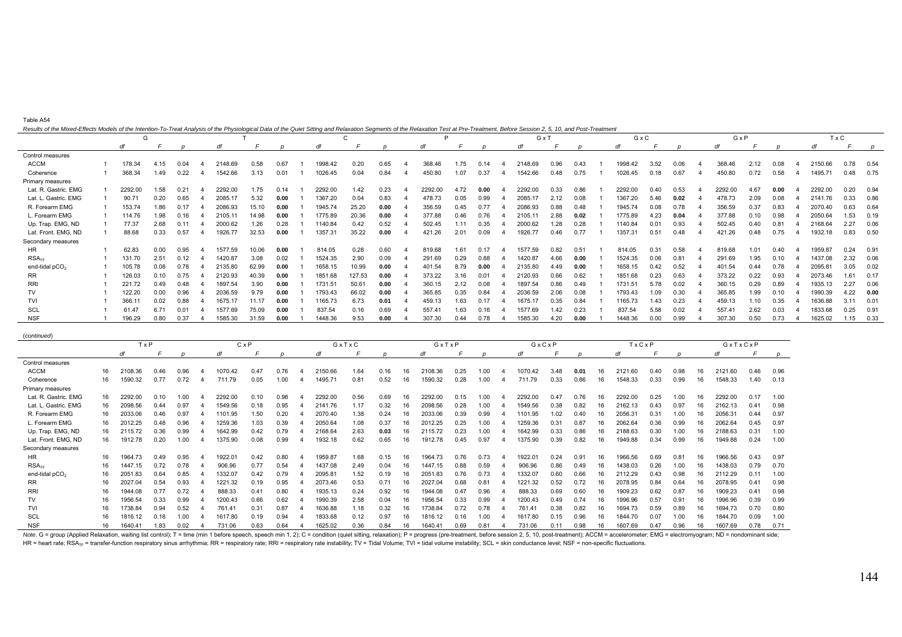Table A54

*Results of the Mixed-Effects Models of the Intention-To-Treat Analysis of the Physiological Data of the Quiet Sitting and Relaxation Segments of the Relaxation Test at Pre-Treatment, Before Session 2, 5, 10, and Post-Treatment*

| | G | | | T | | | C | | | P | | | G x T | | | G x C | | | G x P | | | T x C | | |
|---|---|---|---|---|---|---|---|---|---|---|---|---|---|---|---|---|---|---|---|---|---|---|---|---|
| | *df* | *F* | *p* | *df* | *F* | *p* | *df* | *F* | *p* | *df* | *F* | *p* | *df* | *F* | *p* | *df* | *F* | *p* | *df* | *F* | *p* | *df* | *F* | *p* |
| Control measures | | | | | | | | | | | | | | | | | | | | | | | | |
| ACCM | 1 | 178.34 | 4.15 | 0.04 | 4 | 2148.69 | 0.58 | 0.67 | 1 | 1998.42 | 0.20 | 0.65 | 4 | 368.46 | 1.75 | 0.14 | 4 | 2148.69 | 0.96 | 0.43 | 1 | 1998.42 | 3.52 | 0.06 | 4 | 368.46 | 2.12 | 0.08 | 4 | 2150.66 | 0.78 | 0.54 |
| Coherence | 1 | 368.34 | 1.49 | 0.22 | 4 | 1542.66 | 3.13 | 0.01 | 1 | 1026.45 | 0.04 | 0.84 | 4 | 450.80 | 1.07 | 0.37 | 4 | 1542.66 | 0.48 | 0.75 | 1 | 1026.45 | 0.18 | 0.67 | 4 | 450.80 | 0.72 | 0.58 | 4 | 1495.71 | 0.48 | 0.75 |
| Primary measures | | | | | | | | | | | | | | | | | | | | | | | | |
| Lat. R. Gastric. EMG | 1 | 2292.00 | 1.58 | 0.21 | 4 | 2292.00 | 1.75 | 0.14 | 1 | 2292.00 | 1.42 | 0.23 | 4 | 2292.00 | 4.72 | **0.00** | 4 | 2292.00 | 0.33 | 0.86 | 1 | 2292.00 | 0.40 | 0.53 | 4 | 2292.00 | 4.67 | **0.00** | 4 | 2292.00 | 0.20 | 0.94 |
| Lat. L. Gastric. EMG | 1 | 90.71 | 0.20 | 0.65 | 4 | 2085.17 | 5.32 | **0.00** | 1 | 1367.20 | 0.04 | 0.83 | 4 | 478.73 | 0.05 | 0.99 | 4 | 2085.17 | 2.12 | 0.08 | 1 | 1367.20 | 5.46 | **0.02** | 4 | 478.73 | 2.09 | 0.08 | 4 | 2141.76 | 0.33 | 0.86 |
| R. Forearm EMG | 1 | 153.74 | 1.86 | 0.17 | 4 | 2086.93 | 15.10 | **0.00** | 1 | 1945.74 | 25.20 | **0.00** | 4 | 356.59 | 0.45 | 0.77 | 4 | 2086.93 | 0.88 | 0.48 | 1 | 1945.74 | 0.08 | 0.78 | 4 | 356.59 | 0.37 | 0.83 | 4 | 2070.40 | 0.63 | 0.64 |
| L. Forearm EMG | 1 | 114.76 | 1.98 | 0.16 | 4 | 2105.11 | 14.98 | **0.00** | 1 | 1775.89 | 20.36 | **0.00** | 4 | 377.88 | 0.46 | 0.76 | 4 | 2105.11 | 2.88 | **0.02** | 1 | 1775.89 | 4.23 | **0.04** | 4 | 377.88 | 0.10 | 0.98 | 4 | 2050.64 | 1.53 | 0.19 |
| Up. Trap. EMG, ND | 1 | 77.37 | 2.68 | 0.11 | 4 | 2000.62 | 1.26 | 0.28 | 1 | 1140.84 | 0.42 | 0.52 | 4 | 502.45 | 1.11 | 0.35 | 4 | 2000.62 | 1.28 | 0.28 | 1 | 1140.84 | 0.01 | 0.93 | 4 | 502.45 | 0.40 | 0.81 | 4 | 2168.64 | 2.27 | 0.06 |
| Lat. Front. EMG, ND | 1 | 88.68 | 0.33 | 0.57 | 4 | 1926.77 | 32.53 | **0.00** | 1 | 1357.31 | 35.22 | **0.00** | 4 | 421.26 | 2.01 | 0.09 | 4 | 1926.77 | 0.46 | 0.77 | 1 | 1357.31 | 0.51 | 0.48 | 4 | 421.26 | 0.48 | 0.75 | 4 | 1932.18 | 0.83 | 0.50 |
| Secondary measures | | | | | | | | | | | | | | | | | | | | | | | | |
| HR | 1 | 62.83 | 0.00 | 0.95 | 4 | 1577.59 | 10.06 | **0.00** | 1 | 814.05 | 0.28 | 0.60 | 4 | 819.68 | 1.61 | 0.17 | 4 | 1577.59 | 0.82 | 0.51 | 1 | 814.05 | 0.31 | 0.58 | 4 | 819.68 | 1.01 | 0.40 | 4 | 1959.87 | 0.24 | 0.91 |
| $RSA_{TF}$ | 1 | 131.70 | 2.51 | 0.12 | 4 | 1420.87 | 3.08 | 0.02 | 1 | 1524.35 | 2.90 | 0.09 | 4 | 291.69 | 0.29 | 0.88 | 4 | 1420.87 | 4.66 | **0.00** | 1 | 1524.35 | 0.06 | 0.81 | 4 | 291.69 | 1.95 | 0.10 | 4 | 1437.08 | 2.32 | 0.06 |
| end-tidal $pCO_2$ | 1 | 105.78 | 0.08 | 0.78 | 4 | 2135.80 | 62.99 | **0.00** | 1 | 1658.15 | 10.99 | **0.00** | 4 | 401.54 | 8.79 | **0.00** | 4 | 2135.80 | 4.49 | **0.00** | 1 | 1658.15 | 0.42 | 0.52 | 4 | 401.54 | 0.44 | 0.78 | 4 | 2095.81 | 3.05 | 0.02 |
| RR | 1 | 126.03 | 0.10 | 0.75 | 4 | 2120.93 | 40.39 | **0.00** | 1 | 1851.68 | 127.53 | **0.00** | 4 | 373.22 | 3.16 | 0.01 | 4 | 2120.93 | 0.66 | 0.62 | 1 | 1851.68 | 0.23 | 0.63 | 4 | 373.22 | 0.22 | 0.93 | 4 | 2073.46 | 1.61 | 0.17 |
| RRI | 1 | 221.72 | 0.49 | 0.48 | 4 | 1897.54 | 3.90 | **0.00** | 1 | 1731.51 | 50.61 | **0.00** | 4 | 360.15 | 2.12 | 0.08 | 4 | 1897.54 | 0.86 | 0.49 | 1 | 1731.51 | 5.78 | 0.02 | 4 | 360.15 | 0.29 | 0.89 | 4 | 1935.13 | 2.27 | 0.06 |
| TV | 1 | 122.20 | 0.00 | 0.96 | 4 | 2036.59 | 9.79 | **0.00** | 1 | 1793.43 | 66.02 | **0.00** | 4 | 365.85 | 0.35 | 0.84 | 4 | 2036.59 | 2.06 | 0.08 | 1 | 1793.43 | 1.09 | 0.30 | 4 | 365.85 | 1.99 | 0.10 | 4 | 1990.39 | 4.22 | **0.00** |
| TVI | 1 | 366.11 | 0.02 | 0.88 | 4 | 1675.17 | 11.17 | **0.00** | 1 | 1165.73 | 6.73 | **0.01** | 4 | 459.13 | 1.63 | 0.17 | 4 | 1675.17 | 0.35 | 0.84 | 1 | 1165.73 | 1.43 | 0.23 | 4 | 459.13 | 1.10 | 0.35 | 4 | 1636.88 | 3.11 | 0.01 |
| SCL | 1 | 61.47 | 6.71 | 0.01 | 4 | 1577.69 | 75.09 | **0.00** | 1 | 837.54 | 0.16 | 0.69 | 4 | 557.41 | 1.63 | 0.16 | 4 | 1577.69 | 1.42 | 0.23 | 1 | 837.54 | 5.58 | 0.02 | 4 | 557.41 | 2.62 | 0.03 | 4 | 1833.68 | 0.25 | 0.91 |
| NSF | 1 | 196.29 | 0.80 | 0.37 | 4 | 1585.30 | 31.59 | **0.00** | 1 | 1448.36 | 9.53 | **0.00** | 4 | 307.30 | 0.44 | 0.78 | 4 | 1585.30 | 4.20 | **0.00** | 1 | 1448.36 | 0.00 | 0.99 | 4 | 307.30 | 0.50 | 0.73 | 4 | 1625.02 | 1.15 | 0.33 |

(*continued*)

| | T x P | | | C x P | | | G x T x C | | | G x T x P | | | G x C x P | | | T x C x P | | | G x T x C x P | | |
|---|---|---|---|---|---|---|---|---|---|---|---|---|---|---|---|---|---|---|---|---|---|
| | *df* | *F* | *p* | *df* | *F* | *p* | *df* | *F* | *p* | *df* | *F* | *p* | *df* | *F* | *p* | *df* | *F* | *p* | *df* | *F* | *p* |
| Control measures | | | | | | | | | | | | | | | | | | | | | |
| ACCM | 16 | 2108.36 | 0.46 | 0.96 | 4 | 1070.42 | 0.47 | 0.76 | 4 | 2150.66 | 1.64 | 0.16 | 16 | 2108.36 | 0.25 | 1.00 | 4 | 1070.42 | 3.48 | **0.01** | 16 | 2121.60 | 0.40 | 0.98 | 16 | 2121.60 | 0.46 | 0.96 |
| Coherence | 16 | 1590.32 | 0.77 | 0.72 | 4 | 711.79 | 0.05 | 1.00 | 4 | 1495.71 | 0.81 | 0.52 | 16 | 1590.32 | 0.28 | 1.00 | 4 | 711.79 | 0.33 | 0.86 | 16 | 1548.33 | 0.33 | 0.99 | 16 | 1548.33 | 1.40 | 0.13 |
| Primary measures | | | | | | | | | | | | | | | | | | | | | |
| Lat. R. Gastric. EMG | 16 | 2292.00 | 0.10 | 1.00 | 4 | 2292.00 | 0.10 | 0.98 | 4 | 2292.00 | 0.56 | 0.69 | 16 | 2292.00 | 0.15 | 1.00 | 4 | 2292.00 | 0.47 | 0.76 | 16 | 2292.00 | 0.25 | 1.00 | 16 | 2292.00 | 0.17 | 1.00 |
| Lat. L. Gastric. EMG | 16 | 2098.56 | 0.44 | 0.97 | 4 | 1549.56 | 0.18 | 0.95 | 4 | 2141.76 | 1.17 | 0.32 | 16 | 2098.56 | 0.28 | 1.00 | 4 | 1549.56 | 0.38 | 0.82 | 16 | 2162.13 | 0.43 | 0.97 | 16 | 2162.13 | 0.41 | 0.98 |
| R. Forearm EMG | 16 | 2033.06 | 0.46 | 0.97 | 4 | 1101.95 | 1.50 | 0.20 | 4 | 2070.40 | 1.38 | 0.24 | 16 | 2033.06 | 0.39 | 0.99 | 4 | 1101.95 | 1.02 | 0.40 | 16 | 2056.31 | 0.31 | 1.00 | 16 | 2056.31 | 0.44 | 0.97 |
| L. Forearm EMG | 16 | 2012.25 | 0.48 | 0.96 | 4 | 1259.36 | 1.03 | 0.39 | 4 | 2050.64 | 1.08 | 0.37 | 16 | 2012.25 | 0.25 | 1.00 | 4 | 1259.36 | 0.31 | 0.87 | 16 | 2062.64 | 0.36 | 0.99 | 16 | 2062.64 | 0.45 | 0.97 |
| Up. Trap. EMG, ND | 16 | 2115.72 | 0.36 | 0.99 | 4 | 1642.99 | 0.42 | 0.79 | 4 | 2168.64 | 2.63 | **0.03** | 16 | 2115.72 | 0.23 | 1.00 | 4 | 1642.99 | 0.33 | 0.86 | 16 | 2188.63 | 0.30 | 1.00 | 16 | 2188.63 | 0.31 | 1.00 |
| Lat. Front. EMG, ND | 16 | 1912.78 | 0.20 | 1.00 | 4 | 1375.90 | 0.08 | 0.99 | 4 | 1932.18 | 0.62 | 0.65 | 16 | 1912.78 | 0.45 | 0.97 | 4 | 1375.90 | 0.39 | 0.82 | 16 | 1949.88 | 0.34 | 0.99 | 16 | 1949.88 | 0.24 | 1.00 |
| Secondary measures | | | | | | | | | | | | | | | | | | | | | |
| HR | 16 | 1964.73 | 0.49 | 0.95 | 4 | 1922.01 | 0.42 | 0.80 | 4 | 1959.87 | 1.68 | 0.15 | 16 | 1964.73 | 0.76 | 0.73 | 4 | 1922.01 | 0.24 | 0.91 | 16 | 1966.56 | 0.69 | 0.81 | 16 | 1966.56 | 0.43 | 0.97 |
| $RSA_{TF}$ | 16 | 1447.15 | 0.72 | 0.78 | 4 | 906.96 | 0.77 | 0.54 | 4 | 1437.08 | 2.49 | 0.04 | 16 | 1447.15 | 0.88 | 0.59 | 4 | 906.96 | 0.86 | 0.49 | 16 | 1438.03 | 0.26 | 1.00 | 16 | 1438.03 | 0.79 | 0.70 |
| end-tidal $pCO_2$ | 16 | 2051.83 | 0.64 | 0.85 | 4 | 1332.07 | 0.42 | 0.79 | 4 | 2095.81 | 1.52 | 0.19 | 16 | 2051.83 | 0.76 | 0.73 | 4 | 1332.07 | 0.60 | 0.66 | 16 | 2112.29 | 0.43 | 0.98 | 16 | 2112.29 | 0.11 | 1.00 |
| RR | 16 | 2027.04 | 0.54 | 0.93 | 4 | 1221.32 | 0.19 | 0.95 | 4 | 2073.46 | 0.53 | 0.71 | 16 | 2027.04 | 0.68 | 0.81 | 4 | 1221.32 | 0.52 | 0.72 | 16 | 2078.95 | 0.84 | 0.64 | 16 | 2078.95 | 0.41 | 0.98 |
| RRI | 16 | 1944.08 | 0.77 | 0.72 | 4 | 888.33 | 0.41 | 0.80 | 4 | 1935.13 | 0.24 | 0.92 | 16 | 1944.08 | 0.47 | 0.96 | 4 | 888.33 | 0.69 | 0.60 | 16 | 1909.23 | 0.62 | 0.87 | 16 | 1909.23 | 0.41 | 0.98 |
| TV | 16 | 1956.54 | 0.33 | 0.99 | 4 | 1200.43 | 0.66 | 0.62 | 4 | 1990.39 | 2.58 | 0.04 | 16 | 1956.54 | 0.33 | 0.99 | 4 | 1200.43 | 0.49 | 0.74 | 16 | 1996.96 | 0.57 | 0.91 | 16 | 1996.96 | 0.39 | 0.99 |
| TVI | 16 | 1738.84 | 0.94 | 0.52 | 4 | 761.41 | 0.31 | 0.87 | 4 | 1636.88 | 1.18 | 0.32 | 16 | 1738.84 | 0.72 | 0.78 | 4 | 761.41 | 0.38 | 0.82 | 16 | 1694.73 | 0.59 | 0.89 | 16 | 1694.73 | 0.70 | 0.80 |
| SCL | 16 | 1816.12 | 0.18 | 1.00 | 4 | 1617.80 | 0.19 | 0.94 | 4 | 1833.68 | 0.12 | 0.97 | 16 | 1816.12 | 0.16 | 1.00 | 4 | 1617.80 | 0.15 | 0.96 | 16 | 1844.70 | 0.07 | 1.00 | 16 | 1844.70 | 0.09 | 1.00 |
| NSF | 16 | 1640.41 | 1.83 | 0.02 | 4 | 731.06 | 0.63 | 0.64 | 4 | 1625.02 | 0.36 | 0.84 | 16 | 1640.41 | 0.69 | 0.81 | 4 | 731.06 | 0.11 | 0.98 | 16 | 1607.69 | 0.47 | 0.96 | 16 | 1607.69 | 0.78 | 0.71 |

*Note*. G = group (Applied Relaxation, waiting list control); T = time (min 1 before speech, speech min 1, 2); C = condition (quiet sitting, relaxation); P = progress (pre-treatment, before session 2, 5, 10, post-treatment); ACCM = accelerometer; EMG = electromyogram; ND = nondominant side; HR = heart rate; $RSA_{TF}$ = transfer-function respiratory sinus arrhythmia; RR = respiratory rate; RRI = respiratory rate instability; TV = Tidal Volume; TVI = tidal volume instability; SCL = skin conductance level; NSF = non-specific fluctuations.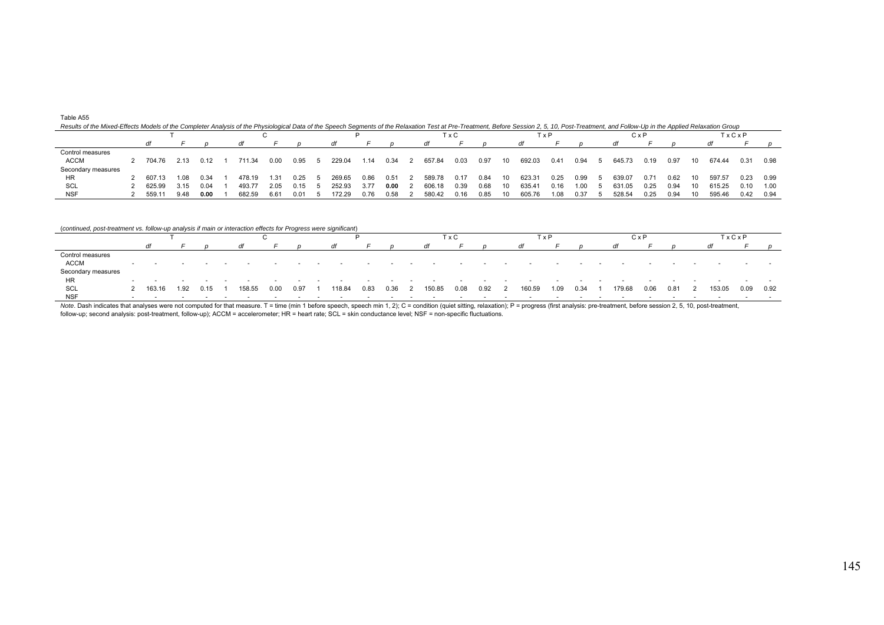Table A55

*Results of the Mixed-Effects Models of the Completer Analysis of the Physiological Data of the Speech Segments of the Relaxation Test at Pre-Treatment, Before Session 2, 5, 10, Post-Treatment, and Follow-Up in the Applied Relaxation Group*

| | T | | | C | | | P | | | T x C | | | T x P | | | C x P | | | T x C x P | | |
|---|---|---|---|---|---|---|---|---|---|---|---|---|---|---|---|---|---|---|---|---|---|
| | *df* | *F* | *p* | *df* | *F* | *p* | *df* | *F* | *p* | *df* | *F* | *p* | *df* | *F* | *p* | *df* | *F* | *p* | *df* | *F* | *p* |
| Control measures | | | | | | | | | | | | | | | | | | | | | |
| ACCM | 2 704.76 | 2.13 | 0.12 | 1 711.34 | 0.00 | 0.95 | 5 229.04 | 1.14 | 0.34 | 2 657.84 | 0.03 | 0.97 | 10 692.03 | 0.41 | 0.94 | 5 645.73 | 0.19 | 0.97 | 10 674.44 | 0.31 | 0.98 |
| Secondary measures | | | | | | | | | | | | | | | | | | | | | |
| HR | 2 607.13 | 1.08 | 0.34 | 1 478.19 | 1.31 | 0.25 | 5 269.65 | 0.86 | 0.51 | 2 589.78 | 0.17 | 0.84 | 10 623.31 | 0.25 | 0.99 | 5 639.07 | 0.71 | 0.62 | 10 597.57 | 0.23 | 0.99 |
| SCL | 2 625.99 | 3.15 | 0.04 | 1 493.77 | 2.05 | 0.15 | 5 252.93 | 3.77 | **0.00** | 2 606.18 | 0.39 | 0.68 | 10 635.41 | 0.16 | 1.00 | 5 631.05 | 0.25 | 0.94 | 10 615.25 | 0.10 | 1.00 |
| NSF | 2 559.11 | 9.48 | **0.00** | 1 682.59 | 6.61 | 0.01 | 5 172.29 | 0.76 | 0.58 | 2 580.42 | 0.16 | 0.85 | 10 605.76 | 1.08 | 0.37 | 5 528.54 | 0.25 | 0.94 | 10 595.46 | 0.42 | 0.94 |

(*continued, post-treatment vs. follow-up analysis if main or interaction effects for Progress were significant*)

| | T | | | C | | | P | | | T x C | | | T x P | | | C x P | | | T x C x P | | |
|---|---|---|---|---|---|---|---|---|---|---|---|---|---|---|---|---|---|---|---|---|---|
| | *df* | *F* | *p* | *df* | *F* | *p* | *df* | *F* | *p* | *df* | *F* | *p* | *df* | *F* | *p* | *df* | *F* | *p* | *df* | *F* | *p* |
| Control measures | | | | | | | | | | | | | | | | | | | | | |
| ACCM | - - | - | - | - - | - | - | - - | - | - | - - | - | - | - - | - | - | - - | - | - | - - | - | - |
| Secondary measures | | | | | | | | | | | | | | | | | | | | | |
| HR | - - | - | - | - - | - | - | - - | - | - | - - | - | - | - - | - | - | - - | - | - | - - | - | - |
| SCL | 2 163.16 | 1.92 | 0.15 | 1 158.55 | 0.00 | 0.97 | 1 118.84 | 0.83 | 0.36 | 2 150.85 | 0.08 | 0.92 | 2 160.59 | 1.09 | 0.34 | 1 179.68 | 0.06 | 0.81 | 2 153.05 | 0.09 | 0.92 |
| NSF | - - | - | - | - - | - | - | - - | - | - | - - | - | - | - - | - | - | - - | - | - | - - | - | - |

*Note*. Dash indicates that analyses were not computed for that measure. T = time (min 1 before speech, speech min 1, 2); C = condition (quiet sitting, relaxation); P = progress (first analysis: pre-treatment, before session 2, 5, 10, post-treatment, follow-up; second analysis: post-treatment, follow-up); ACCM = accelerometer; HR = heart rate; SCL = skin conductance level; NSF = non-specific fluctuations.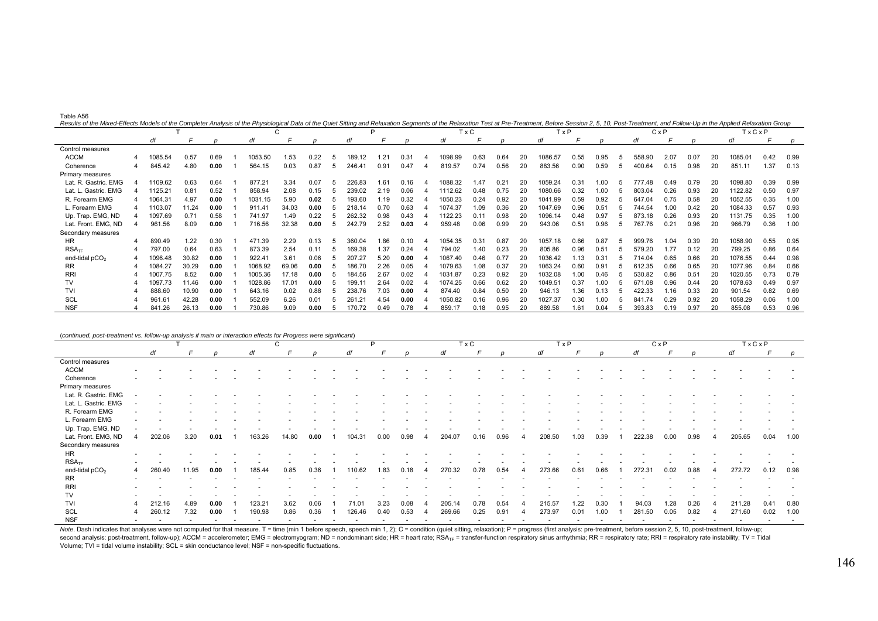Table A56

*Results of the Mixed-Effects Models of the Completer Analysis of the Physiological Data of the Quiet Sitting and Relaxation Segments of the Relaxation Test at Pre-Treatment, Before Session 2, 5, 10, Post-Treatment, and Follow-Up in the Applied Relaxation Group*

| | T | | | C | | | P | | | T x C | | | T x P | | | C x P | | | T x C x P | | |
|---|---|---|---|---|---|---|---|---|---|---|---|---|---|---|---|---|---|---|---|---|---|
| | *df* | *F* | *p* | *df* | *F* | *p* | *df* | *F* | *p* | *df* | *F* | *p* | *df* | *F* | *p* | *df* | *F* | *p* | *df* | *F* | *p* |
| Control measures | | | | | | | | | | | | | | | | | | | | | |
| ACCM | 4, 1085.54 | 0.57 | 0.69 | 1, 1053.50 | 1.53 | 0.22 | 5, 189.12 | 1.21 | 0.31 | 4, 1098.99 | 0.63 | 0.64 | 20, 1086.57 | 0.55 | 0.95 | 5, 558.90 | 2.07 | 0.07 | 20, 1085.01 | 0.42 | 0.99 |
| Coherence | 4, 845.42 | 4.80 | **0.00** | 1, 564.15 | 0.03 | 0.87 | 5, 246.41 | 0.91 | 0.47 | 4, 819.57 | 0.74 | 0.56 | 20, 883.56 | 0.90 | 0.59 | 5, 400.64 | 0.15 | 0.98 | 20, 851.11 | 1.37 | 0.13 |
| Primary measures | | | | | | | | | | | | | | | | | | | | | |
| Lat. R. Gastric. EMG | 4, 1109.62 | 0.63 | 0.64 | 1, 877.21 | 3.34 | 0.07 | 5, 226.83 | 1.61 | 0.16 | 4, 1088.32 | 1.47 | 0.21 | 20, 1059.24 | 0.31 | 1.00 | 5, 777.48 | 0.49 | 0.79 | 20, 1098.80 | 0.39 | 0.99 |
| Lat. L. Gastric. EMG | 4, 1125.21 | 0.81 | 0.52 | 1, 858.94 | 2.08 | 0.15 | 5, 239.02 | 2.19 | 0.06 | 4, 1112.62 | 0.48 | 0.75 | 20, 1080.66 | 0.32 | 1.00 | 5, 803.04 | 0.26 | 0.93 | 20, 1122.82 | 0.50 | 0.97 |
| R. Forearm EMG | 4, 1064.31 | 4.97 | **0.00** | 1, 1031.15 | 5.90 | **0.02** | 5, 193.60 | 1.19 | 0.32 | 4, 1050.23 | 0.24 | 0.92 | 20, 1041.99 | 0.59 | 0.92 | 5, 647.04 | 0.75 | 0.58 | 20, 1052.55 | 0.35 | 1.00 |
| L. Forearm EMG | 4, 1103.07 | 11.24 | **0.00** | 1, 911.41 | 34.03 | **0.00** | 5, 218.14 | 0.70 | 0.63 | 4, 1074.37 | 1.09 | 0.36 | 20, 1047.69 | 0.96 | 0.51 | 5, 744.54 | 1.00 | 0.42 | 20, 1084.33 | 0.57 | 0.93 |
| Up. Trap. EMG, ND | 4, 1097.69 | 0.71 | 0.58 | 1, 741.97 | 1.49 | 0.22 | 5, 262.32 | 0.98 | 0.43 | 4, 1122.23 | 0.11 | 0.98 | 20, 1096.14 | 0.48 | 0.97 | 5, 873.18 | 0.26 | 0.93 | 20, 1131.75 | 0.35 | 1.00 |
| Lat. Front. EMG, ND | 4, 961.56 | 8.09 | **0.00** | 1, 716.56 | 32.38 | **0.00** | 5, 242.79 | 2.52 | **0.03** | 4, 959.48 | 0.06 | 0.99 | 20, 943.06 | 0.51 | 0.96 | 5, 767.76 | 0.21 | 0.96 | 20, 966.79 | 0.36 | 1.00 |
| Secondary measures | | | | | | | | | | | | | | | | | | | | | |
| HR | 4, 890.49 | 1.22 | 0.30 | 1, 471.39 | 2.29 | 0.13 | 5, 360.04 | 1.86 | 0.10 | 4, 1054.35 | 0.31 | 0.87 | 20, 1057.18 | 0.66 | 0.87 | 5, 999.76 | 1.04 | 0.39 | 20, 1058.90 | 0.55 | 0.95 |
| $RSA_{TF}$ | 4, 797.00 | 0.64 | 0.63 | 1, 873.39 | 2.54 | 0.11 | 5, 169.38 | 1.37 | 0.24 | 4, 794.02 | 1.40 | 0.23 | 20, 805.86 | 0.96 | 0.51 | 5, 579.20 | 1.77 | 0.12 | 20, 799.25 | 0.86 | 0.64 |
| end-tidal $pCO_2$ | 4, 1096.48 | 30.82 | **0.00** | 1, 922.41 | 3.61 | 0.06 | 5, 207.27 | 5.20 | **0.00** | 4, 1067.40 | 0.46 | 0.77 | 20, 1036.42 | 1.13 | 0.31 | 5, 714.04 | 0.65 | 0.66 | 20, 1076.55 | 0.44 | 0.98 |
| RR | 4, 1084.27 | 30.29 | **0.00** | 1, 1068.92 | 69.06 | **0.00** | 5, 186.70 | 2.26 | 0.05 | 4, 1079.63 | 1.08 | 0.37 | 20, 1063.24 | 0.60 | 0.91 | 5, 612.35 | 0.66 | 0.65 | 20, 1077.96 | 0.84 | 0.66 |
| RRI | 4, 1007.75 | 8.52 | **0.00** | 1, 1005.36 | 17.18 | **0.00** | 5, 184.56 | 2.67 | 0.02 | 4, 1031.87 | 0.23 | 0.92 | 20, 1032.08 | 1.00 | 0.46 | 5, 530.82 | 0.86 | 0.51 | 20, 1020.55 | 0.73 | 0.79 |
| TV | 4, 1097.73 | 11.46 | **0.00** | 1, 1028.86 | 17.01 | **0.00** | 5, 199.11 | 2.64 | 0.02 | 4, 1074.25 | 0.66 | 0.62 | 20, 1049.51 | 0.37 | 1.00 | 5, 671.08 | 0.96 | 0.44 | 20, 1078.63 | 0.49 | 0.97 |
| TVI | 4, 888.60 | 10.90 | **0.00** | 1, 643.16 | 0.02 | 0.88 | 5, 238.76 | 7.03 | **0.00** | 4, 874.40 | 0.84 | 0.50 | 20, 946.13 | 1.36 | 0.13 | 5, 422.33 | 1.16 | 0.33 | 20, 901.54 | 0.82 | 0.69 |
| SCL | 4, 961.61 | 42.28 | **0.00** | 1, 552.09 | 6.26 | 0.01 | 5, 261.21 | 4.54 | **0.00** | 4, 1050.82 | 0.16 | 0.96 | 20, 1027.37 | 0.30 | 1.00 | 5, 841.74 | 0.29 | 0.92 | 20, 1058.29 | 0.06 | 1.00 |
| NSF | 4, 841.26 | 26.13 | **0.00** | 1, 730.86 | 9.09 | **0.00** | 5, 170.72 | 0.49 | 0.78 | 4, 859.17 | 0.18 | 0.95 | 20, 889.58 | 1.61 | 0.04 | 5, 393.83 | 0.19 | 0.97 | 20, 855.08 | 0.53 | 0.96 |

(*continued, post-treatment vs. follow-up analysis if main or interaction effects for Progress were significant*)

| | T | | | C | | | P | | | T x C | | | T x P | | | C x P | | | T x C x P | | |
|---|---|---|---|---|---|---|---|---|---|---|---|---|---|---|---|---|---|---|---|---|---|
| | *df* | *F* | *p* | *df* | *F* | *p* | *df* | *F* | *p* | *df* | *F* | *p* | *df* | *F* | *p* | *df* | *F* | *p* | *df* | *F* | *p* |
| Control measures | | | | | | | | | | | | | | | | | | | | | |
| ACCM | - | - | - | - | - | - | - | - | - | - | - | - | - | - | - | - | - | - | - | - | - |
| Coherence | - | - | - | - | - | - | - | - | - | - | - | - | - | - | - | - | - | - | - | - | - |
| Primary measures | | | | | | | | | | | | | | | | | | | | | |
| Lat. R. Gastric. EMG | - | - | - | - | - | - | - | - | - | - | - | - | - | - | - | - | - | - | - | - | - |
| Lat. L. Gastric. EMG | - | - | - | - | - | - | - | - | - | - | - | - | - | - | - | - | - | - | - | - | - |
| R. Forearm EMG | - | - | - | - | - | - | - | - | - | - | - | - | - | - | - | - | - | - | - | - | - |
| L. Forearm EMG | - | - | - | - | - | - | - | - | - | - | - | - | - | - | - | - | - | - | - | - | - |
| Up. Trap. EMG, ND | - | - | - | - | - | - | - | - | - | - | - | - | - | - | - | - | - | - | - | - | - |
| Lat. Front. EMG, ND | 4, 202.06 | 3.20 | **0.01** | 1, 163.26 | 14.80 | **0.00** | 1, 104.31 | 0.00 | 0.98 | 4, 204.07 | 0.16 | 0.96 | 4, 208.50 | 1.03 | 0.39 | 1, 222.38 | 0.00 | 0.98 | 4, 205.65 | 0.04 | 1.00 |
| Secondary measures | | | | | | | | | | | | | | | | | | | | | |
| HR | - | - | - | - | - | - | - | - | - | - | - | - | - | - | - | - | - | - | - | - | - |
| $RSA_{TF}$ | - | - | - | - | - | - | - | - | - | - | - | - | - | - | - | - | - | - | - | - | - |
| end-tidal $pCO_2$ | 4, 260.40 | 11.95 | **0.00** | 1, 185.44 | 0.85 | 0.36 | 1, 110.62 | 1.83 | 0.18 | 4, 270.32 | 0.78 | 0.54 | 4, 273.66 | 0.61 | 0.66 | 1, 272.31 | 0.02 | 0.88 | 4, 272.72 | 0.12 | 0.98 |
| RR | - | - | - | - | - | - | - | - | - | - | - | - | - | - | - | - | - | - | - | - | - |
| RRI | - | - | - | - | - | - | - | - | - | - | - | - | - | - | - | - | - | - | - | - | - |
| TV | - | - | - | - | - | - | - | - | - | - | - | - | - | - | - | - | - | - | - | - | - |
| TVI | 4, 212.16 | 4.89 | **0.00** | 1, 123.21 | 3.62 | 0.06 | 1, 71.01 | 3.23 | 0.08 | 4, 205.14 | 0.78 | 0.54 | 4, 215.57 | 1.22 | 0.30 | 1, 94.03 | 1.28 | 0.26 | 4, 211.28 | 0.41 | 0.80 |
| SCL | 4, 260.12 | 7.32 | **0.00** | 1, 190.98 | 0.86 | 0.36 | 1, 126.46 | 0.40 | 0.53 | 4, 269.66 | 0.25 | 0.91 | 4, 273.97 | 0.01 | 1.00 | 1, 281.50 | 0.05 | 0.82 | 4, 271.60 | 0.02 | 1.00 |
| NSF | - | - | - | - | - | - | - | - | - | - | - | - | - | - | - | - | - | - | - | - | - |

*Note*. Dash indicates that analyses were not computed for that measure. T = time (min 1 before speech, speech min 1, 2); C = condition (quiet sitting, relaxation); P = progress (first analysis: pre-treatment, before session 2, 5, 10, post-treatment, follow-up; second analysis: post-treatment, follow-up); ACCM = accelerometer; EMG = electromyogram; ND = nondominant side; HR = heart rate; $RSA_{TF}$ = transfer-function respiratory sinus arrhythmia; RR = respiratory rate; RRI = respiratory rate instability; TV = Tidal Volume; TVI = tidal volume instability; SCL = skin conductance level; NSF = non-specific fluctuations.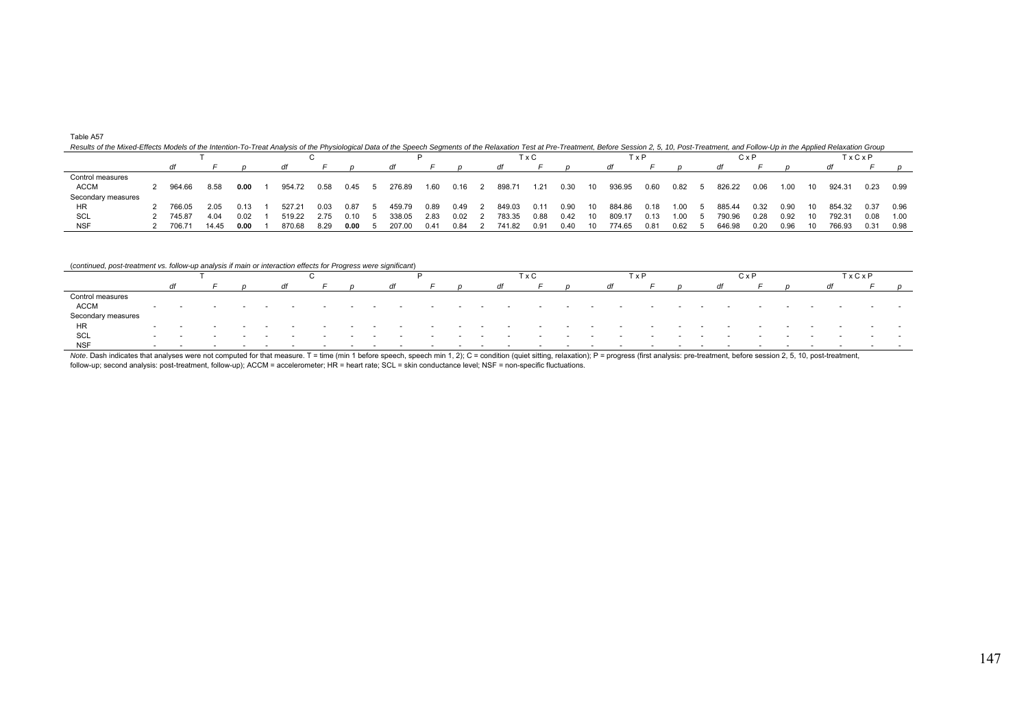Table A57

*Results of the Mixed-Effects Models of the Intention-To-Treat Analysis of the Physiological Data of the Speech Segments of the Relaxation Test at Pre-Treatment, Before Session 2, 5, 10, Post-Treatment, and Follow-Up in the Applied Relaxation Group*

| | T | | | C | | | P | | | T x C | | | T x P | | | C x P | | | T x C x P | | |
|---|---|---|---|---|---|---|---|---|---|---|---|---|---|---|---|---|---|---|---|---|---|
| | *df* | *F* | *p* | *df* | *F* | *p* | *df* | *F* | *p* | *df* | *F* | *p* | *df* | *F* | *p* | *df* | *F* | *p* | *df* | *F* | *p* |
| Control measures | | | | | | | | | | | | | | | | | | | | | |
| ACCM | 2 964.66 | 8.58 | **0.00** | 1 954.72 | 0.58 | 0.45 | 5 276.89 | 1.60 | 0.16 | 2 898.71 | 1.21 | 0.30 | 10 936.95 | 0.60 | 0.82 | 5 826.22 | 0.06 | 1.00 | 10 924.31 | 0.23 | 0.99 |
| Secondary measures | | | | | | | | | | | | | | | | | | | | | |
| HR | 2 766.05 | 2.05 | 0.13 | 1 527.21 | 0.03 | 0.87 | 5 459.79 | 0.89 | 0.49 | 2 849.03 | 0.11 | 0.90 | 10 884.86 | 0.18 | 1.00 | 5 885.44 | 0.32 | 0.90 | 10 854.32 | 0.37 | 0.96 |
| SCL | 2 745.87 | 4.04 | 0.02 | 1 519.22 | 2.75 | 0.10 | 5 338.05 | 2.83 | 0.02 | 2 783.35 | 0.88 | 0.42 | 10 809.17 | 0.13 | 1.00 | 5 790.96 | 0.28 | 0.92 | 10 792.31 | 0.08 | 1.00 |
| NSF | 2 706.71 | 14.45 | **0.00** | 1 870.68 | 8.29 | **0.00** | 5 207.00 | 0.41 | 0.84 | 2 741.82 | 0.91 | 0.40 | 10 774.65 | 0.81 | 0.62 | 5 646.98 | 0.20 | 0.96 | 10 766.93 | 0.31 | 0.98 |

(*continued, post-treatment vs. follow-up analysis if main or interaction effects for Progress were significant*)

| | T | | | C | | | P | | | T x C | | | T x P | | | C x P | | | T x C x P | | |
|---|---|---|---|---|---|---|---|---|---|---|---|---|---|---|---|---|---|---|---|---|---|
| | *df* | *F* | *p* | *df* | *F* | *p* | *df* | *F* | *p* | *df* | *F* | *p* | *df* | *F* | *p* | *df* | *F* | *p* | *df* | *F* | *p* |
| Control measures | | | | | | | | | | | | | | | | | | | | | |
| ACCM | - | - | - | - | - | - | - | - | - | - | - | - | - | - | - | - | - | - | - | - | - |
| Secondary measures | | | | | | | | | | | | | | | | | | | | | |
| HR | - | - | - | - | - | - | - | - | - | - | - | - | - | - | - | - | - | - | - | - | - |
| SCL | - | - | - | - | - | - | - | - | - | - | - | - | - | - | - | - | - | - | - | - | - |
| NSF | - | - | - | - | - | - | - | - | - | - | - | - | - | - | - | - | - | - | - | - | - |

*Note*. Dash indicates that analyses were not computed for that measure. T = time (min 1 before speech, speech min 1, 2); C = condition (quiet sitting, relaxation); P = progress (first analysis: pre-treatment, before session 2, 5, 10, post-treatment, follow-up; second analysis: post-treatment, follow-up); ACCM = accelerometer; HR = heart rate; SCL = skin conductance level; NSF = non-specific fluctuations.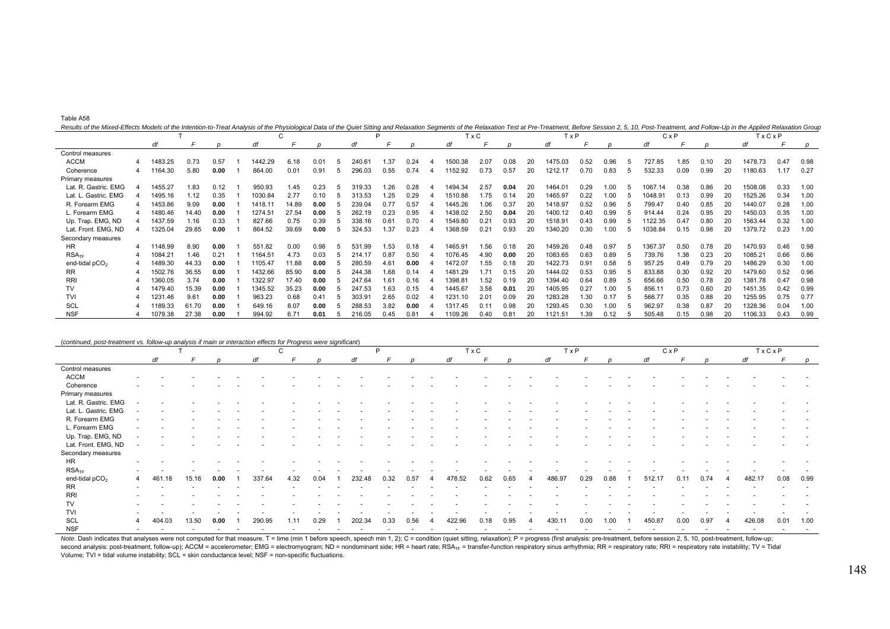Table A58

*Results of the Mixed-Effects Models of the Intention-to-Treat Analysis of the Physiological Data of the Quiet Sitting and Relaxation Segments of the Relaxation Test at Pre-Treatment, Before Session 2, 5, 10, Post-Treatment, and Follow-Up in the Applied Relaxation Group*

| | T | | | C | | | P | | | T x C | | | T x P | | | C x P | | | T x C x P | | |
|---|---|---|---|---|---|---|---|---|---|---|---|---|---|---|---|---|---|---|---|---|---|
| | *df* | *F* | *p* | *df* | *F* | *p* | *df* | *F* | *p* | *df* | *F* | *p* | *df* | *F* | *p* | *df* | *F* | *p* | *df* | *F* | *p* |
| Control measures | | | | | | | | | | | | | | | | | | | | | |
| ACCM | 4 | 1483.25 | 0.73 | 0.57 | 1 | 1442.29 | 6.18 | 0.01 | 5 | 240.61 | 1.37 | 0.24 | 4 | 1500.38 | 2.07 | 0.08 | 20 | 1475.03 | 0.52 | 0.96 | 5 | 727.85 | 1.85 | 0.10 | 20 | 1478.73 | 0.47 | 0.98 |
| Coherence | 4 | 1164.30 | 5.80 | **0.00** | 1 | 864.00 | 0.01 | 0.91 | 5 | 296.03 | 0.55 | 0.74 | 4 | 1152.92 | 0.73 | 0.57 | 20 | 1212.17 | 0.70 | 0.83 | 5 | 532.33 | 0.09 | 0.99 | 20 | 1180.63 | 1.17 | 0.27 |
| Primary measures | | | | | | | | | | | | | | | | | | | | | |
| Lat. R. Gastric. EMG | 4 | 1455.27 | 1.83 | 0.12 | 1 | 950.93 | 1.45 | 0.23 | 5 | 319.33 | 1.26 | 0.28 | 4 | 1494.34 | 2.57 | **0.04** | 20 | 1464.01 | 0.29 | 1.00 | 5 | 1067.14 | 0.38 | 0.86 | 20 | 1508.08 | 0.33 | 1.00 |
| Lat. L. Gastric. EMG | 4 | 1495.16 | 1.12 | 0.35 | 1 | 1030.84 | 2.77 | 0.10 | 5 | 313.53 | 1.25 | 0.29 | 4 | 1510.88 | 1.75 | 0.14 | 20 | 1465.97 | 0.22 | 1.00 | 5 | 1048.91 | 0.13 | 0.99 | 20 | 1525.26 | 0.34 | 1.00 |
| R. Forearm EMG | 4 | 1453.86 | 9.09 | **0.00** | 1 | 1418.11 | 14.89 | **0.00** | 5 | 239.04 | 0.77 | 0.57 | 4 | 1445.26 | 1.06 | 0.37 | 20 | 1418.97 | 0.52 | 0.96 | 5 | 799.47 | 0.40 | 0.85 | 20 | 1440.07 | 0.28 | 1.00 |
| L. Forearm EMG | 4 | 1480.46 | 14.40 | **0.00** | 1 | 1274.51 | 27.54 | **0.00** | 5 | 262.19 | 0.23 | 0.95 | 4 | 1438.02 | 2.50 | **0.04** | 20 | 1400.12 | 0.40 | 0.99 | 5 | 914.44 | 0.24 | 0.95 | 20 | 1450.03 | 0.35 | 1.00 |
| Up. Trap. EMG, ND | 4 | 1437.59 | 1.16 | 0.33 | 1 | 827.66 | 0.75 | 0.39 | 5 | 338.16 | 0.61 | 0.70 | 4 | 1549.80 | 0.21 | 0.93 | 20 | 1518.91 | 0.43 | 0.99 | 5 | 1122.35 | 0.47 | 0.80 | 20 | 1563.44 | 0.32 | 1.00 |
| Lat. Front. EMG, ND | 4 | 1325.04 | 29.85 | **0.00** | 1 | 864.52 | 39.69 | **0.00** | 5 | 324.53 | 1.37 | 0.23 | 4 | 1368.59 | 0.21 | 0.93 | 20 | 1340.20 | 0.30 | 1.00 | 5 | 1038.84 | 0.15 | 0.98 | 20 | 1379.72 | 0.23 | 1.00 |
| Secondary measures | | | | | | | | | | | | | | | | | | | | | |
| HR | 4 | 1148.99 | 8.90 | **0.00** | 1 | 551.82 | 0.00 | 0.98 | 5 | 531.99 | 1.53 | 0.18 | 4 | 1465.91 | 1.56 | 0.18 | 20 | 1459.26 | 0.48 | 0.97 | 5 | 1367.37 | 0.50 | 0.78 | 20 | 1470.93 | 0.46 | 0.98 |
| $RSA_{TF}$ | 4 | 1084.21 | 1.46 | 0.21 | 1 | 1164.51 | 4.73 | 0.03 | 5 | 214.17 | 0.87 | 0.50 | 4 | 1076.45 | 4.90 | **0.00** | 20 | 1083.65 | 0.63 | 0.89 | 5 | 739.76 | 1.38 | 0.23 | 20 | 1085.21 | 0.66 | 0.86 |
| end-tidal $pCO_2$ | 4 | 1489.30 | 44.33 | **0.00** | 1 | 1105.47 | 11.88 | **0.00** | 5 | 280.59 | 4.61 | **0.00** | 4 | 1472.07 | 1.55 | 0.18 | 20 | 1422.73 | 0.91 | 0.58 | 5 | 957.25 | 0.49 | 0.79 | 20 | 1486.29 | 0.30 | 1.00 |
| RR | 4 | 1502.76 | 36.55 | **0.00** | 1 | 1432.66 | 85.90 | **0.00** | 5 | 244.38 | 1.68 | 0.14 | 4 | 1481.29 | 1.71 | 0.15 | 20 | 1444.02 | 0.53 | 0.95 | 5 | 833.88 | 0.30 | 0.92 | 20 | 1479.60 | 0.52 | 0.96 |
| RRI | 4 | 1360.05 | 3.74 | **0.00** | 1 | 1322.97 | 17.40 | **0.00** | 5 | 247.64 | 1.61 | 0.16 | 4 | 1398.81 | 1.52 | 0.19 | 20 | 1394.40 | 0.64 | 0.89 | 5 | 656.66 | 0.50 | 0.78 | 20 | 1381.78 | 0.47 | 0.98 |
| TV | 4 | 1479.40 | 15.39 | **0.00** | 1 | 1345.52 | 35.23 | **0.00** | 5 | 247.53 | 1.63 | 0.15 | 4 | 1445.67 | 3.58 | **0.01** | 20 | 1405.95 | 0.27 | 1.00 | 5 | 856.11 | 0.73 | 0.60 | 20 | 1451.35 | 0.42 | 0.99 |
| TVI | 4 | 1231.46 | 9.61 | **0.00** | 1 | 963.23 | 0.68 | 0.41 | 5 | 303.91 | 2.65 | 0.02 | 4 | 1231.10 | 2.01 | 0.09 | 20 | 1283.28 | 1.30 | 0.17 | 5 | 566.77 | 0.35 | 0.88 | 20 | 1255.95 | 0.75 | 0.77 |
| SCL | 4 | 1189.33 | 61.70 | **0.00** | 1 | 649.16 | 8.07 | **0.00** | 5 | 288.53 | 3.82 | **0.00** | 4 | 1317.45 | 0.11 | 0.98 | 20 | 1293.45 | 0.30 | 1.00 | 5 | 962.97 | 0.38 | 0.87 | 20 | 1328.36 | 0.04 | 1.00 |
| NSF | 4 | 1079.38 | 27.38 | **0.00** | 1 | 994.92 | 6.71 | **0.01** | 5 | 216.05 | 0.45 | 0.81 | 4 | 1109.26 | 0.40 | 0.81 | 20 | 1121.51 | 1.39 | 0.12 | 5 | 505.48 | 0.15 | 0.98 | 20 | 1106.33 | 0.43 | 0.99 |

(*continued, post-treatment vs. follow-up analysis if main or interaction effects for Progress were significant*)

| | T | | | | C | | | | P | | | | T x C | | | | T x P | | | | C x P | | | | T x C x P | | | |
|---|---|---|---|---|---|---|---|---|---|---|---|---|---|---|---|---|---|---|---|---|---|---|---|---|---|---|---|---|
| | | *df* | *F* | *p* | | *df* | *F* | *p* | | *df* | *F* | *p* | | *df* | *F* | *p* | | *df* | *F* | *p* | | *df* | *F* | *p* | | *df* | *F* | *p* |
| Control measures | | | | | | | | | | | | | | | | | | | | | | | | | | | | |
| ACCM | - | - | - | - | - | - | - | - | - | - | - | - | - | - | - | - | - | - | - | - | - | - | - | - | - | - | - | - |
| Coherence | - | - | - | - | - | - | - | - | - | - | - | - | - | - | - | - | - | - | - | - | - | - | - | - | - | - | - | - |
| Primary measures | | | | | | | | | | | | | | | | | | | | | | | | | | | | |
| Lat. R. Gastric. EMG | - | - | - | - | - | - | - | - | - | - | - | - | - | - | - | - | - | - | - | - | - | - | - | - | - | - | - | - |
| Lat. L. Gastric. EMG | - | - | - | - | - | - | - | - | - | - | - | - | - | - | - | - | - | - | - | - | - | - | - | - | - | - | - | - |
| R. Forearm EMG | - | - | - | - | - | - | - | - | - | - | - | - | - | - | - | - | - | - | - | - | - | - | - | - | - | - | - | - |
| L. Forearm EMG | - | - | - | - | - | - | - | - | - | - | - | - | - | - | - | - | - | - | - | - | - | - | - | - | - | - | - | - |
| Up. Trap. EMG, ND | - | - | - | - | - | - | - | - | - | - | - | - | - | - | - | - | - | - | - | - | - | - | - | - | - | - | - | - |
| Lat. Front. EMG, ND | - | - | - | - | - | - | - | - | - | - | - | - | - | - | - | - | - | - | - | - | - | - | - | - | - | - | - | - |
| Secondary measures | | | | | | | | | | | | | | | | | | | | | | | | | | | | |
| HR | - | - | - | - | - | - | - | - | - | - | - | - | - | - | - | - | - | - | - | - | - | - | - | - | - | - | - | - |
| $RSA_{TF}$ | - | - | - | - | - | - | - | - | - | - | - | - | - | - | - | - | - | - | - | - | - | - | - | - | - | - | - | - |
| end-tidal $pCO_2$ | 4 | 461.18 | 15.16 | **0.00** | 1 | 337.64 | 4.32 | 0.04 | 1 | 232.48 | 0.32 | 0.57 | 4 | 478.52 | 0.62 | 0.65 | 4 | 486.97 | 0.29 | 0.88 | 1 | 512.17 | 0.11 | 0.74 | 4 | 482.17 | 0.08 | 0.99 |
| RR | - | - | - | - | - | - | - | - | - | - | - | - | - | - | - | - | - | - | - | - | - | - | - | - | - | - | - | - |
| RRI | - | - | - | - | - | - | - | - | - | - | - | - | - | - | - | - | - | - | - | - | - | - | - | - | - | - | - | - |
| TV | - | - | - | - | - | - | - | - | - | - | - | - | - | - | - | - | - | - | - | - | - | - | - | - | - | - | - | - |
| TVI | - | - | - | - | - | - | - | - | - | - | - | - | - | - | - | - | - | - | - | - | - | - | - | - | - | - | - | - |
| SCL | 4 | 404.03 | 13.50 | **0.00** | 1 | 290.95 | 1.11 | 0.29 | 1 | 202.34 | 0.33 | 0.56 | 4 | 422.96 | 0.18 | 0.95 | 4 | 430.11 | 0.00 | 1.00 | 1 | 450.87 | 0.00 | 0.97 | 4 | 426.08 | 0.01 | 1.00 |
| NSF | - | - | - | - | - | - | - | - | - | - | - | - | - | - | - | - | - | - | - | - | - | - | - | - | - | - | - | - |

*Note*. Dash indicates that analyses were not computed for that measure. T = time (min 1 before speech, speech min 1, 2); C = condition (quiet sitting, relaxation); P = progress (first analysis: pre-treatment, before session 2, 5, 10, post-treatment, follow-up; second analysis: post-treatment, follow-up); ACCM = accelerometer; EMG = electromyogram; ND = nondominant side; HR = heart rate; $RSA_{TF}$ = transfer-function respiratory sinus arrhythmia; RR = respiratory rate; RRI = respiratory rate instability; TV = Tidal Volume; TVI = tidal volume instability; SCL = skin conductance level; NSF = non-specific fluctuations.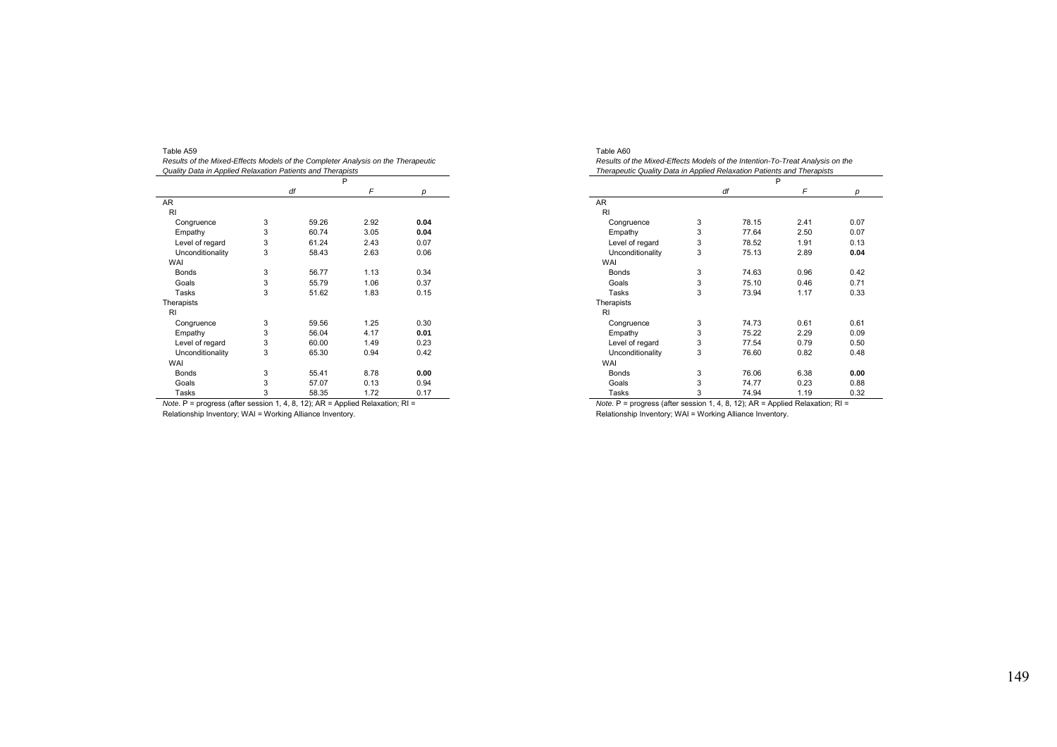Table A59

*Results of the Mixed-Effects Models of the Completer Analysis on the Therapeutic Quality Data in Applied Relaxation Patients and Therapists*

| | P | | | |
|---|---|---|---|---|
| | *df* | | *F* | *p* |
| AR | | | | |
| RI | | | | |
| Congruence | 3 | 59.26 | 2.92 | **0.04** |
| Empathy | 3 | 60.74 | 3.05 | **0.04** |
| Level of regard | 3 | 61.24 | 2.43 | 0.07 |
| Unconditionality | 3 | 58.43 | 2.63 | 0.06 |
| WAI | | | | |
| Bonds | 3 | 56.77 | 1.13 | 0.34 |
| Goals | 3 | 55.79 | 1.06 | 0.37 |
| Tasks | 3 | 51.62 | 1.83 | 0.15 |
| Therapists | | | | |
| RI | | | | |
| Congruence | 3 | 59.56 | 1.25 | 0.30 |
| Empathy | 3 | 56.04 | 4.17 | **0.01** |
| Level of regard | 3 | 60.00 | 1.49 | 0.23 |
| Unconditionality | 3 | 65.30 | 0.94 | 0.42 |
| WAI | | | | |
| Bonds | 3 | 55.41 | 8.78 | **0.00** |
| Goals | 3 | 57.07 | 0.13 | 0.94 |
| Tasks | 3 | 58.35 | 1.72 | 0.17 |

*Note.* P = progress (after session 1, 4, 8, 12); AR = Applied Relaxation; RI = Relationship Inventory; WAI = Working Alliance Inventory.

Table A60

*Results of the Mixed-Effects Models of the Intention-To-Treat Analysis on the Therapeutic Quality Data in Applied Relaxation Patients and Therapists*

| | P | | | |
|---|---|---|---|---|
| | *df* | | *F* | *p* |
| AR | | | | |
| RI | | | | |
| Congruence | 3 | 78.15 | 2.41 | 0.07 |
| Empathy | 3 | 77.64 | 2.50 | 0.07 |
| Level of regard | 3 | 78.52 | 1.91 | 0.13 |
| Unconditionality | 3 | 75.13 | 2.89 | **0.04** |
| WAI | | | | |
| Bonds | 3 | 74.63 | 0.96 | 0.42 |
| Goals | 3 | 75.10 | 0.46 | 0.71 |
| Tasks | 3 | 73.94 | 1.17 | 0.33 |
| Therapists | | | | |
| RI | | | | |
| Congruence | 3 | 74.73 | 0.61 | 0.61 |
| Empathy | 3 | 75.22 | 2.29 | 0.09 |
| Level of regard | 3 | 77.54 | 0.79 | 0.50 |
| Unconditionality | 3 | 76.60 | 0.82 | 0.48 |
| WAI | | | | |
| Bonds | 3 | 76.06 | 6.38 | **0.00** |
| Goals | 3 | 74.77 | 0.23 | 0.88 |
| Tasks | 3 | 74.94 | 1.19 | 0.32 |

*Note.* P = progress (after session 1, 4, 8, 12); AR = Applied Relaxation; RI = Relationship Inventory; WAI = Working Alliance Inventory.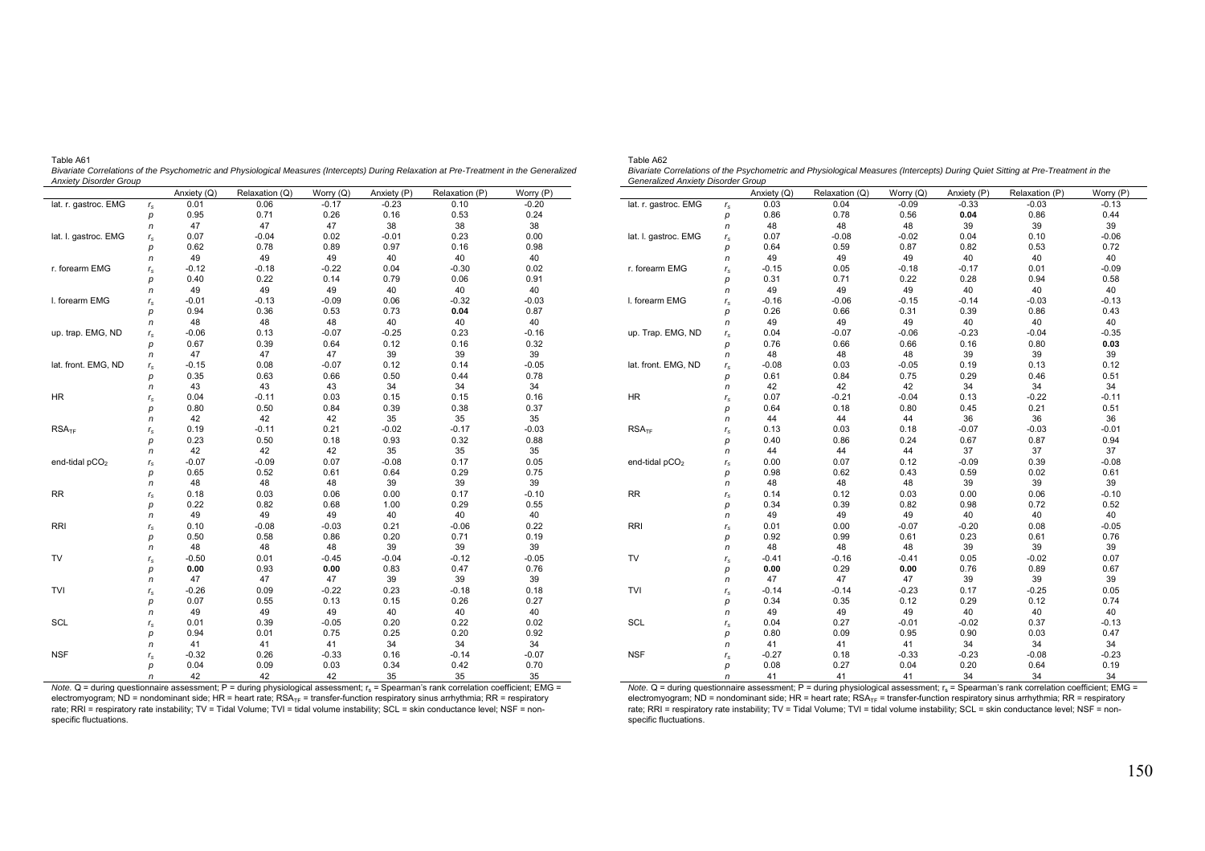Table A61

*Bivariate Correlations of the Psychometric and Physiological Measures (Intercepts) During Relaxation at Pre-Treatment in the Generalized Anxiety Disorder Group*

| | | Anxiety (Q) | Relaxation (Q) | Worry (Q) | Anxiety (P) | Relaxation (P) | Worry (P) |
|---|---|---|---|---|---|---|---|
| lat. r. gastroc. EMG | $r_s$ | 0.01 | 0.06 | -0.17 | -0.23 | 0.10 | -0.20 |
| | $p$ | 0.95 | 0.71 | 0.26 | 0.16 | 0.53 | 0.24 |
| | $n$ | 47 | 47 | 47 | 38 | 38 | 38 |
| lat. l. gastroc. EMG | $r_s$ | 0.07 | -0.04 | 0.02 | -0.01 | 0.23 | 0.00 |
| | $p$ | 0.62 | 0.78 | 0.89 | 0.97 | 0.16 | 0.98 |
| | $n$ | 49 | 49 | 49 | 40 | 40 | 40 |
| r. forearm EMG | $r_s$ | -0.12 | -0.18 | -0.22 | 0.04 | -0.30 | 0.02 |
| | $p$ | 0.40 | 0.22 | 0.14 | 0.79 | 0.06 | 0.91 |
| | $n$ | 49 | 49 | 49 | 40 | 40 | 40 |
| l. forearm EMG | $r_s$ | -0.01 | -0.13 | -0.09 | 0.06 | -0.32 | -0.03 |
| | $p$ | 0.94 | 0.36 | 0.53 | 0.73 | **0.04** | 0.87 |
| | $n$ | 48 | 48 | 48 | 40 | 40 | 40 |
| up. trap. EMG, ND | $r_s$ | -0.06 | 0.13 | -0.07 | -0.25 | 0.23 | -0.16 |
| | $p$ | 0.67 | 0.39 | 0.64 | 0.12 | 0.16 | 0.32 |
| | $n$ | 47 | 47 | 47 | 39 | 39 | 39 |
| lat. front. EMG, ND | $r_s$ | -0.15 | 0.08 | -0.07 | 0.12 | 0.14 | -0.05 |
| | $p$ | 0.35 | 0.63 | 0.66 | 0.50 | 0.44 | 0.78 |
| | $n$ | 43 | 43 | 43 | 34 | 34 | 34 |
| HR | $r_s$ | 0.04 | -0.11 | 0.03 | 0.15 | 0.15 | 0.16 |
| | $p$ | 0.80 | 0.50 | 0.84 | 0.39 | 0.38 | 0.37 |
| | $n$ | 42 | 42 | 42 | 35 | 35 | 35 |
| $RSA_{TF}$ | $r_s$ | 0.19 | -0.11 | 0.21 | -0.02 | -0.17 | -0.03 |
| | $p$ | 0.23 | 0.50 | 0.18 | 0.93 | 0.32 | 0.88 |
| | $n$ | 42 | 42 | 42 | 35 | 35 | 35 |
| end-tidal $pCO_2$ | $r_s$ | -0.07 | -0.09 | 0.07 | -0.08 | 0.17 | 0.05 |
| | $p$ | 0.65 | 0.52 | 0.61 | 0.64 | 0.29 | 0.75 |
| | $n$ | 48 | 48 | 48 | 39 | 39 | 39 |
| RR | $r_s$ | 0.18 | 0.03 | 0.06 | 0.00 | 0.17 | -0.10 |
| | $p$ | 0.22 | 0.82 | 0.68 | 1.00 | 0.29 | 0.55 |
| | $n$ | 49 | 49 | 49 | 40 | 40 | 40 |
| RRI | $r_s$ | 0.10 | -0.08 | -0.03 | 0.21 | -0.06 | 0.22 |
| | $p$ | 0.50 | 0.58 | 0.86 | 0.20 | 0.71 | 0.19 |
| | $n$ | 48 | 48 | 48 | 39 | 39 | 39 |
| TV | $r_s$ | -0.50 | 0.01 | -0.45 | -0.04 | -0.12 | -0.05 |
| | $p$ | **0.00** | 0.93 | **0.00** | 0.83 | 0.47 | 0.76 |
| | $n$ | 47 | 47 | 47 | 39 | 39 | 39 |
| TVI | $r_s$ | -0.26 | 0.09 | -0.22 | 0.23 | -0.18 | 0.18 |
| | $p$ | 0.07 | 0.55 | 0.13 | 0.15 | 0.26 | 0.27 |
| | $n$ | 49 | 49 | 49 | 40 | 40 | 40 |
| SCL | $r_s$ | 0.01 | 0.39 | -0.05 | 0.20 | 0.22 | 0.02 |
| | $p$ | 0.94 | 0.01 | 0.75 | 0.25 | 0.20 | 0.92 |
| | $n$ | 41 | 41 | 41 | 34 | 34 | 34 |
| NSF | $r_s$ | -0.32 | 0.26 | -0.33 | 0.16 | -0.14 | -0.07 |
| | $p$ | 0.04 | 0.09 | 0.03 | 0.34 | 0.42 | 0.70 |
| | $n$ | 42 | 42 | 42 | 35 | 35 | 35 |

*Note.* Q = during questionnaire assessment; P = during physiological assessment; $r_s$ = Spearman's rank correlation coefficient; EMG = electromyogram; ND = nondominant side; HR = heart rate; $RSA_{TF}$ = transfer-function respiratory sinus arrhythmia; RR = respiratory rate; RRI = respiratory rate instability; TV = Tidal Volume; TVI = tidal volume instability; SCL = skin conductance level; NSF = non-specific fluctuations.

Table A62

*Bivariate Correlations of the Psychometric and Physiological Measures (Intercepts) During Quiet Sitting at Pre-Treatment in the Generalized Anxiety Disorder Group*

| | | Anxiety (Q) | Relaxation (Q) | Worry (Q) | Anxiety (P) | Relaxation (P) | Worry (P) |
|---|---|---|---|---|---|---|---|
| lat. r. gastroc. EMG | $r_s$ | 0.03 | 0.04 | -0.09 | -0.33 | -0.03 | -0.13 |
| | $p$ | 0.86 | 0.78 | 0.56 | **0.04** | 0.86 | 0.44 |
| | $n$ | 48 | 48 | 48 | 39 | 39 | 39 |
| lat. l. gastroc. EMG | $r_s$ | 0.07 | -0.08 | -0.02 | 0.04 | 0.10 | -0.06 |
| | $p$ | 0.64 | 0.59 | 0.87 | 0.82 | 0.53 | 0.72 |
| | $n$ | 49 | 49 | 49 | 40 | 40 | 40 |
| r. forearm EMG | $r_s$ | -0.15 | 0.05 | -0.18 | -0.17 | 0.01 | -0.09 |
| | $p$ | 0.31 | 0.71 | 0.22 | 0.28 | 0.94 | 0.58 |
| | $n$ | 49 | 49 | 49 | 40 | 40 | 40 |
| l. forearm EMG | $r_s$ | -0.16 | -0.06 | -0.15 | -0.14 | -0.03 | -0.13 |
| | $p$ | 0.26 | 0.66 | 0.31 | 0.39 | 0.86 | 0.43 |
| | $n$ | 49 | 49 | 49 | 40 | 40 | 40 |
| up. Trap. EMG, ND | $r_s$ | 0.04 | -0.07 | -0.06 | -0.23 | -0.04 | -0.35 |
| | $p$ | 0.76 | 0.66 | 0.66 | 0.16 | 0.80 | **0.03** |
| | $n$ | 48 | 48 | 48 | 39 | 39 | 39 |
| lat. front. EMG, ND | $r_s$ | -0.08 | 0.03 | -0.05 | 0.19 | 0.13 | 0.12 |
| | $p$ | 0.61 | 0.84 | 0.75 | 0.29 | 0.46 | 0.51 |
| | $n$ | 42 | 42 | 42 | 34 | 34 | 34 |
| HR | $r_s$ | 0.07 | -0.21 | -0.04 | 0.13 | -0.22 | -0.11 |
| | $p$ | 0.64 | 0.18 | 0.80 | 0.45 | 0.21 | 0.51 |
| | $n$ | 44 | 44 | 44 | 36 | 36 | 36 |
| $RSA_{TF}$ | $r_s$ | 0.13 | 0.03 | 0.18 | -0.07 | -0.03 | -0.01 |
| | $p$ | 0.40 | 0.86 | 0.24 | 0.67 | 0.87 | 0.94 |
| | $n$ | 44 | 44 | 44 | 37 | 37 | 37 |
| end-tidal $pCO_2$ | $r_s$ | 0.00 | 0.07 | 0.12 | -0.09 | 0.39 | -0.08 |
| | $p$ | 0.98 | 0.62 | 0.43 | 0.59 | 0.02 | 0.61 |
| | $n$ | 48 | 48 | 48 | 39 | 39 | 39 |
| RR | $r_s$ | 0.14 | 0.12 | 0.03 | 0.00 | 0.06 | -0.10 |
| | $p$ | 0.34 | 0.39 | 0.82 | 0.98 | 0.72 | 0.52 |
| | $n$ | 49 | 49 | 49 | 40 | 40 | 40 |
| RRI | $r_s$ | 0.01 | 0.00 | -0.07 | -0.20 | 0.08 | -0.05 |
| | $p$ | 0.92 | 0.99 | 0.61 | 0.23 | 0.61 | 0.76 |
| | $n$ | 48 | 48 | 48 | 39 | 39 | 39 |
| TV | $r_s$ | -0.41 | -0.16 | -0.41 | 0.05 | -0.02 | 0.07 |
| | $p$ | **0.00** | 0.29 | **0.00** | 0.76 | 0.89 | 0.67 |
| | $n$ | 47 | 47 | 47 | 39 | 39 | 39 |
| TVI | $r_s$ | -0.14 | -0.14 | -0.23 | 0.17 | -0.25 | 0.05 |
| | $p$ | 0.34 | 0.35 | 0.12 | 0.29 | 0.12 | 0.74 |
| | $n$ | 49 | 49 | 49 | 40 | 40 | 40 |
| SCL | $r_s$ | 0.04 | 0.27 | -0.01 | -0.02 | 0.37 | -0.13 |
| | $p$ | 0.80 | 0.09 | 0.95 | 0.90 | 0.03 | 0.47 |
| | $n$ | 41 | 41 | 41 | 34 | 34 | 34 |
| NSF | $r_s$ | -0.27 | 0.18 | -0.33 | -0.23 | -0.08 | -0.23 |
| | $p$ | 0.08 | 0.27 | 0.04 | 0.20 | 0.64 | 0.19 |
| | $n$ | 41 | 41 | 41 | 34 | 34 | 34 |

*Note.* Q = during questionnaire assessment; P = during physiological assessment; $r_s$ = Spearman's rank correlation coefficient; EMG = electromyogram; ND = nondominant side; HR = heart rate; $RSA_{TF}$ = transfer-function respiratory sinus arrhythmia; RR = respiratory rate; RRI = respiratory rate instability; TV = Tidal Volume; TVI = tidal volume instability; SCL = skin conductance level; NSF = non-specific fluctuations.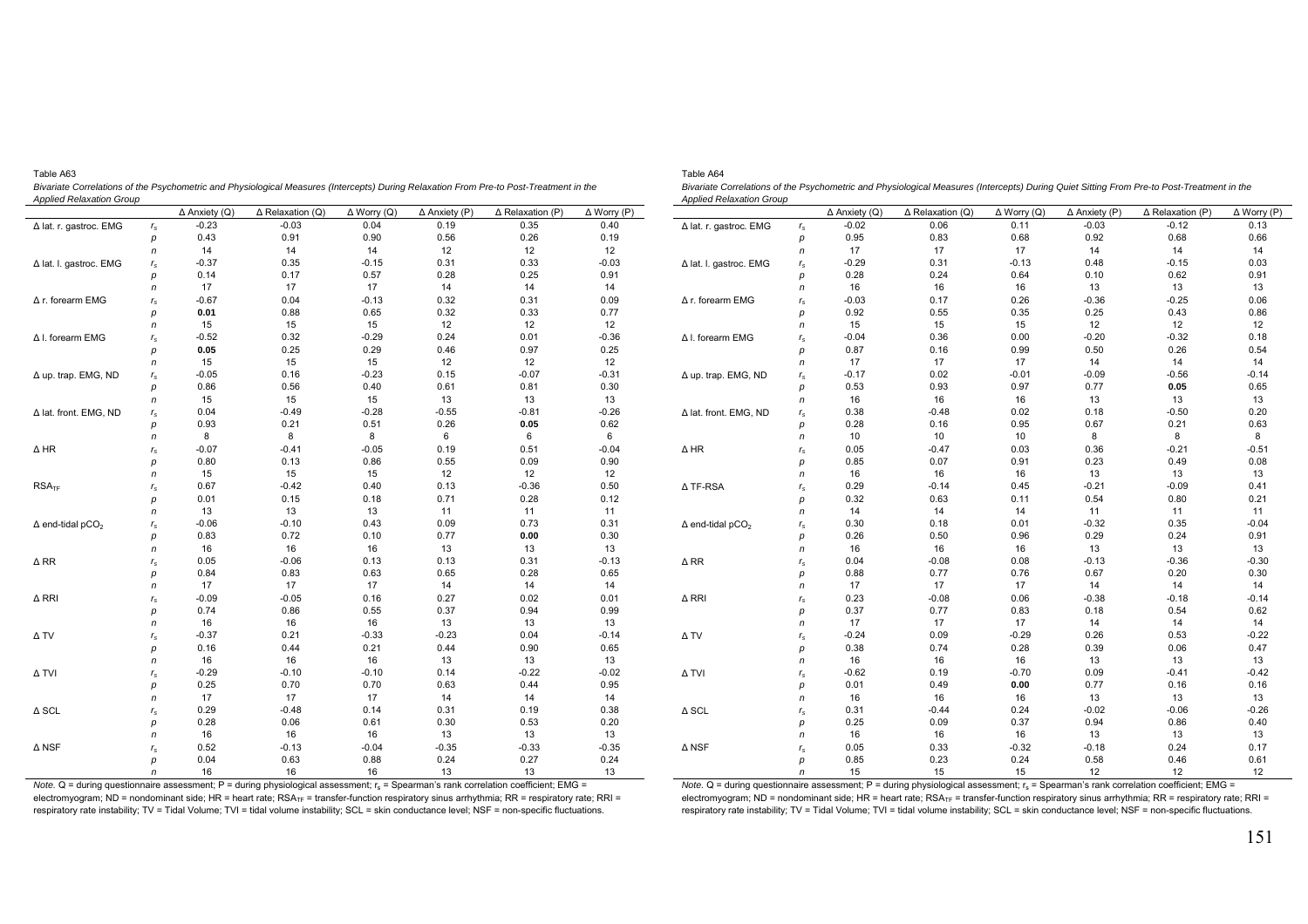Table A63

*Bivariate Correlations of the Psychometric and Physiological Measures (Intercepts) During Relaxation From Pre-to Post-Treatment in the Applied Relaxation Group*

| | | Δ Anxiety (Q) | Δ Relaxation (Q) | Δ Worry (Q) | Δ Anxiety (P) | Δ Relaxation (P) | Δ Worry (P) |
|---|---|---|---|---|---|---|---|
| Δ lat. r. gastroc. EMG | $r_s$ | -0.23 | -0.03 | 0.04 | 0.19 | 0.35 | 0.40 |
| | $p$ | 0.43 | 0.91 | 0.90 | 0.56 | 0.26 | 0.19 |
| | $n$ | 14 | 14 | 14 | 12 | 12 | 12 |
| Δ lat. l. gastroc. EMG | $r_s$ | -0.37 | 0.35 | -0.15 | 0.31 | 0.33 | -0.03 |
| | $p$ | 0.14 | 0.17 | 0.57 | 0.28 | 0.25 | 0.91 |
| | $n$ | 17 | 17 | 17 | 14 | 14 | 14 |
| Δ r. forearm EMG | $r_s$ | -0.67 | 0.04 | -0.13 | 0.32 | 0.31 | 0.09 |
| | $p$ | **0.01** | 0.88 | 0.65 | 0.32 | 0.33 | 0.77 |
| | $n$ | 15 | 15 | 15 | 12 | 12 | 12 |
| Δ l. forearm EMG | $r_s$ | -0.52 | 0.32 | -0.29 | 0.24 | 0.01 | -0.36 |
| | $p$ | **0.05** | 0.25 | 0.29 | 0.46 | 0.97 | 0.25 |
| | $n$ | 15 | 15 | 15 | 12 | 12 | 12 |
| Δ up. trap. EMG, ND | $r_s$ | -0.05 | 0.16 | -0.23 | 0.15 | -0.07 | -0.31 |
| | $p$ | 0.86 | 0.56 | 0.40 | 0.61 | 0.81 | 0.30 |
| | $n$ | 15 | 15 | 15 | 13 | 13 | 13 |
| Δ lat. front. EMG, ND | $r_s$ | 0.04 | -0.49 | -0.28 | -0.55 | -0.81 | -0.26 |
| | $p$ | 0.93 | 0.21 | 0.51 | 0.26 | **0.05** | 0.62 |
| | $n$ | 8 | 8 | 8 | 6 | 6 | 6 |
| Δ HR | $r_s$ | -0.07 | -0.41 | -0.05 | 0.19 | 0.51 | -0.04 |
| | $p$ | 0.80 | 0.13 | 0.86 | 0.55 | 0.09 | 0.90 |
| | $n$ | 15 | 15 | 15 | 12 | 12 | 12 |
| $RSA_{TF}$ | $r_s$ | 0.67 | -0.42 | 0.40 | 0.13 | -0.36 | 0.50 |
| | $p$ | 0.01 | 0.15 | 0.18 | 0.71 | 0.28 | 0.12 |
| | $n$ | 13 | 13 | 13 | 11 | 11 | 11 |
| Δ end-tidal $pCO_2$ | $r_s$ | -0.06 | -0.10 | 0.43 | 0.09 | 0.73 | 0.31 |
| | $p$ | 0.83 | 0.72 | 0.10 | 0.77 | **0.00** | 0.30 |
| | $n$ | 16 | 16 | 16 | 13 | 13 | 13 |
| Δ RR | $r_s$ | 0.05 | -0.06 | 0.13 | 0.13 | 0.31 | -0.13 |
| | $p$ | 0.84 | 0.83 | 0.63 | 0.65 | 0.28 | 0.65 |
| | $n$ | 17 | 17 | 17 | 14 | 14 | 14 |
| Δ RRI | $r_s$ | -0.09 | -0.05 | 0.16 | 0.27 | 0.02 | 0.01 |
| | $p$ | 0.74 | 0.86 | 0.55 | 0.37 | 0.94 | 0.99 |
| | $n$ | 16 | 16 | 16 | 13 | 13 | 13 |
| Δ TV | $r_s$ | -0.37 | 0.21 | -0.33 | -0.23 | 0.04 | -0.14 |
| | $p$ | 0.16 | 0.44 | 0.21 | 0.44 | 0.90 | 0.65 |
| | $n$ | 16 | 16 | 16 | 13 | 13 | 13 |
| Δ TVI | $r_s$ | -0.29 | -0.10 | -0.10 | 0.14 | -0.22 | -0.02 |
| | $p$ | 0.25 | 0.70 | 0.70 | 0.63 | 0.44 | 0.95 |
| | $n$ | 17 | 17 | 17 | 14 | 14 | 14 |
| Δ SCL | $r_s$ | 0.29 | -0.48 | 0.14 | 0.31 | 0.19 | 0.38 |
| | $p$ | 0.28 | 0.06 | 0.61 | 0.30 | 0.53 | 0.20 |
| | $n$ | 16 | 16 | 16 | 13 | 13 | 13 |
| Δ NSF | $r_s$ | 0.52 | -0.13 | -0.04 | -0.35 | -0.33 | -0.35 |
| | $p$ | 0.04 | 0.63 | 0.88 | 0.24 | 0.27 | 0.24 |
| | $n$ | 16 | 16 | 16 | 13 | 13 | 13 |

*Note.* Q = during questionnaire assessment; P = during physiological assessment; $r_s$ = Spearman's rank correlation coefficient; EMG = electromyogram; ND = nondominant side; HR = heart rate; $RSA_{TF}$ = transfer-function respiratory sinus arrhythmia; RR = respiratory rate; RRI = respiratory rate instability; TV = Tidal Volume; TVI = tidal volume instability; SCL = skin conductance level; NSF = non-specific fluctuations.

Table A64

*Bivariate Correlations of the Psychometric and Physiological Measures (Intercepts) During Quiet Sitting From Pre-to Post-Treatment in the Applied Relaxation Group*

| | | Δ Anxiety (Q) | Δ Relaxation (Q) | Δ Worry (Q) | Δ Anxiety (P) | Δ Relaxation (P) | Δ Worry (P) |
|---|---|---|---|---|---|---|---|
| Δ lat. r. gastroc. EMG | $r_s$ | -0.02 | 0.06 | 0.11 | -0.03 | -0.12 | 0.13 |
| | $p$ | 0.95 | 0.83 | 0.68 | 0.92 | 0.68 | 0.66 |
| | $n$ | 17 | 17 | 17 | 14 | 14 | 14 |
| Δ lat. l. gastroc. EMG | $r_s$ | -0.29 | 0.31 | -0.13 | 0.48 | -0.15 | 0.03 |
| | $p$ | 0.28 | 0.24 | 0.64 | 0.10 | 0.62 | 0.91 |
| | $n$ | 16 | 16 | 16 | 13 | 13 | 13 |
| Δ r. forearm EMG | $r_s$ | -0.03 | 0.17 | 0.26 | -0.36 | -0.25 | 0.06 |
| | $p$ | 0.92 | 0.55 | 0.35 | 0.25 | 0.43 | 0.86 |
| | $n$ | 15 | 15 | 15 | 12 | 12 | 12 |
| Δ l. forearm EMG | $r_s$ | -0.04 | 0.36 | 0.00 | -0.20 | -0.32 | 0.18 |
| | $p$ | 0.87 | 0.16 | 0.99 | 0.50 | 0.26 | 0.54 |
| | $n$ | 17 | 17 | 17 | 14 | 14 | 14 |
| Δ up. trap. EMG, ND | $r_s$ | -0.17 | 0.02 | -0.01 | -0.09 | -0.56 | -0.14 |
| | $p$ | 0.53 | 0.93 | 0.97 | 0.77 | **0.05** | 0.65 |
| | $n$ | 16 | 16 | 16 | 13 | 13 | 13 |
| Δ lat. front. EMG, ND | $r_s$ | 0.38 | -0.48 | 0.02 | 0.18 | -0.50 | 0.20 |
| | $p$ | 0.28 | 0.16 | 0.95 | 0.67 | 0.21 | 0.63 |
| | $n$ | 10 | 10 | 10 | 8 | 8 | 8 |
| Δ HR | $r_s$ | 0.05 | -0.47 | 0.03 | 0.36 | -0.21 | -0.51 |
| | $p$ | 0.85 | 0.07 | 0.91 | 0.23 | 0.49 | 0.08 |
| | $n$ | 16 | 16 | 16 | 13 | 13 | 13 |
| Δ TF-RSA | $r_s$ | 0.29 | -0.14 | 0.45 | -0.21 | -0.09 | 0.41 |
| | $p$ | 0.32 | 0.63 | 0.11 | 0.54 | 0.80 | 0.21 |
| | $n$ | 14 | 14 | 14 | 11 | 11 | 11 |
| Δ end-tidal $pCO_2$ | $r_s$ | 0.30 | 0.18 | 0.01 | -0.32 | 0.35 | -0.04 |
| | $p$ | 0.26 | 0.50 | 0.96 | 0.29 | 0.24 | 0.91 |
| | $n$ | 16 | 16 | 16 | 13 | 13 | 13 |
| Δ RR | $r_s$ | 0.04 | -0.08 | 0.08 | -0.13 | -0.36 | -0.30 |
| | $p$ | 0.88 | 0.77 | 0.76 | 0.67 | 0.20 | 0.30 |
| | $n$ | 17 | 17 | 17 | 14 | 14 | 14 |
| Δ RRI | $r_s$ | 0.23 | -0.08 | 0.06 | -0.38 | -0.18 | -0.14 |
| | $p$ | 0.37 | 0.77 | 0.83 | 0.18 | 0.54 | 0.62 |
| | $n$ | 17 | 17 | 17 | 14 | 14 | 14 |
| Δ TV | $r_s$ | -0.24 | 0.09 | -0.29 | 0.26 | 0.53 | -0.22 |
| | $p$ | 0.38 | 0.74 | 0.28 | 0.39 | 0.06 | 0.47 |
| | $n$ | 16 | 16 | 16 | 13 | 13 | 13 |
| Δ TVI | $r_s$ | -0.62 | 0.19 | -0.70 | 0.09 | -0.41 | -0.42 |
| | $p$ | 0.01 | 0.49 | **0.00** | 0.77 | 0.16 | 0.16 |
| | $n$ | 16 | 16 | 16 | 13 | 13 | 13 |
| Δ SCL | $r_s$ | 0.31 | -0.44 | 0.24 | -0.02 | -0.06 | -0.26 |
| | $p$ | 0.25 | 0.09 | 0.37 | 0.94 | 0.86 | 0.40 |
| | $n$ | 16 | 16 | 16 | 13 | 13 | 13 |
| Δ NSF | $r_s$ | 0.05 | 0.33 | -0.32 | -0.18 | 0.24 | 0.17 |
| | $p$ | 0.85 | 0.23 | 0.24 | 0.58 | 0.46 | 0.61 |
| | $n$ | 15 | 15 | 15 | 12 | 12 | 12 |

*Note.* Q = during questionnaire assessment; P = during physiological assessment; $r_s$ = Spearman's rank correlation coefficient; EMG = electromyogram; ND = nondominant side; HR = heart rate; $RSA_{TF}$ = transfer-function respiratory sinus arrhythmia; RR = respiratory rate; RRI = respiratory rate instability; TV = Tidal Volume; TVI = tidal volume instability; SCL = skin conductance level; NSF = non-specific fluctuations.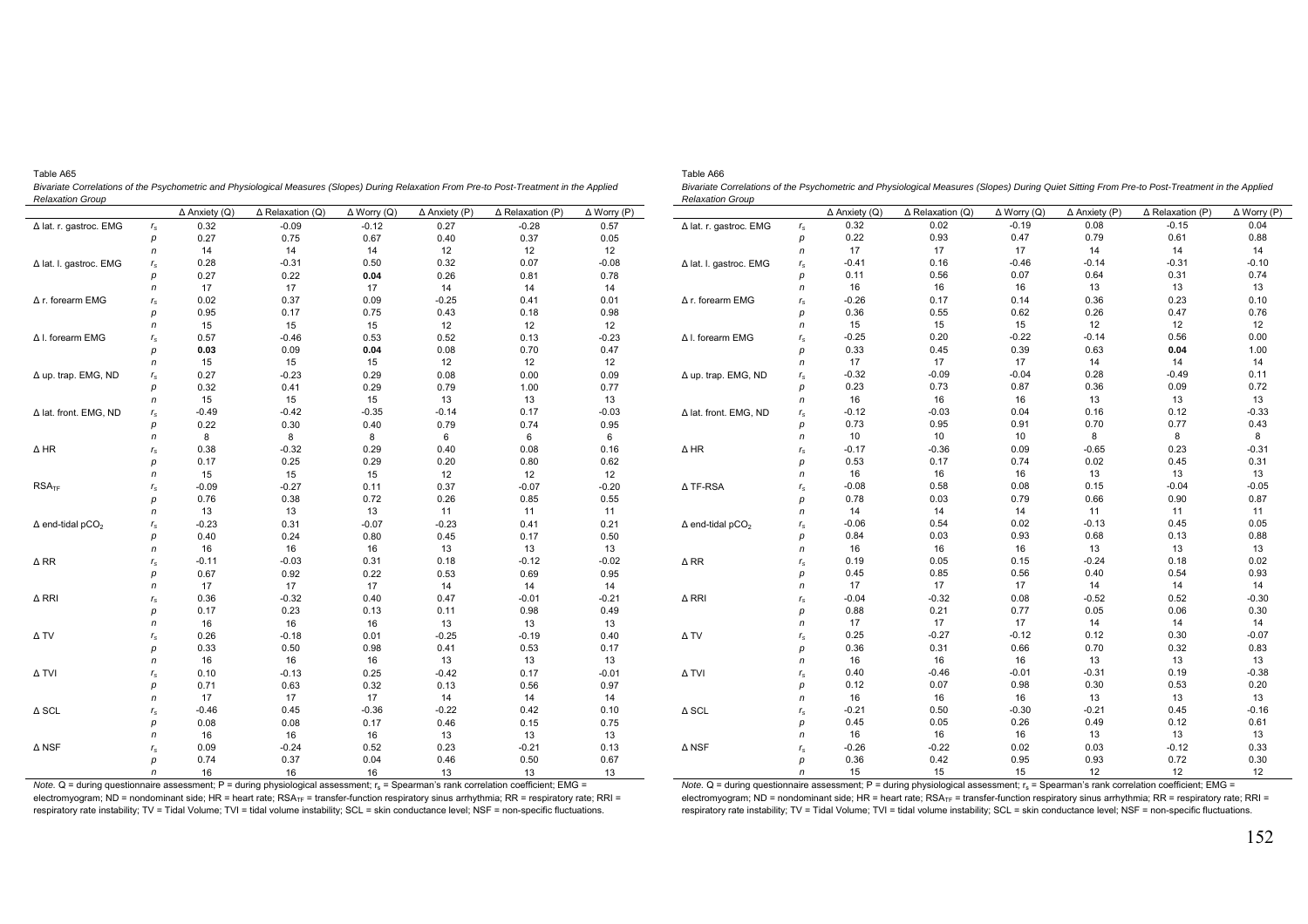Table A65

*Bivariate Correlations of the Psychometric and Physiological Measures (Slopes) During Relaxation From Pre-to Post-Treatment in the Applied Relaxation Group*

| | | Δ Anxiety (Q) | Δ Relaxation (Q) | Δ Worry (Q) | Δ Anxiety (P) | Δ Relaxation (P) | Δ Worry (P) |
|---|---|---|---|---|---|---|---|
| Δ lat. r. gastroc. EMG | $r_s$ | 0.32 | -0.09 | -0.12 | 0.27 | -0.28 | 0.57 |
| | $p$ | 0.27 | 0.75 | 0.67 | 0.40 | 0.37 | 0.05 |
| | $n$ | 14 | 14 | 14 | 12 | 12 | 12 |
| Δ lat. l. gastroc. EMG | $r_s$ | 0.28 | -0.31 | 0.50 | 0.32 | 0.07 | -0.08 |
| | $p$ | 0.27 | 0.22 | **0.04** | 0.26 | 0.81 | 0.78 |
| | $n$ | 17 | 17 | 17 | 14 | 14 | 14 |
| Δ r. forearm EMG | $r_s$ | 0.02 | 0.37 | 0.09 | -0.25 | 0.41 | 0.01 |
| | $p$ | 0.95 | 0.17 | 0.75 | 0.43 | 0.18 | 0.98 |
| | $n$ | 15 | 15 | 15 | 12 | 12 | 12 |
| Δ l. forearm EMG | $r_s$ | 0.57 | -0.46 | 0.53 | 0.52 | 0.13 | -0.23 |
| | $p$ | **0.03** | 0.09 | **0.04** | 0.08 | 0.70 | 0.47 |
| | $n$ | 15 | 15 | 15 | 12 | 12 | 12 |
| Δ up. trap. EMG, ND | $r_s$ | 0.27 | -0.23 | 0.29 | 0.08 | 0.00 | 0.09 |
| | $p$ | 0.32 | 0.41 | 0.29 | 0.79 | 1.00 | 0.77 |
| | $n$ | 15 | 15 | 15 | 13 | 13 | 13 |
| Δ lat. front. EMG, ND | $r_s$ | -0.49 | -0.42 | -0.35 | -0.14 | 0.17 | -0.03 |
| | $p$ | 0.22 | 0.30 | 0.40 | 0.79 | 0.74 | 0.95 |
| | $n$ | 8 | 8 | 8 | 6 | 6 | 6 |
| Δ HR | $r_s$ | 0.38 | -0.32 | 0.29 | 0.40 | 0.08 | 0.16 |
| | $p$ | 0.17 | 0.25 | 0.29 | 0.20 | 0.80 | 0.62 |
| | $n$ | 15 | 15 | 15 | 12 | 12 | 12 |
| $RSA_{TF}$ | $r_s$ | -0.09 | -0.27 | 0.11 | 0.37 | -0.07 | -0.20 |
| | $p$ | 0.76 | 0.38 | 0.72 | 0.26 | 0.85 | 0.55 |
| | $n$ | 13 | 13 | 13 | 11 | 11 | 11 |
| Δ end-tidal $pCO_2$ | $r_s$ | -0.23 | 0.31 | -0.07 | -0.23 | 0.41 | 0.21 |
| | $p$ | 0.40 | 0.24 | 0.80 | 0.45 | 0.17 | 0.50 |
| | $n$ | 16 | 16 | 16 | 13 | 13 | 13 |
| Δ RR | $r_s$ | -0.11 | -0.03 | 0.31 | 0.18 | -0.12 | -0.02 |
| | $p$ | 0.67 | 0.92 | 0.22 | 0.53 | 0.69 | 0.95 |
| | $n$ | 17 | 17 | 17 | 14 | 14 | 14 |
| Δ RRI | $r_s$ | 0.36 | -0.32 | 0.40 | 0.47 | -0.01 | -0.21 |
| | $p$ | 0.17 | 0.23 | 0.13 | 0.11 | 0.98 | 0.49 |
| | $n$ | 16 | 16 | 16 | 13 | 13 | 13 |
| Δ TV | $r_s$ | 0.26 | -0.18 | 0.01 | -0.25 | -0.19 | 0.40 |
| | $p$ | 0.33 | 0.50 | 0.98 | 0.41 | 0.53 | 0.17 |
| | $n$ | 16 | 16 | 16 | 13 | 13 | 13 |
| Δ TVI | $r_s$ | 0.10 | -0.13 | 0.25 | -0.42 | 0.17 | -0.01 |
| | $p$ | 0.71 | 0.63 | 0.32 | 0.13 | 0.56 | 0.97 |
| | $n$ | 17 | 17 | 17 | 14 | 14 | 14 |
| Δ SCL | $r_s$ | -0.46 | 0.45 | -0.36 | -0.22 | 0.42 | 0.10 |
| | $p$ | 0.08 | 0.08 | 0.17 | 0.46 | 0.15 | 0.75 |
| | $n$ | 16 | 16 | 16 | 13 | 13 | 13 |
| Δ NSF | $r_s$ | 0.09 | -0.24 | 0.52 | 0.23 | -0.21 | 0.13 |
| | $p$ | 0.74 | 0.37 | 0.04 | 0.46 | 0.50 | 0.67 |
| | $n$ | 16 | 16 | 16 | 13 | 13 | 13 |

*Note.* Q = during questionnaire assessment; P = during physiological assessment; $r_s$ = Spearman's rank correlation coefficient; EMG = electromyogram; ND = nondominant side; HR = heart rate; $RSA_{TF}$ = transfer-function respiratory sinus arrhythmia; RR = respiratory rate; RRI = respiratory rate instability; TV = Tidal Volume; TVI = tidal volume instability; SCL = skin conductance level; NSF = non-specific fluctuations.

Table A66

*Bivariate Correlations of the Psychometric and Physiological Measures (Slopes) During Quiet Sitting From Pre-to Post-Treatment in the Applied Relaxation Group*

| | | Δ Anxiety (Q) | Δ Relaxation (Q) | Δ Worry (Q) | Δ Anxiety (P) | Δ Relaxation (P) | Δ Worry (P) |
|---|---|---|---|---|---|---|---|
| Δ lat. r. gastroc. EMG | $r_s$ | 0.32 | 0.02 | -0.19 | 0.08 | -0.15 | 0.04 |
| | $p$ | 0.22 | 0.93 | 0.47 | 0.79 | 0.61 | 0.88 |
| | $n$ | 17 | 17 | 17 | 14 | 14 | 14 |
| Δ lat. l. gastroc. EMG | $r_s$ | -0.41 | 0.16 | -0.46 | -0.14 | -0.31 | -0.10 |
| | $p$ | 0.11 | 0.56 | 0.07 | 0.64 | 0.31 | 0.74 |
| | $n$ | 16 | 16 | 16 | 13 | 13 | 13 |
| Δ r. forearm EMG | $r_s$ | -0.26 | 0.17 | 0.14 | 0.36 | 0.23 | 0.10 |
| | $p$ | 0.36 | 0.55 | 0.62 | 0.26 | 0.47 | 0.76 |
| | $n$ | 15 | 15 | 15 | 12 | 12 | 12 |
| Δ l. forearm EMG | $r_s$ | -0.25 | 0.20 | -0.22 | -0.14 | 0.56 | 0.00 |
| | $p$ | 0.33 | 0.45 | 0.39 | 0.63 | **0.04** | 1.00 |
| | $n$ | 17 | 17 | 17 | 14 | 14 | 14 |
| Δ up. trap. EMG, ND | $r_s$ | -0.32 | -0.09 | -0.04 | 0.28 | -0.49 | 0.11 |
| | $p$ | 0.23 | 0.73 | 0.87 | 0.36 | 0.09 | 0.72 |
| | $n$ | 16 | 16 | 16 | 13 | 13 | 13 |
| Δ lat. front. EMG, ND | $r_s$ | -0.12 | -0.03 | 0.04 | 0.16 | 0.12 | -0.33 |
| | $p$ | 0.73 | 0.95 | 0.91 | 0.70 | 0.77 | 0.43 |
| | $n$ | 10 | 10 | 10 | 8 | 8 | 8 |
| Δ HR | $r_s$ | -0.17 | -0.36 | 0.09 | -0.65 | 0.23 | -0.31 |
| | $p$ | 0.53 | 0.17 | 0.74 | 0.02 | 0.45 | 0.31 |
| | $n$ | 16 | 16 | 16 | 13 | 13 | 13 |
| Δ TF-RSA | $r_s$ | -0.08 | 0.58 | 0.08 | 0.15 | -0.04 | -0.05 |
| | $p$ | 0.78 | 0.03 | 0.79 | 0.66 | 0.90 | 0.87 |
| | $n$ | 14 | 14 | 14 | 11 | 11 | 11 |
| Δ end-tidal $pCO_2$ | $r_s$ | -0.06 | 0.54 | 0.02 | -0.13 | 0.45 | 0.05 |
| | $p$ | 0.84 | 0.03 | 0.93 | 0.68 | 0.13 | 0.88 |
| | $n$ | 16 | 16 | 16 | 13 | 13 | 13 |
| Δ RR | $r_s$ | 0.19 | 0.05 | 0.15 | -0.24 | 0.18 | 0.02 |
| | $p$ | 0.45 | 0.85 | 0.56 | 0.40 | 0.54 | 0.93 |
| | $n$ | 17 | 17 | 17 | 14 | 14 | 14 |
| Δ RRI | $r_s$ | -0.04 | -0.32 | 0.08 | -0.52 | 0.52 | -0.30 |
| | $p$ | 0.88 | 0.21 | 0.77 | 0.05 | 0.06 | 0.30 |
| | $n$ | 17 | 17 | 17 | 14 | 14 | 14 |
| Δ TV | $r_s$ | 0.25 | -0.27 | -0.12 | 0.12 | 0.30 | -0.07 |
| | $p$ | 0.36 | 0.31 | 0.66 | 0.70 | 0.32 | 0.83 |
| | $n$ | 16 | 16 | 16 | 13 | 13 | 13 |
| Δ TVI | $r_s$ | 0.40 | -0.46 | -0.01 | -0.31 | 0.19 | -0.38 |
| | $p$ | 0.12 | 0.07 | 0.98 | 0.30 | 0.53 | 0.20 |
| | $n$ | 16 | 16 | 16 | 13 | 13 | 13 |
| Δ SCL | $r_s$ | -0.21 | 0.50 | -0.30 | -0.21 | 0.45 | -0.16 |
| | $p$ | 0.45 | 0.05 | 0.26 | 0.49 | 0.12 | 0.61 |
| | $n$ | 16 | 16 | 16 | 13 | 13 | 13 |
| Δ NSF | $r_s$ | -0.26 | -0.22 | 0.02 | 0.03 | -0.12 | 0.33 |
| | $p$ | 0.36 | 0.42 | 0.95 | 0.93 | 0.72 | 0.30 |
| | $n$ | 15 | 15 | 15 | 12 | 12 | 12 |

*Note.* Q = during questionnaire assessment; P = during physiological assessment; $r_s$ = Spearman's rank correlation coefficient; EMG = electromyogram; ND = nondominant side; HR = heart rate; $RSA_{TF}$ = transfer-function respiratory sinus arrhythmia; RR = respiratory rate; RRI = respiratory rate instability; TV = Tidal Volume; TVI = tidal volume instability; SCL = skin conductance level; NSF = non-specific fluctuations.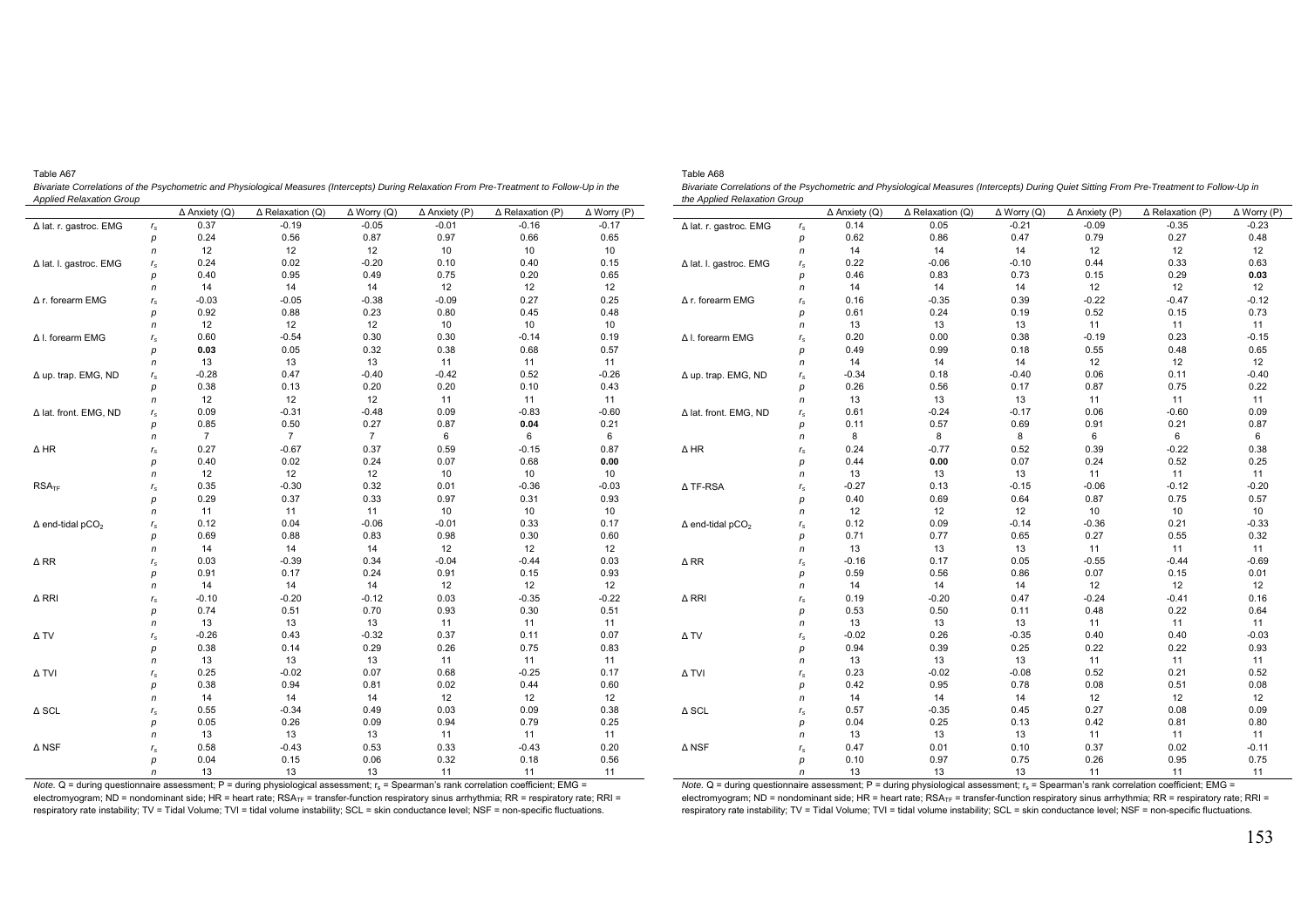Table A67

*Bivariate Correlations of the Psychometric and Physiological Measures (Intercepts) During Relaxation From Pre-Treatment to Follow-Up in the Applied Relaxation Group*

| | | Δ Anxiety (Q) | Δ Relaxation (Q) | Δ Worry (Q) | Δ Anxiety (P) | Δ Relaxation (P) | Δ Worry (P) |
|---|---|---|---|---|---|---|---|
| Δ lat. r. gastroc. EMG | $r_s$ | 0.37 | -0.19 | -0.05 | -0.01 | -0.16 | -0.17 |
| | $p$ | 0.24 | 0.56 | 0.87 | 0.97 | 0.66 | 0.65 |
| | $n$ | 12 | 12 | 12 | 10 | 10 | 10 |
| Δ lat. l. gastroc. EMG | $r_s$ | 0.24 | 0.02 | -0.20 | 0.10 | 0.40 | 0.15 |
| | $p$ | 0.40 | 0.95 | 0.49 | 0.75 | 0.20 | 0.65 |
| | $n$ | 14 | 14 | 14 | 12 | 12 | 12 |
| Δ r. forearm EMG | $r_s$ | -0.03 | -0.05 | -0.38 | -0.09 | 0.27 | 0.25 |
| | $p$ | 0.92 | 0.88 | 0.23 | 0.80 | 0.45 | 0.48 |
| | $n$ | 12 | 12 | 12 | 10 | 10 | 10 |
| Δ l. forearm EMG | $r_s$ | 0.60 | -0.54 | 0.30 | 0.30 | -0.14 | 0.19 |
| | $p$ | **0.03** | 0.05 | 0.32 | 0.38 | 0.68 | 0.57 |
| | $n$ | 13 | 13 | 13 | 11 | 11 | 11 |
| Δ up. trap. EMG, ND | $r_s$ | -0.28 | 0.47 | -0.40 | -0.42 | 0.52 | -0.26 |
| | $p$ | 0.38 | 0.13 | 0.20 | 0.20 | 0.10 | 0.43 |
| | $n$ | 12 | 12 | 12 | 11 | 11 | 11 |
| Δ lat. front. EMG, ND | $r_s$ | 0.09 | -0.31 | -0.48 | 0.09 | -0.83 | -0.60 |
| | $p$ | 0.85 | 0.50 | 0.27 | 0.87 | **0.04** | 0.21 |
| | $n$ | 7 | 7 | 7 | 6 | 6 | 6 |
| Δ HR | $r_s$ | 0.27 | -0.67 | 0.37 | 0.59 | -0.15 | 0.87 |
| | $p$ | 0.40 | 0.02 | 0.24 | 0.07 | 0.68 | **0.00** |
| | $n$ | 12 | 12 | 12 | 10 | 10 | 10 |
| $RSA_{TF}$ | $r_s$ | 0.35 | -0.30 | 0.32 | 0.01 | -0.36 | -0.03 |
| | $p$ | 0.29 | 0.37 | 0.33 | 0.97 | 0.31 | 0.93 |
| | $n$ | 11 | 11 | 11 | 10 | 10 | 10 |
| Δ end-tidal $pCO_2$ | $r_s$ | 0.12 | 0.04 | -0.06 | -0.01 | 0.33 | 0.17 |
| | $p$ | 0.69 | 0.88 | 0.83 | 0.98 | 0.30 | 0.60 |
| | $n$ | 14 | 14 | 14 | 12 | 12 | 12 |
| Δ RR | $r_s$ | 0.03 | -0.39 | 0.34 | -0.04 | -0.44 | 0.03 |
| | $p$ | 0.91 | 0.17 | 0.24 | 0.91 | 0.15 | 0.93 |
| | $n$ | 14 | 14 | 14 | 12 | 12 | 12 |
| Δ RRI | $r_s$ | -0.10 | -0.20 | -0.12 | 0.03 | -0.35 | -0.22 |
| | $p$ | 0.74 | 0.51 | 0.70 | 0.93 | 0.30 | 0.51 |
| | $n$ | 13 | 13 | 13 | 11 | 11 | 11 |
| Δ TV | $r_s$ | -0.26 | 0.43 | -0.32 | 0.37 | 0.11 | 0.07 |
| | $p$ | 0.38 | 0.14 | 0.29 | 0.26 | 0.75 | 0.83 |
| | $n$ | 13 | 13 | 13 | 11 | 11 | 11 |
| Δ TVI | $r_s$ | 0.25 | -0.02 | 0.07 | 0.68 | -0.25 | 0.17 |
| | $p$ | 0.38 | 0.94 | 0.81 | 0.02 | 0.44 | 0.60 |
| | $n$ | 14 | 14 | 14 | 12 | 12 | 12 |
| Δ SCL | $r_s$ | 0.55 | -0.34 | 0.49 | 0.03 | 0.09 | 0.38 |
| | $p$ | 0.05 | 0.26 | 0.09 | 0.94 | 0.79 | 0.25 |
| | $n$ | 13 | 13 | 13 | 11 | 11 | 11 |
| Δ NSF | $r_s$ | 0.58 | -0.43 | 0.53 | 0.33 | -0.43 | 0.20 |
| | $p$ | 0.04 | 0.15 | 0.06 | 0.32 | 0.18 | 0.56 |
| | $n$ | 13 | 13 | 13 | 11 | 11 | 11 |

*Note.* Q = during questionnaire assessment; P = during physiological assessment; $r_s$ = Spearman's rank correlation coefficient; EMG = electromyogram; ND = nondominant side; HR = heart rate; $RSA_{TF}$ = transfer-function respiratory sinus arrhythmia; RR = respiratory rate; RRI = respiratory rate instability; TV = Tidal Volume; TVI = tidal volume instability; SCL = skin conductance level; NSF = non-specific fluctuations.

Table A68

*Bivariate Correlations of the Psychometric and Physiological Measures (Intercepts) During Quiet Sitting From Pre-Treatment to Follow-Up in the Applied Relaxation Group*

| | | Δ Anxiety (Q) | Δ Relaxation (Q) | Δ Worry (Q) | Δ Anxiety (P) | Δ Relaxation (P) | Δ Worry (P) |
|---|---|---|---|---|---|---|---|
| Δ lat. r. gastroc. EMG | $r_s$ | 0.14 | 0.05 | -0.21 | -0.09 | -0.35 | -0.23 |
| | $p$ | 0.62 | 0.86 | 0.47 | 0.79 | 0.27 | 0.48 |
| | $n$ | 14 | 14 | 14 | 12 | 12 | 12 |
| Δ lat. l. gastroc. EMG | $r_s$ | 0.22 | -0.06 | -0.10 | 0.44 | 0.33 | 0.63 |
| | $p$ | 0.46 | 0.83 | 0.73 | 0.15 | 0.29 | **0.03** |
| | $n$ | 14 | 14 | 14 | 12 | 12 | 12 |
| Δ r. forearm EMG | $r_s$ | 0.16 | -0.35 | 0.39 | -0.22 | -0.47 | -0.12 |
| | $p$ | 0.61 | 0.24 | 0.19 | 0.52 | 0.15 | 0.73 |
| | $n$ | 13 | 13 | 13 | 11 | 11 | 11 |
| Δ l. forearm EMG | $r_s$ | 0.20 | 0.00 | 0.38 | -0.19 | 0.23 | -0.15 |
| | $p$ | 0.49 | 0.99 | 0.18 | 0.55 | 0.48 | 0.65 |
| | $n$ | 14 | 14 | 14 | 12 | 12 | 12 |
| Δ up. trap. EMG, ND | $r_s$ | -0.34 | 0.18 | -0.40 | 0.06 | 0.11 | -0.40 |
| | $p$ | 0.26 | 0.56 | 0.17 | 0.87 | 0.75 | 0.22 |
| | $n$ | 13 | 13 | 13 | 11 | 11 | 11 |
| Δ lat. front. EMG, ND | $r_s$ | 0.61 | -0.24 | -0.17 | 0.06 | -0.60 | 0.09 |
| | $p$ | 0.11 | 0.57 | 0.69 | 0.91 | 0.21 | 0.87 |
| | $n$ | 8 | 8 | 8 | 6 | 6 | 6 |
| Δ HR | $r_s$ | 0.24 | -0.77 | 0.52 | 0.39 | -0.22 | 0.38 |
| | $p$ | 0.44 | **0.00** | 0.07 | 0.24 | 0.52 | 0.25 |
| | $n$ | 13 | 13 | 13 | 11 | 11 | 11 |
| Δ TF-RSA | $r_s$ | -0.27 | 0.13 | -0.15 | -0.06 | -0.12 | -0.20 |
| | $p$ | 0.40 | 0.69 | 0.64 | 0.87 | 0.75 | 0.57 |
| | $n$ | 12 | 12 | 12 | 10 | 10 | 10 |
| Δ end-tidal $pCO_2$ | $r_s$ | 0.12 | 0.09 | -0.14 | -0.36 | 0.21 | -0.33 |
| | $p$ | 0.71 | 0.77 | 0.65 | 0.27 | 0.55 | 0.32 |
| | $n$ | 13 | 13 | 13 | 11 | 11 | 11 |
| Δ RR | $r_s$ | -0.16 | 0.17 | 0.05 | -0.55 | -0.44 | -0.69 |
| | $p$ | 0.59 | 0.56 | 0.86 | 0.07 | 0.15 | 0.01 |
| | $n$ | 14 | 14 | 14 | 12 | 12 | 12 |
| Δ RRI | $r_s$ | 0.19 | -0.20 | 0.47 | -0.24 | -0.41 | 0.16 |
| | $p$ | 0.53 | 0.50 | 0.11 | 0.48 | 0.22 | 0.64 |
| | $n$ | 13 | 13 | 13 | 11 | 11 | 11 |
| Δ TV | $r_s$ | -0.02 | 0.26 | -0.35 | 0.40 | 0.40 | -0.03 |
| | $p$ | 0.94 | 0.39 | 0.25 | 0.22 | 0.22 | 0.93 |
| | $n$ | 13 | 13 | 13 | 11 | 11 | 11 |
| Δ TVI | $r_s$ | 0.23 | -0.02 | -0.08 | 0.52 | 0.21 | 0.52 |
| | $p$ | 0.42 | 0.95 | 0.78 | 0.08 | 0.51 | 0.08 |
| | $n$ | 14 | 14 | 14 | 12 | 12 | 12 |
| Δ SCL | $r_s$ | 0.57 | -0.35 | 0.45 | 0.27 | 0.08 | 0.09 |
| | $p$ | 0.04 | 0.25 | 0.13 | 0.42 | 0.81 | 0.80 |
| | $n$ | 13 | 13 | 13 | 11 | 11 | 11 |
| Δ NSF | $r_s$ | 0.47 | 0.01 | 0.10 | 0.37 | 0.02 | -0.11 |
| | $p$ | 0.10 | 0.97 | 0.75 | 0.26 | 0.95 | 0.75 |
| | $n$ | 13 | 13 | 13 | 11 | 11 | 11 |

*Note.* Q = during questionnaire assessment; P = during physiological assessment; $r_s$ = Spearman's rank correlation coefficient; EMG = electromyogram; ND = nondominant side; HR = heart rate; $RSA_{TF}$ = transfer-function respiratory sinus arrhythmia; RR = respiratory rate; RRI = respiratory rate instability; TV = Tidal Volume; TVI = tidal volume instability; SCL = skin conductance level; NSF = non-specific fluctuations.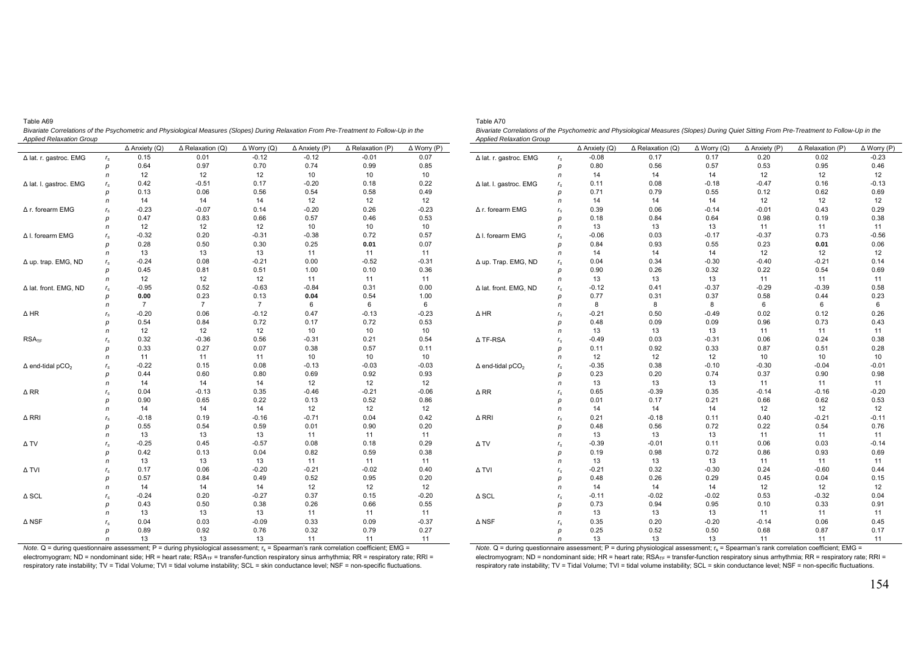Table A69

*Bivariate Correlations of the Psychometric and Physiological Measures (Slopes) During Relaxation From Pre-Treatment to Follow-Up in the Applied Relaxation Group*

| | | Δ Anxiety (Q) | Δ Relaxation (Q) | Δ Worry (Q) | Δ Anxiety (P) | Δ Relaxation (P) | Δ Worry (P) |
|---|---|---|---|---|---|---|---|
| Δ lat. r. gastroc. EMG | $r_s$ | 0.15 | 0.01 | -0.12 | -0.12 | -0.01 | 0.07 |
| | *p* | 0.64 | 0.97 | 0.70 | 0.74 | 0.99 | 0.85 |
| | *n* | 12 | 12 | 12 | 10 | 10 | 10 |
| Δ lat. l. gastroc. EMG | $r_s$ | 0.42 | -0.51 | 0.17 | -0.20 | 0.18 | 0.22 |
| | *p* | 0.13 | 0.06 | 0.56 | 0.54 | 0.58 | 0.49 |
| | *n* | 14 | 14 | 14 | 12 | 12 | 12 |
| Δ r. forearm EMG | $r_s$ | -0.23 | -0.07 | 0.14 | -0.20 | 0.26 | -0.23 |
| | *p* | 0.47 | 0.83 | 0.66 | 0.57 | 0.46 | 0.53 |
| | *n* | 12 | 12 | 12 | 10 | 10 | 10 |
| Δ l. forearm EMG | $r_s$ | -0.32 | 0.20 | -0.31 | -0.38 | 0.72 | 0.57 |
| | *p* | 0.28 | 0.50 | 0.30 | 0.25 | **0.01** | 0.07 |
| | *n* | 13 | 13 | 13 | 11 | 11 | 11 |
| Δ up. trap. EMG, ND | $r_s$ | -0.24 | 0.08 | -0.21 | 0.00 | -0.52 | -0.31 |
| | *p* | 0.45 | 0.81 | 0.51 | 1.00 | 0.10 | 0.36 |
| | *n* | 12 | 12 | 12 | 11 | 11 | 11 |
| Δ lat. front. EMG, ND | $r_s$ | -0.95 | 0.52 | -0.63 | -0.84 | 0.31 | 0.00 |
| | *p* | **0.00** | 0.23 | 0.13 | **0.04** | 0.54 | 1.00 |
| | *n* | 7 | 7 | 7 | 6 | 6 | 6 |
| Δ HR | $r_s$ | -0.20 | 0.06 | -0.12 | 0.47 | -0.13 | -0.23 |
| | *p* | 0.54 | 0.84 | 0.72 | 0.17 | 0.72 | 0.53 |
| | *n* | 12 | 12 | 12 | 10 | 10 | 10 |
| $RSA_{TF}$ | $r_s$ | 0.32 | -0.36 | 0.56 | -0.31 | 0.21 | 0.54 |
| | *p* | 0.33 | 0.27 | 0.07 | 0.38 | 0.57 | 0.11 |
| | *n* | 11 | 11 | 11 | 10 | 10 | 10 |
| Δ end-tidal $pCO_2$ | $r_s$ | -0.22 | 0.15 | 0.08 | -0.13 | -0.03 | -0.03 |
| | *p* | 0.44 | 0.60 | 0.80 | 0.69 | 0.92 | 0.93 |
| | *n* | 14 | 14 | 14 | 12 | 12 | 12 |
| Δ RR | $r_s$ | 0.04 | -0.13 | 0.35 | -0.46 | -0.21 | -0.06 |
| | *p* | 0.90 | 0.65 | 0.22 | 0.13 | 0.52 | 0.86 |
| | *n* | 14 | 14 | 14 | 12 | 12 | 12 |
| Δ RRI | $r_s$ | -0.18 | 0.19 | -0.16 | -0.71 | 0.04 | 0.42 |
| | *p* | 0.55 | 0.54 | 0.59 | 0.01 | 0.90 | 0.20 |
| | *n* | 13 | 13 | 13 | 11 | 11 | 11 |
| Δ TV | $r_s$ | -0.25 | 0.45 | -0.57 | 0.08 | 0.18 | 0.29 |
| | *p* | 0.42 | 0.13 | 0.04 | 0.82 | 0.59 | 0.38 |
| | *n* | 13 | 13 | 13 | 11 | 11 | 11 |
| Δ TVI | $r_s$ | 0.17 | 0.06 | -0.20 | -0.21 | -0.02 | 0.40 |
| | *p* | 0.57 | 0.84 | 0.49 | 0.52 | 0.95 | 0.20 |
| | *n* | 14 | 14 | 14 | 12 | 12 | 12 |
| Δ SCL | $r_s$ | -0.24 | 0.20 | -0.27 | 0.37 | 0.15 | -0.20 |
| | *p* | 0.43 | 0.50 | 0.38 | 0.26 | 0.66 | 0.55 |
| | *n* | 13 | 13 | 13 | 11 | 11 | 11 |
| Δ NSF | $r_s$ | 0.04 | 0.03 | -0.09 | 0.33 | 0.09 | -0.37 |
| | *p* | 0.89 | 0.92 | 0.76 | 0.32 | 0.79 | 0.27 |
| | *n* | 13 | 13 | 13 | 11 | 11 | 11 |

*Note.* Q = during questionnaire assessment; P = during physiological assessment; $r_s$ = Spearman's rank correlation coefficient; EMG = electromyogram; ND = nondominant side; HR = heart rate; $RSA_{TF}$ = transfer-function respiratory sinus arrhythmia; RR = respiratory rate; RRI = respiratory rate instability; TV = Tidal Volume; TVI = tidal volume instability; SCL = skin conductance level; NSF = non-specific fluctuations.

Table A70

*Bivariate Correlations of the Psychometric and Physiological Measures (Slopes) During Quiet Sitting From Pre-Treatment to Follow-Up in the Applied Relaxation Group*

| | | Δ Anxiety (Q) | Δ Relaxation (Q) | Δ Worry (Q) | Δ Anxiety (P) | Δ Relaxation (P) | Δ Worry (P) |
|---|---|---|---|---|---|---|---|
| Δ lat. r. gastroc. EMG | $r_s$ | -0.08 | 0.17 | 0.17 | 0.20 | 0.02 | -0.23 |
| | *p* | 0.80 | 0.56 | 0.57 | 0.53 | 0.95 | 0.46 |
| | *n* | 14 | 14 | 14 | 12 | 12 | 12 |
| Δ lat. l. gastroc. EMG | $r_s$ | 0.11 | 0.08 | -0.18 | -0.47 | 0.16 | -0.13 |
| | *p* | 0.71 | 0.79 | 0.55 | 0.12 | 0.62 | 0.69 |
| | *n* | 14 | 14 | 14 | 12 | 12 | 12 |
| Δ r. forearm EMG | $r_s$ | 0.39 | 0.06 | -0.14 | -0.01 | 0.43 | 0.29 |
| | *p* | 0.18 | 0.84 | 0.64 | 0.98 | 0.19 | 0.38 |
| | *n* | 13 | 13 | 13 | 11 | 11 | 11 |
| Δ l. forearm EMG | $r_s$ | -0.06 | 0.03 | -0.17 | -0.37 | 0.73 | -0.56 |
| | *p* | 0.84 | 0.93 | 0.55 | 0.23 | **0.01** | 0.06 |
| | *n* | 14 | 14 | 14 | 12 | 12 | 12 |
| Δ up. Trap. EMG, ND | $r_s$ | 0.04 | 0.34 | -0.30 | -0.40 | -0.21 | 0.14 |
| | *p* | 0.90 | 0.26 | 0.32 | 0.22 | 0.54 | 0.69 |
| | *n* | 13 | 13 | 13 | 11 | 11 | 11 |
| Δ lat. front. EMG, ND | $r_s$ | -0.12 | 0.41 | -0.37 | -0.29 | -0.39 | 0.58 |
| | *p* | 0.77 | 0.31 | 0.37 | 0.58 | 0.44 | 0.23 |
| | *n* | 8 | 8 | 8 | 6 | 6 | 6 |
| Δ HR | $r_s$ | -0.21 | 0.50 | -0.49 | 0.02 | 0.12 | 0.26 |
| | *p* | 0.48 | 0.09 | 0.09 | 0.96 | 0.73 | 0.43 |
| | *n* | 13 | 13 | 13 | 11 | 11 | 11 |
| Δ TF-RSA | $r_s$ | -0.49 | 0.03 | -0.31 | 0.06 | 0.24 | 0.38 |
| | *p* | 0.11 | 0.92 | 0.33 | 0.87 | 0.51 | 0.28 |
| | *n* | 12 | 12 | 12 | 10 | 10 | 10 |
| Δ end-tidal $pCO_2$ | $r_s$ | -0.35 | 0.38 | -0.10 | -0.30 | -0.04 | -0.01 |
| | *p* | 0.23 | 0.20 | 0.74 | 0.37 | 0.90 | 0.98 |
| | *n* | 13 | 13 | 13 | 11 | 11 | 11 |
| Δ RR | $r_s$ | 0.65 | -0.39 | 0.35 | -0.14 | -0.16 | -0.20 |
| | *p* | 0.01 | 0.17 | 0.21 | 0.66 | 0.62 | 0.53 |
| | *n* | 14 | 14 | 14 | 12 | 12 | 12 |
| Δ RRI | $r_s$ | 0.21 | -0.18 | 0.11 | 0.40 | -0.21 | -0.11 |
| | *p* | 0.48 | 0.56 | 0.72 | 0.22 | 0.54 | 0.76 |
| | *n* | 13 | 13 | 13 | 11 | 11 | 11 |
| Δ TV | $r_s$ | -0.39 | -0.01 | 0.11 | 0.06 | 0.03 | -0.14 |
| | *p* | 0.19 | 0.98 | 0.72 | 0.86 | 0.93 | 0.69 |
| | *n* | 13 | 13 | 13 | 11 | 11 | 11 |
| Δ TVI | $r_s$ | -0.21 | 0.32 | -0.30 | 0.24 | -0.60 | 0.44 |
| | *p* | 0.48 | 0.26 | 0.29 | 0.45 | 0.04 | 0.15 |
| | *n* | 14 | 14 | 14 | 12 | 12 | 12 |
| Δ SCL | $r_s$ | -0.11 | -0.02 | -0.02 | 0.53 | -0.32 | 0.04 |
| | *p* | 0.73 | 0.94 | 0.95 | 0.10 | 0.33 | 0.91 |
| | *n* | 13 | 13 | 13 | 11 | 11 | 11 |
| Δ NSF | $r_s$ | 0.35 | 0.20 | -0.20 | -0.14 | 0.06 | 0.45 |
| | *p* | 0.25 | 0.52 | 0.50 | 0.68 | 0.87 | 0.17 |
| | *n* | 13 | 13 | 13 | 11 | 11 | 11 |

*Note.* Q = during questionnaire assessment; P = during physiological assessment; $r_s$ = Spearman's rank correlation coefficient; EMG = electromyogram; ND = nondominant side; HR = heart rate; $RSA_{TF}$ = transfer-function respiratory sinus arrhythmia; RR = respiratory rate; RRI = respiratory rate instability; TV = Tidal Volume; TVI = tidal volume instability; SCL = skin conductance level; NSF = non-specific fluctuations.